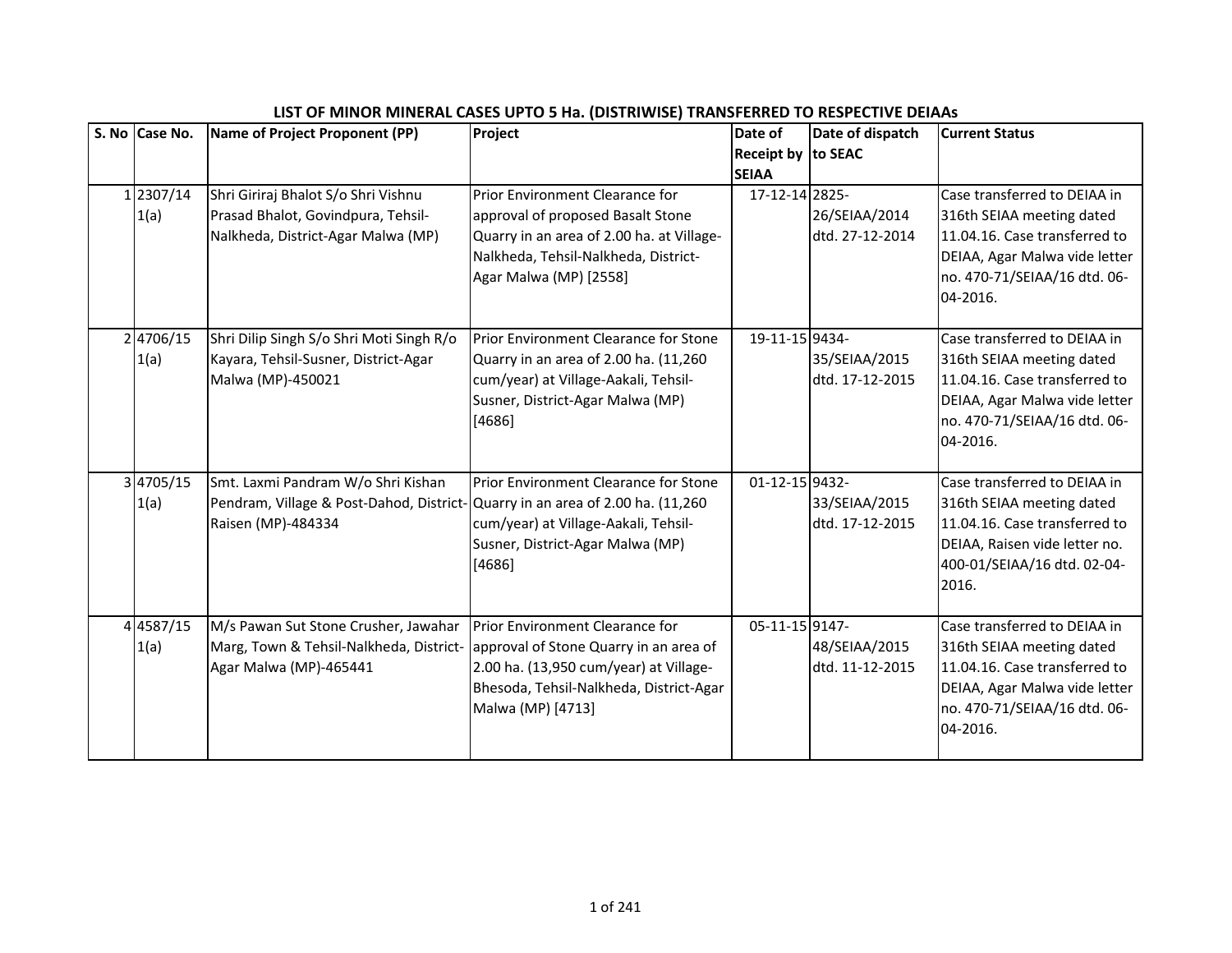**LIST OF MINOR MINERAL CASES UPTO 5 Ha. (DISTRIWISE) TRANSFERRED TO RESPECTIVE DEIAAs**

| S. No | Case No. | Name of Project Proponent (PP) | Project | Date of Receipt by SEIAA | Date of dispatch to SEAC | Current Status |
|---|---|---|---|---|---|---|
| 1 | 2307/14 1(a) | Shri Giriraj Bhalot S/o Shri Vishnu Prasad Bhalot, Govindpura, Tehsil-Nalkheda, District-Agar Malwa (MP) | Prior Environment Clearance for approval of proposed Basalt Stone Quarry in an area of 2.00 ha. at Village-Nalkheda, Tehsil-Nalkheda, District-Agar Malwa (MP) [2558] | 17-12-14 | 2825-26/SEIAA/2014 dtd. 27-12-2014 | Case transferred to DEIAA in 316th SEIAA meeting dated 11.04.16. Case transferred to DEIAA, Agar Malwa vide letter no. 470-71/SEIAA/16 dtd. 06-04-2016. |
| 2 | 4706/15 1(a) | Shri Dilip Singh S/o Shri Moti Singh R/o Kayara, Tehsil-Susner, District-Agar Malwa (MP)-450021 | Prior Environment Clearance for Stone Quarry in an area of 2.00 ha. (11,260 cum/year) at Village-Aakali, Tehsil-Susner, District-Agar Malwa (MP) [4686] | 19-11-15 | 9434-35/SEIAA/2015 dtd. 17-12-2015 | Case transferred to DEIAA in 316th SEIAA meeting dated 11.04.16. Case transferred to DEIAA, Agar Malwa vide letter no. 470-71/SEIAA/16 dtd. 06-04-2016. |
| 3 | 4705/15 1(a) | Smt. Laxmi Pandram W/o Shri Kishan Pendram, Village & Post-Dahod, District-Raisen (MP)-484334 | Prior Environment Clearance for Stone Quarry in an area of 2.00 ha. (11,260 cum/year) at Village-Aakali, Tehsil-Susner, District-Agar Malwa (MP) [4686] | 01-12-15 | 9432-33/SEIAA/2015 dtd. 17-12-2015 | Case transferred to DEIAA in 316th SEIAA meeting dated 11.04.16. Case transferred to DEIAA, Raisen vide letter no. 400-01/SEIAA/16 dtd. 02-04-2016. |
| 4 | 4587/15 1(a) | M/s Pawan Sut Stone Crusher, Jawahar Marg, Town & Tehsil-Nalkheda, District-Agar Malwa (MP)-465441 | Prior Environment Clearance for approval of Stone Quarry in an area of 2.00 ha. (13,950 cum/year) at Village-Bhesoda, Tehsil-Nalkheda, District-Agar Malwa (MP) [4713] | 05-11-15 | 9147-48/SEIAA/2015 dtd. 11-12-2015 | Case transferred to DEIAA in 316th SEIAA meeting dated 11.04.16. Case transferred to DEIAA, Agar Malwa vide letter no. 470-71/SEIAA/16 dtd. 06-04-2016. |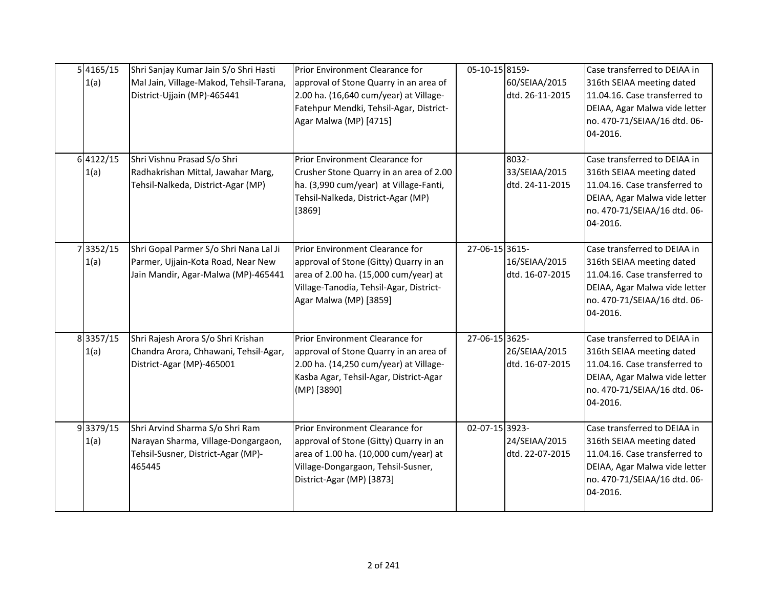| | | | | | | |
|---|---|---|---|---|---|---|
| 5 | 4165/15 1(a) | Shri Sanjay Kumar Jain S/o Shri Hasti Mal Jain, Village-Makod, Tehsil-Tarana, District-Ujjain (MP)-465441 | Prior Environment Clearance for approval of Stone Quarry in an area of 2.00 ha. (16,640 cum/year) at Village-Fatehpur Mendki, Tehsil-Agar, District-Agar Malwa (MP) [4715] | 05-10-15 | 8159-60/SEIAA/2015 dtd. 26-11-2015 | Case transferred to DEIAA in 316th SEIAA meeting dated 11.04.16. Case transferred to DEIAA, Agar Malwa vide letter no. 470-71/SEIAA/16 dtd. 06-04-2016. |
| 6 | 4122/15 1(a) | Shri Vishnu Prasad S/o Shri Radhakrishan Mittal, Jawahar Marg, Tehsil-Nalkeda, District-Agar (MP) | Prior Environment Clearance for Crusher Stone Quarry in an area of 2.00 ha. (3,990 cum/year) at Village-Fanti, Tehsil-Nalkeda, District-Agar (MP) [3869] | | 8032-33/SEIAA/2015 dtd. 24-11-2015 | Case transferred to DEIAA in 316th SEIAA meeting dated 11.04.16. Case transferred to DEIAA, Agar Malwa vide letter no. 470-71/SEIAA/16 dtd. 06-04-2016. |
| 7 | 3352/15 1(a) | Shri Gopal Parmer S/o Shri Nana Lal Ji Parmer, Ujjain-Kota Road, Near New Jain Mandir, Agar-Malwa (MP)-465441 | Prior Environment Clearance for approval of Stone (Gitty) Quarry in an area of 2.00 ha. (15,000 cum/year) at Village-Tanodia, Tehsil-Agar, District-Agar Malwa (MP) [3859] | 27-06-15 | 3615-16/SEIAA/2015 dtd. 16-07-2015 | Case transferred to DEIAA in 316th SEIAA meeting dated 11.04.16. Case transferred to DEIAA, Agar Malwa vide letter no. 470-71/SEIAA/16 dtd. 06-04-2016. |
| 8 | 3357/15 1(a) | Shri Rajesh Arora S/o Shri Krishan Chandra Arora, Chhawani, Tehsil-Agar, District-Agar (MP)-465001 | Prior Environment Clearance for approval of Stone Quarry in an area of 2.00 ha. (14,250 cum/year) at Village-Kasba Agar, Tehsil-Agar, District-Agar (MP) [3890] | 27-06-15 | 3625-26/SEIAA/2015 dtd. 16-07-2015 | Case transferred to DEIAA in 316th SEIAA meeting dated 11.04.16. Case transferred to DEIAA, Agar Malwa vide letter no. 470-71/SEIAA/16 dtd. 06-04-2016. |
| 9 | 3379/15 1(a) | Shri Arvind Sharma S/o Shri Ram Narayan Sharma, Village-Dongargaon, Tehsil-Susner, District-Agar (MP)-465445 | Prior Environment Clearance for approval of Stone (Gitty) Quarry in an area of 1.00 ha. (10,000 cum/year) at Village-Dongargaon, Tehsil-Susner, District-Agar (MP) [3873] | 02-07-15 | 3923-24/SEIAA/2015 dtd. 22-07-2015 | Case transferred to DEIAA in 316th SEIAA meeting dated 11.04.16. Case transferred to DEIAA, Agar Malwa vide letter no. 470-71/SEIAA/16 dtd. 06-04-2016. |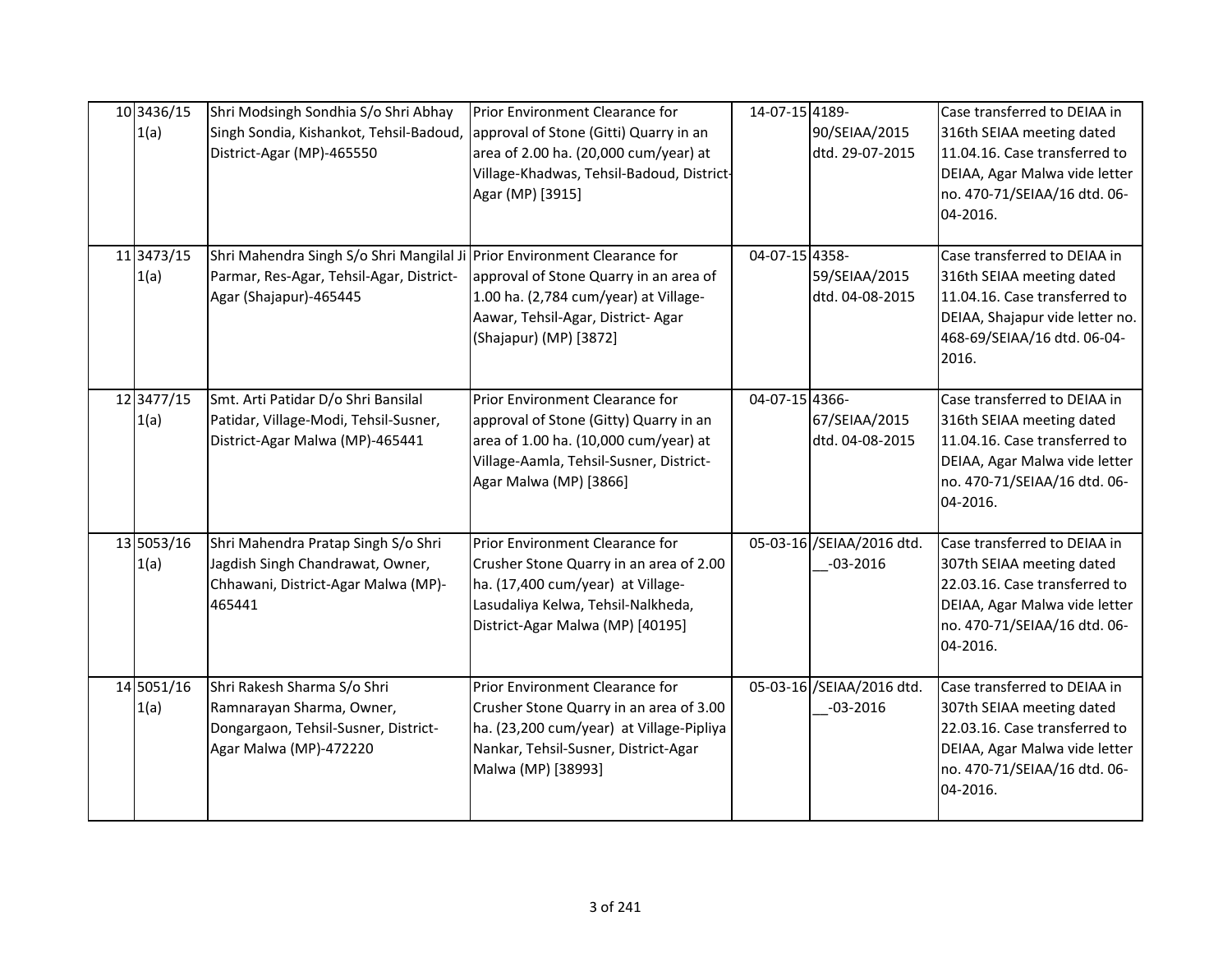| | | | | | | |
|---|---|---|---|---|---|---|
| 10 | 3436/15 1(a) | Shri Modsingh Sondhia S/o Shri Abhay Singh Sondia, Kishankot, Tehsil-Badoud, District-Agar (MP)-465550 | Prior Environment Clearance for approval of Stone (Gitti) Quarry in an area of 2.00 ha. (20,000 cum/year) at Village-Khadwas, Tehsil-Badoud, District-Agar (MP) [3915] | 14-07-15 | 4189-90/SEIAA/2015 dtd. 29-07-2015 | Case transferred to DEIAA in 316th SEIAA meeting dated 11.04.16. Case transferred to DEIAA, Agar Malwa vide letter no. 470-71/SEIAA/16 dtd. 06-04-2016. |
| 11 | 3473/15 1(a) | Shri Mahendra Singh S/o Shri Mangilal Ji Parmar, Res-Agar, Tehsil-Agar, District-Agar (Shajapur)-465445 | Prior Environment Clearance for approval of Stone Quarry in an area of 1.00 ha. (2,784 cum/year) at Village-Aawar, Tehsil-Agar, District- Agar (Shajapur) (MP) [3872] | 04-07-15 | 4358-59/SEIAA/2015 dtd. 04-08-2015 | Case transferred to DEIAA in 316th SEIAA meeting dated 11.04.16. Case transferred to DEIAA, Shajapur vide letter no. 468-69/SEIAA/16 dtd. 06-04-2016. |
| 12 | 3477/15 1(a) | Smt. Arti Patidar D/o Shri Bansilal Patidar, Village-Modi, Tehsil-Susner, District-Agar Malwa (MP)-465441 | Prior Environment Clearance for approval of Stone (Gitty) Quarry in an area of 1.00 ha. (10,000 cum/year) at Village-Aamla, Tehsil-Susner, District-Agar Malwa (MP) [3866] | 04-07-15 | 4366-67/SEIAA/2015 dtd. 04-08-2015 | Case transferred to DEIAA in 316th SEIAA meeting dated 11.04.16. Case transferred to DEIAA, Agar Malwa vide letter no. 470-71/SEIAA/16 dtd. 06-04-2016. |
| 13 | 5053/16 1(a) | Shri Mahendra Pratap Singh S/o Shri Jagdish Singh Chandrawat, Owner, Chhawani, District-Agar Malwa (MP)-465441 | Prior Environment Clearance for Crusher Stone Quarry in an area of 2.00 ha. (17,400 cum/year) at Village-Lasudaliya Kelwa, Tehsil-Nalkheda, District-Agar Malwa (MP) [40195] | 05-03-16 | /SEIAA/2016 dtd. __-03-2016 | Case transferred to DEIAA in 307th SEIAA meeting dated 22.03.16. Case transferred to DEIAA, Agar Malwa vide letter no. 470-71/SEIAA/16 dtd. 06-04-2016. |
| 14 | 5051/16 1(a) | Shri Rakesh Sharma S/o Shri Ramnarayan Sharma, Owner, Dongargaon, Tehsil-Susner, District-Agar Malwa (MP)-472220 | Prior Environment Clearance for Crusher Stone Quarry in an area of 3.00 ha. (23,200 cum/year) at Village-Pipliya Nankar, Tehsil-Susner, District-Agar Malwa (MP) [38993] | 05-03-16 | /SEIAA/2016 dtd. __-03-2016 | Case transferred to DEIAA in 307th SEIAA meeting dated 22.03.16. Case transferred to DEIAA, Agar Malwa vide letter no. 470-71/SEIAA/16 dtd. 06-04-2016. |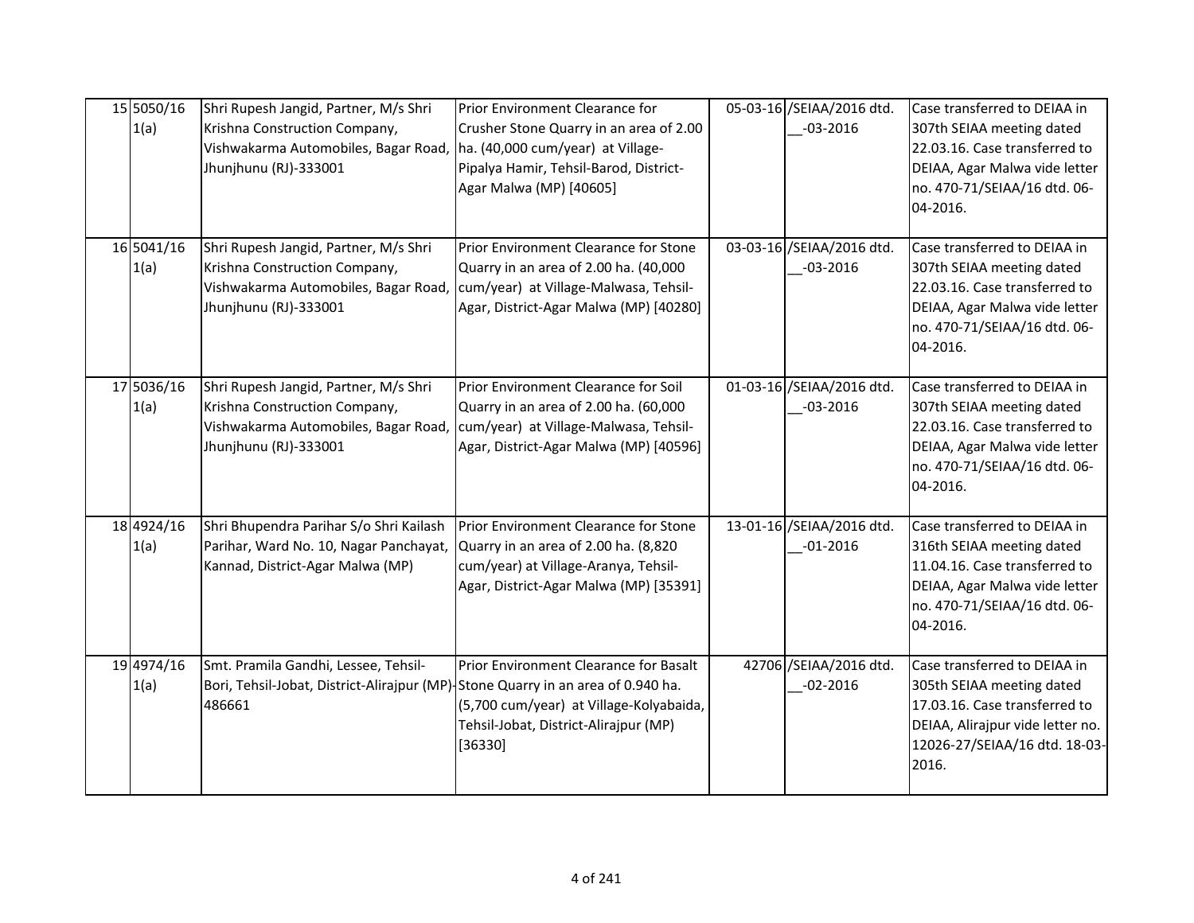| | | | | | | |
|---|---|---|---|---|---|---|
| 15 | 5050/16 1(a) | Shri Rupesh Jangid, Partner, M/s Shri Krishna Construction Company, Vishwakarma Automobiles, Bagar Road, Jhunjhunu (RJ)-333001 | Prior Environment Clearance for Crusher Stone Quarry in an area of 2.00 ha. (40,000 cum/year) at Village-Pipalya Hamir, Tehsil-Barod, District-Agar Malwa (MP) [40605] | 05-03-16 | /SEIAA/2016 dtd. __-03-2016 | Case transferred to DEIAA in 307th SEIAA meeting dated 22.03.16. Case transferred to DEIAA, Agar Malwa vide letter no. 470-71/SEIAA/16 dtd. 06-04-2016. |
| 16 | 5041/16 1(a) | Shri Rupesh Jangid, Partner, M/s Shri Krishna Construction Company, Vishwakarma Automobiles, Bagar Road, Jhunjhunu (RJ)-333001 | Prior Environment Clearance for Stone Quarry in an area of 2.00 ha. (40,000 cum/year) at Village-Malwasa, Tehsil-Agar, District-Agar Malwa (MP) [40280] | 03-03-16 | /SEIAA/2016 dtd. __-03-2016 | Case transferred to DEIAA in 307th SEIAA meeting dated 22.03.16. Case transferred to DEIAA, Agar Malwa vide letter no. 470-71/SEIAA/16 dtd. 06-04-2016. |
| 17 | 5036/16 1(a) | Shri Rupesh Jangid, Partner, M/s Shri Krishna Construction Company, Vishwakarma Automobiles, Bagar Road, Jhunjhunu (RJ)-333001 | Prior Environment Clearance for Soil Quarry in an area of 2.00 ha. (60,000 cum/year) at Village-Malwasa, Tehsil-Agar, District-Agar Malwa (MP) [40596] | 01-03-16 | /SEIAA/2016 dtd. __-03-2016 | Case transferred to DEIAA in 307th SEIAA meeting dated 22.03.16. Case transferred to DEIAA, Agar Malwa vide letter no. 470-71/SEIAA/16 dtd. 06-04-2016. |
| 18 | 4924/16 1(a) | Shri Bhupendra Parihar S/o Shri Kailash Parihar, Ward No. 10, Nagar Panchayat, Kannad, District-Agar Malwa (MP) | Prior Environment Clearance for Stone Quarry in an area of 2.00 ha. (8,820 cum/year) at Village-Aranya, Tehsil-Agar, District-Agar Malwa (MP) [35391] | 13-01-16 | /SEIAA/2016 dtd. __-01-2016 | Case transferred to DEIAA in 316th SEIAA meeting dated 11.04.16. Case transferred to DEIAA, Agar Malwa vide letter no. 470-71/SEIAA/16 dtd. 06-04-2016. |
| 19 | 4974/16 1(a) | Smt. Pramila Gandhi, Lessee, Tehsil-Bori, Tehsil-Jobat, District-Alirajpur (MP)-486661 | Prior Environment Clearance for Basalt Stone Quarry in an area of 0.940 ha. (5,700 cum/year) at Village-Kolyabaida, Tehsil-Jobat, District-Alirajpur (MP) [36330] | 42706 | /SEIAA/2016 dtd. __-02-2016 | Case transferred to DEIAA in 305th SEIAA meeting dated 17.03.16. Case transferred to DEIAA, Alirajpur vide letter no. 12026-27/SEIAA/16 dtd. 18-03-2016. |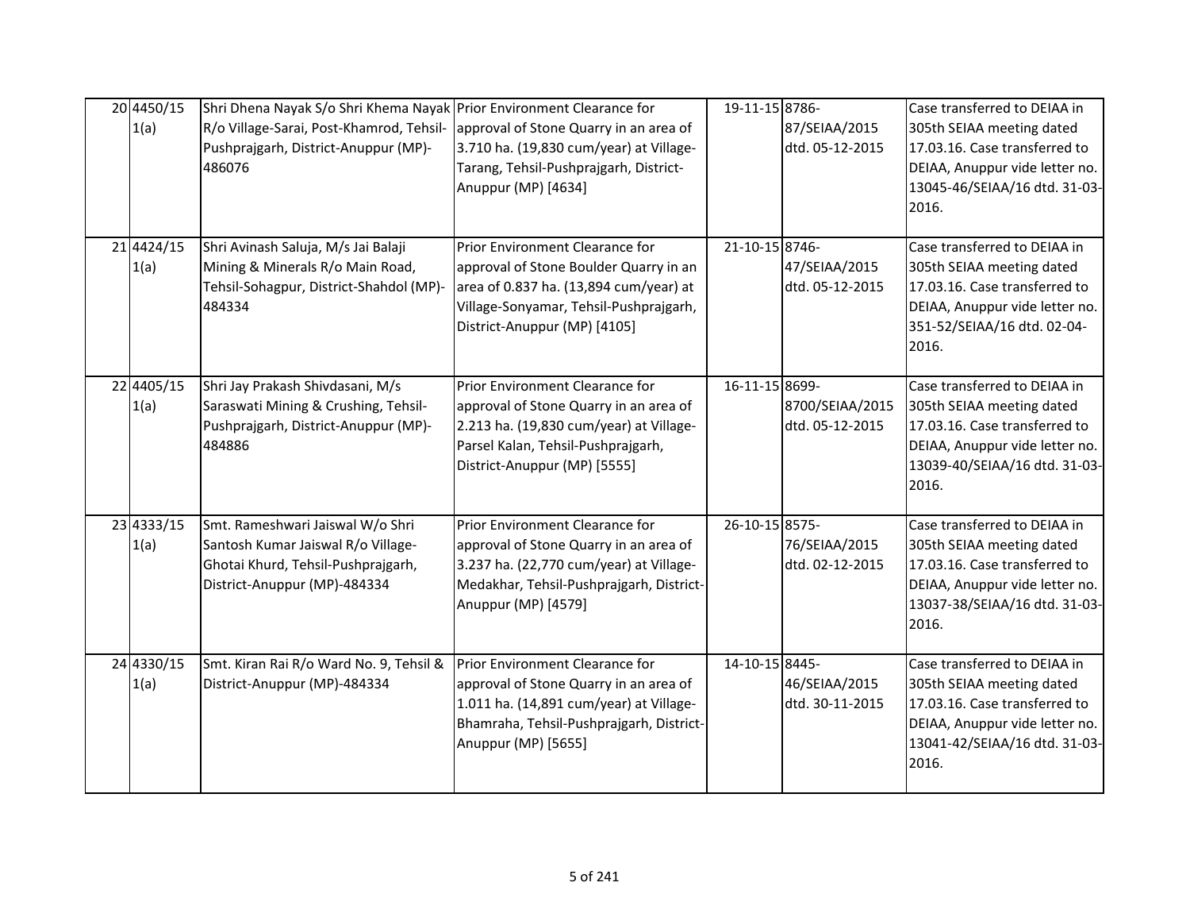| | | | | | | |
|---|---|---|---|---|---|---|
| 20 | 4450/15 1(a) | Shri Dhena Nayak S/o Shri Khema Nayak R/o Village-Sarai, Post-Khamrod, Tehsil-Pushprajgarh, District-Anuppur (MP)-486076 | Prior Environment Clearance for approval of Stone Quarry in an area of 3.710 ha. (19,830 cum/year) at Village-Tarang, Tehsil-Pushprajgarh, District-Anuppur (MP) [4634] | 19-11-15 | 8786-87/SEIAA/2015 dtd. 05-12-2015 | Case transferred to DEIAA in 305th SEIAA meeting dated 17.03.16. Case transferred to DEIAA, Anuppur vide letter no. 13045-46/SEIAA/16 dtd. 31-03-2016. |
| 21 | 4424/15 1(a) | Shri Avinash Saluja, M/s Jai Balaji Mining & Minerals R/o Main Road, Tehsil-Sohagpur, District-Shahdol (MP)-484334 | Prior Environment Clearance for approval of Stone Boulder Quarry in an area of 0.837 ha. (13,894 cum/year) at Village-Sonyamar, Tehsil-Pushprajgarh, District-Anuppur (MP) [4105] | 21-10-15 | 8746-47/SEIAA/2015 dtd. 05-12-2015 | Case transferred to DEIAA in 305th SEIAA meeting dated 17.03.16. Case transferred to DEIAA, Anuppur vide letter no. 351-52/SEIAA/16 dtd. 02-04-2016. |
| 22 | 4405/15 1(a) | Shri Jay Prakash Shivdasani, M/s Saraswati Mining & Crushing, Tehsil-Pushprajgarh, District-Anuppur (MP)-484886 | Prior Environment Clearance for approval of Stone Quarry in an area of 2.213 ha. (19,830 cum/year) at Village-Parsel Kalan, Tehsil-Pushprajgarh, District-Anuppur (MP) [5555] | 16-11-15 | 8699-8700/SEIAA/2015 dtd. 05-12-2015 | Case transferred to DEIAA in 305th SEIAA meeting dated 17.03.16. Case transferred to DEIAA, Anuppur vide letter no. 13039-40/SEIAA/16 dtd. 31-03-2016. |
| 23 | 4333/15 1(a) | Smt. Rameshwari Jaiswal W/o Shri Santosh Kumar Jaiswal R/o Village-Ghotai Khurd, Tehsil-Pushprajgarh, District-Anuppur (MP)-484334 | Prior Environment Clearance for approval of Stone Quarry in an area of 3.237 ha. (22,770 cum/year) at Village-Medakhar, Tehsil-Pushprajgarh, District-Anuppur (MP) [4579] | 26-10-15 | 8575-76/SEIAA/2015 dtd. 02-12-2015 | Case transferred to DEIAA in 305th SEIAA meeting dated 17.03.16. Case transferred to DEIAA, Anuppur vide letter no. 13037-38/SEIAA/16 dtd. 31-03-2016. |
| 24 | 4330/15 1(a) | Smt. Kiran Rai R/o Ward No. 9, Tehsil & District-Anuppur (MP)-484334 | Prior Environment Clearance for approval of Stone Quarry in an area of 1.011 ha. (14,891 cum/year) at Village-Bhamraha, Tehsil-Pushprajgarh, District-Anuppur (MP) [5655] | 14-10-15 | 8445-46/SEIAA/2015 dtd. 30-11-2015 | Case transferred to DEIAA in 305th SEIAA meeting dated 17.03.16. Case transferred to DEIAA, Anuppur vide letter no. 13041-42/SEIAA/16 dtd. 31-03-2016. |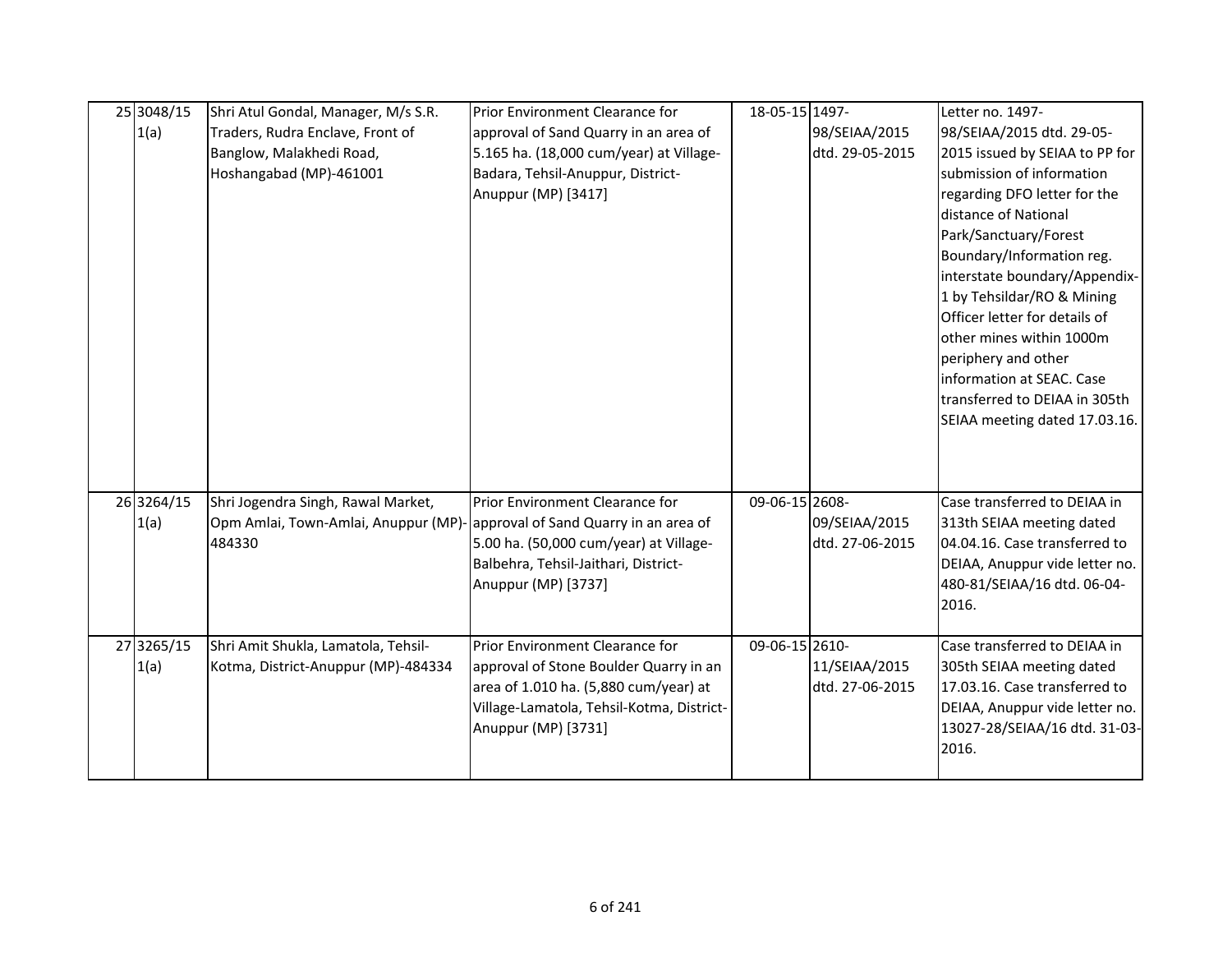| | | | | | | |
|---|---|---|---|---|---|---|
| 25 | 3048/15 1(a) | Shri Atul Gondal, Manager, M/s S.R. Traders, Rudra Enclave, Front of Banglow, Malakhedi Road, Hoshangabad (MP)-461001 | Prior Environment Clearance for approval of Sand Quarry in an area of 5.165 ha. (18,000 cum/year) at Village-Badara, Tehsil-Anuppur, District-Anuppur (MP) [3417] | 18-05-15 | 1497-98/SEIAA/2015 dtd. 29-05-2015 | Letter no. 1497-98/SEIAA/2015 dtd. 29-05-2015 issued by SEIAA to PP for submission of information regarding DFO letter for the distance of National Park/Sanctuary/Forest Boundary/Information reg. interstate boundary/Appendix-1 by Tehsildar/RO & Mining Officer letter for details of other mines within 1000m periphery and other information at SEAC. Case transferred to DEIAA in 305th SEIAA meeting dated 17.03.16. |
| 26 | 3264/15 1(a) | Shri Jogendra Singh, Rawal Market, Opm Amlai, Town-Amlai, Anuppur (MP)-484330 | Prior Environment Clearance for approval of Sand Quarry in an area of 5.00 ha. (50,000 cum/year) at Village-Balbehra, Tehsil-Jaithari, District-Anuppur (MP) [3737] | 09-06-15 | 2608-09/SEIAA/2015 dtd. 27-06-2015 | Case transferred to DEIAA in 313th SEIAA meeting dated 04.04.16. Case transferred to DEIAA, Anuppur vide letter no. 480-81/SEIAA/16 dtd. 06-04-2016. |
| 27 | 3265/15 1(a) | Shri Amit Shukla, Lamatola, Tehsil-Kotma, District-Anuppur (MP)-484334 | Prior Environment Clearance for approval of Stone Boulder Quarry in an area of 1.010 ha. (5,880 cum/year) at Village-Lamatola, Tehsil-Kotma, District-Anuppur (MP) [3731] | 09-06-15 | 2610-11/SEIAA/2015 dtd. 27-06-2015 | Case transferred to DEIAA in 305th SEIAA meeting dated 17.03.16. Case transferred to DEIAA, Anuppur vide letter no. 13027-28/SEIAA/16 dtd. 31-03-2016. |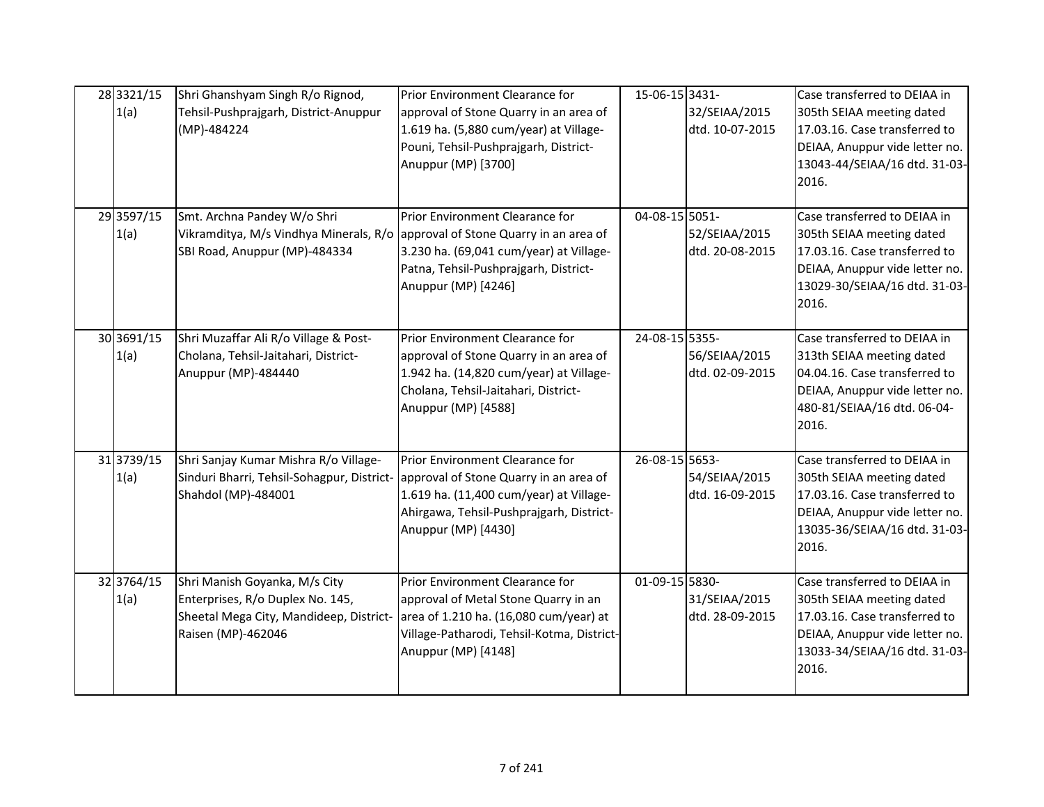| | | | | | | |
|---|---|---|---|---|---|---|
| 28 | 3321/15 1(a) | Shri Ghanshyam Singh R/o Rignod, Tehsil-Pushprajgarh, District-Anuppur (MP)-484224 | Prior Environment Clearance for approval of Stone Quarry in an area of 1.619 ha. (5,880 cum/year) at Village-Pouni, Tehsil-Pushprajgarh, District-Anuppur (MP) [3700] | 15-06-15 | 3431-32/SEIAA/2015 dtd. 10-07-2015 | Case transferred to DEIAA in 305th SEIAA meeting dated 17.03.16. Case transferred to DEIAA, Anuppur vide letter no. 13043-44/SEIAA/16 dtd. 31-03-2016. |
| 29 | 3597/15 1(a) | Smt. Archna Pandey W/o Shri Vikramditya, M/s Vindhya Minerals, R/o SBI Road, Anuppur (MP)-484334 | Prior Environment Clearance for approval of Stone Quarry in an area of 3.230 ha. (69,041 cum/year) at Village-Patna, Tehsil-Pushprajgarh, District-Anuppur (MP) [4246] | 04-08-15 | 5051-52/SEIAA/2015 dtd. 20-08-2015 | Case transferred to DEIAA in 305th SEIAA meeting dated 17.03.16. Case transferred to DEIAA, Anuppur vide letter no. 13029-30/SEIAA/16 dtd. 31-03-2016. |
| 30 | 3691/15 1(a) | Shri Muzaffar Ali R/o Village & Post-Cholana, Tehsil-Jaitahari, District-Anuppur (MP)-484440 | Prior Environment Clearance for approval of Stone Quarry in an area of 1.942 ha. (14,820 cum/year) at Village-Cholana, Tehsil-Jaitahari, District-Anuppur (MP) [4588] | 24-08-15 | 5355-56/SEIAA/2015 dtd. 02-09-2015 | Case transferred to DEIAA in 313th SEIAA meeting dated 04.04.16. Case transferred to DEIAA, Anuppur vide letter no. 480-81/SEIAA/16 dtd. 06-04-2016. |
| 31 | 3739/15 1(a) | Shri Sanjay Kumar Mishra R/o Village-Sinduri Bharri, Tehsil-Sohagpur, District-Shahdol (MP)-484001 | Prior Environment Clearance for approval of Stone Quarry in an area of 1.619 ha. (11,400 cum/year) at Village-Ahirgawa, Tehsil-Pushprajgarh, District-Anuppur (MP) [4430] | 26-08-15 | 5653-54/SEIAA/2015 dtd. 16-09-2015 | Case transferred to DEIAA in 305th SEIAA meeting dated 17.03.16. Case transferred to DEIAA, Anuppur vide letter no. 13035-36/SEIAA/16 dtd. 31-03-2016. |
| 32 | 3764/15 1(a) | Shri Manish Goyanka, M/s City Enterprises, R/o Duplex No. 145, Sheetal Mega City, Mandideep, District-Raisen (MP)-462046 | Prior Environment Clearance for approval of Metal Stone Quarry in an area of 1.210 ha. (16,080 cum/year) at Village-Patharodi, Tehsil-Kotma, District-Anuppur (MP) [4148] | 01-09-15 | 5830-31/SEIAA/2015 dtd. 28-09-2015 | Case transferred to DEIAA in 305th SEIAA meeting dated 17.03.16. Case transferred to DEIAA, Anuppur vide letter no. 13033-34/SEIAA/16 dtd. 31-03-2016. |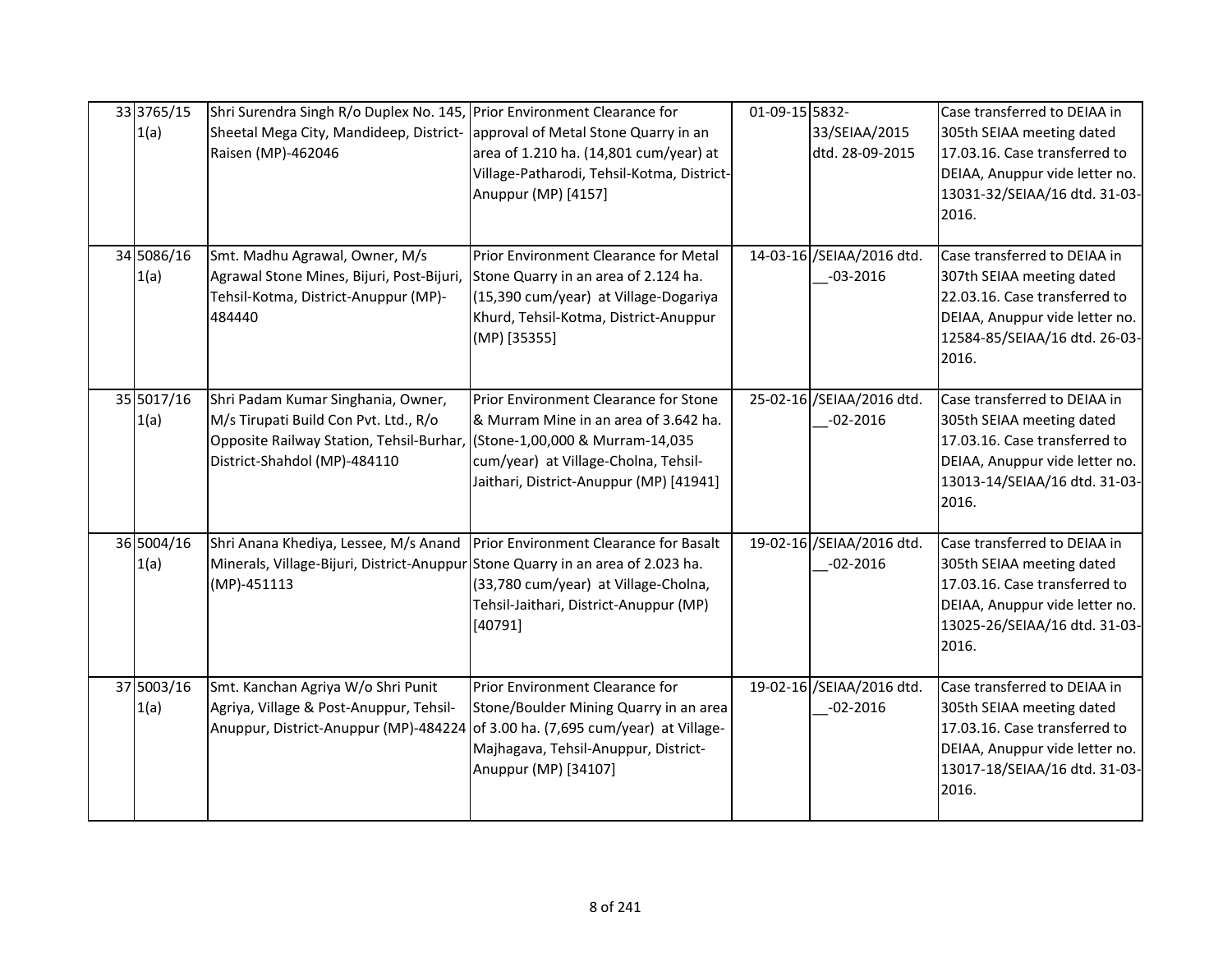| | | | | | | |
|---|---|---|---|---|---|---|
| 33 | 3765/15 1(a) | Shri Surendra Singh R/o Duplex No. 145, Sheetal Mega City, Mandideep, District-Raisen (MP)-462046 | Prior Environment Clearance for approval of Metal Stone Quarry in an area of 1.210 ha. (14,801 cum/year) at Village-Patharodi, Tehsil-Kotma, District-Anuppur (MP) [4157] | 01-09-15 | 5832-33/SEIAA/2015 dtd. 28-09-2015 | Case transferred to DEIAA in 305th SEIAA meeting dated 17.03.16. Case transferred to DEIAA, Anuppur vide letter no. 13031-32/SEIAA/16 dtd. 31-03-2016. |
| 34 | 5086/16 1(a) | Smt. Madhu Agrawal, Owner, M/s Agrawal Stone Mines, Bijuri, Post-Bijuri, Tehsil-Kotma, District-Anuppur (MP)-484440 | Prior Environment Clearance for Metal Stone Quarry in an area of 2.124 ha. (15,390 cum/year) at Village-Dogariya Khurd, Tehsil-Kotma, District-Anuppur (MP) [35355] | 14-03-16 | /SEIAA/2016 dtd. __-03-2016 | Case transferred to DEIAA in 307th SEIAA meeting dated 22.03.16. Case transferred to DEIAA, Anuppur vide letter no. 12584-85/SEIAA/16 dtd. 26-03-2016. |
| 35 | 5017/16 1(a) | Shri Padam Kumar Singhania, Owner, M/s Tirupati Build Con Pvt. Ltd., R/o Opposite Railway Station, Tehsil-Burhar, District-Shahdol (MP)-484110 | Prior Environment Clearance for Stone & Murram Mine in an area of 3.642 ha. (Stone-1,00,000 & Murram-14,035 cum/year) at Village-Cholna, Tehsil-Jaithari, District-Anuppur (MP) [41941] | 25-02-16 | /SEIAA/2016 dtd. __-02-2016 | Case transferred to DEIAA in 305th SEIAA meeting dated 17.03.16. Case transferred to DEIAA, Anuppur vide letter no. 13013-14/SEIAA/16 dtd. 31-03-2016. |
| 36 | 5004/16 1(a) | Shri Anana Khediya, Lessee, M/s Anand Minerals, Village-Bijuri, District-Anuppur (MP)-451113 | Prior Environment Clearance for Basalt Stone Quarry in an area of 2.023 ha. (33,780 cum/year) at Village-Cholna, Tehsil-Jaithari, District-Anuppur (MP) [40791] | 19-02-16 | /SEIAA/2016 dtd. __-02-2016 | Case transferred to DEIAA in 305th SEIAA meeting dated 17.03.16. Case transferred to DEIAA, Anuppur vide letter no. 13025-26/SEIAA/16 dtd. 31-03-2016. |
| 37 | 5003/16 1(a) | Smt. Kanchan Agriya W/o Shri Punit Agriya, Village & Post-Anuppur, Tehsil-Anuppur, District-Anuppur (MP)-484224 | Prior Environment Clearance for Stone/Boulder Mining Quarry in an area of 3.00 ha. (7,695 cum/year) at Village-Majhagava, Tehsil-Anuppur, District-Anuppur (MP) [34107] | 19-02-16 | /SEIAA/2016 dtd. __-02-2016 | Case transferred to DEIAA in 305th SEIAA meeting dated 17.03.16. Case transferred to DEIAA, Anuppur vide letter no. 13017-18/SEIAA/16 dtd. 31-03-2016. |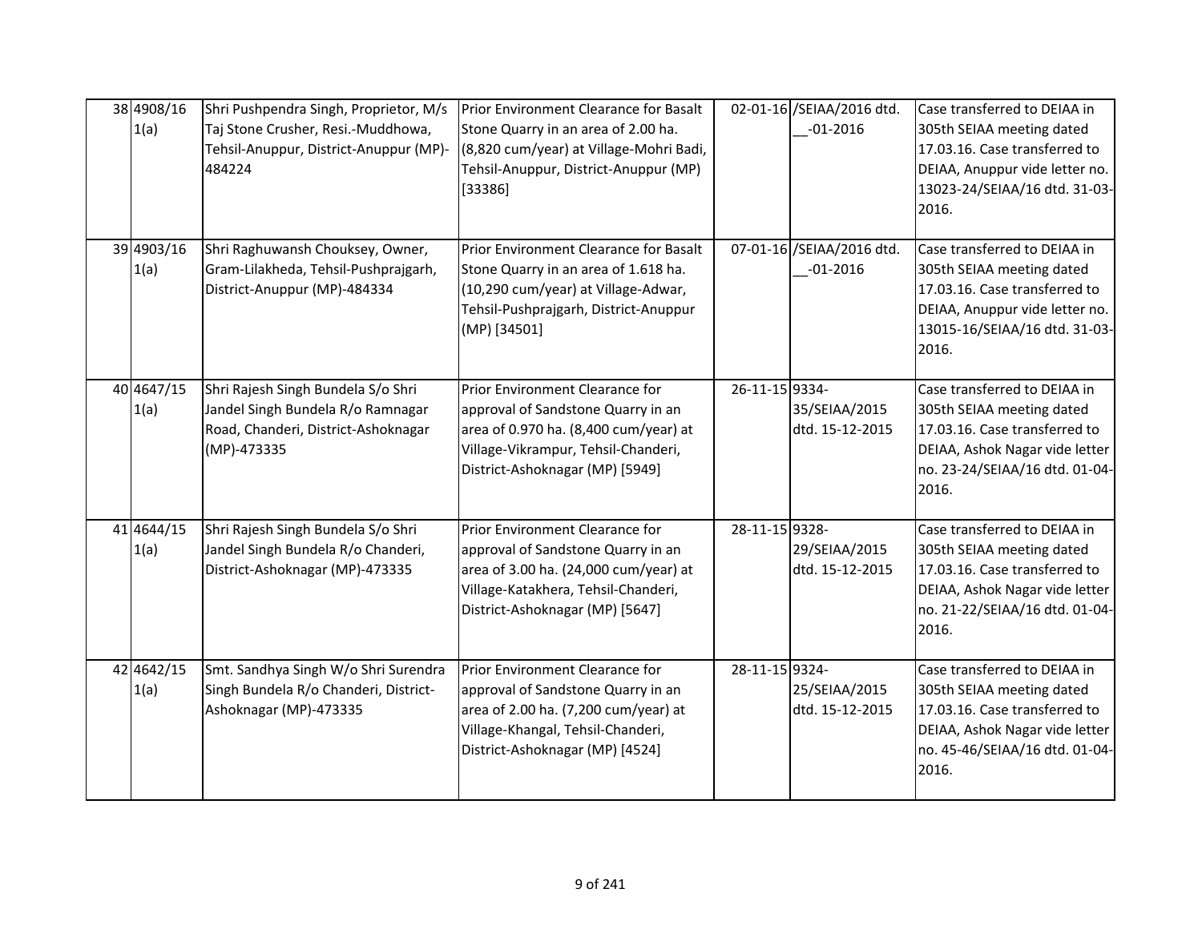| | | | | | | |
|---|---|---|---|---|---|---|
| 38 | 4908/16 1(a) | Shri Pushpendra Singh, Proprietor, M/s Taj Stone Crusher, Resi.-Muddhowa, Tehsil-Anuppur, District-Anuppur (MP)-484224 | Prior Environment Clearance for Basalt Stone Quarry in an area of 2.00 ha. (8,820 cum/year) at Village-Mohri Badi, Tehsil-Anuppur, District-Anuppur (MP) [33386] | 02-01-16 | /SEIAA/2016 dtd. __-01-2016 | Case transferred to DEIAA in 305th SEIAA meeting dated 17.03.16. Case transferred to DEIAA, Anuppur vide letter no. 13023-24/SEIAA/16 dtd. 31-03-2016. |
| 39 | 4903/16 1(a) | Shri Raghuwansh Chouksey, Owner, Gram-Lilakheda, Tehsil-Pushprajgarh, District-Anuppur (MP)-484334 | Prior Environment Clearance for Basalt Stone Quarry in an area of 1.618 ha. (10,290 cum/year) at Village-Adwar, Tehsil-Pushprajgarh, District-Anuppur (MP) [34501] | 07-01-16 | /SEIAA/2016 dtd. __-01-2016 | Case transferred to DEIAA in 305th SEIAA meeting dated 17.03.16. Case transferred to DEIAA, Anuppur vide letter no. 13015-16/SEIAA/16 dtd. 31-03-2016. |
| 40 | 4647/15 1(a) | Shri Rajesh Singh Bundela S/o Shri Jandel Singh Bundela R/o Ramnagar Road, Chanderi, District-Ashoknagar (MP)-473335 | Prior Environment Clearance for approval of Sandstone Quarry in an area of 0.970 ha. (8,400 cum/year) at Village-Vikrampur, Tehsil-Chanderi, District-Ashoknagar (MP) [5949] | 26-11-15 | 9334-35/SEIAA/2015 dtd. 15-12-2015 | Case transferred to DEIAA in 305th SEIAA meeting dated 17.03.16. Case transferred to DEIAA, Ashok Nagar vide letter no. 23-24/SEIAA/16 dtd. 01-04-2016. |
| 41 | 4644/15 1(a) | Shri Rajesh Singh Bundela S/o Shri Jandel Singh Bundela R/o Chanderi, District-Ashoknagar (MP)-473335 | Prior Environment Clearance for approval of Sandstone Quarry in an area of 3.00 ha. (24,000 cum/year) at Village-Katakhera, Tehsil-Chanderi, District-Ashoknagar (MP) [5647] | 28-11-15 | 9328-29/SEIAA/2015 dtd. 15-12-2015 | Case transferred to DEIAA in 305th SEIAA meeting dated 17.03.16. Case transferred to DEIAA, Ashok Nagar vide letter no. 21-22/SEIAA/16 dtd. 01-04-2016. |
| 42 | 4642/15 1(a) | Smt. Sandhya Singh W/o Shri Surendra Singh Bundela R/o Chanderi, District-Ashoknagar (MP)-473335 | Prior Environment Clearance for approval of Sandstone Quarry in an area of 2.00 ha. (7,200 cum/year) at Village-Khangal, Tehsil-Chanderi, District-Ashoknagar (MP) [4524] | 28-11-15 | 9324-25/SEIAA/2015 dtd. 15-12-2015 | Case transferred to DEIAA in 305th SEIAA meeting dated 17.03.16. Case transferred to DEIAA, Ashok Nagar vide letter no. 45-46/SEIAA/16 dtd. 01-04-2016. |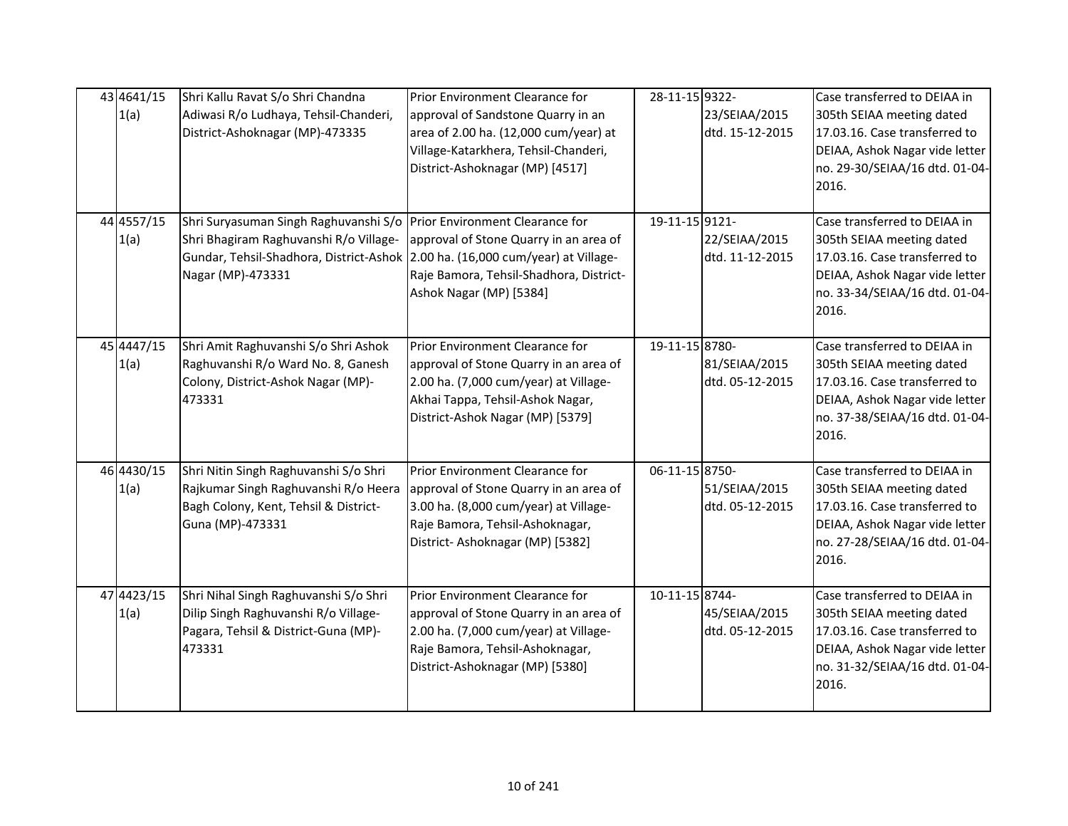| | | | | | | |
|---|---|---|---|---|---|---|
| 43 | 4641/15 1(a) | Shri Kallu Ravat S/o Shri Chandna Adiwasi R/o Ludhaya, Tehsil-Chanderi, District-Ashoknagar (MP)-473335 | Prior Environment Clearance for approval of Sandstone Quarry in an area of 2.00 ha. (12,000 cum/year) at Village-Katarkhera, Tehsil-Chanderi, District-Ashoknagar (MP) [4517] | 28-11-15 | 9322-23/SEIAA/2015 dtd. 15-12-2015 | Case transferred to DEIAA in 305th SEIAA meeting dated 17.03.16. Case transferred to DEIAA, Ashok Nagar vide letter no. 29-30/SEIAA/16 dtd. 01-04-2016. |
| 44 | 4557/15 1(a) | Shri Suryasuman Singh Raghuvanshi S/o Shri Bhagiram Raghuvanshi R/o Village-Gundar, Tehsil-Shadhora, District-Ashok Nagar (MP)-473331 | Prior Environment Clearance for approval of Stone Quarry in an area of 2.00 ha. (16,000 cum/year) at Village-Raje Bamora, Tehsil-Shadhora, District-Ashok Nagar (MP) [5384] | 19-11-15 | 9121-22/SEIAA/2015 dtd. 11-12-2015 | Case transferred to DEIAA in 305th SEIAA meeting dated 17.03.16. Case transferred to DEIAA, Ashok Nagar vide letter no. 33-34/SEIAA/16 dtd. 01-04-2016. |
| 45 | 4447/15 1(a) | Shri Amit Raghuvanshi S/o Shri Ashok Raghuvanshi R/o Ward No. 8, Ganesh Colony, District-Ashok Nagar (MP)-473331 | Prior Environment Clearance for approval of Stone Quarry in an area of 2.00 ha. (7,000 cum/year) at Village-Akhai Tappa, Tehsil-Ashok Nagar, District-Ashok Nagar (MP) [5379] | 19-11-15 | 8780-81/SEIAA/2015 dtd. 05-12-2015 | Case transferred to DEIAA in 305th SEIAA meeting dated 17.03.16. Case transferred to DEIAA, Ashok Nagar vide letter no. 37-38/SEIAA/16 dtd. 01-04-2016. |
| 46 | 4430/15 1(a) | Shri Nitin Singh Raghuvanshi S/o Shri Rajkumar Singh Raghuvanshi R/o Heera Bagh Colony, Kent, Tehsil & District-Guna (MP)-473331 | Prior Environment Clearance for approval of Stone Quarry in an area of 3.00 ha. (8,000 cum/year) at Village-Raje Bamora, Tehsil-Ashoknagar, District- Ashoknagar (MP) [5382] | 06-11-15 | 8750-51/SEIAA/2015 dtd. 05-12-2015 | Case transferred to DEIAA in 305th SEIAA meeting dated 17.03.16. Case transferred to DEIAA, Ashok Nagar vide letter no. 27-28/SEIAA/16 dtd. 01-04-2016. |
| 47 | 4423/15 1(a) | Shri Nihal Singh Raghuvanshi S/o Shri Dilip Singh Raghuvanshi R/o Village-Pagara, Tehsil & District-Guna (MP)-473331 | Prior Environment Clearance for approval of Stone Quarry in an area of 2.00 ha. (7,000 cum/year) at Village-Raje Bamora, Tehsil-Ashoknagar, District-Ashoknagar (MP) [5380] | 10-11-15 | 8744-45/SEIAA/2015 dtd. 05-12-2015 | Case transferred to DEIAA in 305th SEIAA meeting dated 17.03.16. Case transferred to DEIAA, Ashok Nagar vide letter no. 31-32/SEIAA/16 dtd. 01-04-2016. |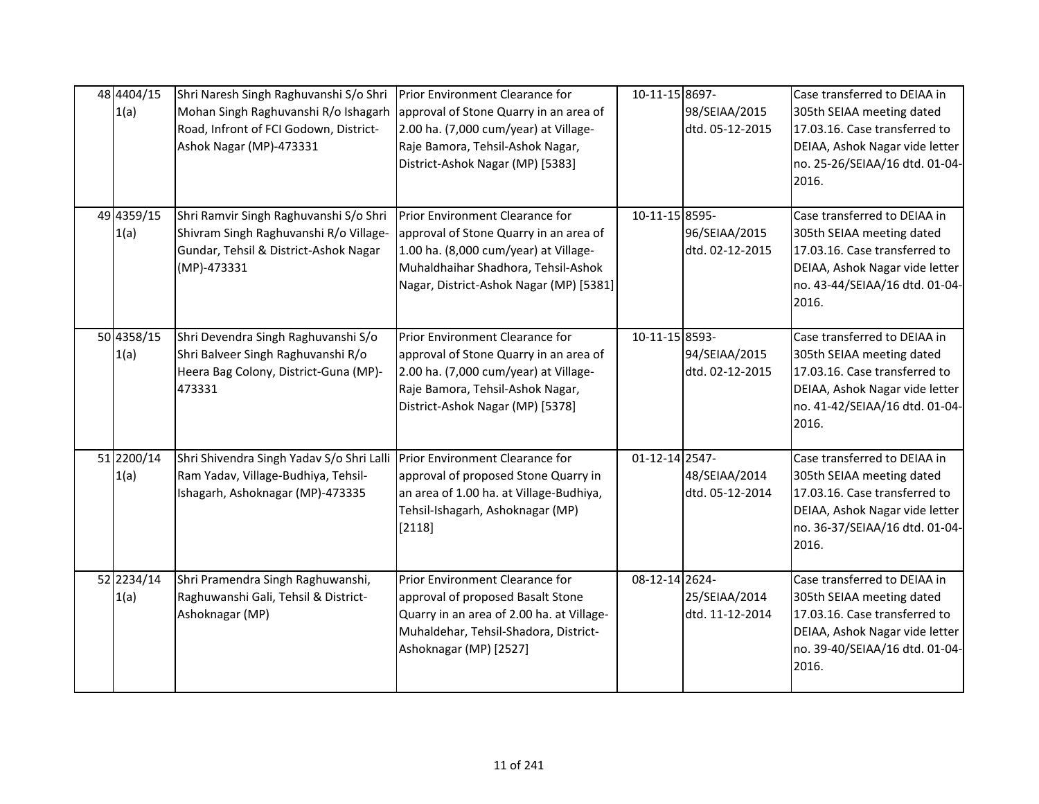| | | | | | | |
|---|---|---|---|---|---|---|
| 48 | 4404/15 1(a) | Shri Naresh Singh Raghuvanshi S/o Shri Mohan Singh Raghuvanshi R/o Ishagarh Road, Infront of FCI Godown, District-Ashok Nagar (MP)-473331 | Prior Environment Clearance for approval of Stone Quarry in an area of 2.00 ha. (7,000 cum/year) at Village-Raje Bamora, Tehsil-Ashok Nagar, District-Ashok Nagar (MP) [5383] | 10-11-15 | 8697-98/SEIAA/2015 dtd. 05-12-2015 | Case transferred to DEIAA in 305th SEIAA meeting dated 17.03.16. Case transferred to DEIAA, Ashok Nagar vide letter no. 25-26/SEIAA/16 dtd. 01-04-2016. |
| 49 | 4359/15 1(a) | Shri Ramvir Singh Raghuvanshi S/o Shri Shivram Singh Raghuvanshi R/o Village-Gundar, Tehsil & District-Ashok Nagar (MP)-473331 | Prior Environment Clearance for approval of Stone Quarry in an area of 1.00 ha. (8,000 cum/year) at Village-Muhaldhaihar Shadhora, Tehsil-Ashok Nagar, District-Ashok Nagar (MP) [5381] | 10-11-15 | 8595-96/SEIAA/2015 dtd. 02-12-2015 | Case transferred to DEIAA in 305th SEIAA meeting dated 17.03.16. Case transferred to DEIAA, Ashok Nagar vide letter no. 43-44/SEIAA/16 dtd. 01-04-2016. |
| 50 | 4358/15 1(a) | Shri Devendra Singh Raghuvanshi S/o Shri Balveer Singh Raghuvanshi R/o Heera Bag Colony, District-Guna (MP)-473331 | Prior Environment Clearance for approval of Stone Quarry in an area of 2.00 ha. (7,000 cum/year) at Village-Raje Bamora, Tehsil-Ashok Nagar, District-Ashok Nagar (MP) [5378] | 10-11-15 | 8593-94/SEIAA/2015 dtd. 02-12-2015 | Case transferred to DEIAA in 305th SEIAA meeting dated 17.03.16. Case transferred to DEIAA, Ashok Nagar vide letter no. 41-42/SEIAA/16 dtd. 01-04-2016. |
| 51 | 2200/14 1(a) | Shri Shivendra Singh Yadav S/o Shri Lalli Ram Yadav, Village-Budhiya, Tehsil-Ishagarh, Ashoknagar (MP)-473335 | Prior Environment Clearance for approval of proposed Stone Quarry in an area of 1.00 ha. at Village-Budhiya, Tehsil-Ishagarh, Ashoknagar (MP) [2118] | 01-12-14 | 2547-48/SEIAA/2014 dtd. 05-12-2014 | Case transferred to DEIAA in 305th SEIAA meeting dated 17.03.16. Case transferred to DEIAA, Ashok Nagar vide letter no. 36-37/SEIAA/16 dtd. 01-04-2016. |
| 52 | 2234/14 1(a) | Shri Pramendra Singh Raghuwanshi, Raghuwanshi Gali, Tehsil & District-Ashoknagar (MP) | Prior Environment Clearance for approval of proposed Basalt Stone Quarry in an area of 2.00 ha. at Village-Muhaldehar, Tehsil-Shadora, District-Ashoknagar (MP) [2527] | 08-12-14 | 2624-25/SEIAA/2014 dtd. 11-12-2014 | Case transferred to DEIAA in 305th SEIAA meeting dated 17.03.16. Case transferred to DEIAA, Ashok Nagar vide letter no. 39-40/SEIAA/16 dtd. 01-04-2016. |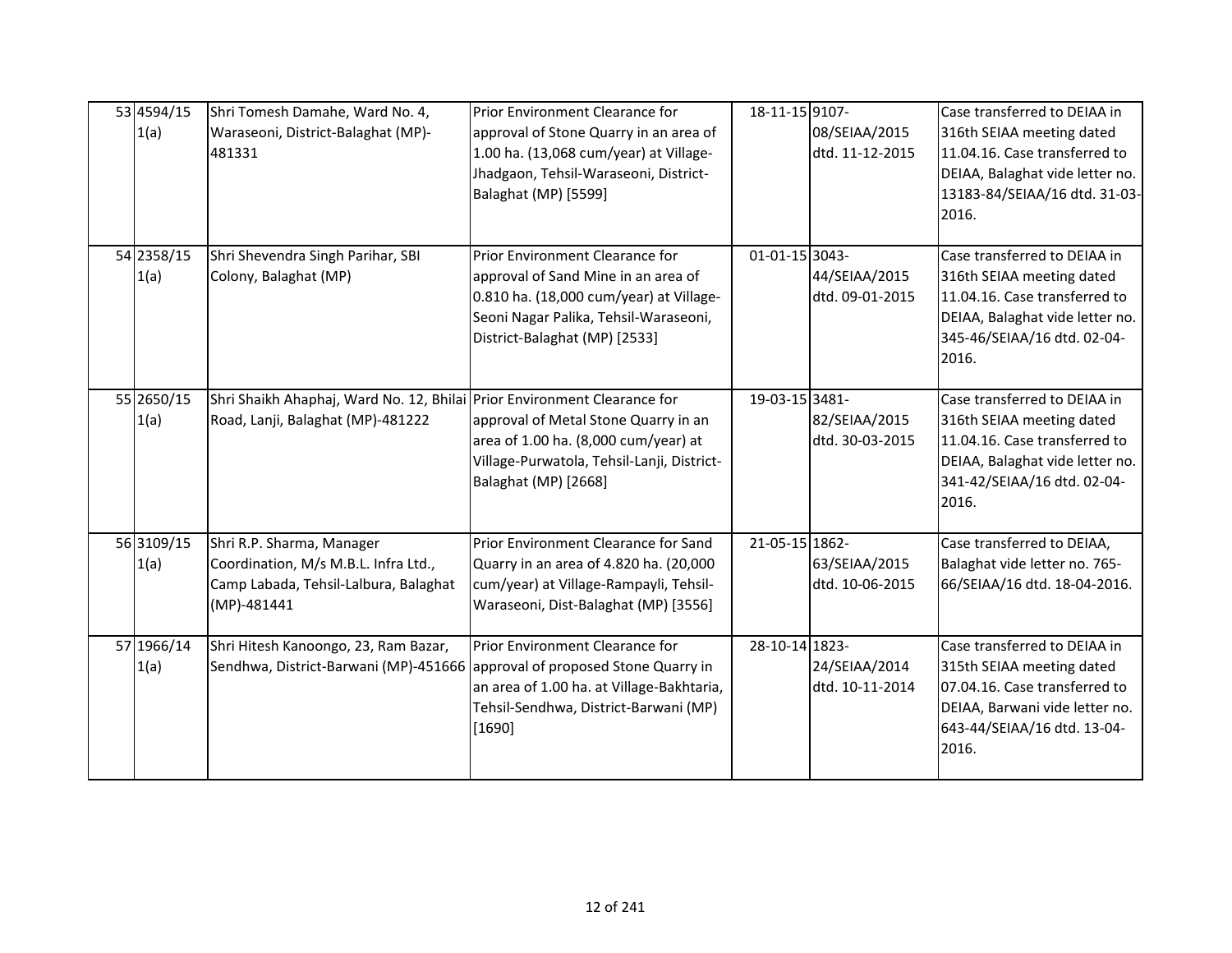| | | | | | | |
|---|---|---|---|---|---|---|
| 53 | 4594/15 1(a) | Shri Tomesh Damahe, Ward No. 4, Waraseoni, District-Balaghat (MP)-481331 | Prior Environment Clearance for approval of Stone Quarry in an area of 1.00 ha. (13,068 cum/year) at Village-Jhadgaon, Tehsil-Waraseoni, District-Balaghat (MP) [5599] | 18-11-15 | 9107-08/SEIAA/2015 dtd. 11-12-2015 | Case transferred to DEIAA in 316th SEIAA meeting dated 11.04.16. Case transferred to DEIAA, Balaghat vide letter no. 13183-84/SEIAA/16 dtd. 31-03-2016. |
| 54 | 2358/15 1(a) | Shri Shevendra Singh Parihar, SBI Colony, Balaghat (MP) | Prior Environment Clearance for approval of Sand Mine in an area of 0.810 ha. (18,000 cum/year) at Village-Seoni Nagar Palika, Tehsil-Waraseoni, District-Balaghat (MP) [2533] | 01-01-15 | 3043-44/SEIAA/2015 dtd. 09-01-2015 | Case transferred to DEIAA in 316th SEIAA meeting dated 11.04.16. Case transferred to DEIAA, Balaghat vide letter no. 345-46/SEIAA/16 dtd. 02-04-2016. |
| 55 | 2650/15 1(a) | Shri Shaikh Ahaphaj, Ward No. 12, Bhilai Road, Lanji, Balaghat (MP)-481222 | Prior Environment Clearance for approval of Metal Stone Quarry in an area of 1.00 ha. (8,000 cum/year) at Village-Purwatola, Tehsil-Lanji, District-Balaghat (MP) [2668] | 19-03-15 | 3481-82/SEIAA/2015 dtd. 30-03-2015 | Case transferred to DEIAA in 316th SEIAA meeting dated 11.04.16. Case transferred to DEIAA, Balaghat vide letter no. 341-42/SEIAA/16 dtd. 02-04-2016. |
| 56 | 3109/15 1(a) | Shri R.P. Sharma, Manager Coordination, M/s M.B.L. Infra Ltd., Camp Labada, Tehsil-Lalbura, Balaghat (MP)-481441 | Prior Environment Clearance for Sand Quarry in an area of 4.820 ha. (20,000 cum/year) at Village-Rampayli, Tehsil-Waraseoni, Dist-Balaghat (MP) [3556] | 21-05-15 | 1862-63/SEIAA/2015 dtd. 10-06-2015 | Case transferred to DEIAA, Balaghat vide letter no. 765-66/SEIAA/16 dtd. 18-04-2016. |
| 57 | 1966/14 1(a) | Shri Hitesh Kanoongo, 23, Ram Bazar, Sendhwa, District-Barwani (MP)-451666 | Prior Environment Clearance for approval of proposed Stone Quarry in an area of 1.00 ha. at Village-Bakhtaria, Tehsil-Sendhwa, District-Barwani (MP) [1690] | 28-10-14 | 1823-24/SEIAA/2014 dtd. 10-11-2014 | Case transferred to DEIAA in 315th SEIAA meeting dated 07.04.16. Case transferred to DEIAA, Barwani vide letter no. 643-44/SEIAA/16 dtd. 13-04-2016. |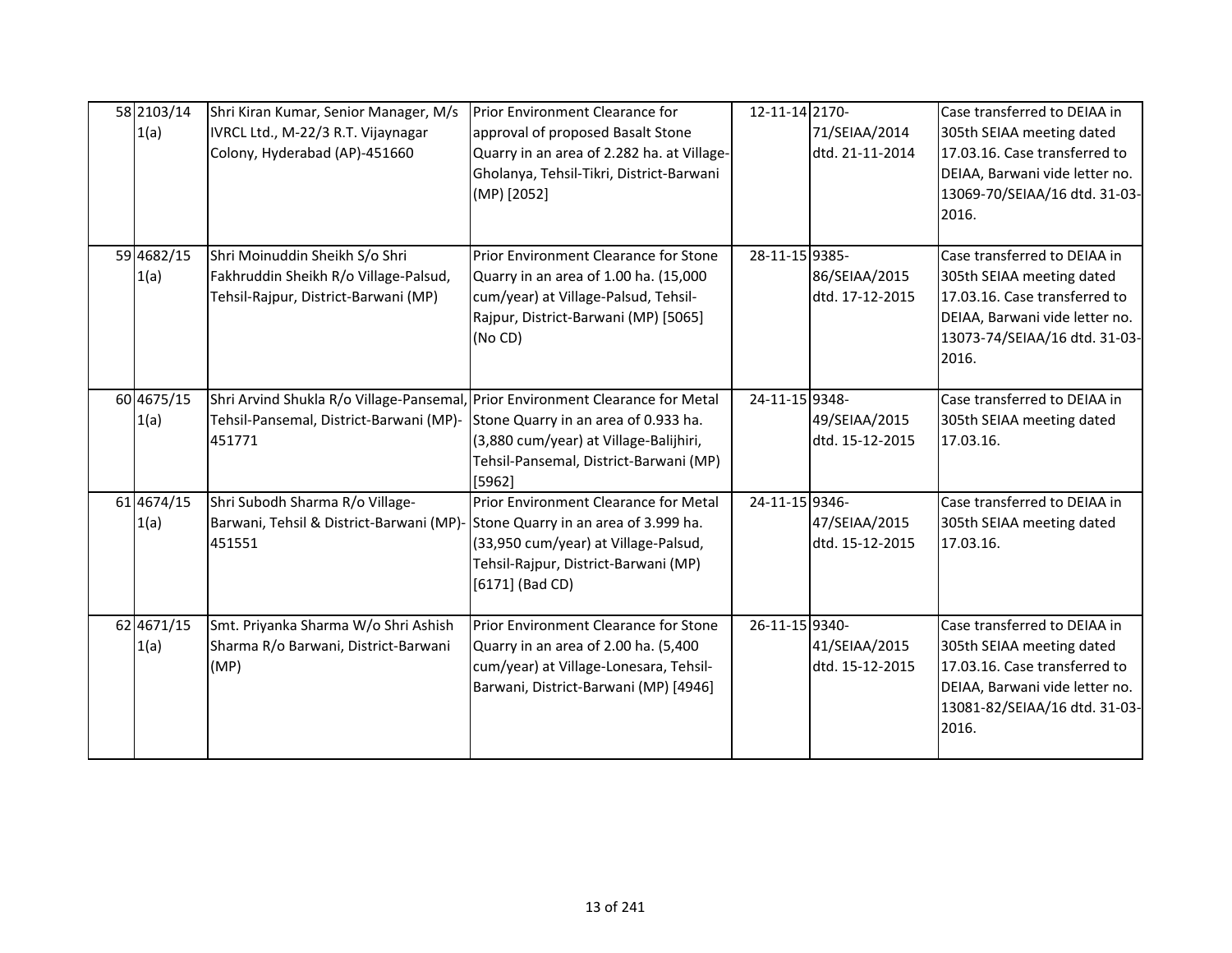| | | | | | | |
|---|---|---|---|---|---|---|
| 58 | 2103/14 1(a) | Shri Kiran Kumar, Senior Manager, M/s IVRCL Ltd., M-22/3 R.T. Vijaynagar Colony, Hyderabad (AP)-451660 | Prior Environment Clearance for approval of proposed Basalt Stone Quarry in an area of 2.282 ha. at Village-Gholanya, Tehsil-Tikri, District-Barwani (MP) [2052] | 12-11-14 | 2170-71/SEIAA/2014 dtd. 21-11-2014 | Case transferred to DEIAA in 305th SEIAA meeting dated 17.03.16. Case transferred to DEIAA, Barwani vide letter no. 13069-70/SEIAA/16 dtd. 31-03-2016. |
| 59 | 4682/15 1(a) | Shri Moinuddin Sheikh S/o Shri Fakhruddin Sheikh R/o Village-Palsud, Tehsil-Rajpur, District-Barwani (MP) | Prior Environment Clearance for Stone Quarry in an area of 1.00 ha. (15,000 cum/year) at Village-Palsud, Tehsil-Rajpur, District-Barwani (MP) [5065] (No CD) | 28-11-15 | 9385-86/SEIAA/2015 dtd. 17-12-2015 | Case transferred to DEIAA in 305th SEIAA meeting dated 17.03.16. Case transferred to DEIAA, Barwani vide letter no. 13073-74/SEIAA/16 dtd. 31-03-2016. |
| 60 | 4675/15 1(a) | Shri Arvind Shukla R/o Village-Pansemal, Tehsil-Pansemal, District-Barwani (MP)-451771 | Prior Environment Clearance for Metal Stone Quarry in an area of 0.933 ha. (3,880 cum/year) at Village-Balijhiri, Tehsil-Pansemal, District-Barwani (MP) [5962] | 24-11-15 | 9348-49/SEIAA/2015 dtd. 15-12-2015 | Case transferred to DEIAA in 305th SEIAA meeting dated 17.03.16. |
| 61 | 4674/15 1(a) | Shri Subodh Sharma R/o Village-Barwani, Tehsil & District-Barwani (MP)-451551 | Prior Environment Clearance for Metal Stone Quarry in an area of 3.999 ha. (33,950 cum/year) at Village-Palsud, Tehsil-Rajpur, District-Barwani (MP) [6171] (Bad CD) | 24-11-15 | 9346-47/SEIAA/2015 dtd. 15-12-2015 | Case transferred to DEIAA in 305th SEIAA meeting dated 17.03.16. |
| 62 | 4671/15 1(a) | Smt. Priyanka Sharma W/o Shri Ashish Sharma R/o Barwani, District-Barwani (MP) | Prior Environment Clearance for Stone Quarry in an area of 2.00 ha. (5,400 cum/year) at Village-Lonesara, Tehsil-Barwani, District-Barwani (MP) [4946] | 26-11-15 | 9340-41/SEIAA/2015 dtd. 15-12-2015 | Case transferred to DEIAA in 305th SEIAA meeting dated 17.03.16. Case transferred to DEIAA, Barwani vide letter no. 13081-82/SEIAA/16 dtd. 31-03-2016. |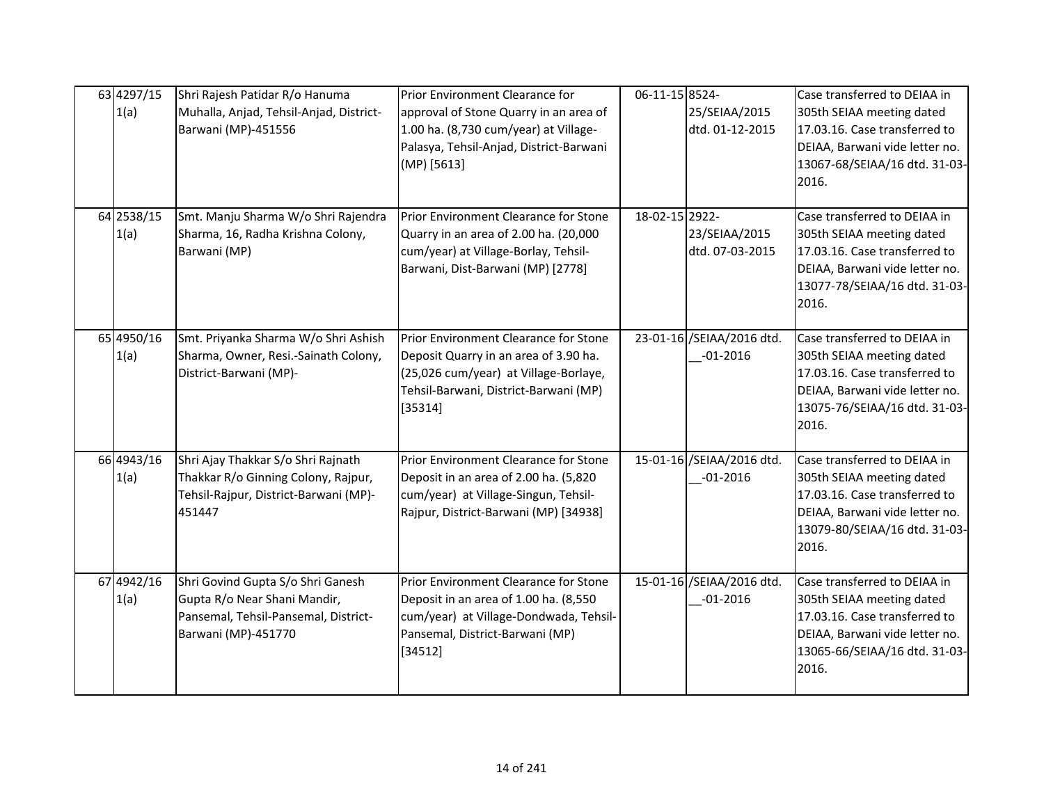| 63 | 4297/15 1(a) | Shri Rajesh Patidar R/o Hanuma Muhalla, Anjad, Tehsil-Anjad, District-Barwani (MP)-451556 | Prior Environment Clearance for approval of Stone Quarry in an area of 1.00 ha. (8,730 cum/year) at Village-Palasya, Tehsil-Anjad, District-Barwani (MP) [5613] | 06-11-15 | 8524-25/SEIAA/2015 dtd. 01-12-2015 | Case transferred to DEIAA in 305th SEIAA meeting dated 17.03.16. Case transferred to DEIAA, Barwani vide letter no. 13067-68/SEIAA/16 dtd. 31-03-2016. |
|---|---|---|---|---|---|---|
| 64 | 2538/15 1(a) | Smt. Manju Sharma W/o Shri Rajendra Sharma, 16, Radha Krishna Colony, Barwani (MP) | Prior Environment Clearance for Stone Quarry in an area of 2.00 ha. (20,000 cum/year) at Village-Borlay, Tehsil-Barwani, Dist-Barwani (MP) [2778] | 18-02-15 | 2922-23/SEIAA/2015 dtd. 07-03-2015 | Case transferred to DEIAA in 305th SEIAA meeting dated 17.03.16. Case transferred to DEIAA, Barwani vide letter no. 13077-78/SEIAA/16 dtd. 31-03-2016. |
| 65 | 4950/16 1(a) | Smt. Priyanka Sharma W/o Shri Ashish Sharma, Owner, Resi.-Sainath Colony, District-Barwani (MP)- | Prior Environment Clearance for Stone Deposit Quarry in an area of 3.90 ha. (25,026 cum/year) at Village-Borlaye, Tehsil-Barwani, District-Barwani (MP) [35314] | 23-01-16 | /SEIAA/2016 dtd. __-01-2016 | Case transferred to DEIAA in 305th SEIAA meeting dated 17.03.16. Case transferred to DEIAA, Barwani vide letter no. 13075-76/SEIAA/16 dtd. 31-03-2016. |
| 66 | 4943/16 1(a) | Shri Ajay Thakkar S/o Shri Rajnath Thakkar R/o Ginning Colony, Rajpur, Tehsil-Rajpur, District-Barwani (MP)-451447 | Prior Environment Clearance for Stone Deposit in an area of 2.00 ha. (5,820 cum/year) at Village-Singun, Tehsil-Rajpur, District-Barwani (MP) [34938] | 15-01-16 | /SEIAA/2016 dtd. __-01-2016 | Case transferred to DEIAA in 305th SEIAA meeting dated 17.03.16. Case transferred to DEIAA, Barwani vide letter no. 13079-80/SEIAA/16 dtd. 31-03-2016. |
| 67 | 4942/16 1(a) | Shri Govind Gupta S/o Shri Ganesh Gupta R/o Near Shani Mandir, Pansemal, Tehsil-Pansemal, District-Barwani (MP)-451770 | Prior Environment Clearance for Stone Deposit in an area of 1.00 ha. (8,550 cum/year) at Village-Dondwada, Tehsil-Pansemal, District-Barwani (MP) [34512] | 15-01-16 | /SEIAA/2016 dtd. __-01-2016 | Case transferred to DEIAA in 305th SEIAA meeting dated 17.03.16. Case transferred to DEIAA, Barwani vide letter no. 13065-66/SEIAA/16 dtd. 31-03-2016. |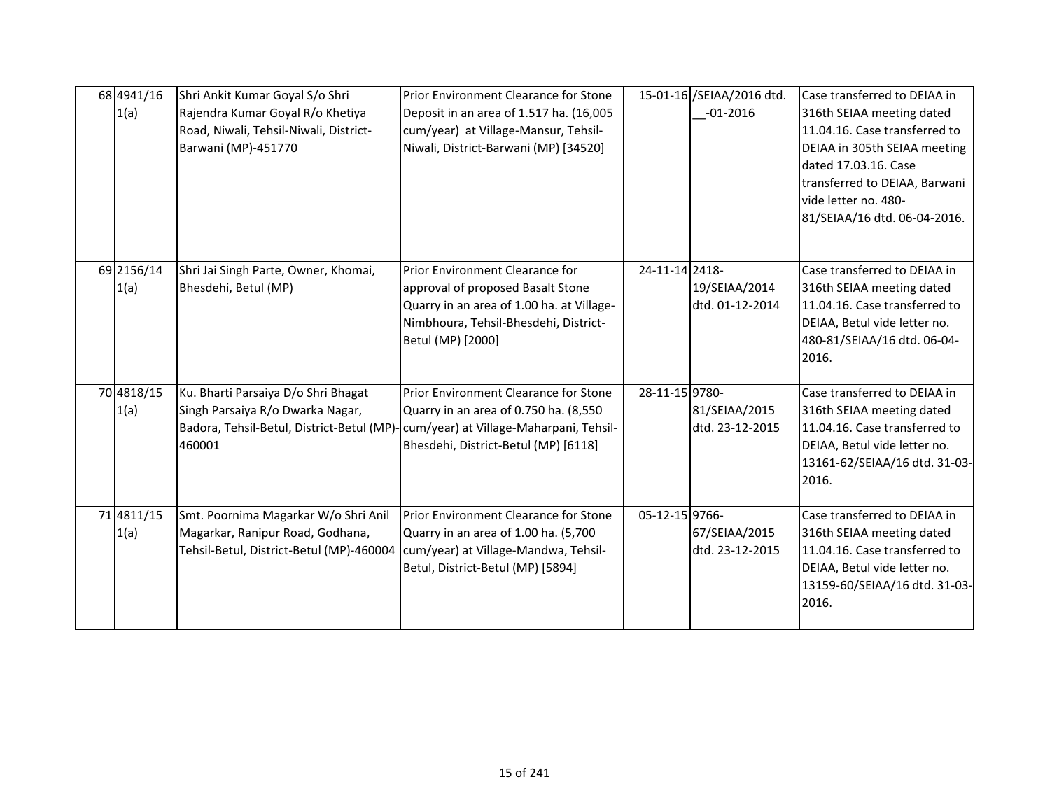| | | | | | | |
|---|---|---|---|---|---|---|
| 68 | 4941/16 1(a) | Shri Ankit Kumar Goyal S/o Shri Rajendra Kumar Goyal R/o Khetiya Road, Niwali, Tehsil-Niwali, District-Barwani (MP)-451770 | Prior Environment Clearance for Stone Deposit in an area of 1.517 ha. (16,005 cum/year) at Village-Mansur, Tehsil-Niwali, District-Barwani (MP) [34520] | 15-01-16 | /SEIAA/2016 dtd. __-01-2016 | Case transferred to DEIAA in 316th SEIAA meeting dated 11.04.16. Case transferred to DEIAA in 305th SEIAA meeting dated 17.03.16. Case transferred to DEIAA, Barwani vide letter no. 480-81/SEIAA/16 dtd. 06-04-2016. |
| 69 | 2156/14 1(a) | Shri Jai Singh Parte, Owner, Khomai, Bhesdehi, Betul (MP) | Prior Environment Clearance for approval of proposed Basalt Stone Quarry in an area of 1.00 ha. at Village-Nimbhoura, Tehsil-Bhesdehi, District-Betul (MP) [2000] | 24-11-14 | 2418-19/SEIAA/2014 dtd. 01-12-2014 | Case transferred to DEIAA in 316th SEIAA meeting dated 11.04.16. Case transferred to DEIAA, Betul vide letter no. 480-81/SEIAA/16 dtd. 06-04-2016. |
| 70 | 4818/15 1(a) | Ku. Bharti Parsaiya D/o Shri Bhagat Singh Parsaiya R/o Dwarka Nagar, Badora, Tehsil-Betul, District-Betul (MP)-460001 | Prior Environment Clearance for Stone Quarry in an area of 0.750 ha. (8,550 cum/year) at Village-Maharpani, Tehsil-Bhesdehi, District-Betul (MP) [6118] | 28-11-15 | 9780-81/SEIAA/2015 dtd. 23-12-2015 | Case transferred to DEIAA in 316th SEIAA meeting dated 11.04.16. Case transferred to DEIAA, Betul vide letter no. 13161-62/SEIAA/16 dtd. 31-03-2016. |
| 71 | 4811/15 1(a) | Smt. Poornima Magarkar W/o Shri Anil Magarkar, Ranipur Road, Godhana, Tehsil-Betul, District-Betul (MP)-460004 | Prior Environment Clearance for Stone Quarry in an area of 1.00 ha. (5,700 cum/year) at Village-Mandwa, Tehsil-Betul, District-Betul (MP) [5894] | 05-12-15 | 9766-67/SEIAA/2015 dtd. 23-12-2015 | Case transferred to DEIAA in 316th SEIAA meeting dated 11.04.16. Case transferred to DEIAA, Betul vide letter no. 13159-60/SEIAA/16 dtd. 31-03-2016. |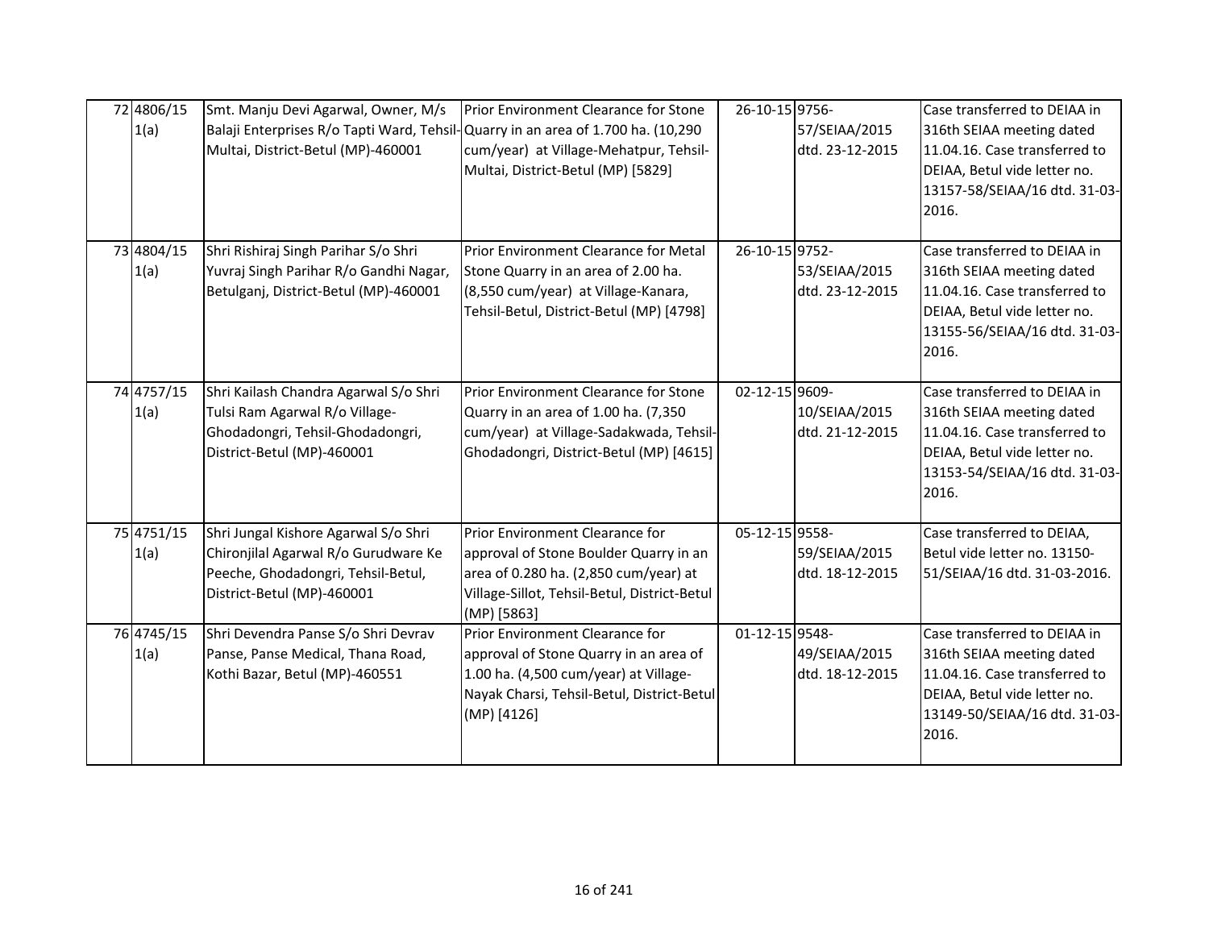| | | | | | | |
|---|---|---|---|---|---|---|
| 72 | 4806/15 1(a) | Smt. Manju Devi Agarwal, Owner, M/s Balaji Enterprises R/o Tapti Ward, Tehsil-Multai, District-Betul (MP)-460001 | Prior Environment Clearance for Stone Quarry in an area of 1.700 ha. (10,290 cum/year) at Village-Mehatpur, Tehsil-Multai, District-Betul (MP) [5829] | 26-10-15 | 9756-57/SEIAA/2015 dtd. 23-12-2015 | Case transferred to DEIAA in 316th SEIAA meeting dated 11.04.16. Case transferred to DEIAA, Betul vide letter no. 13157-58/SEIAA/16 dtd. 31-03-2016. |
| 73 | 4804/15 1(a) | Shri Rishiraj Singh Parihar S/o Shri Yuvraj Singh Parihar R/o Gandhi Nagar, Betulganj, District-Betul (MP)-460001 | Prior Environment Clearance for Metal Stone Quarry in an area of 2.00 ha. (8,550 cum/year) at Village-Kanara, Tehsil-Betul, District-Betul (MP) [4798] | 26-10-15 | 9752-53/SEIAA/2015 dtd. 23-12-2015 | Case transferred to DEIAA in 316th SEIAA meeting dated 11.04.16. Case transferred to DEIAA, Betul vide letter no. 13155-56/SEIAA/16 dtd. 31-03-2016. |
| 74 | 4757/15 1(a) | Shri Kailash Chandra Agarwal S/o Shri Tulsi Ram Agarwal R/o Village-Ghodadongri, Tehsil-Ghodadongri, District-Betul (MP)-460001 | Prior Environment Clearance for Stone Quarry in an area of 1.00 ha. (7,350 cum/year) at Village-Sadakwada, Tehsil-Ghodadongri, District-Betul (MP) [4615] | 02-12-15 | 9609-10/SEIAA/2015 dtd. 21-12-2015 | Case transferred to DEIAA in 316th SEIAA meeting dated 11.04.16. Case transferred to DEIAA, Betul vide letter no. 13153-54/SEIAA/16 dtd. 31-03-2016. |
| 75 | 4751/15 1(a) | Shri Jungal Kishore Agarwal S/o Shri Chironjilal Agarwal R/o Gurudware Ke Peeche, Ghodadongri, Tehsil-Betul, District-Betul (MP)-460001 | Prior Environment Clearance for approval of Stone Boulder Quarry in an area of 0.280 ha. (2,850 cum/year) at Village-Sillot, Tehsil-Betul, District-Betul (MP) [5863] | 05-12-15 | 9558-59/SEIAA/2015 dtd. 18-12-2015 | Case transferred to DEIAA, Betul vide letter no. 13150-51/SEIAA/16 dtd. 31-03-2016. |
| 76 | 4745/15 1(a) | Shri Devendra Panse S/o Shri Devrav Panse, Panse Medical, Thana Road, Kothi Bazar, Betul (MP)-460551 | Prior Environment Clearance for approval of Stone Quarry in an area of 1.00 ha. (4,500 cum/year) at Village-Nayak Charsi, Tehsil-Betul, District-Betul (MP) [4126] | 01-12-15 | 9548-49/SEIAA/2015 dtd. 18-12-2015 | Case transferred to DEIAA in 316th SEIAA meeting dated 11.04.16. Case transferred to DEIAA, Betul vide letter no. 13149-50/SEIAA/16 dtd. 31-03-2016. |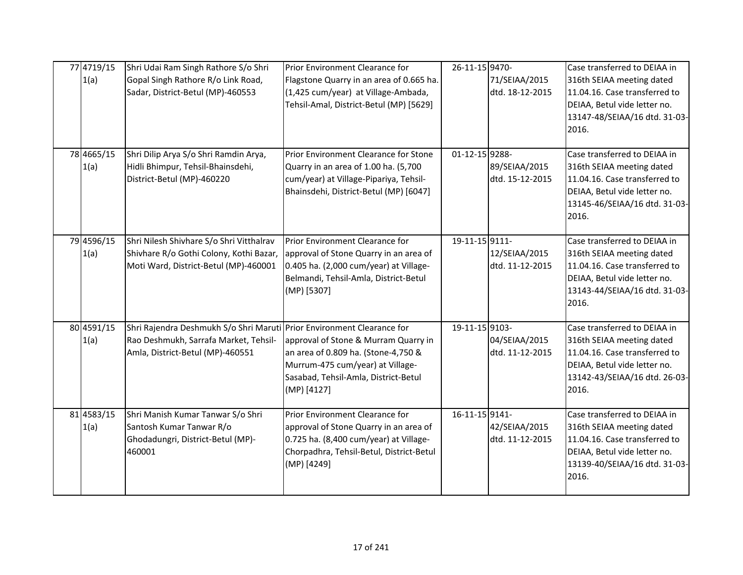| | | | | | | |
|---|---|---|---|---|---|---|
| 77 | 4719/15 1(a) | Shri Udai Ram Singh Rathore S/o Shri Gopal Singh Rathore R/o Link Road, Sadar, District-Betul (MP)-460553 | Prior Environment Clearance for Flagstone Quarry in an area of 0.665 ha. (1,425 cum/year) at Village-Ambada, Tehsil-Amal, District-Betul (MP) [5629] | 26-11-15 | 9470-71/SEIAA/2015 dtd. 18-12-2015 | Case transferred to DEIAA in 316th SEIAA meeting dated 11.04.16. Case transferred to DEIAA, Betul vide letter no. 13147-48/SEIAA/16 dtd. 31-03-2016. |
| 78 | 4665/15 1(a) | Shri Dilip Arya S/o Shri Ramdin Arya, Hidli Bhimpur, Tehsil-Bhainsdehi, District-Betul (MP)-460220 | Prior Environment Clearance for Stone Quarry in an area of 1.00 ha. (5,700 cum/year) at Village-Pipariya, Tehsil-Bhainsdehi, District-Betul (MP) [6047] | 01-12-15 | 9288-89/SEIAA/2015 dtd. 15-12-2015 | Case transferred to DEIAA in 316th SEIAA meeting dated 11.04.16. Case transferred to DEIAA, Betul vide letter no. 13145-46/SEIAA/16 dtd. 31-03-2016. |
| 79 | 4596/15 1(a) | Shri Nilesh Shivhare S/o Shri Vitthalrav Shivhare R/o Gothi Colony, Kothi Bazar, Moti Ward, District-Betul (MP)-460001 | Prior Environment Clearance for approval of Stone Quarry in an area of 0.405 ha. (2,000 cum/year) at Village-Belmandi, Tehsil-Amla, District-Betul (MP) [5307] | 19-11-15 | 9111-12/SEIAA/2015 dtd. 11-12-2015 | Case transferred to DEIAA in 316th SEIAA meeting dated 11.04.16. Case transferred to DEIAA, Betul vide letter no. 13143-44/SEIAA/16 dtd. 31-03-2016. |
| 80 | 4591/15 1(a) | Shri Rajendra Deshmukh S/o Shri Maruti Rao Deshmukh, Sarrafa Market, Tehsil-Amla, District-Betul (MP)-460551 | Prior Environment Clearance for approval of Stone & Murram Quarry in an area of 0.809 ha. (Stone-4,750 & Murrum-475 cum/year) at Village-Sasabad, Tehsil-Amla, District-Betul (MP) [4127] | 19-11-15 | 9103-04/SEIAA/2015 dtd. 11-12-2015 | Case transferred to DEIAA in 316th SEIAA meeting dated 11.04.16. Case transferred to DEIAA, Betul vide letter no. 13142-43/SEIAA/16 dtd. 26-03-2016. |
| 81 | 4583/15 1(a) | Shri Manish Kumar Tanwar S/o Shri Santosh Kumar Tanwar R/o Ghodadungri, District-Betul (MP)-460001 | Prior Environment Clearance for approval of Stone Quarry in an area of 0.725 ha. (8,400 cum/year) at Village-Chorpadhra, Tehsil-Betul, District-Betul (MP) [4249] | 16-11-15 | 9141-42/SEIAA/2015 dtd. 11-12-2015 | Case transferred to DEIAA in 316th SEIAA meeting dated 11.04.16. Case transferred to DEIAA, Betul vide letter no. 13139-40/SEIAA/16 dtd. 31-03-2016. |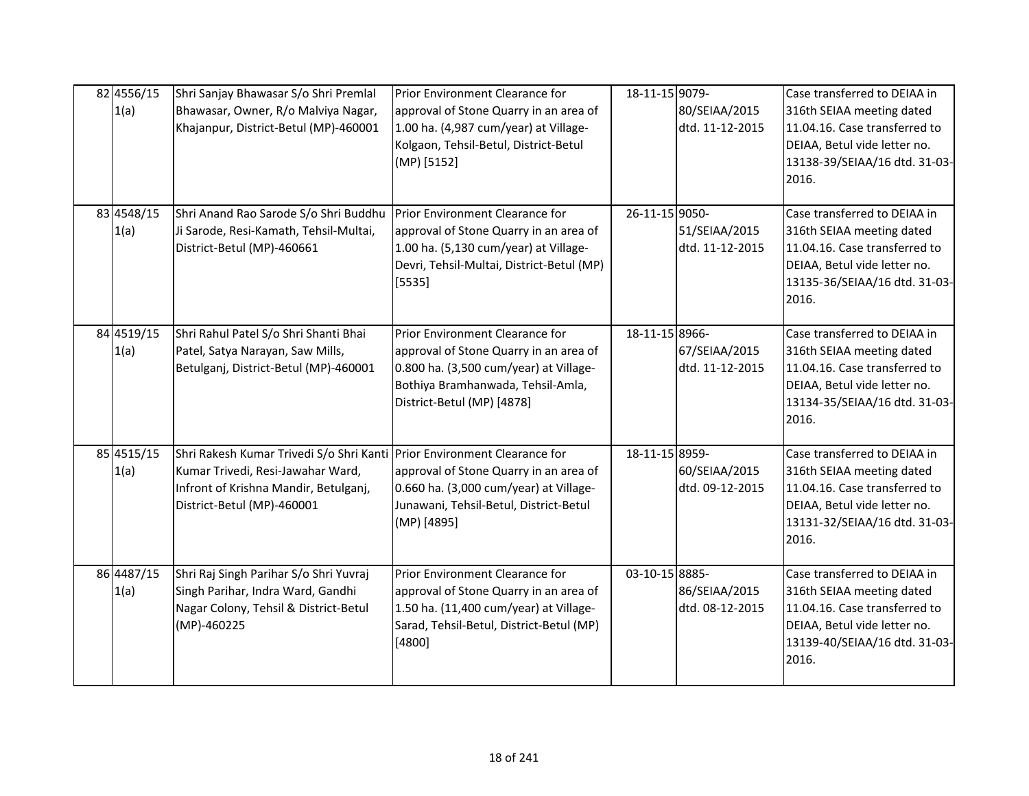| | | | | | | |
|---|---|---|---|---|---|---|
| 82 | 4556/15 1(a) | Shri Sanjay Bhawasar S/o Shri Premlal Bhawasar, Owner, R/o Malviya Nagar, Khajanpur, District-Betul (MP)-460001 | Prior Environment Clearance for approval of Stone Quarry in an area of 1.00 ha. (4,987 cum/year) at Village-Kolgaon, Tehsil-Betul, District-Betul (MP) [5152] | 18-11-15 | 9079-80/SEIAA/2015 dtd. 11-12-2015 | Case transferred to DEIAA in 316th SEIAA meeting dated 11.04.16. Case transferred to DEIAA, Betul vide letter no. 13138-39/SEIAA/16 dtd. 31-03-2016. |
| 83 | 4548/15 1(a) | Shri Anand Rao Sarode S/o Shri Buddhu Ji Sarode, Resi-Kamath, Tehsil-Multai, District-Betul (MP)-460661 | Prior Environment Clearance for approval of Stone Quarry in an area of 1.00 ha. (5,130 cum/year) at Village-Devri, Tehsil-Multai, District-Betul (MP) [5535] | 26-11-15 | 9050-51/SEIAA/2015 dtd. 11-12-2015 | Case transferred to DEIAA in 316th SEIAA meeting dated 11.04.16. Case transferred to DEIAA, Betul vide letter no. 13135-36/SEIAA/16 dtd. 31-03-2016. |
| 84 | 4519/15 1(a) | Shri Rahul Patel S/o Shri Shanti Bhai Patel, Satya Narayan, Saw Mills, Betulganj, District-Betul (MP)-460001 | Prior Environment Clearance for approval of Stone Quarry in an area of 0.800 ha. (3,500 cum/year) at Village-Bothiya Bramhanwada, Tehsil-Amla, District-Betul (MP) [4878] | 18-11-15 | 8966-67/SEIAA/2015 dtd. 11-12-2015 | Case transferred to DEIAA in 316th SEIAA meeting dated 11.04.16. Case transferred to DEIAA, Betul vide letter no. 13134-35/SEIAA/16 dtd. 31-03-2016. |
| 85 | 4515/15 1(a) | Shri Rakesh Kumar Trivedi S/o Shri Kanti Kumar Trivedi, Resi-Jawahar Ward, Infront of Krishna Mandir, Betulganj, District-Betul (MP)-460001 | Prior Environment Clearance for approval of Stone Quarry in an area of 0.660 ha. (3,000 cum/year) at Village-Junawani, Tehsil-Betul, District-Betul (MP) [4895] | 18-11-15 | 8959-60/SEIAA/2015 dtd. 09-12-2015 | Case transferred to DEIAA in 316th SEIAA meeting dated 11.04.16. Case transferred to DEIAA, Betul vide letter no. 13131-32/SEIAA/16 dtd. 31-03-2016. |
| 86 | 4487/15 1(a) | Shri Raj Singh Parihar S/o Shri Yuvraj Singh Parihar, Indra Ward, Gandhi Nagar Colony, Tehsil & District-Betul (MP)-460225 | Prior Environment Clearance for approval of Stone Quarry in an area of 1.50 ha. (11,400 cum/year) at Village-Sarad, Tehsil-Betul, District-Betul (MP) [4800] | 03-10-15 | 8885-86/SEIAA/2015 dtd. 08-12-2015 | Case transferred to DEIAA in 316th SEIAA meeting dated 11.04.16. Case transferred to DEIAA, Betul vide letter no. 13139-40/SEIAA/16 dtd. 31-03-2016. |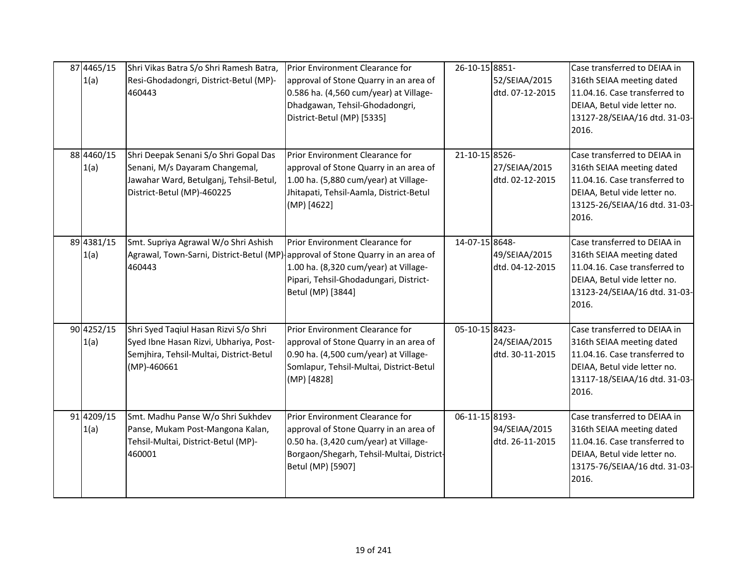| | | | | | | |
|---|---|---|---|---|---|---|
| 87 | 4465/15 1(a) | Shri Vikas Batra S/o Shri Ramesh Batra, Resi-Ghodadongri, District-Betul (MP)-460443 | Prior Environment Clearance for approval of Stone Quarry in an area of 0.586 ha. (4,560 cum/year) at Village-Dhadgawan, Tehsil-Ghodadongri, District-Betul (MP) [5335] | 26-10-15 | 8851-52/SEIAA/2015 dtd. 07-12-2015 | Case transferred to DEIAA in 316th SEIAA meeting dated 11.04.16. Case transferred to DEIAA, Betul vide letter no. 13127-28/SEIAA/16 dtd. 31-03-2016. |
| 88 | 4460/15 1(a) | Shri Deepak Senani S/o Shri Gopal Das Senani, M/s Dayaram Changemal, Jawahar Ward, Betulganj, Tehsil-Betul, District-Betul (MP)-460225 | Prior Environment Clearance for approval of Stone Quarry in an area of 1.00 ha. (5,880 cum/year) at Village-Jhitapati, Tehsil-Aamla, District-Betul (MP) [4622] | 21-10-15 | 8526-27/SEIAA/2015 dtd. 02-12-2015 | Case transferred to DEIAA in 316th SEIAA meeting dated 11.04.16. Case transferred to DEIAA, Betul vide letter no. 13125-26/SEIAA/16 dtd. 31-03-2016. |
| 89 | 4381/15 1(a) | Smt. Supriya Agrawal W/o Shri Ashish Agrawal, Town-Sarni, District-Betul (MP)-460443 | Prior Environment Clearance for approval of Stone Quarry in an area of 1.00 ha. (8,320 cum/year) at Village-Pipari, Tehsil-Ghodadungari, District-Betul (MP) [3844] | 14-07-15 | 8648-49/SEIAA/2015 dtd. 04-12-2015 | Case transferred to DEIAA in 316th SEIAA meeting dated 11.04.16. Case transferred to DEIAA, Betul vide letter no. 13123-24/SEIAA/16 dtd. 31-03-2016. |
| 90 | 4252/15 1(a) | Shri Syed Taqiul Hasan Rizvi S/o Shri Syed Ibne Hasan Rizvi, Ubhariya, Post-Semjhira, Tehsil-Multai, District-Betul (MP)-460661 | Prior Environment Clearance for approval of Stone Quarry in an area of 0.90 ha. (4,500 cum/year) at Village-Somlapur, Tehsil-Multai, District-Betul (MP) [4828] | 05-10-15 | 8423-24/SEIAA/2015 dtd. 30-11-2015 | Case transferred to DEIAA in 316th SEIAA meeting dated 11.04.16. Case transferred to DEIAA, Betul vide letter no. 13117-18/SEIAA/16 dtd. 31-03-2016. |
| 91 | 4209/15 1(a) | Smt. Madhu Panse W/o Shri Sukhdev Panse, Mukam Post-Mangona Kalan, Tehsil-Multai, District-Betul (MP)-460001 | Prior Environment Clearance for approval of Stone Quarry in an area of 0.50 ha. (3,420 cum/year) at Village-Borgaon/Shegarh, Tehsil-Multai, District-Betul (MP) [5907] | 06-11-15 | 8193-94/SEIAA/2015 dtd. 26-11-2015 | Case transferred to DEIAA in 316th SEIAA meeting dated 11.04.16. Case transferred to DEIAA, Betul vide letter no. 13175-76/SEIAA/16 dtd. 31-03-2016. |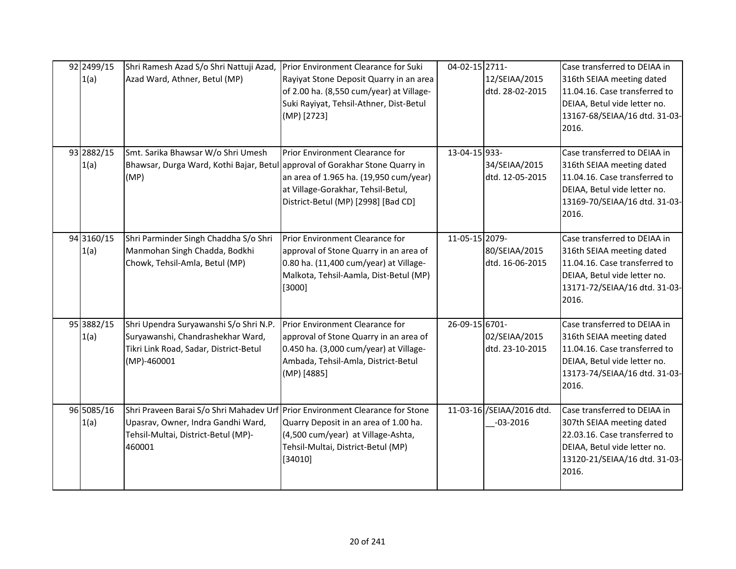| | | | | | | |
|---|---|---|---|---|---|---|
| 92 | 2499/15 1(a) | Shri Ramesh Azad S/o Shri Nattuji Azad, Azad Ward, Athner, Betul (MP) | Prior Environment Clearance for Suki Rayiyat Stone Deposit Quarry in an area of 2.00 ha. (8,550 cum/year) at Village-Suki Rayiyat, Tehsil-Athner, Dist-Betul (MP) [2723] | 04-02-15 | 2711-12/SEIAA/2015 dtd. 28-02-2015 | Case transferred to DEIAA in 316th SEIAA meeting dated 11.04.16. Case transferred to DEIAA, Betul vide letter no. 13167-68/SEIAA/16 dtd. 31-03-2016. |
| 93 | 2882/15 1(a) | Smt. Sarika Bhawsar W/o Shri Umesh Bhawsar, Durga Ward, Kothi Bajar, Betul (MP) | Prior Environment Clearance for approval of Gorakhar Stone Quarry in an area of 1.965 ha. (19,950 cum/year) at Village-Gorakhar, Tehsil-Betul, District-Betul (MP) [2998] [Bad CD] | 13-04-15 | 933-34/SEIAA/2015 dtd. 12-05-2015 | Case transferred to DEIAA in 316th SEIAA meeting dated 11.04.16. Case transferred to DEIAA, Betul vide letter no. 13169-70/SEIAA/16 dtd. 31-03-2016. |
| 94 | 3160/15 1(a) | Shri Parminder Singh Chaddha S/o Shri Manmohan Singh Chadda, Bodkhi Chowk, Tehsil-Amla, Betul (MP) | Prior Environment Clearance for approval of Stone Quarry in an area of 0.80 ha. (11,400 cum/year) at Village-Malkota, Tehsil-Aamla, Dist-Betul (MP) [3000] | 11-05-15 | 2079-80/SEIAA/2015 dtd. 16-06-2015 | Case transferred to DEIAA in 316th SEIAA meeting dated 11.04.16. Case transferred to DEIAA, Betul vide letter no. 13171-72/SEIAA/16 dtd. 31-03-2016. |
| 95 | 3882/15 1(a) | Shri Upendra Suryawanshi S/o Shri N.P. Suryawanshi, Chandrashekhar Ward, Tikri Link Road, Sadar, District-Betul (MP)-460001 | Prior Environment Clearance for approval of Stone Quarry in an area of 0.450 ha. (3,000 cum/year) at Village-Ambada, Tehsil-Amla, District-Betul (MP) [4885] | 26-09-15 | 6701-02/SEIAA/2015 dtd. 23-10-2015 | Case transferred to DEIAA in 316th SEIAA meeting dated 11.04.16. Case transferred to DEIAA, Betul vide letter no. 13173-74/SEIAA/16 dtd. 31-03-2016. |
| 96 | 5085/16 1(a) | Shri Praveen Barai S/o Shri Mahadev Urf Upasrav, Owner, Indra Gandhi Ward, Tehsil-Multai, District-Betul (MP)-460001 | Prior Environment Clearance for Stone Quarry Deposit in an area of 1.00 ha. (4,500 cum/year) at Village-Ashta, Tehsil-Multai, District-Betul (MP) [34010] | 11-03-16 | /SEIAA/2016 dtd. __-03-2016 | Case transferred to DEIAA in 307th SEIAA meeting dated 22.03.16. Case transferred to DEIAA, Betul vide letter no. 13120-21/SEIAA/16 dtd. 31-03-2016. |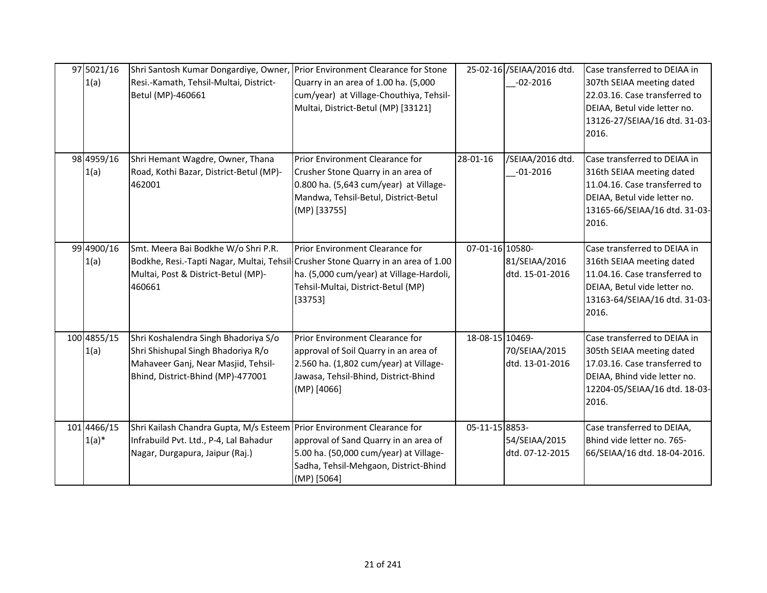| | | | | | | |
|---|---|---|---|---|---|---|
| 97 | 5021/16 1(a) | Shri Santosh Kumar Dongardiye, Owner, Resi.-Kamath, Tehsil-Multai, District-Betul (MP)-460661 | Prior Environment Clearance for Stone Quarry in an area of 1.00 ha. (5,000 cum/year) at Village-Chouthiya, Tehsil-Multai, District-Betul (MP) [33121] | 25-02-16 | /SEIAA/2016 dtd. __-02-2016 | Case transferred to DEIAA in 307th SEIAA meeting dated 22.03.16. Case transferred to DEIAA, Betul vide letter no. 13126-27/SEIAA/16 dtd. 31-03-2016. |
| 98 | 4959/16 1(a) | Shri Hemant Wagdre, Owner, Thana Road, Kothi Bazar, District-Betul (MP)-462001 | Prior Environment Clearance for Crusher Stone Quarry in an area of 0.800 ha. (5,643 cum/year) at Village-Mandwa, Tehsil-Betul, District-Betul (MP) [33755] | 28-01-16 | /SEIAA/2016 dtd. __-01-2016 | Case transferred to DEIAA in 316th SEIAA meeting dated 11.04.16. Case transferred to DEIAA, Betul vide letter no. 13165-66/SEIAA/16 dtd. 31-03-2016. |
| 99 | 4900/16 1(a) | Smt. Meera Bai Bodkhe W/o Shri P.R. Bodkhe, Resi.-Tapti Nagar, Multai, Tehsil-Multai, Post & District-Betul (MP)-460661 | Prior Environment Clearance for Crusher Stone Quarry in an area of 1.00 ha. (5,000 cum/year) at Village-Hardoli, Tehsil-Multai, District-Betul (MP) [33753] | 07-01-16 | 10580-81/SEIAA/2016 dtd. 15-01-2016 | Case transferred to DEIAA in 316th SEIAA meeting dated 11.04.16. Case transferred to DEIAA, Betul vide letter no. 13163-64/SEIAA/16 dtd. 31-03-2016. |
| 100 | 4855/15 1(a) | Shri Koshalendra Singh Bhadoriya S/o Shri Shishupal Singh Bhadoriya R/o Mahaveer Ganj, Near Masjid, Tehsil-Bhind, District-Bhind (MP)-477001 | Prior Environment Clearance for approval of Soil Quarry in an area of 2.560 ha. (1,802 cum/year) at Village-Jawasa, Tehsil-Bhind, District-Bhind (MP) [4066] | 18-08-15 | 10469-70/SEIAA/2015 dtd. 13-01-2016 | Case transferred to DEIAA in 305th SEIAA meeting dated 17.03.16. Case transferred to DEIAA, Bhind vide letter no. 12204-05/SEIAA/16 dtd. 18-03-2016. |
| 101 | 4466/15 1(a)* | Shri Kailash Chandra Gupta, M/s Esteem Infrabuild Pvt. Ltd., P-4, Lal Bahadur Nagar, Durgapura, Jaipur (Raj.) | Prior Environment Clearance for approval of Sand Quarry in an area of 5.00 ha. (50,000 cum/year) at Village-Sadha, Tehsil-Mehgaon, District-Bhind (MP) [5064] | 05-11-15 | 8853-54/SEIAA/2015 dtd. 07-12-2015 | Case transferred to DEIAA, Bhind vide letter no. 765-66/SEIAA/16 dtd. 18-04-2016. |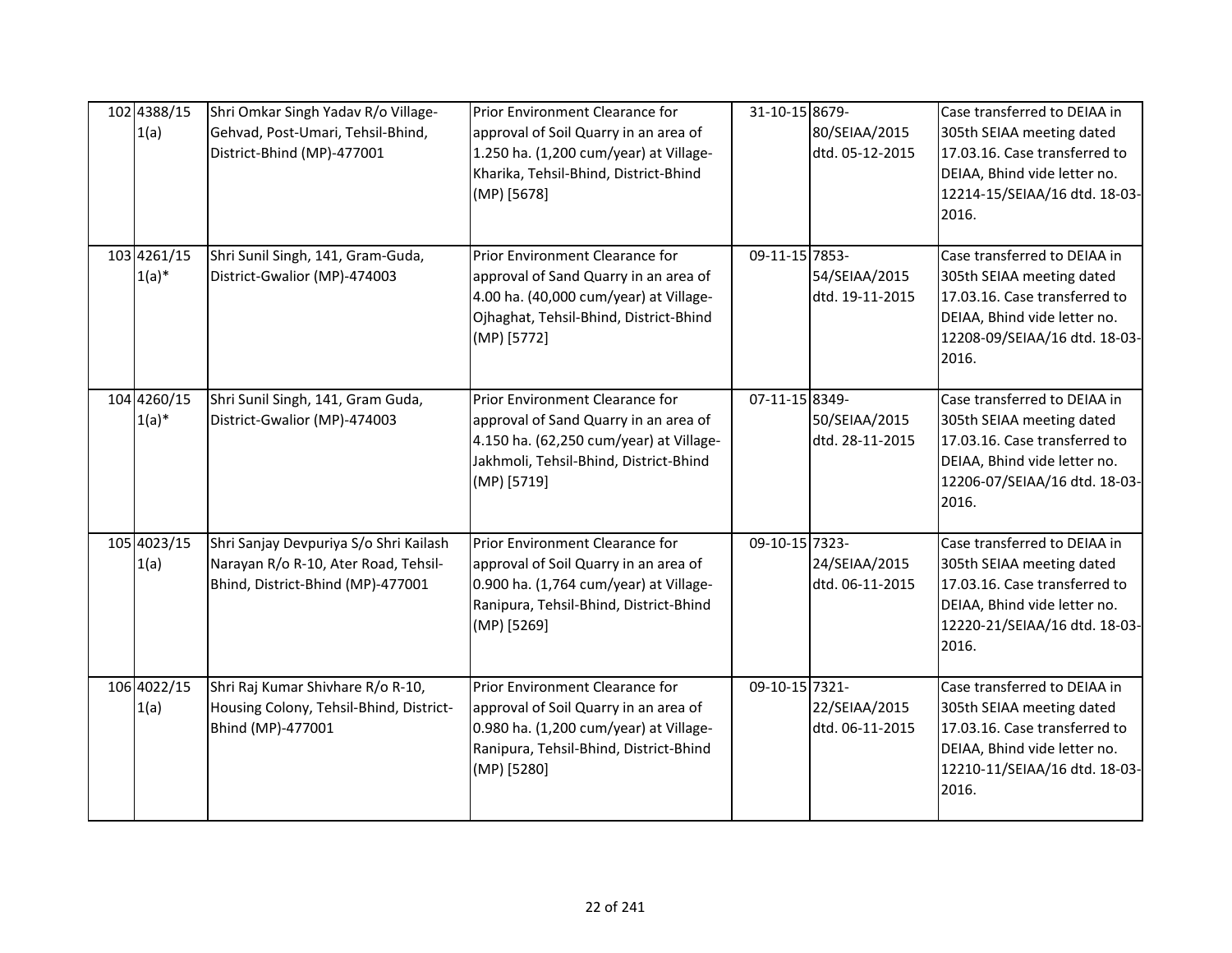| | | | | | | |
|---|---|---|---|---|---|---|
| 102 | 4388/15 1(a) | Shri Omkar Singh Yadav R/o Village-Gehvad, Post-Umari, Tehsil-Bhind, District-Bhind (MP)-477001 | Prior Environment Clearance for approval of Soil Quarry in an area of 1.250 ha. (1,200 cum/year) at Village-Kharika, Tehsil-Bhind, District-Bhind (MP) [5678] | 31-10-15 | 8679-80/SEIAA/2015 dtd. 05-12-2015 | Case transferred to DEIAA in 305th SEIAA meeting dated 17.03.16. Case transferred to DEIAA, Bhind vide letter no. 12214-15/SEIAA/16 dtd. 18-03-2016. |
| 103 | 4261/15 1(a)* | Shri Sunil Singh, 141, Gram-Guda, District-Gwalior (MP)-474003 | Prior Environment Clearance for approval of Sand Quarry in an area of 4.00 ha. (40,000 cum/year) at Village-Ojhaghat, Tehsil-Bhind, District-Bhind (MP) [5772] | 09-11-15 | 7853-54/SEIAA/2015 dtd. 19-11-2015 | Case transferred to DEIAA in 305th SEIAA meeting dated 17.03.16. Case transferred to DEIAA, Bhind vide letter no. 12208-09/SEIAA/16 dtd. 18-03-2016. |
| 104 | 4260/15 1(a)* | Shri Sunil Singh, 141, Gram Guda, District-Gwalior (MP)-474003 | Prior Environment Clearance for approval of Sand Quarry in an area of 4.150 ha. (62,250 cum/year) at Village-Jakhmoli, Tehsil-Bhind, District-Bhind (MP) [5719] | 07-11-15 | 8349-50/SEIAA/2015 dtd. 28-11-2015 | Case transferred to DEIAA in 305th SEIAA meeting dated 17.03.16. Case transferred to DEIAA, Bhind vide letter no. 12206-07/SEIAA/16 dtd. 18-03-2016. |
| 105 | 4023/15 1(a) | Shri Sanjay Devpuriya S/o Shri Kailash Narayan R/o R-10, Ater Road, Tehsil-Bhind, District-Bhind (MP)-477001 | Prior Environment Clearance for approval of Soil Quarry in an area of 0.900 ha. (1,764 cum/year) at Village-Ranipura, Tehsil-Bhind, District-Bhind (MP) [5269] | 09-10-15 | 7323-24/SEIAA/2015 dtd. 06-11-2015 | Case transferred to DEIAA in 305th SEIAA meeting dated 17.03.16. Case transferred to DEIAA, Bhind vide letter no. 12220-21/SEIAA/16 dtd. 18-03-2016. |
| 106 | 4022/15 1(a) | Shri Raj Kumar Shivhare R/o R-10, Housing Colony, Tehsil-Bhind, District-Bhind (MP)-477001 | Prior Environment Clearance for approval of Soil Quarry in an area of 0.980 ha. (1,200 cum/year) at Village-Ranipura, Tehsil-Bhind, District-Bhind (MP) [5280] | 09-10-15 | 7321-22/SEIAA/2015 dtd. 06-11-2015 | Case transferred to DEIAA in 305th SEIAA meeting dated 17.03.16. Case transferred to DEIAA, Bhind vide letter no. 12210-11/SEIAA/16 dtd. 18-03-2016. |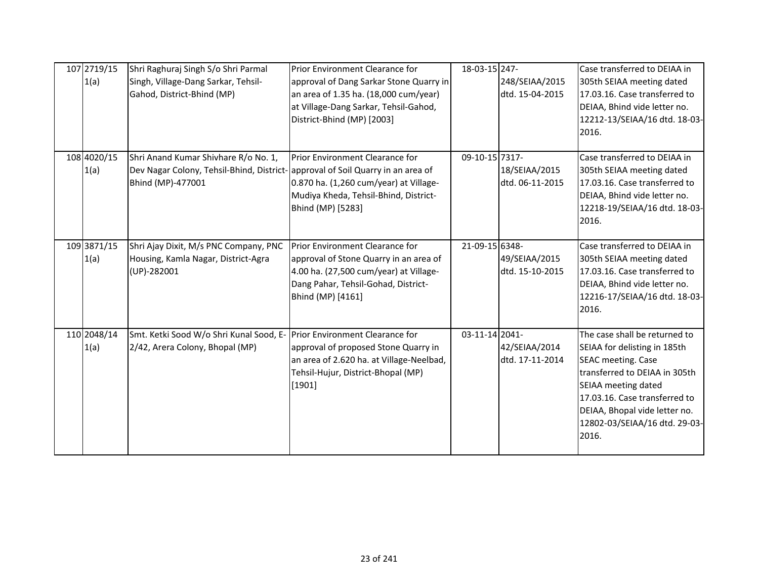| | | | | | | |
|---|---|---|---|---|---|---|
| 107 | 2719/15 1(a) | Shri Raghuraj Singh S/o Shri Parmal Singh, Village-Dang Sarkar, Tehsil-Gahod, District-Bhind (MP) | Prior Environment Clearance for approval of Dang Sarkar Stone Quarry in an area of 1.35 ha. (18,000 cum/year) at Village-Dang Sarkar, Tehsil-Gahod, District-Bhind (MP) [2003] | 18-03-15 | 247-248/SEIAA/2015 dtd. 15-04-2015 | Case transferred to DEIAA in 305th SEIAA meeting dated 17.03.16. Case transferred to DEIAA, Bhind vide letter no. 12212-13/SEIAA/16 dtd. 18-03-2016. |
| 108 | 4020/15 1(a) | Shri Anand Kumar Shivhare R/o No. 1, Dev Nagar Colony, Tehsil-Bhind, District-Bhind (MP)-477001 | Prior Environment Clearance for approval of Soil Quarry in an area of 0.870 ha. (1,260 cum/year) at Village-Mudiya Kheda, Tehsil-Bhind, District-Bhind (MP) [5283] | 09-10-15 | 7317-18/SEIAA/2015 dtd. 06-11-2015 | Case transferred to DEIAA in 305th SEIAA meeting dated 17.03.16. Case transferred to DEIAA, Bhind vide letter no. 12218-19/SEIAA/16 dtd. 18-03-2016. |
| 109 | 3871/15 1(a) | Shri Ajay Dixit, M/s PNC Company, PNC Housing, Kamla Nagar, District-Agra (UP)-282001 | Prior Environment Clearance for approval of Stone Quarry in an area of 4.00 ha. (27,500 cum/year) at Village-Dang Pahar, Tehsil-Gohad, District-Bhind (MP) [4161] | 21-09-15 | 6348-49/SEIAA/2015 dtd. 15-10-2015 | Case transferred to DEIAA in 305th SEIAA meeting dated 17.03.16. Case transferred to DEIAA, Bhind vide letter no. 12216-17/SEIAA/16 dtd. 18-03-2016. |
| 110 | 2048/14 1(a) | Smt. Ketki Sood W/o Shri Kunal Sood, E-2/42, Arera Colony, Bhopal (MP) | Prior Environment Clearance for approval of proposed Stone Quarry in an area of 2.620 ha. at Village-Neelbad, Tehsil-Hujur, District-Bhopal (MP) [1901] | 03-11-14 | 2041-42/SEIAA/2014 dtd. 17-11-2014 | The case shall be returned to SEIAA for delisting in 185th SEAC meeting. Case transferred to DEIAA in 305th SEIAA meeting dated 17.03.16. Case transferred to DEIAA, Bhopal vide letter no. 12802-03/SEIAA/16 dtd. 29-03-2016. |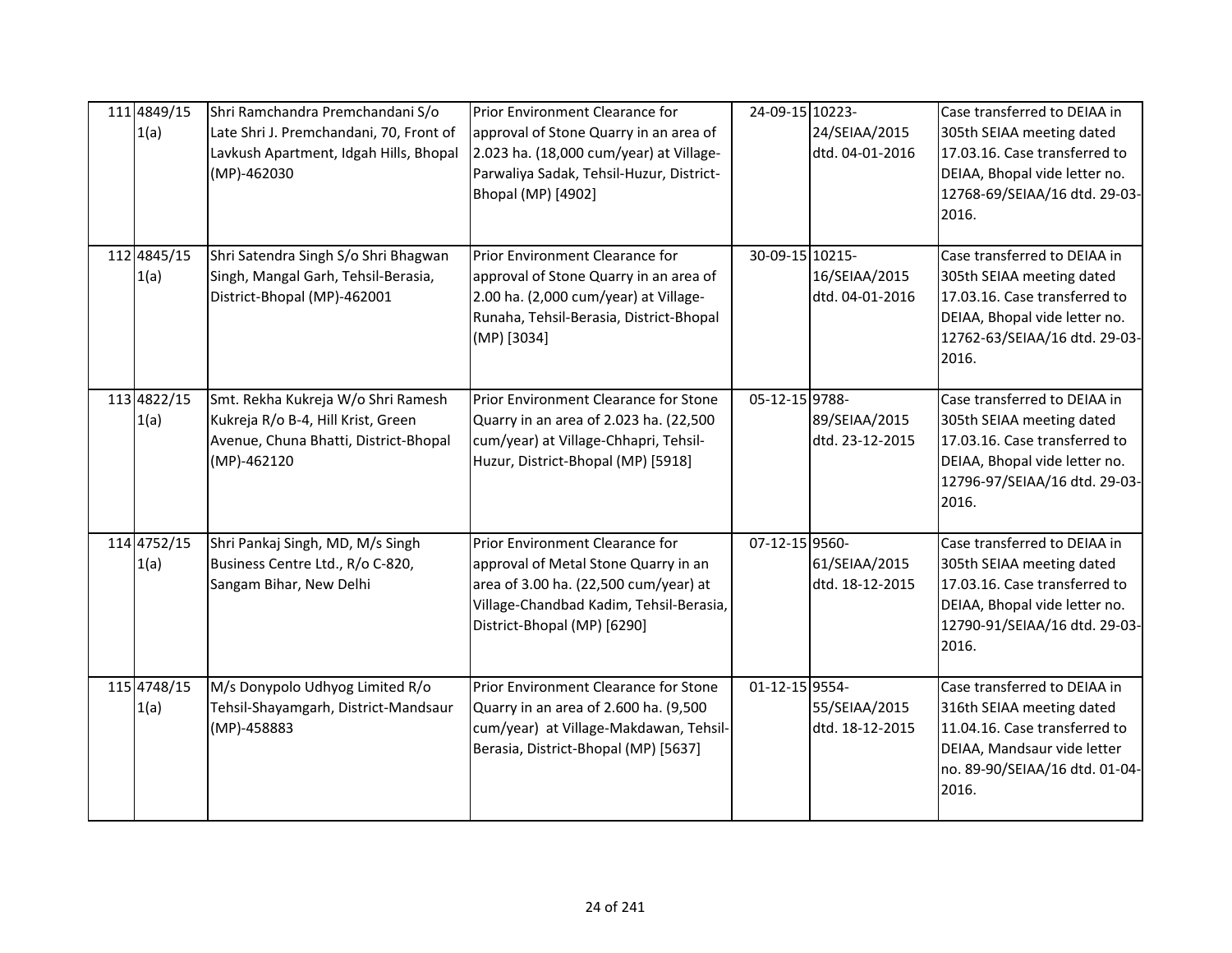| | | | | | | |
|---|---|---|---|---|---|---|
| 111 | 4849/15 1(a) | Shri Ramchandra Premchandani S/o Late Shri J. Premchandani, 70, Front of Lavkush Apartment, Idgah Hills, Bhopal (MP)-462030 | Prior Environment Clearance for approval of Stone Quarry in an area of 2.023 ha. (18,000 cum/year) at Village-Parwaliya Sadak, Tehsil-Huzur, District-Bhopal (MP) [4902] | 24-09-15 | 10223-24/SEIAA/2015 dtd. 04-01-2016 | Case transferred to DEIAA in 305th SEIAA meeting dated 17.03.16. Case transferred to DEIAA, Bhopal vide letter no. 12768-69/SEIAA/16 dtd. 29-03-2016. |
| 112 | 4845/15 1(a) | Shri Satendra Singh S/o Shri Bhagwan Singh, Mangal Garh, Tehsil-Berasia, District-Bhopal (MP)-462001 | Prior Environment Clearance for approval of Stone Quarry in an area of 2.00 ha. (2,000 cum/year) at Village-Runaha, Tehsil-Berasia, District-Bhopal (MP) [3034] | 30-09-15 | 10215-16/SEIAA/2015 dtd. 04-01-2016 | Case transferred to DEIAA in 305th SEIAA meeting dated 17.03.16. Case transferred to DEIAA, Bhopal vide letter no. 12762-63/SEIAA/16 dtd. 29-03-2016. |
| 113 | 4822/15 1(a) | Smt. Rekha Kukreja W/o Shri Ramesh Kukreja R/o B-4, Hill Krist, Green Avenue, Chuna Bhatti, District-Bhopal (MP)-462120 | Prior Environment Clearance for Stone Quarry in an area of 2.023 ha. (22,500 cum/year) at Village-Chhapri, Tehsil-Huzur, District-Bhopal (MP) [5918] | 05-12-15 | 9788-89/SEIAA/2015 dtd. 23-12-2015 | Case transferred to DEIAA in 305th SEIAA meeting dated 17.03.16. Case transferred to DEIAA, Bhopal vide letter no. 12796-97/SEIAA/16 dtd. 29-03-2016. |
| 114 | 4752/15 1(a) | Shri Pankaj Singh, MD, M/s Singh Business Centre Ltd., R/o C-820, Sangam Bihar, New Delhi | Prior Environment Clearance for approval of Metal Stone Quarry in an area of 3.00 ha. (22,500 cum/year) at Village-Chandbad Kadim, Tehsil-Berasia, District-Bhopal (MP) [6290] | 07-12-15 | 9560-61/SEIAA/2015 dtd. 18-12-2015 | Case transferred to DEIAA in 305th SEIAA meeting dated 17.03.16. Case transferred to DEIAA, Bhopal vide letter no. 12790-91/SEIAA/16 dtd. 29-03-2016. |
| 115 | 4748/15 1(a) | M/s Donypolo Udhyog Limited R/o Tehsil-Shayamgarh, District-Mandsaur (MP)-458883 | Prior Environment Clearance for Stone Quarry in an area of 2.600 ha. (9,500 cum/year) at Village-Makdawan, Tehsil-Berasia, District-Bhopal (MP) [5637] | 01-12-15 | 9554-55/SEIAA/2015 dtd. 18-12-2015 | Case transferred to DEIAA in 316th SEIAA meeting dated 11.04.16. Case transferred to DEIAA, Mandsaur vide letter no. 89-90/SEIAA/16 dtd. 01-04-2016. |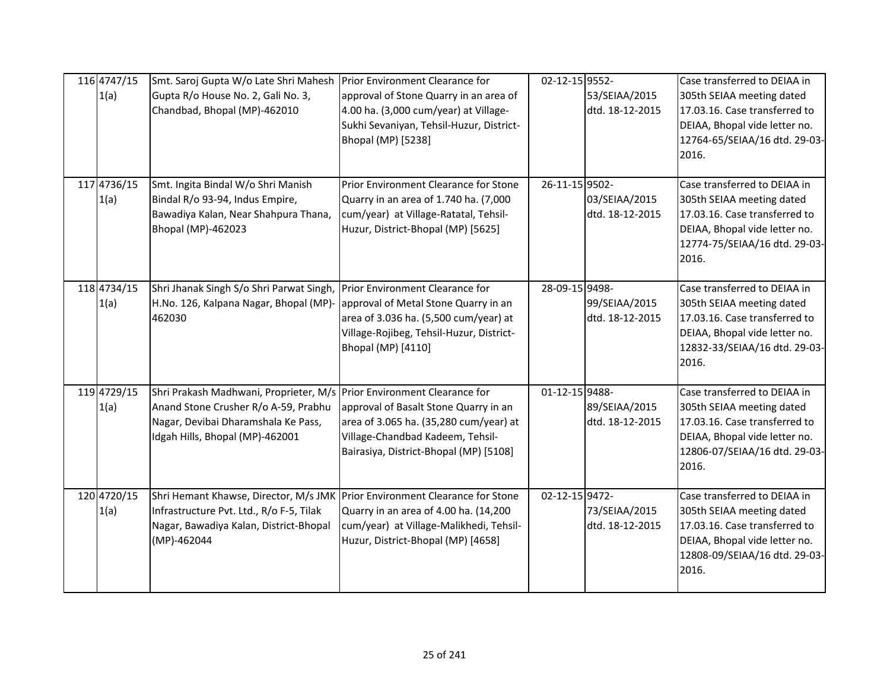| | | | | | | |
|---|---|---|---|---|---|---|
| 116 | 4747/15 1(a) | Smt. Saroj Gupta W/o Late Shri Mahesh Gupta R/o House No. 2, Gali No. 3, Chandbad, Bhopal (MP)-462010 | Prior Environment Clearance for approval of Stone Quarry in an area of 4.00 ha. (3,000 cum/year) at Village-Sukhi Sevaniyan, Tehsil-Huzur, District-Bhopal (MP) [5238] | 02-12-15 | 9552-53/SEIAA/2015 dtd. 18-12-2015 | Case transferred to DEIAA in 305th SEIAA meeting dated 17.03.16. Case transferred to DEIAA, Bhopal vide letter no. 12764-65/SEIAA/16 dtd. 29-03-2016. |
| 117 | 4736/15 1(a) | Smt. Ingita Bindal W/o Shri Manish Bindal R/o 93-94, Indus Empire, Bawadiya Kalan, Near Shahpura Thana, Bhopal (MP)-462023 | Prior Environment Clearance for Stone Quarry in an area of 1.740 ha. (7,000 cum/year) at Village-Ratatal, Tehsil-Huzur, District-Bhopal (MP) [5625] | 26-11-15 | 9502-03/SEIAA/2015 dtd. 18-12-2015 | Case transferred to DEIAA in 305th SEIAA meeting dated 17.03.16. Case transferred to DEIAA, Bhopal vide letter no. 12774-75/SEIAA/16 dtd. 29-03-2016. |
| 118 | 4734/15 1(a) | Shri Jhanak Singh S/o Shri Parwat Singh, H.No. 126, Kalpana Nagar, Bhopal (MP)-462030 | Prior Environment Clearance for approval of Metal Stone Quarry in an area of 3.036 ha. (5,500 cum/year) at Village-Rojibeg, Tehsil-Huzur, District-Bhopal (MP) [4110] | 28-09-15 | 9498-99/SEIAA/2015 dtd. 18-12-2015 | Case transferred to DEIAA in 305th SEIAA meeting dated 17.03.16. Case transferred to DEIAA, Bhopal vide letter no. 12832-33/SEIAA/16 dtd. 29-03-2016. |
| 119 | 4729/15 1(a) | Shri Prakash Madhwani, Proprieter, M/s Anand Stone Crusher R/o A-59, Prabhu Nagar, Devibai Dharamshala Ke Pass, Idgah Hills, Bhopal (MP)-462001 | Prior Environment Clearance for approval of Basalt Stone Quarry in an area of 3.065 ha. (35,280 cum/year) at Village-Chandbad Kadeem, Tehsil-Bairasiya, District-Bhopal (MP) [5108] | 01-12-15 | 9488-89/SEIAA/2015 dtd. 18-12-2015 | Case transferred to DEIAA in 305th SEIAA meeting dated 17.03.16. Case transferred to DEIAA, Bhopal vide letter no. 12806-07/SEIAA/16 dtd. 29-03-2016. |
| 120 | 4720/15 1(a) | Shri Hemant Khawse, Director, M/s JMK Infrastructure Pvt. Ltd., R/o F-5, Tilak Nagar, Bawadiya Kalan, District-Bhopal (MP)-462044 | Prior Environment Clearance for Stone Quarry in an area of 4.00 ha. (14,200 cum/year) at Village-Malikhedi, Tehsil-Huzur, District-Bhopal (MP) [4658] | 02-12-15 | 9472-73/SEIAA/2015 dtd. 18-12-2015 | Case transferred to DEIAA in 305th SEIAA meeting dated 17.03.16. Case transferred to DEIAA, Bhopal vide letter no. 12808-09/SEIAA/16 dtd. 29-03-2016. |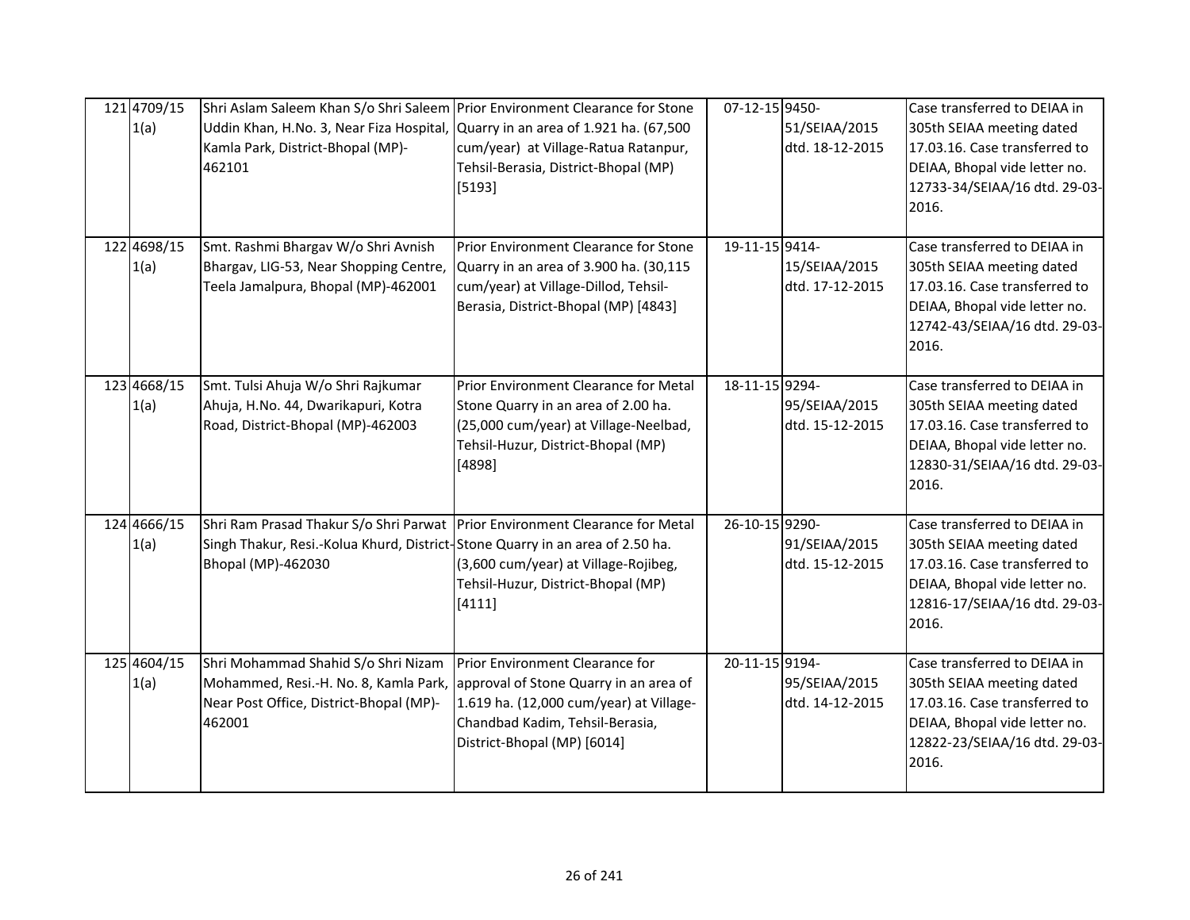| | | | | | | |
|---|---|---|---|---|---|---|
| 121 | 4709/15 1(a) | Shri Aslam Saleem Khan S/o Shri Saleem Uddin Khan, H.No. 3, Near Fiza Hospital, Kamla Park, District-Bhopal (MP)-462101 | Prior Environment Clearance for Stone Quarry in an area of 1.921 ha. (67,500 cum/year) at Village-Ratua Ratanpur, Tehsil-Berasia, District-Bhopal (MP) [5193] | 07-12-15 | 9450-51/SEIAA/2015 dtd. 18-12-2015 | Case transferred to DEIAA in 305th SEIAA meeting dated 17.03.16. Case transferred to DEIAA, Bhopal vide letter no. 12733-34/SEIAA/16 dtd. 29-03-2016. |
| 122 | 4698/15 1(a) | Smt. Rashmi Bhargav W/o Shri Avnish Bhargav, LIG-53, Near Shopping Centre, Teela Jamalpura, Bhopal (MP)-462001 | Prior Environment Clearance for Stone Quarry in an area of 3.900 ha. (30,115 cum/year) at Village-Dillod, Tehsil-Berasia, District-Bhopal (MP) [4843] | 19-11-15 | 9414-15/SEIAA/2015 dtd. 17-12-2015 | Case transferred to DEIAA in 305th SEIAA meeting dated 17.03.16. Case transferred to DEIAA, Bhopal vide letter no. 12742-43/SEIAA/16 dtd. 29-03-2016. |
| 123 | 4668/15 1(a) | Smt. Tulsi Ahuja W/o Shri Rajkumar Ahuja, H.No. 44, Dwarikapuri, Kotra Road, District-Bhopal (MP)-462003 | Prior Environment Clearance for Metal Stone Quarry in an area of 2.00 ha. (25,000 cum/year) at Village-Neelbad, Tehsil-Huzur, District-Bhopal (MP) [4898] | 18-11-15 | 9294-95/SEIAA/2015 dtd. 15-12-2015 | Case transferred to DEIAA in 305th SEIAA meeting dated 17.03.16. Case transferred to DEIAA, Bhopal vide letter no. 12830-31/SEIAA/16 dtd. 29-03-2016. |
| 124 | 4666/15 1(a) | Shri Ram Prasad Thakur S/o Shri Parwat Singh Thakur, Resi.-Kolua Khurd, District-Bhopal (MP)-462030 | Prior Environment Clearance for Metal Stone Quarry in an area of 2.50 ha. (3,600 cum/year) at Village-Rojibeg, Tehsil-Huzur, District-Bhopal (MP) [4111] | 26-10-15 | 9290-91/SEIAA/2015 dtd. 15-12-2015 | Case transferred to DEIAA in 305th SEIAA meeting dated 17.03.16. Case transferred to DEIAA, Bhopal vide letter no. 12816-17/SEIAA/16 dtd. 29-03-2016. |
| 125 | 4604/15 1(a) | Shri Mohammad Shahid S/o Shri Nizam Mohammed, Resi.-H. No. 8, Kamla Park, Near Post Office, District-Bhopal (MP)-462001 | Prior Environment Clearance for approval of Stone Quarry in an area of 1.619 ha. (12,000 cum/year) at Village-Chandbad Kadim, Tehsil-Berasia, District-Bhopal (MP) [6014] | 20-11-15 | 9194-95/SEIAA/2015 dtd. 14-12-2015 | Case transferred to DEIAA in 305th SEIAA meeting dated 17.03.16. Case transferred to DEIAA, Bhopal vide letter no. 12822-23/SEIAA/16 dtd. 29-03-2016. |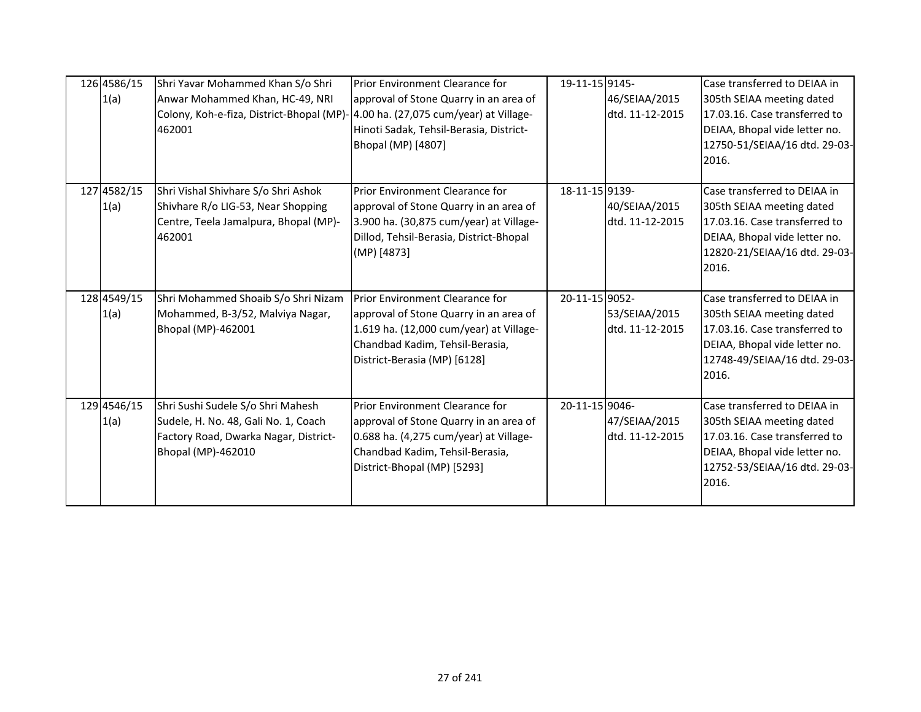| | | | | | | |
|---|---|---|---|---|---|---|
| 126 | 4586/15 1(a) | Shri Yavar Mohammed Khan S/o Shri Anwar Mohammed Khan, HC-49, NRI Colony, Koh-e-fiza, District-Bhopal (MP)-462001 | Prior Environment Clearance for approval of Stone Quarry in an area of 4.00 ha. (27,075 cum/year) at Village-Hinoti Sadak, Tehsil-Berasia, District-Bhopal (MP) [4807] | 19-11-15 | 9145-46/SEIAA/2015 dtd. 11-12-2015 | Case transferred to DEIAA in 305th SEIAA meeting dated 17.03.16. Case transferred to DEIAA, Bhopal vide letter no. 12750-51/SEIAA/16 dtd. 29-03-2016. |
| 127 | 4582/15 1(a) | Shri Vishal Shivhare S/o Shri Ashok Shivhare R/o LIG-53, Near Shopping Centre, Teela Jamalpura, Bhopal (MP)-462001 | Prior Environment Clearance for approval of Stone Quarry in an area of 3.900 ha. (30,875 cum/year) at Village-Dillod, Tehsil-Berasia, District-Bhopal (MP) [4873] | 18-11-15 | 9139-40/SEIAA/2015 dtd. 11-12-2015 | Case transferred to DEIAA in 305th SEIAA meeting dated 17.03.16. Case transferred to DEIAA, Bhopal vide letter no. 12820-21/SEIAA/16 dtd. 29-03-2016. |
| 128 | 4549/15 1(a) | Shri Mohammed Shoaib S/o Shri Nizam Mohammed, B-3/52, Malviya Nagar, Bhopal (MP)-462001 | Prior Environment Clearance for approval of Stone Quarry in an area of 1.619 ha. (12,000 cum/year) at Village-Chandbad Kadim, Tehsil-Berasia, District-Berasia (MP) [6128] | 20-11-15 | 9052-53/SEIAA/2015 dtd. 11-12-2015 | Case transferred to DEIAA in 305th SEIAA meeting dated 17.03.16. Case transferred to DEIAA, Bhopal vide letter no. 12748-49/SEIAA/16 dtd. 29-03-2016. |
| 129 | 4546/15 1(a) | Shri Sushi Sudele S/o Shri Mahesh Sudele, H. No. 48, Gali No. 1, Coach Factory Road, Dwarka Nagar, District-Bhopal (MP)-462010 | Prior Environment Clearance for approval of Stone Quarry in an area of 0.688 ha. (4,275 cum/year) at Village-Chandbad Kadim, Tehsil-Berasia, District-Bhopal (MP) [5293] | 20-11-15 | 9046-47/SEIAA/2015 dtd. 11-12-2015 | Case transferred to DEIAA in 305th SEIAA meeting dated 17.03.16. Case transferred to DEIAA, Bhopal vide letter no. 12752-53/SEIAA/16 dtd. 29-03-2016. |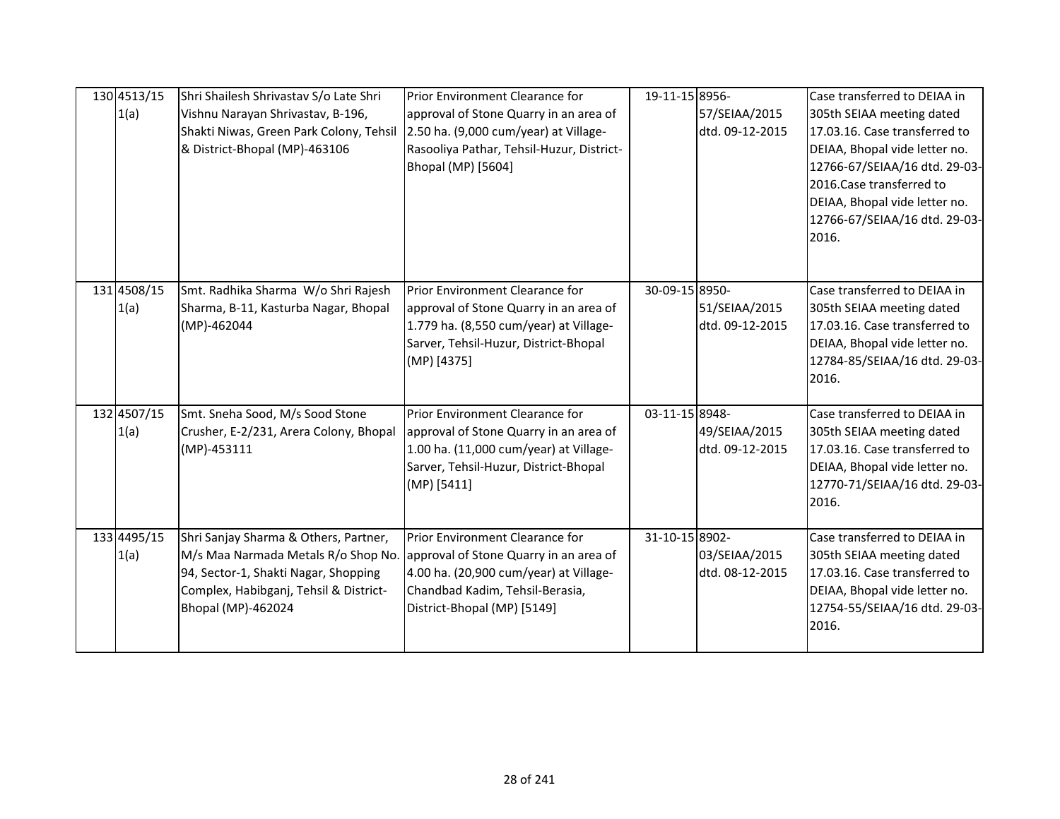| | | | | | | |
|---|---|---|---|---|---|---|
| 130 | 4513/15 1(a) | Shri Shailesh Shrivastav S/o Late Shri Vishnu Narayan Shrivastav, B-196, Shakti Niwas, Green Park Colony, Tehsil & District-Bhopal (MP)-463106 | Prior Environment Clearance for approval of Stone Quarry in an area of 2.50 ha. (9,000 cum/year) at Village-Rasooliya Pathar, Tehsil-Huzur, District-Bhopal (MP) [5604] | 19-11-15 | 8956-57/SEIAA/2015 dtd. 09-12-2015 | Case transferred to DEIAA in 305th SEIAA meeting dated 17.03.16. Case transferred to DEIAA, Bhopal vide letter no. 12766-67/SEIAA/16 dtd. 29-03-2016.Case transferred to DEIAA, Bhopal vide letter no. 12766-67/SEIAA/16 dtd. 29-03-2016. |
| 131 | 4508/15 1(a) | Smt. Radhika Sharma W/o Shri Rajesh Sharma, B-11, Kasturba Nagar, Bhopal (MP)-462044 | Prior Environment Clearance for approval of Stone Quarry in an area of 1.779 ha. (8,550 cum/year) at Village-Sarver, Tehsil-Huzur, District-Bhopal (MP) [4375] | 30-09-15 | 8950-51/SEIAA/2015 dtd. 09-12-2015 | Case transferred to DEIAA in 305th SEIAA meeting dated 17.03.16. Case transferred to DEIAA, Bhopal vide letter no. 12784-85/SEIAA/16 dtd. 29-03-2016. |
| 132 | 4507/15 1(a) | Smt. Sneha Sood, M/s Sood Stone Crusher, E-2/231, Arera Colony, Bhopal (MP)-453111 | Prior Environment Clearance for approval of Stone Quarry in an area of 1.00 ha. (11,000 cum/year) at Village-Sarver, Tehsil-Huzur, District-Bhopal (MP) [5411] | 03-11-15 | 8948-49/SEIAA/2015 dtd. 09-12-2015 | Case transferred to DEIAA in 305th SEIAA meeting dated 17.03.16. Case transferred to DEIAA, Bhopal vide letter no. 12770-71/SEIAA/16 dtd. 29-03-2016. |
| 133 | 4495/15 1(a) | Shri Sanjay Sharma & Others, Partner, M/s Maa Narmada Metals R/o Shop No. 94, Sector-1, Shakti Nagar, Shopping Complex, Habibganj, Tehsil & District-Bhopal (MP)-462024 | Prior Environment Clearance for approval of Stone Quarry in an area of 4.00 ha. (20,900 cum/year) at Village-Chandbad Kadim, Tehsil-Berasia, District-Bhopal (MP) [5149] | 31-10-15 | 8902-03/SEIAA/2015 dtd. 08-12-2015 | Case transferred to DEIAA in 305th SEIAA meeting dated 17.03.16. Case transferred to DEIAA, Bhopal vide letter no. 12754-55/SEIAA/16 dtd. 29-03-2016. |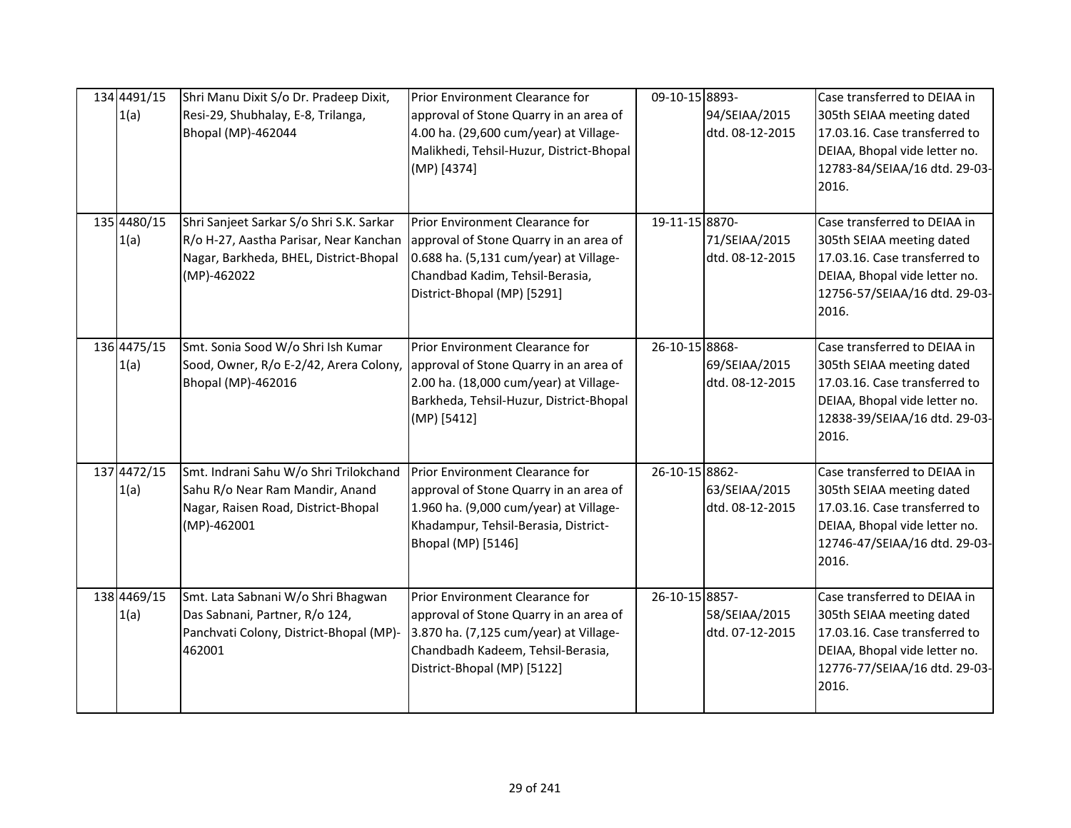| | | | | | | |
|---|---|---|---|---|---|---|
| 134 | 4491/15 1(a) | Shri Manu Dixit S/o Dr. Pradeep Dixit, Resi-29, Shubhalay, E-8, Trilanga, Bhopal (MP)-462044 | Prior Environment Clearance for approval of Stone Quarry in an area of 4.00 ha. (29,600 cum/year) at Village-Malikhedi, Tehsil-Huzur, District-Bhopal (MP) [4374] | 09-10-15 | 8893-94/SEIAA/2015 dtd. 08-12-2015 | Case transferred to DEIAA in 305th SEIAA meeting dated 17.03.16. Case transferred to DEIAA, Bhopal vide letter no. 12783-84/SEIAA/16 dtd. 29-03-2016. |
| 135 | 4480/15 1(a) | Shri Sanjeet Sarkar S/o Shri S.K. Sarkar R/o H-27, Aastha Parisar, Near Kanchan Nagar, Barkheda, BHEL, District-Bhopal (MP)-462022 | Prior Environment Clearance for approval of Stone Quarry in an area of 0.688 ha. (5,131 cum/year) at Village-Chandbad Kadim, Tehsil-Berasia, District-Bhopal (MP) [5291] | 19-11-15 | 8870-71/SEIAA/2015 dtd. 08-12-2015 | Case transferred to DEIAA in 305th SEIAA meeting dated 17.03.16. Case transferred to DEIAA, Bhopal vide letter no. 12756-57/SEIAA/16 dtd. 29-03-2016. |
| 136 | 4475/15 1(a) | Smt. Sonia Sood W/o Shri Ish Kumar Sood, Owner, R/o E-2/42, Arera Colony, Bhopal (MP)-462016 | Prior Environment Clearance for approval of Stone Quarry in an area of 2.00 ha. (18,000 cum/year) at Village-Barkheda, Tehsil-Huzur, District-Bhopal (MP) [5412] | 26-10-15 | 8868-69/SEIAA/2015 dtd. 08-12-2015 | Case transferred to DEIAA in 305th SEIAA meeting dated 17.03.16. Case transferred to DEIAA, Bhopal vide letter no. 12838-39/SEIAA/16 dtd. 29-03-2016. |
| 137 | 4472/15 1(a) | Smt. Indrani Sahu W/o Shri Trilokchand Sahu R/o Near Ram Mandir, Anand Nagar, Raisen Road, District-Bhopal (MP)-462001 | Prior Environment Clearance for approval of Stone Quarry in an area of 1.960 ha. (9,000 cum/year) at Village-Khadampur, Tehsil-Berasia, District-Bhopal (MP) [5146] | 26-10-15 | 8862-63/SEIAA/2015 dtd. 08-12-2015 | Case transferred to DEIAA in 305th SEIAA meeting dated 17.03.16. Case transferred to DEIAA, Bhopal vide letter no. 12746-47/SEIAA/16 dtd. 29-03-2016. |
| 138 | 4469/15 1(a) | Smt. Lata Sabnani W/o Shri Bhagwan Das Sabnani, Partner, R/o 124, Panchvati Colony, District-Bhopal (MP)-462001 | Prior Environment Clearance for approval of Stone Quarry in an area of 3.870 ha. (7,125 cum/year) at Village-Chandbadh Kadeem, Tehsil-Berasia, District-Bhopal (MP) [5122] | 26-10-15 | 8857-58/SEIAA/2015 dtd. 07-12-2015 | Case transferred to DEIAA in 305th SEIAA meeting dated 17.03.16. Case transferred to DEIAA, Bhopal vide letter no. 12776-77/SEIAA/16 dtd. 29-03-2016. |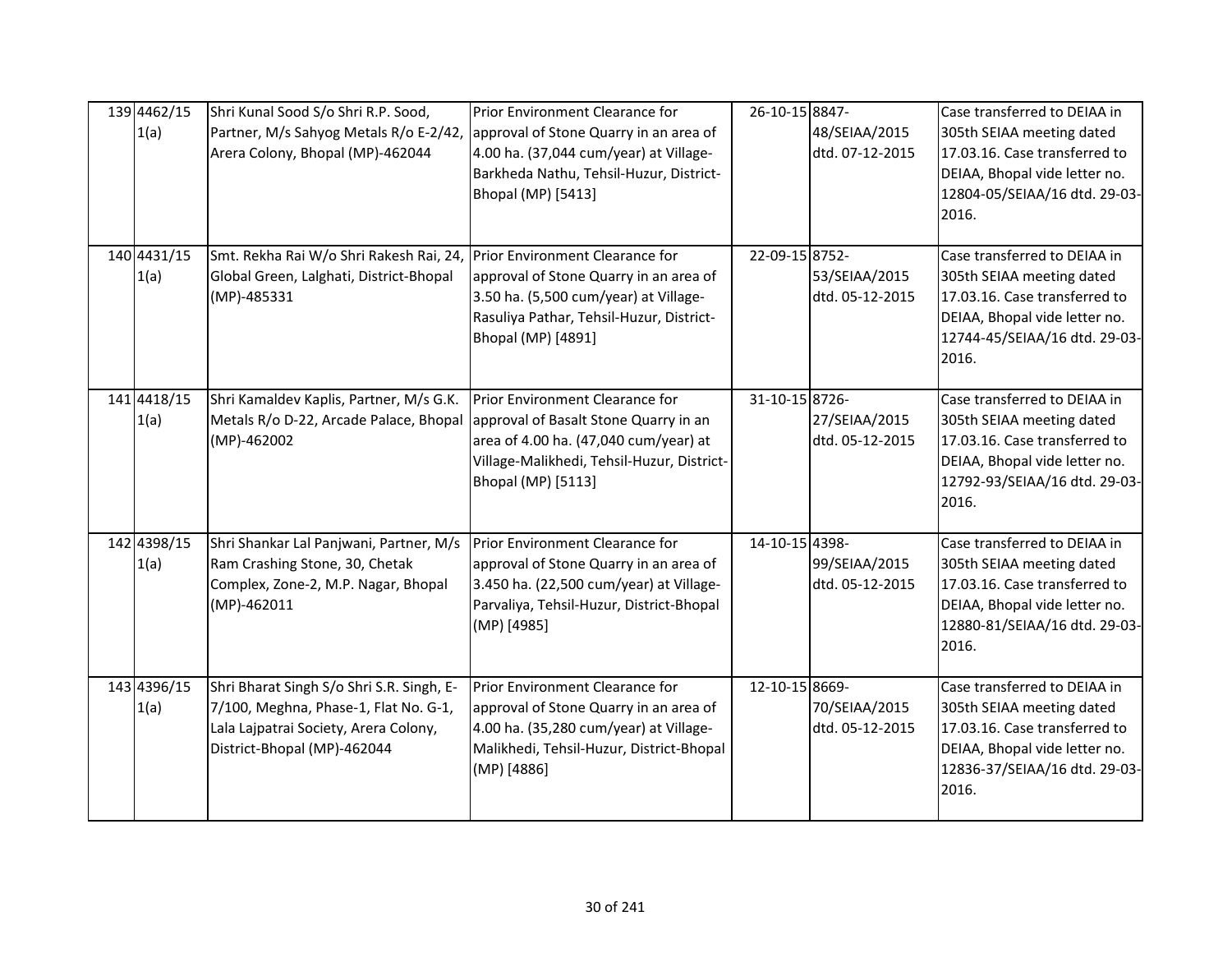| | | | | | | |
|---|---|---|---|---|---|---|
| 139 | 4462/15 1(a) | Shri Kunal Sood S/o Shri R.P. Sood, Partner, M/s Sahyog Metals R/o E-2/42, Arera Colony, Bhopal (MP)-462044 | Prior Environment Clearance for approval of Stone Quarry in an area of 4.00 ha. (37,044 cum/year) at Village-Barkheda Nathu, Tehsil-Huzur, District-Bhopal (MP) [5413] | 26-10-15 | 8847-48/SEIAA/2015 dtd. 07-12-2015 | Case transferred to DEIAA in 305th SEIAA meeting dated 17.03.16. Case transferred to DEIAA, Bhopal vide letter no. 12804-05/SEIAA/16 dtd. 29-03-2016. |
| 140 | 4431/15 1(a) | Smt. Rekha Rai W/o Shri Rakesh Rai, 24, Global Green, Lalghati, District-Bhopal (MP)-485331 | Prior Environment Clearance for approval of Stone Quarry in an area of 3.50 ha. (5,500 cum/year) at Village-Rasuliya Pathar, Tehsil-Huzur, District-Bhopal (MP) [4891] | 22-09-15 | 8752-53/SEIAA/2015 dtd. 05-12-2015 | Case transferred to DEIAA in 305th SEIAA meeting dated 17.03.16. Case transferred to DEIAA, Bhopal vide letter no. 12744-45/SEIAA/16 dtd. 29-03-2016. |
| 141 | 4418/15 1(a) | Shri Kamaldev Kaplis, Partner, M/s G.K. Metals R/o D-22, Arcade Palace, Bhopal (MP)-462002 | Prior Environment Clearance for approval of Basalt Stone Quarry in an area of 4.00 ha. (47,040 cum/year) at Village-Malikhedi, Tehsil-Huzur, District-Bhopal (MP) [5113] | 31-10-15 | 8726-27/SEIAA/2015 dtd. 05-12-2015 | Case transferred to DEIAA in 305th SEIAA meeting dated 17.03.16. Case transferred to DEIAA, Bhopal vide letter no. 12792-93/SEIAA/16 dtd. 29-03-2016. |
| 142 | 4398/15 1(a) | Shri Shankar Lal Panjwani, Partner, M/s Ram Crashing Stone, 30, Chetak Complex, Zone-2, M.P. Nagar, Bhopal (MP)-462011 | Prior Environment Clearance for approval of Stone Quarry in an area of 3.450 ha. (22,500 cum/year) at Village-Parvaliya, Tehsil-Huzur, District-Bhopal (MP) [4985] | 14-10-15 | 4398-99/SEIAA/2015 dtd. 05-12-2015 | Case transferred to DEIAA in 305th SEIAA meeting dated 17.03.16. Case transferred to DEIAA, Bhopal vide letter no. 12880-81/SEIAA/16 dtd. 29-03-2016. |
| 143 | 4396/15 1(a) | Shri Bharat Singh S/o Shri S.R. Singh, E-7/100, Meghna, Phase-1, Flat No. G-1, Lala Lajpatrai Society, Arera Colony, District-Bhopal (MP)-462044 | Prior Environment Clearance for approval of Stone Quarry in an area of 4.00 ha. (35,280 cum/year) at Village-Malikhedi, Tehsil-Huzur, District-Bhopal (MP) [4886] | 12-10-15 | 8669-70/SEIAA/2015 dtd. 05-12-2015 | Case transferred to DEIAA in 305th SEIAA meeting dated 17.03.16. Case transferred to DEIAA, Bhopal vide letter no. 12836-37/SEIAA/16 dtd. 29-03-2016. |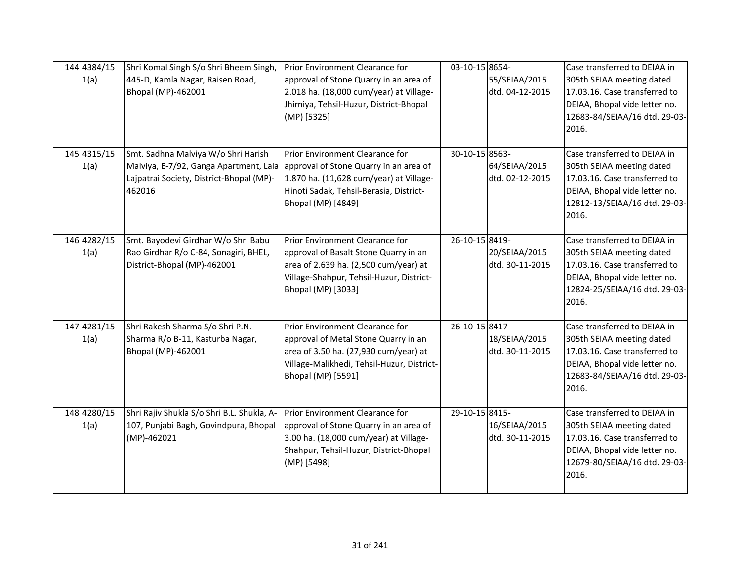| | | | | | | |
|---|---|---|---|---|---|---|
| 144 | 4384/15 1(a) | Shri Komal Singh S/o Shri Bheem Singh, 445-D, Kamla Nagar, Raisen Road, Bhopal (MP)-462001 | Prior Environment Clearance for approval of Stone Quarry in an area of 2.018 ha. (18,000 cum/year) at Village-Jhirniya, Tehsil-Huzur, District-Bhopal (MP) [5325] | 03-10-15 | 8654-55/SEIAA/2015 dtd. 04-12-2015 | Case transferred to DEIAA in 305th SEIAA meeting dated 17.03.16. Case transferred to DEIAA, Bhopal vide letter no. 12683-84/SEIAA/16 dtd. 29-03-2016. |
| 145 | 4315/15 1(a) | Smt. Sadhna Malviya W/o Shri Harish Malviya, E-7/92, Ganga Apartment, Lala Lajpatrai Society, District-Bhopal (MP)-462016 | Prior Environment Clearance for approval of Stone Quarry in an area of 1.870 ha. (11,628 cum/year) at Village-Hinoti Sadak, Tehsil-Berasia, District-Bhopal (MP) [4849] | 30-10-15 | 8563-64/SEIAA/2015 dtd. 02-12-2015 | Case transferred to DEIAA in 305th SEIAA meeting dated 17.03.16. Case transferred to DEIAA, Bhopal vide letter no. 12812-13/SEIAA/16 dtd. 29-03-2016. |
| 146 | 4282/15 1(a) | Smt. Bayodevi Girdhar W/o Shri Babu Rao Girdhar R/o C-84, Sonagiri, BHEL, District-Bhopal (MP)-462001 | Prior Environment Clearance for approval of Basalt Stone Quarry in an area of 2.639 ha. (2,500 cum/year) at Village-Shahpur, Tehsil-Huzur, District-Bhopal (MP) [3033] | 26-10-15 | 8419-20/SEIAA/2015 dtd. 30-11-2015 | Case transferred to DEIAA in 305th SEIAA meeting dated 17.03.16. Case transferred to DEIAA, Bhopal vide letter no. 12824-25/SEIAA/16 dtd. 29-03-2016. |
| 147 | 4281/15 1(a) | Shri Rakesh Sharma S/o Shri P.N. Sharma R/o B-11, Kasturba Nagar, Bhopal (MP)-462001 | Prior Environment Clearance for approval of Metal Stone Quarry in an area of 3.50 ha. (27,930 cum/year) at Village-Malikhedi, Tehsil-Huzur, District-Bhopal (MP) [5591] | 26-10-15 | 8417-18/SEIAA/2015 dtd. 30-11-2015 | Case transferred to DEIAA in 305th SEIAA meeting dated 17.03.16. Case transferred to DEIAA, Bhopal vide letter no. 12683-84/SEIAA/16 dtd. 29-03-2016. |
| 148 | 4280/15 1(a) | Shri Rajiv Shukla S/o Shri B.L. Shukla, A-107, Punjabi Bagh, Govindpura, Bhopal (MP)-462021 | Prior Environment Clearance for approval of Stone Quarry in an area of 3.00 ha. (18,000 cum/year) at Village-Shahpur, Tehsil-Huzur, District-Bhopal (MP) [5498] | 29-10-15 | 8415-16/SEIAA/2015 dtd. 30-11-2015 | Case transferred to DEIAA in 305th SEIAA meeting dated 17.03.16. Case transferred to DEIAA, Bhopal vide letter no. 12679-80/SEIAA/16 dtd. 29-03-2016. |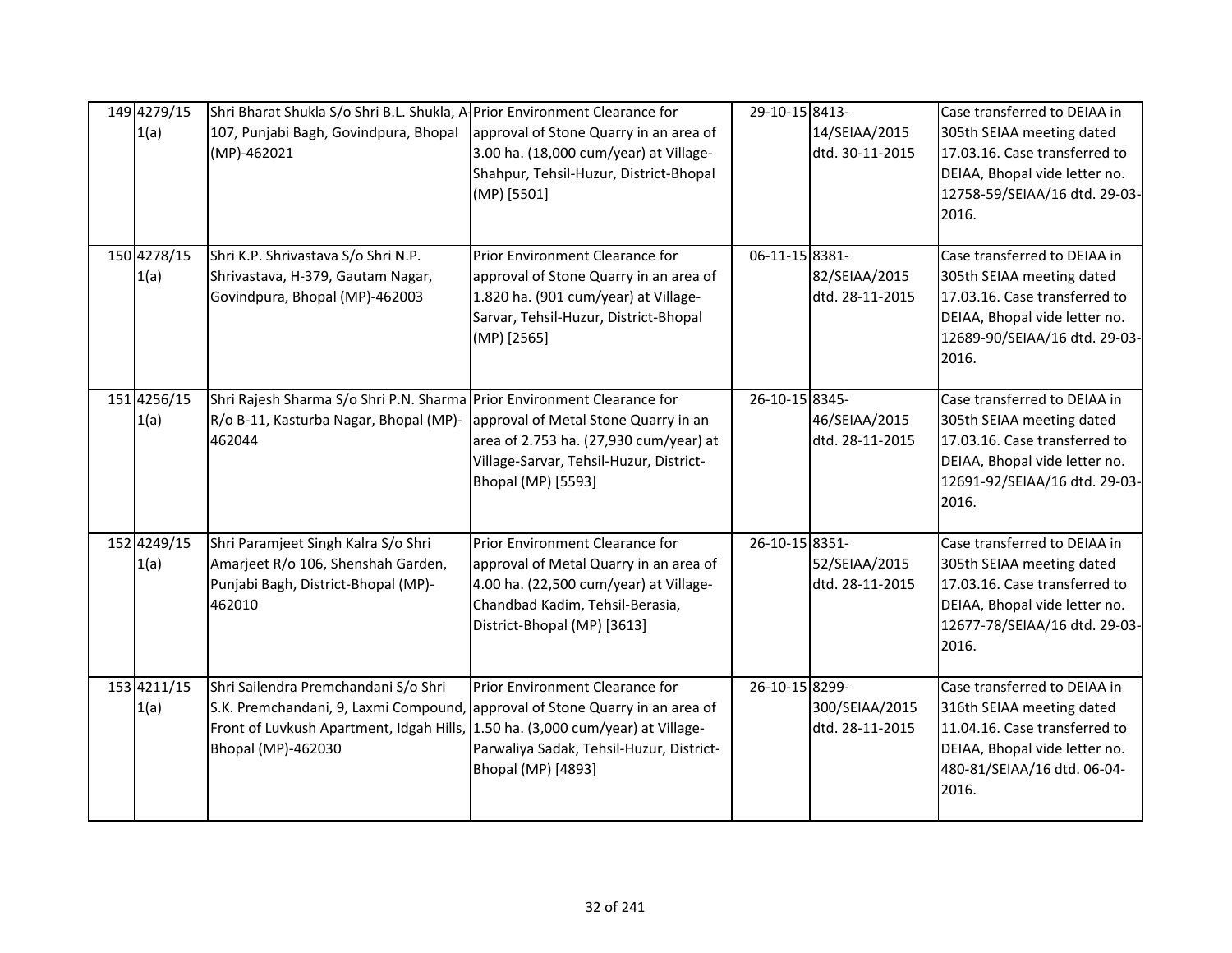| | | | | | | |
|---|---|---|---|---|---|---|
| 149 | 4279/15 1(a) | Shri Bharat Shukla S/o Shri B.L. Shukla, A-107, Punjabi Bagh, Govindpura, Bhopal (MP)-462021 | Prior Environment Clearance for approval of Stone Quarry in an area of 3.00 ha. (18,000 cum/year) at Village-Shahpur, Tehsil-Huzur, District-Bhopal (MP) [5501] | 29-10-15 | 8413-14/SEIAA/2015 dtd. 30-11-2015 | Case transferred to DEIAA in 305th SEIAA meeting dated 17.03.16. Case transferred to DEIAA, Bhopal vide letter no. 12758-59/SEIAA/16 dtd. 29-03-2016. |
| 150 | 4278/15 1(a) | Shri K.P. Shrivastava S/o Shri N.P. Shrivastava, H-379, Gautam Nagar, Govindpura, Bhopal (MP)-462003 | Prior Environment Clearance for approval of Stone Quarry in an area of 1.820 ha. (901 cum/year) at Village-Sarvar, Tehsil-Huzur, District-Bhopal (MP) [2565] | 06-11-15 | 8381-82/SEIAA/2015 dtd. 28-11-2015 | Case transferred to DEIAA in 305th SEIAA meeting dated 17.03.16. Case transferred to DEIAA, Bhopal vide letter no. 12689-90/SEIAA/16 dtd. 29-03-2016. |
| 151 | 4256/15 1(a) | Shri Rajesh Sharma S/o Shri P.N. Sharma R/o B-11, Kasturba Nagar, Bhopal (MP)-462044 | Prior Environment Clearance for approval of Metal Stone Quarry in an area of 2.753 ha. (27,930 cum/year) at Village-Sarvar, Tehsil-Huzur, District-Bhopal (MP) [5593] | 26-10-15 | 8345-46/SEIAA/2015 dtd. 28-11-2015 | Case transferred to DEIAA in 305th SEIAA meeting dated 17.03.16. Case transferred to DEIAA, Bhopal vide letter no. 12691-92/SEIAA/16 dtd. 29-03-2016. |
| 152 | 4249/15 1(a) | Shri Paramjeet Singh Kalra S/o Shri Amarjeet R/o 106, Shenshah Garden, Punjabi Bagh, District-Bhopal (MP)-462010 | Prior Environment Clearance for approval of Metal Quarry in an area of 4.00 ha. (22,500 cum/year) at Village-Chandbad Kadim, Tehsil-Berasia, District-Bhopal (MP) [3613] | 26-10-15 | 8351-52/SEIAA/2015 dtd. 28-11-2015 | Case transferred to DEIAA in 305th SEIAA meeting dated 17.03.16. Case transferred to DEIAA, Bhopal vide letter no. 12677-78/SEIAA/16 dtd. 29-03-2016. |
| 153 | 4211/15 1(a) | Shri Sailendra Premchandani S/o Shri S.K. Premchandani, 9, Laxmi Compound, Front of Luvkush Apartment, Idgah Hills, Bhopal (MP)-462030 | Prior Environment Clearance for approval of Stone Quarry in an area of 1.50 ha. (3,000 cum/year) at Village-Parwaliya Sadak, Tehsil-Huzur, District-Bhopal (MP) [4893] | 26-10-15 | 8299-300/SEIAA/2015 dtd. 28-11-2015 | Case transferred to DEIAA in 316th SEIAA meeting dated 11.04.16. Case transferred to DEIAA, Bhopal vide letter no. 480-81/SEIAA/16 dtd. 06-04-2016. |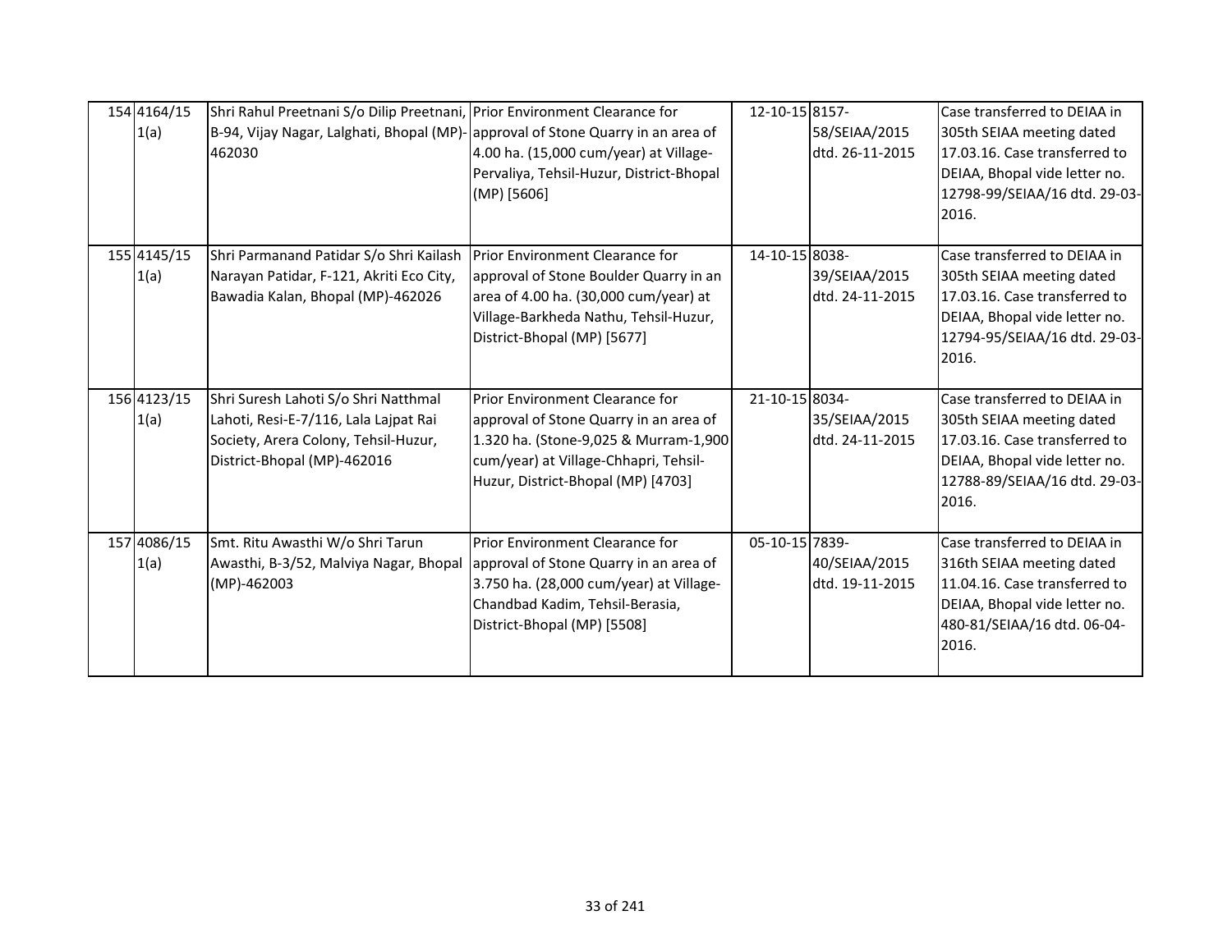| | | | | | | |
|---|---|---|---|---|---|---|
| 154 | 4164/15 1(a) | Shri Rahul Preetnani S/o Dilip Preetnani, B-94, Vijay Nagar, Lalghati, Bhopal (MP)-462030 | Prior Environment Clearance for approval of Stone Quarry in an area of 4.00 ha. (15,000 cum/year) at Village-Pervaliya, Tehsil-Huzur, District-Bhopal (MP) [5606] | 12-10-15 | 8157-58/SEIAA/2015 dtd. 26-11-2015 | Case transferred to DEIAA in 305th SEIAA meeting dated 17.03.16. Case transferred to DEIAA, Bhopal vide letter no. 12798-99/SEIAA/16 dtd. 29-03-2016. |
| 155 | 4145/15 1(a) | Shri Parmanand Patidar S/o Shri Kailash Narayan Patidar, F-121, Akriti Eco City, Bawadia Kalan, Bhopal (MP)-462026 | Prior Environment Clearance for approval of Stone Boulder Quarry in an area of 4.00 ha. (30,000 cum/year) at Village-Barkheda Nathu, Tehsil-Huzur, District-Bhopal (MP) [5677] | 14-10-15 | 8038-39/SEIAA/2015 dtd. 24-11-2015 | Case transferred to DEIAA in 305th SEIAA meeting dated 17.03.16. Case transferred to DEIAA, Bhopal vide letter no. 12794-95/SEIAA/16 dtd. 29-03-2016. |
| 156 | 4123/15 1(a) | Shri Suresh Lahoti S/o Shri Natthmal Lahoti, Resi-E-7/116, Lala Lajpat Rai Society, Arera Colony, Tehsil-Huzur, District-Bhopal (MP)-462016 | Prior Environment Clearance for approval of Stone Quarry in an area of 1.320 ha. (Stone-9,025 & Murram-1,900 cum/year) at Village-Chhapri, Tehsil-Huzur, District-Bhopal (MP) [4703] | 21-10-15 | 8034-35/SEIAA/2015 dtd. 24-11-2015 | Case transferred to DEIAA in 305th SEIAA meeting dated 17.03.16. Case transferred to DEIAA, Bhopal vide letter no. 12788-89/SEIAA/16 dtd. 29-03-2016. |
| 157 | 4086/15 1(a) | Smt. Ritu Awasthi W/o Shri Tarun Awasthi, B-3/52, Malviya Nagar, Bhopal (MP)-462003 | Prior Environment Clearance for approval of Stone Quarry in an area of 3.750 ha. (28,000 cum/year) at Village-Chandbad Kadim, Tehsil-Berasia, District-Bhopal (MP) [5508] | 05-10-15 | 7839-40/SEIAA/2015 dtd. 19-11-2015 | Case transferred to DEIAA in 316th SEIAA meeting dated 11.04.16. Case transferred to DEIAA, Bhopal vide letter no. 480-81/SEIAA/16 dtd. 06-04-2016. |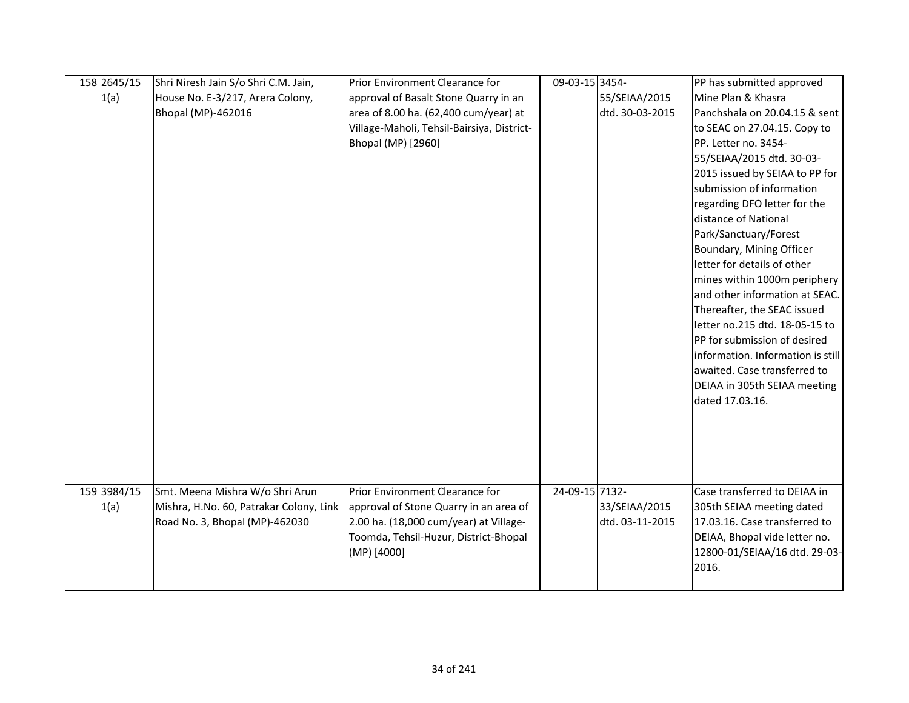| | | | | | | |
|---|---|---|---|---|---|---|
| 158 | 2645/15 1(a) | Shri Niresh Jain S/o Shri C.M. Jain, House No. E-3/217, Arera Colony, Bhopal (MP)-462016 | Prior Environment Clearance for approval of Basalt Stone Quarry in an area of 8.00 ha. (62,400 cum/year) at Village-Maholi, Tehsil-Bairsiya, District-Bhopal (MP) [2960] | 09-03-15 | 3454-55/SEIAA/2015 dtd. 30-03-2015 | PP has submitted approved Mine Plan & Khasra Panchshala on 20.04.15 & sent to SEAC on 27.04.15. Copy to PP. Letter no. 3454-55/SEIAA/2015 dtd. 30-03-2015 issued by SEIAA to PP for submission of information regarding DFO letter for the distance of National Park/Sanctuary/Forest Boundary, Mining Officer letter for details of other mines within 1000m periphery and other information at SEAC. Thereafter, the SEAC issued letter no.215 dtd. 18-05-15 to PP for submission of desired information. Information is still awaited. Case transferred to DEIAA in 305th SEIAA meeting dated 17.03.16. |
| 159 | 3984/15 1(a) | Smt. Meena Mishra W/o Shri Arun Mishra, H.No. 60, Patrakar Colony, Link Road No. 3, Bhopal (MP)-462030 | Prior Environment Clearance for approval of Stone Quarry in an area of 2.00 ha. (18,000 cum/year) at Village-Toomda, Tehsil-Huzur, District-Bhopal (MP) [4000] | 24-09-15 | 7132-33/SEIAA/2015 dtd. 03-11-2015 | Case transferred to DEIAA in 305th SEIAA meeting dated 17.03.16. Case transferred to DEIAA, Bhopal vide letter no. 12800-01/SEIAA/16 dtd. 29-03-2016. |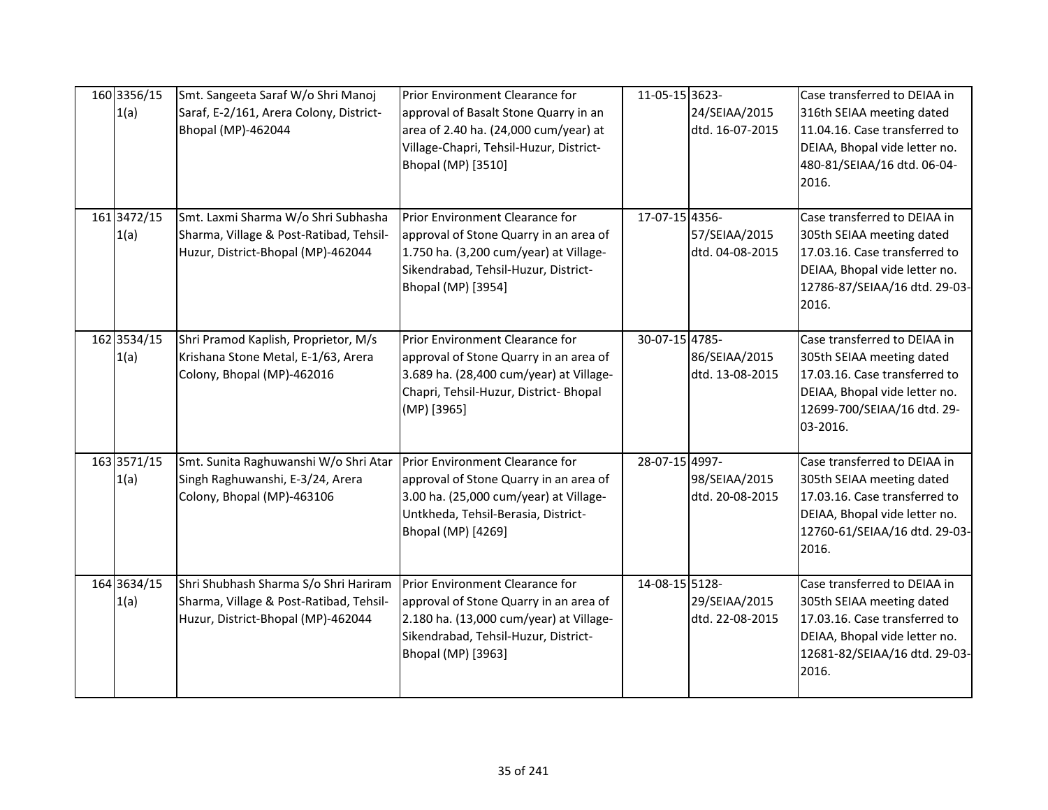| | | | | | | |
|---|---|---|---|---|---|---|
| 160 | 3356/15 1(a) | Smt. Sangeeta Saraf W/o Shri Manoj Saraf, E-2/161, Arera Colony, District-Bhopal (MP)-462044 | Prior Environment Clearance for approval of Basalt Stone Quarry in an area of 2.40 ha. (24,000 cum/year) at Village-Chapri, Tehsil-Huzur, District-Bhopal (MP) [3510] | 11-05-15 | 3623-24/SEIAA/2015 dtd. 16-07-2015 | Case transferred to DEIAA in 316th SEIAA meeting dated 11.04.16. Case transferred to DEIAA, Bhopal vide letter no. 480-81/SEIAA/16 dtd. 06-04-2016. |
| 161 | 3472/15 1(a) | Smt. Laxmi Sharma W/o Shri Subhasha Sharma, Village & Post-Ratibad, Tehsil-Huzur, District-Bhopal (MP)-462044 | Prior Environment Clearance for approval of Stone Quarry in an area of 1.750 ha. (3,200 cum/year) at Village-Sikendrabad, Tehsil-Huzur, District-Bhopal (MP) [3954] | 17-07-15 | 4356-57/SEIAA/2015 dtd. 04-08-2015 | Case transferred to DEIAA in 305th SEIAA meeting dated 17.03.16. Case transferred to DEIAA, Bhopal vide letter no. 12786-87/SEIAA/16 dtd. 29-03-2016. |
| 162 | 3534/15 1(a) | Shri Pramod Kaplish, Proprietor, M/s Krishana Stone Metal, E-1/63, Arera Colony, Bhopal (MP)-462016 | Prior Environment Clearance for approval of Stone Quarry in an area of 3.689 ha. (28,400 cum/year) at Village-Chapri, Tehsil-Huzur, District- Bhopal (MP) [3965] | 30-07-15 | 4785-86/SEIAA/2015 dtd. 13-08-2015 | Case transferred to DEIAA in 305th SEIAA meeting dated 17.03.16. Case transferred to DEIAA, Bhopal vide letter no. 12699-700/SEIAA/16 dtd. 29-03-2016. |
| 163 | 3571/15 1(a) | Smt. Sunita Raghuwanshi W/o Shri Atar Singh Raghuwanshi, E-3/24, Arera Colony, Bhopal (MP)-463106 | Prior Environment Clearance for approval of Stone Quarry in an area of 3.00 ha. (25,000 cum/year) at Village-Untkheda, Tehsil-Berasia, District-Bhopal (MP) [4269] | 28-07-15 | 4997-98/SEIAA/2015 dtd. 20-08-2015 | Case transferred to DEIAA in 305th SEIAA meeting dated 17.03.16. Case transferred to DEIAA, Bhopal vide letter no. 12760-61/SEIAA/16 dtd. 29-03-2016. |
| 164 | 3634/15 1(a) | Shri Shubhash Sharma S/o Shri Hariram Sharma, Village & Post-Ratibad, Tehsil-Huzur, District-Bhopal (MP)-462044 | Prior Environment Clearance for approval of Stone Quarry in an area of 2.180 ha. (13,000 cum/year) at Village-Sikendrabad, Tehsil-Huzur, District-Bhopal (MP) [3963] | 14-08-15 | 5128-29/SEIAA/2015 dtd. 22-08-2015 | Case transferred to DEIAA in 305th SEIAA meeting dated 17.03.16. Case transferred to DEIAA, Bhopal vide letter no. 12681-82/SEIAA/16 dtd. 29-03-2016. |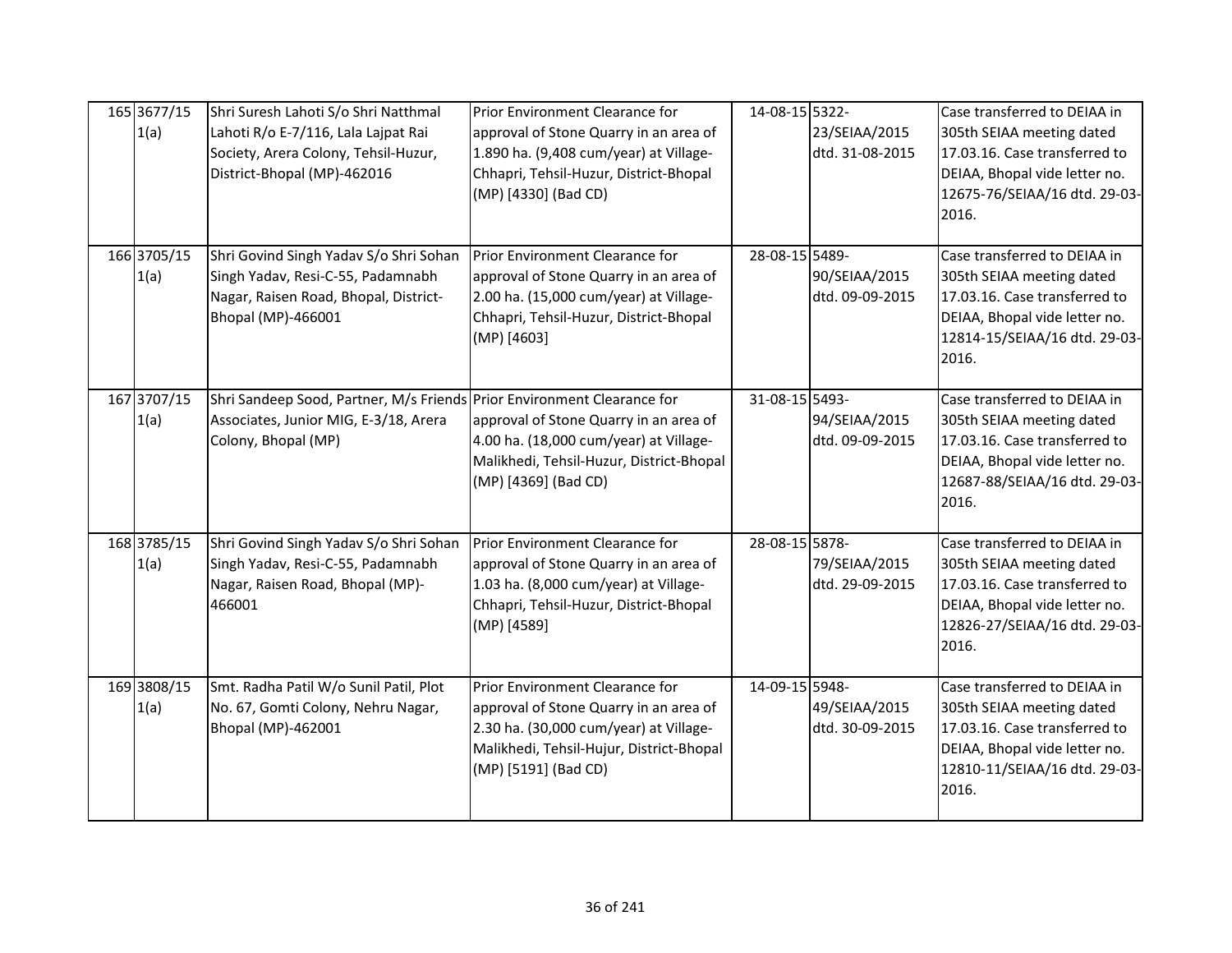| | | | | | | |
|---|---|---|---|---|---|---|
| 165 | 3677/15 1(a) | Shri Suresh Lahoti S/o Shri Natthmal Lahoti R/o E-7/116, Lala Lajpat Rai Society, Arera Colony, Tehsil-Huzur, District-Bhopal (MP)-462016 | Prior Environment Clearance for approval of Stone Quarry in an area of 1.890 ha. (9,408 cum/year) at Village-Chhapri, Tehsil-Huzur, District-Bhopal (MP) [4330] (Bad CD) | 14-08-15 | 5322-23/SEIAA/2015 dtd. 31-08-2015 | Case transferred to DEIAA in 305th SEIAA meeting dated 17.03.16. Case transferred to DEIAA, Bhopal vide letter no. 12675-76/SEIAA/16 dtd. 29-03-2016. |
| 166 | 3705/15 1(a) | Shri Govind Singh Yadav S/o Shri Sohan Singh Yadav, Resi-C-55, Padamnabh Nagar, Raisen Road, Bhopal, District-Bhopal (MP)-466001 | Prior Environment Clearance for approval of Stone Quarry in an area of 2.00 ha. (15,000 cum/year) at Village-Chhapri, Tehsil-Huzur, District-Bhopal (MP) [4603] | 28-08-15 | 5489-90/SEIAA/2015 dtd. 09-09-2015 | Case transferred to DEIAA in 305th SEIAA meeting dated 17.03.16. Case transferred to DEIAA, Bhopal vide letter no. 12814-15/SEIAA/16 dtd. 29-03-2016. |
| 167 | 3707/15 1(a) | Shri Sandeep Sood, Partner, M/s Friends Associates, Junior MIG, E-3/18, Arera Colony, Bhopal (MP) | Prior Environment Clearance for approval of Stone Quarry in an area of 4.00 ha. (18,000 cum/year) at Village-Malikhedi, Tehsil-Huzur, District-Bhopal (MP) [4369] (Bad CD) | 31-08-15 | 5493-94/SEIAA/2015 dtd. 09-09-2015 | Case transferred to DEIAA in 305th SEIAA meeting dated 17.03.16. Case transferred to DEIAA, Bhopal vide letter no. 12687-88/SEIAA/16 dtd. 29-03-2016. |
| 168 | 3785/15 1(a) | Shri Govind Singh Yadav S/o Shri Sohan Singh Yadav, Resi-C-55, Padamnabh Nagar, Raisen Road, Bhopal (MP)-466001 | Prior Environment Clearance for approval of Stone Quarry in an area of 1.03 ha. (8,000 cum/year) at Village-Chhapri, Tehsil-Huzur, District-Bhopal (MP) [4589] | 28-08-15 | 5878-79/SEIAA/2015 dtd. 29-09-2015 | Case transferred to DEIAA in 305th SEIAA meeting dated 17.03.16. Case transferred to DEIAA, Bhopal vide letter no. 12826-27/SEIAA/16 dtd. 29-03-2016. |
| 169 | 3808/15 1(a) | Smt. Radha Patil W/o Sunil Patil, Plot No. 67, Gomti Colony, Nehru Nagar, Bhopal (MP)-462001 | Prior Environment Clearance for approval of Stone Quarry in an area of 2.30 ha. (30,000 cum/year) at Village-Malikhedi, Tehsil-Hujur, District-Bhopal (MP) [5191] (Bad CD) | 14-09-15 | 5948-49/SEIAA/2015 dtd. 30-09-2015 | Case transferred to DEIAA in 305th SEIAA meeting dated 17.03.16. Case transferred to DEIAA, Bhopal vide letter no. 12810-11/SEIAA/16 dtd. 29-03-2016. |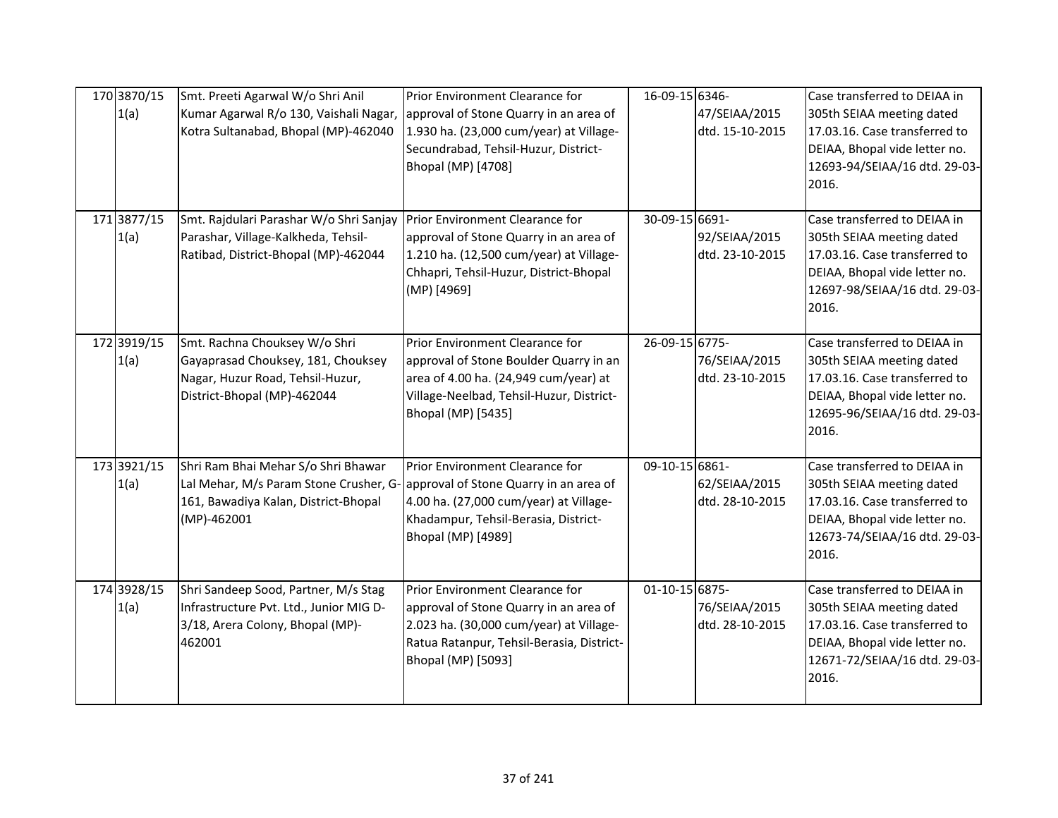| | | | | | | |
|---|---|---|---|---|---|---|
| 170 | 3870/15 1(a) | Smt. Preeti Agarwal W/o Shri Anil Kumar Agarwal R/o 130, Vaishali Nagar, Kotra Sultanabad, Bhopal (MP)-462040 | Prior Environment Clearance for approval of Stone Quarry in an area of 1.930 ha. (23,000 cum/year) at Village-Secundrabad, Tehsil-Huzur, District-Bhopal (MP) [4708] | 16-09-15 | 6346-47/SEIAA/2015 dtd. 15-10-2015 | Case transferred to DEIAA in 305th SEIAA meeting dated 17.03.16. Case transferred to DEIAA, Bhopal vide letter no. 12693-94/SEIAA/16 dtd. 29-03-2016. |
| 171 | 3877/15 1(a) | Smt. Rajdulari Parashar W/o Shri Sanjay Parashar, Village-Kalkheda, Tehsil-Ratibad, District-Bhopal (MP)-462044 | Prior Environment Clearance for approval of Stone Quarry in an area of 1.210 ha. (12,500 cum/year) at Village-Chhapri, Tehsil-Huzur, District-Bhopal (MP) [4969] | 30-09-15 | 6691-92/SEIAA/2015 dtd. 23-10-2015 | Case transferred to DEIAA in 305th SEIAA meeting dated 17.03.16. Case transferred to DEIAA, Bhopal vide letter no. 12697-98/SEIAA/16 dtd. 29-03-2016. |
| 172 | 3919/15 1(a) | Smt. Rachna Chouksey W/o Shri Gayaprasad Chouksey, 181, Chouksey Nagar, Huzur Road, Tehsil-Huzur, District-Bhopal (MP)-462044 | Prior Environment Clearance for approval of Stone Boulder Quarry in an area of 4.00 ha. (24,949 cum/year) at Village-Neelbad, Tehsil-Huzur, District-Bhopal (MP) [5435] | 26-09-15 | 6775-76/SEIAA/2015 dtd. 23-10-2015 | Case transferred to DEIAA in 305th SEIAA meeting dated 17.03.16. Case transferred to DEIAA, Bhopal vide letter no. 12695-96/SEIAA/16 dtd. 29-03-2016. |
| 173 | 3921/15 1(a) | Shri Ram Bhai Mehar S/o Shri Bhawar Lal Mehar, M/s Param Stone Crusher, G-161, Bawadiya Kalan, District-Bhopal (MP)-462001 | Prior Environment Clearance for approval of Stone Quarry in an area of 4.00 ha. (27,000 cum/year) at Village-Khadampur, Tehsil-Berasia, District-Bhopal (MP) [4989] | 09-10-15 | 6861-62/SEIAA/2015 dtd. 28-10-2015 | Case transferred to DEIAA in 305th SEIAA meeting dated 17.03.16. Case transferred to DEIAA, Bhopal vide letter no. 12673-74/SEIAA/16 dtd. 29-03-2016. |
| 174 | 3928/15 1(a) | Shri Sandeep Sood, Partner, M/s Stag Infrastructure Pvt. Ltd., Junior MIG D-3/18, Arera Colony, Bhopal (MP)-462001 | Prior Environment Clearance for approval of Stone Quarry in an area of 2.023 ha. (30,000 cum/year) at Village-Ratua Ratanpur, Tehsil-Berasia, District-Bhopal (MP) [5093] | 01-10-15 | 6875-76/SEIAA/2015 dtd. 28-10-2015 | Case transferred to DEIAA in 305th SEIAA meeting dated 17.03.16. Case transferred to DEIAA, Bhopal vide letter no. 12671-72/SEIAA/16 dtd. 29-03-2016. |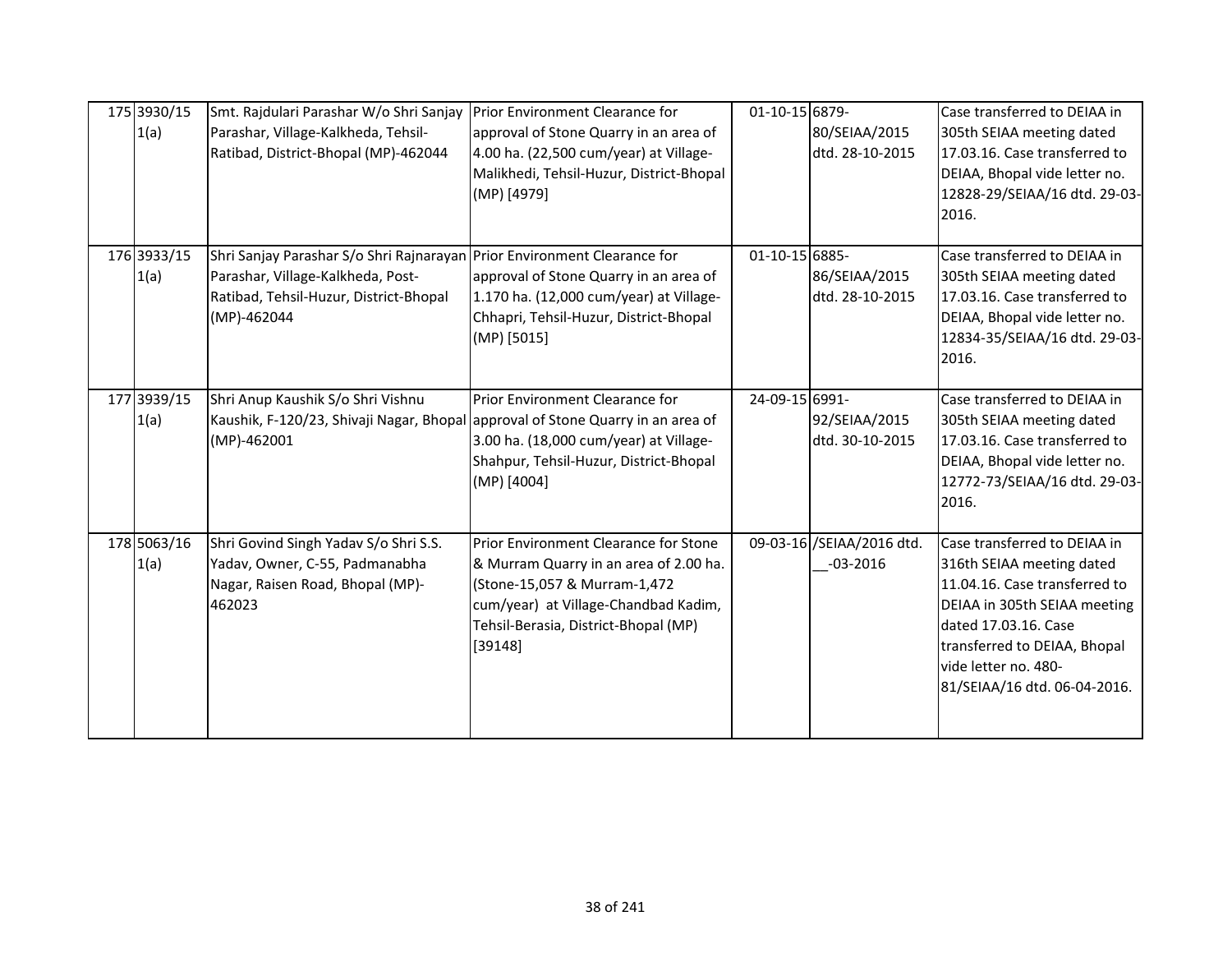| | | | | | | |
|---|---|---|---|---|---|---|
| 175 | 3930/15 1(a) | Smt. Rajdulari Parashar W/o Shri Sanjay Parashar, Village-Kalkheda, Tehsil-Ratibad, District-Bhopal (MP)-462044 | Prior Environment Clearance for approval of Stone Quarry in an area of 4.00 ha. (22,500 cum/year) at Village-Malikhedi, Tehsil-Huzur, District-Bhopal (MP) [4979] | 01-10-15 | 6879-80/SEIAA/2015 dtd. 28-10-2015 | Case transferred to DEIAA in 305th SEIAA meeting dated 17.03.16. Case transferred to DEIAA, Bhopal vide letter no. 12828-29/SEIAA/16 dtd. 29-03-2016. |
| 176 | 3933/15 1(a) | Shri Sanjay Parashar S/o Shri Rajnarayan Parashar, Village-Kalkheda, Post-Ratibad, Tehsil-Huzur, District-Bhopal (MP)-462044 | Prior Environment Clearance for approval of Stone Quarry in an area of 1.170 ha. (12,000 cum/year) at Village-Chhapri, Tehsil-Huzur, District-Bhopal (MP) [5015] | 01-10-15 | 6885-86/SEIAA/2015 dtd. 28-10-2015 | Case transferred to DEIAA in 305th SEIAA meeting dated 17.03.16. Case transferred to DEIAA, Bhopal vide letter no. 12834-35/SEIAA/16 dtd. 29-03-2016. |
| 177 | 3939/15 1(a) | Shri Anup Kaushik S/o Shri Vishnu Kaushik, F-120/23, Shivaji Nagar, Bhopal (MP)-462001 | Prior Environment Clearance for approval of Stone Quarry in an area of 3.00 ha. (18,000 cum/year) at Village-Shahpur, Tehsil-Huzur, District-Bhopal (MP) [4004] | 24-09-15 | 6991-92/SEIAA/2015 dtd. 30-10-2015 | Case transferred to DEIAA in 305th SEIAA meeting dated 17.03.16. Case transferred to DEIAA, Bhopal vide letter no. 12772-73/SEIAA/16 dtd. 29-03-2016. |
| 178 | 5063/16 1(a) | Shri Govind Singh Yadav S/o Shri S.S. Yadav, Owner, C-55, Padmanabha Nagar, Raisen Road, Bhopal (MP)-462023 | Prior Environment Clearance for Stone & Murram Quarry in an area of 2.00 ha. (Stone-15,057 & Murram-1,472 cum/year) at Village-Chandbad Kadim, Tehsil-Berasia, District-Bhopal (MP) [39148] | 09-03-16 | /SEIAA/2016 dtd. __-03-2016 | Case transferred to DEIAA in 316th SEIAA meeting dated 11.04.16. Case transferred to DEIAA in 305th SEIAA meeting dated 17.03.16. Case transferred to DEIAA, Bhopal vide letter no. 480-81/SEIAA/16 dtd. 06-04-2016. |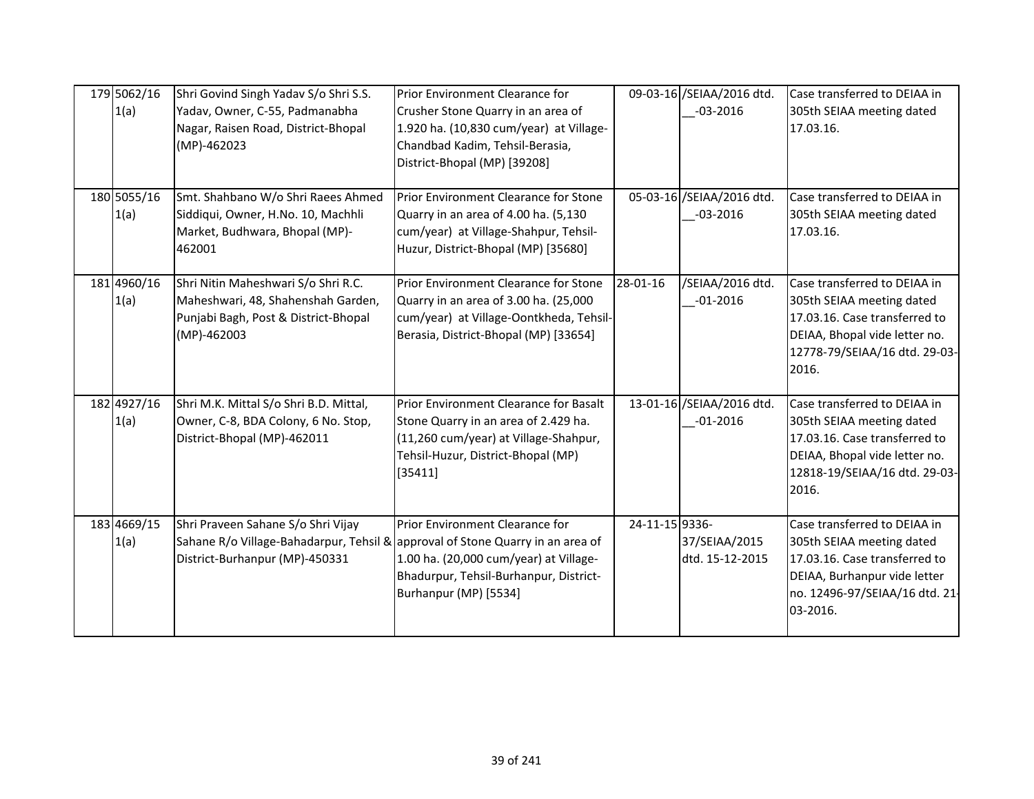| | | | | | | |
|---|---|---|---|---|---|---|
| 179 | 5062/16 1(a) | Shri Govind Singh Yadav S/o Shri S.S. Yadav, Owner, C-55, Padmanabha Nagar, Raisen Road, District-Bhopal (MP)-462023 | Prior Environment Clearance for Crusher Stone Quarry in an area of 1.920 ha. (10,830 cum/year) at Village-Chandbad Kadim, Tehsil-Berasia, District-Bhopal (MP) [39208] | 09-03-16 | /SEIAA/2016 dtd. __-03-2016 | Case transferred to DEIAA in 305th SEIAA meeting dated 17.03.16. |
| 180 | 5055/16 1(a) | Smt. Shahbano W/o Shri Raees Ahmed Siddiqui, Owner, H.No. 10, Machhli Market, Budhwara, Bhopal (MP)-462001 | Prior Environment Clearance for Stone Quarry in an area of 4.00 ha. (5,130 cum/year) at Village-Shahpur, Tehsil-Huzur, District-Bhopal (MP) [35680] | 05-03-16 | /SEIAA/2016 dtd. __-03-2016 | Case transferred to DEIAA in 305th SEIAA meeting dated 17.03.16. |
| 181 | 4960/16 1(a) | Shri Nitin Maheshwari S/o Shri R.C. Maheshwari, 48, Shahenshah Garden, Punjabi Bagh, Post & District-Bhopal (MP)-462003 | Prior Environment Clearance for Stone Quarry in an area of 3.00 ha. (25,000 cum/year) at Village-Oontkheda, Tehsil-Berasia, District-Bhopal (MP) [33654] | 28-01-16 | /SEIAA/2016 dtd. __-01-2016 | Case transferred to DEIAA in 305th SEIAA meeting dated 17.03.16. Case transferred to DEIAA, Bhopal vide letter no. 12778-79/SEIAA/16 dtd. 29-03-2016. |
| 182 | 4927/16 1(a) | Shri M.K. Mittal S/o Shri B.D. Mittal, Owner, C-8, BDA Colony, 6 No. Stop, District-Bhopal (MP)-462011 | Prior Environment Clearance for Basalt Stone Quarry in an area of 2.429 ha. (11,260 cum/year) at Village-Shahpur, Tehsil-Huzur, District-Bhopal (MP) [35411] | 13-01-16 | /SEIAA/2016 dtd. __-01-2016 | Case transferred to DEIAA in 305th SEIAA meeting dated 17.03.16. Case transferred to DEIAA, Bhopal vide letter no. 12818-19/SEIAA/16 dtd. 29-03-2016. |
| 183 | 4669/15 1(a) | Shri Praveen Sahane S/o Shri Vijay Sahane R/o Village-Bahadarpur, Tehsil & District-Burhanpur (MP)-450331 | Prior Environment Clearance for approval of Stone Quarry in an area of 1.00 ha. (20,000 cum/year) at Village-Bhadurpur, Tehsil-Burhanpur, District-Burhanpur (MP) [5534] | 24-11-15 | 9336-37/SEIAA/2015 dtd. 15-12-2015 | Case transferred to DEIAA in 305th SEIAA meeting dated 17.03.16. Case transferred to DEIAA, Burhanpur vide letter no. 12496-97/SEIAA/16 dtd. 21-03-2016. |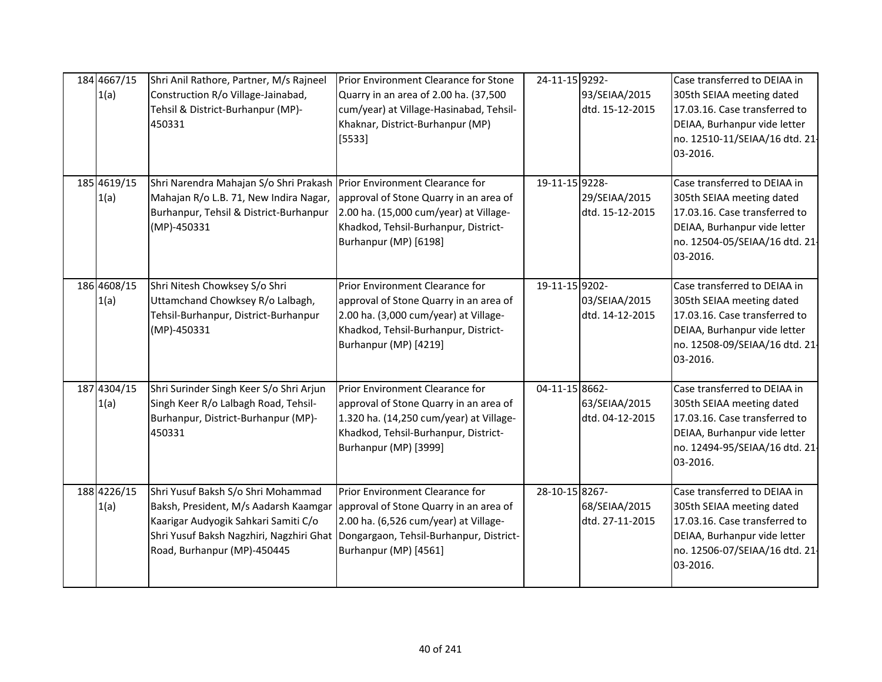| | | | | | | |
|---|---|---|---|---|---|---|
| 184 | 4667/15 1(a) | Shri Anil Rathore, Partner, M/s Rajneel Construction R/o Village-Jainabad, Tehsil & District-Burhanpur (MP)-450331 | Prior Environment Clearance for Stone Quarry in an area of 2.00 ha. (37,500 cum/year) at Village-Hasinabad, Tehsil-Khaknar, District-Burhanpur (MP) [5533] | 24-11-15 | 9292-93/SEIAA/2015 dtd. 15-12-2015 | Case transferred to DEIAA in 305th SEIAA meeting dated 17.03.16. Case transferred to DEIAA, Burhanpur vide letter no. 12510-11/SEIAA/16 dtd. 21-03-2016. |
| 185 | 4619/15 1(a) | Shri Narendra Mahajan S/o Shri Prakash Mahajan R/o L.B. 71, New Indira Nagar, Burhanpur, Tehsil & District-Burhanpur (MP)-450331 | Prior Environment Clearance for approval of Stone Quarry in an area of 2.00 ha. (15,000 cum/year) at Village-Khadkod, Tehsil-Burhanpur, District-Burhanpur (MP) [6198] | 19-11-15 | 9228-29/SEIAA/2015 dtd. 15-12-2015 | Case transferred to DEIAA in 305th SEIAA meeting dated 17.03.16. Case transferred to DEIAA, Burhanpur vide letter no. 12504-05/SEIAA/16 dtd. 21-03-2016. |
| 186 | 4608/15 1(a) | Shri Nitesh Chowksey S/o Shri Uttamchand Chowksey R/o Lalbagh, Tehsil-Burhanpur, District-Burhanpur (MP)-450331 | Prior Environment Clearance for approval of Stone Quarry in an area of 2.00 ha. (3,000 cum/year) at Village-Khadkod, Tehsil-Burhanpur, District-Burhanpur (MP) [4219] | 19-11-15 | 9202-03/SEIAA/2015 dtd. 14-12-2015 | Case transferred to DEIAA in 305th SEIAA meeting dated 17.03.16. Case transferred to DEIAA, Burhanpur vide letter no. 12508-09/SEIAA/16 dtd. 21-03-2016. |
| 187 | 4304/15 1(a) | Shri Surinder Singh Keer S/o Shri Arjun Singh Keer R/o Lalbagh Road, Tehsil-Burhanpur, District-Burhanpur (MP)-450331 | Prior Environment Clearance for approval of Stone Quarry in an area of 1.320 ha. (14,250 cum/year) at Village-Khadkod, Tehsil-Burhanpur, District-Burhanpur (MP) [3999] | 04-11-15 | 8662-63/SEIAA/2015 dtd. 04-12-2015 | Case transferred to DEIAA in 305th SEIAA meeting dated 17.03.16. Case transferred to DEIAA, Burhanpur vide letter no. 12494-95/SEIAA/16 dtd. 21-03-2016. |
| 188 | 4226/15 1(a) | Shri Yusuf Baksh S/o Shri Mohammad Baksh, President, M/s Aadarsh Kaamgar Kaarigar Audyogik Sahkari Samiti C/o Shri Yusuf Baksh Nagzhiri, Nagzhiri Ghat Road, Burhanpur (MP)-450445 | Prior Environment Clearance for approval of Stone Quarry in an area of 2.00 ha. (6,526 cum/year) at Village-Dongargaon, Tehsil-Burhanpur, District-Burhanpur (MP) [4561] | 28-10-15 | 8267-68/SEIAA/2015 dtd. 27-11-2015 | Case transferred to DEIAA in 305th SEIAA meeting dated 17.03.16. Case transferred to DEIAA, Burhanpur vide letter no. 12506-07/SEIAA/16 dtd. 21-03-2016. |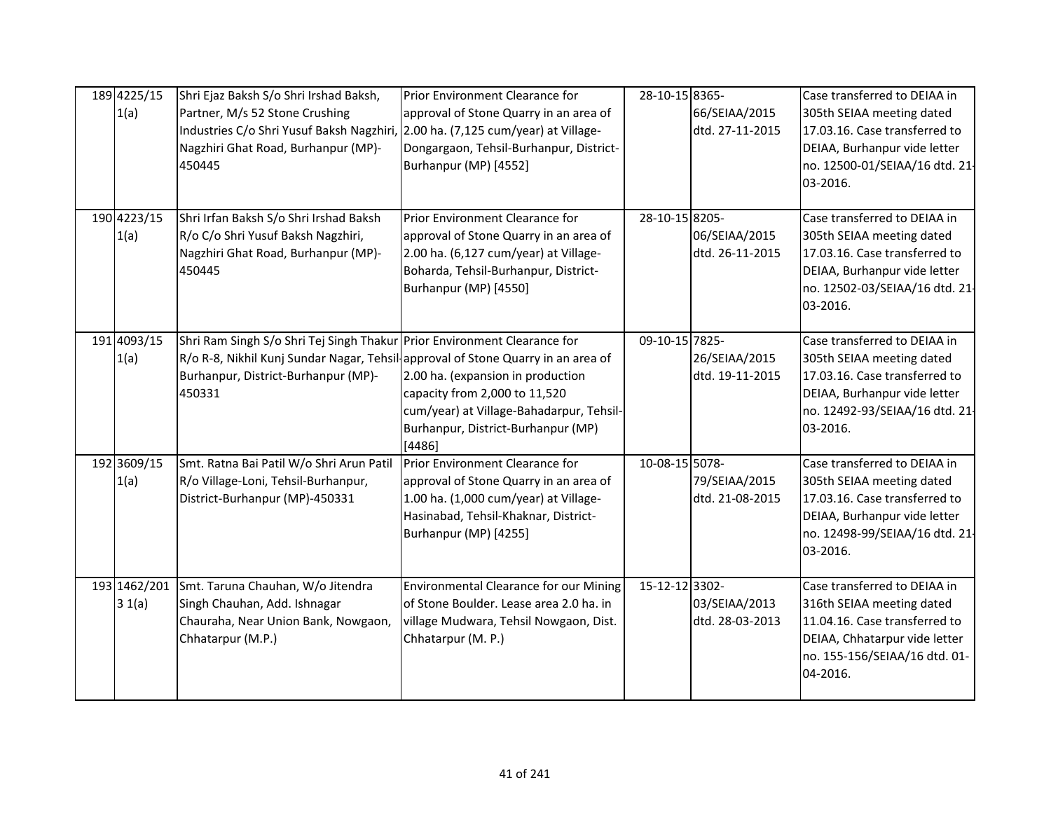| | | | | | | |
|---|---|---|---|---|---|---|
| 189 | 4225/15 1(a) | Shri Ejaz Baksh S/o Shri Irshad Baksh, Partner, M/s 52 Stone Crushing Industries C/o Shri Yusuf Baksh Nagzhiri, Nagzhiri Ghat Road, Burhanpur (MP)-450445 | Prior Environment Clearance for approval of Stone Quarry in an area of 2.00 ha. (7,125 cum/year) at Village-Dongargaon, Tehsil-Burhanpur, District-Burhanpur (MP) [4552] | 28-10-15 | 8365-66/SEIAA/2015 dtd. 27-11-2015 | Case transferred to DEIAA in 305th SEIAA meeting dated 17.03.16. Case transferred to DEIAA, Burhanpur vide letter no. 12500-01/SEIAA/16 dtd. 21-03-2016. |
| 190 | 4223/15 1(a) | Shri Irfan Baksh S/o Shri Irshad Baksh R/o C/o Shri Yusuf Baksh Nagzhiri, Nagzhiri Ghat Road, Burhanpur (MP)-450445 | Prior Environment Clearance for approval of Stone Quarry in an area of 2.00 ha. (6,127 cum/year) at Village-Boharda, Tehsil-Burhanpur, District-Burhanpur (MP) [4550] | 28-10-15 | 8205-06/SEIAA/2015 dtd. 26-11-2015 | Case transferred to DEIAA in 305th SEIAA meeting dated 17.03.16. Case transferred to DEIAA, Burhanpur vide letter no. 12502-03/SEIAA/16 dtd. 21-03-2016. |
| 191 | 4093/15 1(a) | Shri Ram Singh S/o Shri Tej Singh Thakur R/o R-8, Nikhil Kunj Sundar Nagar, Tehsil-Burhanpur, District-Burhanpur (MP)-450331 | Prior Environment Clearance for approval of Stone Quarry in an area of 2.00 ha. (expansion in production capacity from 2,000 to 11,520 cum/year) at Village-Bahadarpur, Tehsil-Burhanpur, District-Burhanpur (MP) [4486] | 09-10-15 | 7825-26/SEIAA/2015 dtd. 19-11-2015 | Case transferred to DEIAA in 305th SEIAA meeting dated 17.03.16. Case transferred to DEIAA, Burhanpur vide letter no. 12492-93/SEIAA/16 dtd. 21-03-2016. |
| 192 | 3609/15 1(a) | Smt. Ratna Bai Patil W/o Shri Arun Patil R/o Village-Loni, Tehsil-Burhanpur, District-Burhanpur (MP)-450331 | Prior Environment Clearance for approval of Stone Quarry in an area of 1.00 ha. (1,000 cum/year) at Village-Hasinabad, Tehsil-Khaknar, District-Burhanpur (MP) [4255] | 10-08-15 | 5078-79/SEIAA/2015 dtd. 21-08-2015 | Case transferred to DEIAA in 305th SEIAA meeting dated 17.03.16. Case transferred to DEIAA, Burhanpur vide letter no. 12498-99/SEIAA/16 dtd. 21-03-2016. |
| 193 | 1462/2013 1(a) | Smt. Taruna Chauhan, W/o Jitendra Singh Chauhan, Add. Ishnagar Chauraha, Near Union Bank, Nowgaon, Chhatarpur (M.P.) | Environmental Clearance for our Mining of Stone Boulder. Lease area 2.0 ha. in village Mudwara, Tehsil Nowgaon, Dist. Chhatarpur (M. P.) | 15-12-12 | 3302-03/SEIAA/2013 dtd. 28-03-2013 | Case transferred to DEIAA in 316th SEIAA meeting dated 11.04.16. Case transferred to DEIAA, Chhatarpur vide letter no. 155-156/SEIAA/16 dtd. 01-04-2016. |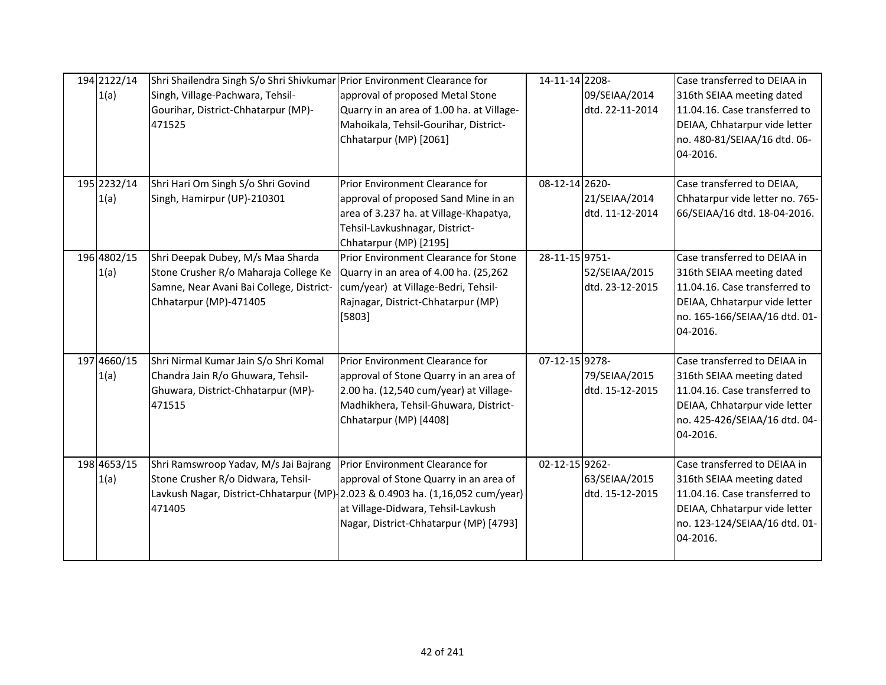| | | | | | | |
|---|---|---|---|---|---|---|
| 194 | 2122/14 1(a) | Shri Shailendra Singh S/o Shri Shivkumar Singh, Village-Pachwara, Tehsil-Gourihar, District-Chhatarpur (MP)-471525 | Prior Environment Clearance for approval of proposed Metal Stone Quarry in an area of 1.00 ha. at Village-Mahoikala, Tehsil-Gourihar, District-Chhatarpur (MP) [2061] | 14-11-14 | 2208-09/SEIAA/2014 dtd. 22-11-2014 | Case transferred to DEIAA in 316th SEIAA meeting dated 11.04.16. Case transferred to DEIAA, Chhatarpur vide letter no. 480-81/SEIAA/16 dtd. 06-04-2016. |
| 195 | 2232/14 1(a) | Shri Hari Om Singh S/o Shri Govind Singh, Hamirpur (UP)-210301 | Prior Environment Clearance for approval of proposed Sand Mine in an area of 3.237 ha. at Village-Khapatya, Tehsil-Lavkushnagar, District-Chhatarpur (MP) [2195] | 08-12-14 | 2620-21/SEIAA/2014 dtd. 11-12-2014 | Case transferred to DEIAA, Chhatarpur vide letter no. 765-66/SEIAA/16 dtd. 18-04-2016. |
| 196 | 4802/15 1(a) | Shri Deepak Dubey, M/s Maa Sharda Stone Crusher R/o Maharaja College Ke Samne, Near Avani Bai College, District-Chhatarpur (MP)-471405 | Prior Environment Clearance for Stone Quarry in an area of 4.00 ha. (25,262 cum/year) at Village-Bedri, Tehsil-Rajnagar, District-Chhatarpur (MP) [5803] | 28-11-15 | 9751-52/SEIAA/2015 dtd. 23-12-2015 | Case transferred to DEIAA in 316th SEIAA meeting dated 11.04.16. Case transferred to DEIAA, Chhatarpur vide letter no. 165-166/SEIAA/16 dtd. 01-04-2016. |
| 197 | 4660/15 1(a) | Shri Nirmal Kumar Jain S/o Shri Komal Chandra Jain R/o Ghuwara, Tehsil-Ghuwara, District-Chhatarpur (MP)-471515 | Prior Environment Clearance for approval of Stone Quarry in an area of 2.00 ha. (12,540 cum/year) at Village-Madhikhera, Tehsil-Ghuwara, District-Chhatarpur (MP) [4408] | 07-12-15 | 9278-79/SEIAA/2015 dtd. 15-12-2015 | Case transferred to DEIAA in 316th SEIAA meeting dated 11.04.16. Case transferred to DEIAA, Chhatarpur vide letter no. 425-426/SEIAA/16 dtd. 04-04-2016. |
| 198 | 4653/15 1(a) | Shri Ramswroop Yadav, M/s Jai Bajrang Stone Crusher R/o Didwara, Tehsil-Lavkush Nagar, District-Chhatarpur (MP)-471405 | Prior Environment Clearance for approval of Stone Quarry in an area of 2.023 & 0.4903 ha. (1,16,052 cum/year) at Village-Didwara, Tehsil-Lavkush Nagar, District-Chhatarpur (MP) [4793] | 02-12-15 | 9262-63/SEIAA/2015 dtd. 15-12-2015 | Case transferred to DEIAA in 316th SEIAA meeting dated 11.04.16. Case transferred to DEIAA, Chhatarpur vide letter no. 123-124/SEIAA/16 dtd. 01-04-2016. |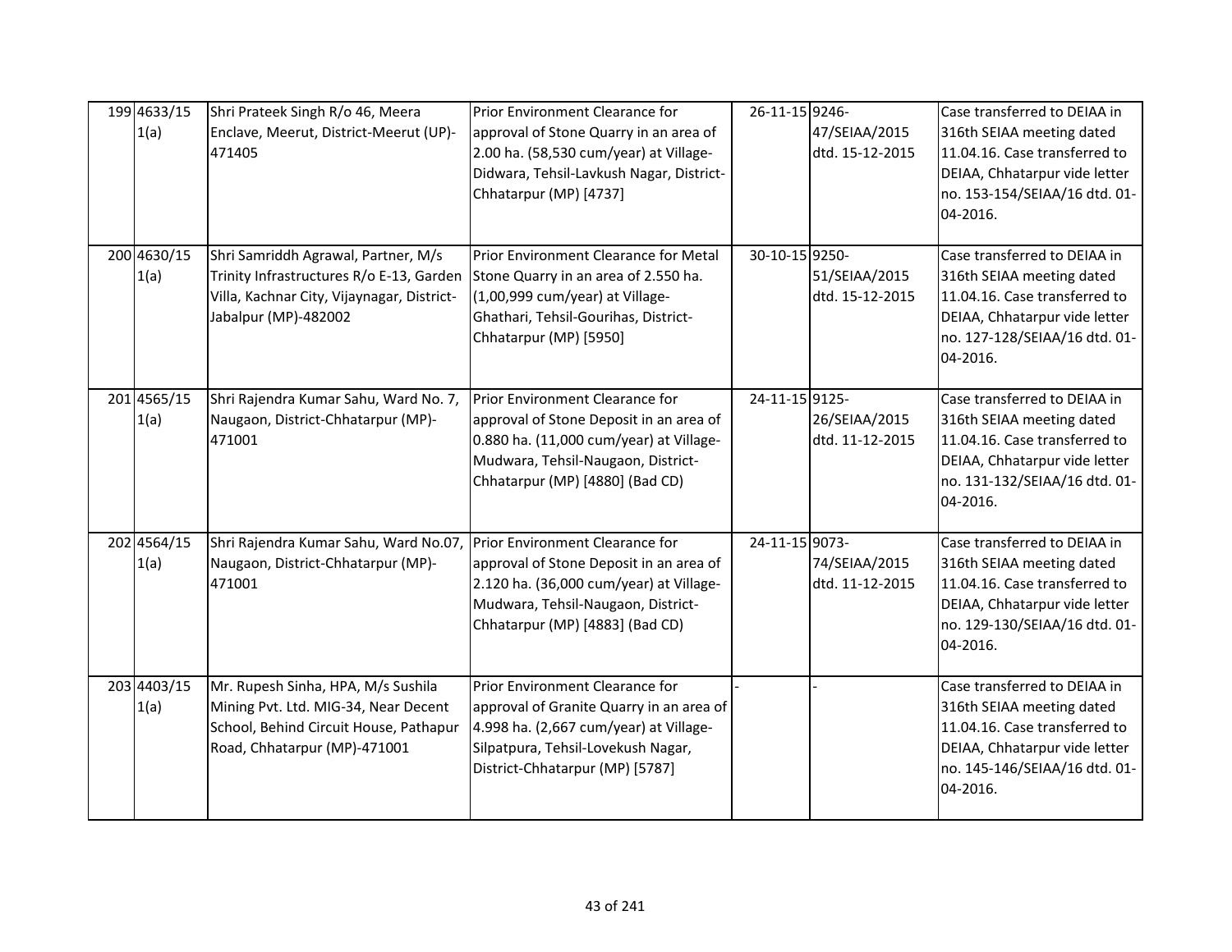| | | | | | | |
|---|---|---|---|---|---|---|
| 199 | 4633/15 1(a) | Shri Prateek Singh R/o 46, Meera Enclave, Meerut, District-Meerut (UP)-471405 | Prior Environment Clearance for approval of Stone Quarry in an area of 2.00 ha. (58,530 cum/year) at Village-Didwara, Tehsil-Lavkush Nagar, District-Chhatarpur (MP) [4737] | 26-11-15 | 9246-47/SEIAA/2015 dtd. 15-12-2015 | Case transferred to DEIAA in 316th SEIAA meeting dated 11.04.16. Case transferred to DEIAA, Chhatarpur vide letter no. 153-154/SEIAA/16 dtd. 01-04-2016. |
| 200 | 4630/15 1(a) | Shri Samriddh Agrawal, Partner, M/s Trinity Infrastructures R/o E-13, Garden Villa, Kachnar City, Vijaynagar, District-Jabalpur (MP)-482002 | Prior Environment Clearance for Metal Stone Quarry in an area of 2.550 ha. (1,00,999 cum/year) at Village-Ghathari, Tehsil-Gourihas, District-Chhatarpur (MP) [5950] | 30-10-15 | 9250-51/SEIAA/2015 dtd. 15-12-2015 | Case transferred to DEIAA in 316th SEIAA meeting dated 11.04.16. Case transferred to DEIAA, Chhatarpur vide letter no. 127-128/SEIAA/16 dtd. 01-04-2016. |
| 201 | 4565/15 1(a) | Shri Rajendra Kumar Sahu, Ward No. 7, Naugaon, District-Chhatarpur (MP)-471001 | Prior Environment Clearance for approval of Stone Deposit in an area of 0.880 ha. (11,000 cum/year) at Village-Mudwara, Tehsil-Naugaon, District-Chhatarpur (MP) [4880] (Bad CD) | 24-11-15 | 9125-26/SEIAA/2015 dtd. 11-12-2015 | Case transferred to DEIAA in 316th SEIAA meeting dated 11.04.16. Case transferred to DEIAA, Chhatarpur vide letter no. 131-132/SEIAA/16 dtd. 01-04-2016. |
| 202 | 4564/15 1(a) | Shri Rajendra Kumar Sahu, Ward No.07, Naugaon, District-Chhatarpur (MP)-471001 | Prior Environment Clearance for approval of Stone Deposit in an area of 2.120 ha. (36,000 cum/year) at Village-Mudwara, Tehsil-Naugaon, District-Chhatarpur (MP) [4883] (Bad CD) | 24-11-15 | 9073-74/SEIAA/2015 dtd. 11-12-2015 | Case transferred to DEIAA in 316th SEIAA meeting dated 11.04.16. Case transferred to DEIAA, Chhatarpur vide letter no. 129-130/SEIAA/16 dtd. 01-04-2016. |
| 203 | 4403/15 1(a) | Mr. Rupesh Sinha, HPA, M/s Sushila Mining Pvt. Ltd. MIG-34, Near Decent School, Behind Circuit House, Pathapur Road, Chhatarpur (MP)-471001 | Prior Environment Clearance for approval of Granite Quarry in an area of 4.998 ha. (2,667 cum/year) at Village-Silpatpura, Tehsil-Lovekush Nagar, District-Chhatarpur (MP) [5787] | - | - | Case transferred to DEIAA in 316th SEIAA meeting dated 11.04.16. Case transferred to DEIAA, Chhatarpur vide letter no. 145-146/SEIAA/16 dtd. 01-04-2016. |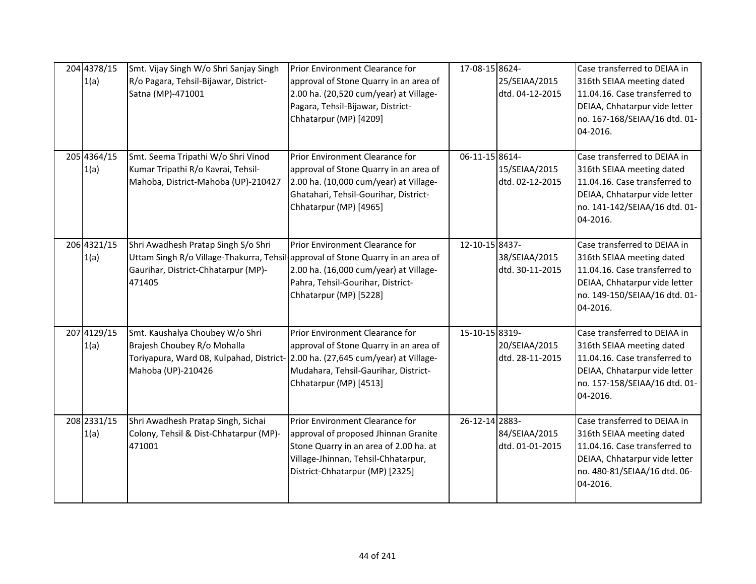| | | | | | | |
|---|---|---|---|---|---|---|
| 204 | 4378/15 1(a) | Smt. Vijay Singh W/o Shri Sanjay Singh R/o Pagara, Tehsil-Bijawar, District-Satna (MP)-471001 | Prior Environment Clearance for approval of Stone Quarry in an area of 2.00 ha. (20,520 cum/year) at Village-Pagara, Tehsil-Bijawar, District-Chhatarpur (MP) [4209] | 17-08-15 | 8624-25/SEIAA/2015 dtd. 04-12-2015 | Case transferred to DEIAA in 316th SEIAA meeting dated 11.04.16. Case transferred to DEIAA, Chhatarpur vide letter no. 167-168/SEIAA/16 dtd. 01-04-2016. |
| 205 | 4364/15 1(a) | Smt. Seema Tripathi W/o Shri Vinod Kumar Tripathi R/o Kavrai, Tehsil-Mahoba, District-Mahoba (UP)-210427 | Prior Environment Clearance for approval of Stone Quarry in an area of 2.00 ha. (10,000 cum/year) at Village-Ghatahari, Tehsil-Gourihar, District-Chhatarpur (MP) [4965] | 06-11-15 | 8614-15/SEIAA/2015 dtd. 02-12-2015 | Case transferred to DEIAA in 316th SEIAA meeting dated 11.04.16. Case transferred to DEIAA, Chhatarpur vide letter no. 141-142/SEIAA/16 dtd. 01-04-2016. |
| 206 | 4321/15 1(a) | Shri Awadhesh Pratap Singh S/o Shri Uttam Singh R/o Village-Thakurra, Tehsil-Gaurihar, District-Chhatarpur (MP)-471405 | Prior Environment Clearance for approval of Stone Quarry in an area of 2.00 ha. (16,000 cum/year) at Village-Pahra, Tehsil-Gourihar, District-Chhatarpur (MP) [5228] | 12-10-15 | 8437-38/SEIAA/2015 dtd. 30-11-2015 | Case transferred to DEIAA in 316th SEIAA meeting dated 11.04.16. Case transferred to DEIAA, Chhatarpur vide letter no. 149-150/SEIAA/16 dtd. 01-04-2016. |
| 207 | 4129/15 1(a) | Smt. Kaushalya Choubey W/o Shri Brajesh Choubey R/o Mohalla Toriyapura, Ward 08, Kulpahad, District-Mahoba (UP)-210426 | Prior Environment Clearance for approval of Stone Quarry in an area of 2.00 ha. (27,645 cum/year) at Village-Mudahara, Tehsil-Gaurihar, District-Chhatarpur (MP) [4513] | 15-10-15 | 8319-20/SEIAA/2015 dtd. 28-11-2015 | Case transferred to DEIAA in 316th SEIAA meeting dated 11.04.16. Case transferred to DEIAA, Chhatarpur vide letter no. 157-158/SEIAA/16 dtd. 01-04-2016. |
| 208 | 2331/15 1(a) | Shri Awadhesh Pratap Singh, Sichai Colony, Tehsil & Dist-Chhatarpur (MP)-471001 | Prior Environment Clearance for approval of proposed Jhinnan Granite Stone Quarry in an area of 2.00 ha. at Village-Jhinnan, Tehsil-Chhatarpur, District-Chhatarpur (MP) [2325] | 26-12-14 | 2883-84/SEIAA/2015 dtd. 01-01-2015 | Case transferred to DEIAA in 316th SEIAA meeting dated 11.04.16. Case transferred to DEIAA, Chhatarpur vide letter no. 480-81/SEIAA/16 dtd. 06-04-2016. |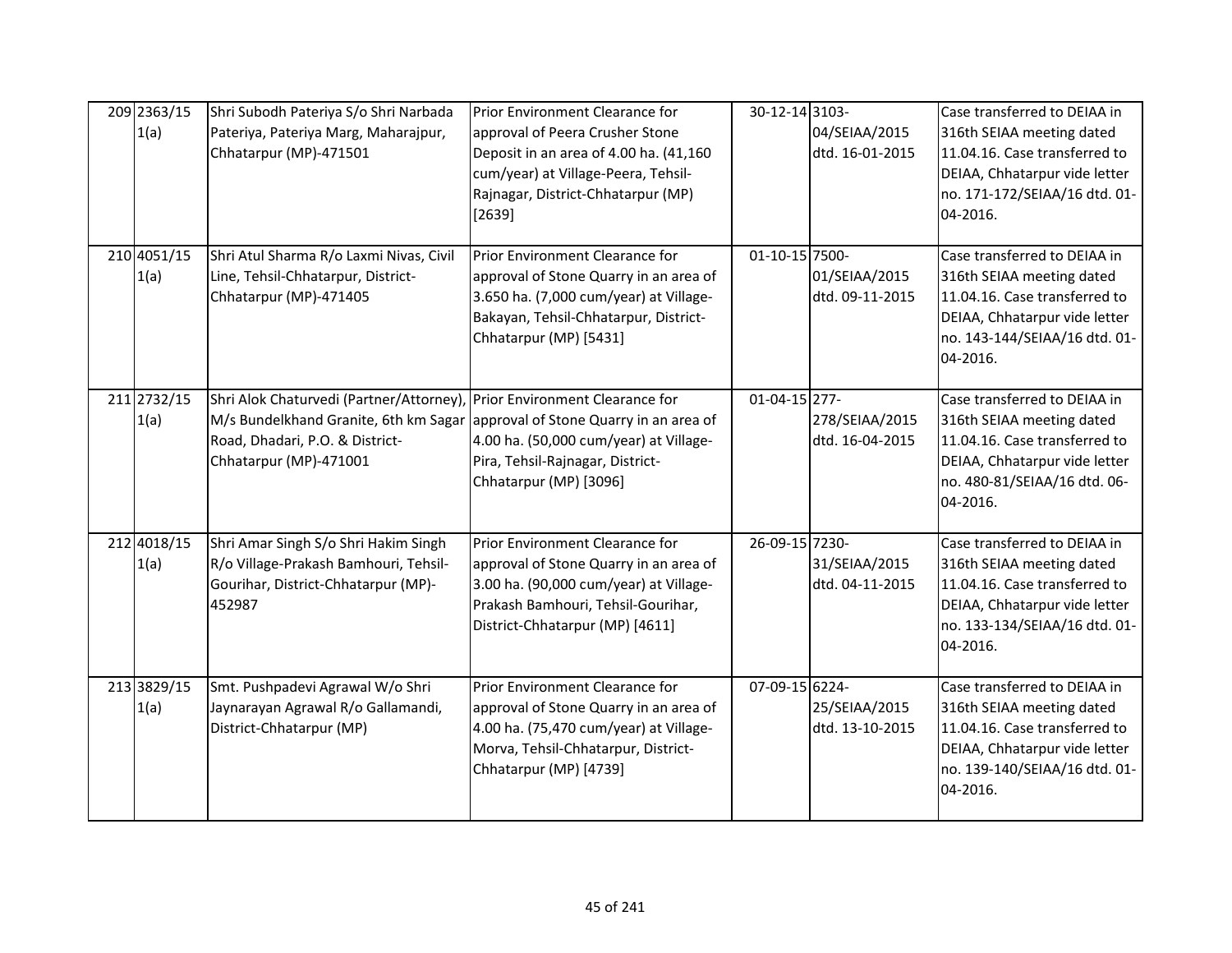| | | | | | | |
|---|---|---|---|---|---|---|
| 209 | 2363/15 1(a) | Shri Subodh Pateriya S/o Shri Narbada Pateriya, Pateriya Marg, Maharajpur, Chhatarpur (MP)-471501 | Prior Environment Clearance for approval of Peera Crusher Stone Deposit in an area of 4.00 ha. (41,160 cum/year) at Village-Peera, Tehsil-Rajnagar, District-Chhatarpur (MP) [2639] | 30-12-14 | 3103-04/SEIAA/2015 dtd. 16-01-2015 | Case transferred to DEIAA in 316th SEIAA meeting dated 11.04.16. Case transferred to DEIAA, Chhatarpur vide letter no. 171-172/SEIAA/16 dtd. 01-04-2016. |
| 210 | 4051/15 1(a) | Shri Atul Sharma R/o Laxmi Nivas, Civil Line, Tehsil-Chhatarpur, District-Chhatarpur (MP)-471405 | Prior Environment Clearance for approval of Stone Quarry in an area of 3.650 ha. (7,000 cum/year) at Village-Bakayan, Tehsil-Chhatarpur, District-Chhatarpur (MP) [5431] | 01-10-15 | 7500-01/SEIAA/2015 dtd. 09-11-2015 | Case transferred to DEIAA in 316th SEIAA meeting dated 11.04.16. Case transferred to DEIAA, Chhatarpur vide letter no. 143-144/SEIAA/16 dtd. 01-04-2016. |
| 211 | 2732/15 1(a) | Shri Alok Chaturvedi (Partner/Attorney), M/s Bundelkhand Granite, 6th km Sagar Road, Dhadari, P.O. & District-Chhatarpur (MP)-471001 | Prior Environment Clearance for approval of Stone Quarry in an area of 4.00 ha. (50,000 cum/year) at Village-Pira, Tehsil-Rajnagar, District-Chhatarpur (MP) [3096] | 01-04-15 | 277-278/SEIAA/2015 dtd. 16-04-2015 | Case transferred to DEIAA in 316th SEIAA meeting dated 11.04.16. Case transferred to DEIAA, Chhatarpur vide letter no. 480-81/SEIAA/16 dtd. 06-04-2016. |
| 212 | 4018/15 1(a) | Shri Amar Singh S/o Shri Hakim Singh R/o Village-Prakash Bamhouri, Tehsil-Gourihar, District-Chhatarpur (MP)-452987 | Prior Environment Clearance for approval of Stone Quarry in an area of 3.00 ha. (90,000 cum/year) at Village-Prakash Bamhouri, Tehsil-Gourihar, District-Chhatarpur (MP) [4611] | 26-09-15 | 7230-31/SEIAA/2015 dtd. 04-11-2015 | Case transferred to DEIAA in 316th SEIAA meeting dated 11.04.16. Case transferred to DEIAA, Chhatarpur vide letter no. 133-134/SEIAA/16 dtd. 01-04-2016. |
| 213 | 3829/15 1(a) | Smt. Pushpadevi Agrawal W/o Shri Jaynarayan Agrawal R/o Gallamandi, District-Chhatarpur (MP) | Prior Environment Clearance for approval of Stone Quarry in an area of 4.00 ha. (75,470 cum/year) at Village-Morva, Tehsil-Chhatarpur, District-Chhatarpur (MP) [4739] | 07-09-15 | 6224-25/SEIAA/2015 dtd. 13-10-2015 | Case transferred to DEIAA in 316th SEIAA meeting dated 11.04.16. Case transferred to DEIAA, Chhatarpur vide letter no. 139-140/SEIAA/16 dtd. 01-04-2016. |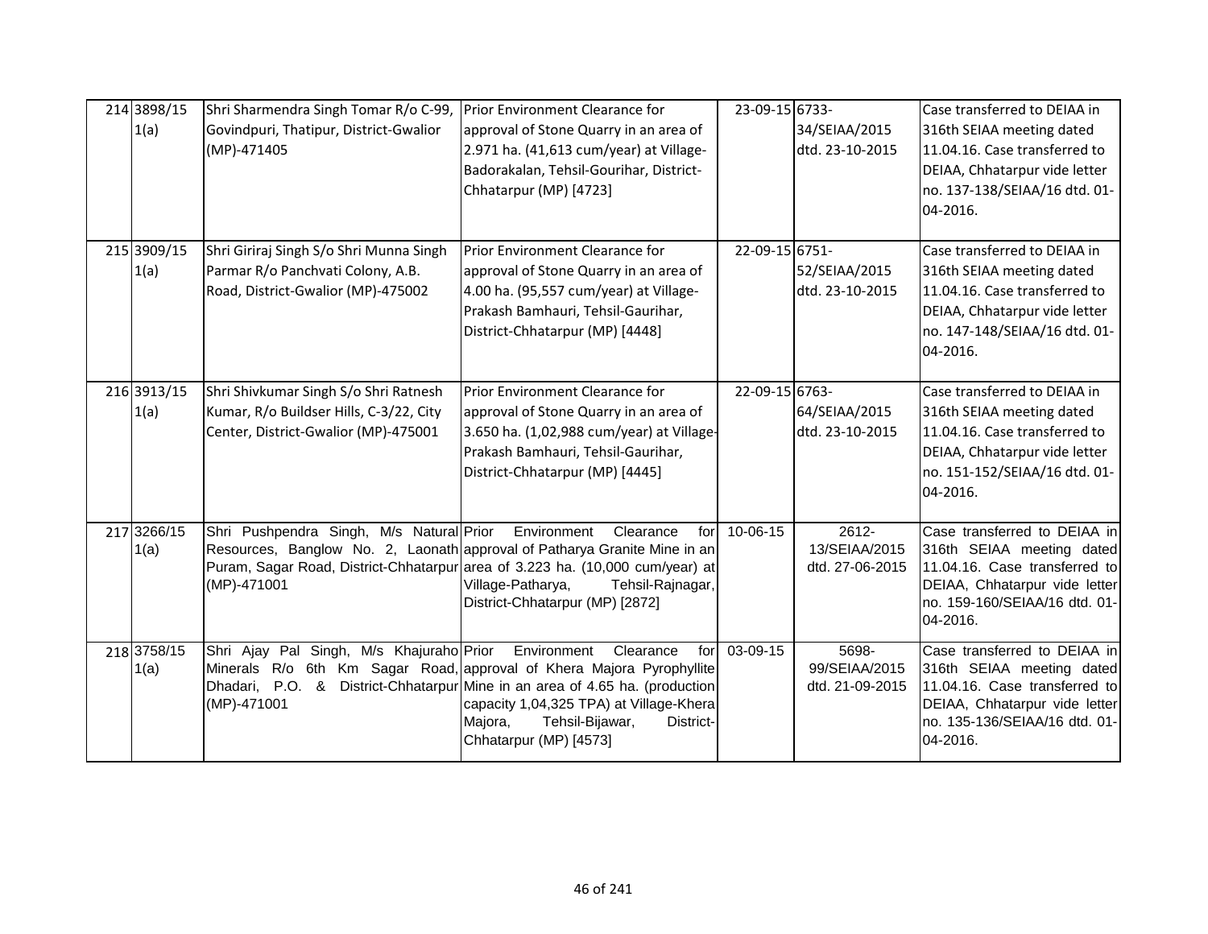| 214 | 3898/15 1(a) | Shri Sharmendra Singh Tomar R/o C-99, Govindpuri, Thatipur, District-Gwalior (MP)-471405 | Prior Environment Clearance for approval of Stone Quarry in an area of 2.971 ha. (41,613 cum/year) at Village-Badorakalan, Tehsil-Gourihar, District-Chhatarpur (MP) [4723] | 23-09-15 | 6733-34/SEIAA/2015 dtd. 23-10-2015 | Case transferred to DEIAA in 316th SEIAA meeting dated 11.04.16. Case transferred to DEIAA, Chhatarpur vide letter no. 137-138/SEIAA/16 dtd. 01-04-2016. |
|---|---|---|---|---|---|---|
| 215 | 3909/15 1(a) | Shri Giriraj Singh S/o Shri Munna Singh Parmar R/o Panchvati Colony, A.B. Road, District-Gwalior (MP)-475002 | Prior Environment Clearance for approval of Stone Quarry in an area of 4.00 ha. (95,557 cum/year) at Village-Prakash Bamhauri, Tehsil-Gaurihar, District-Chhatarpur (MP) [4448] | 22-09-15 | 6751-52/SEIAA/2015 dtd. 23-10-2015 | Case transferred to DEIAA in 316th SEIAA meeting dated 11.04.16. Case transferred to DEIAA, Chhatarpur vide letter no. 147-148/SEIAA/16 dtd. 01-04-2016. |
| 216 | 3913/15 1(a) | Shri Shivkumar Singh S/o Shri Ratnesh Kumar, R/o Buildser Hills, C-3/22, City Center, District-Gwalior (MP)-475001 | Prior Environment Clearance for approval of Stone Quarry in an area of 3.650 ha. (1,02,988 cum/year) at Village-Prakash Bamhauri, Tehsil-Gaurihar, District-Chhatarpur (MP) [4445] | 22-09-15 | 6763-64/SEIAA/2015 dtd. 23-10-2015 | Case transferred to DEIAA in 316th SEIAA meeting dated 11.04.16. Case transferred to DEIAA, Chhatarpur vide letter no. 151-152/SEIAA/16 dtd. 01-04-2016. |
| 217 | 3266/15 1(a) | Shri Pushpendra Singh, M/s Natural Resources, Banglow No. 2, Laonath Puram, Sagar Road, District-Chhatarpur (MP)-471001 | Prior Environment Clearance for approval of Patharya Granite Mine in an area of 3.223 ha. (10,000 cum/year) at Village-Patharya, Tehsil-Rajnagar, District-Chhatarpur (MP) [2872] | 10-06-15 | 2612-13/SEIAA/2015 dtd. 27-06-2015 | Case transferred to DEIAA in 316th SEIAA meeting dated 11.04.16. Case transferred to DEIAA, Chhatarpur vide letter no. 159-160/SEIAA/16 dtd. 01-04-2016. |
| 218 | 3758/15 1(a) | Shri Ajay Pal Singh, M/s Khajuraho Minerals R/o 6th Km Sagar Road, Dhadari, P.O. & District-Chhatarpur (MP)-471001 | Prior Environment Clearance for approval of Khera Majora Pyrophyllite Mine in an area of 4.65 ha. (production capacity 1,04,325 TPA) at Village-Khera Majora, Tehsil-Bijawar, District-Chhatarpur (MP) [4573] | 03-09-15 | 5698-99/SEIAA/2015 dtd. 21-09-2015 | Case transferred to DEIAA in 316th SEIAA meeting dated 11.04.16. Case transferred to DEIAA, Chhatarpur vide letter no. 135-136/SEIAA/16 dtd. 01-04-2016. |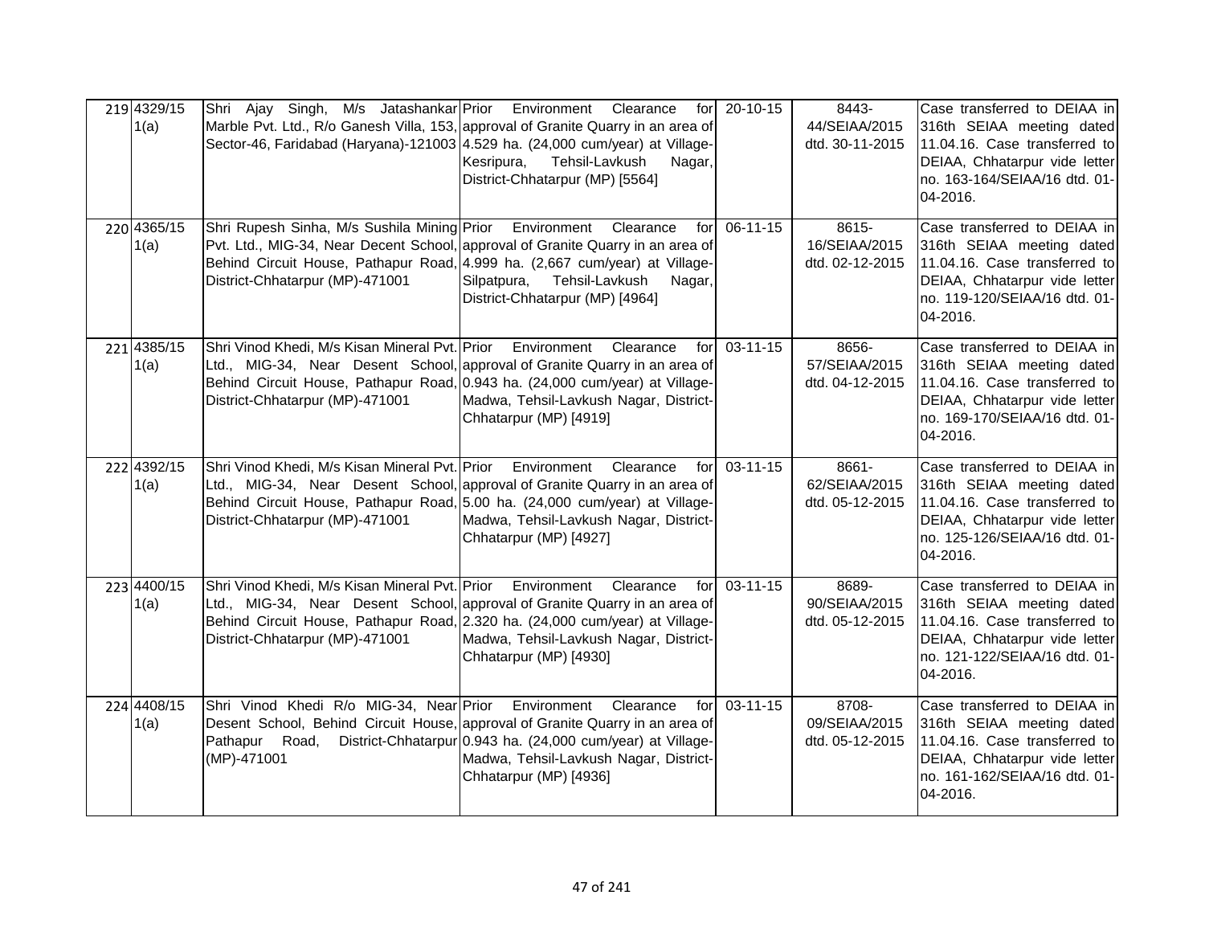| | | | | | | |
|---|---|---|---|---|---|---|
| 219 | 4329/15 1(a) | Shri Ajay Singh, M/s Jatashankar Marble Pvt. Ltd., R/o Ganesh Villa, 153, Sector-46, Faridabad (Haryana)-121003 | Prior Environment Clearance for approval of Granite Quarry in an area of 4.529 ha. (24,000 cum/year) at Village-Kesripura, Tehsil-Lavkush Nagar, District-Chhatarpur (MP) [5564] | 20-10-15 | 8443-44/SEIAA/2015 dtd. 30-11-2015 | Case transferred to DEIAA in 316th SEIAA meeting dated 11.04.16. Case transferred to DEIAA, Chhatarpur vide letter no. 163-164/SEIAA/16 dtd. 01-04-2016. |
| 220 | 4365/15 1(a) | Shri Rupesh Sinha, M/s Sushila Mining Pvt. Ltd., MIG-34, Near Decent School, Behind Circuit House, Pathapur Road, District-Chhatarpur (MP)-471001 | Prior Environment Clearance for approval of Granite Quarry in an area of 4.999 ha. (2,667 cum/year) at Village-Silpatpura, Tehsil-Lavkush Nagar, District-Chhatarpur (MP) [4964] | 06-11-15 | 8615-16/SEIAA/2015 dtd. 02-12-2015 | Case transferred to DEIAA in 316th SEIAA meeting dated 11.04.16. Case transferred to DEIAA, Chhatarpur vide letter no. 119-120/SEIAA/16 dtd. 01-04-2016. |
| 221 | 4385/15 1(a) | Shri Vinod Khedi, M/s Kisan Mineral Pvt. Ltd., MIG-34, Near Desent School, Behind Circuit House, Pathapur Road, District-Chhatarpur (MP)-471001 | Prior Environment Clearance for approval of Granite Quarry in an area of 0.943 ha. (24,000 cum/year) at Village-Madwa, Tehsil-Lavkush Nagar, District-Chhatarpur (MP) [4919] | 03-11-15 | 8656-57/SEIAA/2015 dtd. 04-12-2015 | Case transferred to DEIAA in 316th SEIAA meeting dated 11.04.16. Case transferred to DEIAA, Chhatarpur vide letter no. 169-170/SEIAA/16 dtd. 01-04-2016. |
| 222 | 4392/15 1(a) | Shri Vinod Khedi, M/s Kisan Mineral Pvt. Ltd., MIG-34, Near Desent School, Behind Circuit House, Pathapur Road, District-Chhatarpur (MP)-471001 | Prior Environment Clearance for approval of Granite Quarry in an area of 5.00 ha. (24,000 cum/year) at Village-Madwa, Tehsil-Lavkush Nagar, District-Chhatarpur (MP) [4927] | 03-11-15 | 8661-62/SEIAA/2015 dtd. 05-12-2015 | Case transferred to DEIAA in 316th SEIAA meeting dated 11.04.16. Case transferred to DEIAA, Chhatarpur vide letter no. 125-126/SEIAA/16 dtd. 01-04-2016. |
| 223 | 4400/15 1(a) | Shri Vinod Khedi, M/s Kisan Mineral Pvt. Ltd., MIG-34, Near Desent School, Behind Circuit House, Pathapur Road, District-Chhatarpur (MP)-471001 | Prior Environment Clearance for approval of Granite Quarry in an area of 2.320 ha. (24,000 cum/year) at Village-Madwa, Tehsil-Lavkush Nagar, District-Chhatarpur (MP) [4930] | 03-11-15 | 8689-90/SEIAA/2015 dtd. 05-12-2015 | Case transferred to DEIAA in 316th SEIAA meeting dated 11.04.16. Case transferred to DEIAA, Chhatarpur vide letter no. 121-122/SEIAA/16 dtd. 01-04-2016. |
| 224 | 4408/15 1(a) | Shri Vinod Khedi R/o MIG-34, Near Desent School, Behind Circuit House, Pathapur Road, District-Chhatarpur (MP)-471001 | Prior Environment Clearance for approval of Granite Quarry in an area of 0.943 ha. (24,000 cum/year) at Village-Madwa, Tehsil-Lavkush Nagar, District-Chhatarpur (MP) [4936] | 03-11-15 | 8708-09/SEIAA/2015 dtd. 05-12-2015 | Case transferred to DEIAA in 316th SEIAA meeting dated 11.04.16. Case transferred to DEIAA, Chhatarpur vide letter no. 161-162/SEIAA/16 dtd. 01-04-2016. |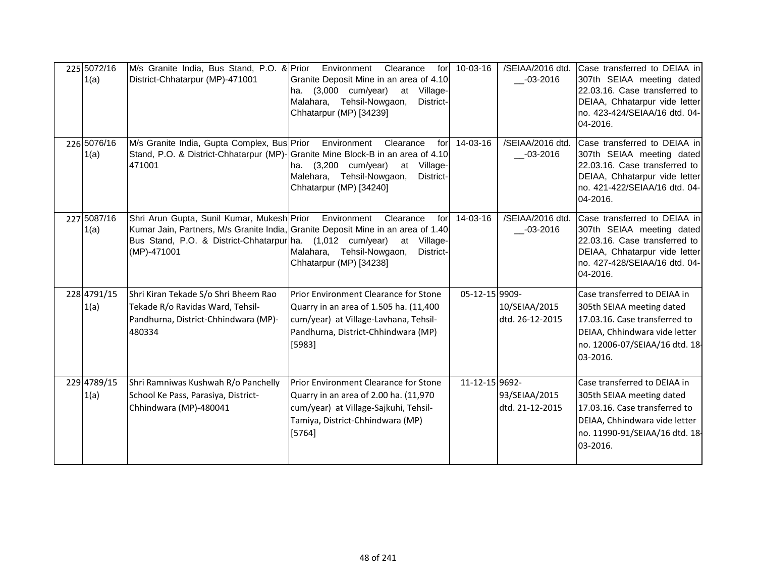| | | | | | | |
|---|---|---|---|---|---|---|
| 225 | 5072/16 1(a) | M/s Granite India, Bus Stand, P.O. & District-Chhatarpur (MP)-471001 | Prior Environment Clearance for Granite Deposit Mine in an area of 4.10 ha. (3,000 cum/year) at Village-Malahara, Tehsil-Nowgaon, District-Chhatarpur (MP) [34239] | 10-03-16 | /SEIAA/2016 dtd. __-03-2016 | Case transferred to DEIAA in 307th SEIAA meeting dated 22.03.16. Case transferred to DEIAA, Chhatarpur vide letter no. 423-424/SEIAA/16 dtd. 04-04-2016. |
| 226 | 5076/16 1(a) | M/s Granite India, Gupta Complex, Bus Stand, P.O. & District-Chhatarpur (MP)-471001 | Prior Environment Clearance for Granite Mine Block-B in an area of 4.10 ha. (3,200 cum/year) at Village-Malehara, Tehsil-Nowgaon, District-Chhatarpur (MP) [34240] | 14-03-16 | /SEIAA/2016 dtd. __-03-2016 | Case transferred to DEIAA in 307th SEIAA meeting dated 22.03.16. Case transferred to DEIAA, Chhatarpur vide letter no. 421-422/SEIAA/16 dtd. 04-04-2016. |
| 227 | 5087/16 1(a) | Shri Arun Gupta, Sunil Kumar, Mukesh Kumar Jain, Partners, M/s Granite India, Bus Stand, P.O. & District-Chhatarpur (MP)-471001 | Prior Environment Clearance for Granite Deposit Mine in an area of 1.40 ha. (1,012 cum/year) at Village-Malahara, Tehsil-Nowgaon, District-Chhatarpur (MP) [34238] | 14-03-16 | /SEIAA/2016 dtd. __-03-2016 | Case transferred to DEIAA in 307th SEIAA meeting dated 22.03.16. Case transferred to DEIAA, Chhatarpur vide letter no. 427-428/SEIAA/16 dtd. 04-04-2016. |
| 228 | 4791/15 1(a) | Shri Kiran Tekade S/o Shri Bheem Rao Tekade R/o Ravidas Ward, Tehsil-Pandhurna, District-Chhindwara (MP)-480334 | Prior Environment Clearance for Stone Quarry in an area of 1.505 ha. (11,400 cum/year) at Village-Lavhana, Tehsil-Pandhurna, District-Chhindwara (MP) [5983] | 05-12-15 | 9909-10/SEIAA/2015 dtd. 26-12-2015 | Case transferred to DEIAA in 305th SEIAA meeting dated 17.03.16. Case transferred to DEIAA, Chhindwara vide letter no. 12006-07/SEIAA/16 dtd. 18-03-2016. |
| 229 | 4789/15 1(a) | Shri Ramniwas Kushwah R/o Panchelly School Ke Pass, Parasiya, District-Chhindwara (MP)-480041 | Prior Environment Clearance for Stone Quarry in an area of 2.00 ha. (11,970 cum/year) at Village-Sajkuhi, Tehsil-Tamiya, District-Chhindwara (MP) [5764] | 11-12-15 | 9692-93/SEIAA/2015 dtd. 21-12-2015 | Case transferred to DEIAA in 305th SEIAA meeting dated 17.03.16. Case transferred to DEIAA, Chhindwara vide letter no. 11990-91/SEIAA/16 dtd. 18-03-2016. |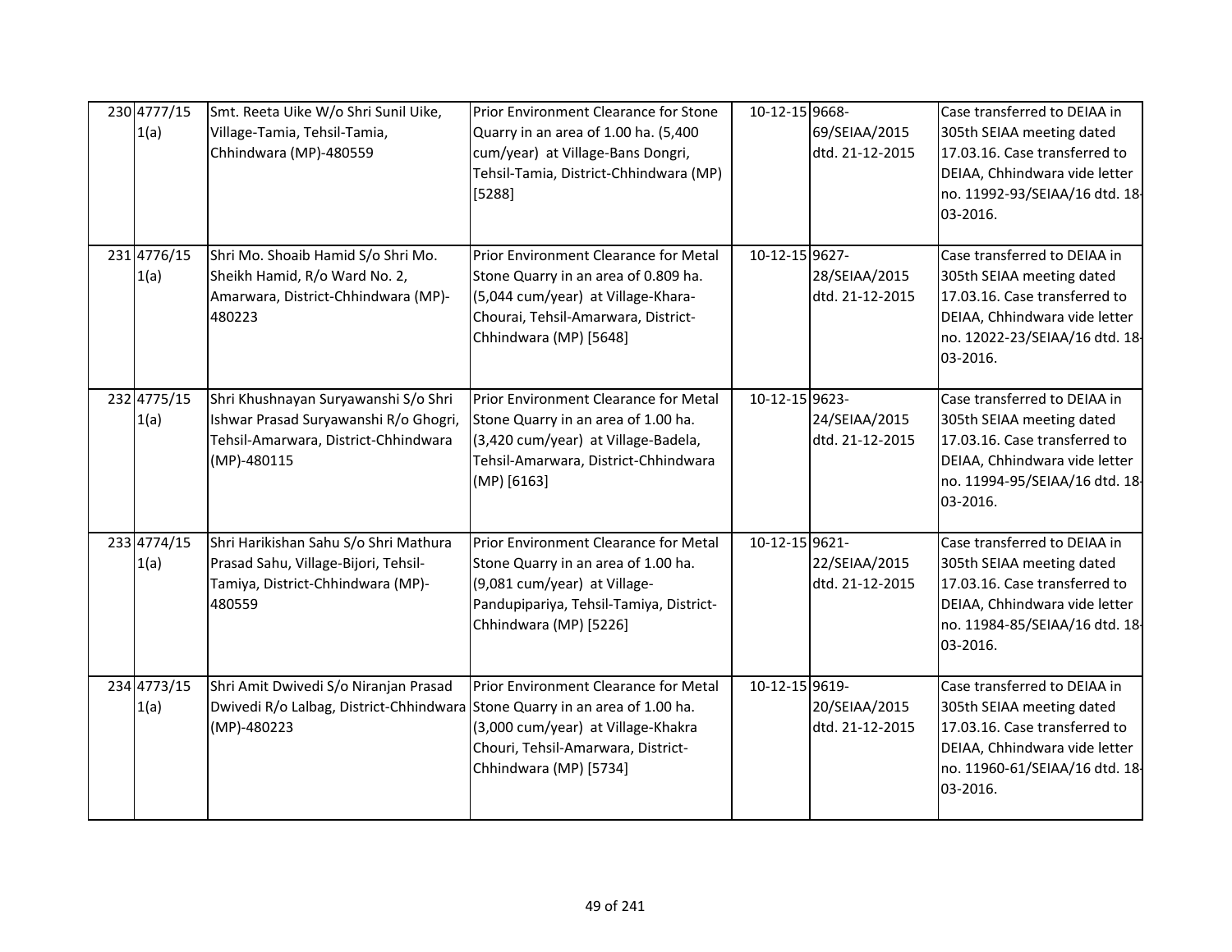| | | | | | | |
|---|---|---|---|---|---|---|
| 230 | 4777/15 1(a) | Smt. Reeta Uike W/o Shri Sunil Uike, Village-Tamia, Tehsil-Tamia, Chhindwara (MP)-480559 | Prior Environment Clearance for Stone Quarry in an area of 1.00 ha. (5,400 cum/year) at Village-Bans Dongri, Tehsil-Tamia, District-Chhindwara (MP) [5288] | 10-12-15 | 9668-69/SEIAA/2015 dtd. 21-12-2015 | Case transferred to DEIAA in 305th SEIAA meeting dated 17.03.16. Case transferred to DEIAA, Chhindwara vide letter no. 11992-93/SEIAA/16 dtd. 18-03-2016. |
| 231 | 4776/15 1(a) | Shri Mo. Shoaib Hamid S/o Shri Mo. Sheikh Hamid, R/o Ward No. 2, Amarwara, District-Chhindwara (MP)-480223 | Prior Environment Clearance for Metal Stone Quarry in an area of 0.809 ha. (5,044 cum/year) at Village-Khara-Chourai, Tehsil-Amarwara, District-Chhindwara (MP) [5648] | 10-12-15 | 9627-28/SEIAA/2015 dtd. 21-12-2015 | Case transferred to DEIAA in 305th SEIAA meeting dated 17.03.16. Case transferred to DEIAA, Chhindwara vide letter no. 12022-23/SEIAA/16 dtd. 18-03-2016. |
| 232 | 4775/15 1(a) | Shri Khushnayan Suryawanshi S/o Shri Ishwar Prasad Suryawanshi R/o Ghogri, Tehsil-Amarwara, District-Chhindwara (MP)-480115 | Prior Environment Clearance for Metal Stone Quarry in an area of 1.00 ha. (3,420 cum/year) at Village-Badela, Tehsil-Amarwara, District-Chhindwara (MP) [6163] | 10-12-15 | 9623-24/SEIAA/2015 dtd. 21-12-2015 | Case transferred to DEIAA in 305th SEIAA meeting dated 17.03.16. Case transferred to DEIAA, Chhindwara vide letter no. 11994-95/SEIAA/16 dtd. 18-03-2016. |
| 233 | 4774/15 1(a) | Shri Harikishan Sahu S/o Shri Mathura Prasad Sahu, Village-Bijori, Tehsil-Tamiya, District-Chhindwara (MP)-480559 | Prior Environment Clearance for Metal Stone Quarry in an area of 1.00 ha. (9,081 cum/year) at Village-Pandupipariya, Tehsil-Tamiya, District-Chhindwara (MP) [5226] | 10-12-15 | 9621-22/SEIAA/2015 dtd. 21-12-2015 | Case transferred to DEIAA in 305th SEIAA meeting dated 17.03.16. Case transferred to DEIAA, Chhindwara vide letter no. 11984-85/SEIAA/16 dtd. 18-03-2016. |
| 234 | 4773/15 1(a) | Shri Amit Dwivedi S/o Niranjan Prasad Dwivedi R/o Lalbag, District-Chhindwara (MP)-480223 | Prior Environment Clearance for Metal Stone Quarry in an area of 1.00 ha. (3,000 cum/year) at Village-Khakra Chouri, Tehsil-Amarwara, District-Chhindwara (MP) [5734] | 10-12-15 | 9619-20/SEIAA/2015 dtd. 21-12-2015 | Case transferred to DEIAA in 305th SEIAA meeting dated 17.03.16. Case transferred to DEIAA, Chhindwara vide letter no. 11960-61/SEIAA/16 dtd. 18-03-2016. |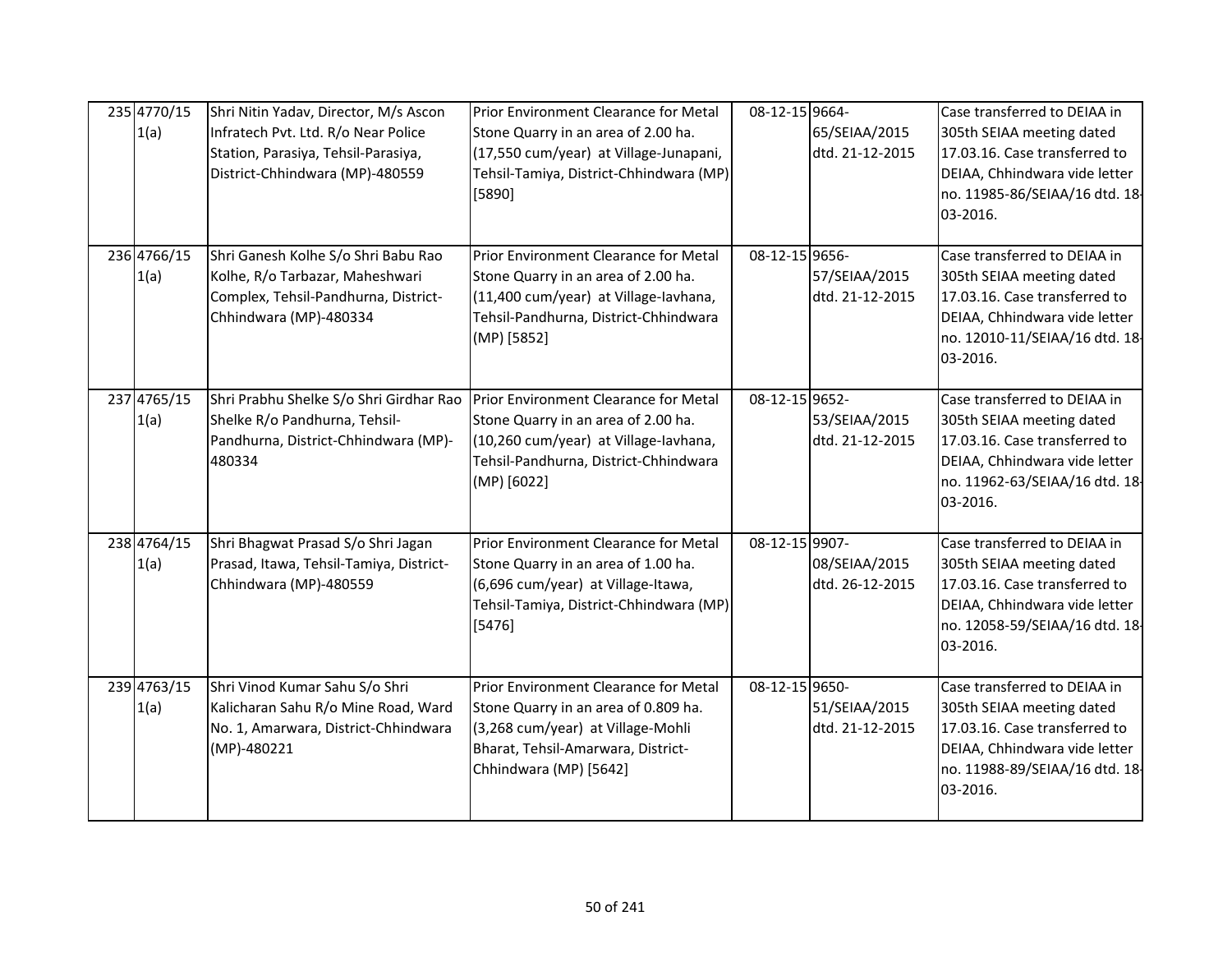| | | | | | | |
|---|---|---|---|---|---|---|
| 235 | 4770/15 1(a) | Shri Nitin Yadav, Director, M/s Ascon Infratech Pvt. Ltd. R/o Near Police Station, Parasiya, Tehsil-Parasiya, District-Chhindwara (MP)-480559 | Prior Environment Clearance for Metal Stone Quarry in an area of 2.00 ha. (17,550 cum/year) at Village-Junapani, Tehsil-Tamiya, District-Chhindwara (MP) [5890] | 08-12-15 | 9664-65/SEIAA/2015 dtd. 21-12-2015 | Case transferred to DEIAA in 305th SEIAA meeting dated 17.03.16. Case transferred to DEIAA, Chhindwara vide letter no. 11985-86/SEIAA/16 dtd. 18-03-2016. |
| 236 | 4766/15 1(a) | Shri Ganesh Kolhe S/o Shri Babu Rao Kolhe, R/o Tarbazar, Maheshwari Complex, Tehsil-Pandhurna, District-Chhindwara (MP)-480334 | Prior Environment Clearance for Metal Stone Quarry in an area of 2.00 ha. (11,400 cum/year) at Village-Iavhana, Tehsil-Pandhurna, District-Chhindwara (MP) [5852] | 08-12-15 | 9656-57/SEIAA/2015 dtd. 21-12-2015 | Case transferred to DEIAA in 305th SEIAA meeting dated 17.03.16. Case transferred to DEIAA, Chhindwara vide letter no. 12010-11/SEIAA/16 dtd. 18-03-2016. |
| 237 | 4765/15 1(a) | Shri Prabhu Shelke S/o Shri Girdhar Rao Shelke R/o Pandhurna, Tehsil-Pandhurna, District-Chhindwara (MP)-480334 | Prior Environment Clearance for Metal Stone Quarry in an area of 2.00 ha. (10,260 cum/year) at Village-Iavhana, Tehsil-Pandhurna, District-Chhindwara (MP) [6022] | 08-12-15 | 9652-53/SEIAA/2015 dtd. 21-12-2015 | Case transferred to DEIAA in 305th SEIAA meeting dated 17.03.16. Case transferred to DEIAA, Chhindwara vide letter no. 11962-63/SEIAA/16 dtd. 18-03-2016. |
| 238 | 4764/15 1(a) | Shri Bhagwat Prasad S/o Shri Jagan Prasad, Itawa, Tehsil-Tamiya, District-Chhindwara (MP)-480559 | Prior Environment Clearance for Metal Stone Quarry in an area of 1.00 ha. (6,696 cum/year) at Village-Itawa, Tehsil-Tamiya, District-Chhindwara (MP) [5476] | 08-12-15 | 9907-08/SEIAA/2015 dtd. 26-12-2015 | Case transferred to DEIAA in 305th SEIAA meeting dated 17.03.16. Case transferred to DEIAA, Chhindwara vide letter no. 12058-59/SEIAA/16 dtd. 18-03-2016. |
| 239 | 4763/15 1(a) | Shri Vinod Kumar Sahu S/o Shri Kalicharan Sahu R/o Mine Road, Ward No. 1, Amarwara, District-Chhindwara (MP)-480221 | Prior Environment Clearance for Metal Stone Quarry in an area of 0.809 ha. (3,268 cum/year) at Village-Mohli Bharat, Tehsil-Amarwara, District-Chhindwara (MP) [5642] | 08-12-15 | 9650-51/SEIAA/2015 dtd. 21-12-2015 | Case transferred to DEIAA in 305th SEIAA meeting dated 17.03.16. Case transferred to DEIAA, Chhindwara vide letter no. 11988-89/SEIAA/16 dtd. 18-03-2016. |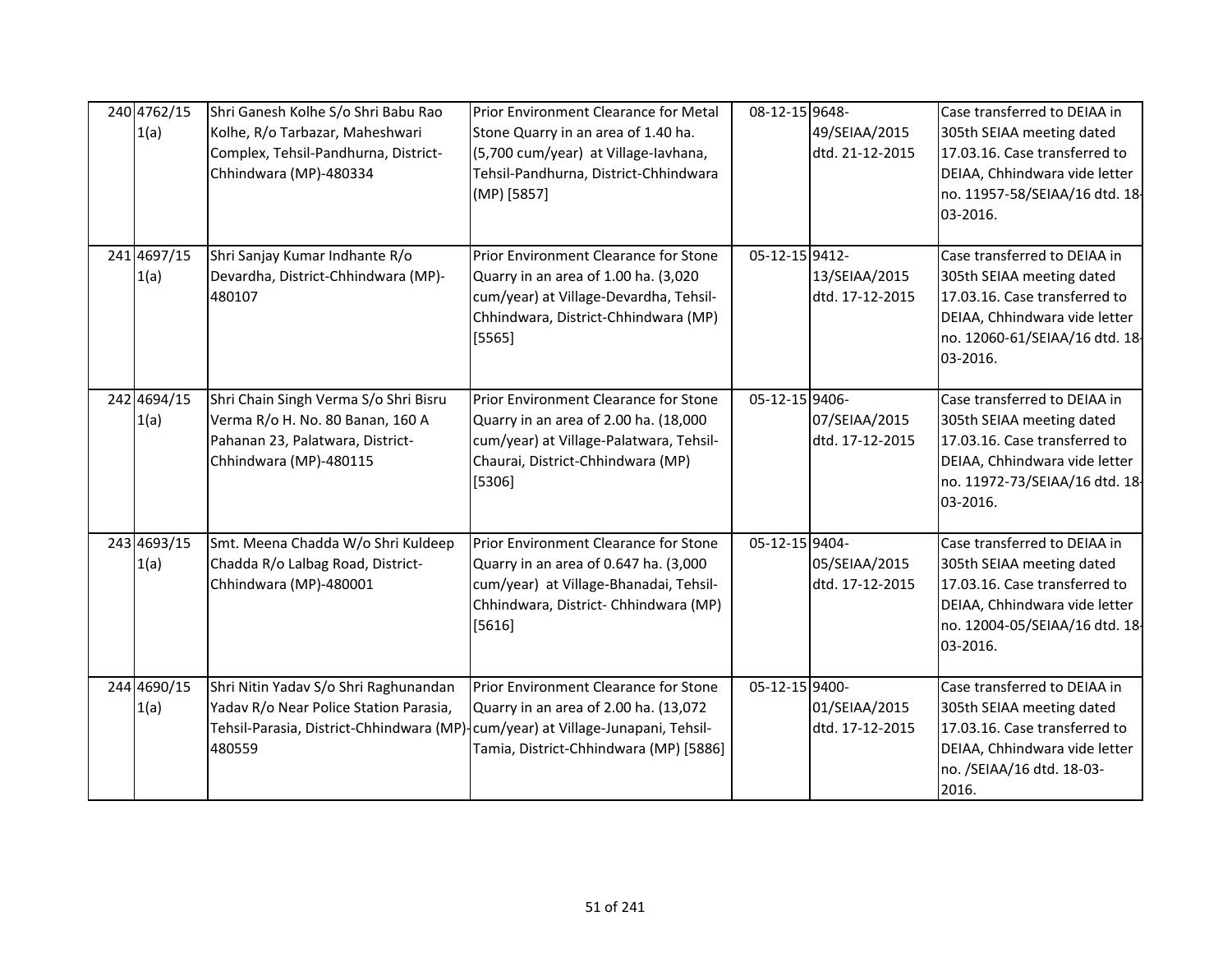| | | | | | | |
|---|---|---|---|---|---|---|
| 240 | 4762/15 1(a) | Shri Ganesh Kolhe S/o Shri Babu Rao Kolhe, R/o Tarbazar, Maheshwari Complex, Tehsil-Pandhurna, District-Chhindwara (MP)-480334 | Prior Environment Clearance for Metal Stone Quarry in an area of 1.40 ha. (5,700 cum/year) at Village-Iavhana, Tehsil-Pandhurna, District-Chhindwara (MP) [5857] | 08-12-15 | 9648-49/SEIAA/2015 dtd. 21-12-2015 | Case transferred to DEIAA in 305th SEIAA meeting dated 17.03.16. Case transferred to DEIAA, Chhindwara vide letter no. 11957-58/SEIAA/16 dtd. 18-03-2016. |
| 241 | 4697/15 1(a) | Shri Sanjay Kumar Indhante R/o Devardha, District-Chhindwara (MP)-480107 | Prior Environment Clearance for Stone Quarry in an area of 1.00 ha. (3,020 cum/year) at Village-Devardha, Tehsil-Chhindwara, District-Chhindwara (MP) [5565] | 05-12-15 | 9412-13/SEIAA/2015 dtd. 17-12-2015 | Case transferred to DEIAA in 305th SEIAA meeting dated 17.03.16. Case transferred to DEIAA, Chhindwara vide letter no. 12060-61/SEIAA/16 dtd. 18-03-2016. |
| 242 | 4694/15 1(a) | Shri Chain Singh Verma S/o Shri Bisru Verma R/o H. No. 80 Banan, 160 A Pahanan 23, Palatwara, District-Chhindwara (MP)-480115 | Prior Environment Clearance for Stone Quarry in an area of 2.00 ha. (18,000 cum/year) at Village-Palatwara, Tehsil-Chaurai, District-Chhindwara (MP) [5306] | 05-12-15 | 9406-07/SEIAA/2015 dtd. 17-12-2015 | Case transferred to DEIAA in 305th SEIAA meeting dated 17.03.16. Case transferred to DEIAA, Chhindwara vide letter no. 11972-73/SEIAA/16 dtd. 18-03-2016. |
| 243 | 4693/15 1(a) | Smt. Meena Chadda W/o Shri Kuldeep Chadda R/o Lalbag Road, District-Chhindwara (MP)-480001 | Prior Environment Clearance for Stone Quarry in an area of 0.647 ha. (3,000 cum/year) at Village-Bhanadai, Tehsil-Chhindwara, District- Chhindwara (MP) [5616] | 05-12-15 | 9404-05/SEIAA/2015 dtd. 17-12-2015 | Case transferred to DEIAA in 305th SEIAA meeting dated 17.03.16. Case transferred to DEIAA, Chhindwara vide letter no. 12004-05/SEIAA/16 dtd. 18-03-2016. |
| 244 | 4690/15 1(a) | Shri Nitin Yadav S/o Shri Raghunandan Yadav R/o Near Police Station Parasia, Tehsil-Parasia, District-Chhindwara (MP)-480559 | Prior Environment Clearance for Stone Quarry in an area of 2.00 ha. (13,072 cum/year) at Village-Junapani, Tehsil-Tamia, District-Chhindwara (MP) [5886] | 05-12-15 | 9400-01/SEIAA/2015 dtd. 17-12-2015 | Case transferred to DEIAA in 305th SEIAA meeting dated 17.03.16. Case transferred to DEIAA, Chhindwara vide letter no. /SEIAA/16 dtd. 18-03-2016. |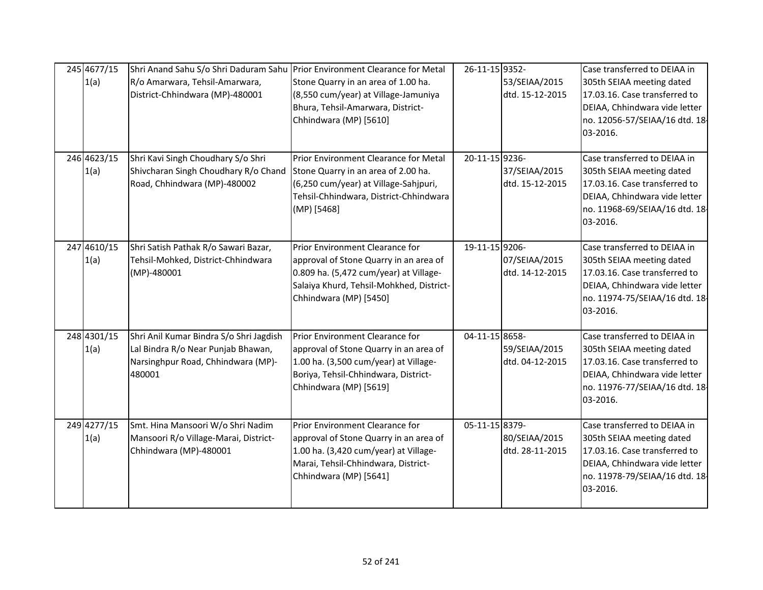| 245 | 4677/15 1(a) | Shri Anand Sahu S/o Shri Daduram Sahu R/o Amarwara, Tehsil-Amarwara, District-Chhindwara (MP)-480001 | Prior Environment Clearance for Metal Stone Quarry in an area of 1.00 ha. (8,550 cum/year) at Village-Jamuniya Bhura, Tehsil-Amarwara, District-Chhindwara (MP) [5610] | 26-11-15 | 9352-53/SEIAA/2015 dtd. 15-12-2015 | Case transferred to DEIAA in 305th SEIAA meeting dated 17.03.16. Case transferred to DEIAA, Chhindwara vide letter no. 12056-57/SEIAA/16 dtd. 18-03-2016. |
|---|---|---|---|---|---|---|
| 246 | 4623/15 1(a) | Shri Kavi Singh Choudhary S/o Shri Shivcharan Singh Choudhary R/o Chand Road, Chhindwara (MP)-480002 | Prior Environment Clearance for Metal Stone Quarry in an area of 2.00 ha. (6,250 cum/year) at Village-Sahjpuri, Tehsil-Chhindwara, District-Chhindwara (MP) [5468] | 20-11-15 | 9236-37/SEIAA/2015 dtd. 15-12-2015 | Case transferred to DEIAA in 305th SEIAA meeting dated 17.03.16. Case transferred to DEIAA, Chhindwara vide letter no. 11968-69/SEIAA/16 dtd. 18-03-2016. |
| 247 | 4610/15 1(a) | Shri Satish Pathak R/o Sawari Bazar, Tehsil-Mohked, District-Chhindwara (MP)-480001 | Prior Environment Clearance for approval of Stone Quarry in an area of 0.809 ha. (5,472 cum/year) at Village-Salaiya Khurd, Tehsil-Mohkhed, District-Chhindwara (MP) [5450] | 19-11-15 | 9206-07/SEIAA/2015 dtd. 14-12-2015 | Case transferred to DEIAA in 305th SEIAA meeting dated 17.03.16. Case transferred to DEIAA, Chhindwara vide letter no. 11974-75/SEIAA/16 dtd. 18-03-2016. |
| 248 | 4301/15 1(a) | Shri Anil Kumar Bindra S/o Shri Jagdish Lal Bindra R/o Near Punjab Bhawan, Narsinghpur Road, Chhindwara (MP)-480001 | Prior Environment Clearance for approval of Stone Quarry in an area of 1.00 ha. (3,500 cum/year) at Village-Boriya, Tehsil-Chhindwara, District-Chhindwara (MP) [5619] | 04-11-15 | 8658-59/SEIAA/2015 dtd. 04-12-2015 | Case transferred to DEIAA in 305th SEIAA meeting dated 17.03.16. Case transferred to DEIAA, Chhindwara vide letter no. 11976-77/SEIAA/16 dtd. 18-03-2016. |
| 249 | 4277/15 1(a) | Smt. Hina Mansoori W/o Shri Nadim Mansoori R/o Village-Marai, District-Chhindwara (MP)-480001 | Prior Environment Clearance for approval of Stone Quarry in an area of 1.00 ha. (3,420 cum/year) at Village-Marai, Tehsil-Chhindwara, District-Chhindwara (MP) [5641] | 05-11-15 | 8379-80/SEIAA/2015 dtd. 28-11-2015 | Case transferred to DEIAA in 305th SEIAA meeting dated 17.03.16. Case transferred to DEIAA, Chhindwara vide letter no. 11978-79/SEIAA/16 dtd. 18-03-2016. |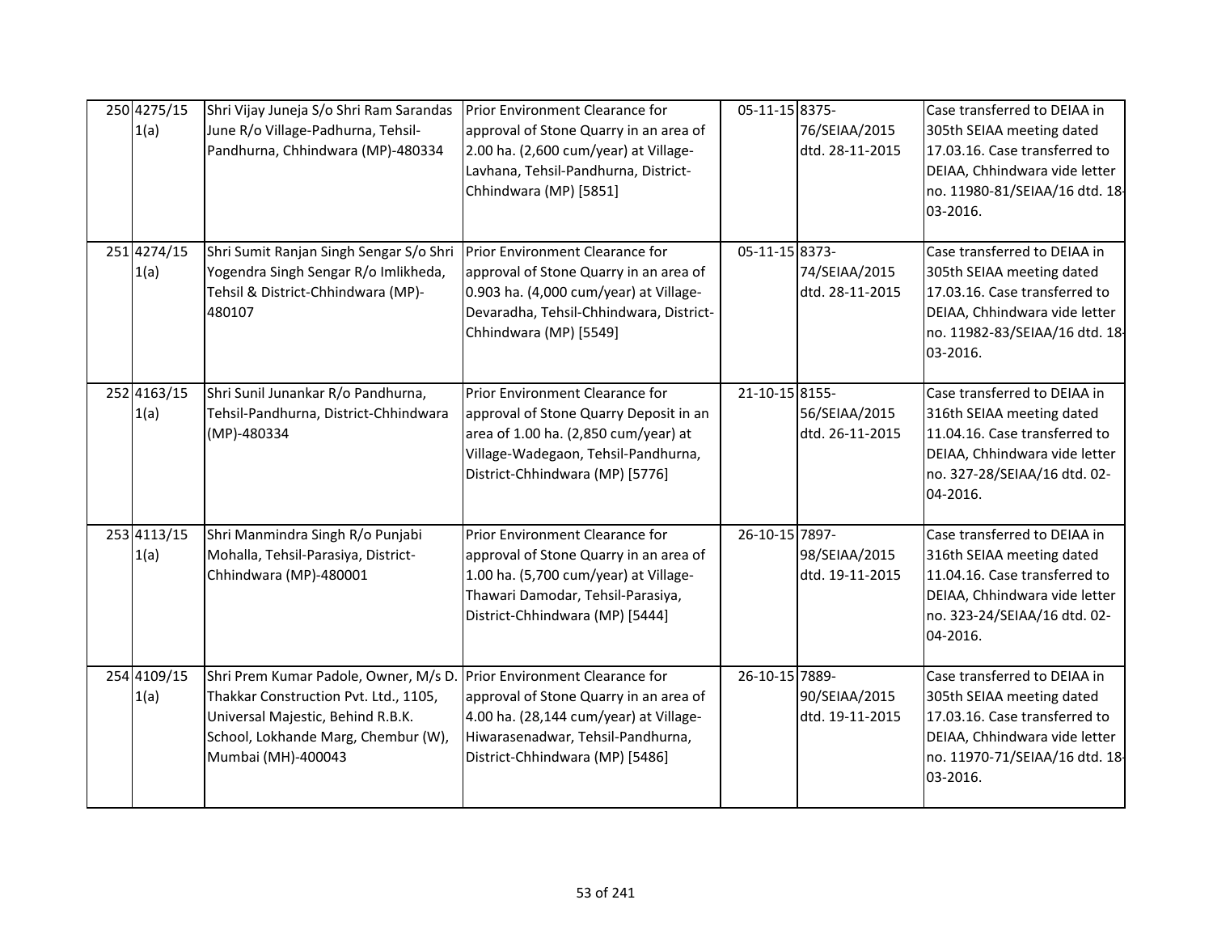| | | | | | | |
|---|---|---|---|---|---|---|
| 250 | 4275/15 1(a) | Shri Vijay Juneja S/o Shri Ram Sarandas June R/o Village-Padhurna, Tehsil-Pandhurna, Chhindwara (MP)-480334 | Prior Environment Clearance for approval of Stone Quarry in an area of 2.00 ha. (2,600 cum/year) at Village-Lavhana, Tehsil-Pandhurna, District-Chhindwara (MP) [5851] | 05-11-15 | 8375-76/SEIAA/2015 dtd. 28-11-2015 | Case transferred to DEIAA in 305th SEIAA meeting dated 17.03.16. Case transferred to DEIAA, Chhindwara vide letter no. 11980-81/SEIAA/16 dtd. 18-03-2016. |
| 251 | 4274/15 1(a) | Shri Sumit Ranjan Singh Sengar S/o Shri Yogendra Singh Sengar R/o Imlikheda, Tehsil & District-Chhindwara (MP)-480107 | Prior Environment Clearance for approval of Stone Quarry in an area of 0.903 ha. (4,000 cum/year) at Village-Devaradha, Tehsil-Chhindwara, District-Chhindwara (MP) [5549] | 05-11-15 | 8373-74/SEIAA/2015 dtd. 28-11-2015 | Case transferred to DEIAA in 305th SEIAA meeting dated 17.03.16. Case transferred to DEIAA, Chhindwara vide letter no. 11982-83/SEIAA/16 dtd. 18-03-2016. |
| 252 | 4163/15 1(a) | Shri Sunil Junankar R/o Pandhurna, Tehsil-Pandhurna, District-Chhindwara (MP)-480334 | Prior Environment Clearance for approval of Stone Quarry Deposit in an area of 1.00 ha. (2,850 cum/year) at Village-Wadegaon, Tehsil-Pandhurna, District-Chhindwara (MP) [5776] | 21-10-15 | 8155-56/SEIAA/2015 dtd. 26-11-2015 | Case transferred to DEIAA in 316th SEIAA meeting dated 11.04.16. Case transferred to DEIAA, Chhindwara vide letter no. 327-28/SEIAA/16 dtd. 02-04-2016. |
| 253 | 4113/15 1(a) | Shri Manmindra Singh R/o Punjabi Mohalla, Tehsil-Parasiya, District-Chhindwara (MP)-480001 | Prior Environment Clearance for approval of Stone Quarry in an area of 1.00 ha. (5,700 cum/year) at Village-Thawari Damodar, Tehsil-Parasiya, District-Chhindwara (MP) [5444] | 26-10-15 | 7897-98/SEIAA/2015 dtd. 19-11-2015 | Case transferred to DEIAA in 316th SEIAA meeting dated 11.04.16. Case transferred to DEIAA, Chhindwara vide letter no. 323-24/SEIAA/16 dtd. 02-04-2016. |
| 254 | 4109/15 1(a) | Shri Prem Kumar Padole, Owner, M/s D. Thakkar Construction Pvt. Ltd., 1105, Universal Majestic, Behind R.B.K. School, Lokhande Marg, Chembur (W), Mumbai (MH)-400043 | Prior Environment Clearance for approval of Stone Quarry in an area of 4.00 ha. (28,144 cum/year) at Village-Hiwarasenadwar, Tehsil-Pandhurna, District-Chhindwara (MP) [5486] | 26-10-15 | 7889-90/SEIAA/2015 dtd. 19-11-2015 | Case transferred to DEIAA in 305th SEIAA meeting dated 17.03.16. Case transferred to DEIAA, Chhindwara vide letter no. 11970-71/SEIAA/16 dtd. 18-03-2016. |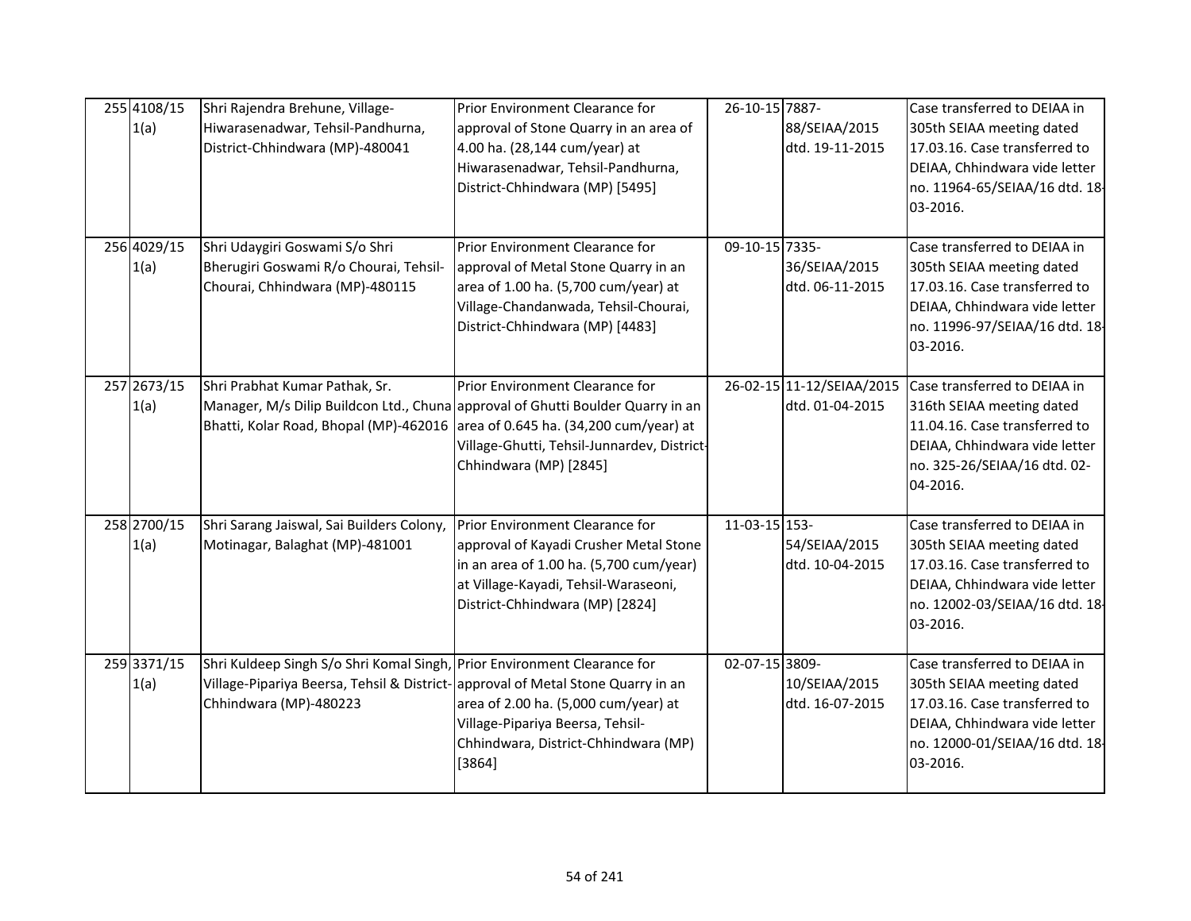| | | | | | | |
|---|---|---|---|---|---|---|
| 255 | 4108/15 1(a) | Shri Rajendra Brehune, Village-Hiwarasenadwar, Tehsil-Pandhurna, District-Chhindwara (MP)-480041 | Prior Environment Clearance for approval of Stone Quarry in an area of 4.00 ha. (28,144 cum/year) at Hiwarasenadwar, Tehsil-Pandhurna, District-Chhindwara (MP) [5495] | 26-10-15 | 7887-88/SEIAA/2015 dtd. 19-11-2015 | Case transferred to DEIAA in 305th SEIAA meeting dated 17.03.16. Case transferred to DEIAA, Chhindwara vide letter no. 11964-65/SEIAA/16 dtd. 18-03-2016. |
| 256 | 4029/15 1(a) | Shri Udaygiri Goswami S/o Shri Bherugiri Goswami R/o Chourai, Tehsil-Chourai, Chhindwara (MP)-480115 | Prior Environment Clearance for approval of Metal Stone Quarry in an area of 1.00 ha. (5,700 cum/year) at Village-Chandanwada, Tehsil-Chourai, District-Chhindwara (MP) [4483] | 09-10-15 | 7335-36/SEIAA/2015 dtd. 06-11-2015 | Case transferred to DEIAA in 305th SEIAA meeting dated 17.03.16. Case transferred to DEIAA, Chhindwara vide letter no. 11996-97/SEIAA/16 dtd. 18-03-2016. |
| 257 | 2673/15 1(a) | Shri Prabhat Kumar Pathak, Sr. Manager, M/s Dilip Buildcon Ltd., Chuna Bhatti, Kolar Road, Bhopal (MP)-462016 | Prior Environment Clearance for approval of Ghutti Boulder Quarry in an area of 0.645 ha. (34,200 cum/year) at Village-Ghutti, Tehsil-Junnardev, District-Chhindwara (MP) [2845] | 26-02-15 | 11-12/SEIAA/2015 dtd. 01-04-2015 | Case transferred to DEIAA in 316th SEIAA meeting dated 11.04.16. Case transferred to DEIAA, Chhindwara vide letter no. 325-26/SEIAA/16 dtd. 02-04-2016. |
| 258 | 2700/15 1(a) | Shri Sarang Jaiswal, Sai Builders Colony, Motinagar, Balaghat (MP)-481001 | Prior Environment Clearance for approval of Kayadi Crusher Metal Stone in an area of 1.00 ha. (5,700 cum/year) at Village-Kayadi, Tehsil-Waraseoni, District-Chhindwara (MP) [2824] | 11-03-15 | 153-54/SEIAA/2015 dtd. 10-04-2015 | Case transferred to DEIAA in 305th SEIAA meeting dated 17.03.16. Case transferred to DEIAA, Chhindwara vide letter no. 12002-03/SEIAA/16 dtd. 18-03-2016. |
| 259 | 3371/15 1(a) | Shri Kuldeep Singh S/o Shri Komal Singh, Village-Pipariya Beersa, Tehsil & District-Chhindwara (MP)-480223 | Prior Environment Clearance for approval of Metal Stone Quarry in an area of 2.00 ha. (5,000 cum/year) at Village-Pipariya Beersa, Tehsil-Chhindwara, District-Chhindwara (MP) [3864] | 02-07-15 | 3809-10/SEIAA/2015 dtd. 16-07-2015 | Case transferred to DEIAA in 305th SEIAA meeting dated 17.03.16. Case transferred to DEIAA, Chhindwara vide letter no. 12000-01/SEIAA/16 dtd. 18-03-2016. |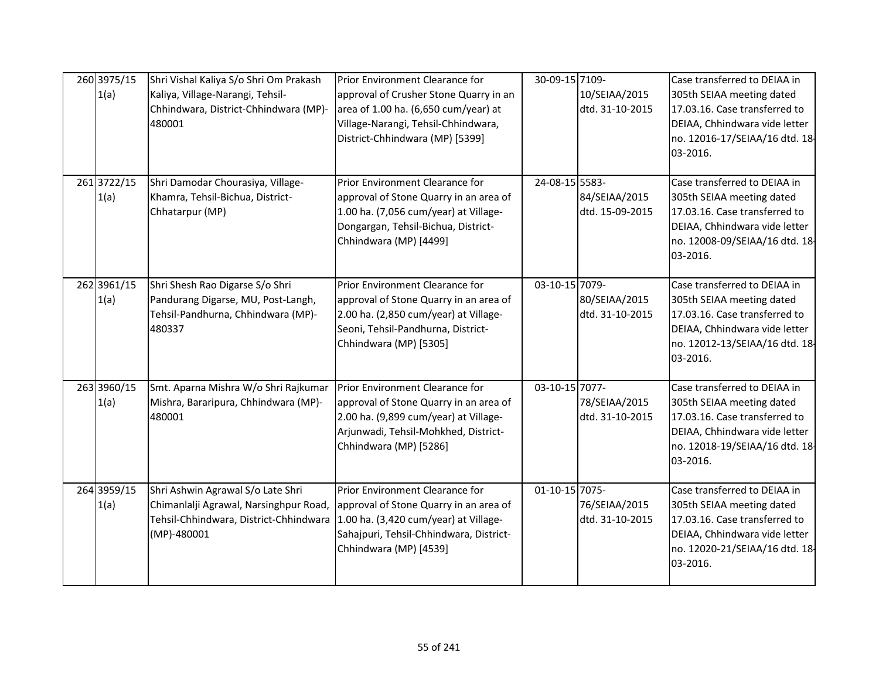| | | | | | | |
|---|---|---|---|---|---|---|
| 260 | 3975/15 1(a) | Shri Vishal Kaliya S/o Shri Om Prakash Kaliya, Village-Narangi, Tehsil-Chhindwara, District-Chhindwara (MP)-480001 | Prior Environment Clearance for approval of Crusher Stone Quarry in an area of 1.00 ha. (6,650 cum/year) at Village-Narangi, Tehsil-Chhindwara, District-Chhindwara (MP) [5399] | 30-09-15 | 7109-10/SEIAA/2015 dtd. 31-10-2015 | Case transferred to DEIAA in 305th SEIAA meeting dated 17.03.16. Case transferred to DEIAA, Chhindwara vide letter no. 12016-17/SEIAA/16 dtd. 18-03-2016. |
| 261 | 3722/15 1(a) | Shri Damodar Chourasiya, Village-Khamra, Tehsil-Bichua, District-Chhatarpur (MP) | Prior Environment Clearance for approval of Stone Quarry in an area of 1.00 ha. (7,056 cum/year) at Village-Dongargan, Tehsil-Bichua, District-Chhindwara (MP) [4499] | 24-08-15 | 5583-84/SEIAA/2015 dtd. 15-09-2015 | Case transferred to DEIAA in 305th SEIAA meeting dated 17.03.16. Case transferred to DEIAA, Chhindwara vide letter no. 12008-09/SEIAA/16 dtd. 18-03-2016. |
| 262 | 3961/15 1(a) | Shri Shesh Rao Digarse S/o Shri Pandurang Digarse, MU, Post-Langh, Tehsil-Pandhurna, Chhindwara (MP)-480337 | Prior Environment Clearance for approval of Stone Quarry in an area of 2.00 ha. (2,850 cum/year) at Village-Seoni, Tehsil-Pandhurna, District-Chhindwara (MP) [5305] | 03-10-15 | 7079-80/SEIAA/2015 dtd. 31-10-2015 | Case transferred to DEIAA in 305th SEIAA meeting dated 17.03.16. Case transferred to DEIAA, Chhindwara vide letter no. 12012-13/SEIAA/16 dtd. 18-03-2016. |
| 263 | 3960/15 1(a) | Smt. Aparna Mishra W/o Shri Rajkumar Mishra, Bararipura, Chhindwara (MP)-480001 | Prior Environment Clearance for approval of Stone Quarry in an area of 2.00 ha. (9,899 cum/year) at Village-Arjunwadi, Tehsil-Mohkhed, District-Chhindwara (MP) [5286] | 03-10-15 | 7077-78/SEIAA/2015 dtd. 31-10-2015 | Case transferred to DEIAA in 305th SEIAA meeting dated 17.03.16. Case transferred to DEIAA, Chhindwara vide letter no. 12018-19/SEIAA/16 dtd. 18-03-2016. |
| 264 | 3959/15 1(a) | Shri Ashwin Agrawal S/o Late Shri Chimanlalji Agrawal, Narsinghpur Road, Tehsil-Chhindwara, District-Chhindwara (MP)-480001 | Prior Environment Clearance for approval of Stone Quarry in an area of 1.00 ha. (3,420 cum/year) at Village-Sahajpuri, Tehsil-Chhindwara, District-Chhindwara (MP) [4539] | 01-10-15 | 7075-76/SEIAA/2015 dtd. 31-10-2015 | Case transferred to DEIAA in 305th SEIAA meeting dated 17.03.16. Case transferred to DEIAA, Chhindwara vide letter no. 12020-21/SEIAA/16 dtd. 18-03-2016. |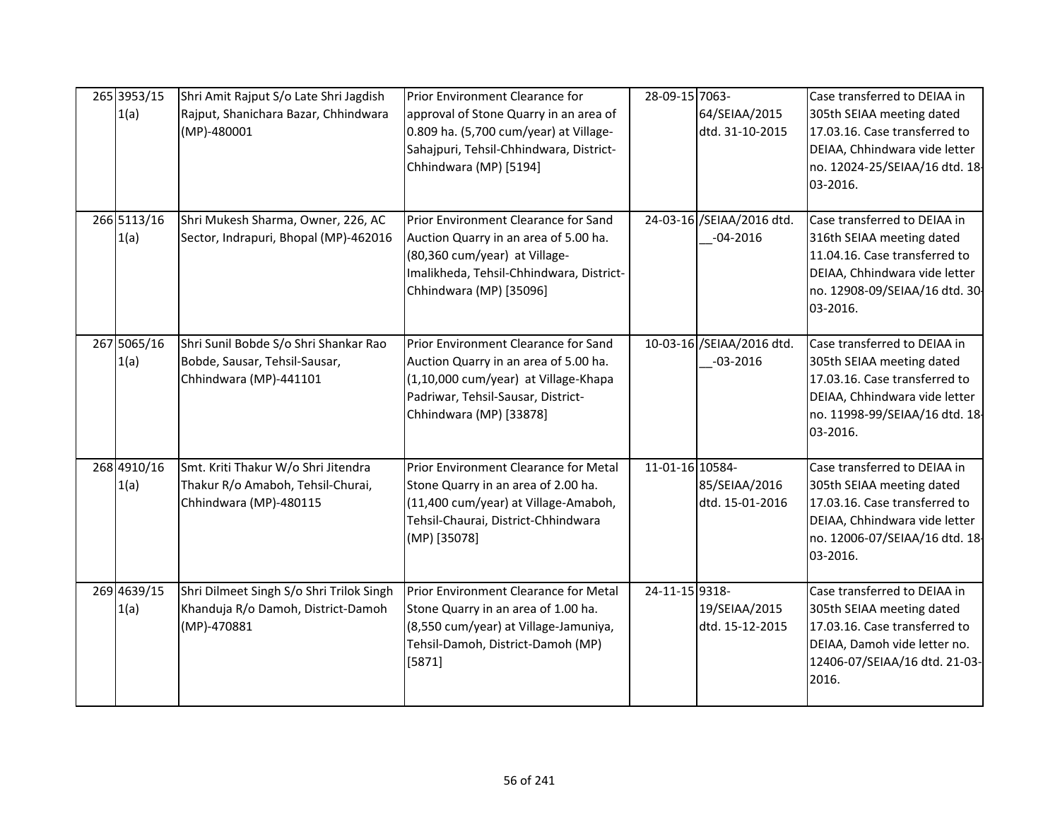| | | | | | | |
|---|---|---|---|---|---|---|
| 265 | 3953/15 1(a) | Shri Amit Rajput S/o Late Shri Jagdish Rajput, Shanichara Bazar, Chhindwara (MP)-480001 | Prior Environment Clearance for approval of Stone Quarry in an area of 0.809 ha. (5,700 cum/year) at Village-Sahajpuri, Tehsil-Chhindwara, District-Chhindwara (MP) [5194] | 28-09-15 | 7063-64/SEIAA/2015 dtd. 31-10-2015 | Case transferred to DEIAA in 305th SEIAA meeting dated 17.03.16. Case transferred to DEIAA, Chhindwara vide letter no. 12024-25/SEIAA/16 dtd. 18-03-2016. |
| 266 | 5113/16 1(a) | Shri Mukesh Sharma, Owner, 226, AC Sector, Indrapuri, Bhopal (MP)-462016 | Prior Environment Clearance for Sand Auction Quarry in an area of 5.00 ha. (80,360 cum/year) at Village-Imalikheda, Tehsil-Chhindwara, District-Chhindwara (MP) [35096] | 24-03-16 | /SEIAA/2016 dtd. __-04-2016 | Case transferred to DEIAA in 316th SEIAA meeting dated 11.04.16. Case transferred to DEIAA, Chhindwara vide letter no. 12908-09/SEIAA/16 dtd. 30-03-2016. |
| 267 | 5065/16 1(a) | Shri Sunil Bobde S/o Shri Shankar Rao Bobde, Sausar, Tehsil-Sausar, Chhindwara (MP)-441101 | Prior Environment Clearance for Sand Auction Quarry in an area of 5.00 ha. (1,10,000 cum/year) at Village-Khapa Padriwar, Tehsil-Sausar, District-Chhindwara (MP) [33878] | 10-03-16 | /SEIAA/2016 dtd. __-03-2016 | Case transferred to DEIAA in 305th SEIAA meeting dated 17.03.16. Case transferred to DEIAA, Chhindwara vide letter no. 11998-99/SEIAA/16 dtd. 18-03-2016. |
| 268 | 4910/16 1(a) | Smt. Kriti Thakur W/o Shri Jitendra Thakur R/o Amaboh, Tehsil-Churai, Chhindwara (MP)-480115 | Prior Environment Clearance for Metal Stone Quarry in an area of 2.00 ha. (11,400 cum/year) at Village-Amaboh, Tehsil-Chaurai, District-Chhindwara (MP) [35078] | 11-01-16 | 10584-85/SEIAA/2016 dtd. 15-01-2016 | Case transferred to DEIAA in 305th SEIAA meeting dated 17.03.16. Case transferred to DEIAA, Chhindwara vide letter no. 12006-07/SEIAA/16 dtd. 18-03-2016. |
| 269 | 4639/15 1(a) | Shri Dilmeet Singh S/o Shri Trilok Singh Khanduja R/o Damoh, District-Damoh (MP)-470881 | Prior Environment Clearance for Metal Stone Quarry in an area of 1.00 ha. (8,550 cum/year) at Village-Jamuniya, Tehsil-Damoh, District-Damoh (MP) [5871] | 24-11-15 | 9318-19/SEIAA/2015 dtd. 15-12-2015 | Case transferred to DEIAA in 305th SEIAA meeting dated 17.03.16. Case transferred to DEIAA, Damoh vide letter no. 12406-07/SEIAA/16 dtd. 21-03-2016. |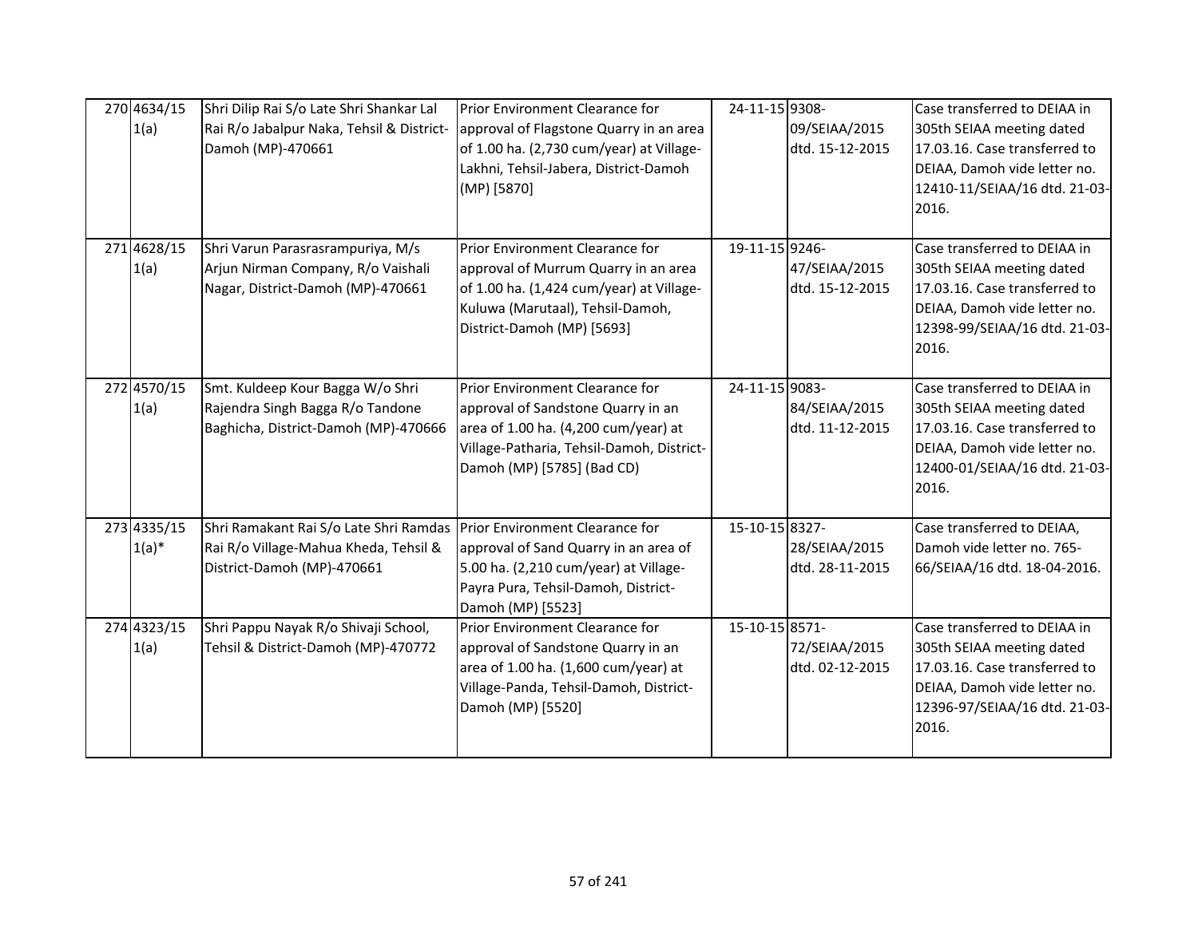| | | | | | | |
|---|---|---|---|---|---|---|
| 270 | 4634/15 1(a) | Shri Dilip Rai S/o Late Shri Shankar Lal Rai R/o Jabalpur Naka, Tehsil & District-Damoh (MP)-470661 | Prior Environment Clearance for approval of Flagstone Quarry in an area of 1.00 ha. (2,730 cum/year) at Village-Lakhni, Tehsil-Jabera, District-Damoh (MP) [5870] | 24-11-15 | 9308-09/SEIAA/2015 dtd. 15-12-2015 | Case transferred to DEIAA in 305th SEIAA meeting dated 17.03.16. Case transferred to DEIAA, Damoh vide letter no. 12410-11/SEIAA/16 dtd. 21-03-2016. |
| 271 | 4628/15 1(a) | Shri Varun Parasrasrampuriya, M/s Arjun Nirman Company, R/o Vaishali Nagar, District-Damoh (MP)-470661 | Prior Environment Clearance for approval of Murrum Quarry in an area of 1.00 ha. (1,424 cum/year) at Village-Kuluwa (Marutaal), Tehsil-Damoh, District-Damoh (MP) [5693] | 19-11-15 | 9246-47/SEIAA/2015 dtd. 15-12-2015 | Case transferred to DEIAA in 305th SEIAA meeting dated 17.03.16. Case transferred to DEIAA, Damoh vide letter no. 12398-99/SEIAA/16 dtd. 21-03-2016. |
| 272 | 4570/15 1(a) | Smt. Kuldeep Kour Bagga W/o Shri Rajendra Singh Bagga R/o Tandone Baghicha, District-Damoh (MP)-470666 | Prior Environment Clearance for approval of Sandstone Quarry in an area of 1.00 ha. (4,200 cum/year) at Village-Patharia, Tehsil-Damoh, District-Damoh (MP) [5785] (Bad CD) | 24-11-15 | 9083-84/SEIAA/2015 dtd. 11-12-2015 | Case transferred to DEIAA in 305th SEIAA meeting dated 17.03.16. Case transferred to DEIAA, Damoh vide letter no. 12400-01/SEIAA/16 dtd. 21-03-2016. |
| 273 | 4335/15 1(a)* | Shri Ramakant Rai S/o Late Shri Ramdas Rai R/o Village-Mahua Kheda, Tehsil & District-Damoh (MP)-470661 | Prior Environment Clearance for approval of Sand Quarry in an area of 5.00 ha. (2,210 cum/year) at Village-Payra Pura, Tehsil-Damoh, District-Damoh (MP) [5523] | 15-10-15 | 8327-28/SEIAA/2015 dtd. 28-11-2015 | Case transferred to DEIAA, Damoh vide letter no. 765-66/SEIAA/16 dtd. 18-04-2016. |
| 274 | 4323/15 1(a) | Shri Pappu Nayak R/o Shivaji School, Tehsil & District-Damoh (MP)-470772 | Prior Environment Clearance for approval of Sandstone Quarry in an area of 1.00 ha. (1,600 cum/year) at Village-Panda, Tehsil-Damoh, District-Damoh (MP) [5520] | 15-10-15 | 8571-72/SEIAA/2015 dtd. 02-12-2015 | Case transferred to DEIAA in 305th SEIAA meeting dated 17.03.16. Case transferred to DEIAA, Damoh vide letter no. 12396-97/SEIAA/16 dtd. 21-03-2016. |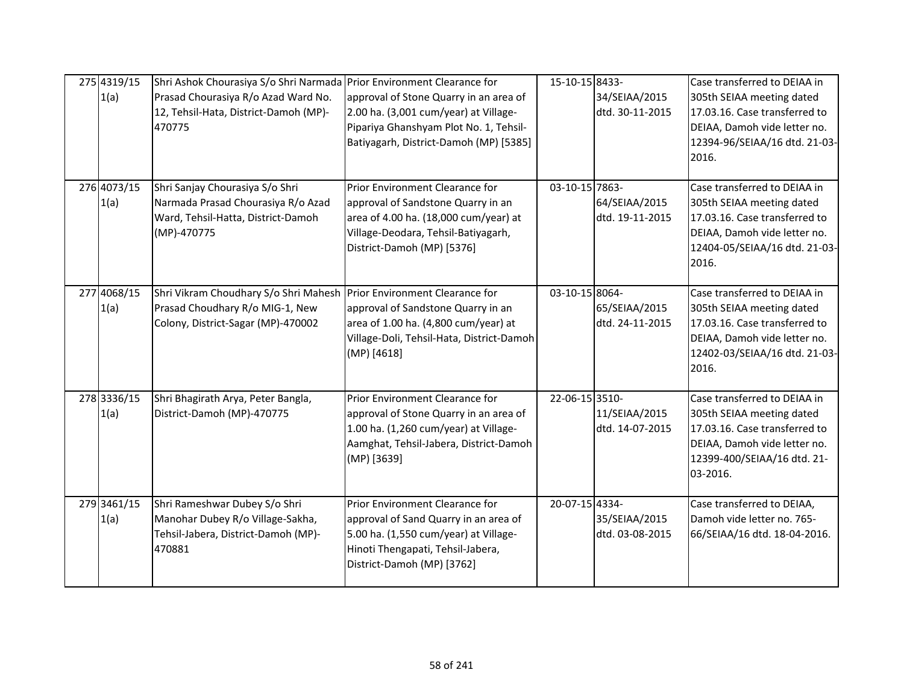| | | | | | | |
|---|---|---|---|---|---|---|
| 275 | 4319/15 1(a) | Shri Ashok Chourasiya S/o Shri Narmada Prasad Chourasiya R/o Azad Ward No. 12, Tehsil-Hata, District-Damoh (MP)-470775 | Prior Environment Clearance for approval of Stone Quarry in an area of 2.00 ha. (3,001 cum/year) at Village-Pipariya Ghanshyam Plot No. 1, Tehsil-Batiyagarh, District-Damoh (MP) [5385] | 15-10-15 | 8433-34/SEIAA/2015 dtd. 30-11-2015 | Case transferred to DEIAA in 305th SEIAA meeting dated 17.03.16. Case transferred to DEIAA, Damoh vide letter no. 12394-96/SEIAA/16 dtd. 21-03-2016. |
| 276 | 4073/15 1(a) | Shri Sanjay Chourasiya S/o Shri Narmada Prasad Chourasiya R/o Azad Ward, Tehsil-Hatta, District-Damoh (MP)-470775 | Prior Environment Clearance for approval of Sandstone Quarry in an area of 4.00 ha. (18,000 cum/year) at Village-Deodara, Tehsil-Batiyagarh, District-Damoh (MP) [5376] | 03-10-15 | 7863-64/SEIAA/2015 dtd. 19-11-2015 | Case transferred to DEIAA in 305th SEIAA meeting dated 17.03.16. Case transferred to DEIAA, Damoh vide letter no. 12404-05/SEIAA/16 dtd. 21-03-2016. |
| 277 | 4068/15 1(a) | Shri Vikram Choudhary S/o Shri Mahesh Prasad Choudhary R/o MIG-1, New Colony, District-Sagar (MP)-470002 | Prior Environment Clearance for approval of Sandstone Quarry in an area of 1.00 ha. (4,800 cum/year) at Village-Doli, Tehsil-Hata, District-Damoh (MP) [4618] | 03-10-15 | 8064-65/SEIAA/2015 dtd. 24-11-2015 | Case transferred to DEIAA in 305th SEIAA meeting dated 17.03.16. Case transferred to DEIAA, Damoh vide letter no. 12402-03/SEIAA/16 dtd. 21-03-2016. |
| 278 | 3336/15 1(a) | Shri Bhagirath Arya, Peter Bangla, District-Damoh (MP)-470775 | Prior Environment Clearance for approval of Stone Quarry in an area of 1.00 ha. (1,260 cum/year) at Village-Aamghat, Tehsil-Jabera, District-Damoh (MP) [3639] | 22-06-15 | 3510-11/SEIAA/2015 dtd. 14-07-2015 | Case transferred to DEIAA in 305th SEIAA meeting dated 17.03.16. Case transferred to DEIAA, Damoh vide letter no. 12399-400/SEIAA/16 dtd. 21-03-2016. |
| 279 | 3461/15 1(a) | Shri Rameshwar Dubey S/o Shri Manohar Dubey R/o Village-Sakha, Tehsil-Jabera, District-Damoh (MP)-470881 | Prior Environment Clearance for approval of Sand Quarry in an area of 5.00 ha. (1,550 cum/year) at Village-Hinoti Thengapati, Tehsil-Jabera, District-Damoh (MP) [3762] | 20-07-15 | 4334-35/SEIAA/2015 dtd. 03-08-2015 | Case transferred to DEIAA, Damoh vide letter no. 765-66/SEIAA/16 dtd. 18-04-2016. |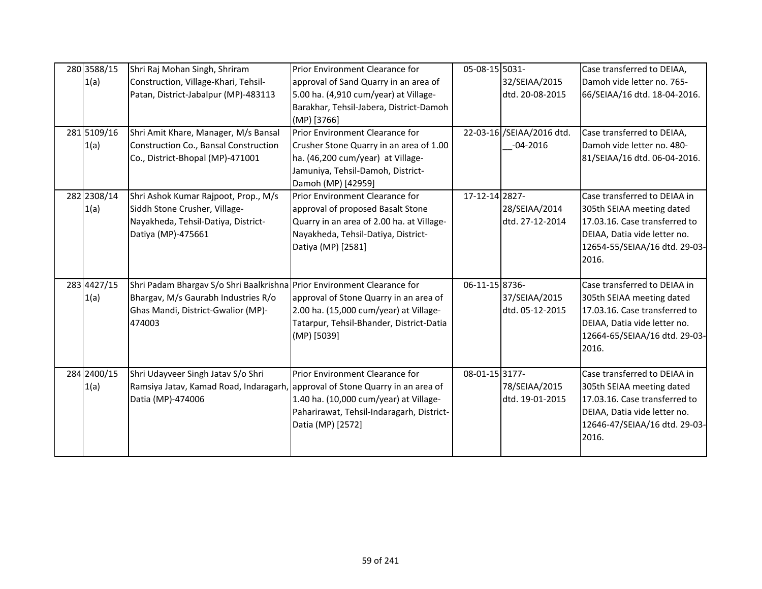| | | | | | | |
|---|---|---|---|---|---|---|
| 280 | 3588/15 1(a) | Shri Raj Mohan Singh, Shriram Construction, Village-Khari, Tehsil-Patan, District-Jabalpur (MP)-483113 | Prior Environment Clearance for approval of Sand Quarry in an area of 5.00 ha. (4,910 cum/year) at Village-Barakhar, Tehsil-Jabera, District-Damoh (MP) [3766] | 05-08-15 | 5031-32/SEIAA/2015 dtd. 20-08-2015 | Case transferred to DEIAA, Damoh vide letter no. 765-66/SEIAA/16 dtd. 18-04-2016. |
| 281 | 5109/16 1(a) | Shri Amit Khare, Manager, M/s Bansal Construction Co., Bansal Construction Co., District-Bhopal (MP)-471001 | Prior Environment Clearance for Crusher Stone Quarry in an area of 1.00 ha. (46,200 cum/year) at Village-Jamuniya, Tehsil-Damoh, District-Damoh (MP) [42959] | 22-03-16 | /SEIAA/2016 dtd. __-04-2016 | Case transferred to DEIAA, Damoh vide letter no. 480-81/SEIAA/16 dtd. 06-04-2016. |
| 282 | 2308/14 1(a) | Shri Ashok Kumar Rajpoot, Prop., M/s Siddh Stone Crusher, Village-Nayakheda, Tehsil-Datiya, District-Datiya (MP)-475661 | Prior Environment Clearance for approval of proposed Basalt Stone Quarry in an area of 2.00 ha. at Village-Nayakheda, Tehsil-Datiya, District-Datiya (MP) [2581] | 17-12-14 | 2827-28/SEIAA/2014 dtd. 27-12-2014 | Case transferred to DEIAA in 305th SEIAA meeting dated 17.03.16. Case transferred to DEIAA, Datia vide letter no. 12654-55/SEIAA/16 dtd. 29-03-2016. |
| 283 | 4427/15 1(a) | Shri Padam Bhargav S/o Shri Baalkrishna Bhargav, M/s Gaurabh Industries R/o Ghas Mandi, District-Gwalior (MP)-474003 | Prior Environment Clearance for approval of Stone Quarry in an area of 2.00 ha. (15,000 cum/year) at Village-Tatarpur, Tehsil-Bhander, District-Datia (MP) [5039] | 06-11-15 | 8736-37/SEIAA/2015 dtd. 05-12-2015 | Case transferred to DEIAA in 305th SEIAA meeting dated 17.03.16. Case transferred to DEIAA, Datia vide letter no. 12664-65/SEIAA/16 dtd. 29-03-2016. |
| 284 | 2400/15 1(a) | Shri Udayveer Singh Jatav S/o Shri Ramsiya Jatav, Kamad Road, Indaragarh, Datia (MP)-474006 | Prior Environment Clearance for approval of Stone Quarry in an area of 1.40 ha. (10,000 cum/year) at Village-Paharirawat, Tehsil-Indaragarh, District-Datia (MP) [2572] | 08-01-15 | 3177-78/SEIAA/2015 dtd. 19-01-2015 | Case transferred to DEIAA in 305th SEIAA meeting dated 17.03.16. Case transferred to DEIAA, Datia vide letter no. 12646-47/SEIAA/16 dtd. 29-03-2016. |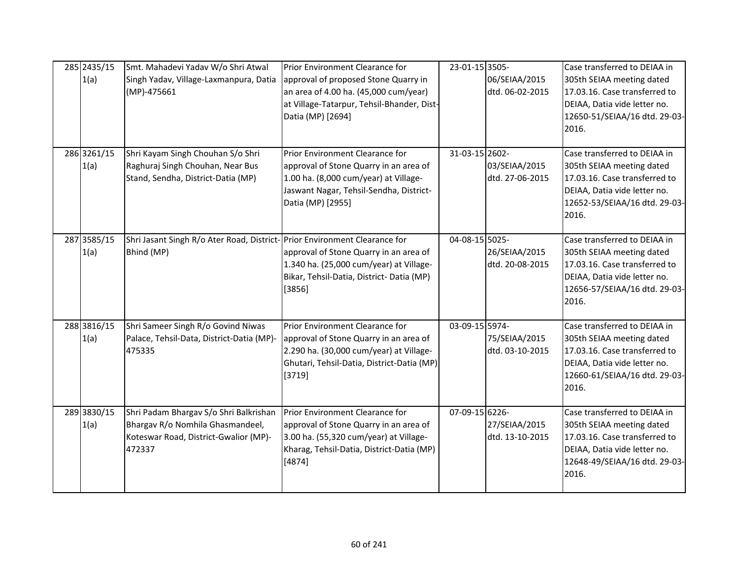| | | | | | | |
|---|---|---|---|---|---|---|
| 285 | 2435/15 1(a) | Smt. Mahadevi Yadav W/o Shri Atwal Singh Yadav, Village-Laxmanpura, Datia (MP)-475661 | Prior Environment Clearance for approval of proposed Stone Quarry in an area of 4.00 ha. (45,000 cum/year) at Village-Tatarpur, Tehsil-Bhander, Dist-Datia (MP) [2694] | 23-01-15 | 3505-06/SEIAA/2015 dtd. 06-02-2015 | Case transferred to DEIAA in 305th SEIAA meeting dated 17.03.16. Case transferred to DEIAA, Datia vide letter no. 12650-51/SEIAA/16 dtd. 29-03-2016. |
| 286 | 3261/15 1(a) | Shri Kayam Singh Chouhan S/o Shri Raghuraj Singh Chouhan, Near Bus Stand, Sendha, District-Datia (MP) | Prior Environment Clearance for approval of Stone Quarry in an area of 1.00 ha. (8,000 cum/year) at Village-Jaswant Nagar, Tehsil-Sendha, District-Datia (MP) [2955] | 31-03-15 | 2602-03/SEIAA/2015 dtd. 27-06-2015 | Case transferred to DEIAA in 305th SEIAA meeting dated 17.03.16. Case transferred to DEIAA, Datia vide letter no. 12652-53/SEIAA/16 dtd. 29-03-2016. |
| 287 | 3585/15 1(a) | Shri Jasant Singh R/o Ater Road, District-Bhind (MP) | Prior Environment Clearance for approval of Stone Quarry in an area of 1.340 ha. (25,000 cum/year) at Village-Bikar, Tehsil-Datia, District- Datia (MP) [3856] | 04-08-15 | 5025-26/SEIAA/2015 dtd. 20-08-2015 | Case transferred to DEIAA in 305th SEIAA meeting dated 17.03.16. Case transferred to DEIAA, Datia vide letter no. 12656-57/SEIAA/16 dtd. 29-03-2016. |
| 288 | 3816/15 1(a) | Shri Sameer Singh R/o Govind Niwas Palace, Tehsil-Data, District-Datia (MP)-475335 | Prior Environment Clearance for approval of Stone Quarry in an area of 2.290 ha. (30,000 cum/year) at Village-Ghutari, Tehsil-Datia, District-Datia (MP) [3719] | 03-09-15 | 5974-75/SEIAA/2015 dtd. 03-10-2015 | Case transferred to DEIAA in 305th SEIAA meeting dated 17.03.16. Case transferred to DEIAA, Datia vide letter no. 12660-61/SEIAA/16 dtd. 29-03-2016. |
| 289 | 3830/15 1(a) | Shri Padam Bhargav S/o Shri Balkrishan Bhargav R/o Nomhila Ghasmandeel, Koteswar Road, District-Gwalior (MP)-472337 | Prior Environment Clearance for approval of Stone Quarry in an area of 3.00 ha. (55,320 cum/year) at Village-Kharag, Tehsil-Datia, District-Datia (MP) [4874] | 07-09-15 | 6226-27/SEIAA/2015 dtd. 13-10-2015 | Case transferred to DEIAA in 305th SEIAA meeting dated 17.03.16. Case transferred to DEIAA, Datia vide letter no. 12648-49/SEIAA/16 dtd. 29-03-2016. |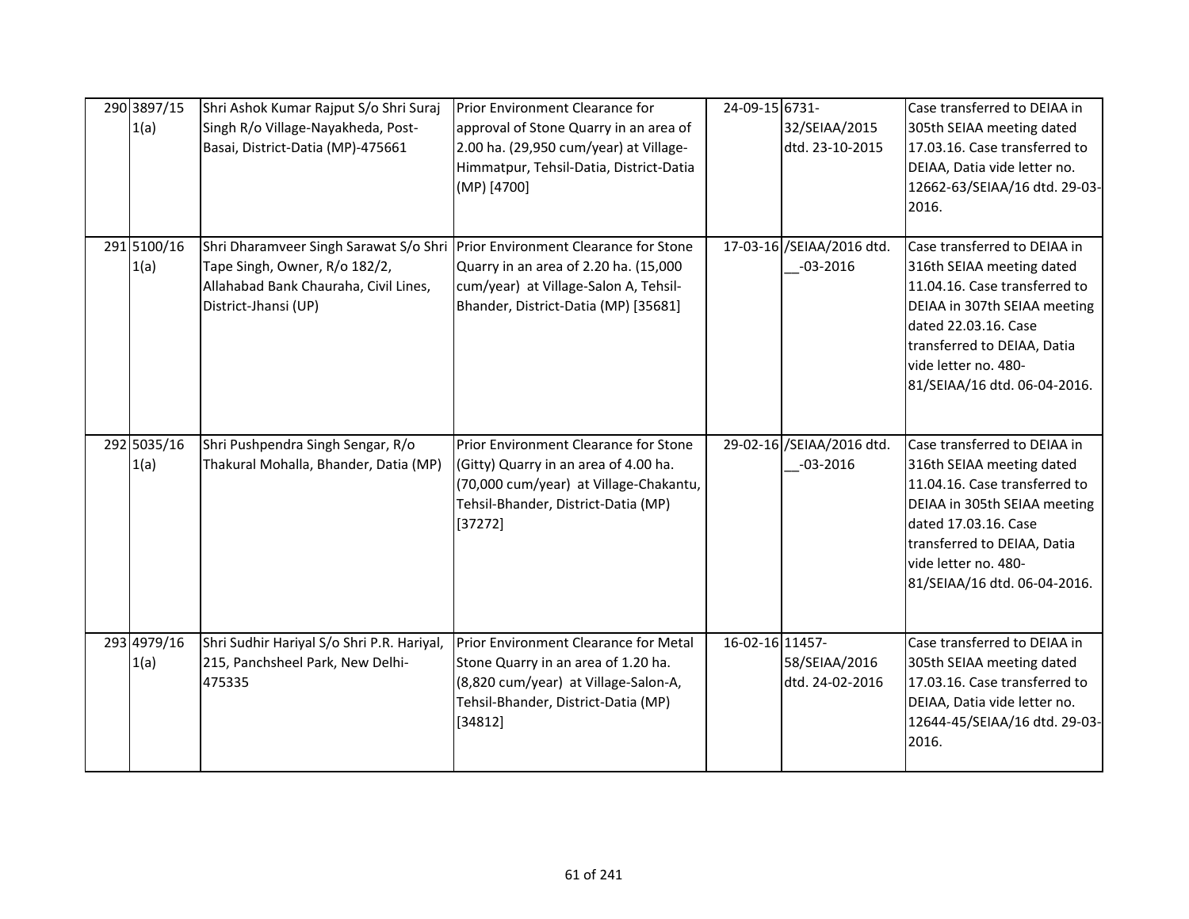| | | | | | | |
|---|---|---|---|---|---|---|
| 290 | 3897/15 1(a) | Shri Ashok Kumar Rajput S/o Shri Suraj Singh R/o Village-Nayakheda, Post-Basai, District-Datia (MP)-475661 | Prior Environment Clearance for approval of Stone Quarry in an area of 2.00 ha. (29,950 cum/year) at Village-Himmatpur, Tehsil-Datia, District-Datia (MP) [4700] | 24-09-15 | 6731-32/SEIAA/2015 dtd. 23-10-2015 | Case transferred to DEIAA in 305th SEIAA meeting dated 17.03.16. Case transferred to DEIAA, Datia vide letter no. 12662-63/SEIAA/16 dtd. 29-03-2016. |
| 291 | 5100/16 1(a) | Shri Dharamveer Singh Sarawat S/o Shri Tape Singh, Owner, R/o 182/2, Allahabad Bank Chauraha, Civil Lines, District-Jhansi (UP) | Prior Environment Clearance for Stone Quarry in an area of 2.20 ha. (15,000 cum/year) at Village-Salon A, Tehsil-Bhander, District-Datia (MP) [35681] | 17-03-16 | /SEIAA/2016 dtd. __-03-2016 | Case transferred to DEIAA in 316th SEIAA meeting dated 11.04.16. Case transferred to DEIAA in 307th SEIAA meeting dated 22.03.16. Case transferred to DEIAA, Datia vide letter no. 480-81/SEIAA/16 dtd. 06-04-2016. |
| 292 | 5035/16 1(a) | Shri Pushpendra Singh Sengar, R/o Thakural Mohalla, Bhander, Datia (MP) | Prior Environment Clearance for Stone (Gitty) Quarry in an area of 4.00 ha. (70,000 cum/year) at Village-Chakantu, Tehsil-Bhander, District-Datia (MP) [37272] | 29-02-16 | /SEIAA/2016 dtd. __-03-2016 | Case transferred to DEIAA in 316th SEIAA meeting dated 11.04.16. Case transferred to DEIAA in 305th SEIAA meeting dated 17.03.16. Case transferred to DEIAA, Datia vide letter no. 480-81/SEIAA/16 dtd. 06-04-2016. |
| 293 | 4979/16 1(a) | Shri Sudhir Hariyal S/o Shri P.R. Hariyal, 215, Panchsheel Park, New Delhi-475335 | Prior Environment Clearance for Metal Stone Quarry in an area of 1.20 ha. (8,820 cum/year) at Village-Salon-A, Tehsil-Bhander, District-Datia (MP) [34812] | 16-02-16 | 11457-58/SEIAA/2016 dtd. 24-02-2016 | Case transferred to DEIAA in 305th SEIAA meeting dated 17.03.16. Case transferred to DEIAA, Datia vide letter no. 12644-45/SEIAA/16 dtd. 29-03-2016. |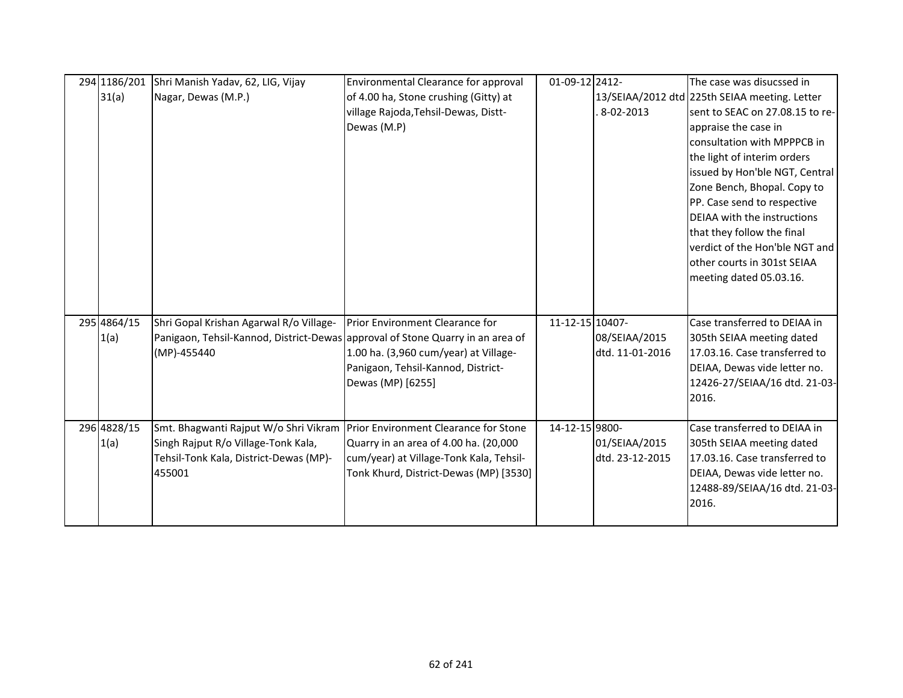| | | | | | | |
|---|---|---|---|---|---|---|
| 294 | 1186/2013 1(a) | Shri Manish Yadav, 62, LIG, Vijay Nagar, Dewas (M.P.) | Environmental Clearance for approval of 4.00 ha, Stone crushing (Gitty) at village Rajoda,Tehsil-Dewas, Distt-Dewas (M.P) | 01-09-12 | 2412-13/SEIAA/2012 dtd. 8-02-2013 | The case was disucssed in 225th SEIAA meeting. Letter sent to SEAC on 27.08.15 to re-appraise the case in consultation with MPPPCB in the light of interim orders issued by Hon'ble NGT, Central Zone Bench, Bhopal. Copy to PP. Case send to respective DEIAA with the instructions that they follow the final verdict of the Hon'ble NGT and other courts in 301st SEIAA meeting dated 05.03.16. |
| 295 | 4864/15 1(a) | Shri Gopal Krishan Agarwal R/o Village-Panigaon, Tehsil-Kannod, District-Dewas (MP)-455440 | Prior Environment Clearance for approval of Stone Quarry in an area of 1.00 ha. (3,960 cum/year) at Village-Panigaon, Tehsil-Kannod, District-Dewas (MP) [6255] | 11-12-15 | 10407-08/SEIAA/2015 dtd. 11-01-2016 | Case transferred to DEIAA in 305th SEIAA meeting dated 17.03.16. Case transferred to DEIAA, Dewas vide letter no. 12426-27/SEIAA/16 dtd. 21-03-2016. |
| 296 | 4828/15 1(a) | Smt. Bhagwanti Rajput W/o Shri Vikram Singh Rajput R/o Village-Tonk Kala, Tehsil-Tonk Kala, District-Dewas (MP)-455001 | Prior Environment Clearance for Stone Quarry in an area of 4.00 ha. (20,000 cum/year) at Village-Tonk Kala, Tehsil-Tonk Khurd, District-Dewas (MP) [3530] | 14-12-15 | 9800-01/SEIAA/2015 dtd. 23-12-2015 | Case transferred to DEIAA in 305th SEIAA meeting dated 17.03.16. Case transferred to DEIAA, Dewas vide letter no. 12488-89/SEIAA/16 dtd. 21-03-2016. |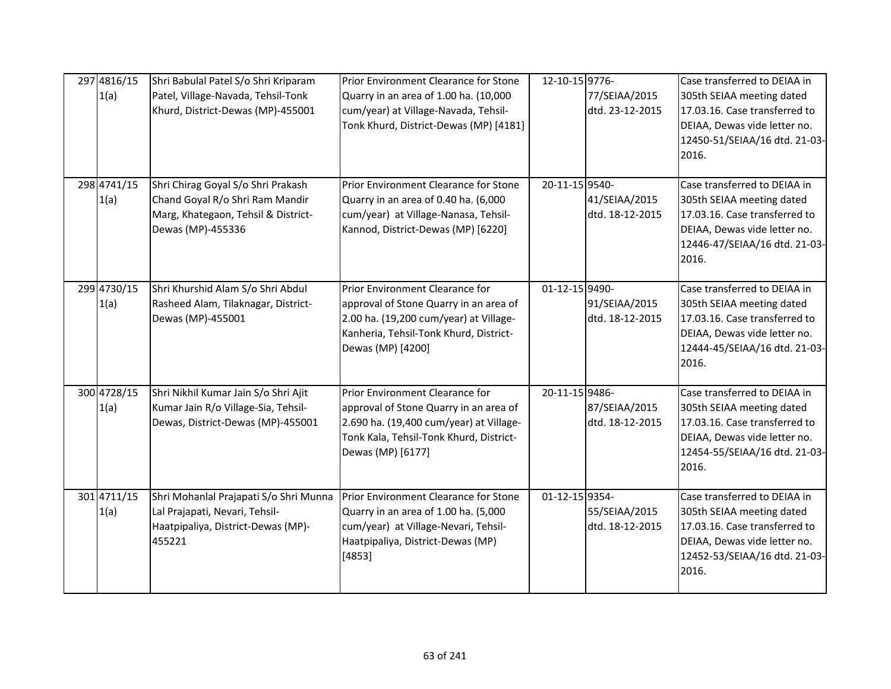| | | | | | | |
|---|---|---|---|---|---|---|
| 297 | 4816/15 1(a) | Shri Babulal Patel S/o Shri Kriparam Patel, Village-Navada, Tehsil-Tonk Khurd, District-Dewas (MP)-455001 | Prior Environment Clearance for Stone Quarry in an area of 1.00 ha. (10,000 cum/year) at Village-Navada, Tehsil-Tonk Khurd, District-Dewas (MP) [4181] | 12-10-15 | 9776-77/SEIAA/2015 dtd. 23-12-2015 | Case transferred to DEIAA in 305th SEIAA meeting dated 17.03.16. Case transferred to DEIAA, Dewas vide letter no. 12450-51/SEIAA/16 dtd. 21-03-2016. |
| 298 | 4741/15 1(a) | Shri Chirag Goyal S/o Shri Prakash Chand Goyal R/o Shri Ram Mandir Marg, Khategaon, Tehsil & District-Dewas (MP)-455336 | Prior Environment Clearance for Stone Quarry in an area of 0.40 ha. (6,000 cum/year) at Village-Nanasa, Tehsil-Kannod, District-Dewas (MP) [6220] | 20-11-15 | 9540-41/SEIAA/2015 dtd. 18-12-2015 | Case transferred to DEIAA in 305th SEIAA meeting dated 17.03.16. Case transferred to DEIAA, Dewas vide letter no. 12446-47/SEIAA/16 dtd. 21-03-2016. |
| 299 | 4730/15 1(a) | Shri Khurshid Alam S/o Shri Abdul Rasheed Alam, Tilaknagar, District-Dewas (MP)-455001 | Prior Environment Clearance for approval of Stone Quarry in an area of 2.00 ha. (19,200 cum/year) at Village-Kanheria, Tehsil-Tonk Khurd, District-Dewas (MP) [4200] | 01-12-15 | 9490-91/SEIAA/2015 dtd. 18-12-2015 | Case transferred to DEIAA in 305th SEIAA meeting dated 17.03.16. Case transferred to DEIAA, Dewas vide letter no. 12444-45/SEIAA/16 dtd. 21-03-2016. |
| 300 | 4728/15 1(a) | Shri Nikhil Kumar Jain S/o Shri Ajit Kumar Jain R/o Village-Sia, Tehsil-Dewas, District-Dewas (MP)-455001 | Prior Environment Clearance for approval of Stone Quarry in an area of 2.690 ha. (19,400 cum/year) at Village-Tonk Kala, Tehsil-Tonk Khurd, District-Dewas (MP) [6177] | 20-11-15 | 9486-87/SEIAA/2015 dtd. 18-12-2015 | Case transferred to DEIAA in 305th SEIAA meeting dated 17.03.16. Case transferred to DEIAA, Dewas vide letter no. 12454-55/SEIAA/16 dtd. 21-03-2016. |
| 301 | 4711/15 1(a) | Shri Mohanlal Prajapati S/o Shri Munna Lal Prajapati, Nevari, Tehsil-Haatpipaliya, District-Dewas (MP)-455221 | Prior Environment Clearance for Stone Quarry in an area of 1.00 ha. (5,000 cum/year) at Village-Nevari, Tehsil-Haatpipaliya, District-Dewas (MP) [4853] | 01-12-15 | 9354-55/SEIAA/2015 dtd. 18-12-2015 | Case transferred to DEIAA in 305th SEIAA meeting dated 17.03.16. Case transferred to DEIAA, Dewas vide letter no. 12452-53/SEIAA/16 dtd. 21-03-2016. |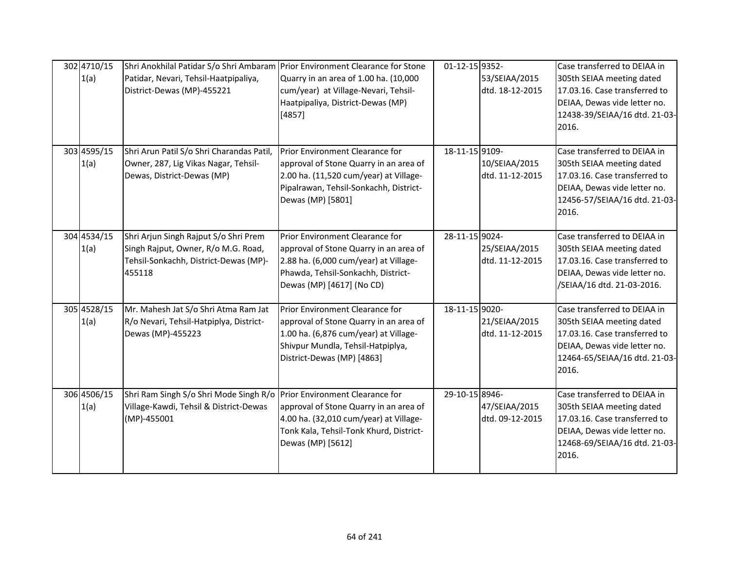| | | | | | | |
|---|---|---|---|---|---|---|
| 302 | 4710/15 1(a) | Shri Anokhilal Patidar S/o Shri Ambaram Patidar, Nevari, Tehsil-Haatpipaliya, District-Dewas (MP)-455221 | Prior Environment Clearance for Stone Quarry in an area of 1.00 ha. (10,000 cum/year) at Village-Nevari, Tehsil-Haatpipaliya, District-Dewas (MP) [4857] | 01-12-15 | 9352-53/SEIAA/2015 dtd. 18-12-2015 | Case transferred to DEIAA in 305th SEIAA meeting dated 17.03.16. Case transferred to DEIAA, Dewas vide letter no. 12438-39/SEIAA/16 dtd. 21-03-2016. |
| 303 | 4595/15 1(a) | Shri Arun Patil S/o Shri Charandas Patil, Owner, 287, Lig Vikas Nagar, Tehsil-Dewas, District-Dewas (MP) | Prior Environment Clearance for approval of Stone Quarry in an area of 2.00 ha. (11,520 cum/year) at Village-Pipalrawan, Tehsil-Sonkachh, District-Dewas (MP) [5801] | 18-11-15 | 9109-10/SEIAA/2015 dtd. 11-12-2015 | Case transferred to DEIAA in 305th SEIAA meeting dated 17.03.16. Case transferred to DEIAA, Dewas vide letter no. 12456-57/SEIAA/16 dtd. 21-03-2016. |
| 304 | 4534/15 1(a) | Shri Arjun Singh Rajput S/o Shri Prem Singh Rajput, Owner, R/o M.G. Road, Tehsil-Sonkachh, District-Dewas (MP)-455118 | Prior Environment Clearance for approval of Stone Quarry in an area of 2.88 ha. (6,000 cum/year) at Village-Phawda, Tehsil-Sonkachh, District-Dewas (MP) [4617] (No CD) | 28-11-15 | 9024-25/SEIAA/2015 dtd. 11-12-2015 | Case transferred to DEIAA in 305th SEIAA meeting dated 17.03.16. Case transferred to DEIAA, Dewas vide letter no. /SEIAA/16 dtd. 21-03-2016. |
| 305 | 4528/15 1(a) | Mr. Mahesh Jat S/o Shri Atma Ram Jat R/o Nevari, Tehsil-Hatpiplya, District-Dewas (MP)-455223 | Prior Environment Clearance for approval of Stone Quarry in an area of 1.00 ha. (6,876 cum/year) at Village-Shivpur Mundla, Tehsil-Hatpiplya, District-Dewas (MP) [4863] | 18-11-15 | 9020-21/SEIAA/2015 dtd. 11-12-2015 | Case transferred to DEIAA in 305th SEIAA meeting dated 17.03.16. Case transferred to DEIAA, Dewas vide letter no. 12464-65/SEIAA/16 dtd. 21-03-2016. |
| 306 | 4506/15 1(a) | Shri Ram Singh S/o Shri Mode Singh R/o Village-Kawdi, Tehsil & District-Dewas (MP)-455001 | Prior Environment Clearance for approval of Stone Quarry in an area of 4.00 ha. (32,010 cum/year) at Village-Tonk Kala, Tehsil-Tonk Khurd, District-Dewas (MP) [5612] | 29-10-15 | 8946-47/SEIAA/2015 dtd. 09-12-2015 | Case transferred to DEIAA in 305th SEIAA meeting dated 17.03.16. Case transferred to DEIAA, Dewas vide letter no. 12468-69/SEIAA/16 dtd. 21-03-2016. |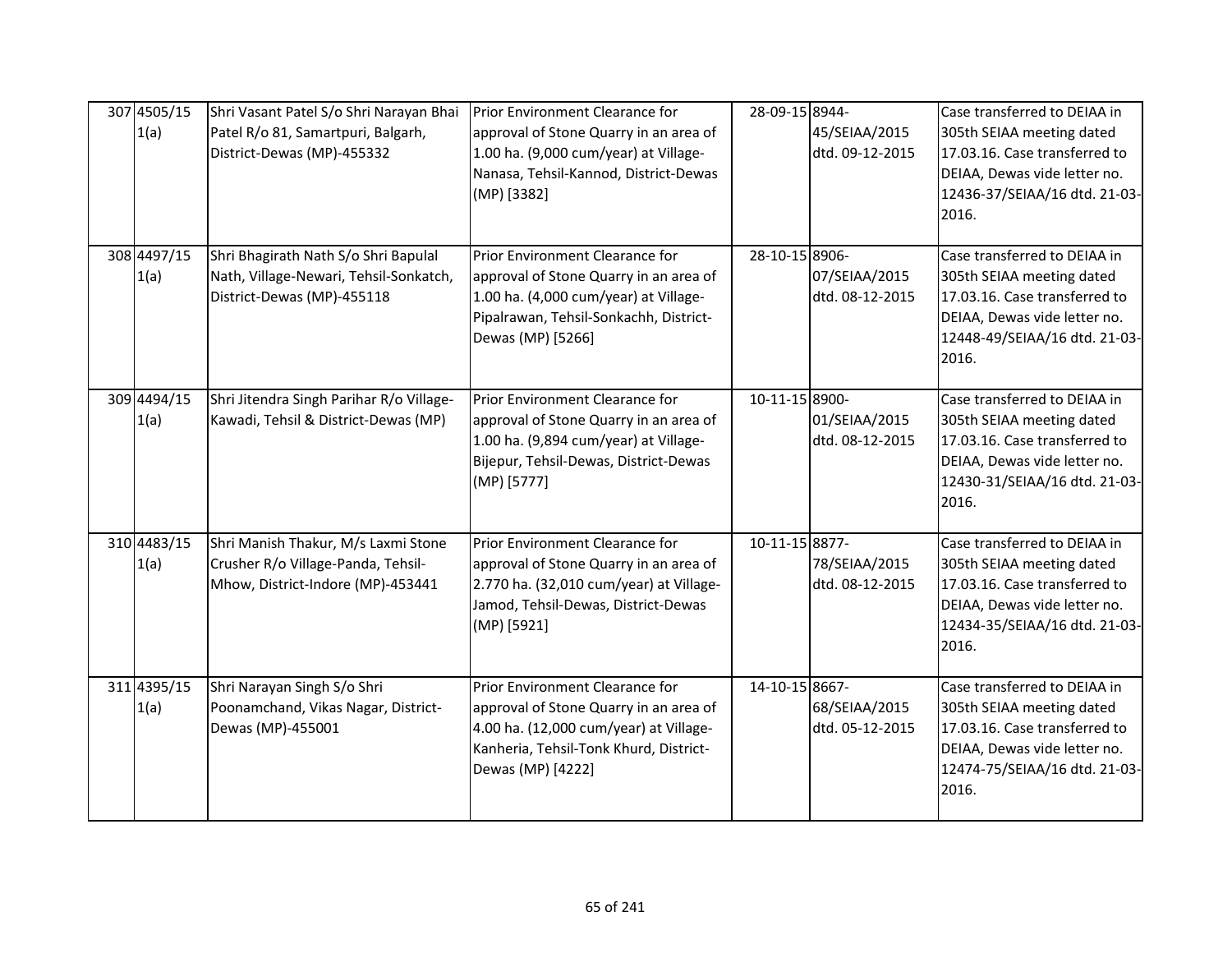| | | | | | | |
|---|---|---|---|---|---|---|
| 307 | 4505/15 1(a) | Shri Vasant Patel S/o Shri Narayan Bhai Patel R/o 81, Samartpuri, Balgarh, District-Dewas (MP)-455332 | Prior Environment Clearance for approval of Stone Quarry in an area of 1.00 ha. (9,000 cum/year) at Village-Nanasa, Tehsil-Kannod, District-Dewas (MP) [3382] | 28-09-15 | 8944-45/SEIAA/2015 dtd. 09-12-2015 | Case transferred to DEIAA in 305th SEIAA meeting dated 17.03.16. Case transferred to DEIAA, Dewas vide letter no. 12436-37/SEIAA/16 dtd. 21-03-2016. |
| 308 | 4497/15 1(a) | Shri Bhagirath Nath S/o Shri Bapulal Nath, Village-Newari, Tehsil-Sonkatch, District-Dewas (MP)-455118 | Prior Environment Clearance for approval of Stone Quarry in an area of 1.00 ha. (4,000 cum/year) at Village-Pipalrawan, Tehsil-Sonkachh, District-Dewas (MP) [5266] | 28-10-15 | 8906-07/SEIAA/2015 dtd. 08-12-2015 | Case transferred to DEIAA in 305th SEIAA meeting dated 17.03.16. Case transferred to DEIAA, Dewas vide letter no. 12448-49/SEIAA/16 dtd. 21-03-2016. |
| 309 | 4494/15 1(a) | Shri Jitendra Singh Parihar R/o Village-Kawadi, Tehsil & District-Dewas (MP) | Prior Environment Clearance for approval of Stone Quarry in an area of 1.00 ha. (9,894 cum/year) at Village-Bijepur, Tehsil-Dewas, District-Dewas (MP) [5777] | 10-11-15 | 8900-01/SEIAA/2015 dtd. 08-12-2015 | Case transferred to DEIAA in 305th SEIAA meeting dated 17.03.16. Case transferred to DEIAA, Dewas vide letter no. 12430-31/SEIAA/16 dtd. 21-03-2016. |
| 310 | 4483/15 1(a) | Shri Manish Thakur, M/s Laxmi Stone Crusher R/o Village-Panda, Tehsil-Mhow, District-Indore (MP)-453441 | Prior Environment Clearance for approval of Stone Quarry in an area of 2.770 ha. (32,010 cum/year) at Village-Jamod, Tehsil-Dewas, District-Dewas (MP) [5921] | 10-11-15 | 8877-78/SEIAA/2015 dtd. 08-12-2015 | Case transferred to DEIAA in 305th SEIAA meeting dated 17.03.16. Case transferred to DEIAA, Dewas vide letter no. 12434-35/SEIAA/16 dtd. 21-03-2016. |
| 311 | 4395/15 1(a) | Shri Narayan Singh S/o Shri Poonamchand, Vikas Nagar, District-Dewas (MP)-455001 | Prior Environment Clearance for approval of Stone Quarry in an area of 4.00 ha. (12,000 cum/year) at Village-Kanheria, Tehsil-Tonk Khurd, District-Dewas (MP) [4222] | 14-10-15 | 8667-68/SEIAA/2015 dtd. 05-12-2015 | Case transferred to DEIAA in 305th SEIAA meeting dated 17.03.16. Case transferred to DEIAA, Dewas vide letter no. 12474-75/SEIAA/16 dtd. 21-03-2016. |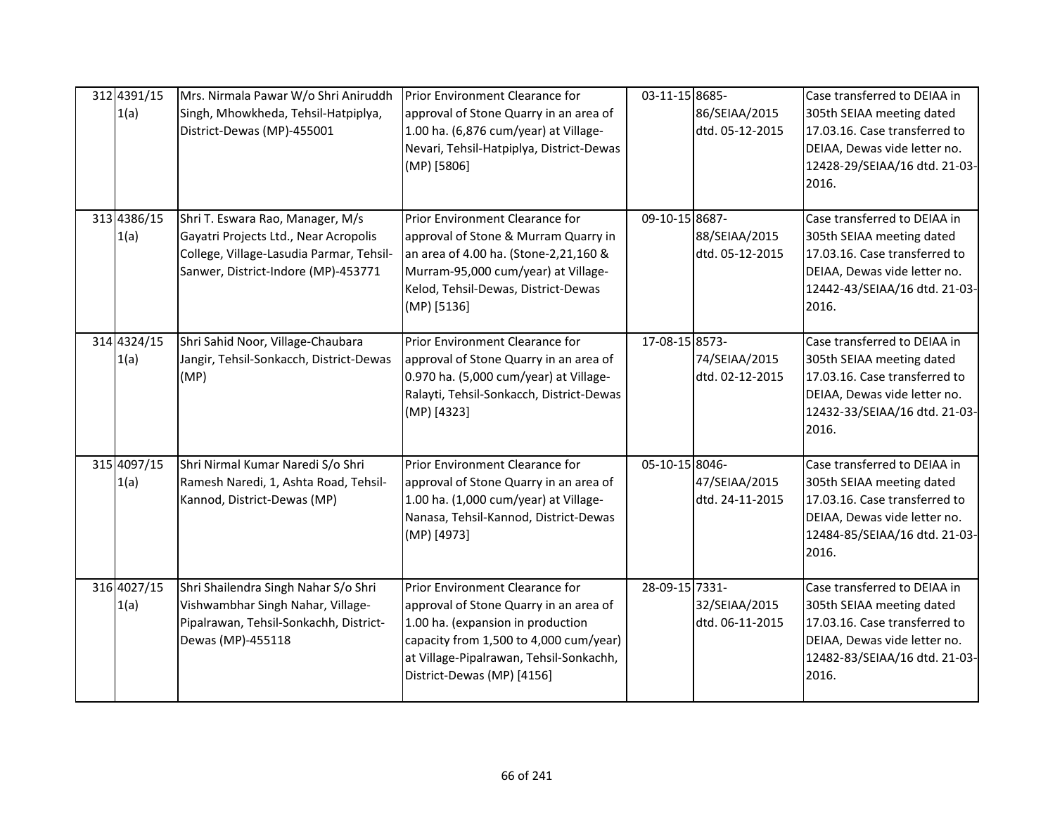| | | | | | | |
|---|---|---|---|---|---|---|
| 312 | 4391/15 1(a) | Mrs. Nirmala Pawar W/o Shri Aniruddh Singh, Mhowkheda, Tehsil-Hatpiplya, District-Dewas (MP)-455001 | Prior Environment Clearance for approval of Stone Quarry in an area of 1.00 ha. (6,876 cum/year) at Village-Nevari, Tehsil-Hatpiplya, District-Dewas (MP) [5806] | 03-11-15 | 8685-86/SEIAA/2015 dtd. 05-12-2015 | Case transferred to DEIAA in 305th SEIAA meeting dated 17.03.16. Case transferred to DEIAA, Dewas vide letter no. 12428-29/SEIAA/16 dtd. 21-03-2016. |
| 313 | 4386/15 1(a) | Shri T. Eswara Rao, Manager, M/s Gayatri Projects Ltd., Near Acropolis College, Village-Lasudia Parmar, Tehsil-Sanwer, District-Indore (MP)-453771 | Prior Environment Clearance for approval of Stone & Murram Quarry in an area of 4.00 ha. (Stone-2,21,160 & Murram-95,000 cum/year) at Village-Kelod, Tehsil-Dewas, District-Dewas (MP) [5136] | 09-10-15 | 8687-88/SEIAA/2015 dtd. 05-12-2015 | Case transferred to DEIAA in 305th SEIAA meeting dated 17.03.16. Case transferred to DEIAA, Dewas vide letter no. 12442-43/SEIAA/16 dtd. 21-03-2016. |
| 314 | 4324/15 1(a) | Shri Sahid Noor, Village-Chaubara Jangir, Tehsil-Sonkacch, District-Dewas (MP) | Prior Environment Clearance for approval of Stone Quarry in an area of 0.970 ha. (5,000 cum/year) at Village-Ralayti, Tehsil-Sonkacch, District-Dewas (MP) [4323] | 17-08-15 | 8573-74/SEIAA/2015 dtd. 02-12-2015 | Case transferred to DEIAA in 305th SEIAA meeting dated 17.03.16. Case transferred to DEIAA, Dewas vide letter no. 12432-33/SEIAA/16 dtd. 21-03-2016. |
| 315 | 4097/15 1(a) | Shri Nirmal Kumar Naredi S/o Shri Ramesh Naredi, 1, Ashta Road, Tehsil-Kannod, District-Dewas (MP) | Prior Environment Clearance for approval of Stone Quarry in an area of 1.00 ha. (1,000 cum/year) at Village-Nanasa, Tehsil-Kannod, District-Dewas (MP) [4973] | 05-10-15 | 8046-47/SEIAA/2015 dtd. 24-11-2015 | Case transferred to DEIAA in 305th SEIAA meeting dated 17.03.16. Case transferred to DEIAA, Dewas vide letter no. 12484-85/SEIAA/16 dtd. 21-03-2016. |
| 316 | 4027/15 1(a) | Shri Shailendra Singh Nahar S/o Shri Vishwambhar Singh Nahar, Village-Pipalrawan, Tehsil-Sonkachh, District-Dewas (MP)-455118 | Prior Environment Clearance for approval of Stone Quarry in an area of 1.00 ha. (expansion in production capacity from 1,500 to 4,000 cum/year) at Village-Pipalrawan, Tehsil-Sonkachh, District-Dewas (MP) [4156] | 28-09-15 | 7331-32/SEIAA/2015 dtd. 06-11-2015 | Case transferred to DEIAA in 305th SEIAA meeting dated 17.03.16. Case transferred to DEIAA, Dewas vide letter no. 12482-83/SEIAA/16 dtd. 21-03-2016. |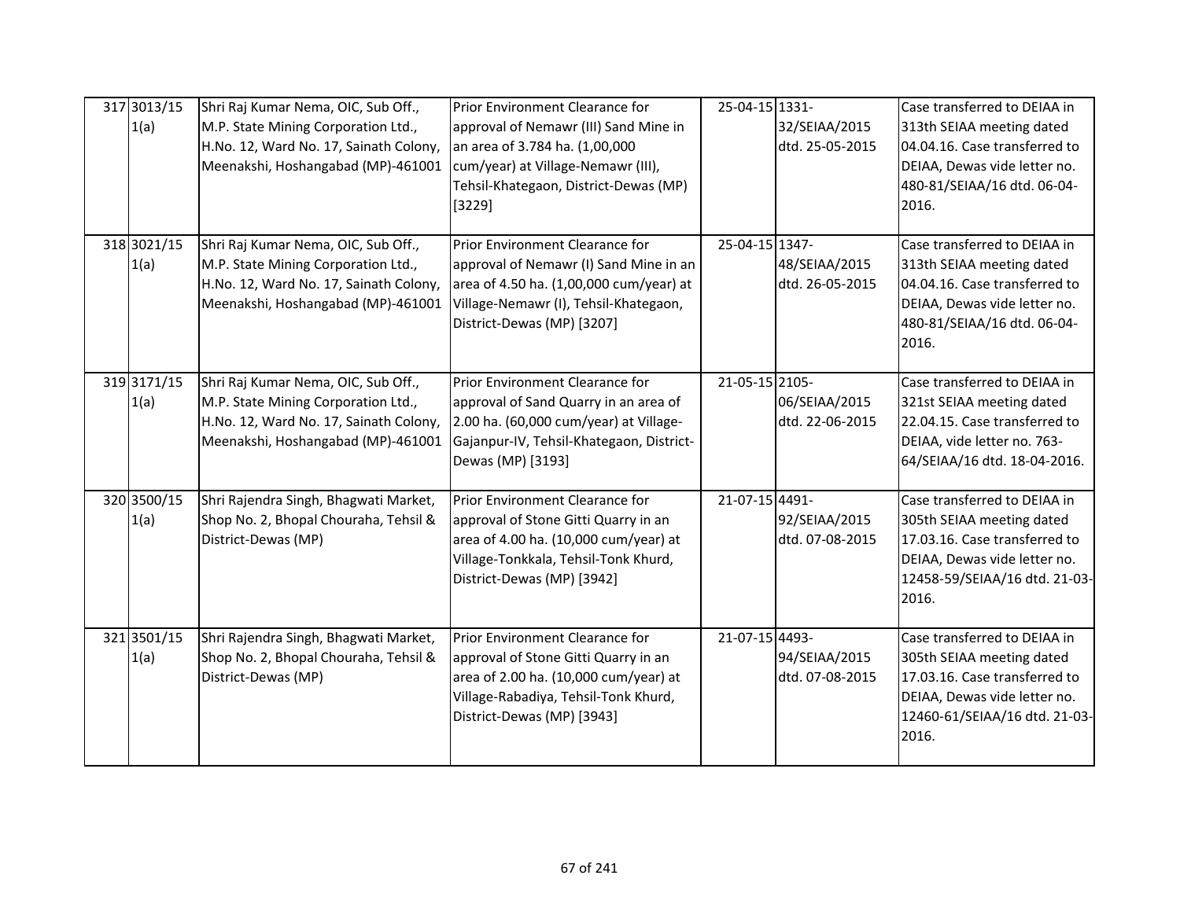| 317 | 3013/15 1(a) | Shri Raj Kumar Nema, OIC, Sub Off., M.P. State Mining Corporation Ltd., H.No. 12, Ward No. 17, Sainath Colony, Meenakshi, Hoshangabad (MP)-461001 | Prior Environment Clearance for approval of Nemawr (III) Sand Mine in an area of 3.784 ha. (1,00,000 cum/year) at Village-Nemawr (III), Tehsil-Khategaon, District-Dewas (MP) [3229] | 25-04-15 | 1331-32/SEIAA/2015 dtd. 25-05-2015 | Case transferred to DEIAA in 313th SEIAA meeting dated 04.04.16. Case transferred to DEIAA, Dewas vide letter no. 480-81/SEIAA/16 dtd. 06-04-2016. |
|---|---|---|---|---|---|---|
| 318 | 3021/15 1(a) | Shri Raj Kumar Nema, OIC, Sub Off., M.P. State Mining Corporation Ltd., H.No. 12, Ward No. 17, Sainath Colony, Meenakshi, Hoshangabad (MP)-461001 | Prior Environment Clearance for approval of Nemawr (I) Sand Mine in an area of 4.50 ha. (1,00,000 cum/year) at Village-Nemawr (I), Tehsil-Khategaon, District-Dewas (MP) [3207] | 25-04-15 | 1347-48/SEIAA/2015 dtd. 26-05-2015 | Case transferred to DEIAA in 313th SEIAA meeting dated 04.04.16. Case transferred to DEIAA, Dewas vide letter no. 480-81/SEIAA/16 dtd. 06-04-2016. |
| 319 | 3171/15 1(a) | Shri Raj Kumar Nema, OIC, Sub Off., M.P. State Mining Corporation Ltd., H.No. 12, Ward No. 17, Sainath Colony, Meenakshi, Hoshangabad (MP)-461001 | Prior Environment Clearance for approval of Sand Quarry in an area of 2.00 ha. (60,000 cum/year) at Village-Gajanpur-IV, Tehsil-Khategaon, District-Dewas (MP) [3193] | 21-05-15 | 2105-06/SEIAA/2015 dtd. 22-06-2015 | Case transferred to DEIAA in 321st SEIAA meeting dated 22.04.15. Case transferred to DEIAA, vide letter no. 763-64/SEIAA/16 dtd. 18-04-2016. |
| 320 | 3500/15 1(a) | Shri Rajendra Singh, Bhagwati Market, Shop No. 2, Bhopal Chouraha, Tehsil & District-Dewas (MP) | Prior Environment Clearance for approval of Stone Gitti Quarry in an area of 4.00 ha. (10,000 cum/year) at Village-Tonkkala, Tehsil-Tonk Khurd, District-Dewas (MP) [3942] | 21-07-15 | 4491-92/SEIAA/2015 dtd. 07-08-2015 | Case transferred to DEIAA in 305th SEIAA meeting dated 17.03.16. Case transferred to DEIAA, Dewas vide letter no. 12458-59/SEIAA/16 dtd. 21-03-2016. |
| 321 | 3501/15 1(a) | Shri Rajendra Singh, Bhagwati Market, Shop No. 2, Bhopal Chouraha, Tehsil & District-Dewas (MP) | Prior Environment Clearance for approval of Stone Gitti Quarry in an area of 2.00 ha. (10,000 cum/year) at Village-Rabadiya, Tehsil-Tonk Khurd, District-Dewas (MP) [3943] | 21-07-15 | 4493-94/SEIAA/2015 dtd. 07-08-2015 | Case transferred to DEIAA in 305th SEIAA meeting dated 17.03.16. Case transferred to DEIAA, Dewas vide letter no. 12460-61/SEIAA/16 dtd. 21-03-2016. |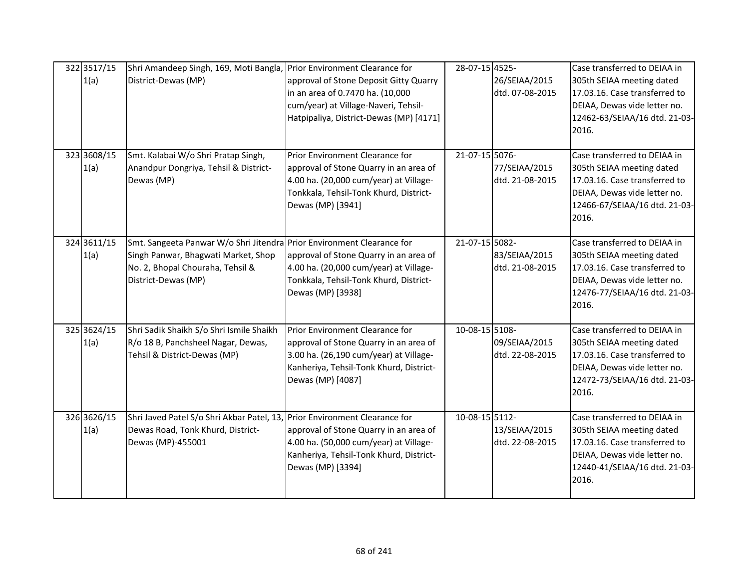| | | | | | | |
|---|---|---|---|---|---|---|
| 322 | 3517/15 1(a) | Shri Amandeep Singh, 169, Moti Bangla, District-Dewas (MP) | Prior Environment Clearance for approval of Stone Deposit Gitty Quarry in an area of 0.7470 ha. (10,000 cum/year) at Village-Naveri, Tehsil-Hatpipaliya, District-Dewas (MP) [4171] | 28-07-15 | 4525-26/SEIAA/2015 dtd. 07-08-2015 | Case transferred to DEIAA in 305th SEIAA meeting dated 17.03.16. Case transferred to DEIAA, Dewas vide letter no. 12462-63/SEIAA/16 dtd. 21-03-2016. |
| 323 | 3608/15 1(a) | Smt. Kalabai W/o Shri Pratap Singh, Anandpur Dongriya, Tehsil & District-Dewas (MP) | Prior Environment Clearance for approval of Stone Quarry in an area of 4.00 ha. (20,000 cum/year) at Village-Tonkkala, Tehsil-Tonk Khurd, District-Dewas (MP) [3941] | 21-07-15 | 5076-77/SEIAA/2015 dtd. 21-08-2015 | Case transferred to DEIAA in 305th SEIAA meeting dated 17.03.16. Case transferred to DEIAA, Dewas vide letter no. 12466-67/SEIAA/16 dtd. 21-03-2016. |
| 324 | 3611/15 1(a) | Smt. Sangeeta Panwar W/o Shri Jitendra Singh Panwar, Bhagwati Market, Shop No. 2, Bhopal Chouraha, Tehsil & District-Dewas (MP) | Prior Environment Clearance for approval of Stone Quarry in an area of 4.00 ha. (20,000 cum/year) at Village-Tonkkala, Tehsil-Tonk Khurd, District-Dewas (MP) [3938] | 21-07-15 | 5082-83/SEIAA/2015 dtd. 21-08-2015 | Case transferred to DEIAA in 305th SEIAA meeting dated 17.03.16. Case transferred to DEIAA, Dewas vide letter no. 12476-77/SEIAA/16 dtd. 21-03-2016. |
| 325 | 3624/15 1(a) | Shri Sadik Shaikh S/o Shri Ismile Shaikh R/o 18 B, Panchsheel Nagar, Dewas, Tehsil & District-Dewas (MP) | Prior Environment Clearance for approval of Stone Quarry in an area of 3.00 ha. (26,190 cum/year) at Village-Kanheriya, Tehsil-Tonk Khurd, District-Dewas (MP) [4087] | 10-08-15 | 5108-09/SEIAA/2015 dtd. 22-08-2015 | Case transferred to DEIAA in 305th SEIAA meeting dated 17.03.16. Case transferred to DEIAA, Dewas vide letter no. 12472-73/SEIAA/16 dtd. 21-03-2016. |
| 326 | 3626/15 1(a) | Shri Javed Patel S/o Shri Akbar Patel, 13, Dewas Road, Tonk Khurd, District-Dewas (MP)-455001 | Prior Environment Clearance for approval of Stone Quarry in an area of 4.00 ha. (50,000 cum/year) at Village-Kanheriya, Tehsil-Tonk Khurd, District-Dewas (MP) [3394] | 10-08-15 | 5112-13/SEIAA/2015 dtd. 22-08-2015 | Case transferred to DEIAA in 305th SEIAA meeting dated 17.03.16. Case transferred to DEIAA, Dewas vide letter no. 12440-41/SEIAA/16 dtd. 21-03-2016. |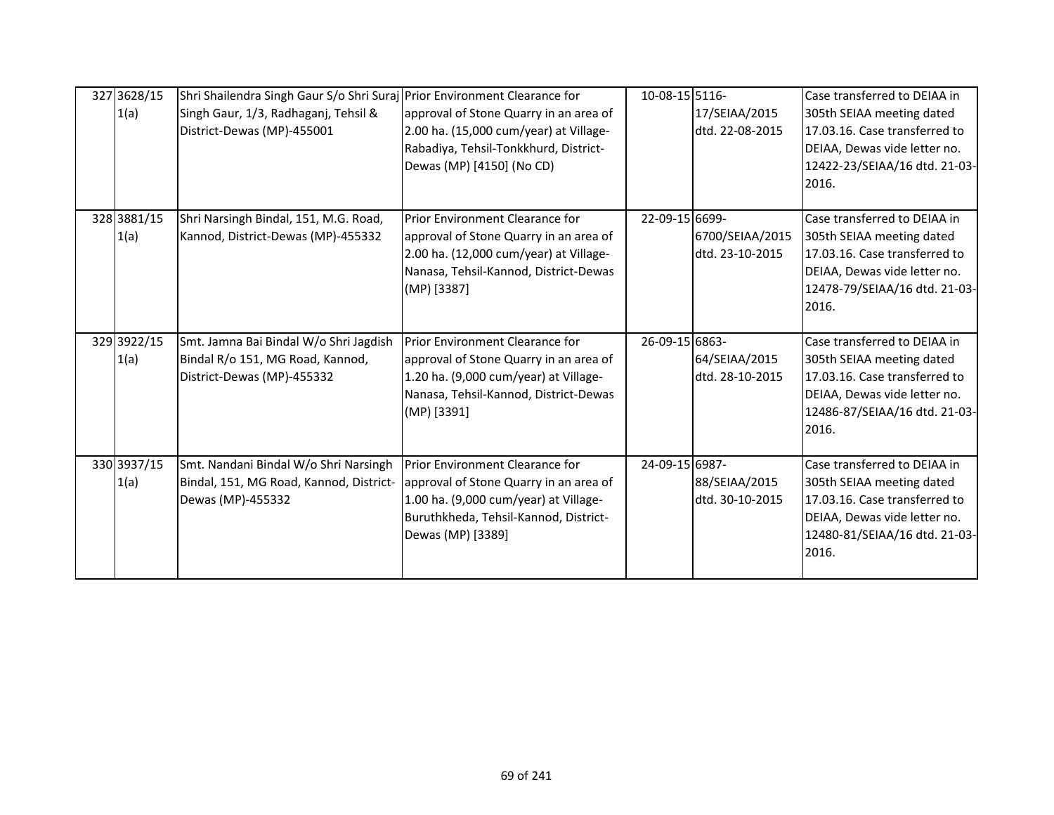| | | | | | | |
|---|---|---|---|---|---|---|
| 327 | 3628/15 1(a) | Shri Shailendra Singh Gaur S/o Shri Suraj Singh Gaur, 1/3, Radhaganj, Tehsil & District-Dewas (MP)-455001 | Prior Environment Clearance for approval of Stone Quarry in an area of 2.00 ha. (15,000 cum/year) at Village-Rabadiya, Tehsil-Tonkkhurd, District-Dewas (MP) [4150] (No CD) | 10-08-15 | 5116-17/SEIAA/2015 dtd. 22-08-2015 | Case transferred to DEIAA in 305th SEIAA meeting dated 17.03.16. Case transferred to DEIAA, Dewas vide letter no. 12422-23/SEIAA/16 dtd. 21-03-2016. |
| 328 | 3881/15 1(a) | Shri Narsingh Bindal, 151, M.G. Road, Kannod, District-Dewas (MP)-455332 | Prior Environment Clearance for approval of Stone Quarry in an area of 2.00 ha. (12,000 cum/year) at Village-Nanasa, Tehsil-Kannod, District-Dewas (MP) [3387] | 22-09-15 | 6699-6700/SEIAA/2015 dtd. 23-10-2015 | Case transferred to DEIAA in 305th SEIAA meeting dated 17.03.16. Case transferred to DEIAA, Dewas vide letter no. 12478-79/SEIAA/16 dtd. 21-03-2016. |
| 329 | 3922/15 1(a) | Smt. Jamna Bai Bindal W/o Shri Jagdish Bindal R/o 151, MG Road, Kannod, District-Dewas (MP)-455332 | Prior Environment Clearance for approval of Stone Quarry in an area of 1.20 ha. (9,000 cum/year) at Village-Nanasa, Tehsil-Kannod, District-Dewas (MP) [3391] | 26-09-15 | 6863-64/SEIAA/2015 dtd. 28-10-2015 | Case transferred to DEIAA in 305th SEIAA meeting dated 17.03.16. Case transferred to DEIAA, Dewas vide letter no. 12486-87/SEIAA/16 dtd. 21-03-2016. |
| 330 | 3937/15 1(a) | Smt. Nandani Bindal W/o Shri Narsingh Bindal, 151, MG Road, Kannod, District-Dewas (MP)-455332 | Prior Environment Clearance for approval of Stone Quarry in an area of 1.00 ha. (9,000 cum/year) at Village-Buruthkheda, Tehsil-Kannod, District-Dewas (MP) [3389] | 24-09-15 | 6987-88/SEIAA/2015 dtd. 30-10-2015 | Case transferred to DEIAA in 305th SEIAA meeting dated 17.03.16. Case transferred to DEIAA, Dewas vide letter no. 12480-81/SEIAA/16 dtd. 21-03-2016. |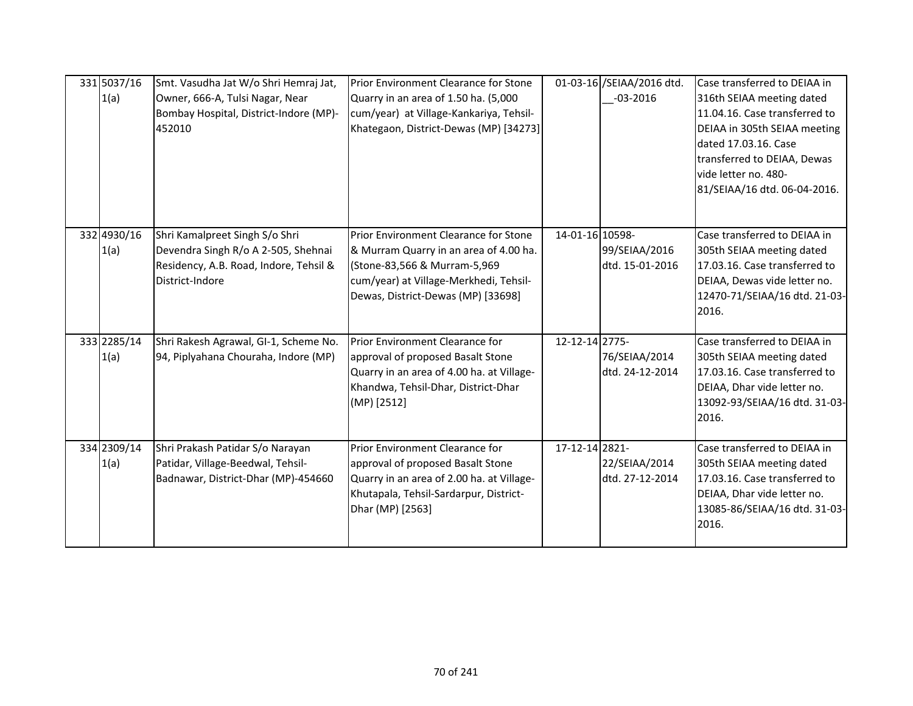| | | | | | | |
|---|---|---|---|---|---|---|
| 331 | 5037/16 1(a) | Smt. Vasudha Jat W/o Shri Hemraj Jat, Owner, 666-A, Tulsi Nagar, Near Bombay Hospital, District-Indore (MP)-452010 | Prior Environment Clearance for Stone Quarry in an area of 1.50 ha. (5,000 cum/year) at Village-Kankariya, Tehsil-Khategaon, District-Dewas (MP) [34273] | 01-03-16 | /SEIAA/2016 dtd. __-03-2016 | Case transferred to DEIAA in 316th SEIAA meeting dated 11.04.16. Case transferred to DEIAA in 305th SEIAA meeting dated 17.03.16. Case transferred to DEIAA, Dewas vide letter no. 480-81/SEIAA/16 dtd. 06-04-2016. |
| 332 | 4930/16 1(a) | Shri Kamalpreet Singh S/o Shri Devendra Singh R/o A 2-505, Shehnai Residency, A.B. Road, Indore, Tehsil & District-Indore | Prior Environment Clearance for Stone & Murram Quarry in an area of 4.00 ha. (Stone-83,566 & Murram-5,969 cum/year) at Village-Merkhedi, Tehsil-Dewas, District-Dewas (MP) [33698] | 14-01-16 | 10598-99/SEIAA/2016 dtd. 15-01-2016 | Case transferred to DEIAA in 305th SEIAA meeting dated 17.03.16. Case transferred to DEIAA, Dewas vide letter no. 12470-71/SEIAA/16 dtd. 21-03-2016. |
| 333 | 2285/14 1(a) | Shri Rakesh Agrawal, GI-1, Scheme No. 94, Piplyahana Chouraha, Indore (MP) | Prior Environment Clearance for approval of proposed Basalt Stone Quarry in an area of 4.00 ha. at Village-Khandwa, Tehsil-Dhar, District-Dhar (MP) [2512] | 12-12-14 | 2775-76/SEIAA/2014 dtd. 24-12-2014 | Case transferred to DEIAA in 305th SEIAA meeting dated 17.03.16. Case transferred to DEIAA, Dhar vide letter no. 13092-93/SEIAA/16 dtd. 31-03-2016. |
| 334 | 2309/14 1(a) | Shri Prakash Patidar S/o Narayan Patidar, Village-Beedwal, Tehsil-Badnawar, District-Dhar (MP)-454660 | Prior Environment Clearance for approval of proposed Basalt Stone Quarry in an area of 2.00 ha. at Village-Khutapala, Tehsil-Sardarpur, District-Dhar (MP) [2563] | 17-12-14 | 2821-22/SEIAA/2014 dtd. 27-12-2014 | Case transferred to DEIAA in 305th SEIAA meeting dated 17.03.16. Case transferred to DEIAA, Dhar vide letter no. 13085-86/SEIAA/16 dtd. 31-03-2016. |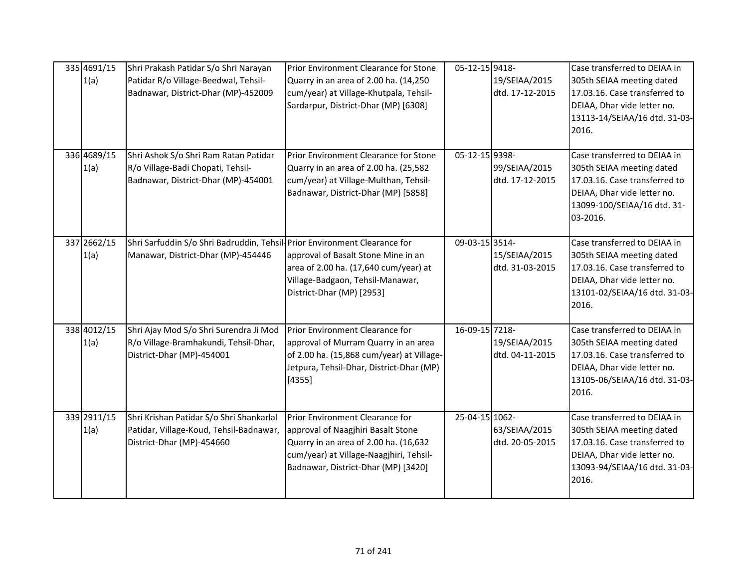| | | | | | | |
|---|---|---|---|---|---|---|
| 335 | 4691/15 1(a) | Shri Prakash Patidar S/o Shri Narayan Patidar R/o Village-Beedwal, Tehsil-Badnawar, District-Dhar (MP)-452009 | Prior Environment Clearance for Stone Quarry in an area of 2.00 ha. (14,250 cum/year) at Village-Khutpala, Tehsil-Sardarpur, District-Dhar (MP) [6308] | 05-12-15 | 9418-19/SEIAA/2015 dtd. 17-12-2015 | Case transferred to DEIAA in 305th SEIAA meeting dated 17.03.16. Case transferred to DEIAA, Dhar vide letter no. 13113-14/SEIAA/16 dtd. 31-03-2016. |
| 336 | 4689/15 1(a) | Shri Ashok S/o Shri Ram Ratan Patidar R/o Village-Badi Chopati, Tehsil-Badnawar, District-Dhar (MP)-454001 | Prior Environment Clearance for Stone Quarry in an area of 2.00 ha. (25,582 cum/year) at Village-Multhan, Tehsil-Badnawar, District-Dhar (MP) [5858] | 05-12-15 | 9398-99/SEIAA/2015 dtd. 17-12-2015 | Case transferred to DEIAA in 305th SEIAA meeting dated 17.03.16. Case transferred to DEIAA, Dhar vide letter no. 13099-100/SEIAA/16 dtd. 31-03-2016. |
| 337 | 2662/15 1(a) | Shri Sarfuddin S/o Shri Badruddin, Tehsil-Manawar, District-Dhar (MP)-454446 | Prior Environment Clearance for approval of Basalt Stone Mine in an area of 2.00 ha. (17,640 cum/year) at Village-Badgaon, Tehsil-Manawar, District-Dhar (MP) [2953] | 09-03-15 | 3514-15/SEIAA/2015 dtd. 31-03-2015 | Case transferred to DEIAA in 305th SEIAA meeting dated 17.03.16. Case transferred to DEIAA, Dhar vide letter no. 13101-02/SEIAA/16 dtd. 31-03-2016. |
| 338 | 4012/15 1(a) | Shri Ajay Mod S/o Shri Surendra Ji Mod R/o Village-Bramhakundi, Tehsil-Dhar, District-Dhar (MP)-454001 | Prior Environment Clearance for approval of Murram Quarry in an area of 2.00 ha. (15,868 cum/year) at Village-Jetpura, Tehsil-Dhar, District-Dhar (MP) [4355] | 16-09-15 | 7218-19/SEIAA/2015 dtd. 04-11-2015 | Case transferred to DEIAA in 305th SEIAA meeting dated 17.03.16. Case transferred to DEIAA, Dhar vide letter no. 13105-06/SEIAA/16 dtd. 31-03-2016. |
| 339 | 2911/15 1(a) | Shri Krishan Patidar S/o Shri Shankarlal Patidar, Village-Koud, Tehsil-Badnawar, District-Dhar (MP)-454660 | Prior Environment Clearance for approval of Naagjhiri Basalt Stone Quarry in an area of 2.00 ha. (16,632 cum/year) at Village-Naagjhiri, Tehsil-Badnawar, District-Dhar (MP) [3420] | 25-04-15 | 1062-63/SEIAA/2015 dtd. 20-05-2015 | Case transferred to DEIAA in 305th SEIAA meeting dated 17.03.16. Case transferred to DEIAA, Dhar vide letter no. 13093-94/SEIAA/16 dtd. 31-03-2016. |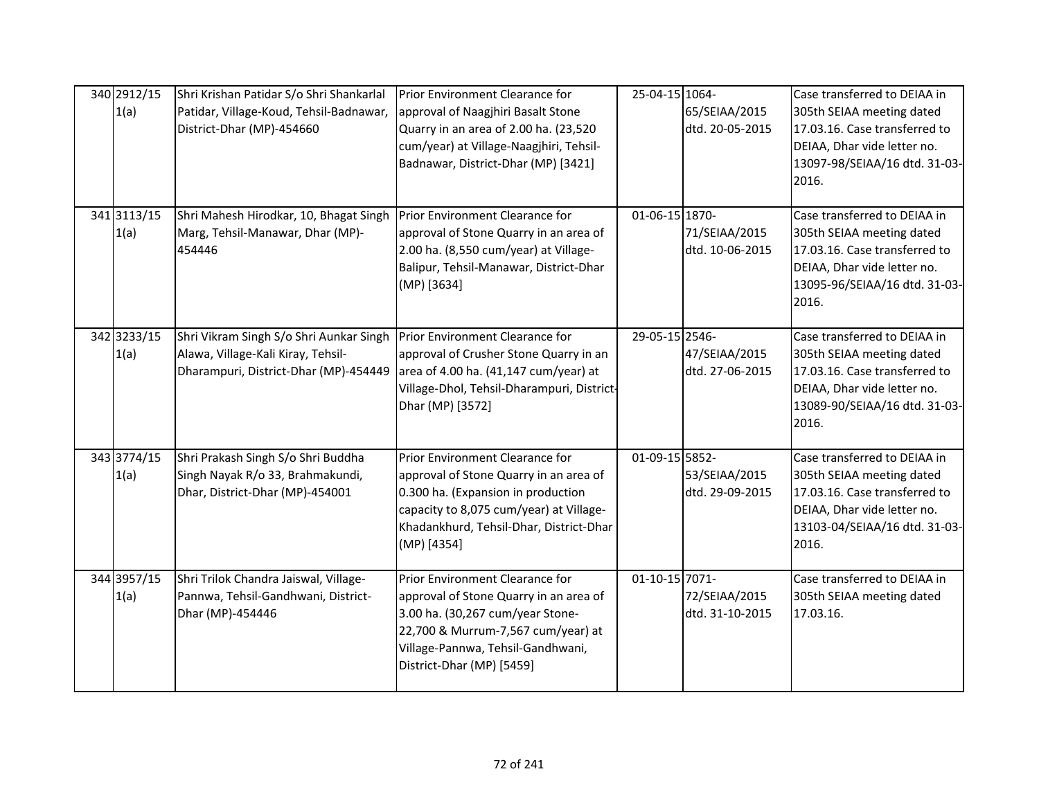| | | | | | | |
|---|---|---|---|---|---|---|
| 340 | 2912/15 1(a) | Shri Krishan Patidar S/o Shri Shankarlal Patidar, Village-Koud, Tehsil-Badnawar, District-Dhar (MP)-454660 | Prior Environment Clearance for approval of Naagjhiri Basalt Stone Quarry in an area of 2.00 ha. (23,520 cum/year) at Village-Naagjhiri, Tehsil-Badnawar, District-Dhar (MP) [3421] | 25-04-15 | 1064-65/SEIAA/2015 dtd. 20-05-2015 | Case transferred to DEIAA in 305th SEIAA meeting dated 17.03.16. Case transferred to DEIAA, Dhar vide letter no. 13097-98/SEIAA/16 dtd. 31-03-2016. |
| 341 | 3113/15 1(a) | Shri Mahesh Hirodkar, 10, Bhagat Singh Marg, Tehsil-Manawar, Dhar (MP)-454446 | Prior Environment Clearance for approval of Stone Quarry in an area of 2.00 ha. (8,550 cum/year) at Village-Balipur, Tehsil-Manawar, District-Dhar (MP) [3634] | 01-06-15 | 1870-71/SEIAA/2015 dtd. 10-06-2015 | Case transferred to DEIAA in 305th SEIAA meeting dated 17.03.16. Case transferred to DEIAA, Dhar vide letter no. 13095-96/SEIAA/16 dtd. 31-03-2016. |
| 342 | 3233/15 1(a) | Shri Vikram Singh S/o Shri Aunkar Singh Alawa, Village-Kali Kiray, Tehsil-Dharampuri, District-Dhar (MP)-454449 | Prior Environment Clearance for approval of Crusher Stone Quarry in an area of 4.00 ha. (41,147 cum/year) at Village-Dhol, Tehsil-Dharampuri, District-Dhar (MP) [3572] | 29-05-15 | 2546-47/SEIAA/2015 dtd. 27-06-2015 | Case transferred to DEIAA in 305th SEIAA meeting dated 17.03.16. Case transferred to DEIAA, Dhar vide letter no. 13089-90/SEIAA/16 dtd. 31-03-2016. |
| 343 | 3774/15 1(a) | Shri Prakash Singh S/o Shri Buddha Singh Nayak R/o 33, Brahmakundi, Dhar, District-Dhar (MP)-454001 | Prior Environment Clearance for approval of Stone Quarry in an area of 0.300 ha. (Expansion in production capacity to 8,075 cum/year) at Village-Khadankhurd, Tehsil-Dhar, District-Dhar (MP) [4354] | 01-09-15 | 5852-53/SEIAA/2015 dtd. 29-09-2015 | Case transferred to DEIAA in 305th SEIAA meeting dated 17.03.16. Case transferred to DEIAA, Dhar vide letter no. 13103-04/SEIAA/16 dtd. 31-03-2016. |
| 344 | 3957/15 1(a) | Shri Trilok Chandra Jaiswal, Village-Pannwa, Tehsil-Gandhwani, District-Dhar (MP)-454446 | Prior Environment Clearance for approval of Stone Quarry in an area of 3.00 ha. (30,267 cum/year Stone-22,700 & Murrum-7,567 cum/year) at Village-Pannwa, Tehsil-Gandhwani, District-Dhar (MP) [5459] | 01-10-15 | 7071-72/SEIAA/2015 dtd. 31-10-2015 | Case transferred to DEIAA in 305th SEIAA meeting dated 17.03.16. |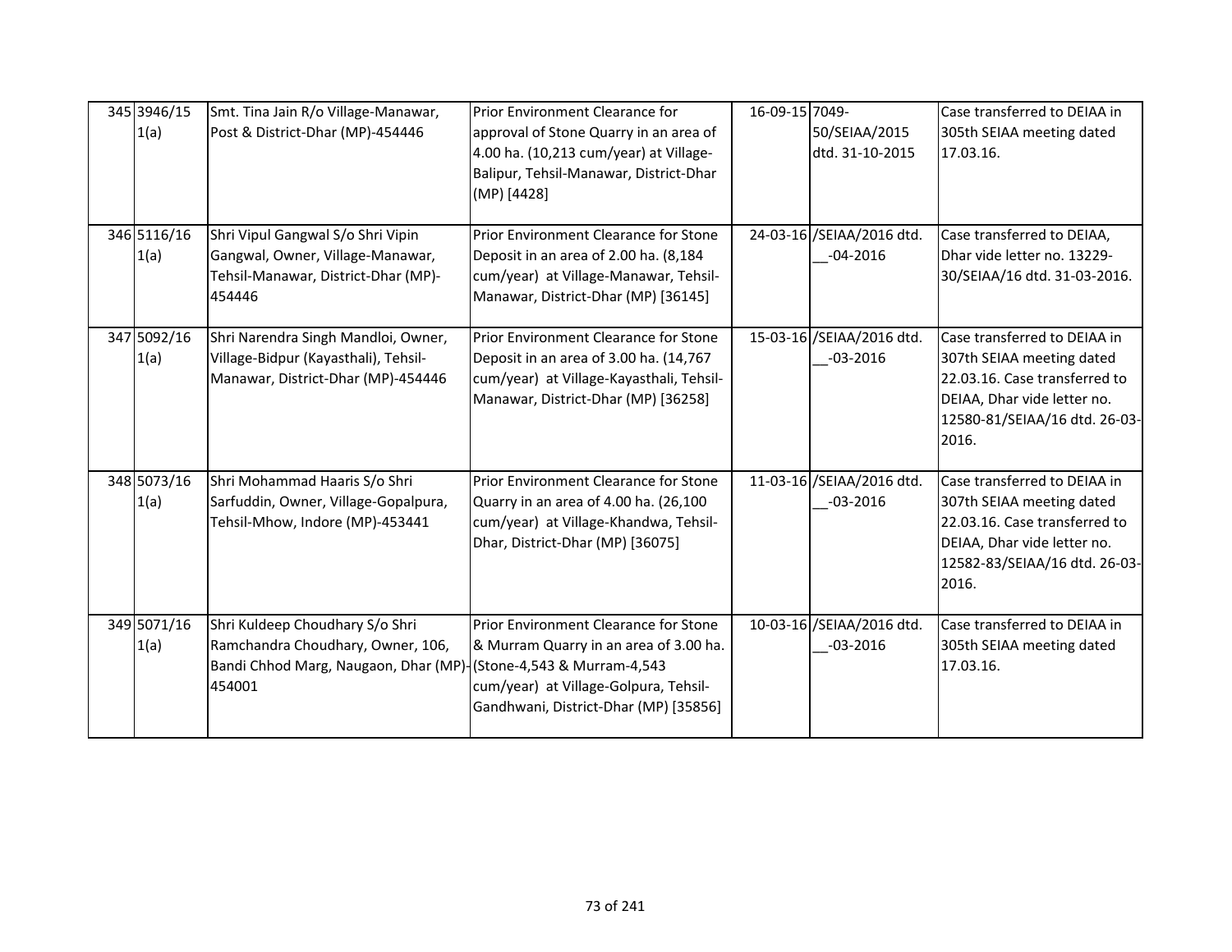| | | | | | | |
|---|---|---|---|---|---|---|
| 345 | 3946/15 1(a) | Smt. Tina Jain R/o Village-Manawar, Post & District-Dhar (MP)-454446 | Prior Environment Clearance for approval of Stone Quarry in an area of 4.00 ha. (10,213 cum/year) at Village-Balipur, Tehsil-Manawar, District-Dhar (MP) [4428] | 16-09-15 | 7049-50/SEIAA/2015 dtd. 31-10-2015 | Case transferred to DEIAA in 305th SEIAA meeting dated 17.03.16. |
| 346 | 5116/16 1(a) | Shri Vipul Gangwal S/o Shri Vipin Gangwal, Owner, Village-Manawar, Tehsil-Manawar, District-Dhar (MP)-454446 | Prior Environment Clearance for Stone Deposit in an area of 2.00 ha. (8,184 cum/year) at Village-Manawar, Tehsil-Manawar, District-Dhar (MP) [36145] | 24-03-16 | /SEIAA/2016 dtd. __-04-2016 | Case transferred to DEIAA, Dhar vide letter no. 13229-30/SEIAA/16 dtd. 31-03-2016. |
| 347 | 5092/16 1(a) | Shri Narendra Singh Mandloi, Owner, Village-Bidpur (Kayasthali), Tehsil-Manawar, District-Dhar (MP)-454446 | Prior Environment Clearance for Stone Deposit in an area of 3.00 ha. (14,767 cum/year) at Village-Kayasthali, Tehsil-Manawar, District-Dhar (MP) [36258] | 15-03-16 | /SEIAA/2016 dtd. __-03-2016 | Case transferred to DEIAA in 307th SEIAA meeting dated 22.03.16. Case transferred to DEIAA, Dhar vide letter no. 12580-81/SEIAA/16 dtd. 26-03-2016. |
| 348 | 5073/16 1(a) | Shri Mohammad Haaris S/o Shri Sarfuddin, Owner, Village-Gopalpura, Tehsil-Mhow, Indore (MP)-453441 | Prior Environment Clearance for Stone Quarry in an area of 4.00 ha. (26,100 cum/year) at Village-Khandwa, Tehsil-Dhar, District-Dhar (MP) [36075] | 11-03-16 | /SEIAA/2016 dtd. __-03-2016 | Case transferred to DEIAA in 307th SEIAA meeting dated 22.03.16. Case transferred to DEIAA, Dhar vide letter no. 12582-83/SEIAA/16 dtd. 26-03-2016. |
| 349 | 5071/16 1(a) | Shri Kuldeep Choudhary S/o Shri Ramchandra Choudhary, Owner, 106, Bandi Chhod Marg, Naugaon, Dhar (MP)-454001 | Prior Environment Clearance for Stone & Murram Quarry in an area of 3.00 ha. (Stone-4,543 & Murram-4,543 cum/year) at Village-Golpura, Tehsil-Gandhwani, District-Dhar (MP) [35856] | 10-03-16 | /SEIAA/2016 dtd. __-03-2016 | Case transferred to DEIAA in 305th SEIAA meeting dated 17.03.16. |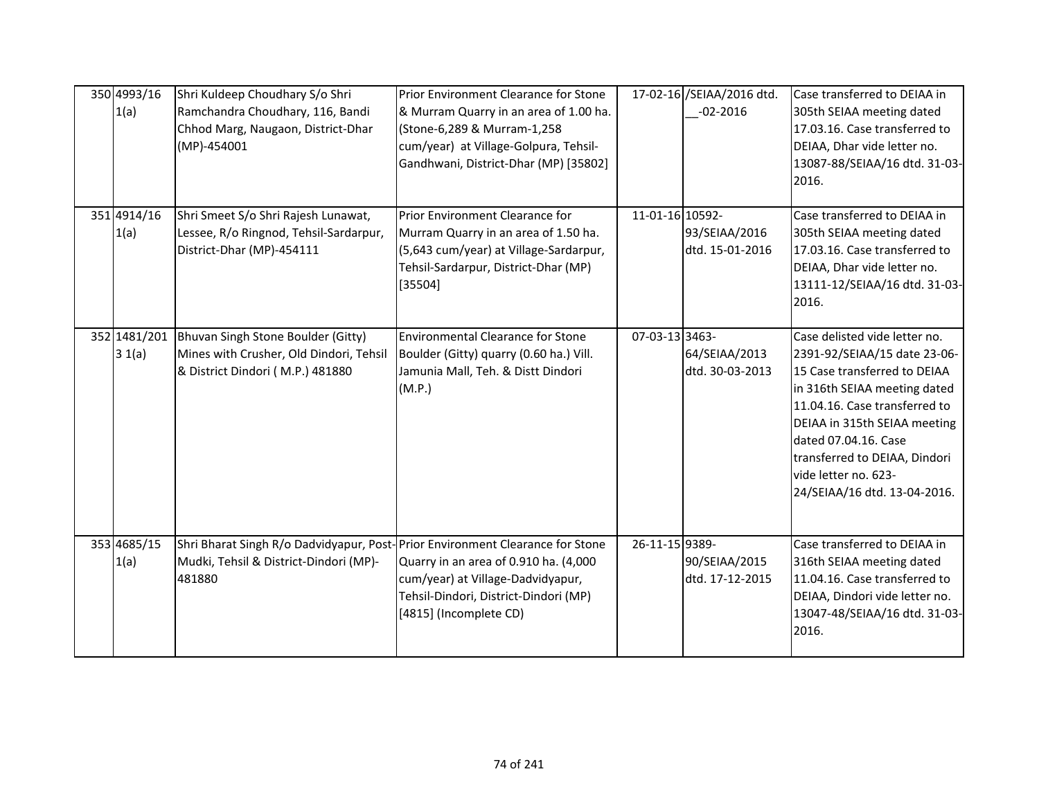| | | | | | | |
|---|---|---|---|---|---|---|
| 350 | 4993/16 1(a) | Shri Kuldeep Choudhary S/o Shri Ramchandra Choudhary, 116, Bandi Chhod Marg, Naugaon, District-Dhar (MP)-454001 | Prior Environment Clearance for Stone & Murram Quarry in an area of 1.00 ha. (Stone-6,289 & Murram-1,258 cum/year) at Village-Golpura, Tehsil-Gandhwani, District-Dhar (MP) [35802] | 17-02-16 | /SEIAA/2016 dtd. __-02-2016 | Case transferred to DEIAA in 305th SEIAA meeting dated 17.03.16. Case transferred to DEIAA, Dhar vide letter no. 13087-88/SEIAA/16 dtd. 31-03-2016. |
| 351 | 4914/16 1(a) | Shri Smeet S/o Shri Rajesh Lunawat, Lessee, R/o Ringnod, Tehsil-Sardarpur, District-Dhar (MP)-454111 | Prior Environment Clearance for Murram Quarry in an area of 1.50 ha. (5,643 cum/year) at Village-Sardarpur, Tehsil-Sardarpur, District-Dhar (MP) [35504] | 11-01-16 | 10592-93/SEIAA/2016 dtd. 15-01-2016 | Case transferred to DEIAA in 305th SEIAA meeting dated 17.03.16. Case transferred to DEIAA, Dhar vide letter no. 13111-12/SEIAA/16 dtd. 31-03-2016. |
| 352 | 1481/2013 1(a) | Bhuvan Singh Stone Boulder (Gitty) Mines with Crusher, Old Dindori, Tehsil & District Dindori ( M.P.) 481880 | Environmental Clearance for Stone Boulder (Gitty) quarry (0.60 ha.) Vill. Jamunia Mall, Teh. & Distt Dindori (M.P.) | 07-03-13 | 3463-64/SEIAA/2013 dtd. 30-03-2013 | Case delisted vide letter no. 2391-92/SEIAA/15 date 23-06-15 Case transferred to DEIAA in 316th SEIAA meeting dated 11.04.16. Case transferred to DEIAA in 315th SEIAA meeting dated 07.04.16. Case transferred to DEIAA, Dindori vide letter no. 623-24/SEIAA/16 dtd. 13-04-2016. |
| 353 | 4685/15 1(a) | Shri Bharat Singh R/o Dadvidyapur, Post-Mudki, Tehsil & District-Dindori (MP)-481880 | Prior Environment Clearance for Stone Quarry in an area of 0.910 ha. (4,000 cum/year) at Village-Dadvidyapur, Tehsil-Dindori, District-Dindori (MP) [4815] (Incomplete CD) | 26-11-15 | 9389-90/SEIAA/2015 dtd. 17-12-2015 | Case transferred to DEIAA in 316th SEIAA meeting dated 11.04.16. Case transferred to DEIAA, Dindori vide letter no. 13047-48/SEIAA/16 dtd. 31-03-2016. |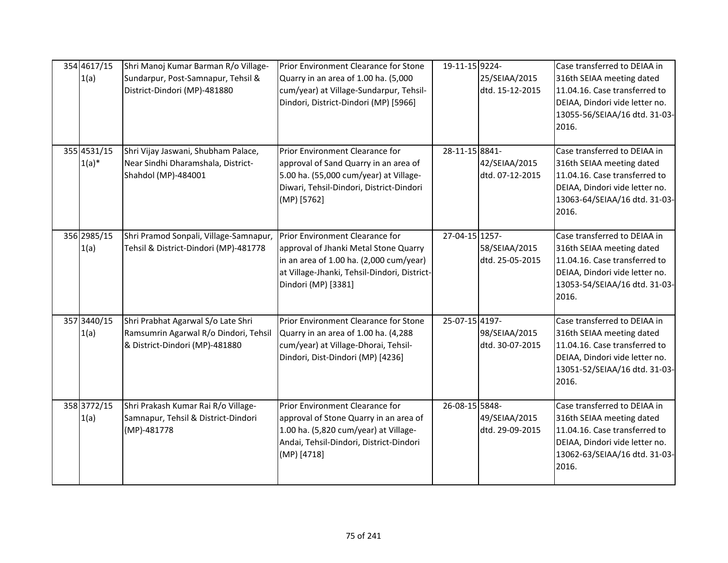| | | | | | | |
|---|---|---|---|---|---|---|
| 354 | 4617/15 1(a) | Shri Manoj Kumar Barman R/o Village-Sundarpur, Post-Samnapur, Tehsil & District-Dindori (MP)-481880 | Prior Environment Clearance for Stone Quarry in an area of 1.00 ha. (5,000 cum/year) at Village-Sundarpur, Tehsil-Dindori, District-Dindori (MP) [5966] | 19-11-15 | 9224-25/SEIAA/2015 dtd. 15-12-2015 | Case transferred to DEIAA in 316th SEIAA meeting dated 11.04.16. Case transferred to DEIAA, Dindori vide letter no. 13055-56/SEIAA/16 dtd. 31-03-2016. |
| 355 | 4531/15 1(a)* | Shri Vijay Jaswani, Shubham Palace, Near Sindhi Dharamshala, District-Shahdol (MP)-484001 | Prior Environment Clearance for approval of Sand Quarry in an area of 5.00 ha. (55,000 cum/year) at Village-Diwari, Tehsil-Dindori, District-Dindori (MP) [5762] | 28-11-15 | 8841-42/SEIAA/2015 dtd. 07-12-2015 | Case transferred to DEIAA in 316th SEIAA meeting dated 11.04.16. Case transferred to DEIAA, Dindori vide letter no. 13063-64/SEIAA/16 dtd. 31-03-2016. |
| 356 | 2985/15 1(a) | Shri Pramod Sonpali, Village-Samnapur, Tehsil & District-Dindori (MP)-481778 | Prior Environment Clearance for approval of Jhanki Metal Stone Quarry in an area of 1.00 ha. (2,000 cum/year) at Village-Jhanki, Tehsil-Dindori, District-Dindori (MP) [3381] | 27-04-15 | 1257-58/SEIAA/2015 dtd. 25-05-2015 | Case transferred to DEIAA in 316th SEIAA meeting dated 11.04.16. Case transferred to DEIAA, Dindori vide letter no. 13053-54/SEIAA/16 dtd. 31-03-2016. |
| 357 | 3440/15 1(a) | Shri Prabhat Agarwal S/o Late Shri Ramsumrin Agarwal R/o Dindori, Tehsil & District-Dindori (MP)-481880 | Prior Environment Clearance for Stone Quarry in an area of 1.00 ha. (4,288 cum/year) at Village-Dhorai, Tehsil-Dindori, Dist-Dindori (MP) [4236] | 25-07-15 | 4197-98/SEIAA/2015 dtd. 30-07-2015 | Case transferred to DEIAA in 316th SEIAA meeting dated 11.04.16. Case transferred to DEIAA, Dindori vide letter no. 13051-52/SEIAA/16 dtd. 31-03-2016. |
| 358 | 3772/15 1(a) | Shri Prakash Kumar Rai R/o Village-Samnapur, Tehsil & District-Dindori (MP)-481778 | Prior Environment Clearance for approval of Stone Quarry in an area of 1.00 ha. (5,820 cum/year) at Village-Andai, Tehsil-Dindori, District-Dindori (MP) [4718] | 26-08-15 | 5848-49/SEIAA/2015 dtd. 29-09-2015 | Case transferred to DEIAA in 316th SEIAA meeting dated 11.04.16. Case transferred to DEIAA, Dindori vide letter no. 13062-63/SEIAA/16 dtd. 31-03-2016. |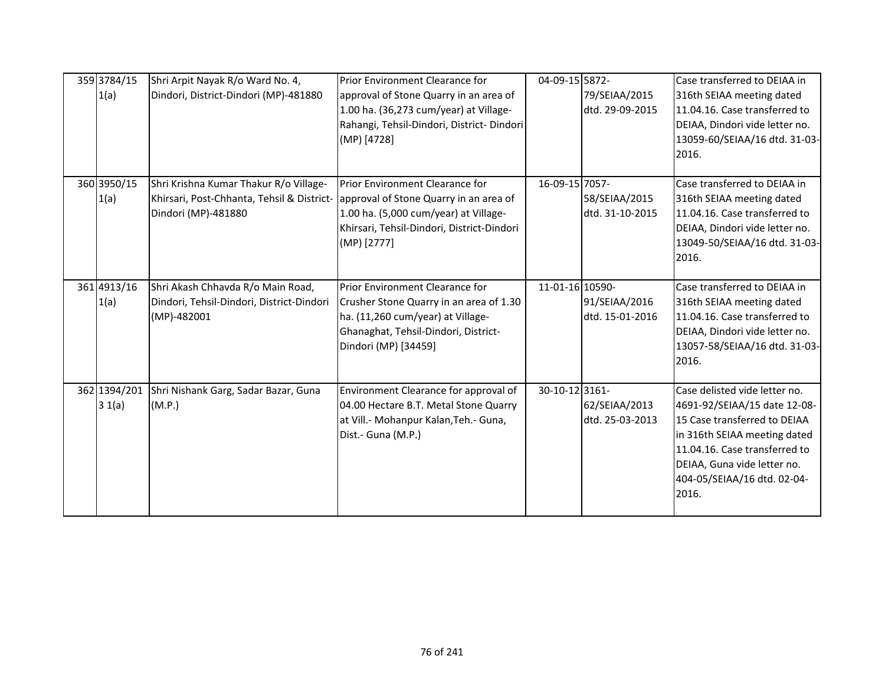| | | | | | | |
|---|---|---|---|---|---|---|
| 359 | 3784/15 1(a) | Shri Arpit Nayak R/o Ward No. 4, Dindori, District-Dindori (MP)-481880 | Prior Environment Clearance for approval of Stone Quarry in an area of 1.00 ha. (36,273 cum/year) at Village-Rahangi, Tehsil-Dindori, District- Dindori (MP) [4728] | 04-09-15 | 5872-79/SEIAA/2015 dtd. 29-09-2015 | Case transferred to DEIAA in 316th SEIAA meeting dated 11.04.16. Case transferred to DEIAA, Dindori vide letter no. 13059-60/SEIAA/16 dtd. 31-03-2016. |
| 360 | 3950/15 1(a) | Shri Krishna Kumar Thakur R/o Village-Khirsari, Post-Chhanta, Tehsil & District-Dindori (MP)-481880 | Prior Environment Clearance for approval of Stone Quarry in an area of 1.00 ha. (5,000 cum/year) at Village-Khirsari, Tehsil-Dindori, District-Dindori (MP) [2777] | 16-09-15 | 7057-58/SEIAA/2015 dtd. 31-10-2015 | Case transferred to DEIAA in 316th SEIAA meeting dated 11.04.16. Case transferred to DEIAA, Dindori vide letter no. 13049-50/SEIAA/16 dtd. 31-03-2016. |
| 361 | 4913/16 1(a) | Shri Akash Chhavda R/o Main Road, Dindori, Tehsil-Dindori, District-Dindori (MP)-482001 | Prior Environment Clearance for Crusher Stone Quarry in an area of 1.30 ha. (11,260 cum/year) at Village-Ghanaghat, Tehsil-Dindori, District-Dindori (MP) [34459] | 11-01-16 | 10590-91/SEIAA/2016 dtd. 15-01-2016 | Case transferred to DEIAA in 316th SEIAA meeting dated 11.04.16. Case transferred to DEIAA, Dindori vide letter no. 13057-58/SEIAA/16 dtd. 31-03-2016. |
| 362 | 1394/2013 1(a) | Shri Nishank Garg, Sadar Bazar, Guna (M.P.) | Environment Clearance for approval of 04.00 Hectare B.T. Metal Stone Quarry at Vill.- Mohanpur Kalan,Teh.- Guna, Dist.- Guna (M.P.) | 30-10-12 | 3161-62/SEIAA/2013 dtd. 25-03-2013 | Case delisted vide letter no. 4691-92/SEIAA/15 date 12-08-15 Case transferred to DEIAA in 316th SEIAA meeting dated 11.04.16. Case transferred to DEIAA, Guna vide letter no. 404-05/SEIAA/16 dtd. 02-04-2016. |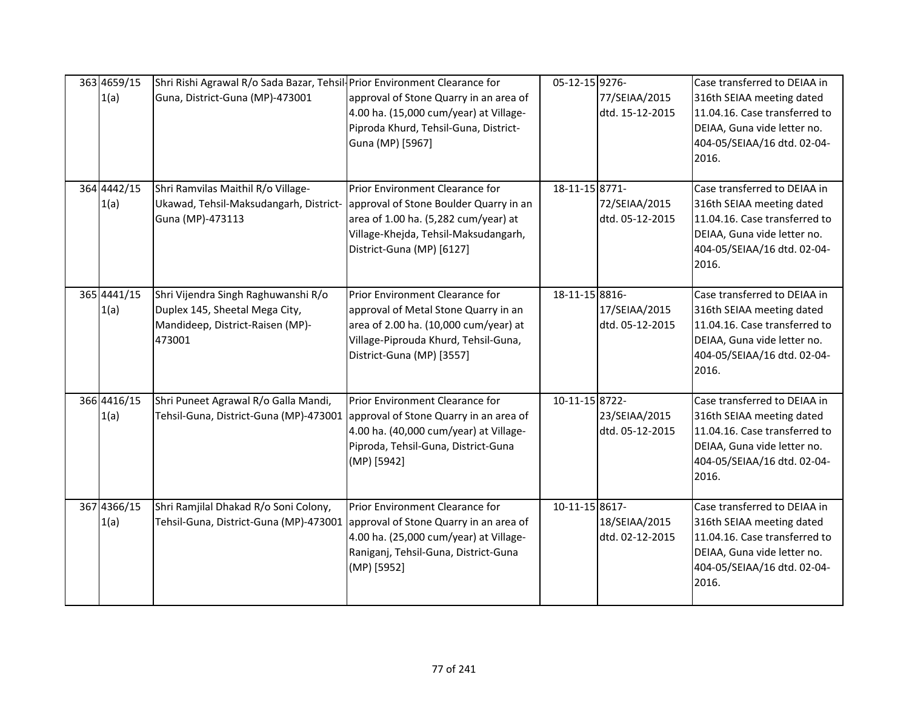| | | | | | | |
|---|---|---|---|---|---|---|
| 363 | 4659/15 1(a) | Shri Rishi Agrawal R/o Sada Bazar, Tehsil-Guna, District-Guna (MP)-473001 | Prior Environment Clearance for approval of Stone Quarry in an area of 4.00 ha. (15,000 cum/year) at Village-Piproda Khurd, Tehsil-Guna, District-Guna (MP) [5967] | 05-12-15 | 9276-77/SEIAA/2015 dtd. 15-12-2015 | Case transferred to DEIAA in 316th SEIAA meeting dated 11.04.16. Case transferred to DEIAA, Guna vide letter no. 404-05/SEIAA/16 dtd. 02-04-2016. |
| 364 | 4442/15 1(a) | Shri Ramvilas Maithil R/o Village-Ukawad, Tehsil-Maksudangarh, District-Guna (MP)-473113 | Prior Environment Clearance for approval of Stone Boulder Quarry in an area of 1.00 ha. (5,282 cum/year) at Village-Khejda, Tehsil-Maksudangarh, District-Guna (MP) [6127] | 18-11-15 | 8771-72/SEIAA/2015 dtd. 05-12-2015 | Case transferred to DEIAA in 316th SEIAA meeting dated 11.04.16. Case transferred to DEIAA, Guna vide letter no. 404-05/SEIAA/16 dtd. 02-04-2016. |
| 365 | 4441/15 1(a) | Shri Vijendra Singh Raghuwanshi R/o Duplex 145, Sheetal Mega City, Mandideep, District-Raisen (MP)-473001 | Prior Environment Clearance for approval of Metal Stone Quarry in an area of 2.00 ha. (10,000 cum/year) at Village-Piprouda Khurd, Tehsil-Guna, District-Guna (MP) [3557] | 18-11-15 | 8816-17/SEIAA/2015 dtd. 05-12-2015 | Case transferred to DEIAA in 316th SEIAA meeting dated 11.04.16. Case transferred to DEIAA, Guna vide letter no. 404-05/SEIAA/16 dtd. 02-04-2016. |
| 366 | 4416/15 1(a) | Shri Puneet Agrawal R/o Galla Mandi, Tehsil-Guna, District-Guna (MP)-473001 | Prior Environment Clearance for approval of Stone Quarry in an area of 4.00 ha. (40,000 cum/year) at Village-Piproda, Tehsil-Guna, District-Guna (MP) [5942] | 10-11-15 | 8722-23/SEIAA/2015 dtd. 05-12-2015 | Case transferred to DEIAA in 316th SEIAA meeting dated 11.04.16. Case transferred to DEIAA, Guna vide letter no. 404-05/SEIAA/16 dtd. 02-04-2016. |
| 367 | 4366/15 1(a) | Shri Ramjilal Dhakad R/o Soni Colony, Tehsil-Guna, District-Guna (MP)-473001 | Prior Environment Clearance for approval of Stone Quarry in an area of 4.00 ha. (25,000 cum/year) at Village-Raniganj, Tehsil-Guna, District-Guna (MP) [5952] | 10-11-15 | 8617-18/SEIAA/2015 dtd. 02-12-2015 | Case transferred to DEIAA in 316th SEIAA meeting dated 11.04.16. Case transferred to DEIAA, Guna vide letter no. 404-05/SEIAA/16 dtd. 02-04-2016. |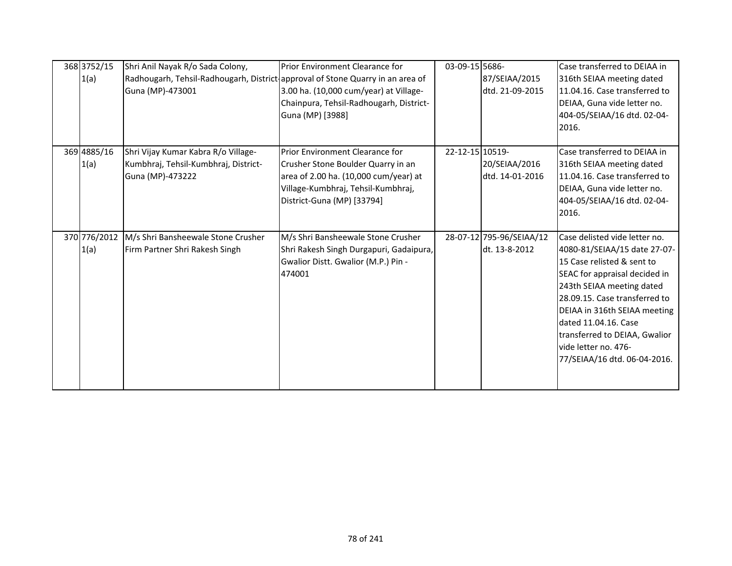| | | | | | | |
|---|---|---|---|---|---|---|
| 368 | 3752/15 1(a) | Shri Anil Nayak R/o Sada Colony, Radhougarh, Tehsil-Radhougarh, District-Guna (MP)-473001 | Prior Environment Clearance for approval of Stone Quarry in an area of 3.00 ha. (10,000 cum/year) at Village-Chainpura, Tehsil-Radhougarh, District-Guna (MP) [3988] | 03-09-15 | 5686-87/SEIAA/2015 dtd. 21-09-2015 | Case transferred to DEIAA in 316th SEIAA meeting dated 11.04.16. Case transferred to DEIAA, Guna vide letter no. 404-05/SEIAA/16 dtd. 02-04-2016. |
| 369 | 4885/16 1(a) | Shri Vijay Kumar Kabra R/o Village-Kumbhraj, Tehsil-Kumbhraj, District-Guna (MP)-473222 | Prior Environment Clearance for Crusher Stone Boulder Quarry in an area of 2.00 ha. (10,000 cum/year) at Village-Kumbhraj, Tehsil-Kumbhraj, District-Guna (MP) [33794] | 22-12-15 | 10519-20/SEIAA/2016 dtd. 14-01-2016 | Case transferred to DEIAA in 316th SEIAA meeting dated 11.04.16. Case transferred to DEIAA, Guna vide letter no. 404-05/SEIAA/16 dtd. 02-04-2016. |
| 370 | 776/2012 1(a) | M/s Shri Bansheewale Stone Crusher Firm Partner Shri Rakesh Singh | M/s Shri Bansheewale Stone Crusher Shri Rakesh Singh Durgapuri, Gadaipura, Gwalior Distt. Gwalior (M.P.) Pin - 474001 | 28-07-12 | 795-96/SEIAA/12 dt. 13-8-2012 | Case delisted vide letter no. 4080-81/SEIAA/15 date 27-07-15 Case relisted & sent to SEAC for appraisal decided in 243th SEIAA meeting dated 28.09.15. Case transferred to DEIAA in 316th SEIAA meeting dated 11.04.16. Case transferred to DEIAA, Gwalior vide letter no. 476-77/SEIAA/16 dtd. 06-04-2016. |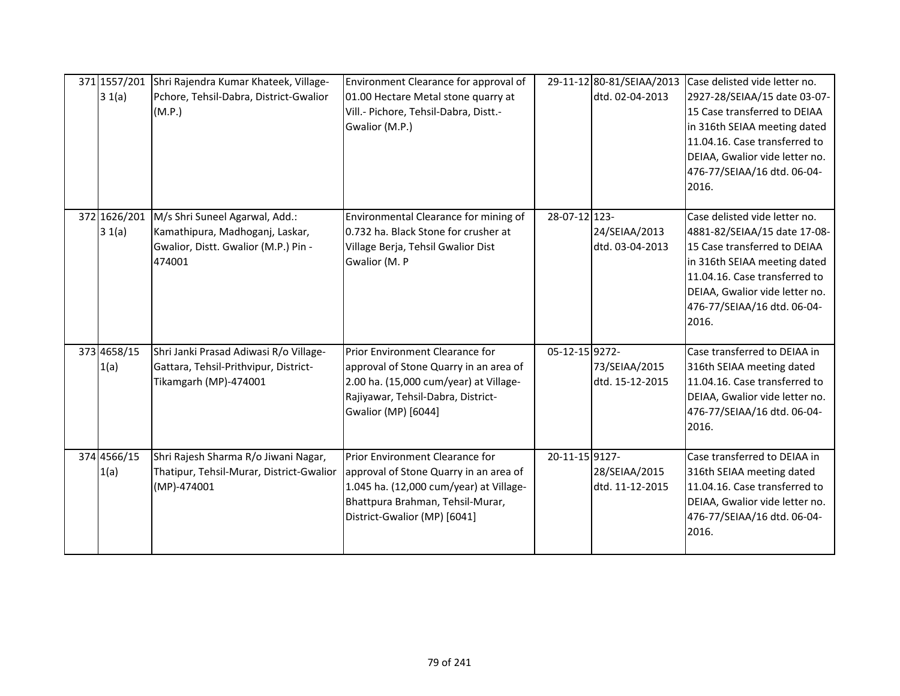| | | | | | | |
|---|---|---|---|---|---|---|
| 371 | 1557/2013 1(a) | Shri Rajendra Kumar Khateek, Village-Pchore, Tehsil-Dabra, District-Gwalior (M.P.) | Environment Clearance for approval of 01.00 Hectare Metal stone quarry at Vill.- Pichore, Tehsil-Dabra, Distt.- Gwalior (M.P.) | 29-11-12 | 80-81/SEIAA/2013 dtd. 02-04-2013 | Case delisted vide letter no. 2927-28/SEIAA/15 date 03-07-15 Case transferred to DEIAA in 316th SEIAA meeting dated 11.04.16. Case transferred to DEIAA, Gwalior vide letter no. 476-77/SEIAA/16 dtd. 06-04-2016. |
| 372 | 1626/2013 1(a) | M/s Shri Suneel Agarwal, Add.: Kamathipura, Madhoganj, Laskar, Gwalior, Distt. Gwalior (M.P.) Pin - 474001 | Environmental Clearance for mining of 0.732 ha. Black Stone for crusher at Village Berja, Tehsil Gwalior Dist Gwalior (M. P | 28-07-12 | 123-24/SEIAA/2013 dtd. 03-04-2013 | Case delisted vide letter no. 4881-82/SEIAA/15 date 17-08-15 Case transferred to DEIAA in 316th SEIAA meeting dated 11.04.16. Case transferred to DEIAA, Gwalior vide letter no. 476-77/SEIAA/16 dtd. 06-04-2016. |
| 373 | 4658/15 1(a) | Shri Janki Prasad Adiwasi R/o Village-Gattara, Tehsil-Prithvipur, District-Tikamgarh (MP)-474001 | Prior Environment Clearance for approval of Stone Quarry in an area of 2.00 ha. (15,000 cum/year) at Village-Rajiyawar, Tehsil-Dabra, District-Gwalior (MP) [6044] | 05-12-15 | 9272-73/SEIAA/2015 dtd. 15-12-2015 | Case transferred to DEIAA in 316th SEIAA meeting dated 11.04.16. Case transferred to DEIAA, Gwalior vide letter no. 476-77/SEIAA/16 dtd. 06-04-2016. |
| 374 | 4566/15 1(a) | Shri Rajesh Sharma R/o Jiwani Nagar, Thatipur, Tehsil-Murar, District-Gwalior (MP)-474001 | Prior Environment Clearance for approval of Stone Quarry in an area of 1.045 ha. (12,000 cum/year) at Village-Bhattpura Brahman, Tehsil-Murar, District-Gwalior (MP) [6041] | 20-11-15 | 9127-28/SEIAA/2015 dtd. 11-12-2015 | Case transferred to DEIAA in 316th SEIAA meeting dated 11.04.16. Case transferred to DEIAA, Gwalior vide letter no. 476-77/SEIAA/16 dtd. 06-04-2016. |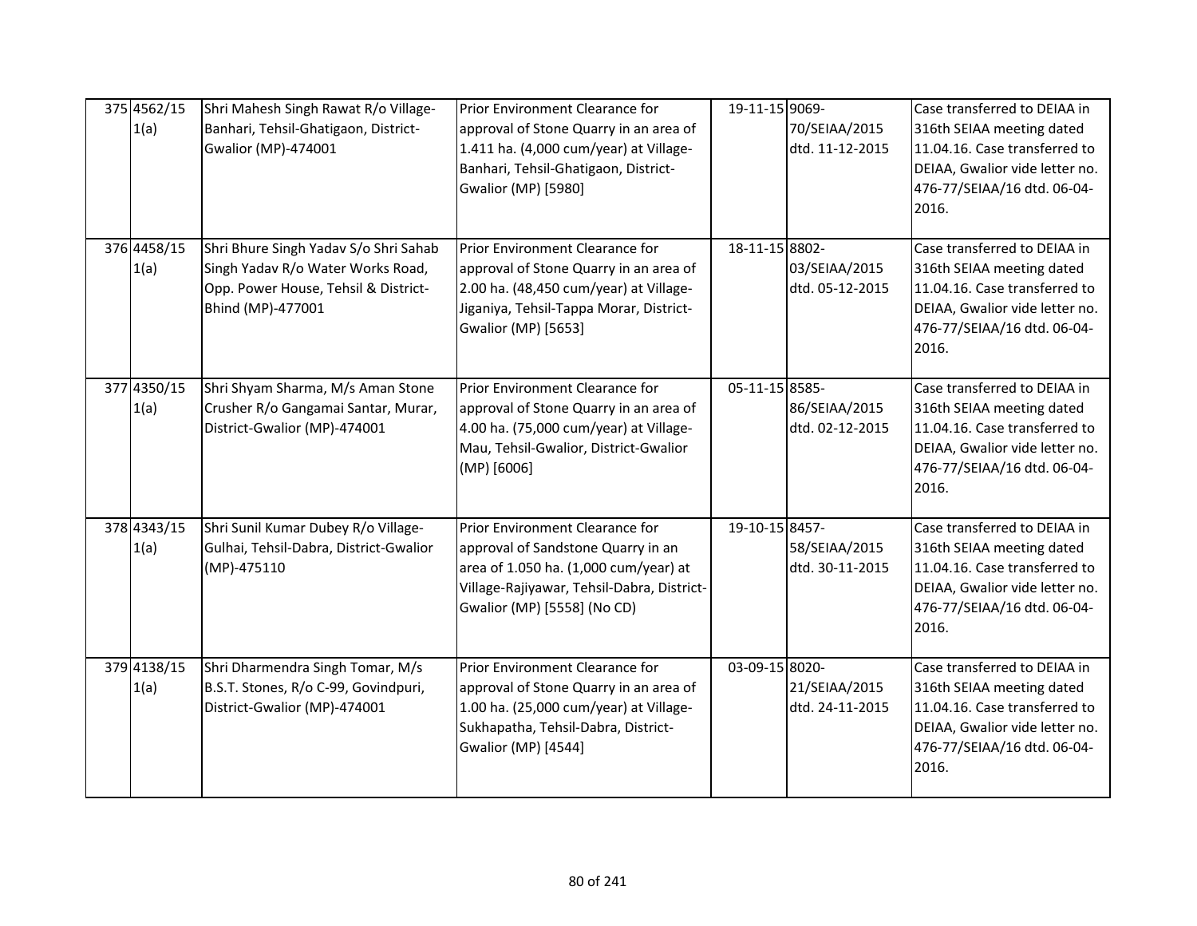| | | | | | | |
|---|---|---|---|---|---|---|
| 375 | 4562/15 1(a) | Shri Mahesh Singh Rawat R/o Village-Banhari, Tehsil-Ghatigaon, District-Gwalior (MP)-474001 | Prior Environment Clearance for approval of Stone Quarry in an area of 1.411 ha. (4,000 cum/year) at Village-Banhari, Tehsil-Ghatigaon, District-Gwalior (MP) [5980] | 19-11-15 | 9069-70/SEIAA/2015 dtd. 11-12-2015 | Case transferred to DEIAA in 316th SEIAA meeting dated 11.04.16. Case transferred to DEIAA, Gwalior vide letter no. 476-77/SEIAA/16 dtd. 06-04-2016. |
| 376 | 4458/15 1(a) | Shri Bhure Singh Yadav S/o Shri Sahab Singh Yadav R/o Water Works Road, Opp. Power House, Tehsil & District-Bhind (MP)-477001 | Prior Environment Clearance for approval of Stone Quarry in an area of 2.00 ha. (48,450 cum/year) at Village-Jiganiya, Tehsil-Tappa Morar, District-Gwalior (MP) [5653] | 18-11-15 | 8802-03/SEIAA/2015 dtd. 05-12-2015 | Case transferred to DEIAA in 316th SEIAA meeting dated 11.04.16. Case transferred to DEIAA, Gwalior vide letter no. 476-77/SEIAA/16 dtd. 06-04-2016. |
| 377 | 4350/15 1(a) | Shri Shyam Sharma, M/s Aman Stone Crusher R/o Gangamai Santar, Murar, District-Gwalior (MP)-474001 | Prior Environment Clearance for approval of Stone Quarry in an area of 4.00 ha. (75,000 cum/year) at Village-Mau, Tehsil-Gwalior, District-Gwalior (MP) [6006] | 05-11-15 | 8585-86/SEIAA/2015 dtd. 02-12-2015 | Case transferred to DEIAA in 316th SEIAA meeting dated 11.04.16. Case transferred to DEIAA, Gwalior vide letter no. 476-77/SEIAA/16 dtd. 06-04-2016. |
| 378 | 4343/15 1(a) | Shri Sunil Kumar Dubey R/o Village-Gulhai, Tehsil-Dabra, District-Gwalior (MP)-475110 | Prior Environment Clearance for approval of Sandstone Quarry in an area of 1.050 ha. (1,000 cum/year) at Village-Rajiyawar, Tehsil-Dabra, District-Gwalior (MP) [5558] (No CD) | 19-10-15 | 8457-58/SEIAA/2015 dtd. 30-11-2015 | Case transferred to DEIAA in 316th SEIAA meeting dated 11.04.16. Case transferred to DEIAA, Gwalior vide letter no. 476-77/SEIAA/16 dtd. 06-04-2016. |
| 379 | 4138/15 1(a) | Shri Dharmendra Singh Tomar, M/s B.S.T. Stones, R/o C-99, Govindpuri, District-Gwalior (MP)-474001 | Prior Environment Clearance for approval of Stone Quarry in an area of 1.00 ha. (25,000 cum/year) at Village-Sukhapatha, Tehsil-Dabra, District-Gwalior (MP) [4544] | 03-09-15 | 8020-21/SEIAA/2015 dtd. 24-11-2015 | Case transferred to DEIAA in 316th SEIAA meeting dated 11.04.16. Case transferred to DEIAA, Gwalior vide letter no. 476-77/SEIAA/16 dtd. 06-04-2016. |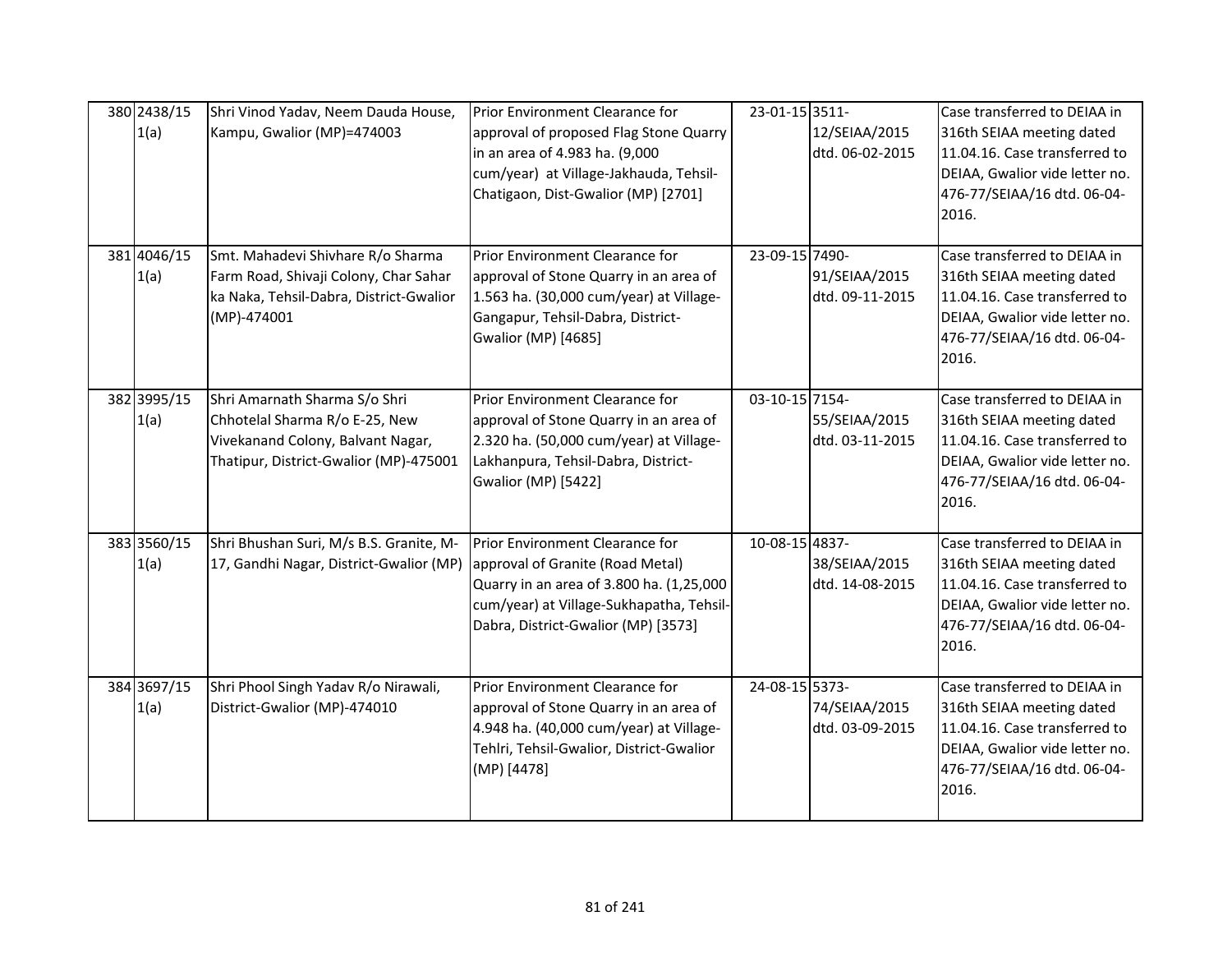| | | | | | | |
|---|---|---|---|---|---|---|
| 380 | 2438/15 1(a) | Shri Vinod Yadav, Neem Dauda House, Kampu, Gwalior (MP)=474003 | Prior Environment Clearance for approval of proposed Flag Stone Quarry in an area of 4.983 ha. (9,000 cum/year) at Village-Jakhauda, Tehsil-Chatigaon, Dist-Gwalior (MP) [2701] | 23-01-15 | 3511-12/SEIAA/2015 dtd. 06-02-2015 | Case transferred to DEIAA in 316th SEIAA meeting dated 11.04.16. Case transferred to DEIAA, Gwalior vide letter no. 476-77/SEIAA/16 dtd. 06-04-2016. |
| 381 | 4046/15 1(a) | Smt. Mahadevi Shivhare R/o Sharma Farm Road, Shivaji Colony, Char Sahar ka Naka, Tehsil-Dabra, District-Gwalior (MP)-474001 | Prior Environment Clearance for approval of Stone Quarry in an area of 1.563 ha. (30,000 cum/year) at Village-Gangapur, Tehsil-Dabra, District-Gwalior (MP) [4685] | 23-09-15 | 7490-91/SEIAA/2015 dtd. 09-11-2015 | Case transferred to DEIAA in 316th SEIAA meeting dated 11.04.16. Case transferred to DEIAA, Gwalior vide letter no. 476-77/SEIAA/16 dtd. 06-04-2016. |
| 382 | 3995/15 1(a) | Shri Amarnath Sharma S/o Shri Chhotelal Sharma R/o E-25, New Vivekanand Colony, Balvant Nagar, Thatipur, District-Gwalior (MP)-475001 | Prior Environment Clearance for approval of Stone Quarry in an area of 2.320 ha. (50,000 cum/year) at Village-Lakhanpura, Tehsil-Dabra, District-Gwalior (MP) [5422] | 03-10-15 | 7154-55/SEIAA/2015 dtd. 03-11-2015 | Case transferred to DEIAA in 316th SEIAA meeting dated 11.04.16. Case transferred to DEIAA, Gwalior vide letter no. 476-77/SEIAA/16 dtd. 06-04-2016. |
| 383 | 3560/15 1(a) | Shri Bhushan Suri, M/s B.S. Granite, M-17, Gandhi Nagar, District-Gwalior (MP) | Prior Environment Clearance for approval of Granite (Road Metal) Quarry in an area of 3.800 ha. (1,25,000 cum/year) at Village-Sukhapatha, Tehsil-Dabra, District-Gwalior (MP) [3573] | 10-08-15 | 4837-38/SEIAA/2015 dtd. 14-08-2015 | Case transferred to DEIAA in 316th SEIAA meeting dated 11.04.16. Case transferred to DEIAA, Gwalior vide letter no. 476-77/SEIAA/16 dtd. 06-04-2016. |
| 384 | 3697/15 1(a) | Shri Phool Singh Yadav R/o Nirawali, District-Gwalior (MP)-474010 | Prior Environment Clearance for approval of Stone Quarry in an area of 4.948 ha. (40,000 cum/year) at Village-Tehlri, Tehsil-Gwalior, District-Gwalior (MP) [4478] | 24-08-15 | 5373-74/SEIAA/2015 dtd. 03-09-2015 | Case transferred to DEIAA in 316th SEIAA meeting dated 11.04.16. Case transferred to DEIAA, Gwalior vide letter no. 476-77/SEIAA/16 dtd. 06-04-2016. |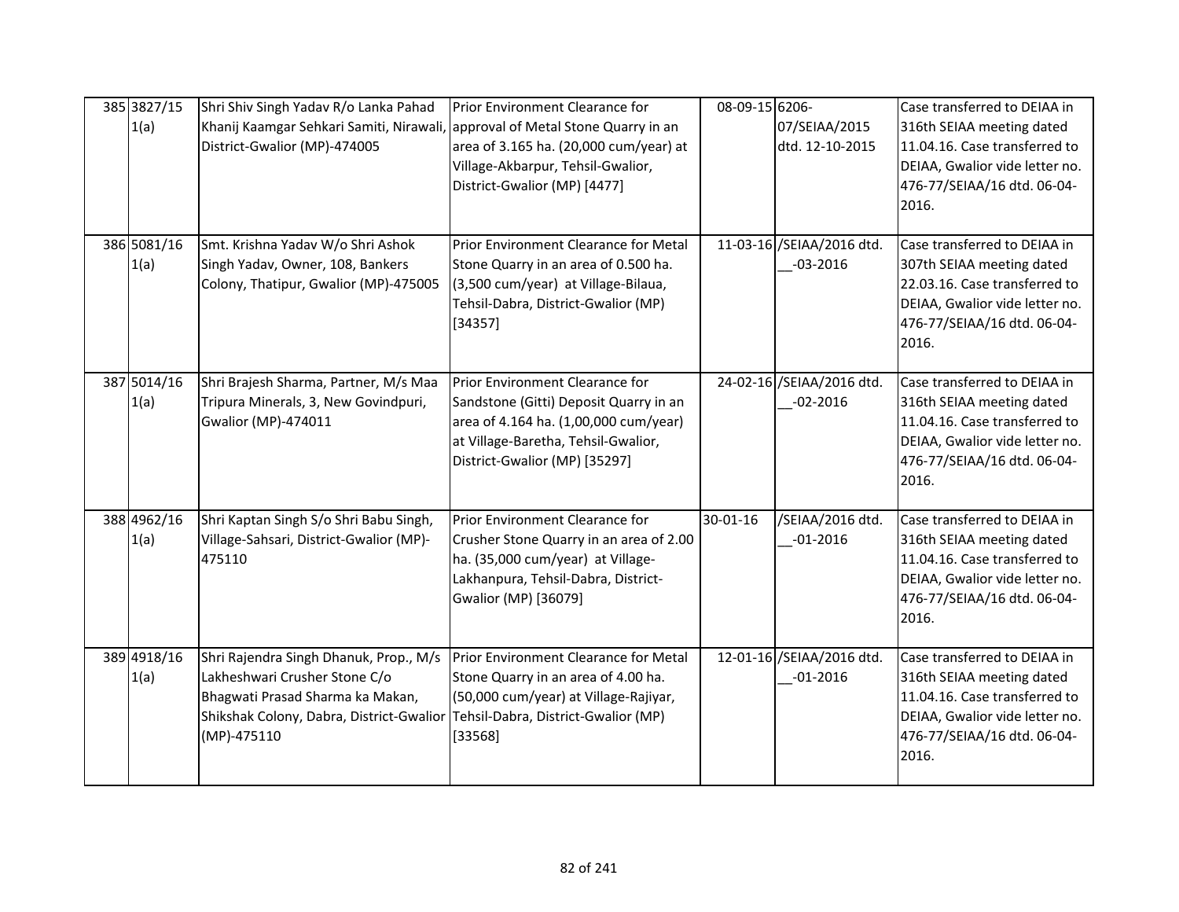| | | | | | | |
|---|---|---|---|---|---|---|
| 385 | 3827/15 1(a) | Shri Shiv Singh Yadav R/o Lanka Pahad Khanij Kaamgar Sehkari Samiti, Nirawali, District-Gwalior (MP)-474005 | Prior Environment Clearance for approval of Metal Stone Quarry in an area of 3.165 ha. (20,000 cum/year) at Village-Akbarpur, Tehsil-Gwalior, District-Gwalior (MP) [4477] | 08-09-15 | 6206-07/SEIAA/2015 dtd. 12-10-2015 | Case transferred to DEIAA in 316th SEIAA meeting dated 11.04.16. Case transferred to DEIAA, Gwalior vide letter no. 476-77/SEIAA/16 dtd. 06-04-2016. |
| 386 | 5081/16 1(a) | Smt. Krishna Yadav W/o Shri Ashok Singh Yadav, Owner, 108, Bankers Colony, Thatipur, Gwalior (MP)-475005 | Prior Environment Clearance for Metal Stone Quarry in an area of 0.500 ha. (3,500 cum/year) at Village-Bilaua, Tehsil-Dabra, District-Gwalior (MP) [34357] | 11-03-16 | /SEIAA/2016 dtd. __-03-2016 | Case transferred to DEIAA in 307th SEIAA meeting dated 22.03.16. Case transferred to DEIAA, Gwalior vide letter no. 476-77/SEIAA/16 dtd. 06-04-2016. |
| 387 | 5014/16 1(a) | Shri Brajesh Sharma, Partner, M/s Maa Tripura Minerals, 3, New Govindpuri, Gwalior (MP)-474011 | Prior Environment Clearance for Sandstone (Gitti) Deposit Quarry in an area of 4.164 ha. (1,00,000 cum/year) at Village-Baretha, Tehsil-Gwalior, District-Gwalior (MP) [35297] | 24-02-16 | /SEIAA/2016 dtd. __-02-2016 | Case transferred to DEIAA in 316th SEIAA meeting dated 11.04.16. Case transferred to DEIAA, Gwalior vide letter no. 476-77/SEIAA/16 dtd. 06-04-2016. |
| 388 | 4962/16 1(a) | Shri Kaptan Singh S/o Shri Babu Singh, Village-Sahsari, District-Gwalior (MP)-475110 | Prior Environment Clearance for Crusher Stone Quarry in an area of 2.00 ha. (35,000 cum/year) at Village-Lakhanpura, Tehsil-Dabra, District-Gwalior (MP) [36079] | 30-01-16 | /SEIAA/2016 dtd. __-01-2016 | Case transferred to DEIAA in 316th SEIAA meeting dated 11.04.16. Case transferred to DEIAA, Gwalior vide letter no. 476-77/SEIAA/16 dtd. 06-04-2016. |
| 389 | 4918/16 1(a) | Shri Rajendra Singh Dhanuk, Prop., M/s Lakheshwari Crusher Stone C/o Bhagwati Prasad Sharma ka Makan, Shikshak Colony, Dabra, District-Gwalior (MP)-475110 | Prior Environment Clearance for Metal Stone Quarry in an area of 4.00 ha. (50,000 cum/year) at Village-Rajiyar, Tehsil-Dabra, District-Gwalior (MP) [33568] | 12-01-16 | /SEIAA/2016 dtd. __-01-2016 | Case transferred to DEIAA in 316th SEIAA meeting dated 11.04.16. Case transferred to DEIAA, Gwalior vide letter no. 476-77/SEIAA/16 dtd. 06-04-2016. |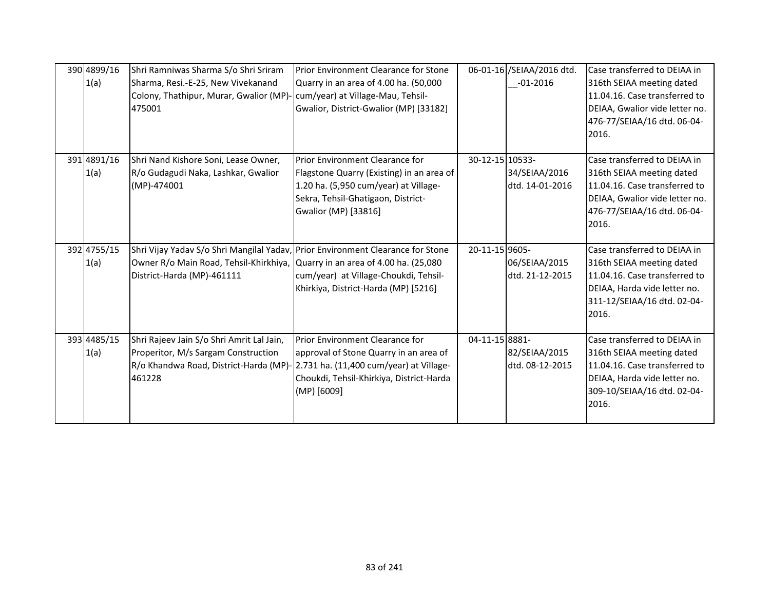| | | | | | | |
|---|---|---|---|---|---|---|
| 390 | 4899/16 1(a) | Shri Ramniwas Sharma S/o Shri Sriram Sharma, Resi.-E-25, New Vivekanand Colony, Thathipur, Murar, Gwalior (MP)-475001 | Prior Environment Clearance for Stone Quarry in an area of 4.00 ha. (50,000 cum/year) at Village-Mau, Tehsil-Gwalior, District-Gwalior (MP) [33182] | 06-01-16 | /SEIAA/2016 dtd. __-01-2016 | Case transferred to DEIAA in 316th SEIAA meeting dated 11.04.16. Case transferred to DEIAA, Gwalior vide letter no. 476-77/SEIAA/16 dtd. 06-04-2016. |
| 391 | 4891/16 1(a) | Shri Nand Kishore Soni, Lease Owner, R/o Gudagudi Naka, Lashkar, Gwalior (MP)-474001 | Prior Environment Clearance for Flagstone Quarry (Existing) in an area of 1.20 ha. (5,950 cum/year) at Village-Sekra, Tehsil-Ghatigaon, District-Gwalior (MP) [33816] | 30-12-15 | 10533-34/SEIAA/2016 dtd. 14-01-2016 | Case transferred to DEIAA in 316th SEIAA meeting dated 11.04.16. Case transferred to DEIAA, Gwalior vide letter no. 476-77/SEIAA/16 dtd. 06-04-2016. |
| 392 | 4755/15 1(a) | Shri Vijay Yadav S/o Shri Mangilal Yadav, Owner R/o Main Road, Tehsil-Khirkhiya, District-Harda (MP)-461111 | Prior Environment Clearance for Stone Quarry in an area of 4.00 ha. (25,080 cum/year) at Village-Choukdi, Tehsil-Khirkiya, District-Harda (MP) [5216] | 20-11-15 | 9605-06/SEIAA/2015 dtd. 21-12-2015 | Case transferred to DEIAA in 316th SEIAA meeting dated 11.04.16. Case transferred to DEIAA, Harda vide letter no. 311-12/SEIAA/16 dtd. 02-04-2016. |
| 393 | 4485/15 1(a) | Shri Rajeev Jain S/o Shri Amrit Lal Jain, Properitor, M/s Sargam Construction R/o Khandwa Road, District-Harda (MP)-461228 | Prior Environment Clearance for approval of Stone Quarry in an area of 2.731 ha. (11,400 cum/year) at Village-Choukdi, Tehsil-Khirkiya, District-Harda (MP) [6009] | 04-11-15 | 8881-82/SEIAA/2015 dtd. 08-12-2015 | Case transferred to DEIAA in 316th SEIAA meeting dated 11.04.16. Case transferred to DEIAA, Harda vide letter no. 309-10/SEIAA/16 dtd. 02-04-2016. |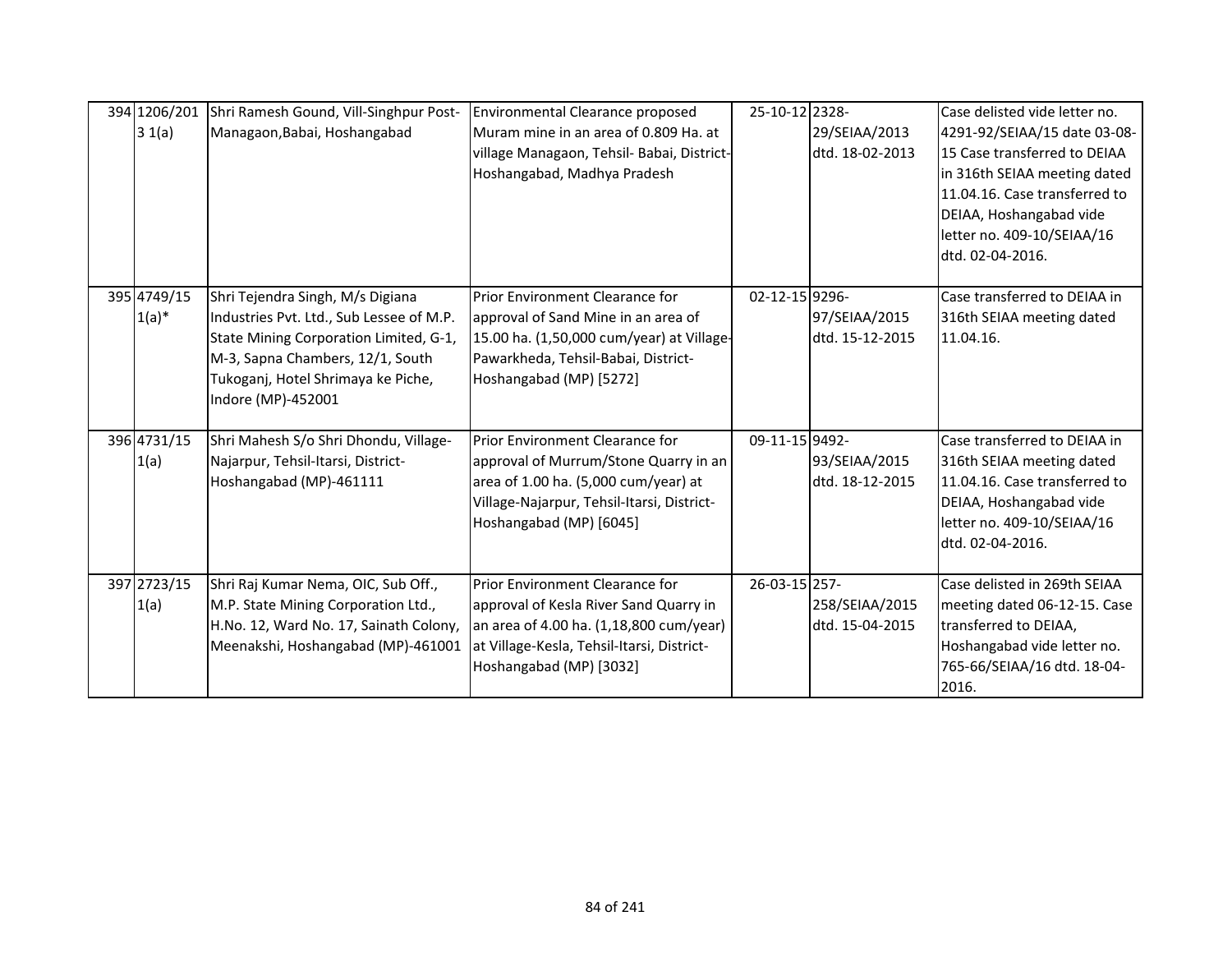| | | | | | | |
|---|---|---|---|---|---|---|
| 394 | 1206/2013 1(a) | Shri Ramesh Gound, Vill-Singhpur Post-Managaon,Babai, Hoshangabad | Environmental Clearance proposed Muram mine in an area of 0.809 Ha. at village Managaon, Tehsil- Babai, District-Hoshangabad, Madhya Pradesh | 25-10-12 | 2328-29/SEIAA/2013 dtd. 18-02-2013 | Case delisted vide letter no. 4291-92/SEIAA/15 date 03-08-15 Case transferred to DEIAA in 316th SEIAA meeting dated 11.04.16. Case transferred to DEIAA, Hoshangabad vide letter no. 409-10/SEIAA/16 dtd. 02-04-2016. |
| 395 | 4749/15 1(a)* | Shri Tejendra Singh, M/s Digiana Industries Pvt. Ltd., Sub Lessee of M.P. State Mining Corporation Limited, G-1, M-3, Sapna Chambers, 12/1, South Tukoganj, Hotel Shrimaya ke Piche, Indore (MP)-452001 | Prior Environment Clearance for approval of Sand Mine in an area of 15.00 ha. (1,50,000 cum/year) at Village-Pawarkheda, Tehsil-Babai, District-Hoshangabad (MP) [5272] | 02-12-15 | 9296-97/SEIAA/2015 dtd. 15-12-2015 | Case transferred to DEIAA in 316th SEIAA meeting dated 11.04.16. |
| 396 | 4731/15 1(a) | Shri Mahesh S/o Shri Dhondu, Village-Najarpur, Tehsil-Itarsi, District-Hoshangabad (MP)-461111 | Prior Environment Clearance for approval of Murrum/Stone Quarry in an area of 1.00 ha. (5,000 cum/year) at Village-Najarpur, Tehsil-Itarsi, District-Hoshangabad (MP) [6045] | 09-11-15 | 9492-93/SEIAA/2015 dtd. 18-12-2015 | Case transferred to DEIAA in 316th SEIAA meeting dated 11.04.16. Case transferred to DEIAA, Hoshangabad vide letter no. 409-10/SEIAA/16 dtd. 02-04-2016. |
| 397 | 2723/15 1(a) | Shri Raj Kumar Nema, OIC, Sub Off., M.P. State Mining Corporation Ltd., H.No. 12, Ward No. 17, Sainath Colony, Meenakshi, Hoshangabad (MP)-461001 | Prior Environment Clearance for approval of Kesla River Sand Quarry in an area of 4.00 ha. (1,18,800 cum/year) at Village-Kesla, Tehsil-Itarsi, District-Hoshangabad (MP) [3032] | 26-03-15 | 257-258/SEIAA/2015 dtd. 15-04-2015 | Case delisted in 269th SEIAA meeting dated 06-12-15. Case transferred to DEIAA, Hoshangabad vide letter no. 765-66/SEIAA/16 dtd. 18-04-2016. |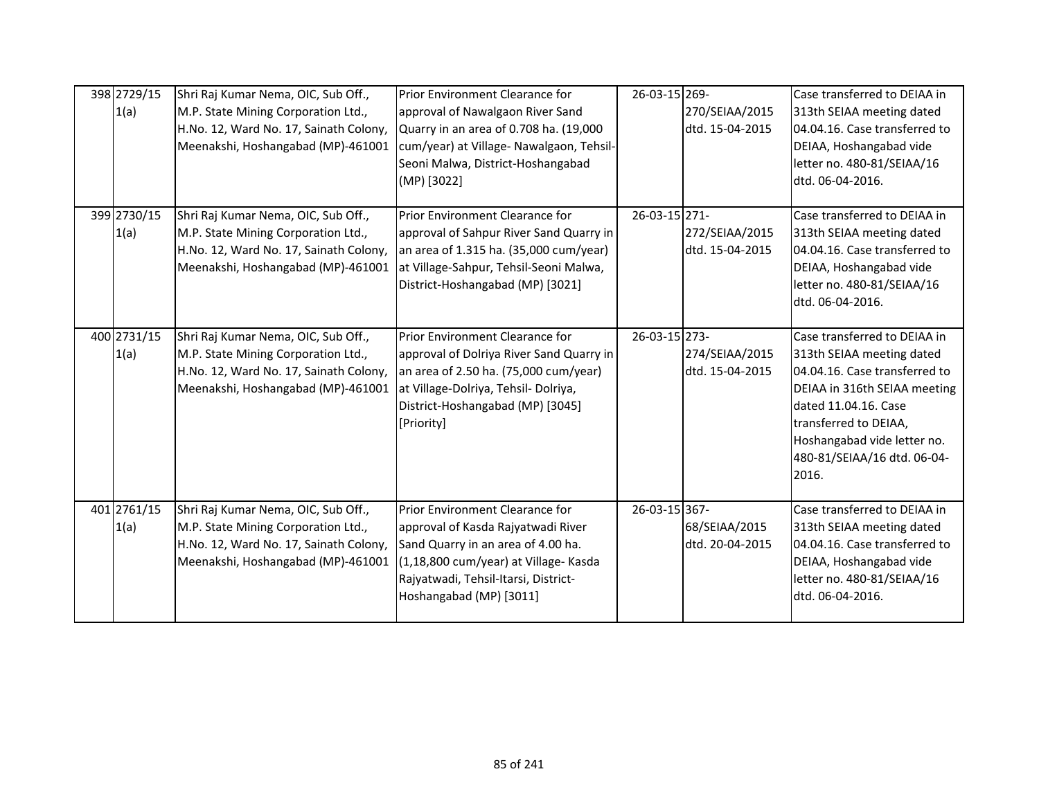| | | | | | | |
|---|---|---|---|---|---|---|
| 398 | 2729/15 1(a) | Shri Raj Kumar Nema, OIC, Sub Off., M.P. State Mining Corporation Ltd., H.No. 12, Ward No. 17, Sainath Colony, Meenakshi, Hoshangabad (MP)-461001 | Prior Environment Clearance for approval of Nawalgaon River Sand Quarry in an area of 0.708 ha. (19,000 cum/year) at Village- Nawalgaon, Tehsil-Seoni Malwa, District-Hoshangabad (MP) [3022] | 26-03-15 | 269-270/SEIAA/2015 dtd. 15-04-2015 | Case transferred to DEIAA in 313th SEIAA meeting dated 04.04.16. Case transferred to DEIAA, Hoshangabad vide letter no. 480-81/SEIAA/16 dtd. 06-04-2016. |
| 399 | 2730/15 1(a) | Shri Raj Kumar Nema, OIC, Sub Off., M.P. State Mining Corporation Ltd., H.No. 12, Ward No. 17, Sainath Colony, Meenakshi, Hoshangabad (MP)-461001 | Prior Environment Clearance for approval of Sahpur River Sand Quarry in an area of 1.315 ha. (35,000 cum/year) at Village-Sahpur, Tehsil-Seoni Malwa, District-Hoshangabad (MP) [3021] | 26-03-15 | 271-272/SEIAA/2015 dtd. 15-04-2015 | Case transferred to DEIAA in 313th SEIAA meeting dated 04.04.16. Case transferred to DEIAA, Hoshangabad vide letter no. 480-81/SEIAA/16 dtd. 06-04-2016. |
| 400 | 2731/15 1(a) | Shri Raj Kumar Nema, OIC, Sub Off., M.P. State Mining Corporation Ltd., H.No. 12, Ward No. 17, Sainath Colony, Meenakshi, Hoshangabad (MP)-461001 | Prior Environment Clearance for approval of Dolriya River Sand Quarry in an area of 2.50 ha. (75,000 cum/year) at Village-Dolriya, Tehsil- Dolriya, District-Hoshangabad (MP) [3045] [Priority] | 26-03-15 | 273-274/SEIAA/2015 dtd. 15-04-2015 | Case transferred to DEIAA in 313th SEIAA meeting dated 04.04.16. Case transferred to DEIAA in 316th SEIAA meeting dated 11.04.16. Case transferred to DEIAA, Hoshangabad vide letter no. 480-81/SEIAA/16 dtd. 06-04-2016. |
| 401 | 2761/15 1(a) | Shri Raj Kumar Nema, OIC, Sub Off., M.P. State Mining Corporation Ltd., H.No. 12, Ward No. 17, Sainath Colony, Meenakshi, Hoshangabad (MP)-461001 | Prior Environment Clearance for approval of Kasda Rajyatwadi River Sand Quarry in an area of 4.00 ha. (1,18,800 cum/year) at Village- Kasda Rajyatwadi, Tehsil-Itarsi, District-Hoshangabad (MP) [3011] | 26-03-15 | 367-68/SEIAA/2015 dtd. 20-04-2015 | Case transferred to DEIAA in 313th SEIAA meeting dated 04.04.16. Case transferred to DEIAA, Hoshangabad vide letter no. 480-81/SEIAA/16 dtd. 06-04-2016. |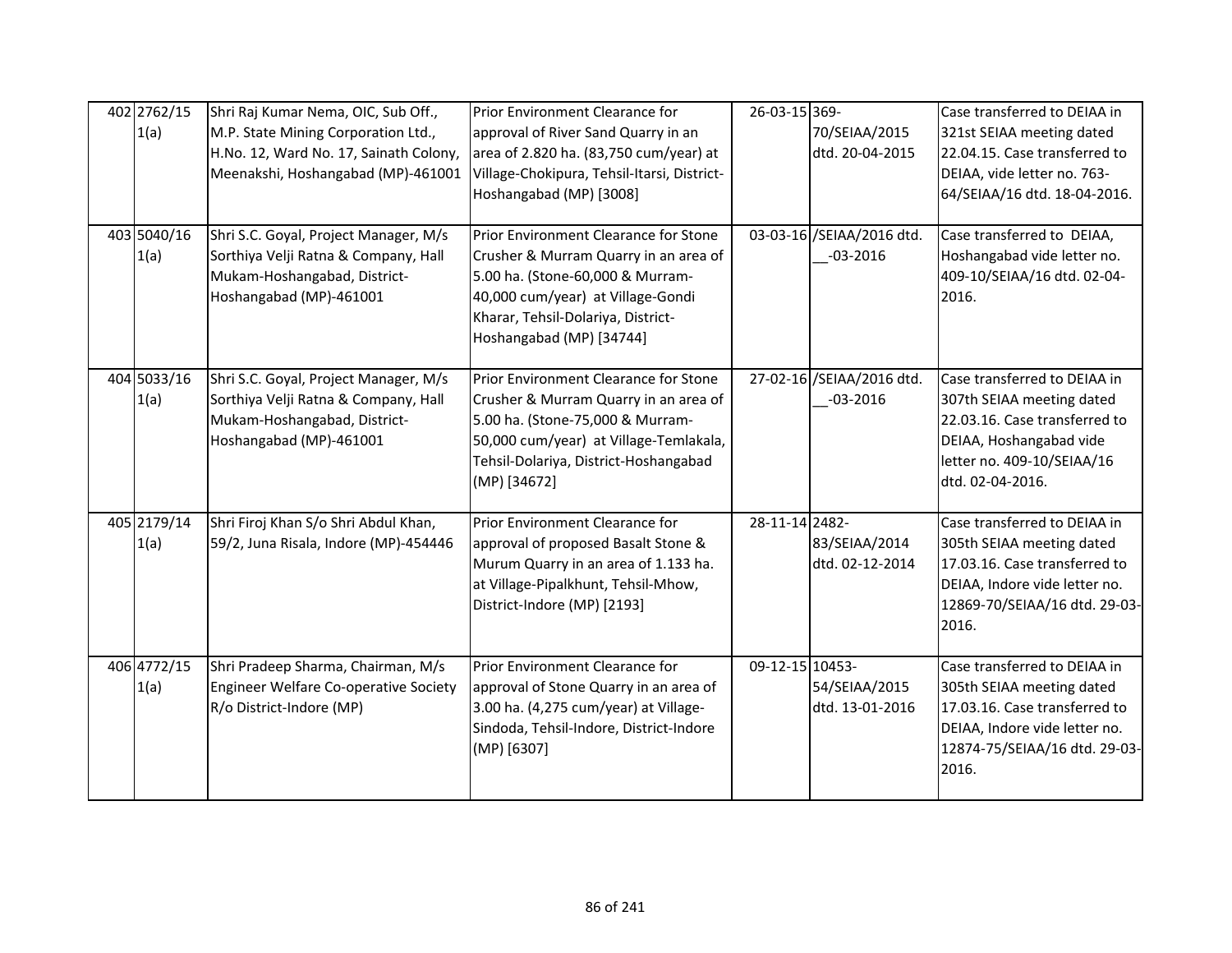| 402 | 2762/15 1(a) | Shri Raj Kumar Nema, OIC, Sub Off., M.P. State Mining Corporation Ltd., H.No. 12, Ward No. 17, Sainath Colony, Meenakshi, Hoshangabad (MP)-461001 | Prior Environment Clearance for approval of River Sand Quarry in an area of 2.820 ha. (83,750 cum/year) at Village-Chokipura, Tehsil-Itarsi, District-Hoshangabad (MP) [3008] | 26-03-15 | 369-70/SEIAA/2015 dtd. 20-04-2015 | Case transferred to DEIAA in 321st SEIAA meeting dated 22.04.15. Case transferred to DEIAA, vide letter no. 763-64/SEIAA/16 dtd. 18-04-2016. |
|---|---|---|---|---|---|---|
| 403 | 5040/16 1(a) | Shri S.C. Goyal, Project Manager, M/s Sorthiya Velji Ratna & Company, Hall Mukam-Hoshangabad, District-Hoshangabad (MP)-461001 | Prior Environment Clearance for Stone Crusher & Murram Quarry in an area of 5.00 ha. (Stone-60,000 & Murram-40,000 cum/year) at Village-Gondi Kharar, Tehsil-Dolariya, District-Hoshangabad (MP) [34744] | 03-03-16 | /SEIAA/2016 dtd. __-03-2016 | Case transferred to DEIAA, Hoshangabad vide letter no. 409-10/SEIAA/16 dtd. 02-04-2016. |
| 404 | 5033/16 1(a) | Shri S.C. Goyal, Project Manager, M/s Sorthiya Velji Ratna & Company, Hall Mukam-Hoshangabad, District-Hoshangabad (MP)-461001 | Prior Environment Clearance for Stone Crusher & Murram Quarry in an area of 5.00 ha. (Stone-75,000 & Murram-50,000 cum/year) at Village-Temlakala, Tehsil-Dolariya, District-Hoshangabad (MP) [34672] | 27-02-16 | /SEIAA/2016 dtd. __-03-2016 | Case transferred to DEIAA in 307th SEIAA meeting dated 22.03.16. Case transferred to DEIAA, Hoshangabad vide letter no. 409-10/SEIAA/16 dtd. 02-04-2016. |
| 405 | 2179/14 1(a) | Shri Firoj Khan S/o Shri Abdul Khan, 59/2, Juna Risala, Indore (MP)-454446 | Prior Environment Clearance for approval of proposed Basalt Stone & Murum Quarry in an area of 1.133 ha. at Village-Pipalkhunt, Tehsil-Mhow, District-Indore (MP) [2193] | 28-11-14 | 2482-83/SEIAA/2014 dtd. 02-12-2014 | Case transferred to DEIAA in 305th SEIAA meeting dated 17.03.16. Case transferred to DEIAA, Indore vide letter no. 12869-70/SEIAA/16 dtd. 29-03-2016. |
| 406 | 4772/15 1(a) | Shri Pradeep Sharma, Chairman, M/s Engineer Welfare Co-operative Society R/o District-Indore (MP) | Prior Environment Clearance for approval of Stone Quarry in an area of 3.00 ha. (4,275 cum/year) at Village-Sindoda, Tehsil-Indore, District-Indore (MP) [6307] | 09-12-15 | 10453-54/SEIAA/2015 dtd. 13-01-2016 | Case transferred to DEIAA in 305th SEIAA meeting dated 17.03.16. Case transferred to DEIAA, Indore vide letter no. 12874-75/SEIAA/16 dtd. 29-03-2016. |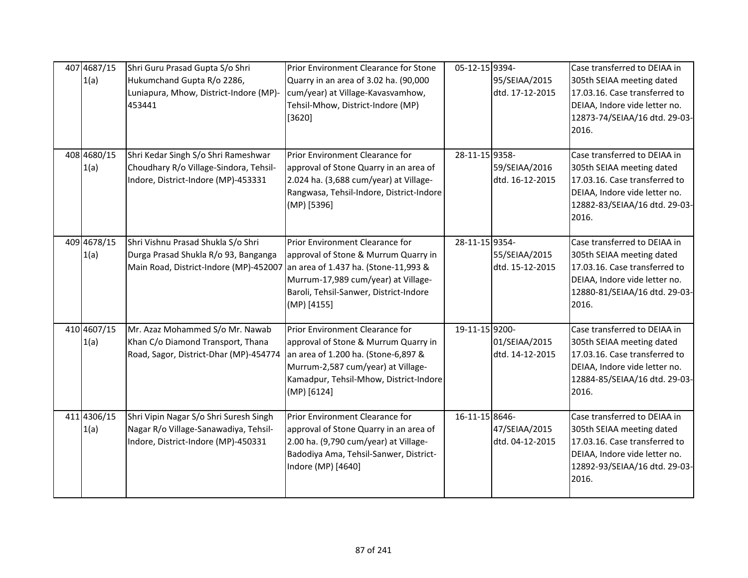| | | | | | | |
|---|---|---|---|---|---|---|
| 407 | 4687/15 1(a) | Shri Guru Prasad Gupta S/o Shri Hukumchand Gupta R/o 2286, Luniapura, Mhow, District-Indore (MP)-453441 | Prior Environment Clearance for Stone Quarry in an area of 3.02 ha. (90,000 cum/year) at Village-Kavasvamhow, Tehsil-Mhow, District-Indore (MP) [3620] | 05-12-15 | 9394-95/SEIAA/2015 dtd. 17-12-2015 | Case transferred to DEIAA in 305th SEIAA meeting dated 17.03.16. Case transferred to DEIAA, Indore vide letter no. 12873-74/SEIAA/16 dtd. 29-03-2016. |
| 408 | 4680/15 1(a) | Shri Kedar Singh S/o Shri Rameshwar Choudhary R/o Village-Sindora, Tehsil-Indore, District-Indore (MP)-453331 | Prior Environment Clearance for approval of Stone Quarry in an area of 2.024 ha. (3,688 cum/year) at Village-Rangwasa, Tehsil-Indore, District-Indore (MP) [5396] | 28-11-15 | 9358-59/SEIAA/2016 dtd. 16-12-2015 | Case transferred to DEIAA in 305th SEIAA meeting dated 17.03.16. Case transferred to DEIAA, Indore vide letter no. 12882-83/SEIAA/16 dtd. 29-03-2016. |
| 409 | 4678/15 1(a) | Shri Vishnu Prasad Shukla S/o Shri Durga Prasad Shukla R/o 93, Banganga Main Road, District-Indore (MP)-452007 | Prior Environment Clearance for approval of Stone & Murrum Quarry in an area of 1.437 ha. (Stone-11,993 & Murrum-17,989 cum/year) at Village-Baroli, Tehsil-Sanwer, District-Indore (MP) [4155] | 28-11-15 | 9354-55/SEIAA/2015 dtd. 15-12-2015 | Case transferred to DEIAA in 305th SEIAA meeting dated 17.03.16. Case transferred to DEIAA, Indore vide letter no. 12880-81/SEIAA/16 dtd. 29-03-2016. |
| 410 | 4607/15 1(a) | Mr. Azaz Mohammed S/o Mr. Nawab Khan C/o Diamond Transport, Thana Road, Sagor, District-Dhar (MP)-454774 | Prior Environment Clearance for approval of Stone & Murrum Quarry in an area of 1.200 ha. (Stone-6,897 & Murrum-2,587 cum/year) at Village-Kamadpur, Tehsil-Mhow, District-Indore (MP) [6124] | 19-11-15 | 9200-01/SEIAA/2015 dtd. 14-12-2015 | Case transferred to DEIAA in 305th SEIAA meeting dated 17.03.16. Case transferred to DEIAA, Indore vide letter no. 12884-85/SEIAA/16 dtd. 29-03-2016. |
| 411 | 4306/15 1(a) | Shri Vipin Nagar S/o Shri Suresh Singh Nagar R/o Village-Sanawadiya, Tehsil-Indore, District-Indore (MP)-450331 | Prior Environment Clearance for approval of Stone Quarry in an area of 2.00 ha. (9,790 cum/year) at Village-Badodiya Ama, Tehsil-Sanwer, District-Indore (MP) [4640] | 16-11-15 | 8646-47/SEIAA/2015 dtd. 04-12-2015 | Case transferred to DEIAA in 305th SEIAA meeting dated 17.03.16. Case transferred to DEIAA, Indore vide letter no. 12892-93/SEIAA/16 dtd. 29-03-2016. |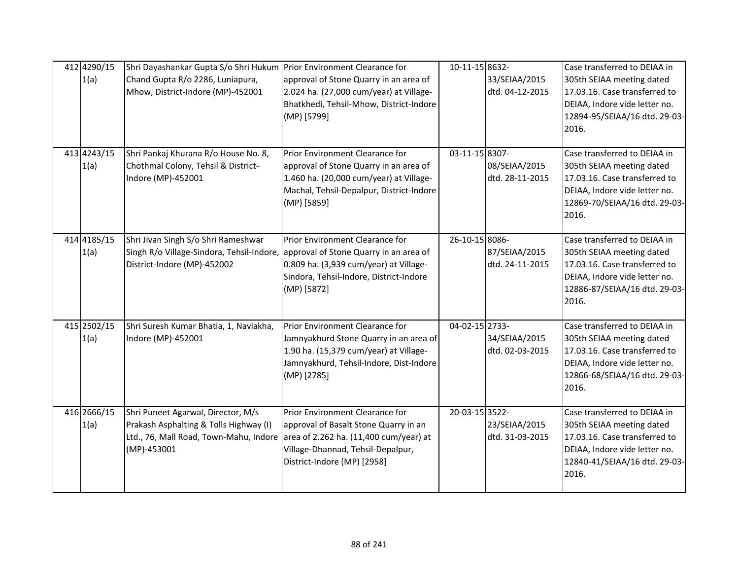| | | | | | | |
|---|---|---|---|---|---|---|
| 412 | 4290/15 1(a) | Shri Dayashankar Gupta S/o Shri Hukum Chand Gupta R/o 2286, Luniapura, Mhow, District-Indore (MP)-452001 | Prior Environment Clearance for approval of Stone Quarry in an area of 2.024 ha. (27,000 cum/year) at Village-Bhatkhedi, Tehsil-Mhow, District-Indore (MP) [5799] | 10-11-15 | 8632-33/SEIAA/2015 dtd. 04-12-2015 | Case transferred to DEIAA in 305th SEIAA meeting dated 17.03.16. Case transferred to DEIAA, Indore vide letter no. 12894-95/SEIAA/16 dtd. 29-03-2016. |
| 413 | 4243/15 1(a) | Shri Pankaj Khurana R/o House No. 8, Chothmal Colony, Tehsil & District-Indore (MP)-452001 | Prior Environment Clearance for approval of Stone Quarry in an area of 1.460 ha. (20,000 cum/year) at Village-Machal, Tehsil-Depalpur, District-Indore (MP) [5859] | 03-11-15 | 8307-08/SEIAA/2015 dtd. 28-11-2015 | Case transferred to DEIAA in 305th SEIAA meeting dated 17.03.16. Case transferred to DEIAA, Indore vide letter no. 12869-70/SEIAA/16 dtd. 29-03-2016. |
| 414 | 4185/15 1(a) | Shri Jivan Singh S/o Shri Rameshwar Singh R/o Village-Sindora, Tehsil-Indore, District-Indore (MP)-452002 | Prior Environment Clearance for approval of Stone Quarry in an area of 0.809 ha. (3,939 cum/year) at Village-Sindora, Tehsil-Indore, District-Indore (MP) [5872] | 26-10-15 | 8086-87/SEIAA/2015 dtd. 24-11-2015 | Case transferred to DEIAA in 305th SEIAA meeting dated 17.03.16. Case transferred to DEIAA, Indore vide letter no. 12886-87/SEIAA/16 dtd. 29-03-2016. |
| 415 | 2502/15 1(a) | Shri Suresh Kumar Bhatia, 1, Navlakha, Indore (MP)-452001 | Prior Environment Clearance for Jamnyakhurd Stone Quarry in an area of 1.90 ha. (15,379 cum/year) at Village-Jamnyakhurd, Tehsil-Indore, Dist-Indore (MP) [2785] | 04-02-15 | 2733-34/SEIAA/2015 dtd. 02-03-2015 | Case transferred to DEIAA in 305th SEIAA meeting dated 17.03.16. Case transferred to DEIAA, Indore vide letter no. 12866-68/SEIAA/16 dtd. 29-03-2016. |
| 416 | 2666/15 1(a) | Shri Puneet Agarwal, Director, M/s Prakash Asphalting & Tolls Highway (I) Ltd., 76, Mall Road, Town-Mahu, Indore (MP)-453001 | Prior Environment Clearance for approval of Basalt Stone Quarry in an area of 2.262 ha. (11,400 cum/year) at Village-Dhannad, Tehsil-Depalpur, District-Indore (MP) [2958] | 20-03-15 | 3522-23/SEIAA/2015 dtd. 31-03-2015 | Case transferred to DEIAA in 305th SEIAA meeting dated 17.03.16. Case transferred to DEIAA, Indore vide letter no. 12840-41/SEIAA/16 dtd. 29-03-2016. |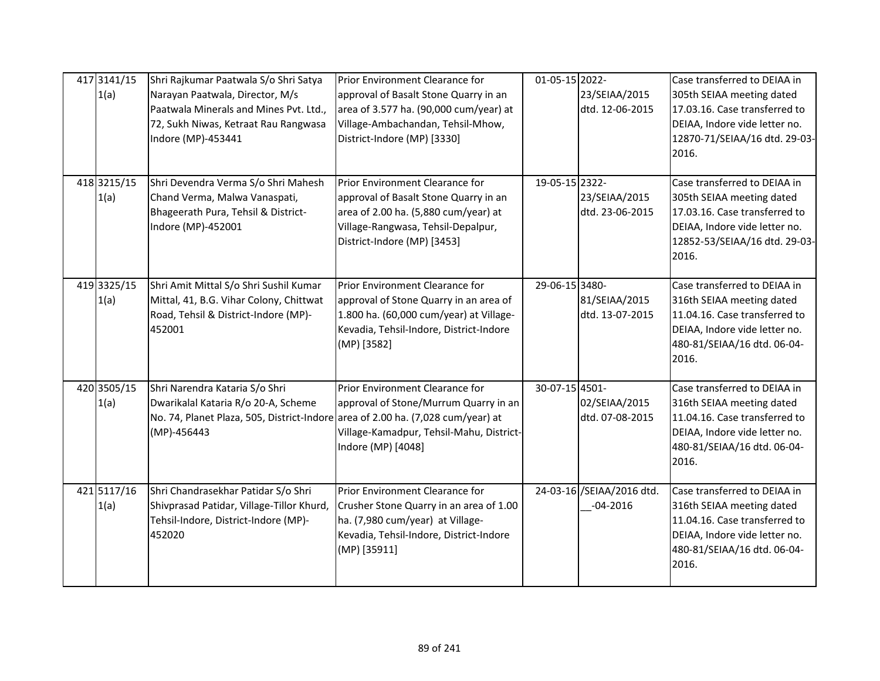| | | | | | | |
|---|---|---|---|---|---|---|
| 417 | 3141/15 1(a) | Shri Rajkumar Paatwala S/o Shri Satya Narayan Paatwala, Director, M/s Paatwala Minerals and Mines Pvt. Ltd., 72, Sukh Niwas, Ketraat Rau Rangwasa Indore (MP)-453441 | Prior Environment Clearance for approval of Basalt Stone Quarry in an area of 3.577 ha. (90,000 cum/year) at Village-Ambachandan, Tehsil-Mhow, District-Indore (MP) [3330] | 01-05-15 | 2022-23/SEIAA/2015 dtd. 12-06-2015 | Case transferred to DEIAA in 305th SEIAA meeting dated 17.03.16. Case transferred to DEIAA, Indore vide letter no. 12870-71/SEIAA/16 dtd. 29-03-2016. |
| 418 | 3215/15 1(a) | Shri Devendra Verma S/o Shri Mahesh Chand Verma, Malwa Vanaspati, Bhageerath Pura, Tehsil & District-Indore (MP)-452001 | Prior Environment Clearance for approval of Basalt Stone Quarry in an area of 2.00 ha. (5,880 cum/year) at Village-Rangwasa, Tehsil-Depalpur, District-Indore (MP) [3453] | 19-05-15 | 2322-23/SEIAA/2015 dtd. 23-06-2015 | Case transferred to DEIAA in 305th SEIAA meeting dated 17.03.16. Case transferred to DEIAA, Indore vide letter no. 12852-53/SEIAA/16 dtd. 29-03-2016. |
| 419 | 3325/15 1(a) | Shri Amit Mittal S/o Shri Sushil Kumar Mittal, 41, B.G. Vihar Colony, Chittwat Road, Tehsil & District-Indore (MP)-452001 | Prior Environment Clearance for approval of Stone Quarry in an area of 1.800 ha. (60,000 cum/year) at Village-Kevadia, Tehsil-Indore, District-Indore (MP) [3582] | 29-06-15 | 3480-81/SEIAA/2015 dtd. 13-07-2015 | Case transferred to DEIAA in 316th SEIAA meeting dated 11.04.16. Case transferred to DEIAA, Indore vide letter no. 480-81/SEIAA/16 dtd. 06-04-2016. |
| 420 | 3505/15 1(a) | Shri Narendra Kataria S/o Shri Dwarikalal Kataria R/o 20-A, Scheme No. 74, Planet Plaza, 505, District-Indore (MP)-456443 | Prior Environment Clearance for approval of Stone/Murrum Quarry in an area of 2.00 ha. (7,028 cum/year) at Village-Kamadpur, Tehsil-Mahu, District-Indore (MP) [4048] | 30-07-15 | 4501-02/SEIAA/2015 dtd. 07-08-2015 | Case transferred to DEIAA in 316th SEIAA meeting dated 11.04.16. Case transferred to DEIAA, Indore vide letter no. 480-81/SEIAA/16 dtd. 06-04-2016. |
| 421 | 5117/16 1(a) | Shri Chandrasekhar Patidar S/o Shri Shivprasad Patidar, Village-Tillor Khurd, Tehsil-Indore, District-Indore (MP)-452020 | Prior Environment Clearance for Crusher Stone Quarry in an area of 1.00 ha. (7,980 cum/year) at Village-Kevadia, Tehsil-Indore, District-Indore (MP) [35911] | 24-03-16 | /SEIAA/2016 dtd. __-04-2016 | Case transferred to DEIAA in 316th SEIAA meeting dated 11.04.16. Case transferred to DEIAA, Indore vide letter no. 480-81/SEIAA/16 dtd. 06-04-2016. |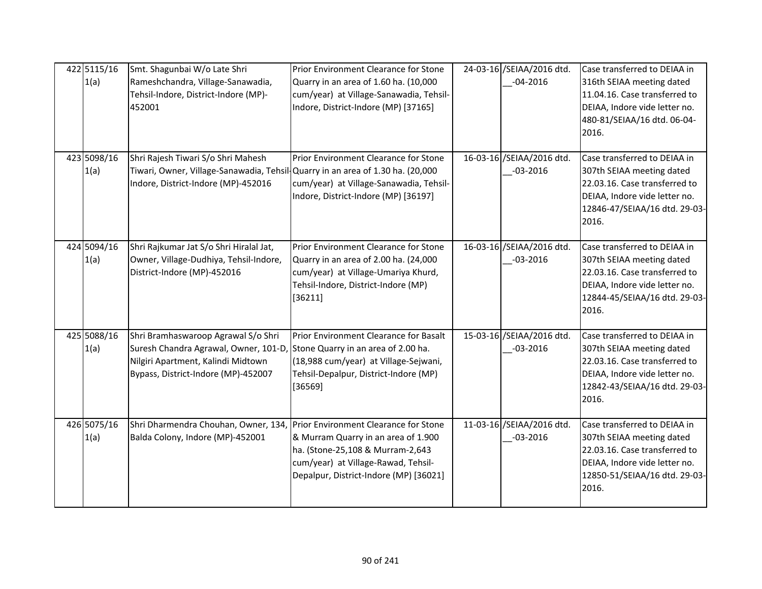| | | | | | | |
|---|---|---|---|---|---|---|
| 422 | 5115/16 1(a) | Smt. Shagunbai W/o Late Shri Rameshchandra, Village-Sanawadia, Tehsil-Indore, District-Indore (MP)-452001 | Prior Environment Clearance for Stone Quarry in an area of 1.60 ha. (10,000 cum/year) at Village-Sanawadia, Tehsil-Indore, District-Indore (MP) [37165] | 24-03-16 | /SEIAA/2016 dtd. __-04-2016 | Case transferred to DEIAA in 316th SEIAA meeting dated 11.04.16. Case transferred to DEIAA, Indore vide letter no. 480-81/SEIAA/16 dtd. 06-04-2016. |
| 423 | 5098/16 1(a) | Shri Rajesh Tiwari S/o Shri Mahesh Tiwari, Owner, Village-Sanawadia, Tehsil-Indore, District-Indore (MP)-452016 | Prior Environment Clearance for Stone Quarry in an area of 1.30 ha. (20,000 cum/year) at Village-Sanawadia, Tehsil-Indore, District-Indore (MP) [36197] | 16-03-16 | /SEIAA/2016 dtd. __-03-2016 | Case transferred to DEIAA in 307th SEIAA meeting dated 22.03.16. Case transferred to DEIAA, Indore vide letter no. 12846-47/SEIAA/16 dtd. 29-03-2016. |
| 424 | 5094/16 1(a) | Shri Rajkumar Jat S/o Shri Hiralal Jat, Owner, Village-Dudhiya, Tehsil-Indore, District-Indore (MP)-452016 | Prior Environment Clearance for Stone Quarry in an area of 2.00 ha. (24,000 cum/year) at Village-Umariya Khurd, Tehsil-Indore, District-Indore (MP) [36211] | 16-03-16 | /SEIAA/2016 dtd. __-03-2016 | Case transferred to DEIAA in 307th SEIAA meeting dated 22.03.16. Case transferred to DEIAA, Indore vide letter no. 12844-45/SEIAA/16 dtd. 29-03-2016. |
| 425 | 5088/16 1(a) | Shri Bramhaswaroop Agrawal S/o Shri Suresh Chandra Agrawal, Owner, 101-D, Nilgiri Apartment, Kalindi Midtown Bypass, District-Indore (MP)-452007 | Prior Environment Clearance for Basalt Stone Quarry in an area of 2.00 ha. (18,988 cum/year) at Village-Sejwani, Tehsil-Depalpur, District-Indore (MP) [36569] | 15-03-16 | /SEIAA/2016 dtd. __-03-2016 | Case transferred to DEIAA in 307th SEIAA meeting dated 22.03.16. Case transferred to DEIAA, Indore vide letter no. 12842-43/SEIAA/16 dtd. 29-03-2016. |
| 426 | 5075/16 1(a) | Shri Dharmendra Chouhan, Owner, 134, Balda Colony, Indore (MP)-452001 | Prior Environment Clearance for Stone & Murram Quarry in an area of 1.900 ha. (Stone-25,108 & Murram-2,643 cum/year) at Village-Rawad, Tehsil-Depalpur, District-Indore (MP) [36021] | 11-03-16 | /SEIAA/2016 dtd. __-03-2016 | Case transferred to DEIAA in 307th SEIAA meeting dated 22.03.16. Case transferred to DEIAA, Indore vide letter no. 12850-51/SEIAA/16 dtd. 29-03-2016. |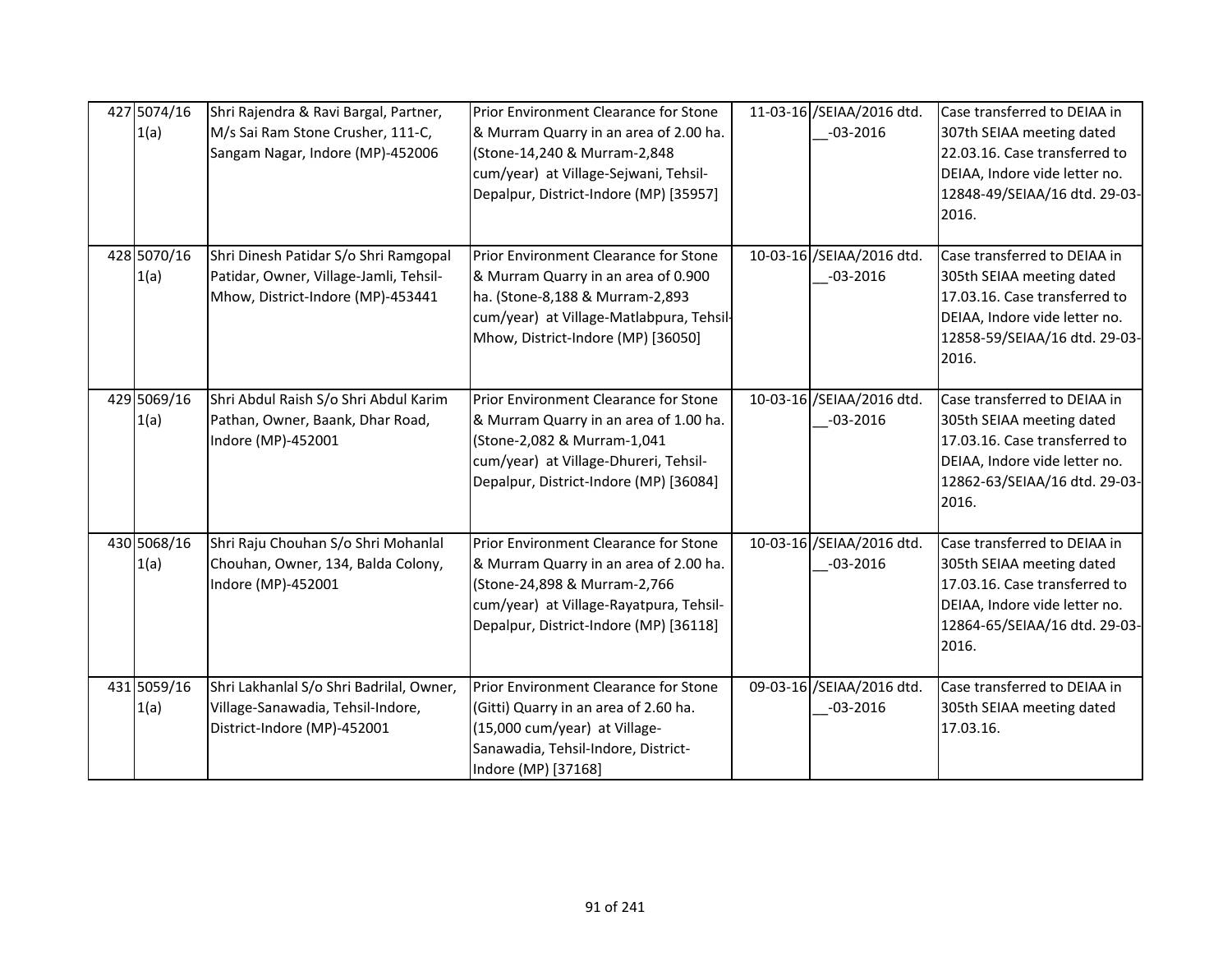| | | | | | | |
|---|---|---|---|---|---|---|
| 427 | 5074/16 1(a) | Shri Rajendra & Ravi Bargal, Partner, M/s Sai Ram Stone Crusher, 111-C, Sangam Nagar, Indore (MP)-452006 | Prior Environment Clearance for Stone & Murram Quarry in an area of 2.00 ha. (Stone-14,240 & Murram-2,848 cum/year) at Village-Sejwani, Tehsil-Depalpur, District-Indore (MP) [35957] | 11-03-16 | /SEIAA/2016 dtd. __-03-2016 | Case transferred to DEIAA in 307th SEIAA meeting dated 22.03.16. Case transferred to DEIAA, Indore vide letter no. 12848-49/SEIAA/16 dtd. 29-03-2016. |
| 428 | 5070/16 1(a) | Shri Dinesh Patidar S/o Shri Ramgopal Patidar, Owner, Village-Jamli, Tehsil-Mhow, District-Indore (MP)-453441 | Prior Environment Clearance for Stone & Murram Quarry in an area of 0.900 ha. (Stone-8,188 & Murram-2,893 cum/year) at Village-Matlabpura, Tehsil-Mhow, District-Indore (MP) [36050] | 10-03-16 | /SEIAA/2016 dtd. __-03-2016 | Case transferred to DEIAA in 305th SEIAA meeting dated 17.03.16. Case transferred to DEIAA, Indore vide letter no. 12858-59/SEIAA/16 dtd. 29-03-2016. |
| 429 | 5069/16 1(a) | Shri Abdul Raish S/o Shri Abdul Karim Pathan, Owner, Baank, Dhar Road, Indore (MP)-452001 | Prior Environment Clearance for Stone & Murram Quarry in an area of 1.00 ha. (Stone-2,082 & Murram-1,041 cum/year) at Village-Dhureri, Tehsil-Depalpur, District-Indore (MP) [36084] | 10-03-16 | /SEIAA/2016 dtd. __-03-2016 | Case transferred to DEIAA in 305th SEIAA meeting dated 17.03.16. Case transferred to DEIAA, Indore vide letter no. 12862-63/SEIAA/16 dtd. 29-03-2016. |
| 430 | 5068/16 1(a) | Shri Raju Chouhan S/o Shri Mohanlal Chouhan, Owner, 134, Balda Colony, Indore (MP)-452001 | Prior Environment Clearance for Stone & Murram Quarry in an area of 2.00 ha. (Stone-24,898 & Murram-2,766 cum/year) at Village-Rayatpura, Tehsil-Depalpur, District-Indore (MP) [36118] | 10-03-16 | /SEIAA/2016 dtd. __-03-2016 | Case transferred to DEIAA in 305th SEIAA meeting dated 17.03.16. Case transferred to DEIAA, Indore vide letter no. 12864-65/SEIAA/16 dtd. 29-03-2016. |
| 431 | 5059/16 1(a) | Shri Lakhanlal S/o Shri Badrilal, Owner, Village-Sanawadia, Tehsil-Indore, District-Indore (MP)-452001 | Prior Environment Clearance for Stone (Gitti) Quarry in an area of 2.60 ha. (15,000 cum/year) at Village-Sanawadia, Tehsil-Indore, District-Indore (MP) [37168] | 09-03-16 | /SEIAA/2016 dtd. __-03-2016 | Case transferred to DEIAA in 305th SEIAA meeting dated 17.03.16. |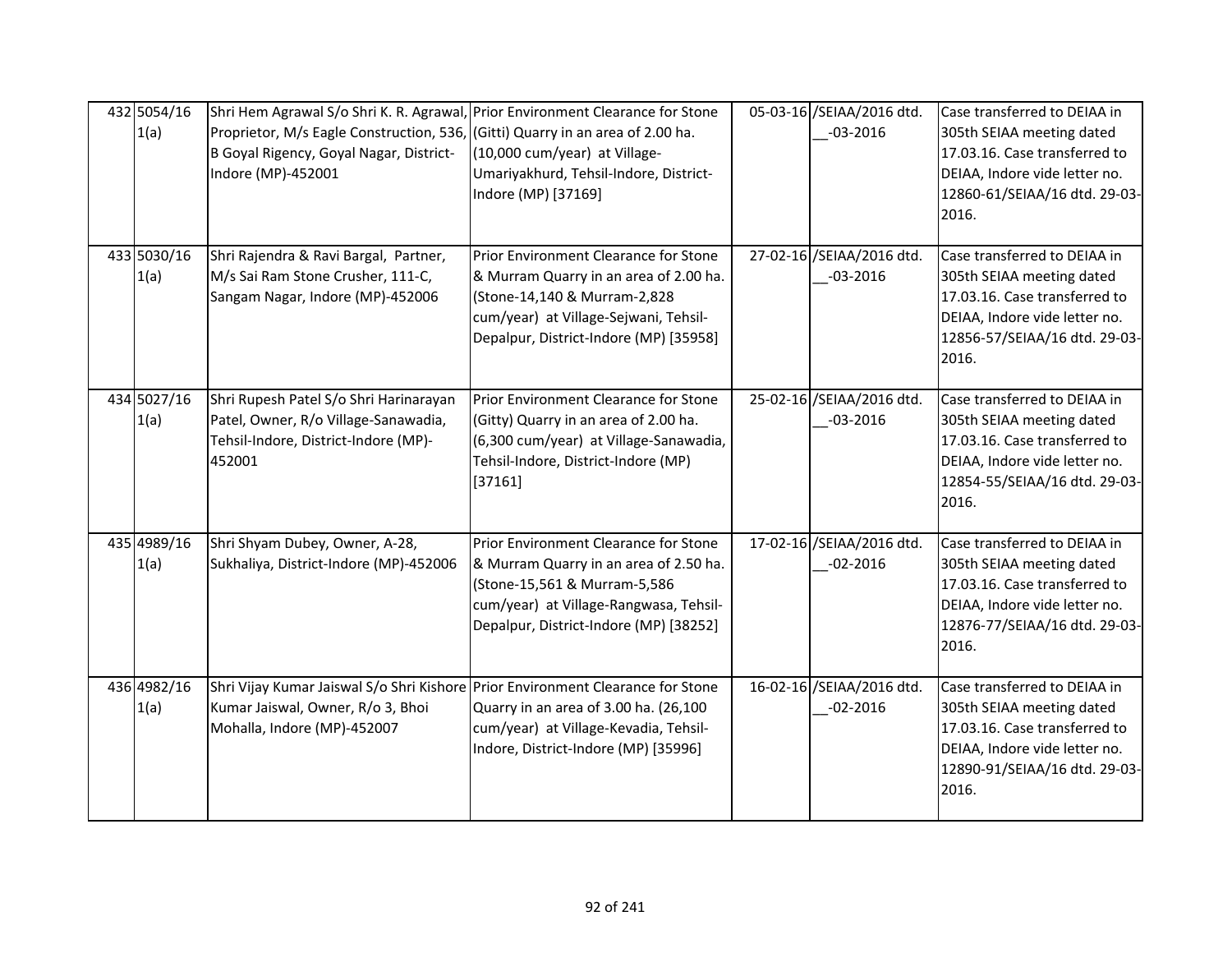| | | | | | | |
|---|---|---|---|---|---|---|
| 432 | 5054/16 1(a) | Shri Hem Agrawal S/o Shri K. R. Agrawal, Proprietor, M/s Eagle Construction, 536, B Goyal Rigency, Goyal Nagar, District-Indore (MP)-452001 | Prior Environment Clearance for Stone (Gitti) Quarry in an area of 2.00 ha. (10,000 cum/year) at Village-Umariyakhurd, Tehsil-Indore, District-Indore (MP) [37169] | 05-03-16 | /SEIAA/2016 dtd. __-03-2016 | Case transferred to DEIAA in 305th SEIAA meeting dated 17.03.16. Case transferred to DEIAA, Indore vide letter no. 12860-61/SEIAA/16 dtd. 29-03-2016. |
| 433 | 5030/16 1(a) | Shri Rajendra & Ravi Bargal, Partner, M/s Sai Ram Stone Crusher, 111-C, Sangam Nagar, Indore (MP)-452006 | Prior Environment Clearance for Stone & Murram Quarry in an area of 2.00 ha. (Stone-14,140 & Murram-2,828 cum/year) at Village-Sejwani, Tehsil-Depalpur, District-Indore (MP) [35958] | 27-02-16 | /SEIAA/2016 dtd. __-03-2016 | Case transferred to DEIAA in 305th SEIAA meeting dated 17.03.16. Case transferred to DEIAA, Indore vide letter no. 12856-57/SEIAA/16 dtd. 29-03-2016. |
| 434 | 5027/16 1(a) | Shri Rupesh Patel S/o Shri Harinarayan Patel, Owner, R/o Village-Sanawadia, Tehsil-Indore, District-Indore (MP)-452001 | Prior Environment Clearance for Stone (Gitty) Quarry in an area of 2.00 ha. (6,300 cum/year) at Village-Sanawadia, Tehsil-Indore, District-Indore (MP) [37161] | 25-02-16 | /SEIAA/2016 dtd. __-03-2016 | Case transferred to DEIAA in 305th SEIAA meeting dated 17.03.16. Case transferred to DEIAA, Indore vide letter no. 12854-55/SEIAA/16 dtd. 29-03-2016. |
| 435 | 4989/16 1(a) | Shri Shyam Dubey, Owner, A-28, Sukhaliya, District-Indore (MP)-452006 | Prior Environment Clearance for Stone & Murram Quarry in an area of 2.50 ha. (Stone-15,561 & Murram-5,586 cum/year) at Village-Rangwasa, Tehsil-Depalpur, District-Indore (MP) [38252] | 17-02-16 | /SEIAA/2016 dtd. __-02-2016 | Case transferred to DEIAA in 305th SEIAA meeting dated 17.03.16. Case transferred to DEIAA, Indore vide letter no. 12876-77/SEIAA/16 dtd. 29-03-2016. |
| 436 | 4982/16 1(a) | Shri Vijay Kumar Jaiswal S/o Shri Kishore Kumar Jaiswal, Owner, R/o 3, Bhoi Mohalla, Indore (MP)-452007 | Prior Environment Clearance for Stone Quarry in an area of 3.00 ha. (26,100 cum/year) at Village-Kevadia, Tehsil-Indore, District-Indore (MP) [35996] | 16-02-16 | /SEIAA/2016 dtd. __-02-2016 | Case transferred to DEIAA in 305th SEIAA meeting dated 17.03.16. Case transferred to DEIAA, Indore vide letter no. 12890-91/SEIAA/16 dtd. 29-03-2016. |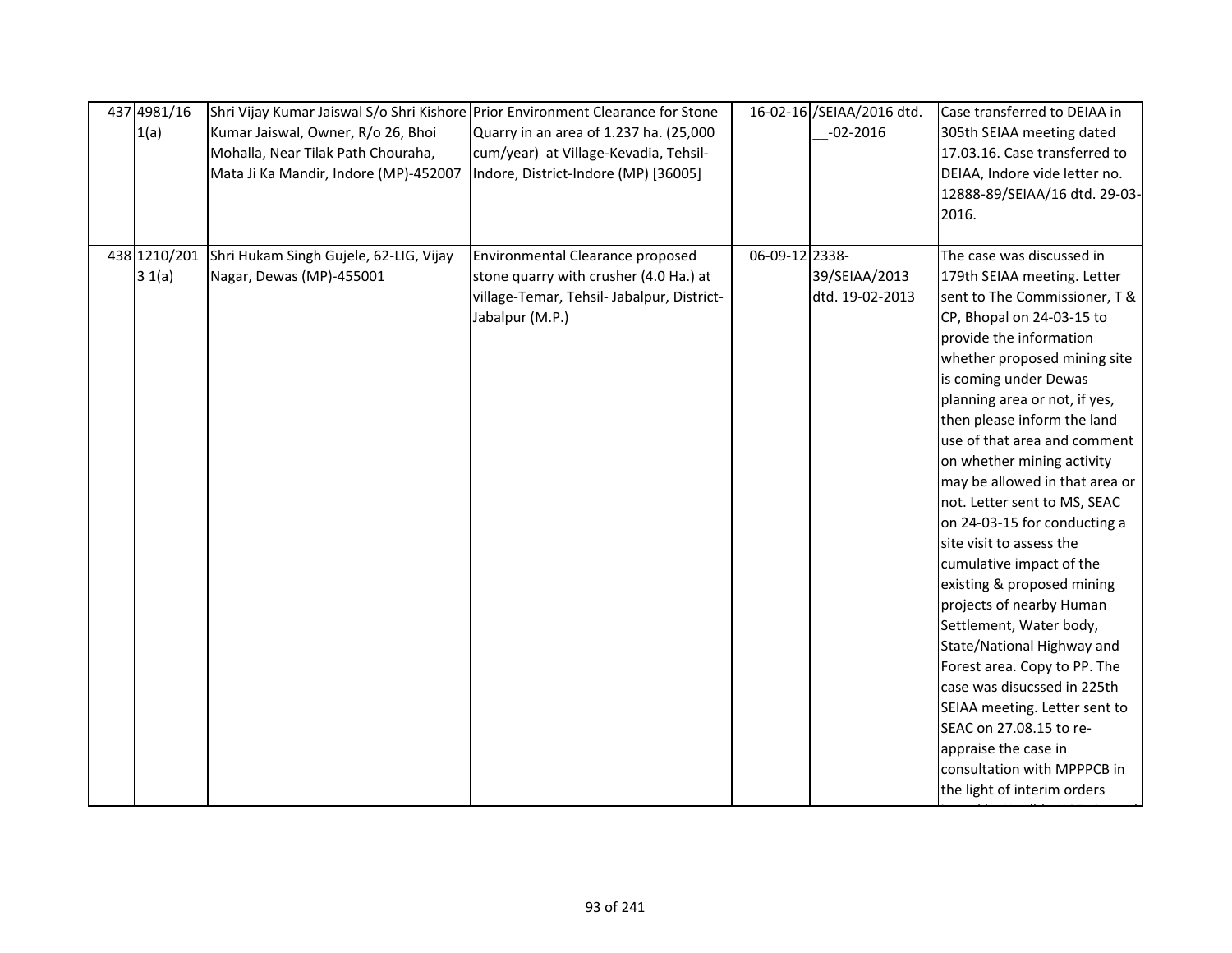| | | | | | | |
|---|---|---|---|---|---|---|
| 437 | 4981/16 1(a) | Shri Vijay Kumar Jaiswal S/o Shri Kishore Kumar Jaiswal, Owner, R/o 26, Bhoi Mohalla, Near Tilak Path Chouraha, Mata Ji Ka Mandir, Indore (MP)-452007 | Prior Environment Clearance for Stone Quarry in an area of 1.237 ha. (25,000 cum/year) at Village-Kevadia, Tehsil-Indore, District-Indore (MP) [36005] | 16-02-16 | /SEIAA/2016 dtd. __-02-2016 | Case transferred to DEIAA in 305th SEIAA meeting dated 17.03.16. Case transferred to DEIAA, Indore vide letter no. 12888-89/SEIAA/16 dtd. 29-03-2016. |
| 438 | 1210/2013 1(a) | Shri Hukam Singh Gujele, 62-LIG, Vijay Nagar, Dewas (MP)-455001 | Environmental Clearance proposed stone quarry with crusher (4.0 Ha.) at village-Temar, Tehsil- Jabalpur, District-Jabalpur (M.P.) | 06-09-12 | 2338-39/SEIAA/2013 dtd. 19-02-2013 | The case was discussed in 179th SEIAA meeting. Letter sent to The Commissioner, T & CP, Bhopal on 24-03-15 to provide the information whether proposed mining site is coming under Dewas planning area or not, if yes, then please inform the land use of that area and comment on whether mining activity may be allowed in that area or not. Letter sent to MS, SEAC on 24-03-15 for conducting a site visit to assess the cumulative impact of the existing & proposed mining projects of nearby Human Settlement, Water body, State/National Highway and Forest area. Copy to PP. The case was disucssed in 225th SEIAA meeting. Letter sent to SEAC on 27.08.15 to re-appraise the case in consultation with MPPPCB in the light of interim orders |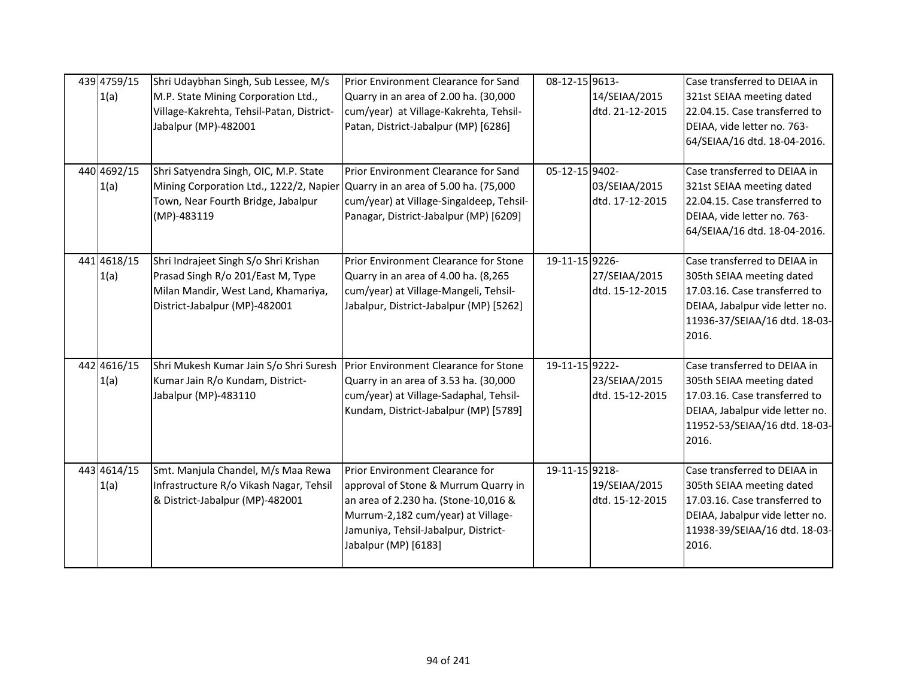| | | | | | | |
|---|---|---|---|---|---|---|
| 439 | 4759/15 1(a) | Shri Udaybhan Singh, Sub Lessee, M/s M.P. State Mining Corporation Ltd., Village-Kakrehta, Tehsil-Patan, District-Jabalpur (MP)-482001 | Prior Environment Clearance for Sand Quarry in an area of 2.00 ha. (30,000 cum/year) at Village-Kakrehta, Tehsil-Patan, District-Jabalpur (MP) [6286] | 08-12-15 | 9613-14/SEIAA/2015 dtd. 21-12-2015 | Case transferred to DEIAA in 321st SEIAA meeting dated 22.04.15. Case transferred to DEIAA, vide letter no. 763-64/SEIAA/16 dtd. 18-04-2016. |
| 440 | 4692/15 1(a) | Shri Satyendra Singh, OIC, M.P. State Mining Corporation Ltd., 1222/2, Napier Town, Near Fourth Bridge, Jabalpur (MP)-483119 | Prior Environment Clearance for Sand Quarry in an area of 5.00 ha. (75,000 cum/year) at Village-Singaldeep, Tehsil-Panagar, District-Jabalpur (MP) [6209] | 05-12-15 | 9402-03/SEIAA/2015 dtd. 17-12-2015 | Case transferred to DEIAA in 321st SEIAA meeting dated 22.04.15. Case transferred to DEIAA, vide letter no. 763-64/SEIAA/16 dtd. 18-04-2016. |
| 441 | 4618/15 1(a) | Shri Indrajeet Singh S/o Shri Krishan Prasad Singh R/o 201/East M, Type Milan Mandir, West Land, Khamariya, District-Jabalpur (MP)-482001 | Prior Environment Clearance for Stone Quarry in an area of 4.00 ha. (8,265 cum/year) at Village-Mangeli, Tehsil-Jabalpur, District-Jabalpur (MP) [5262] | 19-11-15 | 9226-27/SEIAA/2015 dtd. 15-12-2015 | Case transferred to DEIAA in 305th SEIAA meeting dated 17.03.16. Case transferred to DEIAA, Jabalpur vide letter no. 11936-37/SEIAA/16 dtd. 18-03-2016. |
| 442 | 4616/15 1(a) | Shri Mukesh Kumar Jain S/o Shri Suresh Kumar Jain R/o Kundam, District-Jabalpur (MP)-483110 | Prior Environment Clearance for Stone Quarry in an area of 3.53 ha. (30,000 cum/year) at Village-Sadaphal, Tehsil-Kundam, District-Jabalpur (MP) [5789] | 19-11-15 | 9222-23/SEIAA/2015 dtd. 15-12-2015 | Case transferred to DEIAA in 305th SEIAA meeting dated 17.03.16. Case transferred to DEIAA, Jabalpur vide letter no. 11952-53/SEIAA/16 dtd. 18-03-2016. |
| 443 | 4614/15 1(a) | Smt. Manjula Chandel, M/s Maa Rewa Infrastructure R/o Vikash Nagar, Tehsil & District-Jabalpur (MP)-482001 | Prior Environment Clearance for approval of Stone & Murrum Quarry in an area of 2.230 ha. (Stone-10,016 & Murrum-2,182 cum/year) at Village-Jamuniya, Tehsil-Jabalpur, District-Jabalpur (MP) [6183] | 19-11-15 | 9218-19/SEIAA/2015 dtd. 15-12-2015 | Case transferred to DEIAA in 305th SEIAA meeting dated 17.03.16. Case transferred to DEIAA, Jabalpur vide letter no. 11938-39/SEIAA/16 dtd. 18-03-2016. |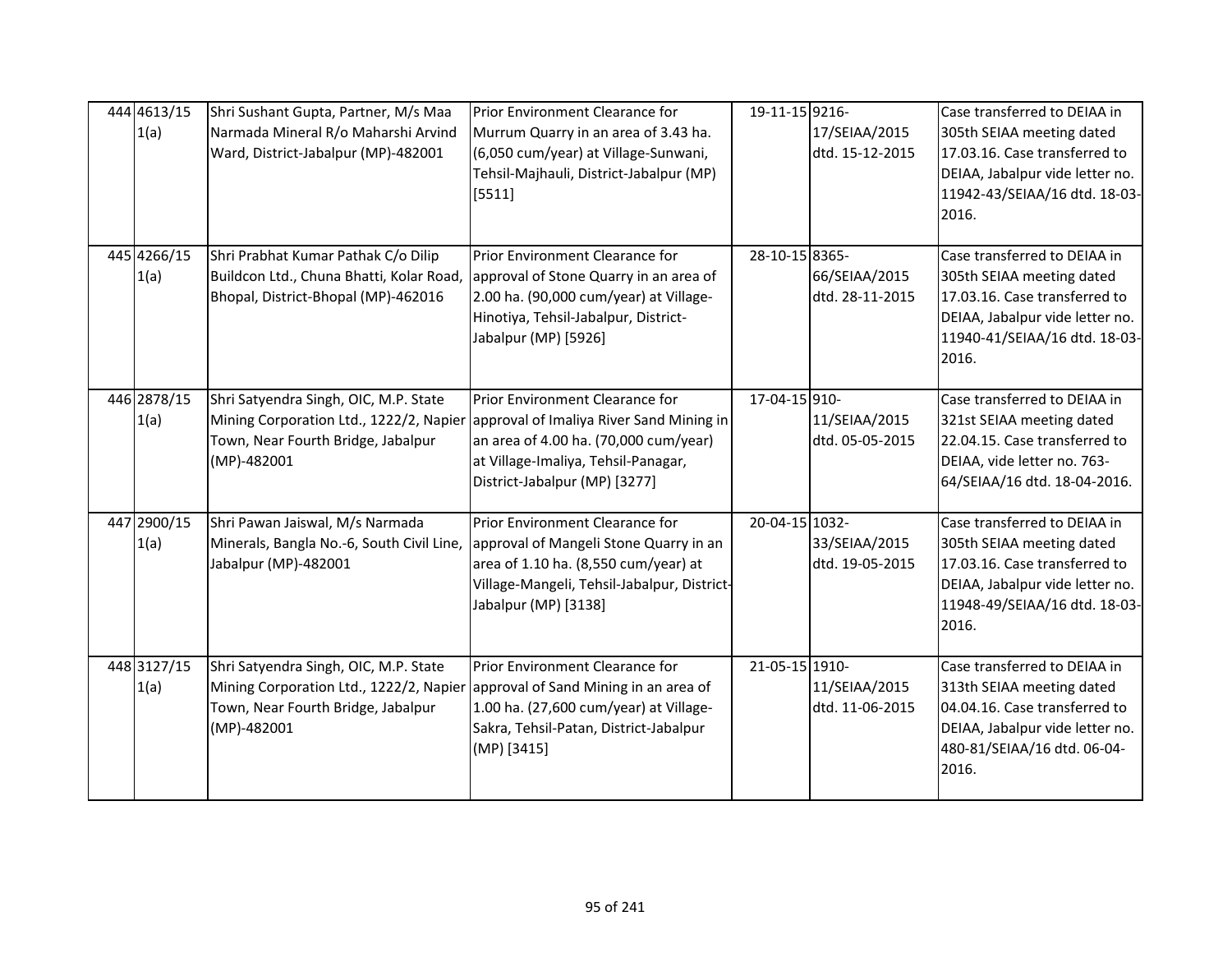| | | | | | | |
|---|---|---|---|---|---|---|
| 444 | 4613/15 1(a) | Shri Sushant Gupta, Partner, M/s Maa Narmada Mineral R/o Maharshi Arvind Ward, District-Jabalpur (MP)-482001 | Prior Environment Clearance for Murrum Quarry in an area of 3.43 ha. (6,050 cum/year) at Village-Sunwani, Tehsil-Majhauli, District-Jabalpur (MP) [5511] | 19-11-15 | 9216-17/SEIAA/2015 dtd. 15-12-2015 | Case transferred to DEIAA in 305th SEIAA meeting dated 17.03.16. Case transferred to DEIAA, Jabalpur vide letter no. 11942-43/SEIAA/16 dtd. 18-03-2016. |
| 445 | 4266/15 1(a) | Shri Prabhat Kumar Pathak C/o Dilip Buildcon Ltd., Chuna Bhatti, Kolar Road, Bhopal, District-Bhopal (MP)-462016 | Prior Environment Clearance for approval of Stone Quarry in an area of 2.00 ha. (90,000 cum/year) at Village-Hinotiya, Tehsil-Jabalpur, District-Jabalpur (MP) [5926] | 28-10-15 | 8365-66/SEIAA/2015 dtd. 28-11-2015 | Case transferred to DEIAA in 305th SEIAA meeting dated 17.03.16. Case transferred to DEIAA, Jabalpur vide letter no. 11940-41/SEIAA/16 dtd. 18-03-2016. |
| 446 | 2878/15 1(a) | Shri Satyendra Singh, OIC, M.P. State Mining Corporation Ltd., 1222/2, Napier Town, Near Fourth Bridge, Jabalpur (MP)-482001 | Prior Environment Clearance for approval of Imaliya River Sand Mining in an area of 4.00 ha. (70,000 cum/year) at Village-Imaliya, Tehsil-Panagar, District-Jabalpur (MP) [3277] | 17-04-15 | 910-11/SEIAA/2015 dtd. 05-05-2015 | Case transferred to DEIAA in 321st SEIAA meeting dated 22.04.15. Case transferred to DEIAA, vide letter no. 763-64/SEIAA/16 dtd. 18-04-2016. |
| 447 | 2900/15 1(a) | Shri Pawan Jaiswal, M/s Narmada Minerals, Bangla No.-6, South Civil Line, Jabalpur (MP)-482001 | Prior Environment Clearance for approval of Mangeli Stone Quarry in an area of 1.10 ha. (8,550 cum/year) at Village-Mangeli, Tehsil-Jabalpur, District-Jabalpur (MP) [3138] | 20-04-15 | 1032-33/SEIAA/2015 dtd. 19-05-2015 | Case transferred to DEIAA in 305th SEIAA meeting dated 17.03.16. Case transferred to DEIAA, Jabalpur vide letter no. 11948-49/SEIAA/16 dtd. 18-03-2016. |
| 448 | 3127/15 1(a) | Shri Satyendra Singh, OIC, M.P. State Mining Corporation Ltd., 1222/2, Napier Town, Near Fourth Bridge, Jabalpur (MP)-482001 | Prior Environment Clearance for approval of Sand Mining in an area of 1.00 ha. (27,600 cum/year) at Village-Sakra, Tehsil-Patan, District-Jabalpur (MP) [3415] | 21-05-15 | 1910-11/SEIAA/2015 dtd. 11-06-2015 | Case transferred to DEIAA in 313th SEIAA meeting dated 04.04.16. Case transferred to DEIAA, Jabalpur vide letter no. 480-81/SEIAA/16 dtd. 06-04-2016. |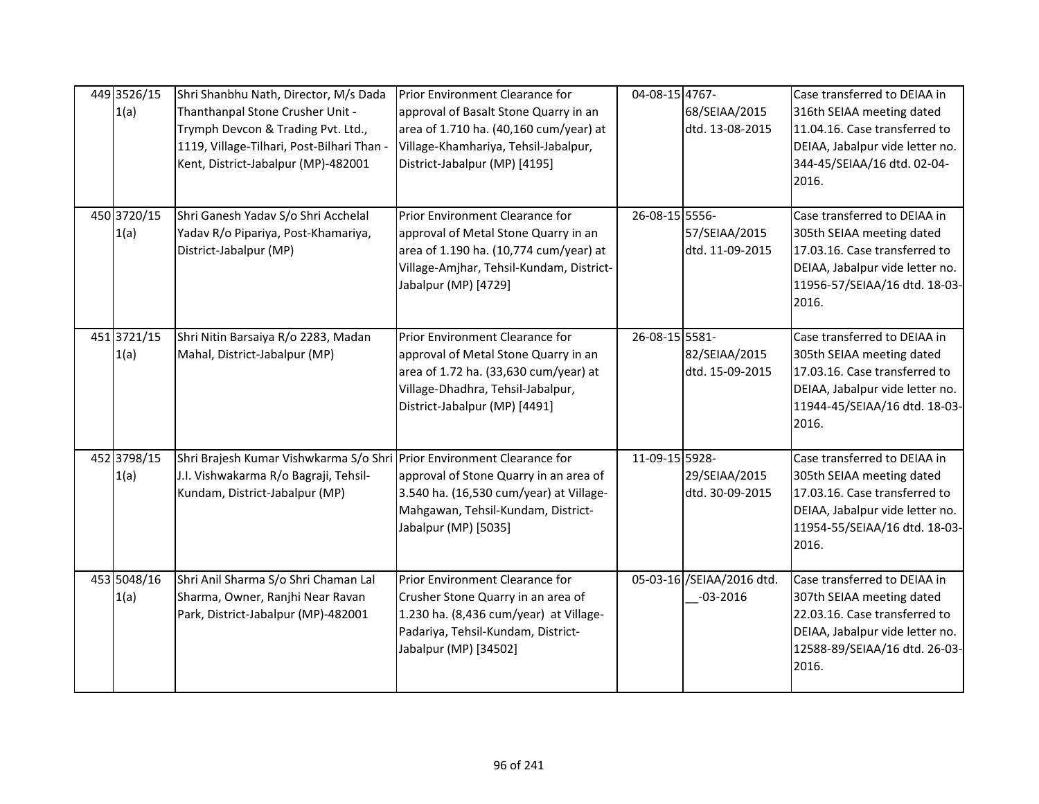| | | | | | | |
|---|---|---|---|---|---|---|
| 449 | 3526/15 1(a) | Shri Shanbhu Nath, Director, M/s Dada Thanthanpal Stone Crusher Unit - Trymph Devcon & Trading Pvt. Ltd., 1119, Village-Tilhari, Post-Bilhari Than - Kent, District-Jabalpur (MP)-482001 | Prior Environment Clearance for approval of Basalt Stone Quarry in an area of 1.710 ha. (40,160 cum/year) at Village-Khamhariya, Tehsil-Jabalpur, District-Jabalpur (MP) [4195] | 04-08-15 | 4767-68/SEIAA/2015 dtd. 13-08-2015 | Case transferred to DEIAA in 316th SEIAA meeting dated 11.04.16. Case transferred to DEIAA, Jabalpur vide letter no. 344-45/SEIAA/16 dtd. 02-04-2016. |
| 450 | 3720/15 1(a) | Shri Ganesh Yadav S/o Shri Acchelal Yadav R/o Pipariya, Post-Khamariya, District-Jabalpur (MP) | Prior Environment Clearance for approval of Metal Stone Quarry in an area of 1.190 ha. (10,774 cum/year) at Village-Amjhar, Tehsil-Kundam, District-Jabalpur (MP) [4729] | 26-08-15 | 5556-57/SEIAA/2015 dtd. 11-09-2015 | Case transferred to DEIAA in 305th SEIAA meeting dated 17.03.16. Case transferred to DEIAA, Jabalpur vide letter no. 11956-57/SEIAA/16 dtd. 18-03-2016. |
| 451 | 3721/15 1(a) | Shri Nitin Barsaiya R/o 2283, Madan Mahal, District-Jabalpur (MP) | Prior Environment Clearance for approval of Metal Stone Quarry in an area of 1.72 ha. (33,630 cum/year) at Village-Dhadhra, Tehsil-Jabalpur, District-Jabalpur (MP) [4491] | 26-08-15 | 5581-82/SEIAA/2015 dtd. 15-09-2015 | Case transferred to DEIAA in 305th SEIAA meeting dated 17.03.16. Case transferred to DEIAA, Jabalpur vide letter no. 11944-45/SEIAA/16 dtd. 18-03-2016. |
| 452 | 3798/15 1(a) | Shri Brajesh Kumar Vishwkarma S/o Shri J.I. Vishwakarma R/o Bagraji, Tehsil-Kundam, District-Jabalpur (MP) | Prior Environment Clearance for approval of Stone Quarry in an area of 3.540 ha. (16,530 cum/year) at Village-Mahgawan, Tehsil-Kundam, District-Jabalpur (MP) [5035] | 11-09-15 | 5928-29/SEIAA/2015 dtd. 30-09-2015 | Case transferred to DEIAA in 305th SEIAA meeting dated 17.03.16. Case transferred to DEIAA, Jabalpur vide letter no. 11954-55/SEIAA/16 dtd. 18-03-2016. |
| 453 | 5048/16 1(a) | Shri Anil Sharma S/o Shri Chaman Lal Sharma, Owner, Ranjhi Near Ravan Park, District-Jabalpur (MP)-482001 | Prior Environment Clearance for Crusher Stone Quarry in an area of 1.230 ha. (8,436 cum/year) at Village-Padariya, Tehsil-Kundam, District-Jabalpur (MP) [34502] | 05-03-16 | /SEIAA/2016 dtd. __-03-2016 | Case transferred to DEIAA in 307th SEIAA meeting dated 22.03.16. Case transferred to DEIAA, Jabalpur vide letter no. 12588-89/SEIAA/16 dtd. 26-03-2016. |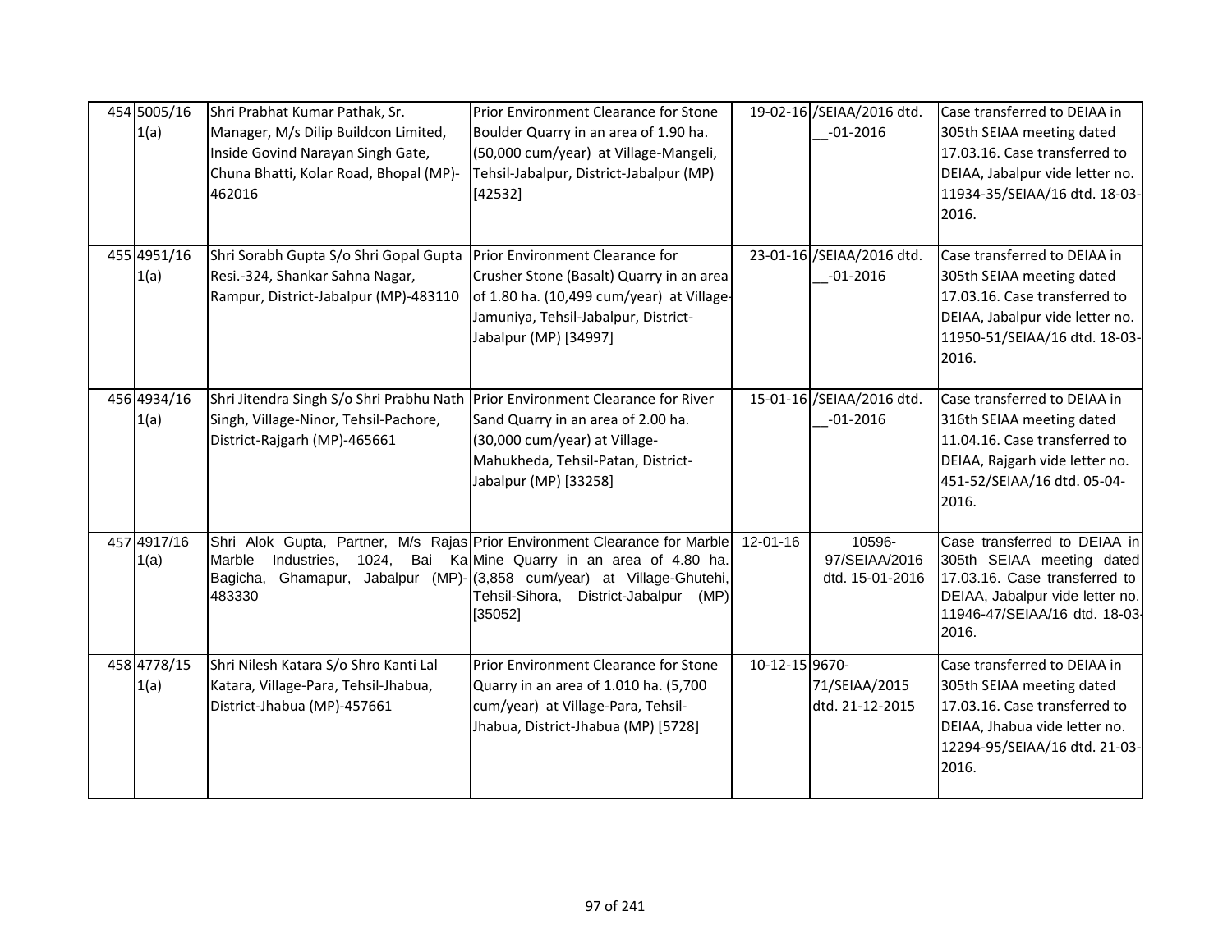| | | | | | | |
|---|---|---|---|---|---|---|
| 454 | 5005/16 1(a) | Shri Prabhat Kumar Pathak, Sr. Manager, M/s Dilip Buildcon Limited, Inside Govind Narayan Singh Gate, Chuna Bhatti, Kolar Road, Bhopal (MP)-462016 | Prior Environment Clearance for Stone Boulder Quarry in an area of 1.90 ha. (50,000 cum/year) at Village-Mangeli, Tehsil-Jabalpur, District-Jabalpur (MP) [42532] | 19-02-16 | /SEIAA/2016 dtd. __-01-2016 | Case transferred to DEIAA in 305th SEIAA meeting dated 17.03.16. Case transferred to DEIAA, Jabalpur vide letter no. 11934-35/SEIAA/16 dtd. 18-03-2016. |
| 455 | 4951/16 1(a) | Shri Sorabh Gupta S/o Shri Gopal Gupta Resi.-324, Shankar Sahna Nagar, Rampur, District-Jabalpur (MP)-483110 | Prior Environment Clearance for Crusher Stone (Basalt) Quarry in an area of 1.80 ha. (10,499 cum/year) at Village-Jamuniya, Tehsil-Jabalpur, District-Jabalpur (MP) [34997] | 23-01-16 | /SEIAA/2016 dtd. __-01-2016 | Case transferred to DEIAA in 305th SEIAA meeting dated 17.03.16. Case transferred to DEIAA, Jabalpur vide letter no. 11950-51/SEIAA/16 dtd. 18-03-2016. |
| 456 | 4934/16 1(a) | Shri Jitendra Singh S/o Shri Prabhu Nath Singh, Village-Ninor, Tehsil-Pachore, District-Rajgarh (MP)-465661 | Prior Environment Clearance for River Sand Quarry in an area of 2.00 ha. (30,000 cum/year) at Village-Mahukheda, Tehsil-Patan, District-Jabalpur (MP) [33258] | 15-01-16 | /SEIAA/2016 dtd. __-01-2016 | Case transferred to DEIAA in 316th SEIAA meeting dated 11.04.16. Case transferred to DEIAA, Rajgarh vide letter no. 451-52/SEIAA/16 dtd. 05-04-2016. |
| 457 | 4917/16 1(a) | Shri Alok Gupta, Partner, M/s Rajas Marble Industries, 1024, Bai Ka Bagicha, Ghamapur, Jabalpur (MP)-483330 | Prior Environment Clearance for Marble Mine Quarry in an area of 4.80 ha. (3,858 cum/year) at Village-Ghutehi, Tehsil-Sihora, District-Jabalpur (MP) [35052] | 12-01-16 | 10596-97/SEIAA/2016 dtd. 15-01-2016 | Case transferred to DEIAA in 305th SEIAA meeting dated 17.03.16. Case transferred to DEIAA, Jabalpur vide letter no. 11946-47/SEIAA/16 dtd. 18-03-2016. |
| 458 | 4778/15 1(a) | Shri Nilesh Katara S/o Shro Kanti Lal Katara, Village-Para, Tehsil-Jhabua, District-Jhabua (MP)-457661 | Prior Environment Clearance for Stone Quarry in an area of 1.010 ha. (5,700 cum/year) at Village-Para, Tehsil-Jhabua, District-Jhabua (MP) [5728] | 10-12-15 | 9670-71/SEIAA/2015 dtd. 21-12-2015 | Case transferred to DEIAA in 305th SEIAA meeting dated 17.03.16. Case transferred to DEIAA, Jhabua vide letter no. 12294-95/SEIAA/16 dtd. 21-03-2016. |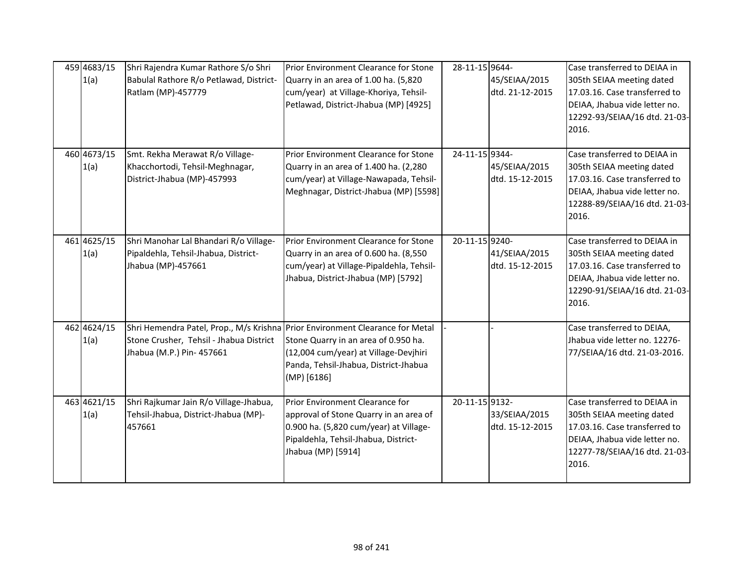| | | | | | | |
|---|---|---|---|---|---|---|
| 459 | 4683/15 1(a) | Shri Rajendra Kumar Rathore S/o Shri Babulal Rathore R/o Petlawad, District-Ratlam (MP)-457779 | Prior Environment Clearance for Stone Quarry in an area of 1.00 ha. (5,820 cum/year) at Village-Khoriya, Tehsil-Petlawad, District-Jhabua (MP) [4925] | 28-11-15 | 9644-45/SEIAA/2015 dtd. 21-12-2015 | Case transferred to DEIAA in 305th SEIAA meeting dated 17.03.16. Case transferred to DEIAA, Jhabua vide letter no. 12292-93/SEIAA/16 dtd. 21-03-2016. |
| 460 | 4673/15 1(a) | Smt. Rekha Merawat R/o Village-Khacchortodi, Tehsil-Meghnagar, District-Jhabua (MP)-457993 | Prior Environment Clearance for Stone Quarry in an area of 1.400 ha. (2,280 cum/year) at Village-Nawapada, Tehsil-Meghnagar, District-Jhabua (MP) [5598] | 24-11-15 | 9344-45/SEIAA/2015 dtd. 15-12-2015 | Case transferred to DEIAA in 305th SEIAA meeting dated 17.03.16. Case transferred to DEIAA, Jhabua vide letter no. 12288-89/SEIAA/16 dtd. 21-03-2016. |
| 461 | 4625/15 1(a) | Shri Manohar Lal Bhandari R/o Village-Pipaldehla, Tehsil-Jhabua, District-Jhabua (MP)-457661 | Prior Environment Clearance for Stone Quarry in an area of 0.600 ha. (8,550 cum/year) at Village-Pipaldehla, Tehsil-Jhabua, District-Jhabua (MP) [5792] | 20-11-15 | 9240-41/SEIAA/2015 dtd. 15-12-2015 | Case transferred to DEIAA in 305th SEIAA meeting dated 17.03.16. Case transferred to DEIAA, Jhabua vide letter no. 12290-91/SEIAA/16 dtd. 21-03-2016. |
| 462 | 4624/15 1(a) | Shri Hemendra Patel, Prop., M/s Krishna Stone Crusher, Tehsil - Jhabua District Jhabua (M.P.) Pin- 457661 | Prior Environment Clearance for Metal Stone Quarry in an area of 0.950 ha. (12,004 cum/year) at Village-Devjhiri Panda, Tehsil-Jhabua, District-Jhabua (MP) [6186] | - | - | Case transferred to DEIAA, Jhabua vide letter no. 12276-77/SEIAA/16 dtd. 21-03-2016. |
| 463 | 4621/15 1(a) | Shri Rajkumar Jain R/o Village-Jhabua, Tehsil-Jhabua, District-Jhabua (MP)-457661 | Prior Environment Clearance for approval of Stone Quarry in an area of 0.900 ha. (5,820 cum/year) at Village-Pipaldehla, Tehsil-Jhabua, District-Jhabua (MP) [5914] | 20-11-15 | 9132-33/SEIAA/2015 dtd. 15-12-2015 | Case transferred to DEIAA in 305th SEIAA meeting dated 17.03.16. Case transferred to DEIAA, Jhabua vide letter no. 12277-78/SEIAA/16 dtd. 21-03-2016. |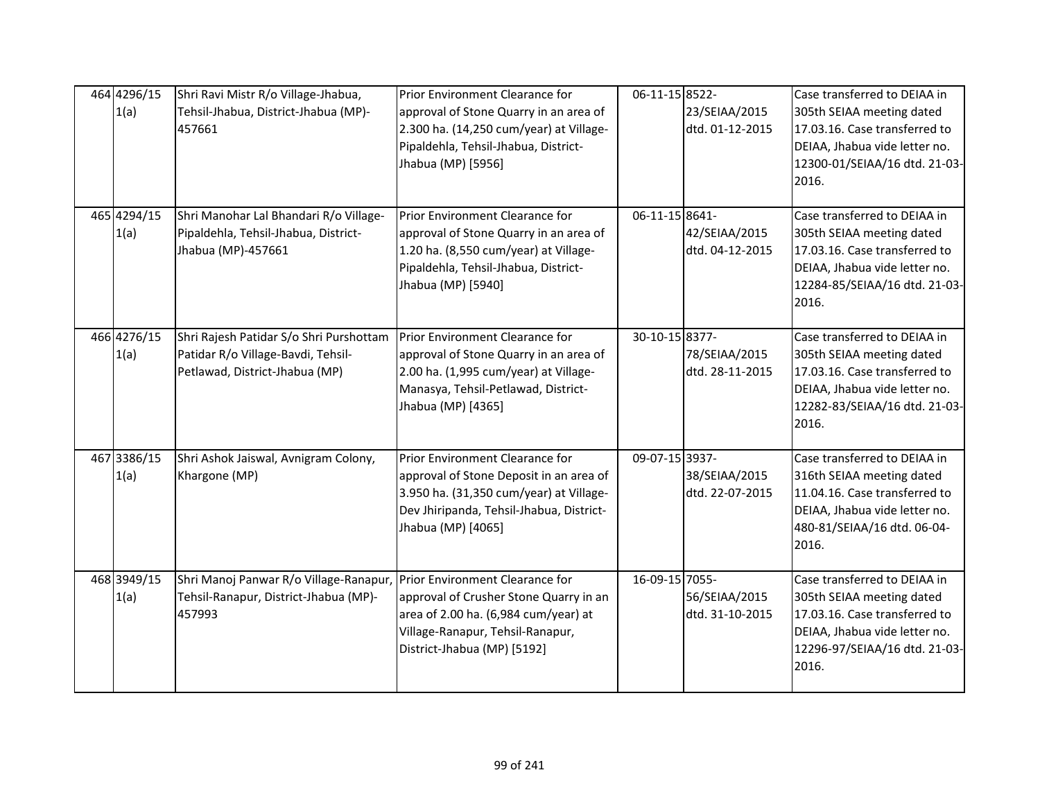| | | | | | | |
|---|---|---|---|---|---|---|
| 464 | 4296/15 1(a) | Shri Ravi Mistr R/o Village-Jhabua, Tehsil-Jhabua, District-Jhabua (MP)-457661 | Prior Environment Clearance for approval of Stone Quarry in an area of 2.300 ha. (14,250 cum/year) at Village-Pipaldehla, Tehsil-Jhabua, District-Jhabua (MP) [5956] | 06-11-15 | 8522-23/SEIAA/2015 dtd. 01-12-2015 | Case transferred to DEIAA in 305th SEIAA meeting dated 17.03.16. Case transferred to DEIAA, Jhabua vide letter no. 12300-01/SEIAA/16 dtd. 21-03-2016. |
| 465 | 4294/15 1(a) | Shri Manohar Lal Bhandari R/o Village-Pipaldehla, Tehsil-Jhabua, District-Jhabua (MP)-457661 | Prior Environment Clearance for approval of Stone Quarry in an area of 1.20 ha. (8,550 cum/year) at Village-Pipaldehla, Tehsil-Jhabua, District-Jhabua (MP) [5940] | 06-11-15 | 8641-42/SEIAA/2015 dtd. 04-12-2015 | Case transferred to DEIAA in 305th SEIAA meeting dated 17.03.16. Case transferred to DEIAA, Jhabua vide letter no. 12284-85/SEIAA/16 dtd. 21-03-2016. |
| 466 | 4276/15 1(a) | Shri Rajesh Patidar S/o Shri Purshottam Patidar R/o Village-Bavdi, Tehsil-Petlawad, District-Jhabua (MP) | Prior Environment Clearance for approval of Stone Quarry in an area of 2.00 ha. (1,995 cum/year) at Village-Manasya, Tehsil-Petlawad, District-Jhabua (MP) [4365] | 30-10-15 | 8377-78/SEIAA/2015 dtd. 28-11-2015 | Case transferred to DEIAA in 305th SEIAA meeting dated 17.03.16. Case transferred to DEIAA, Jhabua vide letter no. 12282-83/SEIAA/16 dtd. 21-03-2016. |
| 467 | 3386/15 1(a) | Shri Ashok Jaiswal, Avnigram Colony, Khargone (MP) | Prior Environment Clearance for approval of Stone Deposit in an area of 3.950 ha. (31,350 cum/year) at Village-Dev Jhiripanda, Tehsil-Jhabua, District-Jhabua (MP) [4065] | 09-07-15 | 3937-38/SEIAA/2015 dtd. 22-07-2015 | Case transferred to DEIAA in 316th SEIAA meeting dated 11.04.16. Case transferred to DEIAA, Jhabua vide letter no. 480-81/SEIAA/16 dtd. 06-04-2016. |
| 468 | 3949/15 1(a) | Shri Manoj Panwar R/o Village-Ranapur, Tehsil-Ranapur, District-Jhabua (MP)-457993 | Prior Environment Clearance for approval of Crusher Stone Quarry in an area of 2.00 ha. (6,984 cum/year) at Village-Ranapur, Tehsil-Ranapur, District-Jhabua (MP) [5192] | 16-09-15 | 7055-56/SEIAA/2015 dtd. 31-10-2015 | Case transferred to DEIAA in 305th SEIAA meeting dated 17.03.16. Case transferred to DEIAA, Jhabua vide letter no. 12296-97/SEIAA/16 dtd. 21-03-2016. |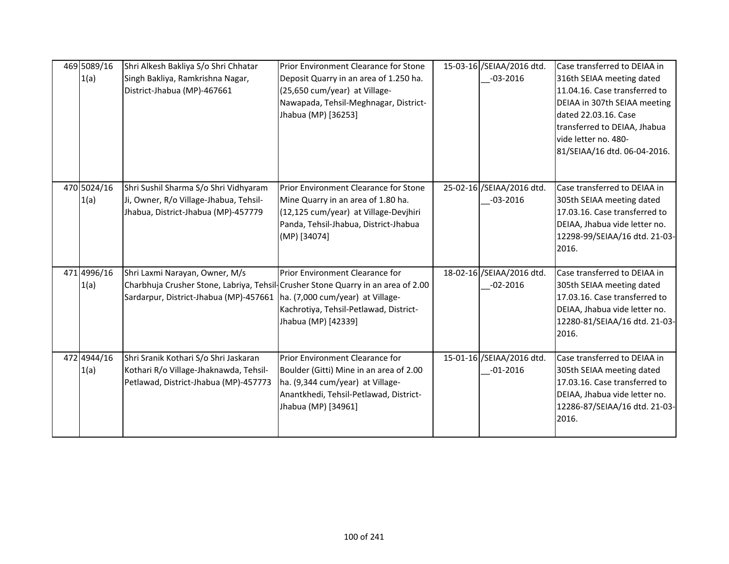| | | | | | | |
|---|---|---|---|---|---|---|
| 469 | 5089/16 1(a) | Shri Alkesh Bakliya S/o Shri Chhatar Singh Bakliya, Ramkrishna Nagar, District-Jhabua (MP)-467661 | Prior Environment Clearance for Stone Deposit Quarry in an area of 1.250 ha. (25,650 cum/year) at Village-Nawapada, Tehsil-Meghnagar, District-Jhabua (MP) [36253] | 15-03-16 | /SEIAA/2016 dtd. __-03-2016 | Case transferred to DEIAA in 316th SEIAA meeting dated 11.04.16. Case transferred to DEIAA in 307th SEIAA meeting dated 22.03.16. Case transferred to DEIAA, Jhabua vide letter no. 480-81/SEIAA/16 dtd. 06-04-2016. |
| 470 | 5024/16 1(a) | Shri Sushil Sharma S/o Shri Vidhyaram Ji, Owner, R/o Village-Jhabua, Tehsil-Jhabua, District-Jhabua (MP)-457779 | Prior Environment Clearance for Stone Mine Quarry in an area of 1.80 ha. (12,125 cum/year) at Village-Devjhiri Panda, Tehsil-Jhabua, District-Jhabua (MP) [34074] | 25-02-16 | /SEIAA/2016 dtd. __-03-2016 | Case transferred to DEIAA in 305th SEIAA meeting dated 17.03.16. Case transferred to DEIAA, Jhabua vide letter no. 12298-99/SEIAA/16 dtd. 21-03-2016. |
| 471 | 4996/16 1(a) | Shri Laxmi Narayan, Owner, M/s Charbhuja Crusher Stone, Labriya, Tehsil-Sardarpur, District-Jhabua (MP)-457661 | Prior Environment Clearance for Crusher Stone Quarry in an area of 2.00 ha. (7,000 cum/year) at Village-Kachrotiya, Tehsil-Petlawad, District-Jhabua (MP) [42339] | 18-02-16 | /SEIAA/2016 dtd. __-02-2016 | Case transferred to DEIAA in 305th SEIAA meeting dated 17.03.16. Case transferred to DEIAA, Jhabua vide letter no. 12280-81/SEIAA/16 dtd. 21-03-2016. |
| 472 | 4944/16 1(a) | Shri Sranik Kothari S/o Shri Jaskaran Kothari R/o Village-Jhaknawda, Tehsil-Petlawad, District-Jhabua (MP)-457773 | Prior Environment Clearance for Boulder (Gitti) Mine in an area of 2.00 ha. (9,344 cum/year) at Village-Anantkhedi, Tehsil-Petlawad, District-Jhabua (MP) [34961] | 15-01-16 | /SEIAA/2016 dtd. __-01-2016 | Case transferred to DEIAA in 305th SEIAA meeting dated 17.03.16. Case transferred to DEIAA, Jhabua vide letter no. 12286-87/SEIAA/16 dtd. 21-03-2016. |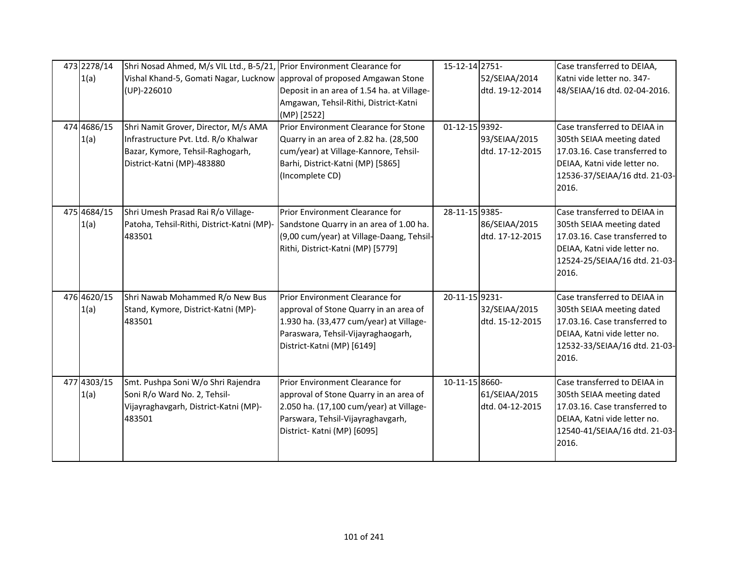| | | | | | | |
|---|---|---|---|---|---|---|
| 473 | 2278/14 1(a) | Shri Nosad Ahmed, M/s VIL Ltd., B-5/21, Vishal Khand-5, Gomati Nagar, Lucknow (UP)-226010 | Prior Environment Clearance for approval of proposed Amgawan Stone Deposit in an area of 1.54 ha. at Village-Amgawan, Tehsil-Rithi, District-Katni (MP) [2522] | 15-12-14 | 2751-52/SEIAA/2014 dtd. 19-12-2014 | Case transferred to DEIAA, Katni vide letter no. 347-48/SEIAA/16 dtd. 02-04-2016. |
| 474 | 4686/15 1(a) | Shri Namit Grover, Director, M/s AMA Infrastructure Pvt. Ltd. R/o Khalwar Bazar, Kymore, Tehsil-Raghogarh, District-Katni (MP)-483880 | Prior Environment Clearance for Stone Quarry in an area of 2.82 ha. (28,500 cum/year) at Village-Kannore, Tehsil-Barhi, District-Katni (MP) [5865] (Incomplete CD) | 01-12-15 | 9392-93/SEIAA/2015 dtd. 17-12-2015 | Case transferred to DEIAA in 305th SEIAA meeting dated 17.03.16. Case transferred to DEIAA, Katni vide letter no. 12536-37/SEIAA/16 dtd. 21-03-2016. |
| 475 | 4684/15 1(a) | Shri Umesh Prasad Rai R/o Village-Patoha, Tehsil-Rithi, District-Katni (MP)-483501 | Prior Environment Clearance for Sandstone Quarry in an area of 1.00 ha. (9,00 cum/year) at Village-Daang, Tehsil-Rithi, District-Katni (MP) [5779] | 28-11-15 | 9385-86/SEIAA/2015 dtd. 17-12-2015 | Case transferred to DEIAA in 305th SEIAA meeting dated 17.03.16. Case transferred to DEIAA, Katni vide letter no. 12524-25/SEIAA/16 dtd. 21-03-2016. |
| 476 | 4620/15 1(a) | Shri Nawab Mohammed R/o New Bus Stand, Kymore, District-Katni (MP)-483501 | Prior Environment Clearance for approval of Stone Quarry in an area of 1.930 ha. (33,477 cum/year) at Village-Paraswara, Tehsil-Vijayraghaogarh, District-Katni (MP) [6149] | 20-11-15 | 9231-32/SEIAA/2015 dtd. 15-12-2015 | Case transferred to DEIAA in 305th SEIAA meeting dated 17.03.16. Case transferred to DEIAA, Katni vide letter no. 12532-33/SEIAA/16 dtd. 21-03-2016. |
| 477 | 4303/15 1(a) | Smt. Pushpa Soni W/o Shri Rajendra Soni R/o Ward No. 2, Tehsil-Vijayraghavgarh, District-Katni (MP)-483501 | Prior Environment Clearance for approval of Stone Quarry in an area of 2.050 ha. (17,100 cum/year) at Village-Parswara, Tehsil-Vijayraghavgarh, District- Katni (MP) [6095] | 10-11-15 | 8660-61/SEIAA/2015 dtd. 04-12-2015 | Case transferred to DEIAA in 305th SEIAA meeting dated 17.03.16. Case transferred to DEIAA, Katni vide letter no. 12540-41/SEIAA/16 dtd. 21-03-2016. |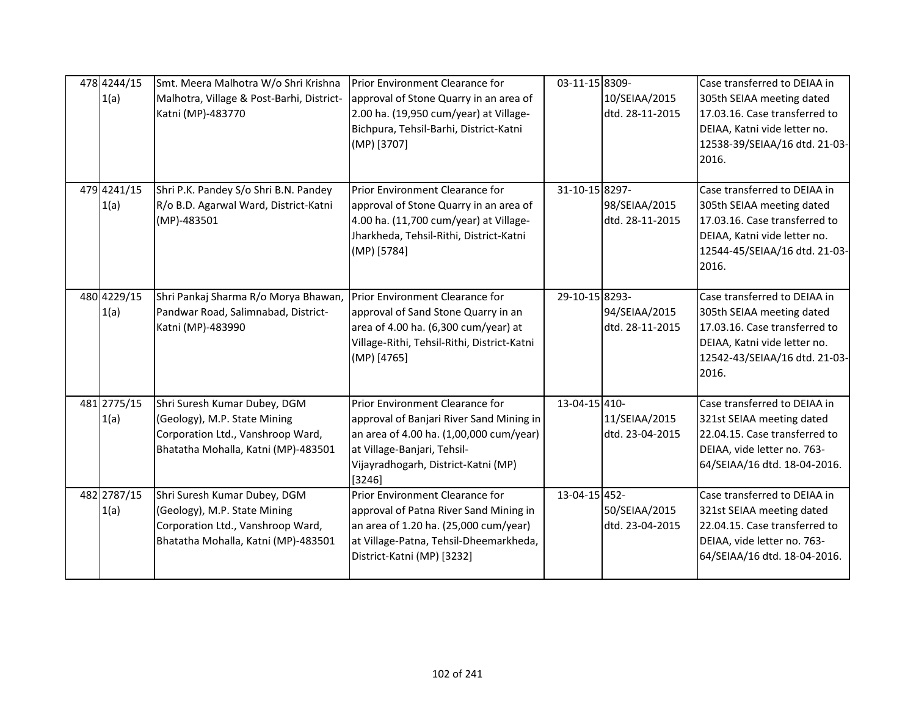| | | | | | | |
|---|---|---|---|---|---|---|
| 478 | 4244/15 1(a) | Smt. Meera Malhotra W/o Shri Krishna Malhotra, Village & Post-Barhi, District-Katni (MP)-483770 | Prior Environment Clearance for approval of Stone Quarry in an area of 2.00 ha. (19,950 cum/year) at Village-Bichpura, Tehsil-Barhi, District-Katni (MP) [3707] | 03-11-15 | 8309-10/SEIAA/2015 dtd. 28-11-2015 | Case transferred to DEIAA in 305th SEIAA meeting dated 17.03.16. Case transferred to DEIAA, Katni vide letter no. 12538-39/SEIAA/16 dtd. 21-03-2016. |
| 479 | 4241/15 1(a) | Shri P.K. Pandey S/o Shri B.N. Pandey R/o B.D. Agarwal Ward, District-Katni (MP)-483501 | Prior Environment Clearance for approval of Stone Quarry in an area of 4.00 ha. (11,700 cum/year) at Village-Jharkheda, Tehsil-Rithi, District-Katni (MP) [5784] | 31-10-15 | 8297-98/SEIAA/2015 dtd. 28-11-2015 | Case transferred to DEIAA in 305th SEIAA meeting dated 17.03.16. Case transferred to DEIAA, Katni vide letter no. 12544-45/SEIAA/16 dtd. 21-03-2016. |
| 480 | 4229/15 1(a) | Shri Pankaj Sharma R/o Morya Bhawan, Pandwar Road, Salimnabad, District-Katni (MP)-483990 | Prior Environment Clearance for approval of Sand Stone Quarry in an area of 4.00 ha. (6,300 cum/year) at Village-Rithi, Tehsil-Rithi, District-Katni (MP) [4765] | 29-10-15 | 8293-94/SEIAA/2015 dtd. 28-11-2015 | Case transferred to DEIAA in 305th SEIAA meeting dated 17.03.16. Case transferred to DEIAA, Katni vide letter no. 12542-43/SEIAA/16 dtd. 21-03-2016. |
| 481 | 2775/15 1(a) | Shri Suresh Kumar Dubey, DGM (Geology), M.P. State Mining Corporation Ltd., Vanshroop Ward, Bhatatha Mohalla, Katni (MP)-483501 | Prior Environment Clearance for approval of Banjari River Sand Mining in an area of 4.00 ha. (1,00,000 cum/year) at Village-Banjari, Tehsil-Vijayradhogarh, District-Katni (MP) [3246] | 13-04-15 | 410-11/SEIAA/2015 dtd. 23-04-2015 | Case transferred to DEIAA in 321st SEIAA meeting dated 22.04.15. Case transferred to DEIAA, vide letter no. 763-64/SEIAA/16 dtd. 18-04-2016. |
| 482 | 2787/15 1(a) | Shri Suresh Kumar Dubey, DGM (Geology), M.P. State Mining Corporation Ltd., Vanshroop Ward, Bhatatha Mohalla, Katni (MP)-483501 | Prior Environment Clearance for approval of Patna River Sand Mining in an area of 1.20 ha. (25,000 cum/year) at Village-Patna, Tehsil-Dheemarkheda, District-Katni (MP) [3232] | 13-04-15 | 452-50/SEIAA/2015 dtd. 23-04-2015 | Case transferred to DEIAA in 321st SEIAA meeting dated 22.04.15. Case transferred to DEIAA, vide letter no. 763-64/SEIAA/16 dtd. 18-04-2016. |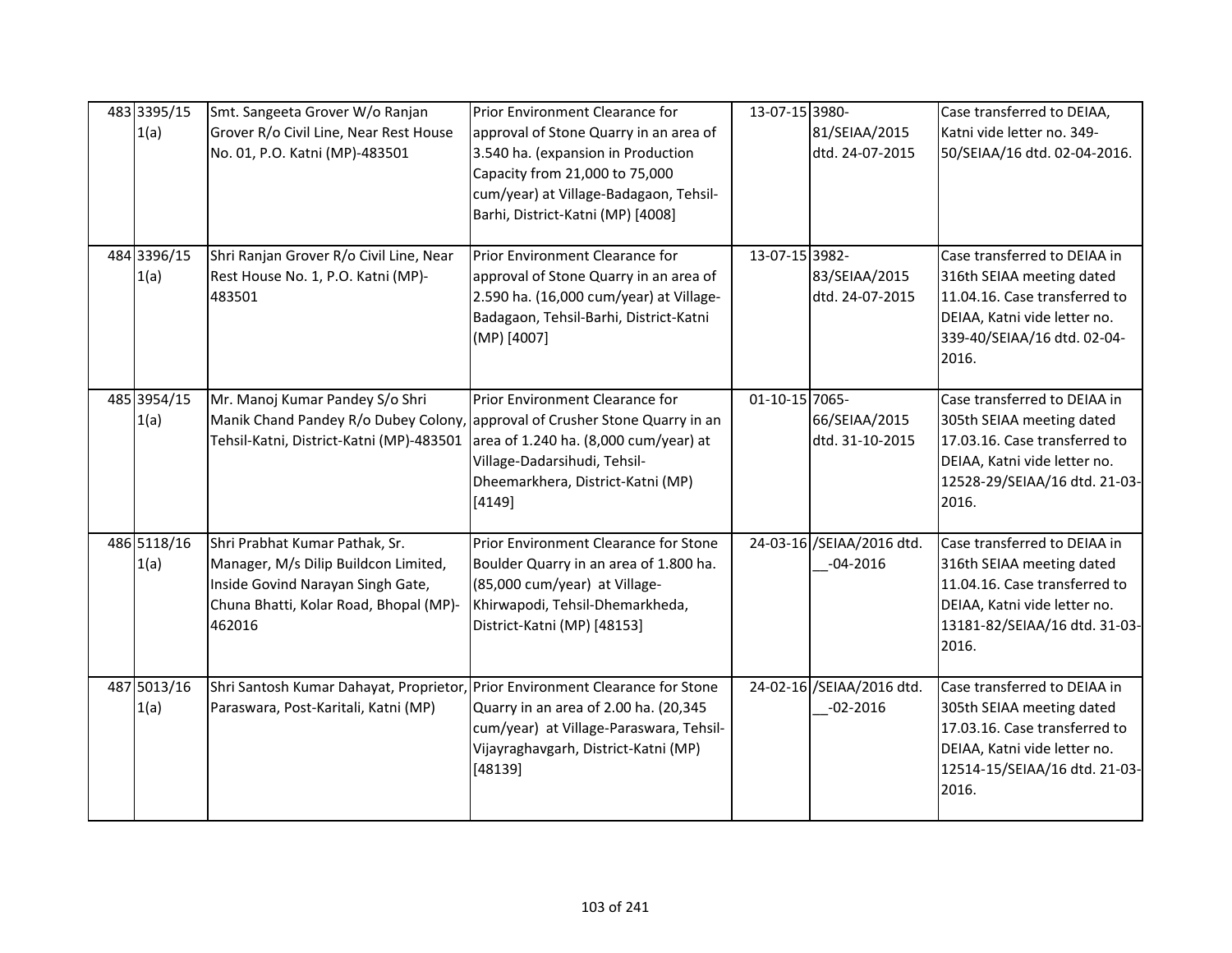| | | | | | | |
|---|---|---|---|---|---|---|
| 483 | 3395/15 1(a) | Smt. Sangeeta Grover W/o Ranjan Grover R/o Civil Line, Near Rest House No. 01, P.O. Katni (MP)-483501 | Prior Environment Clearance for approval of Stone Quarry in an area of 3.540 ha. (expansion in Production Capacity from 21,000 to 75,000 cum/year) at Village-Badagaon, Tehsil-Barhi, District-Katni (MP) [4008] | 13-07-15 | 3980-81/SEIAA/2015 dtd. 24-07-2015 | Case transferred to DEIAA, Katni vide letter no. 349-50/SEIAA/16 dtd. 02-04-2016. |
| 484 | 3396/15 1(a) | Shri Ranjan Grover R/o Civil Line, Near Rest House No. 1, P.O. Katni (MP)-483501 | Prior Environment Clearance for approval of Stone Quarry in an area of 2.590 ha. (16,000 cum/year) at Village-Badagaon, Tehsil-Barhi, District-Katni (MP) [4007] | 13-07-15 | 3982-83/SEIAA/2015 dtd. 24-07-2015 | Case transferred to DEIAA in 316th SEIAA meeting dated 11.04.16. Case transferred to DEIAA, Katni vide letter no. 339-40/SEIAA/16 dtd. 02-04-2016. |
| 485 | 3954/15 1(a) | Mr. Manoj Kumar Pandey S/o Shri Manik Chand Pandey R/o Dubey Colony, Tehsil-Katni, District-Katni (MP)-483501 | Prior Environment Clearance for approval of Crusher Stone Quarry in an area of 1.240 ha. (8,000 cum/year) at Village-Dadarsihudi, Tehsil-Dheemarkhera, District-Katni (MP) [4149] | 01-10-15 | 7065-66/SEIAA/2015 dtd. 31-10-2015 | Case transferred to DEIAA in 305th SEIAA meeting dated 17.03.16. Case transferred to DEIAA, Katni vide letter no. 12528-29/SEIAA/16 dtd. 21-03-2016. |
| 486 | 5118/16 1(a) | Shri Prabhat Kumar Pathak, Sr. Manager, M/s Dilip Buildcon Limited, Inside Govind Narayan Singh Gate, Chuna Bhatti, Kolar Road, Bhopal (MP)-462016 | Prior Environment Clearance for Stone Boulder Quarry in an area of 1.800 ha. (85,000 cum/year) at Village-Khirwapodi, Tehsil-Dhemarkheda, District-Katni (MP) [48153] | 24-03-16 | /SEIAA/2016 dtd. __-04-2016 | Case transferred to DEIAA in 316th SEIAA meeting dated 11.04.16. Case transferred to DEIAA, Katni vide letter no. 13181-82/SEIAA/16 dtd. 31-03-2016. |
| 487 | 5013/16 1(a) | Shri Santosh Kumar Dahayat, Proprietor, Paraswara, Post-Karitali, Katni (MP) | Prior Environment Clearance for Stone Quarry in an area of 2.00 ha. (20,345 cum/year) at Village-Paraswara, Tehsil-Vijayraghavgarh, District-Katni (MP) [48139] | 24-02-16 | /SEIAA/2016 dtd. __-02-2016 | Case transferred to DEIAA in 305th SEIAA meeting dated 17.03.16. Case transferred to DEIAA, Katni vide letter no. 12514-15/SEIAA/16 dtd. 21-03-2016. |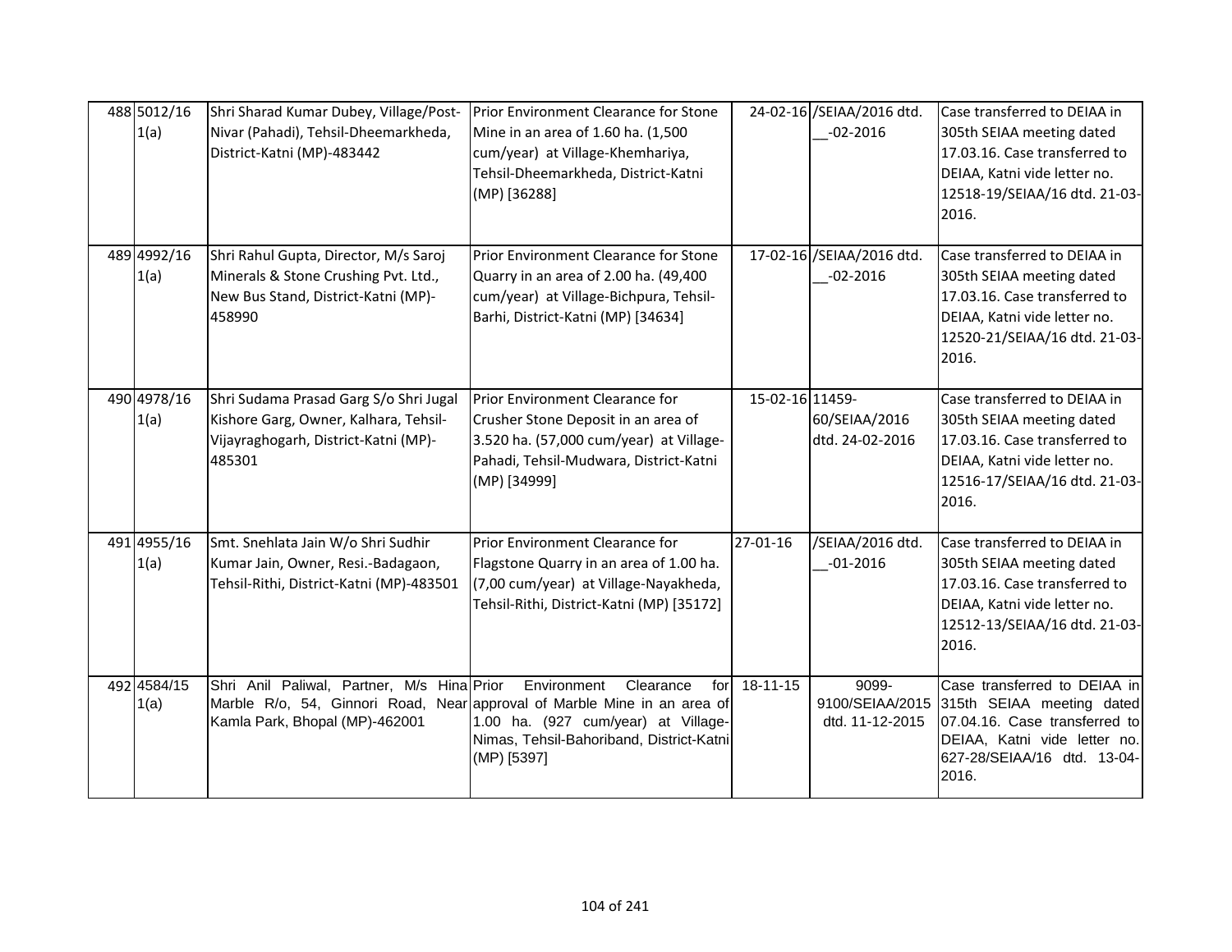| | | | | | | |
|---|---|---|---|---|---|---|
| 488 | 5012/16 1(a) | Shri Sharad Kumar Dubey, Village/Post-Nivar (Pahadi), Tehsil-Dheemarkheda, District-Katni (MP)-483442 | Prior Environment Clearance for Stone Mine in an area of 1.60 ha. (1,500 cum/year) at Village-Khemhariya, Tehsil-Dheemarkheda, District-Katni (MP) [36288] | 24-02-16 | /SEIAA/2016 dtd. __-02-2016 | Case transferred to DEIAA in 305th SEIAA meeting dated 17.03.16. Case transferred to DEIAA, Katni vide letter no. 12518-19/SEIAA/16 dtd. 21-03-2016. |
| 489 | 4992/16 1(a) | Shri Rahul Gupta, Director, M/s Saroj Minerals & Stone Crushing Pvt. Ltd., New Bus Stand, District-Katni (MP)-458990 | Prior Environment Clearance for Stone Quarry in an area of 2.00 ha. (49,400 cum/year) at Village-Bichpura, Tehsil-Barhi, District-Katni (MP) [34634] | 17-02-16 | /SEIAA/2016 dtd. __-02-2016 | Case transferred to DEIAA in 305th SEIAA meeting dated 17.03.16. Case transferred to DEIAA, Katni vide letter no. 12520-21/SEIAA/16 dtd. 21-03-2016. |
| 490 | 4978/16 1(a) | Shri Sudama Prasad Garg S/o Shri Jugal Kishore Garg, Owner, Kalhara, Tehsil-Vijayraghogarh, District-Katni (MP)-485301 | Prior Environment Clearance for Crusher Stone Deposit in an area of 3.520 ha. (57,000 cum/year) at Village-Pahadi, Tehsil-Mudwara, District-Katni (MP) [34999] | 15-02-16 | 11459-60/SEIAA/2016 dtd. 24-02-2016 | Case transferred to DEIAA in 305th SEIAA meeting dated 17.03.16. Case transferred to DEIAA, Katni vide letter no. 12516-17/SEIAA/16 dtd. 21-03-2016. |
| 491 | 4955/16 1(a) | Smt. Snehlata Jain W/o Shri Sudhir Kumar Jain, Owner, Resi.-Badagaon, Tehsil-Rithi, District-Katni (MP)-483501 | Prior Environment Clearance for Flagstone Quarry in an area of 1.00 ha. (7,00 cum/year) at Village-Nayakheda, Tehsil-Rithi, District-Katni (MP) [35172] | 27-01-16 | /SEIAA/2016 dtd. __-01-2016 | Case transferred to DEIAA in 305th SEIAA meeting dated 17.03.16. Case transferred to DEIAA, Katni vide letter no. 12512-13/SEIAA/16 dtd. 21-03-2016. |
| 492 | 4584/15 1(a) | Shri Anil Paliwal, Partner, M/s Hina Marble R/o, 54, Ginnori Road, Near Kamla Park, Bhopal (MP)-462001 | Prior Environment Clearance for approval of Marble Mine in an area of 1.00 ha. (927 cum/year) at Village-Nimas, Tehsil-Bahoriband, District-Katni (MP) [5397] | 18-11-15 | 9099-9100/SEIAA/2015 dtd. 11-12-2015 | Case transferred to DEIAA in 315th SEIAA meeting dated 07.04.16. Case transferred to DEIAA, Katni vide letter no. 627-28/SEIAA/16 dtd. 13-04-2016. |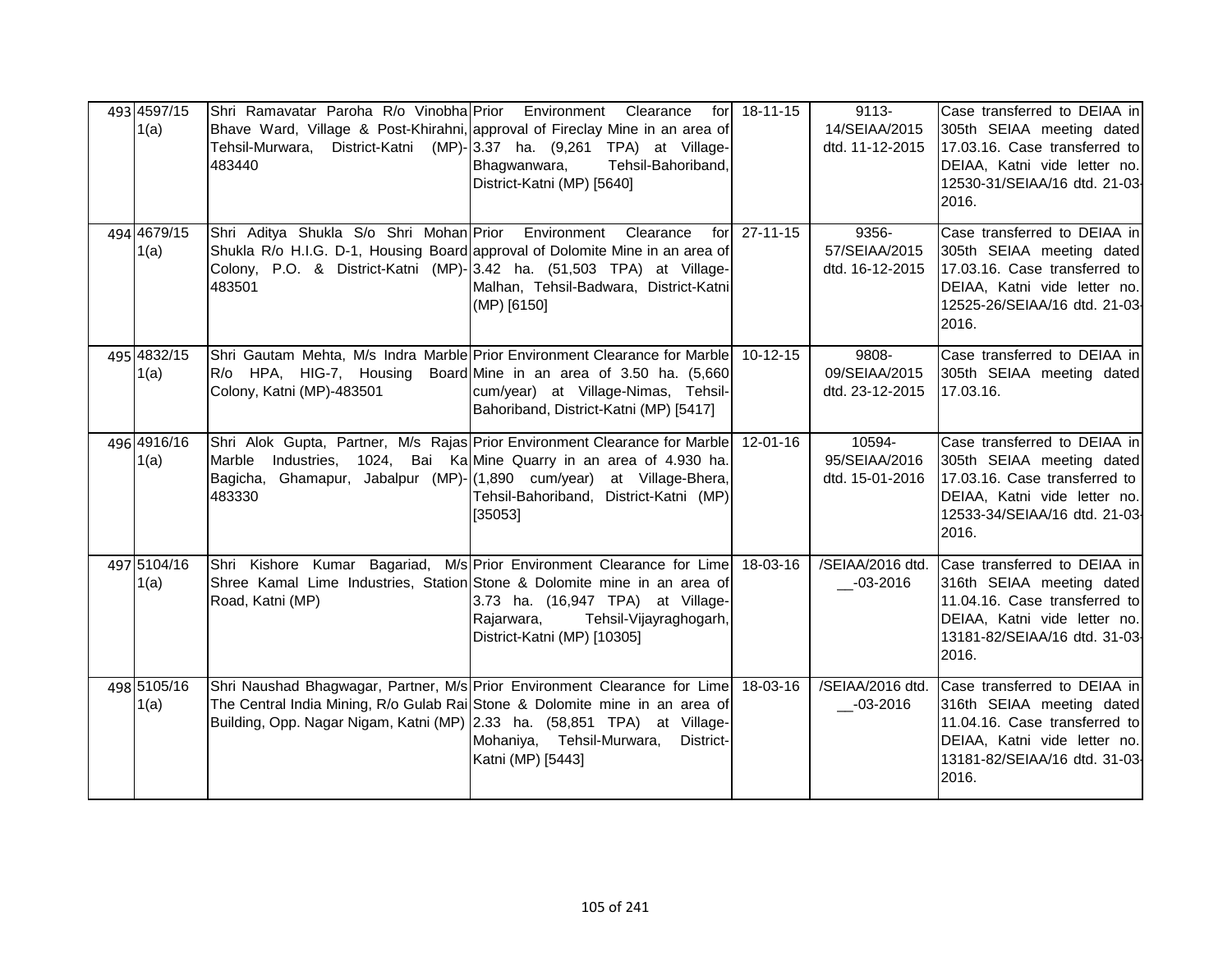| | | | | | | |
|---|---|---|---|---|---|---|
| 493 | 4597/15 1(a) | Shri Ramavatar Paroha R/o Vinobha Bhave Ward, Village & Post-Khirahni, Tehsil-Murwara, District-Katni (MP)-483440 | Prior Environment Clearance for approval of Fireclay Mine in an area of 3.37 ha. (9,261 TPA) at Village-Bhagwanwara, Tehsil-Bahoriband, District-Katni (MP) [5640] | 18-11-15 | 9113-14/SEIAA/2015 dtd. 11-12-2015 | Case transferred to DEIAA in 305th SEIAA meeting dated 17.03.16. Case transferred to DEIAA, Katni vide letter no. 12530-31/SEIAA/16 dtd. 21-03-2016. |
| 494 | 4679/15 1(a) | Shri Aditya Shukla S/o Shri Mohan Shukla R/o H.I.G. D-1, Housing Board Colony, P.O. & District-Katni (MP)-483501 | Prior Environment Clearance for approval of Dolomite Mine in an area of 3.42 ha. (51,503 TPA) at Village-Malhan, Tehsil-Badwara, District-Katni (MP) [6150] | 27-11-15 | 9356-57/SEIAA/2015 dtd. 16-12-2015 | Case transferred to DEIAA in 305th SEIAA meeting dated 17.03.16. Case transferred to DEIAA, Katni vide letter no. 12525-26/SEIAA/16 dtd. 21-03-2016. |
| 495 | 4832/15 1(a) | Shri Gautam Mehta, M/s Indra Marble R/o HPA, HIG-7, Housing Board Colony, Katni (MP)-483501 | Prior Environment Clearance for Marble Mine in an area of 3.50 ha. (5,660 cum/year) at Village-Nimas, Tehsil-Bahoriband, District-Katni (MP) [5417] | 10-12-15 | 9808-09/SEIAA/2015 dtd. 23-12-2015 | Case transferred to DEIAA in 305th SEIAA meeting dated 17.03.16. |
| 496 | 4916/16 1(a) | Shri Alok Gupta, Partner, M/s Rajas Marble Industries, 1024, Bai Ka Bagicha, Ghamapur, Jabalpur (MP)-483330 | Prior Environment Clearance for Marble Mine Quarry in an area of 4.930 ha. (1,890 cum/year) at Village-Bhera, Tehsil-Bahoriband, District-Katni (MP) [35053] | 12-01-16 | 10594-95/SEIAA/2016 dtd. 15-01-2016 | Case transferred to DEIAA in 305th SEIAA meeting dated 17.03.16. Case transferred to DEIAA, Katni vide letter no. 12533-34/SEIAA/16 dtd. 21-03-2016. |
| 497 | 5104/16 1(a) | Shri Kishore Kumar Bagariad, M/s Shree Kamal Lime Industries, Station Road, Katni (MP) | Prior Environment Clearance for Lime Stone & Dolomite mine in an area of 3.73 ha. (16,947 TPA) at Village-Rajarwara, Tehsil-Vijayraghogarh, District-Katni (MP) [10305] | 18-03-16 | /SEIAA/2016 dtd. __-03-2016 | Case transferred to DEIAA in 316th SEIAA meeting dated 11.04.16. Case transferred to DEIAA, Katni vide letter no. 13181-82/SEIAA/16 dtd. 31-03-2016. |
| 498 | 5105/16 1(a) | Shri Naushad Bhagwagar, Partner, M/s The Central India Mining, R/o Gulab Rai Building, Opp. Nagar Nigam, Katni (MP) | Prior Environment Clearance for Lime Stone & Dolomite mine in an area of 2.33 ha. (58,851 TPA) at Village-Mohaniya, Tehsil-Murwara, District-Katni (MP) [5443] | 18-03-16 | /SEIAA/2016 dtd. __-03-2016 | Case transferred to DEIAA in 316th SEIAA meeting dated 11.04.16. Case transferred to DEIAA, Katni vide letter no. 13181-82/SEIAA/16 dtd. 31-03-2016. |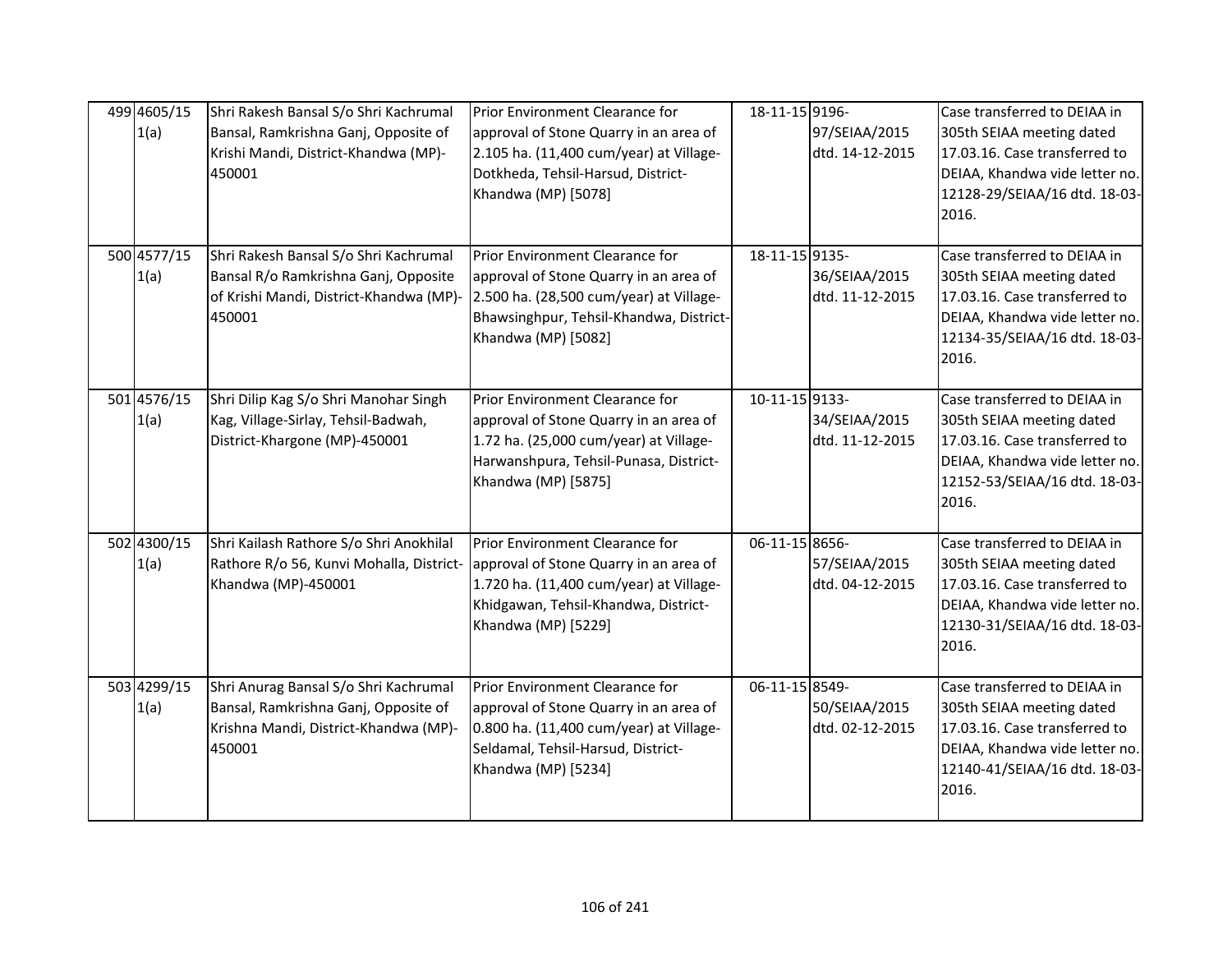| | | | | | | |
|---|---|---|---|---|---|---|
| 499 | 4605/15 1(a) | Shri Rakesh Bansal S/o Shri Kachrumal Bansal, Ramkrishna Ganj, Opposite of Krishi Mandi, District-Khandwa (MP)-450001 | Prior Environment Clearance for approval of Stone Quarry in an area of 2.105 ha. (11,400 cum/year) at Village-Dotkheda, Tehsil-Harsud, District-Khandwa (MP) [5078] | 18-11-15 | 9196-97/SEIAA/2015 dtd. 14-12-2015 | Case transferred to DEIAA in 305th SEIAA meeting dated 17.03.16. Case transferred to DEIAA, Khandwa vide letter no. 12128-29/SEIAA/16 dtd. 18-03-2016. |
| 500 | 4577/15 1(a) | Shri Rakesh Bansal S/o Shri Kachrumal Bansal R/o Ramkrishna Ganj, Opposite of Krishi Mandi, District-Khandwa (MP)-450001 | Prior Environment Clearance for approval of Stone Quarry in an area of 2.500 ha. (28,500 cum/year) at Village-Bhawsinghpur, Tehsil-Khandwa, District-Khandwa (MP) [5082] | 18-11-15 | 9135-36/SEIAA/2015 dtd. 11-12-2015 | Case transferred to DEIAA in 305th SEIAA meeting dated 17.03.16. Case transferred to DEIAA, Khandwa vide letter no. 12134-35/SEIAA/16 dtd. 18-03-2016. |
| 501 | 4576/15 1(a) | Shri Dilip Kag S/o Shri Manohar Singh Kag, Village-Sirlay, Tehsil-Badwah, District-Khargone (MP)-450001 | Prior Environment Clearance for approval of Stone Quarry in an area of 1.72 ha. (25,000 cum/year) at Village-Harwanshpura, Tehsil-Punasa, District-Khandwa (MP) [5875] | 10-11-15 | 9133-34/SEIAA/2015 dtd. 11-12-2015 | Case transferred to DEIAA in 305th SEIAA meeting dated 17.03.16. Case transferred to DEIAA, Khandwa vide letter no. 12152-53/SEIAA/16 dtd. 18-03-2016. |
| 502 | 4300/15 1(a) | Shri Kailash Rathore S/o Shri Anokhilal Rathore R/o 56, Kunvi Mohalla, District-Khandwa (MP)-450001 | Prior Environment Clearance for approval of Stone Quarry in an area of 1.720 ha. (11,400 cum/year) at Village-Khidgawan, Tehsil-Khandwa, District-Khandwa (MP) [5229] | 06-11-15 | 8656-57/SEIAA/2015 dtd. 04-12-2015 | Case transferred to DEIAA in 305th SEIAA meeting dated 17.03.16. Case transferred to DEIAA, Khandwa vide letter no. 12130-31/SEIAA/16 dtd. 18-03-2016. |
| 503 | 4299/15 1(a) | Shri Anurag Bansal S/o Shri Kachrumal Bansal, Ramkrishna Ganj, Opposite of Krishna Mandi, District-Khandwa (MP)-450001 | Prior Environment Clearance for approval of Stone Quarry in an area of 0.800 ha. (11,400 cum/year) at Village-Seldamal, Tehsil-Harsud, District-Khandwa (MP) [5234] | 06-11-15 | 8549-50/SEIAA/2015 dtd. 02-12-2015 | Case transferred to DEIAA in 305th SEIAA meeting dated 17.03.16. Case transferred to DEIAA, Khandwa vide letter no. 12140-41/SEIAA/16 dtd. 18-03-2016. |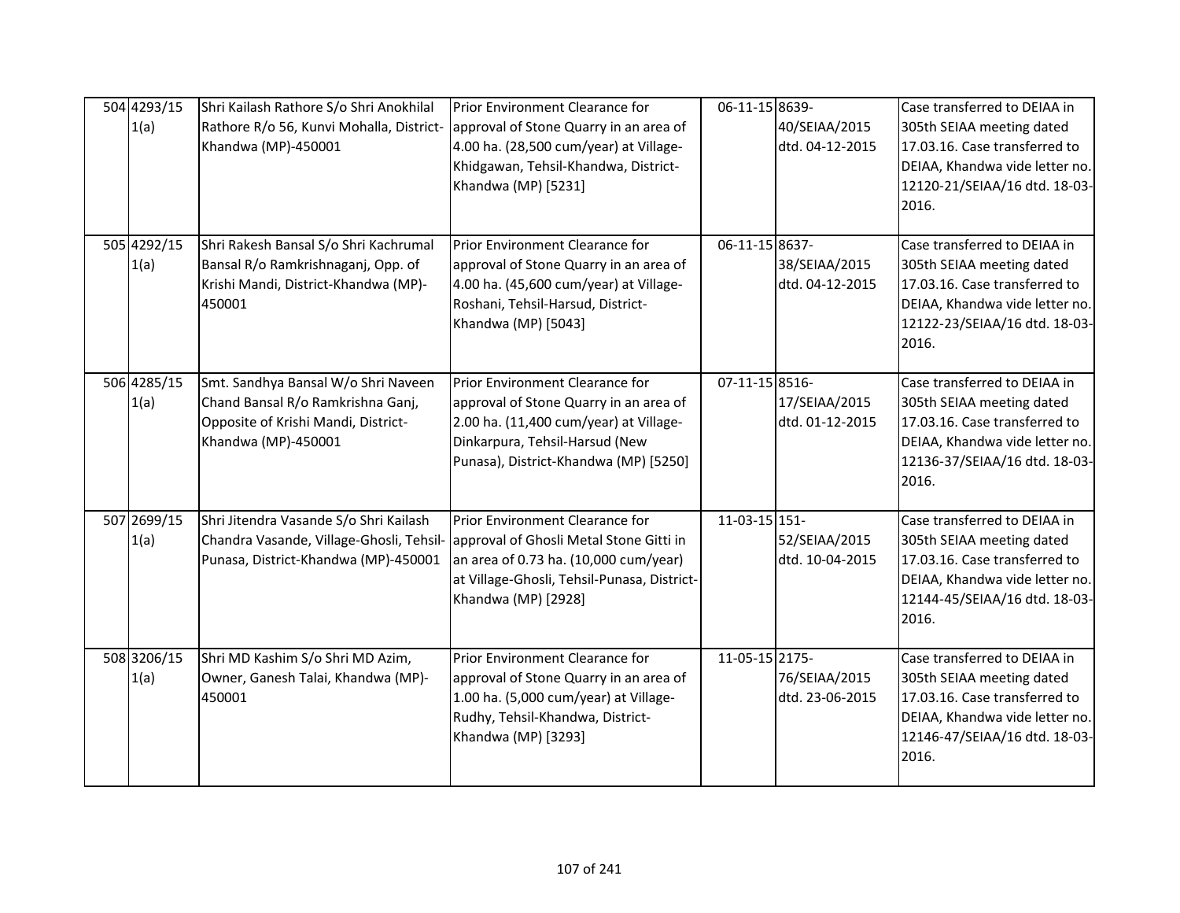| | | | | | | |
|---|---|---|---|---|---|---|
| 504 | 4293/15 1(a) | Shri Kailash Rathore S/o Shri Anokhilal Rathore R/o 56, Kunvi Mohalla, District-Khandwa (MP)-450001 | Prior Environment Clearance for approval of Stone Quarry in an area of 4.00 ha. (28,500 cum/year) at Village-Khidgawan, Tehsil-Khandwa, District-Khandwa (MP) [5231] | 06-11-15 | 8639-40/SEIAA/2015 dtd. 04-12-2015 | Case transferred to DEIAA in 305th SEIAA meeting dated 17.03.16. Case transferred to DEIAA, Khandwa vide letter no. 12120-21/SEIAA/16 dtd. 18-03-2016. |
| 505 | 4292/15 1(a) | Shri Rakesh Bansal S/o Shri Kachrumal Bansal R/o Ramkrishnaganj, Opp. of Krishi Mandi, District-Khandwa (MP)-450001 | Prior Environment Clearance for approval of Stone Quarry in an area of 4.00 ha. (45,600 cum/year) at Village-Roshani, Tehsil-Harsud, District-Khandwa (MP) [5043] | 06-11-15 | 8637-38/SEIAA/2015 dtd. 04-12-2015 | Case transferred to DEIAA in 305th SEIAA meeting dated 17.03.16. Case transferred to DEIAA, Khandwa vide letter no. 12122-23/SEIAA/16 dtd. 18-03-2016. |
| 506 | 4285/15 1(a) | Smt. Sandhya Bansal W/o Shri Naveen Chand Bansal R/o Ramkrishna Ganj, Opposite of Krishi Mandi, District-Khandwa (MP)-450001 | Prior Environment Clearance for approval of Stone Quarry in an area of 2.00 ha. (11,400 cum/year) at Village-Dinkarpura, Tehsil-Harsud (New Punasa), District-Khandwa (MP) [5250] | 07-11-15 | 8516-17/SEIAA/2015 dtd. 01-12-2015 | Case transferred to DEIAA in 305th SEIAA meeting dated 17.03.16. Case transferred to DEIAA, Khandwa vide letter no. 12136-37/SEIAA/16 dtd. 18-03-2016. |
| 507 | 2699/15 1(a) | Shri Jitendra Vasande S/o Shri Kailash Chandra Vasande, Village-Ghosli, Tehsil-Punasa, District-Khandwa (MP)-450001 | Prior Environment Clearance for approval of Ghosli Metal Stone Gitti in an area of 0.73 ha. (10,000 cum/year) at Village-Ghosli, Tehsil-Punasa, District-Khandwa (MP) [2928] | 11-03-15 | 151-52/SEIAA/2015 dtd. 10-04-2015 | Case transferred to DEIAA in 305th SEIAA meeting dated 17.03.16. Case transferred to DEIAA, Khandwa vide letter no. 12144-45/SEIAA/16 dtd. 18-03-2016. |
| 508 | 3206/15 1(a) | Shri MD Kashim S/o Shri MD Azim, Owner, Ganesh Talai, Khandwa (MP)-450001 | Prior Environment Clearance for approval of Stone Quarry in an area of 1.00 ha. (5,000 cum/year) at Village-Rudhy, Tehsil-Khandwa, District-Khandwa (MP) [3293] | 11-05-15 | 2175-76/SEIAA/2015 dtd. 23-06-2015 | Case transferred to DEIAA in 305th SEIAA meeting dated 17.03.16. Case transferred to DEIAA, Khandwa vide letter no. 12146-47/SEIAA/16 dtd. 18-03-2016. |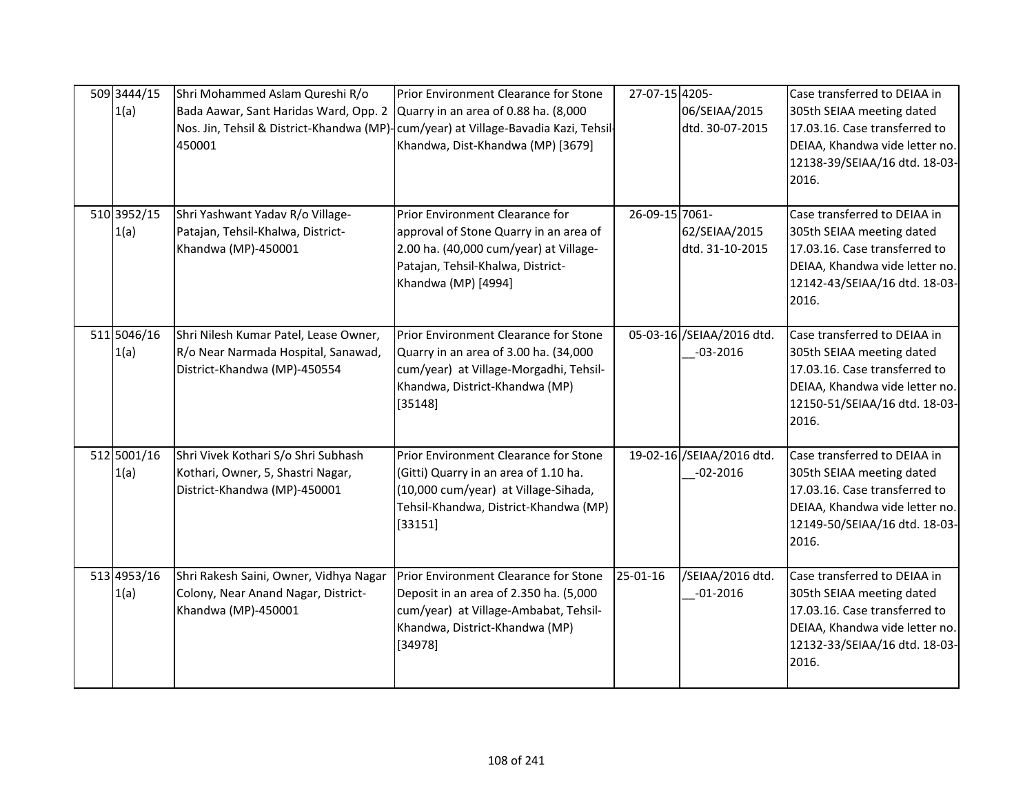| | | | | | | |
|---|---|---|---|---|---|---|
| 509 | 3444/15 1(a) | Shri Mohammed Aslam Qureshi R/o Bada Aawar, Sant Haridas Ward, Opp. 2 Nos. Jin, Tehsil & District-Khandwa (MP)-450001 | Prior Environment Clearance for Stone Quarry in an area of 0.88 ha. (8,000 cum/year) at Village-Bavadia Kazi, Tehsil-Khandwa, Dist-Khandwa (MP) [3679] | 27-07-15 | 4205-06/SEIAA/2015 dtd. 30-07-2015 | Case transferred to DEIAA in 305th SEIAA meeting dated 17.03.16. Case transferred to DEIAA, Khandwa vide letter no. 12138-39/SEIAA/16 dtd. 18-03-2016. |
| 510 | 3952/15 1(a) | Shri Yashwant Yadav R/o Village-Patajan, Tehsil-Khalwa, District-Khandwa (MP)-450001 | Prior Environment Clearance for approval of Stone Quarry in an area of 2.00 ha. (40,000 cum/year) at Village-Patajan, Tehsil-Khalwa, District-Khandwa (MP) [4994] | 26-09-15 | 7061-62/SEIAA/2015 dtd. 31-10-2015 | Case transferred to DEIAA in 305th SEIAA meeting dated 17.03.16. Case transferred to DEIAA, Khandwa vide letter no. 12142-43/SEIAA/16 dtd. 18-03-2016. |
| 511 | 5046/16 1(a) | Shri Nilesh Kumar Patel, Lease Owner, R/o Near Narmada Hospital, Sanawad, District-Khandwa (MP)-450554 | Prior Environment Clearance for Stone Quarry in an area of 3.00 ha. (34,000 cum/year) at Village-Morgadhi, Tehsil-Khandwa, District-Khandwa (MP) [35148] | 05-03-16 | /SEIAA/2016 dtd. __-03-2016 | Case transferred to DEIAA in 305th SEIAA meeting dated 17.03.16. Case transferred to DEIAA, Khandwa vide letter no. 12150-51/SEIAA/16 dtd. 18-03-2016. |
| 512 | 5001/16 1(a) | Shri Vivek Kothari S/o Shri Subhash Kothari, Owner, 5, Shastri Nagar, District-Khandwa (MP)-450001 | Prior Environment Clearance for Stone (Gitti) Quarry in an area of 1.10 ha. (10,000 cum/year) at Village-Sihada, Tehsil-Khandwa, District-Khandwa (MP) [33151] | 19-02-16 | /SEIAA/2016 dtd. __-02-2016 | Case transferred to DEIAA in 305th SEIAA meeting dated 17.03.16. Case transferred to DEIAA, Khandwa vide letter no. 12149-50/SEIAA/16 dtd. 18-03-2016. |
| 513 | 4953/16 1(a) | Shri Rakesh Saini, Owner, Vidhya Nagar Colony, Near Anand Nagar, District-Khandwa (MP)-450001 | Prior Environment Clearance for Stone Deposit in an area of 2.350 ha. (5,000 cum/year) at Village-Ambabat, Tehsil-Khandwa, District-Khandwa (MP) [34978] | 25-01-16 | /SEIAA/2016 dtd. __-01-2016 | Case transferred to DEIAA in 305th SEIAA meeting dated 17.03.16. Case transferred to DEIAA, Khandwa vide letter no. 12132-33/SEIAA/16 dtd. 18-03-2016. |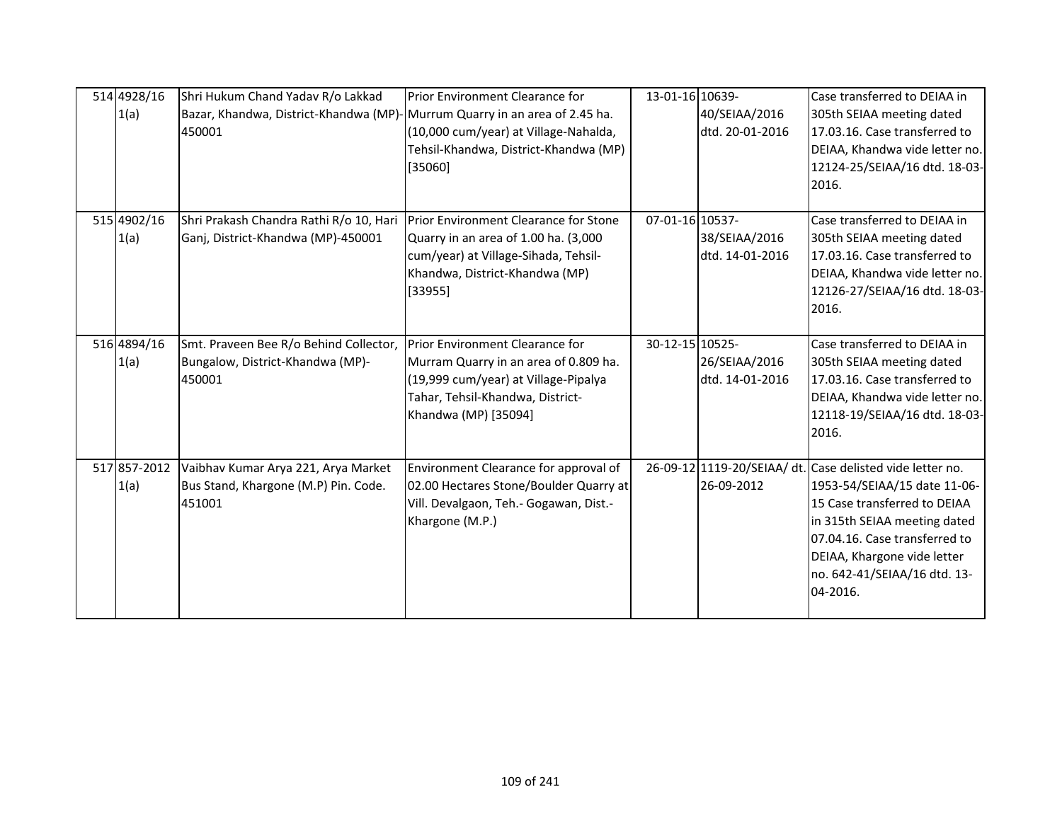| | | | | | | |
|---|---|---|---|---|---|---|
| 514 | 4928/16 1(a) | Shri Hukum Chand Yadav R/o Lakkad Bazar, Khandwa, District-Khandwa (MP)-450001 | Prior Environment Clearance for Murrum Quarry in an area of 2.45 ha. (10,000 cum/year) at Village-Nahalda, Tehsil-Khandwa, District-Khandwa (MP) [35060] | 13-01-16 | 10639-40/SEIAA/2016 dtd. 20-01-2016 | Case transferred to DEIAA in 305th SEIAA meeting dated 17.03.16. Case transferred to DEIAA, Khandwa vide letter no. 12124-25/SEIAA/16 dtd. 18-03-2016. |
| 515 | 4902/16 1(a) | Shri Prakash Chandra Rathi R/o 10, Hari Ganj, District-Khandwa (MP)-450001 | Prior Environment Clearance for Stone Quarry in an area of 1.00 ha. (3,000 cum/year) at Village-Sihada, Tehsil-Khandwa, District-Khandwa (MP) [33955] | 07-01-16 | 10537-38/SEIAA/2016 dtd. 14-01-2016 | Case transferred to DEIAA in 305th SEIAA meeting dated 17.03.16. Case transferred to DEIAA, Khandwa vide letter no. 12126-27/SEIAA/16 dtd. 18-03-2016. |
| 516 | 4894/16 1(a) | Smt. Praveen Bee R/o Behind Collector, Bungalow, District-Khandwa (MP)-450001 | Prior Environment Clearance for Murram Quarry in an area of 0.809 ha. (19,999 cum/year) at Village-Pipalya Tahar, Tehsil-Khandwa, District-Khandwa (MP) [35094] | 30-12-15 | 10525-26/SEIAA/2016 dtd. 14-01-2016 | Case transferred to DEIAA in 305th SEIAA meeting dated 17.03.16. Case transferred to DEIAA, Khandwa vide letter no. 12118-19/SEIAA/16 dtd. 18-03-2016. |
| 517 | 857-2012 1(a) | Vaibhav Kumar Arya 221, Arya Market Bus Stand, Khargone (M.P) Pin. Code. 451001 | Environment Clearance for approval of 02.00 Hectares Stone/Boulder Quarry at Vill. Devalgaon, Teh.- Gogawan, Dist.- Khargone (M.P.) | 26-09-12 | 1119-20/SEIAA/ dt. 26-09-2012 | Case delisted vide letter no. 1953-54/SEIAA/15 date 11-06-15 Case transferred to DEIAA in 315th SEIAA meeting dated 07.04.16. Case transferred to DEIAA, Khargone vide letter no. 642-41/SEIAA/16 dtd. 13-04-2016. |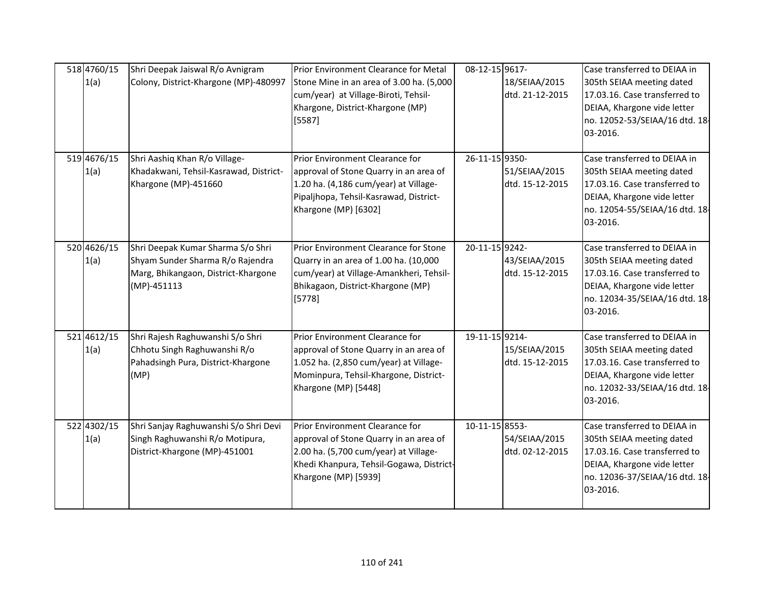| | | | | | | |
|---|---|---|---|---|---|---|
| 518 | 4760/15 1(a) | Shri Deepak Jaiswal R/o Avnigram Colony, District-Khargone (MP)-480997 | Prior Environment Clearance for Metal Stone Mine in an area of 3.00 ha. (5,000 cum/year) at Village-Biroti, Tehsil-Khargone, District-Khargone (MP) [5587] | 08-12-15 | 9617-18/SEIAA/2015 dtd. 21-12-2015 | Case transferred to DEIAA in 305th SEIAA meeting dated 17.03.16. Case transferred to DEIAA, Khargone vide letter no. 12052-53/SEIAA/16 dtd. 18-03-2016. |
| 519 | 4676/15 1(a) | Shri Aashiq Khan R/o Village-Khadakwani, Tehsil-Kasrawad, District-Khargone (MP)-451660 | Prior Environment Clearance for approval of Stone Quarry in an area of 1.20 ha. (4,186 cum/year) at Village-Pipaljhopa, Tehsil-Kasrawad, District-Khargone (MP) [6302] | 26-11-15 | 9350-51/SEIAA/2015 dtd. 15-12-2015 | Case transferred to DEIAA in 305th SEIAA meeting dated 17.03.16. Case transferred to DEIAA, Khargone vide letter no. 12054-55/SEIAA/16 dtd. 18-03-2016. |
| 520 | 4626/15 1(a) | Shri Deepak Kumar Sharma S/o Shri Shyam Sunder Sharma R/o Rajendra Marg, Bhikangaon, District-Khargone (MP)-451113 | Prior Environment Clearance for Stone Quarry in an area of 1.00 ha. (10,000 cum/year) at Village-Amankheri, Tehsil-Bhikagaon, District-Khargone (MP) [5778] | 20-11-15 | 9242-43/SEIAA/2015 dtd. 15-12-2015 | Case transferred to DEIAA in 305th SEIAA meeting dated 17.03.16. Case transferred to DEIAA, Khargone vide letter no. 12034-35/SEIAA/16 dtd. 18-03-2016. |
| 521 | 4612/15 1(a) | Shri Rajesh Raghuwanshi S/o Shri Chhotu Singh Raghuwanshi R/o Pahadsingh Pura, District-Khargone (MP) | Prior Environment Clearance for approval of Stone Quarry in an area of 1.052 ha. (2,850 cum/year) at Village-Mominpura, Tehsil-Khargone, District-Khargone (MP) [5448] | 19-11-15 | 9214-15/SEIAA/2015 dtd. 15-12-2015 | Case transferred to DEIAA in 305th SEIAA meeting dated 17.03.16. Case transferred to DEIAA, Khargone vide letter no. 12032-33/SEIAA/16 dtd. 18-03-2016. |
| 522 | 4302/15 1(a) | Shri Sanjay Raghuwanshi S/o Shri Devi Singh Raghuwanshi R/o Motipura, District-Khargone (MP)-451001 | Prior Environment Clearance for approval of Stone Quarry in an area of 2.00 ha. (5,700 cum/year) at Village-Khedi Khanpura, Tehsil-Gogawa, District-Khargone (MP) [5939] | 10-11-15 | 8553-54/SEIAA/2015 dtd. 02-12-2015 | Case transferred to DEIAA in 305th SEIAA meeting dated 17.03.16. Case transferred to DEIAA, Khargone vide letter no. 12036-37/SEIAA/16 dtd. 18-03-2016. |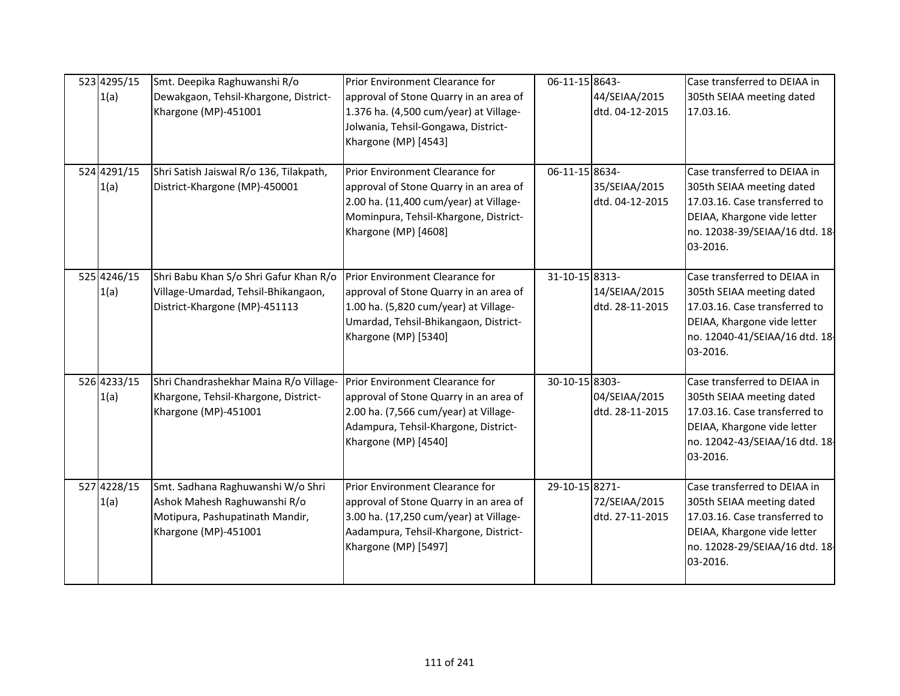| | | | | | | |
|---|---|---|---|---|---|---|
| 523 | 4295/15 1(a) | Smt. Deepika Raghuwanshi R/o Dewakgaon, Tehsil-Khargone, District-Khargone (MP)-451001 | Prior Environment Clearance for approval of Stone Quarry in an area of 1.376 ha. (4,500 cum/year) at Village-Jolwania, Tehsil-Gongawa, District-Khargone (MP) [4543] | 06-11-15 | 8643-44/SEIAA/2015 dtd. 04-12-2015 | Case transferred to DEIAA in 305th SEIAA meeting dated 17.03.16. |
| 524 | 4291/15 1(a) | Shri Satish Jaiswal R/o 136, Tilakpath, District-Khargone (MP)-450001 | Prior Environment Clearance for approval of Stone Quarry in an area of 2.00 ha. (11,400 cum/year) at Village-Mominpura, Tehsil-Khargone, District-Khargone (MP) [4608] | 06-11-15 | 8634-35/SEIAA/2015 dtd. 04-12-2015 | Case transferred to DEIAA in 305th SEIAA meeting dated 17.03.16. Case transferred to DEIAA, Khargone vide letter no. 12038-39/SEIAA/16 dtd. 18-03-2016. |
| 525 | 4246/15 1(a) | Shri Babu Khan S/o Shri Gafur Khan R/o Village-Umardad, Tehsil-Bhikangaon, District-Khargone (MP)-451113 | Prior Environment Clearance for approval of Stone Quarry in an area of 1.00 ha. (5,820 cum/year) at Village-Umardad, Tehsil-Bhikangaon, District-Khargone (MP) [5340] | 31-10-15 | 8313-14/SEIAA/2015 dtd. 28-11-2015 | Case transferred to DEIAA in 305th SEIAA meeting dated 17.03.16. Case transferred to DEIAA, Khargone vide letter no. 12040-41/SEIAA/16 dtd. 18-03-2016. |
| 526 | 4233/15 1(a) | Shri Chandrashekhar Maina R/o Village-Khargone, Tehsil-Khargone, District-Khargone (MP)-451001 | Prior Environment Clearance for approval of Stone Quarry in an area of 2.00 ha. (7,566 cum/year) at Village-Adampura, Tehsil-Khargone, District-Khargone (MP) [4540] | 30-10-15 | 8303-04/SEIAA/2015 dtd. 28-11-2015 | Case transferred to DEIAA in 305th SEIAA meeting dated 17.03.16. Case transferred to DEIAA, Khargone vide letter no. 12042-43/SEIAA/16 dtd. 18-03-2016. |
| 527 | 4228/15 1(a) | Smt. Sadhana Raghuwanshi W/o Shri Ashok Mahesh Raghuwanshi R/o Motipura, Pashupatinath Mandir, Khargone (MP)-451001 | Prior Environment Clearance for approval of Stone Quarry in an area of 3.00 ha. (17,250 cum/year) at Village-Aadampura, Tehsil-Khargone, District-Khargone (MP) [5497] | 29-10-15 | 8271-72/SEIAA/2015 dtd. 27-11-2015 | Case transferred to DEIAA in 305th SEIAA meeting dated 17.03.16. Case transferred to DEIAA, Khargone vide letter no. 12028-29/SEIAA/16 dtd. 18-03-2016. |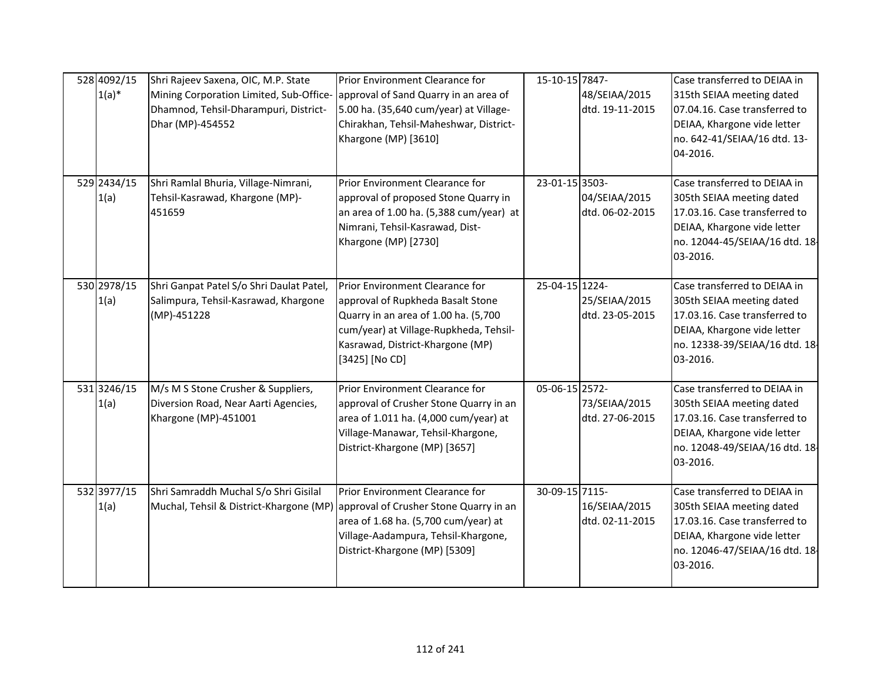| | | | | | | |
|---|---|---|---|---|---|---|
| 528 | 4092/15 1(a)* | Shri Rajeev Saxena, OIC, M.P. State Mining Corporation Limited, Sub-Office-Dhamnod, Tehsil-Dharampuri, District-Dhar (MP)-454552 | Prior Environment Clearance for approval of Sand Quarry in an area of 5.00 ha. (35,640 cum/year) at Village-Chirakhan, Tehsil-Maheshwar, District-Khargone (MP) [3610] | 15-10-15 | 7847-48/SEIAA/2015 dtd. 19-11-2015 | Case transferred to DEIAA in 315th SEIAA meeting dated 07.04.16. Case transferred to DEIAA, Khargone vide letter no. 642-41/SEIAA/16 dtd. 13-04-2016. |
| 529 | 2434/15 1(a) | Shri Ramlal Bhuria, Village-Nimrani, Tehsil-Kasrawad, Khargone (MP)-451659 | Prior Environment Clearance for approval of proposed Stone Quarry in an area of 1.00 ha. (5,388 cum/year) at Nimrani, Tehsil-Kasrawad, Dist-Khargone (MP) [2730] | 23-01-15 | 3503-04/SEIAA/2015 dtd. 06-02-2015 | Case transferred to DEIAA in 305th SEIAA meeting dated 17.03.16. Case transferred to DEIAA, Khargone vide letter no. 12044-45/SEIAA/16 dtd. 18-03-2016. |
| 530 | 2978/15 1(a) | Shri Ganpat Patel S/o Shri Daulat Patel, Salimpura, Tehsil-Kasrawad, Khargone (MP)-451228 | Prior Environment Clearance for approval of Rupkheda Basalt Stone Quarry in an area of 1.00 ha. (5,700 cum/year) at Village-Rupkheda, Tehsil-Kasrawad, District-Khargone (MP) [3425] [No CD] | 25-04-15 | 1224-25/SEIAA/2015 dtd. 23-05-2015 | Case transferred to DEIAA in 305th SEIAA meeting dated 17.03.16. Case transferred to DEIAA, Khargone vide letter no. 12338-39/SEIAA/16 dtd. 18-03-2016. |
| 531 | 3246/15 1(a) | M/s M S Stone Crusher & Suppliers, Diversion Road, Near Aarti Agencies, Khargone (MP)-451001 | Prior Environment Clearance for approval of Crusher Stone Quarry in an area of 1.011 ha. (4,000 cum/year) at Village-Manawar, Tehsil-Khargone, District-Khargone (MP) [3657] | 05-06-15 | 2572-73/SEIAA/2015 dtd. 27-06-2015 | Case transferred to DEIAA in 305th SEIAA meeting dated 17.03.16. Case transferred to DEIAA, Khargone vide letter no. 12048-49/SEIAA/16 dtd. 18-03-2016. |
| 532 | 3977/15 1(a) | Shri Samraddh Muchal S/o Shri Gisilal Muchal, Tehsil & District-Khargone (MP) | Prior Environment Clearance for approval of Crusher Stone Quarry in an area of 1.68 ha. (5,700 cum/year) at Village-Aadampura, Tehsil-Khargone, District-Khargone (MP) [5309] | 30-09-15 | 7115-16/SEIAA/2015 dtd. 02-11-2015 | Case transferred to DEIAA in 305th SEIAA meeting dated 17.03.16. Case transferred to DEIAA, Khargone vide letter no. 12046-47/SEIAA/16 dtd. 18-03-2016. |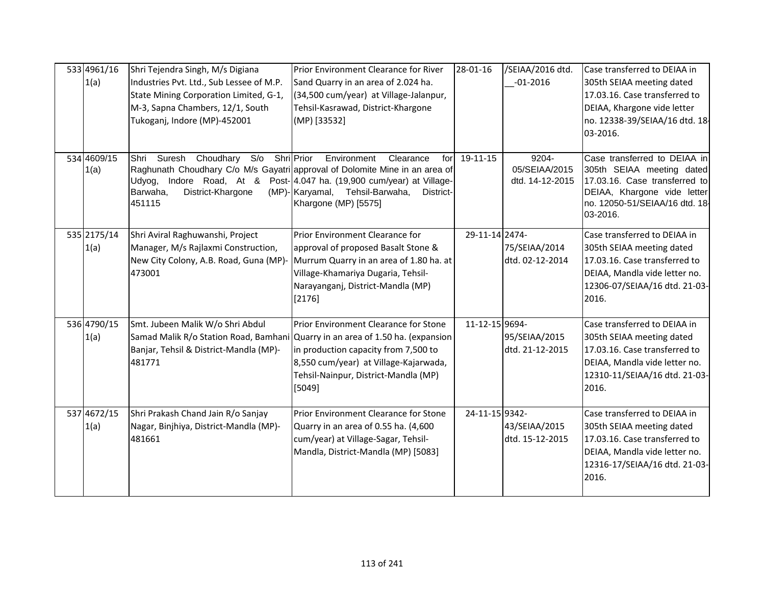| | | | | | | |
|---|---|---|---|---|---|---|
| 533 | 4961/16 1(a) | Shri Tejendra Singh, M/s Digiana Industries Pvt. Ltd., Sub Lessee of M.P. State Mining Corporation Limited, G-1, M-3, Sapna Chambers, 12/1, South Tukoganj, Indore (MP)-452001 | Prior Environment Clearance for River Sand Quarry in an area of 2.024 ha. (34,500 cum/year) at Village-Jalanpur, Tehsil-Kasrawad, District-Khargone (MP) [33532] | 28-01-16 | /SEIAA/2016 dtd. __-01-2016 | Case transferred to DEIAA in 305th SEIAA meeting dated 17.03.16. Case transferred to DEIAA, Khargone vide letter no. 12338-39/SEIAA/16 dtd. 18-03-2016. |
| 534 | 4609/15 1(a) | Shri Suresh Choudhary S/o Shri Raghunath Choudhary C/o M/s Gayatri Udyog, Indore Road, At & Post-Barwaha, District-Khargone (MP)-451115 | Prior Environment Clearance for approval of Dolomite Mine in an area of 4.047 ha. (19,900 cum/year) at Village-Karyamal, Tehsil-Barwaha, District-Khargone (MP) [5575] | 19-11-15 | 9204-05/SEIAA/2015 dtd. 14-12-2015 | Case transferred to DEIAA in 305th SEIAA meeting dated 17.03.16. Case transferred to DEIAA, Khargone vide letter no. 12050-51/SEIAA/16 dtd. 18-03-2016. |
| 535 | 2175/14 1(a) | Shri Aviral Raghuwanshi, Project Manager, M/s Rajlaxmi Construction, New City Colony, A.B. Road, Guna (MP)-473001 | Prior Environment Clearance for approval of proposed Basalt Stone & Murrum Quarry in an area of 1.80 ha. at Village-Khamariya Dugaria, Tehsil-Narayanganj, District-Mandla (MP) [2176] | 29-11-14 | 2474-75/SEIAA/2014 dtd. 02-12-2014 | Case transferred to DEIAA in 305th SEIAA meeting dated 17.03.16. Case transferred to DEIAA, Mandla vide letter no. 12306-07/SEIAA/16 dtd. 21-03-2016. |
| 536 | 4790/15 1(a) | Smt. Jubeen Malik W/o Shri Abdul Samad Malik R/o Station Road, Bamhani Banjar, Tehsil & District-Mandla (MP)-481771 | Prior Environment Clearance for Stone Quarry in an area of 1.50 ha. (expansion in production capacity from 7,500 to 8,550 cum/year) at Village-Kajarwada, Tehsil-Nainpur, District-Mandla (MP) [5049] | 11-12-15 | 9694-95/SEIAA/2015 dtd. 21-12-2015 | Case transferred to DEIAA in 305th SEIAA meeting dated 17.03.16. Case transferred to DEIAA, Mandla vide letter no. 12310-11/SEIAA/16 dtd. 21-03-2016. |
| 537 | 4672/15 1(a) | Shri Prakash Chand Jain R/o Sanjay Nagar, Binjhiya, District-Mandla (MP)-481661 | Prior Environment Clearance for Stone Quarry in an area of 0.55 ha. (4,600 cum/year) at Village-Sagar, Tehsil-Mandla, District-Mandla (MP) [5083] | 24-11-15 | 9342-43/SEIAA/2015 dtd. 15-12-2015 | Case transferred to DEIAA in 305th SEIAA meeting dated 17.03.16. Case transferred to DEIAA, Mandla vide letter no. 12316-17/SEIAA/16 dtd. 21-03-2016. |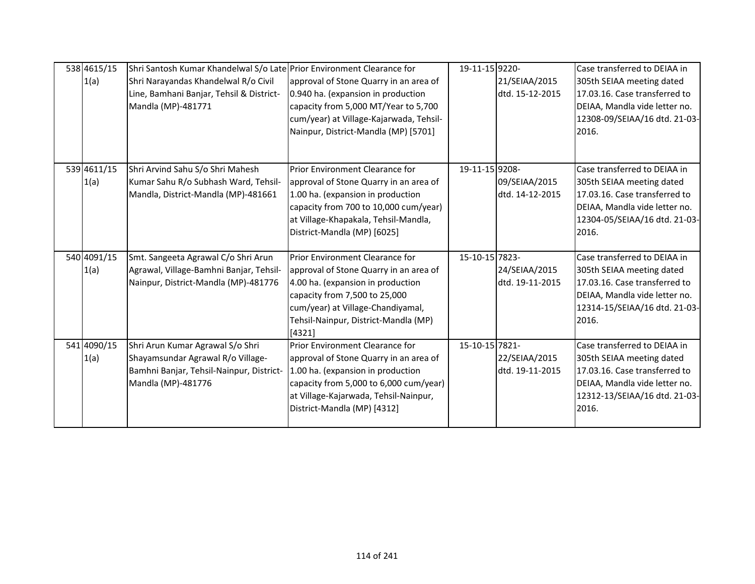| | | | | | | |
|---|---|---|---|---|---|---|
| 538 | 4615/15 1(a) | Shri Santosh Kumar Khandelwal S/o Late Shri Narayandas Khandelwal R/o Civil Line, Bamhani Banjar, Tehsil & District-Mandla (MP)-481771 | Prior Environment Clearance for approval of Stone Quarry in an area of 0.940 ha. (expansion in production capacity from 5,000 MT/Year to 5,700 cum/year) at Village-Kajarwada, Tehsil-Nainpur, District-Mandla (MP) [5701] | 19-11-15 | 9220-21/SEIAA/2015 dtd. 15-12-2015 | Case transferred to DEIAA in 305th SEIAA meeting dated 17.03.16. Case transferred to DEIAA, Mandla vide letter no. 12308-09/SEIAA/16 dtd. 21-03-2016. |
| 539 | 4611/15 1(a) | Shri Arvind Sahu S/o Shri Mahesh Kumar Sahu R/o Subhash Ward, Tehsil-Mandla, District-Mandla (MP)-481661 | Prior Environment Clearance for approval of Stone Quarry in an area of 1.00 ha. (expansion in production capacity from 700 to 10,000 cum/year) at Village-Khapakala, Tehsil-Mandla, District-Mandla (MP) [6025] | 19-11-15 | 9208-09/SEIAA/2015 dtd. 14-12-2015 | Case transferred to DEIAA in 305th SEIAA meeting dated 17.03.16. Case transferred to DEIAA, Mandla vide letter no. 12304-05/SEIAA/16 dtd. 21-03-2016. |
| 540 | 4091/15 1(a) | Smt. Sangeeta Agrawal C/o Shri Arun Agrawal, Village-Bamhni Banjar, Tehsil-Nainpur, District-Mandla (MP)-481776 | Prior Environment Clearance for approval of Stone Quarry in an area of 4.00 ha. (expansion in production capacity from 7,500 to 25,000 cum/year) at Village-Chandiyamal, Tehsil-Nainpur, District-Mandla (MP) [4321] | 15-10-15 | 7823-24/SEIAA/2015 dtd. 19-11-2015 | Case transferred to DEIAA in 305th SEIAA meeting dated 17.03.16. Case transferred to DEIAA, Mandla vide letter no. 12314-15/SEIAA/16 dtd. 21-03-2016. |
| 541 | 4090/15 1(a) | Shri Arun Kumar Agrawal S/o Shri Shayamsundar Agrawal R/o Village-Bamhni Banjar, Tehsil-Nainpur, District-Mandla (MP)-481776 | Prior Environment Clearance for approval of Stone Quarry in an area of 1.00 ha. (expansion in production capacity from 5,000 to 6,000 cum/year) at Village-Kajarwada, Tehsil-Nainpur, District-Mandla (MP) [4312] | 15-10-15 | 7821-22/SEIAA/2015 dtd. 19-11-2015 | Case transferred to DEIAA in 305th SEIAA meeting dated 17.03.16. Case transferred to DEIAA, Mandla vide letter no. 12312-13/SEIAA/16 dtd. 21-03-2016. |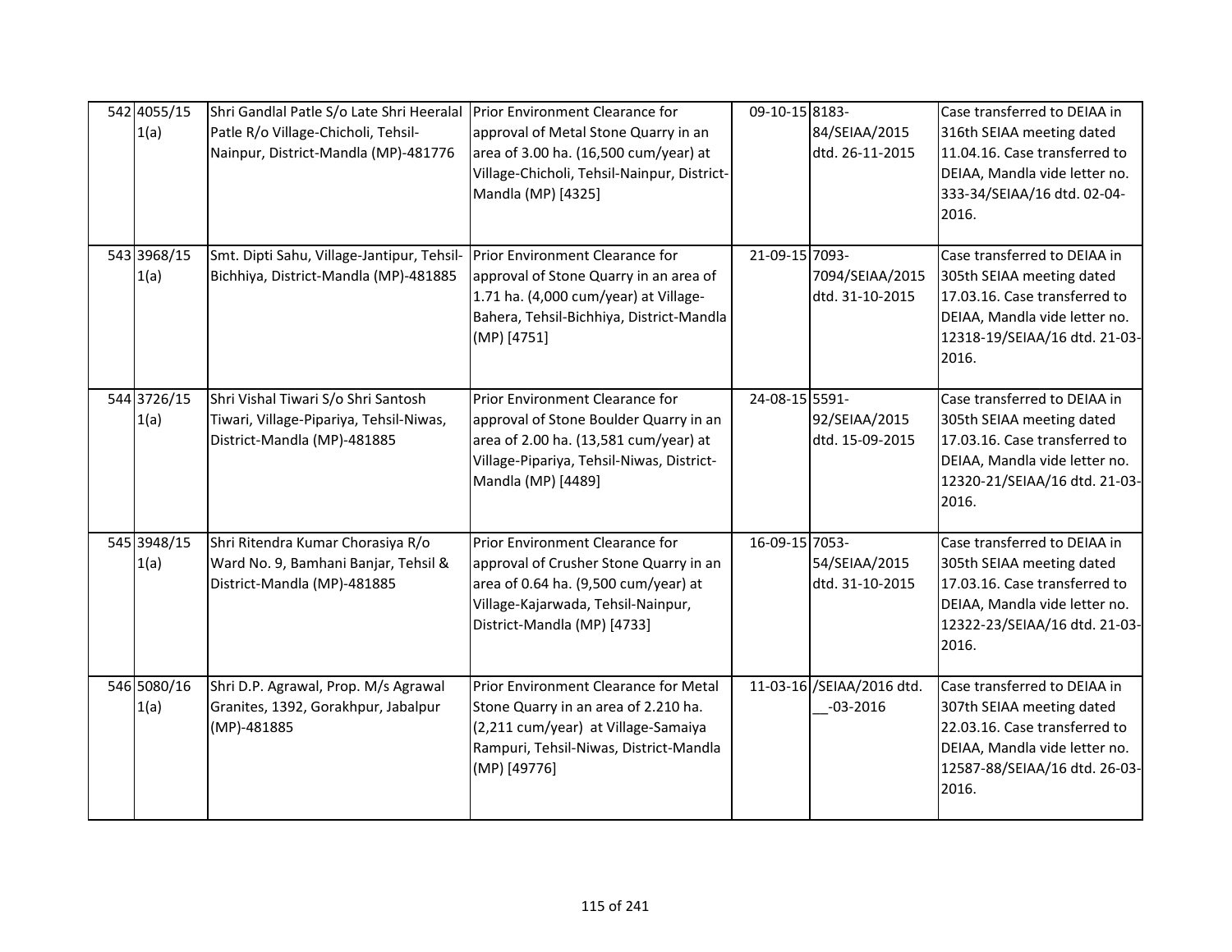| | | | | | | |
|---|---|---|---|---|---|---|
| 542 | 4055/15 1(a) | Shri Gandlal Patle S/o Late Shri Heeralal Patle R/o Village-Chicholi, Tehsil-Nainpur, District-Mandla (MP)-481776 | Prior Environment Clearance for approval of Metal Stone Quarry in an area of 3.00 ha. (16,500 cum/year) at Village-Chicholi, Tehsil-Nainpur, District-Mandla (MP) [4325] | 09-10-15 | 8183-84/SEIAA/2015 dtd. 26-11-2015 | Case transferred to DEIAA in 316th SEIAA meeting dated 11.04.16. Case transferred to DEIAA, Mandla vide letter no. 333-34/SEIAA/16 dtd. 02-04-2016. |
| 543 | 3968/15 1(a) | Smt. Dipti Sahu, Village-Jantipur, Tehsil-Bichhiya, District-Mandla (MP)-481885 | Prior Environment Clearance for approval of Stone Quarry in an area of 1.71 ha. (4,000 cum/year) at Village-Bahera, Tehsil-Bichhiya, District-Mandla (MP) [4751] | 21-09-15 | 7093-7094/SEIAA/2015 dtd. 31-10-2015 | Case transferred to DEIAA in 305th SEIAA meeting dated 17.03.16. Case transferred to DEIAA, Mandla vide letter no. 12318-19/SEIAA/16 dtd. 21-03-2016. |
| 544 | 3726/15 1(a) | Shri Vishal Tiwari S/o Shri Santosh Tiwari, Village-Pipariya, Tehsil-Niwas, District-Mandla (MP)-481885 | Prior Environment Clearance for approval of Stone Boulder Quarry in an area of 2.00 ha. (13,581 cum/year) at Village-Pipariya, Tehsil-Niwas, District-Mandla (MP) [4489] | 24-08-15 | 5591-92/SEIAA/2015 dtd. 15-09-2015 | Case transferred to DEIAA in 305th SEIAA meeting dated 17.03.16. Case transferred to DEIAA, Mandla vide letter no. 12320-21/SEIAA/16 dtd. 21-03-2016. |
| 545 | 3948/15 1(a) | Shri Ritendra Kumar Chorasiya R/o Ward No. 9, Bamhani Banjar, Tehsil & District-Mandla (MP)-481885 | Prior Environment Clearance for approval of Crusher Stone Quarry in an area of 0.64 ha. (9,500 cum/year) at Village-Kajarwada, Tehsil-Nainpur, District-Mandla (MP) [4733] | 16-09-15 | 7053-54/SEIAA/2015 dtd. 31-10-2015 | Case transferred to DEIAA in 305th SEIAA meeting dated 17.03.16. Case transferred to DEIAA, Mandla vide letter no. 12322-23/SEIAA/16 dtd. 21-03-2016. |
| 546 | 5080/16 1(a) | Shri D.P. Agrawal, Prop. M/s Agrawal Granites, 1392, Gorakhpur, Jabalpur (MP)-481885 | Prior Environment Clearance for Metal Stone Quarry in an area of 2.210 ha. (2,211 cum/year) at Village-Samaiya Rampuri, Tehsil-Niwas, District-Mandla (MP) [49776] | 11-03-16 | /SEIAA/2016 dtd. __-03-2016 | Case transferred to DEIAA in 307th SEIAA meeting dated 22.03.16. Case transferred to DEIAA, Mandla vide letter no. 12587-88/SEIAA/16 dtd. 26-03-2016. |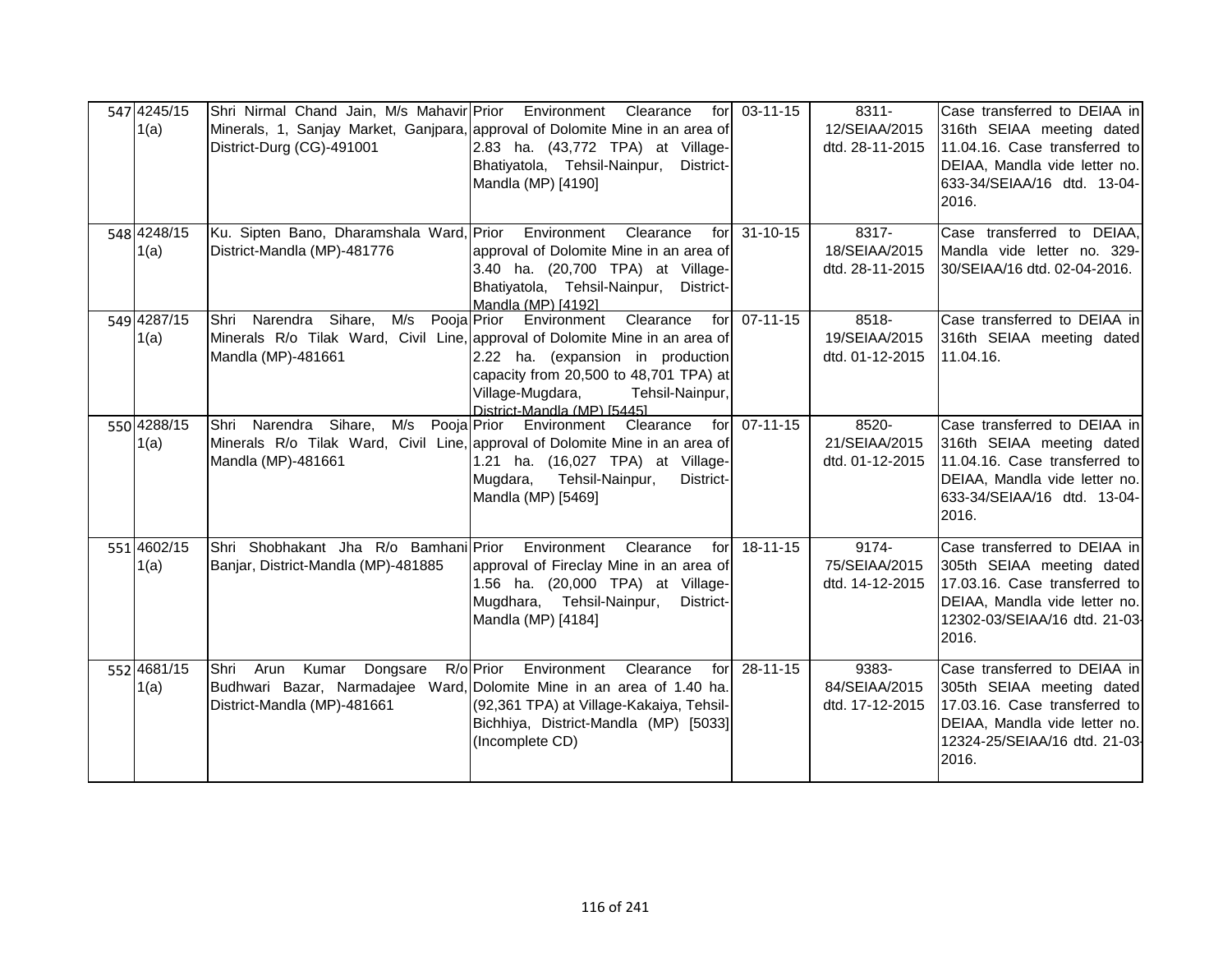| | | | | | | |
|---|---|---|---|---|---|---|
| 547 | 4245/15 1(a) | Shri Nirmal Chand Jain, M/s Mahavir Minerals, 1, Sanjay Market, Ganjpara, District-Durg (CG)-491001 | Prior Environment Clearance for approval of Dolomite Mine in an area of 2.83 ha. (43,772 TPA) at Village-Bhatiyatola, Tehsil-Nainpur, District-Mandla (MP) [4190] | 03-11-15 | 8311-12/SEIAA/2015 dtd. 28-11-2015 | Case transferred to DEIAA in 316th SEIAA meeting dated 11.04.16. Case transferred to DEIAA, Mandla vide letter no. 633-34/SEIAA/16 dtd. 13-04-2016. |
| 548 | 4248/15 1(a) | Ku. Sipten Bano, Dharamshala Ward, District-Mandla (MP)-481776 | Prior Environment Clearance for approval of Dolomite Mine in an area of 3.40 ha. (20,700 TPA) at Village-Bhatiyatola, Tehsil-Nainpur, District-Mandla (MP) [4192] | 31-10-15 | 8317-18/SEIAA/2015 dtd. 28-11-2015 | Case transferred to DEIAA, Mandla vide letter no. 329-30/SEIAA/16 dtd. 02-04-2016. |
| 549 | 4287/15 1(a) | Shri Narendra Sihare, M/s Pooja Minerals R/o Tilak Ward, Civil Line, Mandla (MP)-481661 | Prior Environment Clearance for approval of Dolomite Mine in an area of 2.22 ha. (expansion in production capacity from 20,500 to 48,701 TPA) at Village-Mugdara, Tehsil-Nainpur, District-Mandla (MP) [5445] | 07-11-15 | 8518-19/SEIAA/2015 dtd. 01-12-2015 | Case transferred to DEIAA in 316th SEIAA meeting dated 11.04.16. |
| 550 | 4288/15 1(a) | Shri Narendra Sihare, M/s Pooja Minerals R/o Tilak Ward, Civil Line, Mandla (MP)-481661 | Prior Environment Clearance for approval of Dolomite Mine in an area of 1.21 ha. (16,027 TPA) at Village-Mugdara, Tehsil-Nainpur, District-Mandla (MP) [5469] | 07-11-15 | 8520-21/SEIAA/2015 dtd. 01-12-2015 | Case transferred to DEIAA in 316th SEIAA meeting dated 11.04.16. Case transferred to DEIAA, Mandla vide letter no. 633-34/SEIAA/16 dtd. 13-04-2016. |
| 551 | 4602/15 1(a) | Shri Shobhakant Jha R/o Bamhani Banjar, District-Mandla (MP)-481885 | Prior Environment Clearance for approval of Fireclay Mine in an area of 1.56 ha. (20,000 TPA) at Village-Mugdhara, Tehsil-Nainpur, District-Mandla (MP) [4184] | 18-11-15 | 9174-75/SEIAA/2015 dtd. 14-12-2015 | Case transferred to DEIAA in 305th SEIAA meeting dated 17.03.16. Case transferred to DEIAA, Mandla vide letter no. 12302-03/SEIAA/16 dtd. 21-03-2016. |
| 552 | 4681/15 1(a) | Shri Arun Kumar Dongsare R/o Budhwari Bazar, Narmadajee Ward, District-Mandla (MP)-481661 | Prior Environment Clearance for Dolomite Mine in an area of 1.40 ha. (92,361 TPA) at Village-Kakaiya, Tehsil-Bichhiya, District-Mandla (MP) [5033] (Incomplete CD) | 28-11-15 | 9383-84/SEIAA/2015 dtd. 17-12-2015 | Case transferred to DEIAA in 305th SEIAA meeting dated 17.03.16. Case transferred to DEIAA, Mandla vide letter no. 12324-25/SEIAA/16 dtd. 21-03-2016. |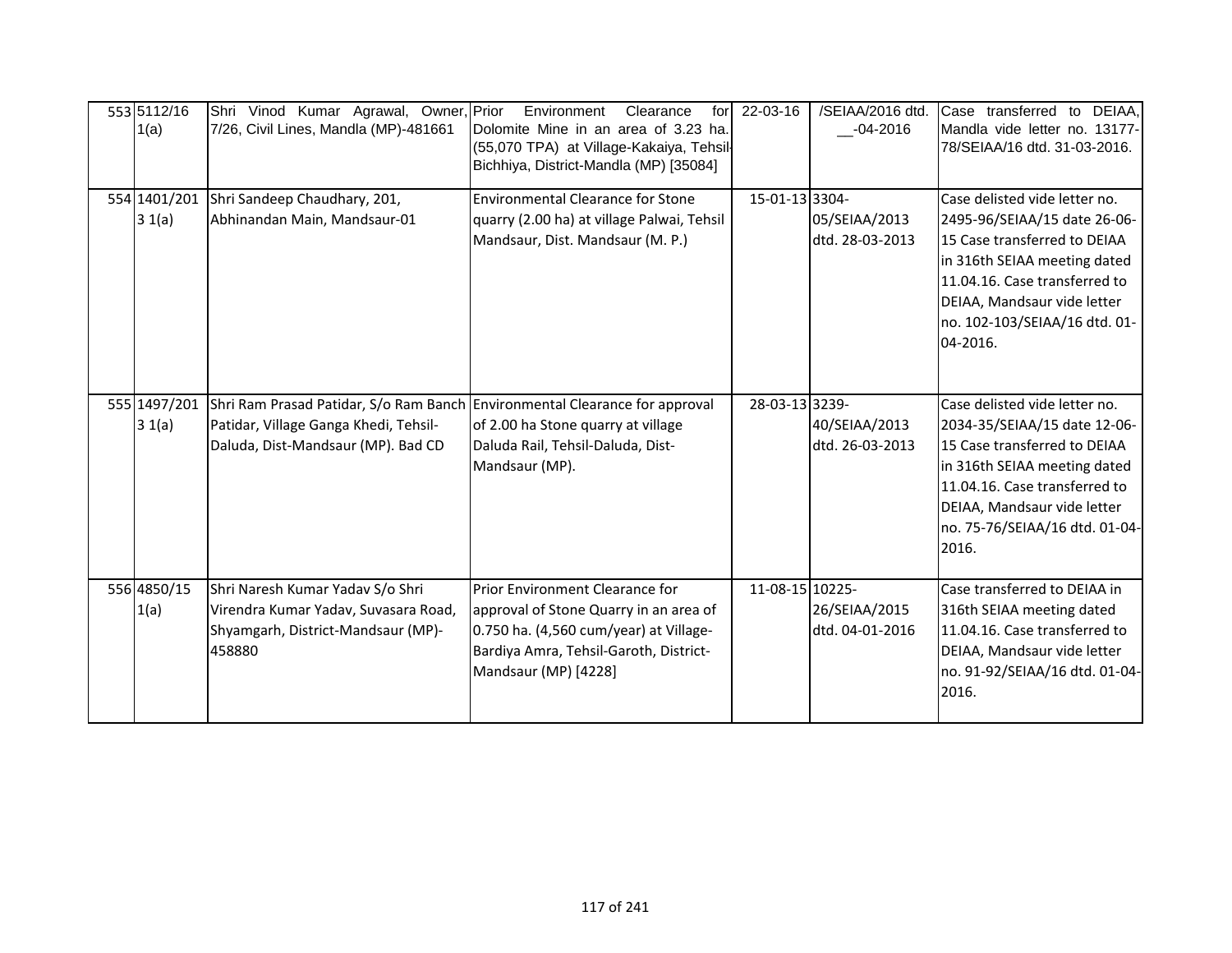| | | | | | | |
|---|---|---|---|---|---|---|
| 553 | 5112/16 1(a) | Shri Vinod Kumar Agrawal, Owner, 7/26, Civil Lines, Mandla (MP)-481661 | Prior Environment Clearance for Dolomite Mine in an area of 3.23 ha. (55,070 TPA) at Village-Kakaiya, Tehsil-Bichhiya, District-Mandla (MP) [35084] | 22-03-16 | /SEIAA/2016 dtd. __-04-2016 | Case transferred to DEIAA, Mandla vide letter no. 13177-78/SEIAA/16 dtd. 31-03-2016. |
| 554 | 1401/2013 1(a) | Shri Sandeep Chaudhary, 201, Abhinandan Main, Mandsaur-01 | Environmental Clearance for Stone quarry (2.00 ha) at village Palwai, Tehsil Mandsaur, Dist. Mandsaur (M. P.) | 15-01-13 | 3304-05/SEIAA/2013 dtd. 28-03-2013 | Case delisted vide letter no. 2495-96/SEIAA/15 date 26-06-15 Case transferred to DEIAA in 316th SEIAA meeting dated 11.04.16. Case transferred to DEIAA, Mandsaur vide letter no. 102-103/SEIAA/16 dtd. 01-04-2016. |
| 555 | 1497/2013 1(a) | Shri Ram Prasad Patidar, S/o Ram Banch Patidar, Village Ganga Khedi, Tehsil-Daluda, Dist-Mandsaur (MP). Bad CD | Environmental Clearance for approval of 2.00 ha Stone quarry at village Daluda Rail, Tehsil-Daluda, Dist-Mandsaur (MP). | 28-03-13 | 3239-40/SEIAA/2013 dtd. 26-03-2013 | Case delisted vide letter no. 2034-35/SEIAA/15 date 12-06-15 Case transferred to DEIAA in 316th SEIAA meeting dated 11.04.16. Case transferred to DEIAA, Mandsaur vide letter no. 75-76/SEIAA/16 dtd. 01-04-2016. |
| 556 | 4850/15 1(a) | Shri Naresh Kumar Yadav S/o Shri Virendra Kumar Yadav, Suvasara Road, Shyamgarh, District-Mandsaur (MP)-458880 | Prior Environment Clearance for approval of Stone Quarry in an area of 0.750 ha. (4,560 cum/year) at Village-Bardiya Amra, Tehsil-Garoth, District-Mandsaur (MP) [4228] | 11-08-15 | 10225-26/SEIAA/2015 dtd. 04-01-2016 | Case transferred to DEIAA in 316th SEIAA meeting dated 11.04.16. Case transferred to DEIAA, Mandsaur vide letter no. 91-92/SEIAA/16 dtd. 01-04-2016. |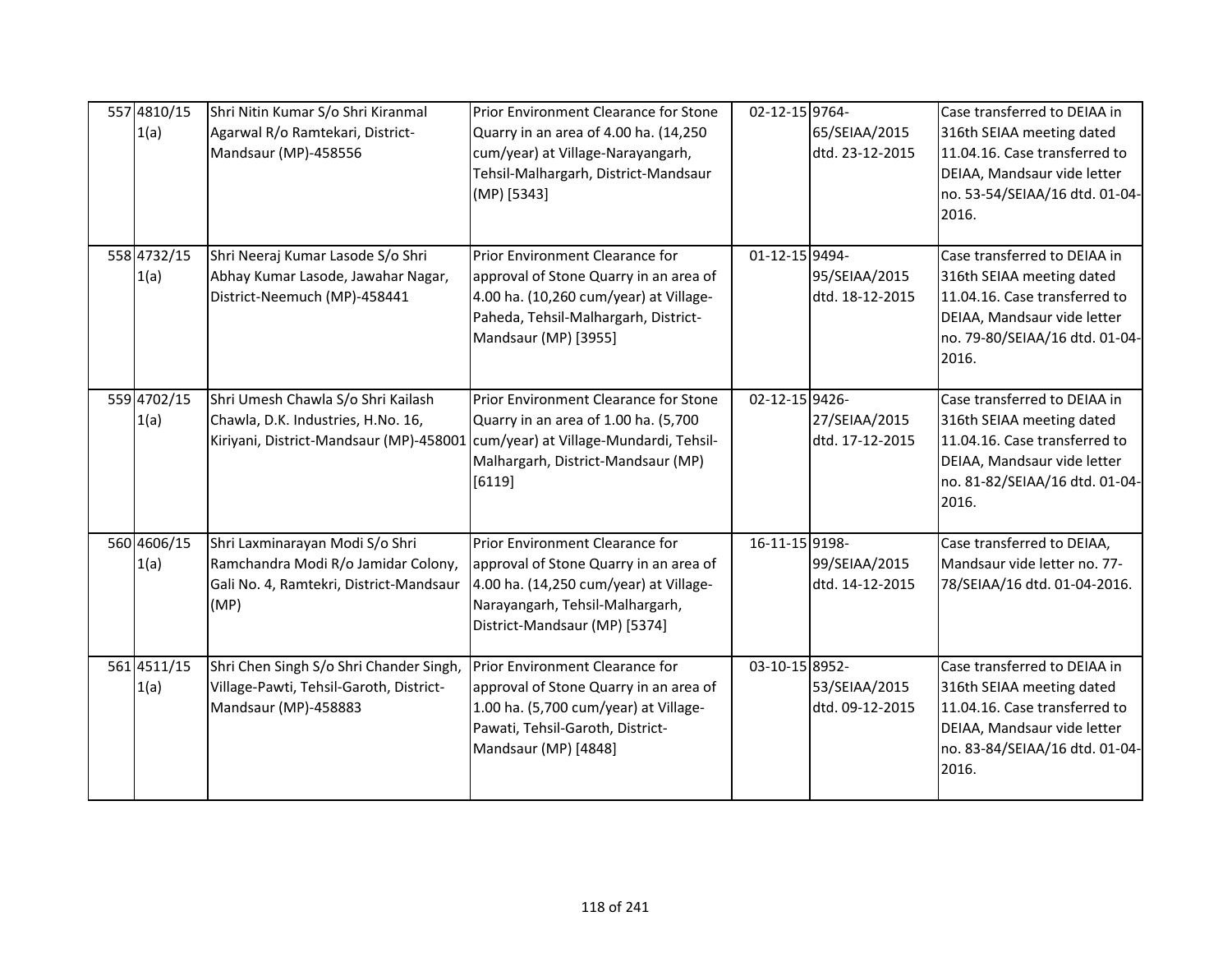| | | | | | | |
|---|---|---|---|---|---|---|
| 557 | 4810/15 1(a) | Shri Nitin Kumar S/o Shri Kiranmal Agarwal R/o Ramtekari, District-Mandsaur (MP)-458556 | Prior Environment Clearance for Stone Quarry in an area of 4.00 ha. (14,250 cum/year) at Village-Narayangarh, Tehsil-Malhargarh, District-Mandsaur (MP) [5343] | 02-12-15 | 9764-65/SEIAA/2015 dtd. 23-12-2015 | Case transferred to DEIAA in 316th SEIAA meeting dated 11.04.16. Case transferred to DEIAA, Mandsaur vide letter no. 53-54/SEIAA/16 dtd. 01-04-2016. |
| 558 | 4732/15 1(a) | Shri Neeraj Kumar Lasode S/o Shri Abhay Kumar Lasode, Jawahar Nagar, District-Neemuch (MP)-458441 | Prior Environment Clearance for approval of Stone Quarry in an area of 4.00 ha. (10,260 cum/year) at Village-Paheda, Tehsil-Malhargarh, District-Mandsaur (MP) [3955] | 01-12-15 | 9494-95/SEIAA/2015 dtd. 18-12-2015 | Case transferred to DEIAA in 316th SEIAA meeting dated 11.04.16. Case transferred to DEIAA, Mandsaur vide letter no. 79-80/SEIAA/16 dtd. 01-04-2016. |
| 559 | 4702/15 1(a) | Shri Umesh Chawla S/o Shri Kailash Chawla, D.K. Industries, H.No. 16, Kiriyani, District-Mandsaur (MP)-458001 | Prior Environment Clearance for Stone Quarry in an area of 1.00 ha. (5,700 cum/year) at Village-Mundardi, Tehsil-Malhargarh, District-Mandsaur (MP) [6119] | 02-12-15 | 9426-27/SEIAA/2015 dtd. 17-12-2015 | Case transferred to DEIAA in 316th SEIAA meeting dated 11.04.16. Case transferred to DEIAA, Mandsaur vide letter no. 81-82/SEIAA/16 dtd. 01-04-2016. |
| 560 | 4606/15 1(a) | Shri Laxminarayan Modi S/o Shri Ramchandra Modi R/o Jamidar Colony, Gali No. 4, Ramtekri, District-Mandsaur (MP) | Prior Environment Clearance for approval of Stone Quarry in an area of 4.00 ha. (14,250 cum/year) at Village-Narayangarh, Tehsil-Malhargarh, District-Mandsaur (MP) [5374] | 16-11-15 | 9198-99/SEIAA/2015 dtd. 14-12-2015 | Case transferred to DEIAA, Mandsaur vide letter no. 77-78/SEIAA/16 dtd. 01-04-2016. |
| 561 | 4511/15 1(a) | Shri Chen Singh S/o Shri Chander Singh, Village-Pawti, Tehsil-Garoth, District-Mandsaur (MP)-458883 | Prior Environment Clearance for approval of Stone Quarry in an area of 1.00 ha. (5,700 cum/year) at Village-Pawati, Tehsil-Garoth, District-Mandsaur (MP) [4848] | 03-10-15 | 8952-53/SEIAA/2015 dtd. 09-12-2015 | Case transferred to DEIAA in 316th SEIAA meeting dated 11.04.16. Case transferred to DEIAA, Mandsaur vide letter no. 83-84/SEIAA/16 dtd. 01-04-2016. |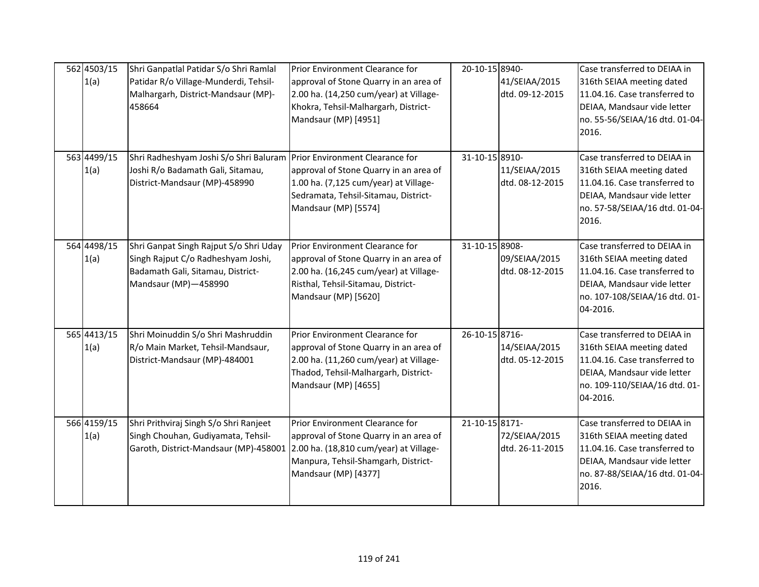| | | | | | | |
|---|---|---|---|---|---|---|
| 562 | 4503/15 1(a) | Shri Ganpatlal Patidar S/o Shri Ramlal Patidar R/o Village-Munderdi, Tehsil-Malhargarh, District-Mandsaur (MP)-458664 | Prior Environment Clearance for approval of Stone Quarry in an area of 2.00 ha. (14,250 cum/year) at Village-Khokra, Tehsil-Malhargarh, District-Mandsaur (MP) [4951] | 20-10-15 | 8940-41/SEIAA/2015 dtd. 09-12-2015 | Case transferred to DEIAA in 316th SEIAA meeting dated 11.04.16. Case transferred to DEIAA, Mandsaur vide letter no. 55-56/SEIAA/16 dtd. 01-04-2016. |
| 563 | 4499/15 1(a) | Shri Radheshyam Joshi S/o Shri Baluram Joshi R/o Badamath Gali, Sitamau, District-Mandsaur (MP)-458990 | Prior Environment Clearance for approval of Stone Quarry in an area of 1.00 ha. (7,125 cum/year) at Village-Sedramata, Tehsil-Sitamau, District-Mandsaur (MP) [5574] | 31-10-15 | 8910-11/SEIAA/2015 dtd. 08-12-2015 | Case transferred to DEIAA in 316th SEIAA meeting dated 11.04.16. Case transferred to DEIAA, Mandsaur vide letter no. 57-58/SEIAA/16 dtd. 01-04-2016. |
| 564 | 4498/15 1(a) | Shri Ganpat Singh Rajput S/o Shri Uday Singh Rajput C/o Radheshyam Joshi, Badamath Gali, Sitamau, District-Mandsaur (MP)—458990 | Prior Environment Clearance for approval of Stone Quarry in an area of 2.00 ha. (16,245 cum/year) at Village-Risthal, Tehsil-Sitamau, District-Mandsaur (MP) [5620] | 31-10-15 | 8908-09/SEIAA/2015 dtd. 08-12-2015 | Case transferred to DEIAA in 316th SEIAA meeting dated 11.04.16. Case transferred to DEIAA, Mandsaur vide letter no. 107-108/SEIAA/16 dtd. 01-04-2016. |
| 565 | 4413/15 1(a) | Shri Moinuddin S/o Shri Mashruddin R/o Main Market, Tehsil-Mandsaur, District-Mandsaur (MP)-484001 | Prior Environment Clearance for approval of Stone Quarry in an area of 2.00 ha. (11,260 cum/year) at Village-Thadod, Tehsil-Malhargarh, District-Mandsaur (MP) [4655] | 26-10-15 | 8716-14/SEIAA/2015 dtd. 05-12-2015 | Case transferred to DEIAA in 316th SEIAA meeting dated 11.04.16. Case transferred to DEIAA, Mandsaur vide letter no. 109-110/SEIAA/16 dtd. 01-04-2016. |
| 566 | 4159/15 1(a) | Shri Prithviraj Singh S/o Shri Ranjeet Singh Chouhan, Gudiyamata, Tehsil-Garoth, District-Mandsaur (MP)-458001 | Prior Environment Clearance for approval of Stone Quarry in an area of 2.00 ha. (18,810 cum/year) at Village-Manpura, Tehsil-Shamgarh, District-Mandsaur (MP) [4377] | 21-10-15 | 8171-72/SEIAA/2015 dtd. 26-11-2015 | Case transferred to DEIAA in 316th SEIAA meeting dated 11.04.16. Case transferred to DEIAA, Mandsaur vide letter no. 87-88/SEIAA/16 dtd. 01-04-2016. |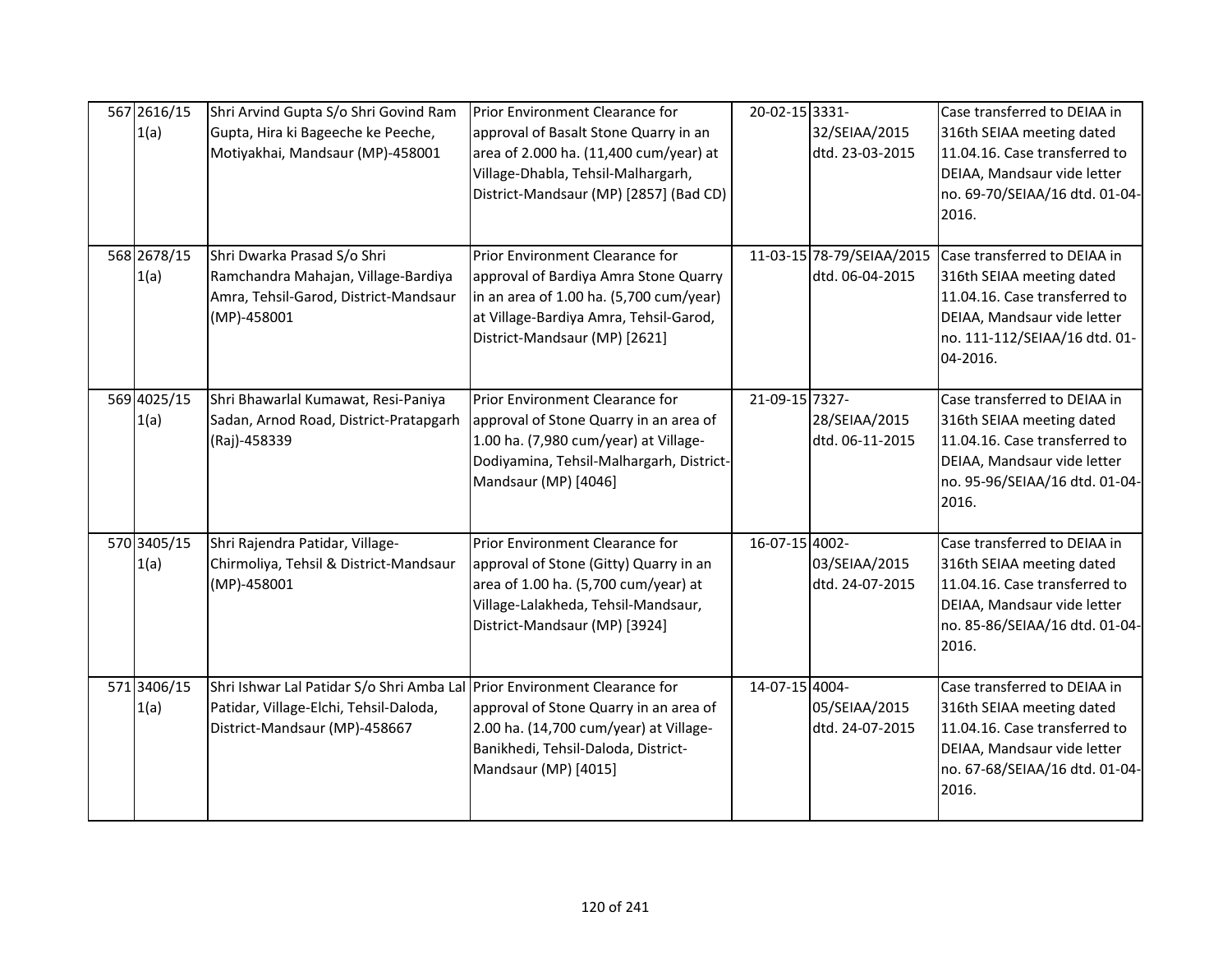| | | | | | | |
|---|---|---|---|---|---|---|
| 567 | 2616/15 1(a) | Shri Arvind Gupta S/o Shri Govind Ram Gupta, Hira ki Bageeche ke Peeche, Motiyakhai, Mandsaur (MP)-458001 | Prior Environment Clearance for approval of Basalt Stone Quarry in an area of 2.000 ha. (11,400 cum/year) at Village-Dhabla, Tehsil-Malhargarh, District-Mandsaur (MP) [2857] (Bad CD) | 20-02-15 | 3331-32/SEIAA/2015 dtd. 23-03-2015 | Case transferred to DEIAA in 316th SEIAA meeting dated 11.04.16. Case transferred to DEIAA, Mandsaur vide letter no. 69-70/SEIAA/16 dtd. 01-04-2016. |
| 568 | 2678/15 1(a) | Shri Dwarka Prasad S/o Shri Ramchandra Mahajan, Village-Bardiya Amra, Tehsil-Garod, District-Mandsaur (MP)-458001 | Prior Environment Clearance for approval of Bardiya Amra Stone Quarry in an area of 1.00 ha. (5,700 cum/year) at Village-Bardiya Amra, Tehsil-Garod, District-Mandsaur (MP) [2621] | 11-03-15 | 78-79/SEIAA/2015 dtd. 06-04-2015 | Case transferred to DEIAA in 316th SEIAA meeting dated 11.04.16. Case transferred to DEIAA, Mandsaur vide letter no. 111-112/SEIAA/16 dtd. 01-04-2016. |
| 569 | 4025/15 1(a) | Shri Bhawarlal Kumawat, Resi-Paniya Sadan, Arnod Road, District-Pratapgarh (Raj)-458339 | Prior Environment Clearance for approval of Stone Quarry in an area of 1.00 ha. (7,980 cum/year) at Village-Dodiyamina, Tehsil-Malhargarh, District-Mandsaur (MP) [4046] | 21-09-15 | 7327-28/SEIAA/2015 dtd. 06-11-2015 | Case transferred to DEIAA in 316th SEIAA meeting dated 11.04.16. Case transferred to DEIAA, Mandsaur vide letter no. 95-96/SEIAA/16 dtd. 01-04-2016. |
| 570 | 3405/15 1(a) | Shri Rajendra Patidar, Village-Chirmoliya, Tehsil & District-Mandsaur (MP)-458001 | Prior Environment Clearance for approval of Stone (Gitty) Quarry in an area of 1.00 ha. (5,700 cum/year) at Village-Lalakheda, Tehsil-Mandsaur, District-Mandsaur (MP) [3924] | 16-07-15 | 4002-03/SEIAA/2015 dtd. 24-07-2015 | Case transferred to DEIAA in 316th SEIAA meeting dated 11.04.16. Case transferred to DEIAA, Mandsaur vide letter no. 85-86/SEIAA/16 dtd. 01-04-2016. |
| 571 | 3406/15 1(a) | Shri Ishwar Lal Patidar S/o Shri Amba Lal Patidar, Village-Elchi, Tehsil-Daloda, District-Mandsaur (MP)-458667 | Prior Environment Clearance for approval of Stone Quarry in an area of 2.00 ha. (14,700 cum/year) at Village-Banikhedi, Tehsil-Daloda, District-Mandsaur (MP) [4015] | 14-07-15 | 4004-05/SEIAA/2015 dtd. 24-07-2015 | Case transferred to DEIAA in 316th SEIAA meeting dated 11.04.16. Case transferred to DEIAA, Mandsaur vide letter no. 67-68/SEIAA/16 dtd. 01-04-2016. |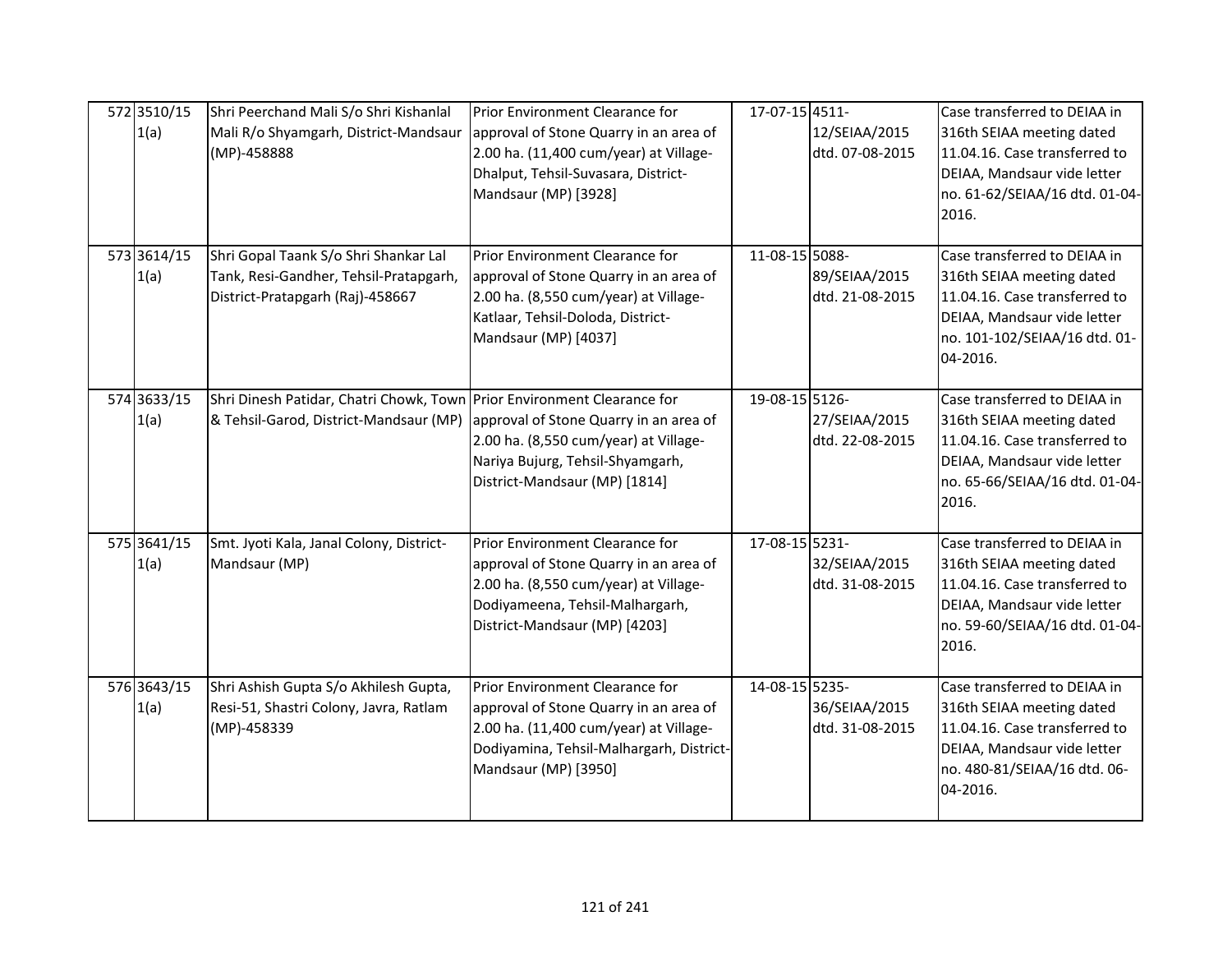| | | | | | | |
|---|---|---|---|---|---|---|
| 572 | 3510/15 1(a) | Shri Peerchand Mali S/o Shri Kishanlal Mali R/o Shyamgarh, District-Mandsaur (MP)-458888 | Prior Environment Clearance for approval of Stone Quarry in an area of 2.00 ha. (11,400 cum/year) at Village-Dhalput, Tehsil-Suvasara, District-Mandsaur (MP) [3928] | 17-07-15 | 4511-12/SEIAA/2015 dtd. 07-08-2015 | Case transferred to DEIAA in 316th SEIAA meeting dated 11.04.16. Case transferred to DEIAA, Mandsaur vide letter no. 61-62/SEIAA/16 dtd. 01-04-2016. |
| 573 | 3614/15 1(a) | Shri Gopal Taank S/o Shri Shankar Lal Tank, Resi-Gandher, Tehsil-Pratapgarh, District-Pratapgarh (Raj)-458667 | Prior Environment Clearance for approval of Stone Quarry in an area of 2.00 ha. (8,550 cum/year) at Village-Katlaar, Tehsil-Doloda, District-Mandsaur (MP) [4037] | 11-08-15 | 5088-89/SEIAA/2015 dtd. 21-08-2015 | Case transferred to DEIAA in 316th SEIAA meeting dated 11.04.16. Case transferred to DEIAA, Mandsaur vide letter no. 101-102/SEIAA/16 dtd. 01-04-2016. |
| 574 | 3633/15 1(a) | Shri Dinesh Patidar, Chatri Chowk, Town & Tehsil-Garod, District-Mandsaur (MP) | Prior Environment Clearance for approval of Stone Quarry in an area of 2.00 ha. (8,550 cum/year) at Village-Nariya Bujurg, Tehsil-Shyamgarh, District-Mandsaur (MP) [1814] | 19-08-15 | 5126-27/SEIAA/2015 dtd. 22-08-2015 | Case transferred to DEIAA in 316th SEIAA meeting dated 11.04.16. Case transferred to DEIAA, Mandsaur vide letter no. 65-66/SEIAA/16 dtd. 01-04-2016. |
| 575 | 3641/15 1(a) | Smt. Jyoti Kala, Janal Colony, District-Mandsaur (MP) | Prior Environment Clearance for approval of Stone Quarry in an area of 2.00 ha. (8,550 cum/year) at Village-Dodiyameena, Tehsil-Malhargarh, District-Mandsaur (MP) [4203] | 17-08-15 | 5231-32/SEIAA/2015 dtd. 31-08-2015 | Case transferred to DEIAA in 316th SEIAA meeting dated 11.04.16. Case transferred to DEIAA, Mandsaur vide letter no. 59-60/SEIAA/16 dtd. 01-04-2016. |
| 576 | 3643/15 1(a) | Shri Ashish Gupta S/o Akhilesh Gupta, Resi-51, Shastri Colony, Javra, Ratlam (MP)-458339 | Prior Environment Clearance for approval of Stone Quarry in an area of 2.00 ha. (11,400 cum/year) at Village-Dodiyamina, Tehsil-Malhargarh, District-Mandsaur (MP) [3950] | 14-08-15 | 5235-36/SEIAA/2015 dtd. 31-08-2015 | Case transferred to DEIAA in 316th SEIAA meeting dated 11.04.16. Case transferred to DEIAA, Mandsaur vide letter no. 480-81/SEIAA/16 dtd. 06-04-2016. |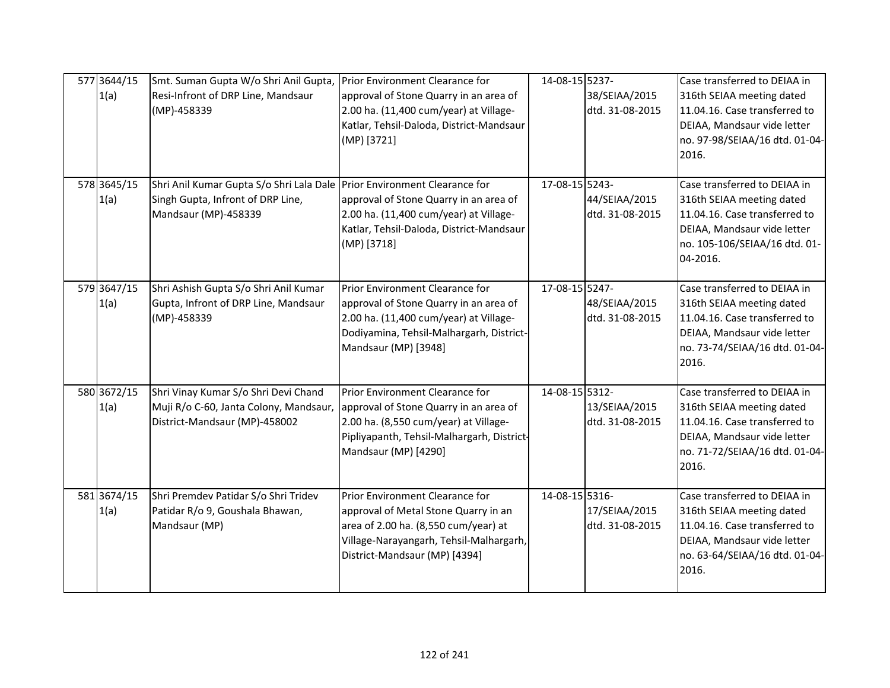| | | | | | | |
|---|---|---|---|---|---|---|
| 577 | 3644/15 1(a) | Smt. Suman Gupta W/o Shri Anil Gupta, Resi-Infront of DRP Line, Mandsaur (MP)-458339 | Prior Environment Clearance for approval of Stone Quarry in an area of 2.00 ha. (11,400 cum/year) at Village-Katlar, Tehsil-Daloda, District-Mandsaur (MP) [3721] | 14-08-15 | 5237-38/SEIAA/2015 dtd. 31-08-2015 | Case transferred to DEIAA in 316th SEIAA meeting dated 11.04.16. Case transferred to DEIAA, Mandsaur vide letter no. 97-98/SEIAA/16 dtd. 01-04-2016. |
| 578 | 3645/15 1(a) | Shri Anil Kumar Gupta S/o Shri Lala Dale Singh Gupta, Infront of DRP Line, Mandsaur (MP)-458339 | Prior Environment Clearance for approval of Stone Quarry in an area of 2.00 ha. (11,400 cum/year) at Village-Katlar, Tehsil-Daloda, District-Mandsaur (MP) [3718] | 17-08-15 | 5243-44/SEIAA/2015 dtd. 31-08-2015 | Case transferred to DEIAA in 316th SEIAA meeting dated 11.04.16. Case transferred to DEIAA, Mandsaur vide letter no. 105-106/SEIAA/16 dtd. 01-04-2016. |
| 579 | 3647/15 1(a) | Shri Ashish Gupta S/o Shri Anil Kumar Gupta, Infront of DRP Line, Mandsaur (MP)-458339 | Prior Environment Clearance for approval of Stone Quarry in an area of 2.00 ha. (11,400 cum/year) at Village-Dodiyamina, Tehsil-Malhargarh, District-Mandsaur (MP) [3948] | 17-08-15 | 5247-48/SEIAA/2015 dtd. 31-08-2015 | Case transferred to DEIAA in 316th SEIAA meeting dated 11.04.16. Case transferred to DEIAA, Mandsaur vide letter no. 73-74/SEIAA/16 dtd. 01-04-2016. |
| 580 | 3672/15 1(a) | Shri Vinay Kumar S/o Shri Devi Chand Muji R/o C-60, Janta Colony, Mandsaur, District-Mandsaur (MP)-458002 | Prior Environment Clearance for approval of Stone Quarry in an area of 2.00 ha. (8,550 cum/year) at Village-Pipliyapanth, Tehsil-Malhargarh, District-Mandsaur (MP) [4290] | 14-08-15 | 5312-13/SEIAA/2015 dtd. 31-08-2015 | Case transferred to DEIAA in 316th SEIAA meeting dated 11.04.16. Case transferred to DEIAA, Mandsaur vide letter no. 71-72/SEIAA/16 dtd. 01-04-2016. |
| 581 | 3674/15 1(a) | Shri Premdev Patidar S/o Shri Tridev Patidar R/o 9, Goushala Bhawan, Mandsaur (MP) | Prior Environment Clearance for approval of Metal Stone Quarry in an area of 2.00 ha. (8,550 cum/year) at Village-Narayangarh, Tehsil-Malhargarh, District-Mandsaur (MP) [4394] | 14-08-15 | 5316-17/SEIAA/2015 dtd. 31-08-2015 | Case transferred to DEIAA in 316th SEIAA meeting dated 11.04.16. Case transferred to DEIAA, Mandsaur vide letter no. 63-64/SEIAA/16 dtd. 01-04-2016. |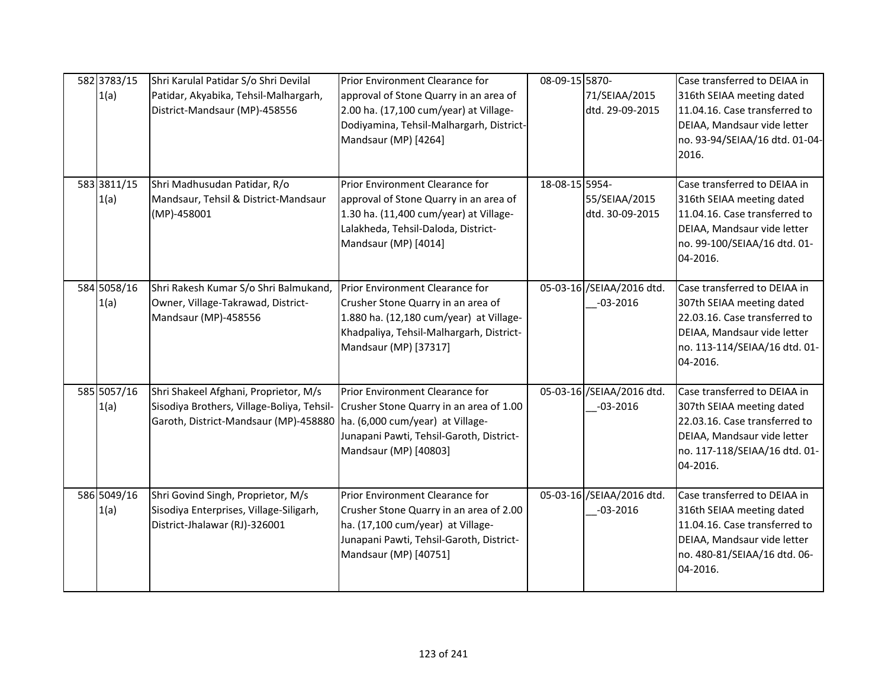| | | | | | | |
|---|---|---|---|---|---|---|
| 582 | 3783/15 1(a) | Shri Karulal Patidar S/o Shri Devilal Patidar, Akyabika, Tehsil-Malhargarh, District-Mandsaur (MP)-458556 | Prior Environment Clearance for approval of Stone Quarry in an area of 2.00 ha. (17,100 cum/year) at Village-Dodiyamina, Tehsil-Malhargarh, District-Mandsaur (MP) [4264] | 08-09-15 | 5870-71/SEIAA/2015 dtd. 29-09-2015 | Case transferred to DEIAA in 316th SEIAA meeting dated 11.04.16. Case transferred to DEIAA, Mandsaur vide letter no. 93-94/SEIAA/16 dtd. 01-04-2016. |
| 583 | 3811/15 1(a) | Shri Madhusudan Patidar, R/o Mandsaur, Tehsil & District-Mandsaur (MP)-458001 | Prior Environment Clearance for approval of Stone Quarry in an area of 1.30 ha. (11,400 cum/year) at Village-Lalakheda, Tehsil-Daloda, District-Mandsaur (MP) [4014] | 18-08-15 | 5954-55/SEIAA/2015 dtd. 30-09-2015 | Case transferred to DEIAA in 316th SEIAA meeting dated 11.04.16. Case transferred to DEIAA, Mandsaur vide letter no. 99-100/SEIAA/16 dtd. 01-04-2016. |
| 584 | 5058/16 1(a) | Shri Rakesh Kumar S/o Shri Balmukand, Owner, Village-Takrawad, District-Mandsaur (MP)-458556 | Prior Environment Clearance for Crusher Stone Quarry in an area of 1.880 ha. (12,180 cum/year) at Village-Khadpaliya, Tehsil-Malhargarh, District-Mandsaur (MP) [37317] | 05-03-16 | /SEIAA/2016 dtd. __-03-2016 | Case transferred to DEIAA in 307th SEIAA meeting dated 22.03.16. Case transferred to DEIAA, Mandsaur vide letter no. 113-114/SEIAA/16 dtd. 01-04-2016. |
| 585 | 5057/16 1(a) | Shri Shakeel Afghani, Proprietor, M/s Sisodiya Brothers, Village-Boliya, Tehsil-Garoth, District-Mandsaur (MP)-458880 | Prior Environment Clearance for Crusher Stone Quarry in an area of 1.00 ha. (6,000 cum/year) at Village-Junapani Pawti, Tehsil-Garoth, District-Mandsaur (MP) [40803] | 05-03-16 | /SEIAA/2016 dtd. __-03-2016 | Case transferred to DEIAA in 307th SEIAA meeting dated 22.03.16. Case transferred to DEIAA, Mandsaur vide letter no. 117-118/SEIAA/16 dtd. 01-04-2016. |
| 586 | 5049/16 1(a) | Shri Govind Singh, Proprietor, M/s Sisodiya Enterprises, Village-Siligarh, District-Jhalawar (RJ)-326001 | Prior Environment Clearance for Crusher Stone Quarry in an area of 2.00 ha. (17,100 cum/year) at Village-Junapani Pawti, Tehsil-Garoth, District-Mandsaur (MP) [40751] | 05-03-16 | /SEIAA/2016 dtd. __-03-2016 | Case transferred to DEIAA in 316th SEIAA meeting dated 11.04.16. Case transferred to DEIAA, Mandsaur vide letter no. 480-81/SEIAA/16 dtd. 06-04-2016. |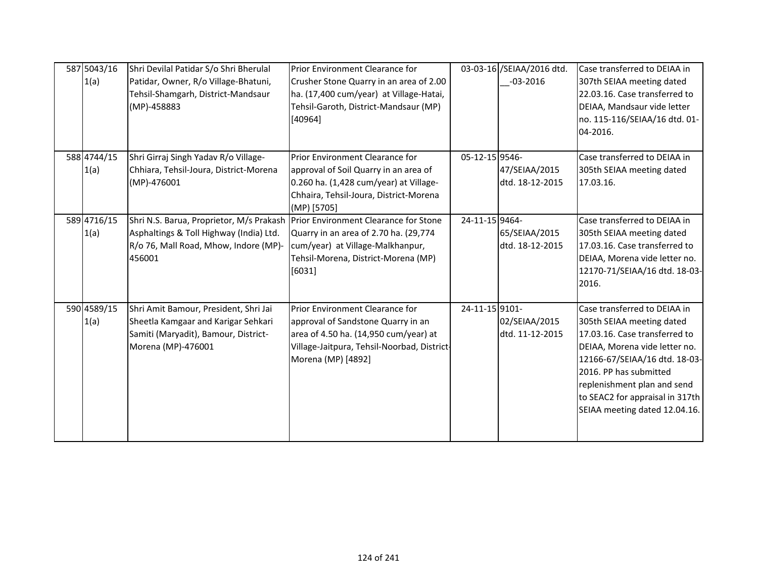| | | | | | | |
|---|---|---|---|---|---|---|
| 587 | 5043/16 1(a) | Shri Devilal Patidar S/o Shri Bherulal Patidar, Owner, R/o Village-Bhatuni, Tehsil-Shamgarh, District-Mandsaur (MP)-458883 | Prior Environment Clearance for Crusher Stone Quarry in an area of 2.00 ha. (17,400 cum/year) at Village-Hatai, Tehsil-Garoth, District-Mandsaur (MP) [40964] | 03-03-16 | /SEIAA/2016 dtd. __-03-2016 | Case transferred to DEIAA in 307th SEIAA meeting dated 22.03.16. Case transferred to DEIAA, Mandsaur vide letter no. 115-116/SEIAA/16 dtd. 01-04-2016. |
| 588 | 4744/15 1(a) | Shri Girraj Singh Yadav R/o Village-Chhiara, Tehsil-Joura, District-Morena (MP)-476001 | Prior Environment Clearance for approval of Soil Quarry in an area of 0.260 ha. (1,428 cum/year) at Village-Chhaira, Tehsil-Joura, District-Morena (MP) [5705] | 05-12-15 | 9546-47/SEIAA/2015 dtd. 18-12-2015 | Case transferred to DEIAA in 305th SEIAA meeting dated 17.03.16. |
| 589 | 4716/15 1(a) | Shri N.S. Barua, Proprietor, M/s Prakash Asphaltings & Toll Highway (India) Ltd. R/o 76, Mall Road, Mhow, Indore (MP)-456001 | Prior Environment Clearance for Stone Quarry in an area of 2.70 ha. (29,774 cum/year) at Village-Malkhanpur, Tehsil-Morena, District-Morena (MP) [6031] | 24-11-15 | 9464-65/SEIAA/2015 dtd. 18-12-2015 | Case transferred to DEIAA in 305th SEIAA meeting dated 17.03.16. Case transferred to DEIAA, Morena vide letter no. 12170-71/SEIAA/16 dtd. 18-03-2016. |
| 590 | 4589/15 1(a) | Shri Amit Bamour, President, Shri Jai Sheetla Kamgaar and Karigar Sehkari Samiti (Maryadit), Bamour, District-Morena (MP)-476001 | Prior Environment Clearance for approval of Sandstone Quarry in an area of 4.50 ha. (14,950 cum/year) at Village-Jaitpura, Tehsil-Noorbad, District-Morena (MP) [4892] | 24-11-15 | 9101-02/SEIAA/2015 dtd. 11-12-2015 | Case transferred to DEIAA in 305th SEIAA meeting dated 17.03.16. Case transferred to DEIAA, Morena vide letter no. 12166-67/SEIAA/16 dtd. 18-03-2016. PP has submitted replenishment plan and send to SEAC2 for appraisal in 317th SEIAA meeting dated 12.04.16. |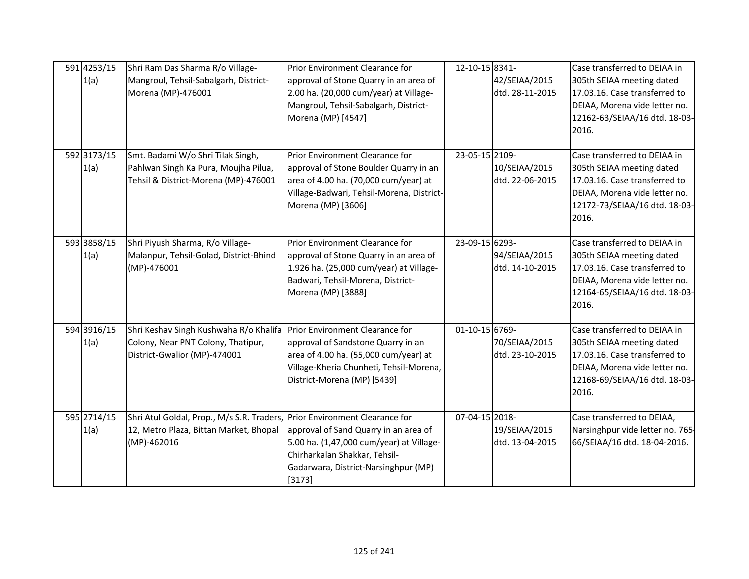| | | | | | | |
|---|---|---|---|---|---|---|
| 591 | 4253/15 1(a) | Shri Ram Das Sharma R/o Village-Mangroul, Tehsil-Sabalgarh, District-Morena (MP)-476001 | Prior Environment Clearance for approval of Stone Quarry in an area of 2.00 ha. (20,000 cum/year) at Village-Mangroul, Tehsil-Sabalgarh, District-Morena (MP) [4547] | 12-10-15 | 8341-42/SEIAA/2015 dtd. 28-11-2015 | Case transferred to DEIAA in 305th SEIAA meeting dated 17.03.16. Case transferred to DEIAA, Morena vide letter no. 12162-63/SEIAA/16 dtd. 18-03-2016. |
| 592 | 3173/15 1(a) | Smt. Badami W/o Shri Tilak Singh, Pahlwan Singh Ka Pura, Moujha Pilua, Tehsil & District-Morena (MP)-476001 | Prior Environment Clearance for approval of Stone Boulder Quarry in an area of 4.00 ha. (70,000 cum/year) at Village-Badwari, Tehsil-Morena, District-Morena (MP) [3606] | 23-05-15 | 2109-10/SEIAA/2015 dtd. 22-06-2015 | Case transferred to DEIAA in 305th SEIAA meeting dated 17.03.16. Case transferred to DEIAA, Morena vide letter no. 12172-73/SEIAA/16 dtd. 18-03-2016. |
| 593 | 3858/15 1(a) | Shri Piyush Sharma, R/o Village-Malanpur, Tehsil-Golad, District-Bhind (MP)-476001 | Prior Environment Clearance for approval of Stone Quarry in an area of 1.926 ha. (25,000 cum/year) at Village-Badwari, Tehsil-Morena, District-Morena (MP) [3888] | 23-09-15 | 6293-94/SEIAA/2015 dtd. 14-10-2015 | Case transferred to DEIAA in 305th SEIAA meeting dated 17.03.16. Case transferred to DEIAA, Morena vide letter no. 12164-65/SEIAA/16 dtd. 18-03-2016. |
| 594 | 3916/15 1(a) | Shri Keshav Singh Kushwaha R/o Khalifa Colony, Near PNT Colony, Thatipur, District-Gwalior (MP)-474001 | Prior Environment Clearance for approval of Sandstone Quarry in an area of 4.00 ha. (55,000 cum/year) at Village-Kheria Chunheti, Tehsil-Morena, District-Morena (MP) [5439] | 01-10-15 | 6769-70/SEIAA/2015 dtd. 23-10-2015 | Case transferred to DEIAA in 305th SEIAA meeting dated 17.03.16. Case transferred to DEIAA, Morena vide letter no. 12168-69/SEIAA/16 dtd. 18-03-2016. |
| 595 | 2714/15 1(a) | Shri Atul Goldal, Prop., M/s S.R. Traders, 12, Metro Plaza, Bittan Market, Bhopal (MP)-462016 | Prior Environment Clearance for approval of Sand Quarry in an area of 5.00 ha. (1,47,000 cum/year) at Village-Chirharkalan Shakkar, Tehsil-Gadarwara, District-Narsinghpur (MP) [3173] | 07-04-15 | 2018-19/SEIAA/2015 dtd. 13-04-2015 | Case transferred to DEIAA, Narsinghpur vide letter no. 765-66/SEIAA/16 dtd. 18-04-2016. |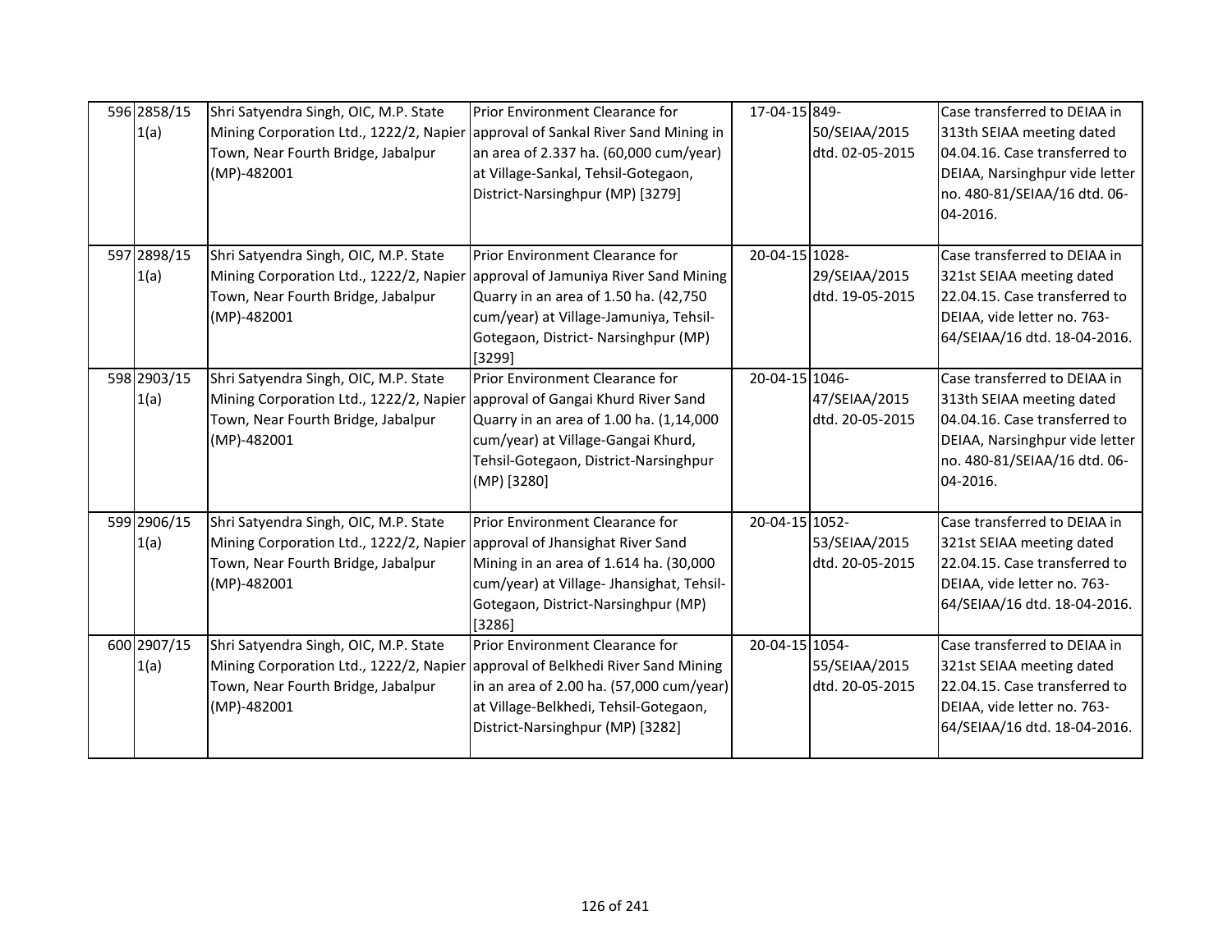| | | | | | | |
|---|---|---|---|---|---|---|
| 596 | 2858/15 1(a) | Shri Satyendra Singh, OIC, M.P. State Mining Corporation Ltd., 1222/2, Napier Town, Near Fourth Bridge, Jabalpur (MP)-482001 | Prior Environment Clearance for approval of Sankal River Sand Mining in an area of 2.337 ha. (60,000 cum/year) at Village-Sankal, Tehsil-Gotegaon, District-Narsinghpur (MP) [3279] | 17-04-15 | 849-50/SEIAA/2015 dtd. 02-05-2015 | Case transferred to DEIAA in 313th SEIAA meeting dated 04.04.16. Case transferred to DEIAA, Narsinghpur vide letter no. 480-81/SEIAA/16 dtd. 06-04-2016. |
| 597 | 2898/15 1(a) | Shri Satyendra Singh, OIC, M.P. State Mining Corporation Ltd., 1222/2, Napier Town, Near Fourth Bridge, Jabalpur (MP)-482001 | Prior Environment Clearance for approval of Jamuniya River Sand Mining Quarry in an area of 1.50 ha. (42,750 cum/year) at Village-Jamuniya, Tehsil-Gotegaon, District- Narsinghpur (MP) [3299] | 20-04-15 | 1028-29/SEIAA/2015 dtd. 19-05-2015 | Case transferred to DEIAA in 321st SEIAA meeting dated 22.04.15. Case transferred to DEIAA, vide letter no. 763-64/SEIAA/16 dtd. 18-04-2016. |
| 598 | 2903/15 1(a) | Shri Satyendra Singh, OIC, M.P. State Mining Corporation Ltd., 1222/2, Napier Town, Near Fourth Bridge, Jabalpur (MP)-482001 | Prior Environment Clearance for approval of Gangai Khurd River Sand Quarry in an area of 1.00 ha. (1,14,000 cum/year) at Village-Gangai Khurd, Tehsil-Gotegaon, District-Narsinghpur (MP) [3280] | 20-04-15 | 1046-47/SEIAA/2015 dtd. 20-05-2015 | Case transferred to DEIAA in 313th SEIAA meeting dated 04.04.16. Case transferred to DEIAA, Narsinghpur vide letter no. 480-81/SEIAA/16 dtd. 06-04-2016. |
| 599 | 2906/15 1(a) | Shri Satyendra Singh, OIC, M.P. State Mining Corporation Ltd., 1222/2, Napier Town, Near Fourth Bridge, Jabalpur (MP)-482001 | Prior Environment Clearance for approval of Jhansighat River Sand Mining in an area of 1.614 ha. (30,000 cum/year) at Village- Jhansighat, Tehsil-Gotegaon, District-Narsinghpur (MP) [3286] | 20-04-15 | 1052-53/SEIAA/2015 dtd. 20-05-2015 | Case transferred to DEIAA in 321st SEIAA meeting dated 22.04.15. Case transferred to DEIAA, vide letter no. 763-64/SEIAA/16 dtd. 18-04-2016. |
| 600 | 2907/15 1(a) | Shri Satyendra Singh, OIC, M.P. State Mining Corporation Ltd., 1222/2, Napier Town, Near Fourth Bridge, Jabalpur (MP)-482001 | Prior Environment Clearance for approval of Belkhedi River Sand Mining in an area of 2.00 ha. (57,000 cum/year) at Village-Belkhedi, Tehsil-Gotegaon, District-Narsinghpur (MP) [3282] | 20-04-15 | 1054-55/SEIAA/2015 dtd. 20-05-2015 | Case transferred to DEIAA in 321st SEIAA meeting dated 22.04.15. Case transferred to DEIAA, vide letter no. 763-64/SEIAA/16 dtd. 18-04-2016. |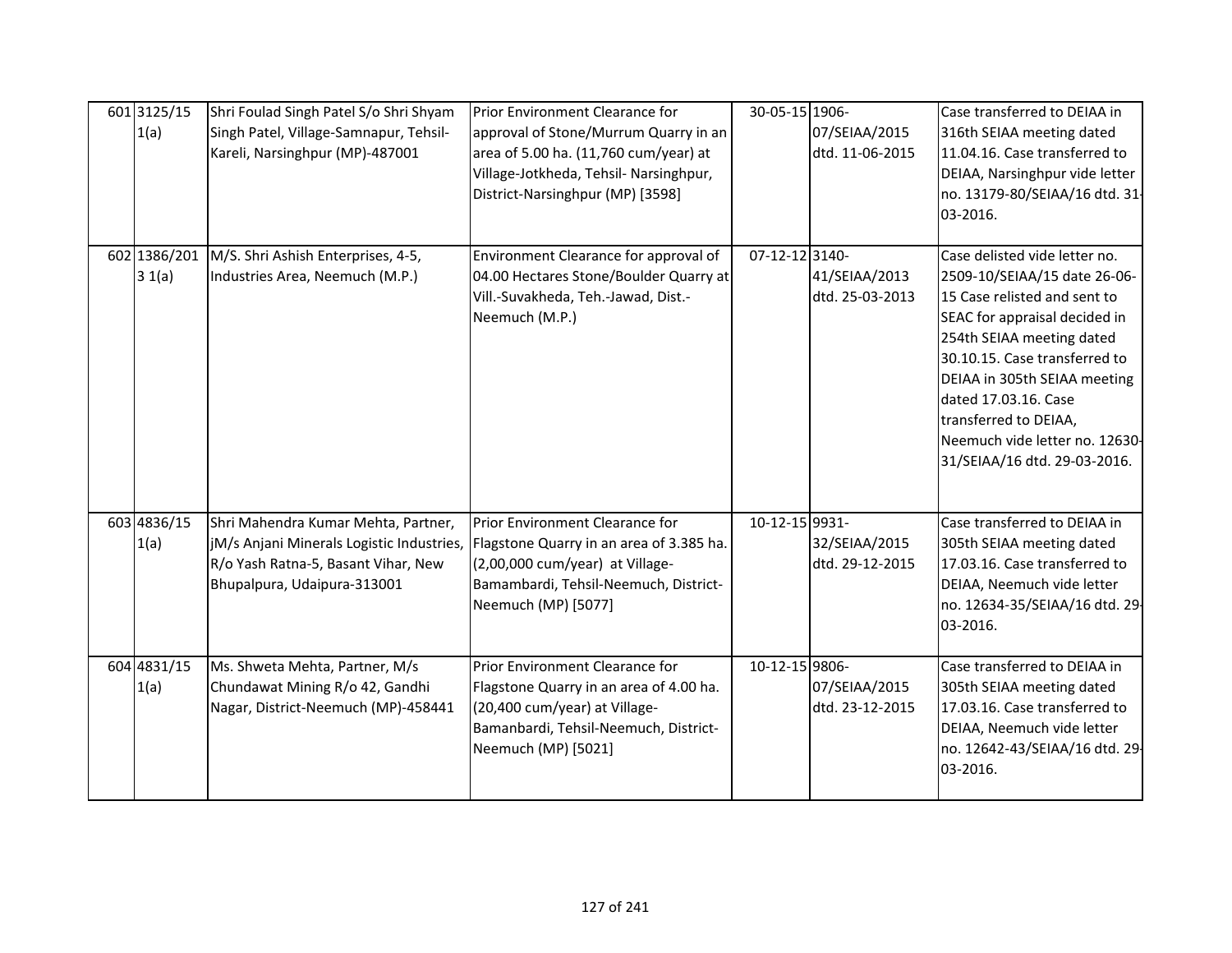| | | | | | | |
|---|---|---|---|---|---|---|
| 601 | 3125/15 1(a) | Shri Foulad Singh Patel S/o Shri Shyam Singh Patel, Village-Samnapur, Tehsil-Kareli, Narsinghpur (MP)-487001 | Prior Environment Clearance for approval of Stone/Murrum Quarry in an area of 5.00 ha. (11,760 cum/year) at Village-Jotkheda, Tehsil- Narsinghpur, District-Narsinghpur (MP) [3598] | 30-05-15 | 1906-07/SEIAA/2015 dtd. 11-06-2015 | Case transferred to DEIAA in 316th SEIAA meeting dated 11.04.16. Case transferred to DEIAA, Narsinghpur vide letter no. 13179-80/SEIAA/16 dtd. 31-03-2016. |
| 602 | 1386/2013 1(a) | M/S. Shri Ashish Enterprises, 4-5, Industries Area, Neemuch (M.P.) | Environment Clearance for approval of 04.00 Hectares Stone/Boulder Quarry at Vill.-Suvakheda, Teh.-Jawad, Dist.-Neemuch (M.P.) | 07-12-12 | 3140-41/SEIAA/2013 dtd. 25-03-2013 | Case delisted vide letter no. 2509-10/SEIAA/15 date 26-06-15 Case relisted and sent to SEAC for appraisal decided in 254th SEIAA meeting dated 30.10.15. Case transferred to DEIAA in 305th SEIAA meeting dated 17.03.16. Case transferred to DEIAA, Neemuch vide letter no. 12630-31/SEIAA/16 dtd. 29-03-2016. |
| 603 | 4836/15 1(a) | Shri Mahendra Kumar Mehta, Partner, jM/s Anjani Minerals Logistic Industries, R/o Yash Ratna-5, Basant Vihar, New Bhupalpura, Udaipura-313001 | Prior Environment Clearance for Flagstone Quarry in an area of 3.385 ha. (2,00,000 cum/year) at Village-Bamambardi, Tehsil-Neemuch, District-Neemuch (MP) [5077] | 10-12-15 | 9931-32/SEIAA/2015 dtd. 29-12-2015 | Case transferred to DEIAA in 305th SEIAA meeting dated 17.03.16. Case transferred to DEIAA, Neemuch vide letter no. 12634-35/SEIAA/16 dtd. 29-03-2016. |
| 604 | 4831/15 1(a) | Ms. Shweta Mehta, Partner, M/s Chundawat Mining R/o 42, Gandhi Nagar, District-Neemuch (MP)-458441 | Prior Environment Clearance for Flagstone Quarry in an area of 4.00 ha. (20,400 cum/year) at Village-Bamanbardi, Tehsil-Neemuch, District-Neemuch (MP) [5021] | 10-12-15 | 9806-07/SEIAA/2015 dtd. 23-12-2015 | Case transferred to DEIAA in 305th SEIAA meeting dated 17.03.16. Case transferred to DEIAA, Neemuch vide letter no. 12642-43/SEIAA/16 dtd. 29-03-2016. |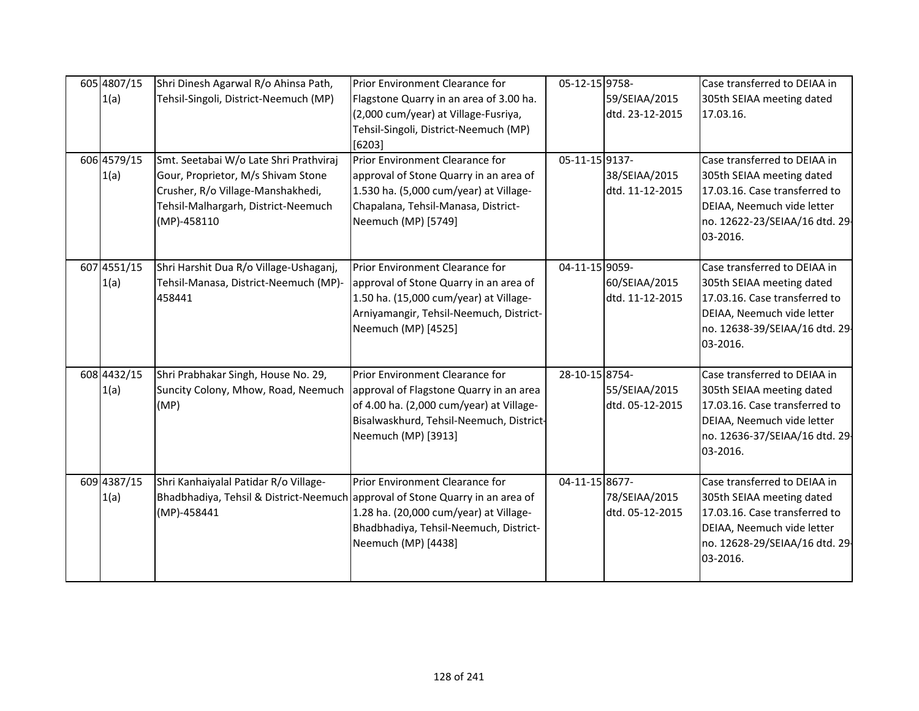| | | | | | | |
|---|---|---|---|---|---|---|
| 605 | 4807/15 1(a) | Shri Dinesh Agarwal R/o Ahinsa Path, Tehsil-Singoli, District-Neemuch (MP) | Prior Environment Clearance for Flagstone Quarry in an area of 3.00 ha. (2,000 cum/year) at Village-Fusriya, Tehsil-Singoli, District-Neemuch (MP) [6203] | 05-12-15 | 9758-59/SEIAA/2015 dtd. 23-12-2015 | Case transferred to DEIAA in 305th SEIAA meeting dated 17.03.16. |
| 606 | 4579/15 1(a) | Smt. Seetabai W/o Late Shri Prathviraj Gour, Proprietor, M/s Shivam Stone Crusher, R/o Village-Manshakhedi, Tehsil-Malhargarh, District-Neemuch (MP)-458110 | Prior Environment Clearance for approval of Stone Quarry in an area of 1.530 ha. (5,000 cum/year) at Village-Chapalana, Tehsil-Manasa, District-Neemuch (MP) [5749] | 05-11-15 | 9137-38/SEIAA/2015 dtd. 11-12-2015 | Case transferred to DEIAA in 305th SEIAA meeting dated 17.03.16. Case transferred to DEIAA, Neemuch vide letter no. 12622-23/SEIAA/16 dtd. 29-03-2016. |
| 607 | 4551/15 1(a) | Shri Harshit Dua R/o Village-Ushaganj, Tehsil-Manasa, District-Neemuch (MP)-458441 | Prior Environment Clearance for approval of Stone Quarry in an area of 1.50 ha. (15,000 cum/year) at Village-Arniyamangir, Tehsil-Neemuch, District-Neemuch (MP) [4525] | 04-11-15 | 9059-60/SEIAA/2015 dtd. 11-12-2015 | Case transferred to DEIAA in 305th SEIAA meeting dated 17.03.16. Case transferred to DEIAA, Neemuch vide letter no. 12638-39/SEIAA/16 dtd. 29-03-2016. |
| 608 | 4432/15 1(a) | Shri Prabhakar Singh, House No. 29, Suncity Colony, Mhow, Road, Neemuch (MP) | Prior Environment Clearance for approval of Flagstone Quarry in an area of 4.00 ha. (2,000 cum/year) at Village-Bisalwaskhurd, Tehsil-Neemuch, District-Neemuch (MP) [3913] | 28-10-15 | 8754-55/SEIAA/2015 dtd. 05-12-2015 | Case transferred to DEIAA in 305th SEIAA meeting dated 17.03.16. Case transferred to DEIAA, Neemuch vide letter no. 12636-37/SEIAA/16 dtd. 29-03-2016. |
| 609 | 4387/15 1(a) | Shri Kanhaiyalal Patidar R/o Village-Bhadbhadiya, Tehsil & District-Neemuch (MP)-458441 | Prior Environment Clearance for approval of Stone Quarry in an area of 1.28 ha. (20,000 cum/year) at Village-Bhadbhadiya, Tehsil-Neemuch, District-Neemuch (MP) [4438] | 04-11-15 | 8677-78/SEIAA/2015 dtd. 05-12-2015 | Case transferred to DEIAA in 305th SEIAA meeting dated 17.03.16. Case transferred to DEIAA, Neemuch vide letter no. 12628-29/SEIAA/16 dtd. 29-03-2016. |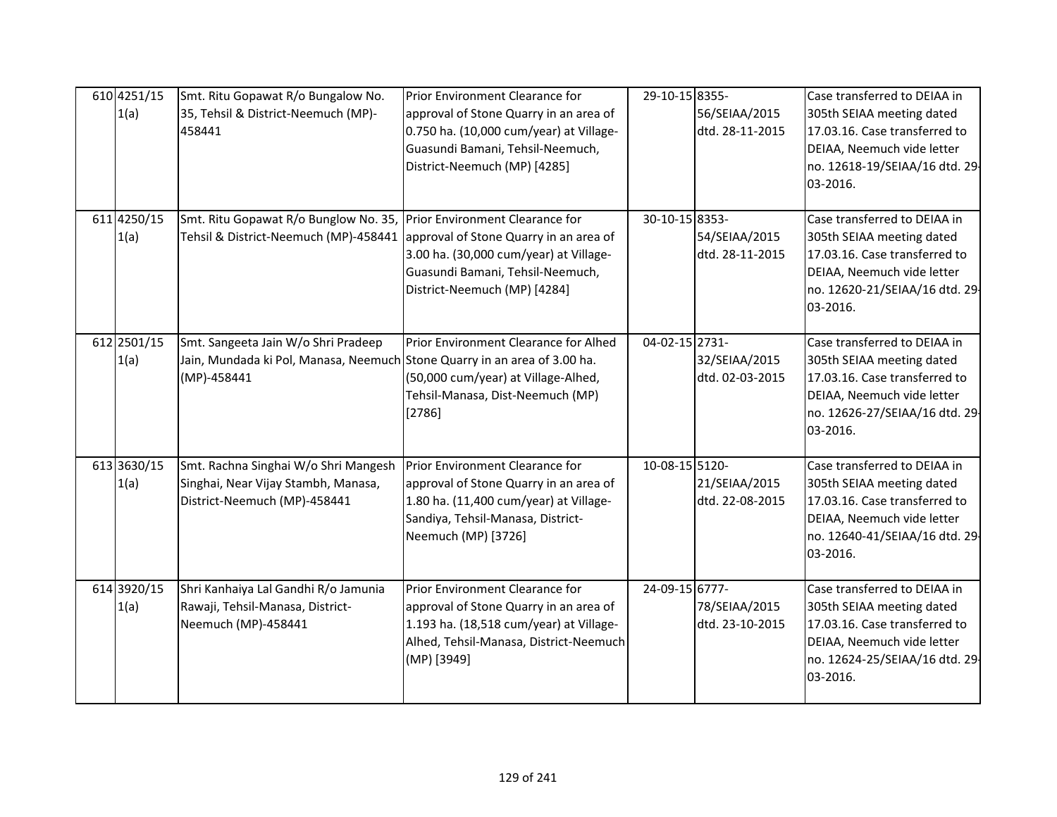| | | | | | | |
|---|---|---|---|---|---|---|
| 610 | 4251/15 1(a) | Smt. Ritu Gopawat R/o Bungalow No. 35, Tehsil & District-Neemuch (MP)-458441 | Prior Environment Clearance for approval of Stone Quarry in an area of 0.750 ha. (10,000 cum/year) at Village-Guasundi Bamani, Tehsil-Neemuch, District-Neemuch (MP) [4285] | 29-10-15 | 8355-56/SEIAA/2015 dtd. 28-11-2015 | Case transferred to DEIAA in 305th SEIAA meeting dated 17.03.16. Case transferred to DEIAA, Neemuch vide letter no. 12618-19/SEIAA/16 dtd. 29-03-2016. |
| 611 | 4250/15 1(a) | Smt. Ritu Gopawat R/o Bunglow No. 35, Tehsil & District-Neemuch (MP)-458441 | Prior Environment Clearance for approval of Stone Quarry in an area of 3.00 ha. (30,000 cum/year) at Village-Guasundi Bamani, Tehsil-Neemuch, District-Neemuch (MP) [4284] | 30-10-15 | 8353-54/SEIAA/2015 dtd. 28-11-2015 | Case transferred to DEIAA in 305th SEIAA meeting dated 17.03.16. Case transferred to DEIAA, Neemuch vide letter no. 12620-21/SEIAA/16 dtd. 29-03-2016. |
| 612 | 2501/15 1(a) | Smt. Sangeeta Jain W/o Shri Pradeep Jain, Mundada ki Pol, Manasa, Neemuch (MP)-458441 | Prior Environment Clearance for Alhed Stone Quarry in an area of 3.00 ha. (50,000 cum/year) at Village-Alhed, Tehsil-Manasa, Dist-Neemuch (MP) [2786] | 04-02-15 | 2731-32/SEIAA/2015 dtd. 02-03-2015 | Case transferred to DEIAA in 305th SEIAA meeting dated 17.03.16. Case transferred to DEIAA, Neemuch vide letter no. 12626-27/SEIAA/16 dtd. 29-03-2016. |
| 613 | 3630/15 1(a) | Smt. Rachna Singhai W/o Shri Mangesh Singhai, Near Vijay Stambh, Manasa, District-Neemuch (MP)-458441 | Prior Environment Clearance for approval of Stone Quarry in an area of 1.80 ha. (11,400 cum/year) at Village-Sandiya, Tehsil-Manasa, District-Neemuch (MP) [3726] | 10-08-15 | 5120-21/SEIAA/2015 dtd. 22-08-2015 | Case transferred to DEIAA in 305th SEIAA meeting dated 17.03.16. Case transferred to DEIAA, Neemuch vide letter no. 12640-41/SEIAA/16 dtd. 29-03-2016. |
| 614 | 3920/15 1(a) | Shri Kanhaiya Lal Gandhi R/o Jamunia Rawaji, Tehsil-Manasa, District-Neemuch (MP)-458441 | Prior Environment Clearance for approval of Stone Quarry in an area of 1.193 ha. (18,518 cum/year) at Village-Alhed, Tehsil-Manasa, District-Neemuch (MP) [3949] | 24-09-15 | 6777-78/SEIAA/2015 dtd. 23-10-2015 | Case transferred to DEIAA in 305th SEIAA meeting dated 17.03.16. Case transferred to DEIAA, Neemuch vide letter no. 12624-25/SEIAA/16 dtd. 29-03-2016. |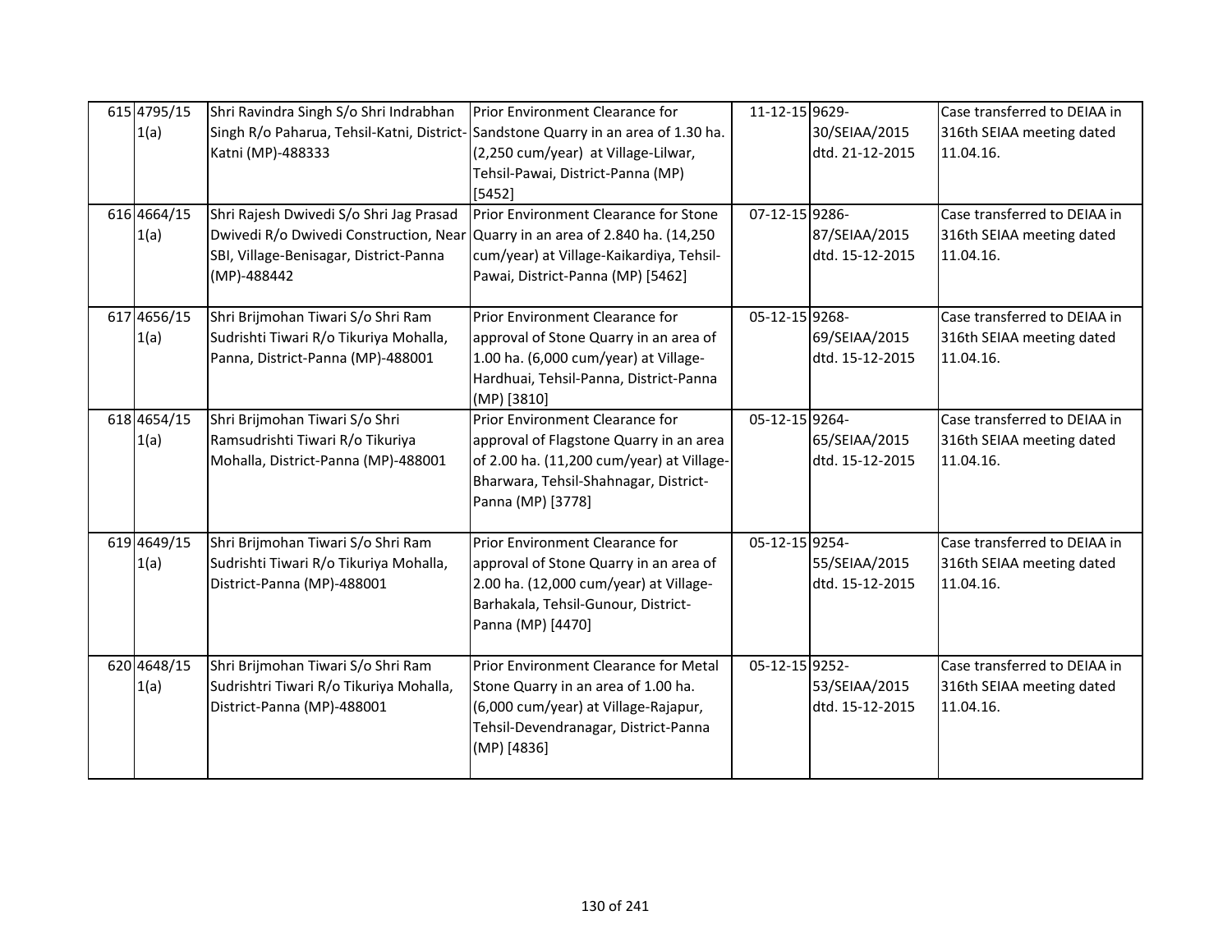| | | | | | | |
|---|---|---|---|---|---|---|
| 615 | 4795/15 1(a) | Shri Ravindra Singh S/o Shri Indrabhan Singh R/o Paharua, Tehsil-Katni, District-Katni (MP)-488333 | Prior Environment Clearance for Sandstone Quarry in an area of 1.30 ha. (2,250 cum/year) at Village-Lilwar, Tehsil-Pawai, District-Panna (MP) [5452] | 11-12-15 | 9629-30/SEIAA/2015 dtd. 21-12-2015 | Case transferred to DEIAA in 316th SEIAA meeting dated 11.04.16. |
| 616 | 4664/15 1(a) | Shri Rajesh Dwivedi S/o Shri Jag Prasad Dwivedi R/o Dwivedi Construction, Near SBI, Village-Benisagar, District-Panna (MP)-488442 | Prior Environment Clearance for Stone Quarry in an area of 2.840 ha. (14,250 cum/year) at Village-Kaikardiya, Tehsil-Pawai, District-Panna (MP) [5462] | 07-12-15 | 9286-87/SEIAA/2015 dtd. 15-12-2015 | Case transferred to DEIAA in 316th SEIAA meeting dated 11.04.16. |
| 617 | 4656/15 1(a) | Shri Brijmohan Tiwari S/o Shri Ram Sudrishti Tiwari R/o Tikuriya Mohalla, Panna, District-Panna (MP)-488001 | Prior Environment Clearance for approval of Stone Quarry in an area of 1.00 ha. (6,000 cum/year) at Village-Hardhuai, Tehsil-Panna, District-Panna (MP) [3810] | 05-12-15 | 9268-69/SEIAA/2015 dtd. 15-12-2015 | Case transferred to DEIAA in 316th SEIAA meeting dated 11.04.16. |
| 618 | 4654/15 1(a) | Shri Brijmohan Tiwari S/o Shri Ramsudrishti Tiwari R/o Tikuriya Mohalla, District-Panna (MP)-488001 | Prior Environment Clearance for approval of Flagstone Quarry in an area of 2.00 ha. (11,200 cum/year) at Village-Bharwara, Tehsil-Shahnagar, District-Panna (MP) [3778] | 05-12-15 | 9264-65/SEIAA/2015 dtd. 15-12-2015 | Case transferred to DEIAA in 316th SEIAA meeting dated 11.04.16. |
| 619 | 4649/15 1(a) | Shri Brijmohan Tiwari S/o Shri Ram Sudrishti Tiwari R/o Tikuriya Mohalla, District-Panna (MP)-488001 | Prior Environment Clearance for approval of Stone Quarry in an area of 2.00 ha. (12,000 cum/year) at Village-Barhakala, Tehsil-Gunour, District-Panna (MP) [4470] | 05-12-15 | 9254-55/SEIAA/2015 dtd. 15-12-2015 | Case transferred to DEIAA in 316th SEIAA meeting dated 11.04.16. |
| 620 | 4648/15 1(a) | Shri Brijmohan Tiwari S/o Shri Ram Sudrishtri Tiwari R/o Tikuriya Mohalla, District-Panna (MP)-488001 | Prior Environment Clearance for Metal Stone Quarry in an area of 1.00 ha. (6,000 cum/year) at Village-Rajapur, Tehsil-Devendranagar, District-Panna (MP) [4836] | 05-12-15 | 9252-53/SEIAA/2015 dtd. 15-12-2015 | Case transferred to DEIAA in 316th SEIAA meeting dated 11.04.16. |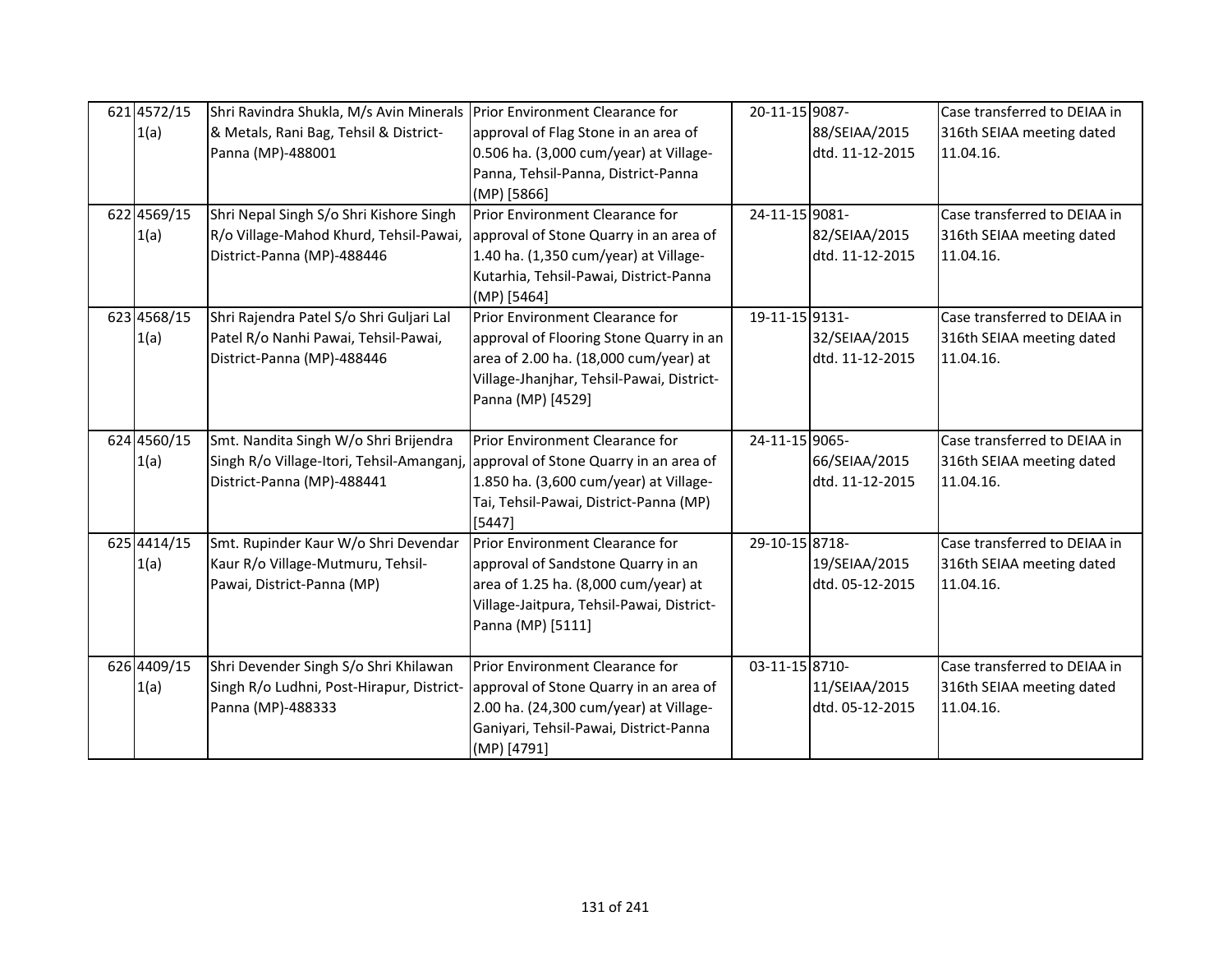| | | | | | | |
|---|---|---|---|---|---|---|
| 621 | 4572/15 1(a) | Shri Ravindra Shukla, M/s Avin Minerals & Metals, Rani Bag, Tehsil & District-Panna (MP)-488001 | Prior Environment Clearance for approval of Flag Stone in an area of 0.506 ha. (3,000 cum/year) at Village-Panna, Tehsil-Panna, District-Panna (MP) [5866] | 20-11-15 | 9087-88/SEIAA/2015 dtd. 11-12-2015 | Case transferred to DEIAA in 316th SEIAA meeting dated 11.04.16. |
| 622 | 4569/15 1(a) | Shri Nepal Singh S/o Shri Kishore Singh R/o Village-Mahod Khurd, Tehsil-Pawai, District-Panna (MP)-488446 | Prior Environment Clearance for approval of Stone Quarry in an area of 1.40 ha. (1,350 cum/year) at Village-Kutarhia, Tehsil-Pawai, District-Panna (MP) [5464] | 24-11-15 | 9081-82/SEIAA/2015 dtd. 11-12-2015 | Case transferred to DEIAA in 316th SEIAA meeting dated 11.04.16. |
| 623 | 4568/15 1(a) | Shri Rajendra Patel S/o Shri Guljari Lal Patel R/o Nanhi Pawai, Tehsil-Pawai, District-Panna (MP)-488446 | Prior Environment Clearance for approval of Flooring Stone Quarry in an area of 2.00 ha. (18,000 cum/year) at Village-Jhanjhar, Tehsil-Pawai, District-Panna (MP) [4529] | 19-11-15 | 9131-32/SEIAA/2015 dtd. 11-12-2015 | Case transferred to DEIAA in 316th SEIAA meeting dated 11.04.16. |
| 624 | 4560/15 1(a) | Smt. Nandita Singh W/o Shri Brijendra Singh R/o Village-Itori, Tehsil-Amanganj, District-Panna (MP)-488441 | Prior Environment Clearance for approval of Stone Quarry in an area of 1.850 ha. (3,600 cum/year) at Village-Tai, Tehsil-Pawai, District-Panna (MP) [5447] | 24-11-15 | 9065-66/SEIAA/2015 dtd. 11-12-2015 | Case transferred to DEIAA in 316th SEIAA meeting dated 11.04.16. |
| 625 | 4414/15 1(a) | Smt. Rupinder Kaur W/o Shri Devendar Kaur R/o Village-Mutmuru, Tehsil-Pawai, District-Panna (MP) | Prior Environment Clearance for approval of Sandstone Quarry in an area of 1.25 ha. (8,000 cum/year) at Village-Jaitpura, Tehsil-Pawai, District-Panna (MP) [5111] | 29-10-15 | 8718-19/SEIAA/2015 dtd. 05-12-2015 | Case transferred to DEIAA in 316th SEIAA meeting dated 11.04.16. |
| 626 | 4409/15 1(a) | Shri Devender Singh S/o Shri Khilawan Singh R/o Ludhni, Post-Hirapur, District-Panna (MP)-488333 | Prior Environment Clearance for approval of Stone Quarry in an area of 2.00 ha. (24,300 cum/year) at Village-Ganiyari, Tehsil-Pawai, District-Panna (MP) [4791] | 03-11-15 | 8710-11/SEIAA/2015 dtd. 05-12-2015 | Case transferred to DEIAA in 316th SEIAA meeting dated 11.04.16. |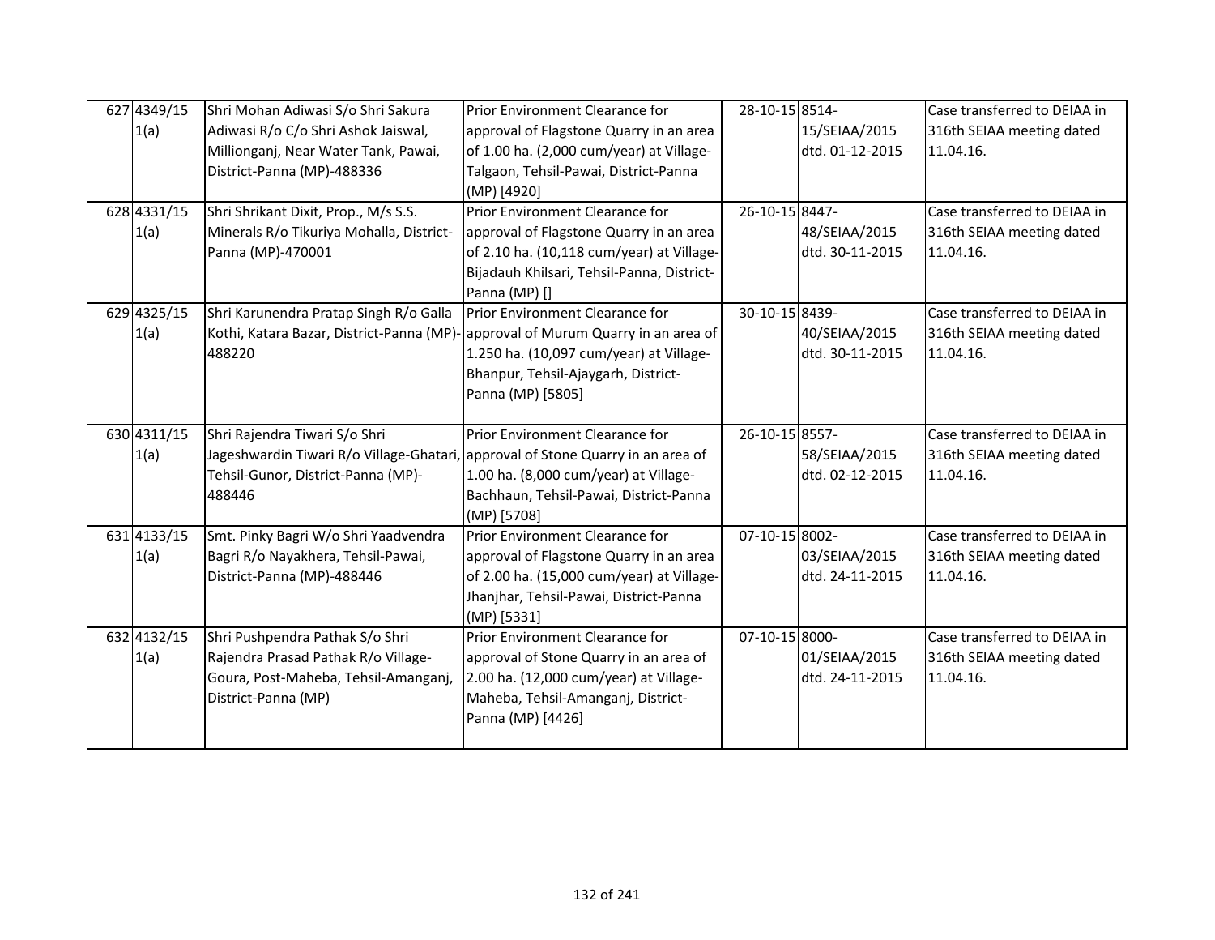| | | | | | | |
|---|---|---|---|---|---|---|
| 627 | 4349/15 1(a) | Shri Mohan Adiwasi S/o Shri Sakura Adiwasi R/o C/o Shri Ashok Jaiswal, Millionganj, Near Water Tank, Pawai, District-Panna (MP)-488336 | Prior Environment Clearance for approval of Flagstone Quarry in an area of 1.00 ha. (2,000 cum/year) at Village-Talgaon, Tehsil-Pawai, District-Panna (MP) [4920] | 28-10-15 | 8514-15/SEIAA/2015 dtd. 01-12-2015 | Case transferred to DEIAA in 316th SEIAA meeting dated 11.04.16. |
| 628 | 4331/15 1(a) | Shri Shrikant Dixit, Prop., M/s S.S. Minerals R/o Tikuriya Mohalla, District-Panna (MP)-470001 | Prior Environment Clearance for approval of Flagstone Quarry in an area of 2.10 ha. (10,118 cum/year) at Village-Bijadauh Khilsari, Tehsil-Panna, District-Panna (MP) [] | 26-10-15 | 8447-48/SEIAA/2015 dtd. 30-11-2015 | Case transferred to DEIAA in 316th SEIAA meeting dated 11.04.16. |
| 629 | 4325/15 1(a) | Shri Karunendra Pratap Singh R/o Galla Kothi, Katara Bazar, District-Panna (MP)-488220 | Prior Environment Clearance for approval of Murum Quarry in an area of 1.250 ha. (10,097 cum/year) at Village-Bhanpur, Tehsil-Ajaygarh, District-Panna (MP) [5805] | 30-10-15 | 8439-40/SEIAA/2015 dtd. 30-11-2015 | Case transferred to DEIAA in 316th SEIAA meeting dated 11.04.16. |
| 630 | 4311/15 1(a) | Shri Rajendra Tiwari S/o Shri Jageshwardin Tiwari R/o Village-Ghatari, Tehsil-Gunor, District-Panna (MP)-488446 | Prior Environment Clearance for approval of Stone Quarry in an area of 1.00 ha. (8,000 cum/year) at Village-Bachhaun, Tehsil-Pawai, District-Panna (MP) [5708] | 26-10-15 | 8557-58/SEIAA/2015 dtd. 02-12-2015 | Case transferred to DEIAA in 316th SEIAA meeting dated 11.04.16. |
| 631 | 4133/15 1(a) | Smt. Pinky Bagri W/o Shri Yaadvendra Bagri R/o Nayakhera, Tehsil-Pawai, District-Panna (MP)-488446 | Prior Environment Clearance for approval of Flagstone Quarry in an area of 2.00 ha. (15,000 cum/year) at Village-Jhanjhar, Tehsil-Pawai, District-Panna (MP) [5331] | 07-10-15 | 8002-03/SEIAA/2015 dtd. 24-11-2015 | Case transferred to DEIAA in 316th SEIAA meeting dated 11.04.16. |
| 632 | 4132/15 1(a) | Shri Pushpendra Pathak S/o Shri Rajendra Prasad Pathak R/o Village-Goura, Post-Maheba, Tehsil-Amanganj, District-Panna (MP) | Prior Environment Clearance for approval of Stone Quarry in an area of 2.00 ha. (12,000 cum/year) at Village-Maheba, Tehsil-Amanganj, District-Panna (MP) [4426] | 07-10-15 | 8000-01/SEIAA/2015 dtd. 24-11-2015 | Case transferred to DEIAA in 316th SEIAA meeting dated 11.04.16. |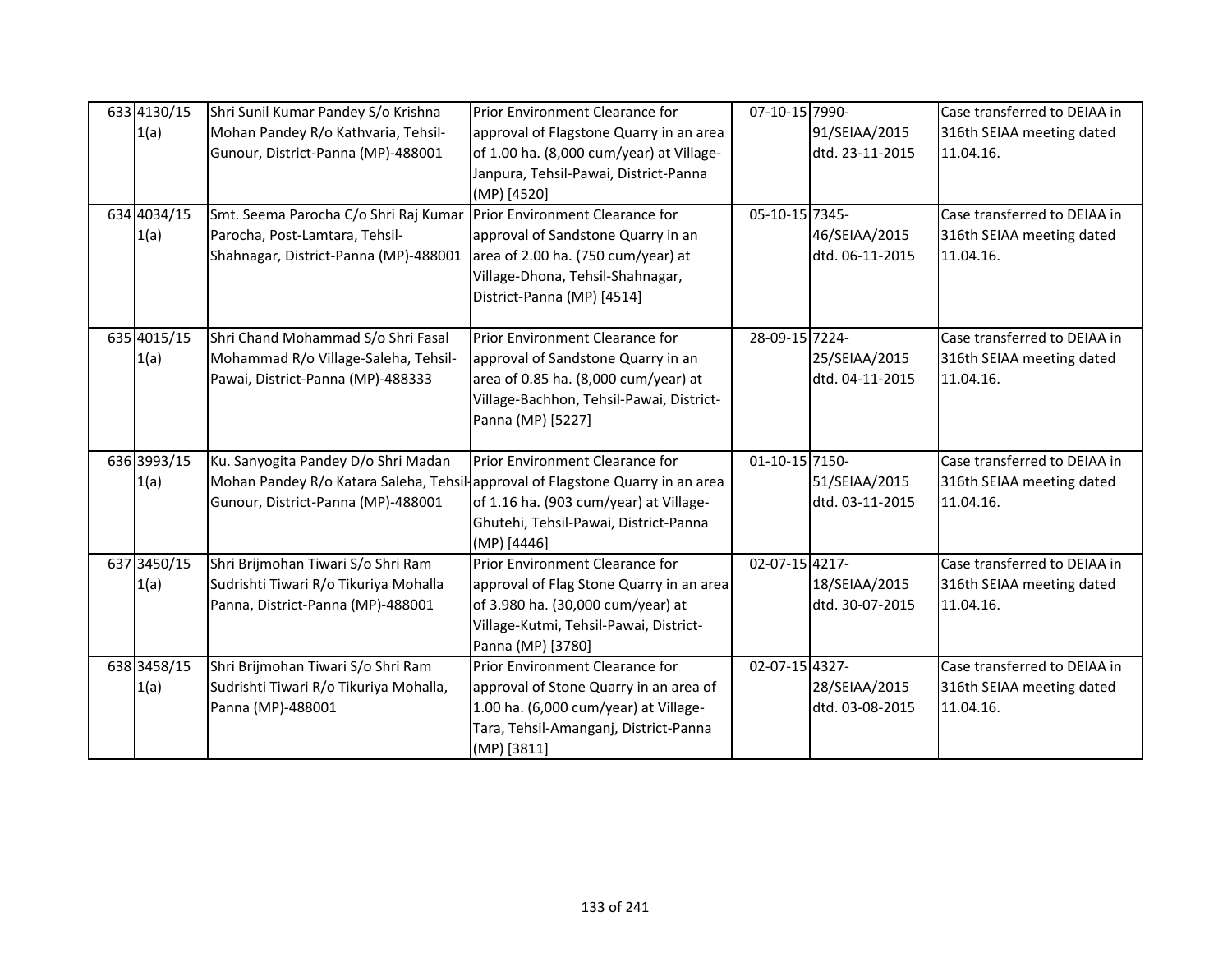| | | | | | | |
|---|---|---|---|---|---|---|
| 633 | 4130/15 1(a) | Shri Sunil Kumar Pandey S/o Krishna Mohan Pandey R/o Kathvaria, Tehsil-Gunour, District-Panna (MP)-488001 | Prior Environment Clearance for approval of Flagstone Quarry in an area of 1.00 ha. (8,000 cum/year) at Village-Janpura, Tehsil-Pawai, District-Panna (MP) [4520] | 07-10-15 | 7990-91/SEIAA/2015 dtd. 23-11-2015 | Case transferred to DEIAA in 316th SEIAA meeting dated 11.04.16. |
| 634 | 4034/15 1(a) | Smt. Seema Parocha C/o Shri Raj Kumar Parocha, Post-Lamtara, Tehsil-Shahnagar, District-Panna (MP)-488001 | Prior Environment Clearance for approval of Sandstone Quarry in an area of 2.00 ha. (750 cum/year) at Village-Dhona, Tehsil-Shahnagar, District-Panna (MP) [4514] | 05-10-15 | 7345-46/SEIAA/2015 dtd. 06-11-2015 | Case transferred to DEIAA in 316th SEIAA meeting dated 11.04.16. |
| 635 | 4015/15 1(a) | Shri Chand Mohammad S/o Shri Fasal Mohammad R/o Village-Saleha, Tehsil-Pawai, District-Panna (MP)-488333 | Prior Environment Clearance for approval of Sandstone Quarry in an area of 0.85 ha. (8,000 cum/year) at Village-Bachhon, Tehsil-Pawai, District-Panna (MP) [5227] | 28-09-15 | 7224-25/SEIAA/2015 dtd. 04-11-2015 | Case transferred to DEIAA in 316th SEIAA meeting dated 11.04.16. |
| 636 | 3993/15 1(a) | Ku. Sanyogita Pandey D/o Shri Madan Mohan Pandey R/o Katara Saleha, Tehsil-Gunour, District-Panna (MP)-488001 | Prior Environment Clearance for approval of Flagstone Quarry in an area of 1.16 ha. (903 cum/year) at Village-Ghutehi, Tehsil-Pawai, District-Panna (MP) [4446] | 01-10-15 | 7150-51/SEIAA/2015 dtd. 03-11-2015 | Case transferred to DEIAA in 316th SEIAA meeting dated 11.04.16. |
| 637 | 3450/15 1(a) | Shri Brijmohan Tiwari S/o Shri Ram Sudrishti Tiwari R/o Tikuriya Mohalla Panna, District-Panna (MP)-488001 | Prior Environment Clearance for approval of Flag Stone Quarry in an area of 3.980 ha. (30,000 cum/year) at Village-Kutmi, Tehsil-Pawai, District-Panna (MP) [3780] | 02-07-15 | 4217-18/SEIAA/2015 dtd. 30-07-2015 | Case transferred to DEIAA in 316th SEIAA meeting dated 11.04.16. |
| 638 | 3458/15 1(a) | Shri Brijmohan Tiwari S/o Shri Ram Sudrishti Tiwari R/o Tikuriya Mohalla, Panna (MP)-488001 | Prior Environment Clearance for approval of Stone Quarry in an area of 1.00 ha. (6,000 cum/year) at Village-Tara, Tehsil-Amanganj, District-Panna (MP) [3811] | 02-07-15 | 4327-28/SEIAA/2015 dtd. 03-08-2015 | Case transferred to DEIAA in 316th SEIAA meeting dated 11.04.16. |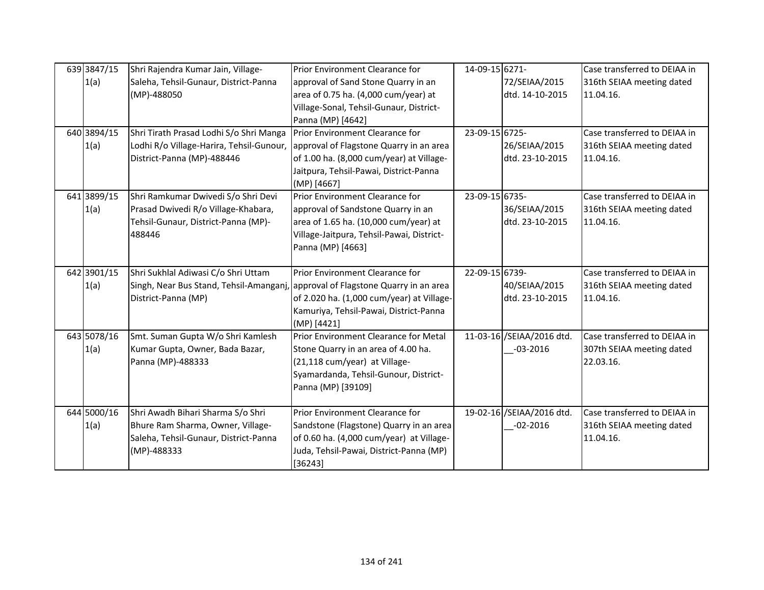| | | | | | | |
|---|---|---|---|---|---|---|
| 639 | 3847/15 1(a) | Shri Rajendra Kumar Jain, Village-Saleha, Tehsil-Gunaur, District-Panna (MP)-488050 | Prior Environment Clearance for approval of Sand Stone Quarry in an area of 0.75 ha. (4,000 cum/year) at Village-Sonal, Tehsil-Gunaur, District-Panna (MP) [4642] | 14-09-15 | 6271-72/SEIAA/2015 dtd. 14-10-2015 | Case transferred to DEIAA in 316th SEIAA meeting dated 11.04.16. |
| 640 | 3894/15 1(a) | Shri Tirath Prasad Lodhi S/o Shri Manga Lodhi R/o Village-Harira, Tehsil-Gunour, District-Panna (MP)-488446 | Prior Environment Clearance for approval of Flagstone Quarry in an area of 1.00 ha. (8,000 cum/year) at Village-Jaitpura, Tehsil-Pawai, District-Panna (MP) [4667] | 23-09-15 | 6725-26/SEIAA/2015 dtd. 23-10-2015 | Case transferred to DEIAA in 316th SEIAA meeting dated 11.04.16. |
| 641 | 3899/15 1(a) | Shri Ramkumar Dwivedi S/o Shri Devi Prasad Dwivedi R/o Village-Khabara, Tehsil-Gunaur, District-Panna (MP)-488446 | Prior Environment Clearance for approval of Sandstone Quarry in an area of 1.65 ha. (10,000 cum/year) at Village-Jaitpura, Tehsil-Pawai, District-Panna (MP) [4663] | 23-09-15 | 6735-36/SEIAA/2015 dtd. 23-10-2015 | Case transferred to DEIAA in 316th SEIAA meeting dated 11.04.16. |
| 642 | 3901/15 1(a) | Shri Sukhlal Adiwasi C/o Shri Uttam Singh, Near Bus Stand, Tehsil-Amanganj, District-Panna (MP) | Prior Environment Clearance for approval of Flagstone Quarry in an area of 2.020 ha. (1,000 cum/year) at Village-Kamuriya, Tehsil-Pawai, District-Panna (MP) [4421] | 22-09-15 | 6739-40/SEIAA/2015 dtd. 23-10-2015 | Case transferred to DEIAA in 316th SEIAA meeting dated 11.04.16. |
| 643 | 5078/16 1(a) | Smt. Suman Gupta W/o Shri Kamlesh Kumar Gupta, Owner, Bada Bazar, Panna (MP)-488333 | Prior Environment Clearance for Metal Stone Quarry in an area of 4.00 ha. (21,118 cum/year) at Village-Syamardanda, Tehsil-Gunour, District-Panna (MP) [39109] | 11-03-16 | /SEIAA/2016 dtd. __-03-2016 | Case transferred to DEIAA in 307th SEIAA meeting dated 22.03.16. |
| 644 | 5000/16 1(a) | Shri Awadh Bihari Sharma S/o Shri Bhure Ram Sharma, Owner, Village-Saleha, Tehsil-Gunaur, District-Panna (MP)-488333 | Prior Environment Clearance for Sandstone (Flagstone) Quarry in an area of 0.60 ha. (4,000 cum/year) at Village-Juda, Tehsil-Pawai, District-Panna (MP) [36243] | 19-02-16 | /SEIAA/2016 dtd. __-02-2016 | Case transferred to DEIAA in 316th SEIAA meeting dated 11.04.16. |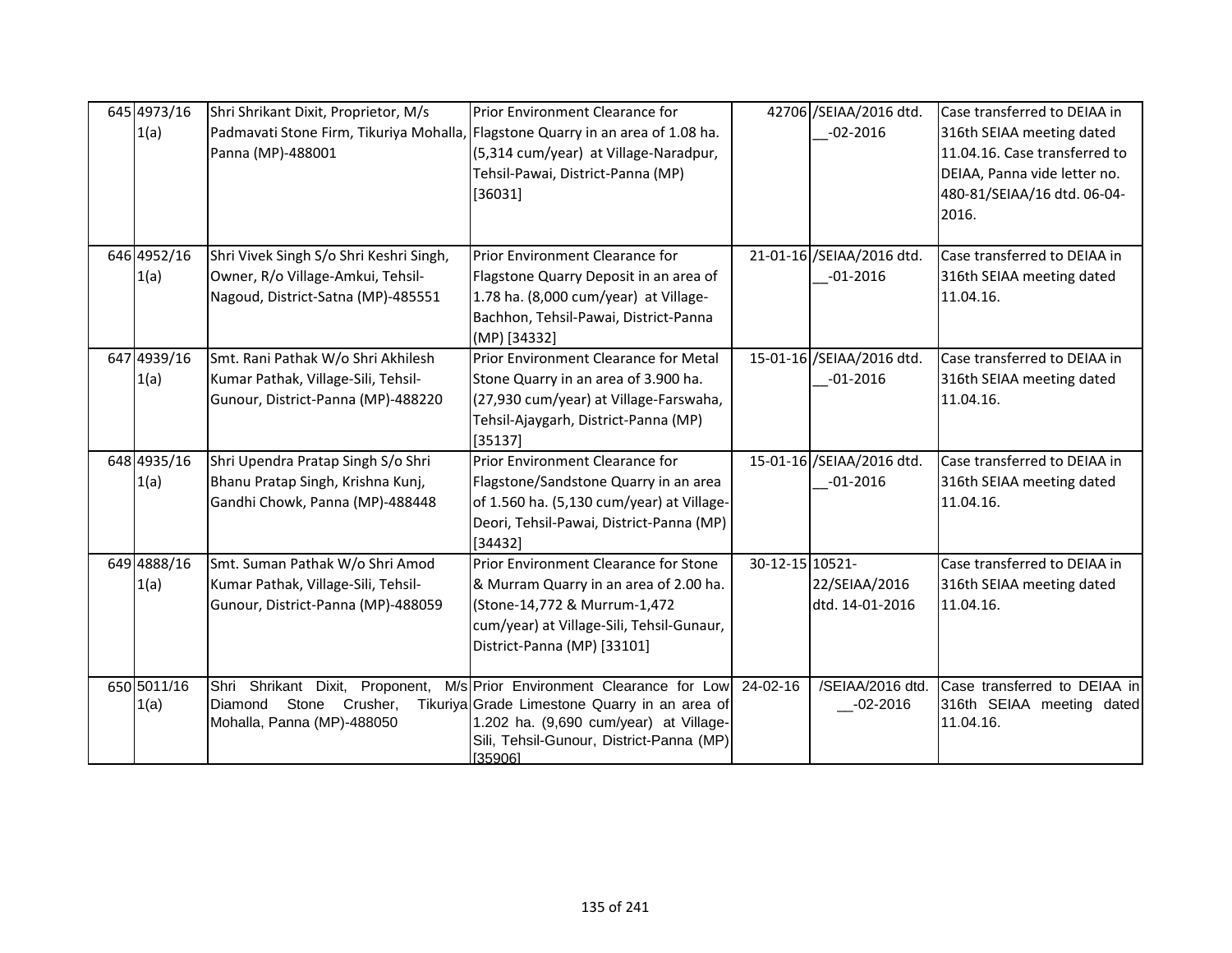| | | | | | | |
|---|---|---|---|---|---|---|
| 645 | 4973/16 1(a) | Shri Shrikant Dixit, Proprietor, M/s Padmavati Stone Firm, Tikuriya Mohalla, Panna (MP)-488001 | Prior Environment Clearance for Flagstone Quarry in an area of 1.08 ha. (5,314 cum/year) at Village-Naradpur, Tehsil-Pawai, District-Panna (MP) [36031] | 42706 | /SEIAA/2016 dtd. __-02-2016 | Case transferred to DEIAA in 316th SEIAA meeting dated 11.04.16. Case transferred to DEIAA, Panna vide letter no. 480-81/SEIAA/16 dtd. 06-04-2016. |
| 646 | 4952/16 1(a) | Shri Vivek Singh S/o Shri Keshri Singh, Owner, R/o Village-Amkui, Tehsil-Nagoud, District-Satna (MP)-485551 | Prior Environment Clearance for Flagstone Quarry Deposit in an area of 1.78 ha. (8,000 cum/year) at Village-Bachhon, Tehsil-Pawai, District-Panna (MP) [34332] | 21-01-16 | /SEIAA/2016 dtd. __-01-2016 | Case transferred to DEIAA in 316th SEIAA meeting dated 11.04.16. |
| 647 | 4939/16 1(a) | Smt. Rani Pathak W/o Shri Akhilesh Kumar Pathak, Village-Sili, Tehsil-Gunour, District-Panna (MP)-488220 | Prior Environment Clearance for Metal Stone Quarry in an area of 3.900 ha. (27,930 cum/year) at Village-Farswaha, Tehsil-Ajaygarh, District-Panna (MP) [35137] | 15-01-16 | /SEIAA/2016 dtd. __-01-2016 | Case transferred to DEIAA in 316th SEIAA meeting dated 11.04.16. |
| 648 | 4935/16 1(a) | Shri Upendra Pratap Singh S/o Shri Bhanu Pratap Singh, Krishna Kunj, Gandhi Chowk, Panna (MP)-488448 | Prior Environment Clearance for Flagstone/Sandstone Quarry in an area of 1.560 ha. (5,130 cum/year) at Village-Deori, Tehsil-Pawai, District-Panna (MP) [34432] | 15-01-16 | /SEIAA/2016 dtd. __-01-2016 | Case transferred to DEIAA in 316th SEIAA meeting dated 11.04.16. |
| 649 | 4888/16 1(a) | Smt. Suman Pathak W/o Shri Amod Kumar Pathak, Village-Sili, Tehsil-Gunour, District-Panna (MP)-488059 | Prior Environment Clearance for Stone & Murram Quarry in an area of 2.00 ha. (Stone-14,772 & Murrum-1,472 cum/year) at Village-Sili, Tehsil-Gunaur, District-Panna (MP) [33101] | 30-12-15 | 10521-22/SEIAA/2016 dtd. 14-01-2016 | Case transferred to DEIAA in 316th SEIAA meeting dated 11.04.16. |
| 650 | 5011/16 1(a) | Shri Shrikant Dixit, Proponent, M/s Diamond Stone Crusher, Tikuriya Mohalla, Panna (MP)-488050 | Prior Environment Clearance for Low Grade Limestone Quarry in an area of 1.202 ha. (9,690 cum/year) at Village-Sili, Tehsil-Gunour, District-Panna (MP) [35906] | 24-02-16 | /SEIAA/2016 dtd. __-02-2016 | Case transferred to DEIAA in 316th SEIAA meeting dated 11.04.16. |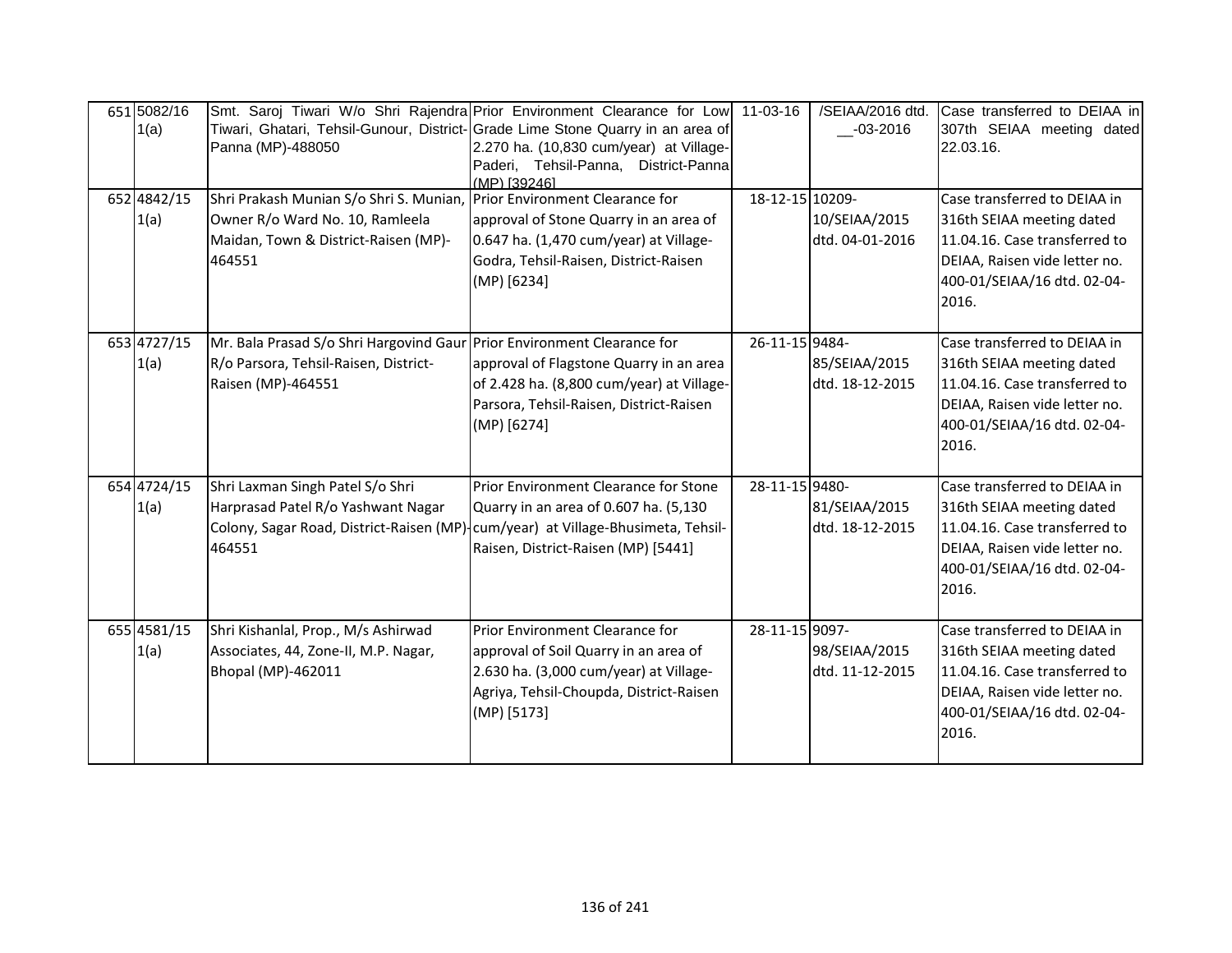| | | | | | | |
|---|---|---|---|---|---|---|
| 651 | 5082/16 1(a) | Smt. Saroj Tiwari W/o Shri Rajendra Tiwari, Ghatari, Tehsil-Gunour, District-Panna (MP)-488050 | Prior Environment Clearance for Low Grade Lime Stone Quarry in an area of 2.270 ha. (10,830 cum/year) at Village-Paderi, Tehsil-Panna, District-Panna (MP) [39246] | 11-03-16 | /SEIAA/2016 dtd. __-03-2016 | Case transferred to DEIAA in 307th SEIAA meeting dated 22.03.16. |
| 652 | 4842/15 1(a) | Shri Prakash Munian S/o Shri S. Munian, Owner R/o Ward No. 10, Ramleela Maidan, Town & District-Raisen (MP)-464551 | Prior Environment Clearance for approval of Stone Quarry in an area of 0.647 ha. (1,470 cum/year) at Village-Godra, Tehsil-Raisen, District-Raisen (MP) [6234] | 18-12-15 | 10209-10/SEIAA/2015 dtd. 04-01-2016 | Case transferred to DEIAA in 316th SEIAA meeting dated 11.04.16. Case transferred to DEIAA, Raisen vide letter no. 400-01/SEIAA/16 dtd. 02-04-2016. |
| 653 | 4727/15 1(a) | Mr. Bala Prasad S/o Shri Hargovind Gaur R/o Parsora, Tehsil-Raisen, District-Raisen (MP)-464551 | Prior Environment Clearance for approval of Flagstone Quarry in an area of 2.428 ha. (8,800 cum/year) at Village-Parsora, Tehsil-Raisen, District-Raisen (MP) [6274] | 26-11-15 | 9484-85/SEIAA/2015 dtd. 18-12-2015 | Case transferred to DEIAA in 316th SEIAA meeting dated 11.04.16. Case transferred to DEIAA, Raisen vide letter no. 400-01/SEIAA/16 dtd. 02-04-2016. |
| 654 | 4724/15 1(a) | Shri Laxman Singh Patel S/o Shri Harprasad Patel R/o Yashwant Nagar Colony, Sagar Road, District-Raisen (MP)-464551 | Prior Environment Clearance for Stone Quarry in an area of 0.607 ha. (5,130 cum/year) at Village-Bhusimeta, Tehsil-Raisen, District-Raisen (MP) [5441] | 28-11-15 | 9480-81/SEIAA/2015 dtd. 18-12-2015 | Case transferred to DEIAA in 316th SEIAA meeting dated 11.04.16. Case transferred to DEIAA, Raisen vide letter no. 400-01/SEIAA/16 dtd. 02-04-2016. |
| 655 | 4581/15 1(a) | Shri Kishanlal, Prop., M/s Ashirwad Associates, 44, Zone-II, M.P. Nagar, Bhopal (MP)-462011 | Prior Environment Clearance for approval of Soil Quarry in an area of 2.630 ha. (3,000 cum/year) at Village-Agriya, Tehsil-Choupda, District-Raisen (MP) [5173] | 28-11-15 | 9097-98/SEIAA/2015 dtd. 11-12-2015 | Case transferred to DEIAA in 316th SEIAA meeting dated 11.04.16. Case transferred to DEIAA, Raisen vide letter no. 400-01/SEIAA/16 dtd. 02-04-2016. |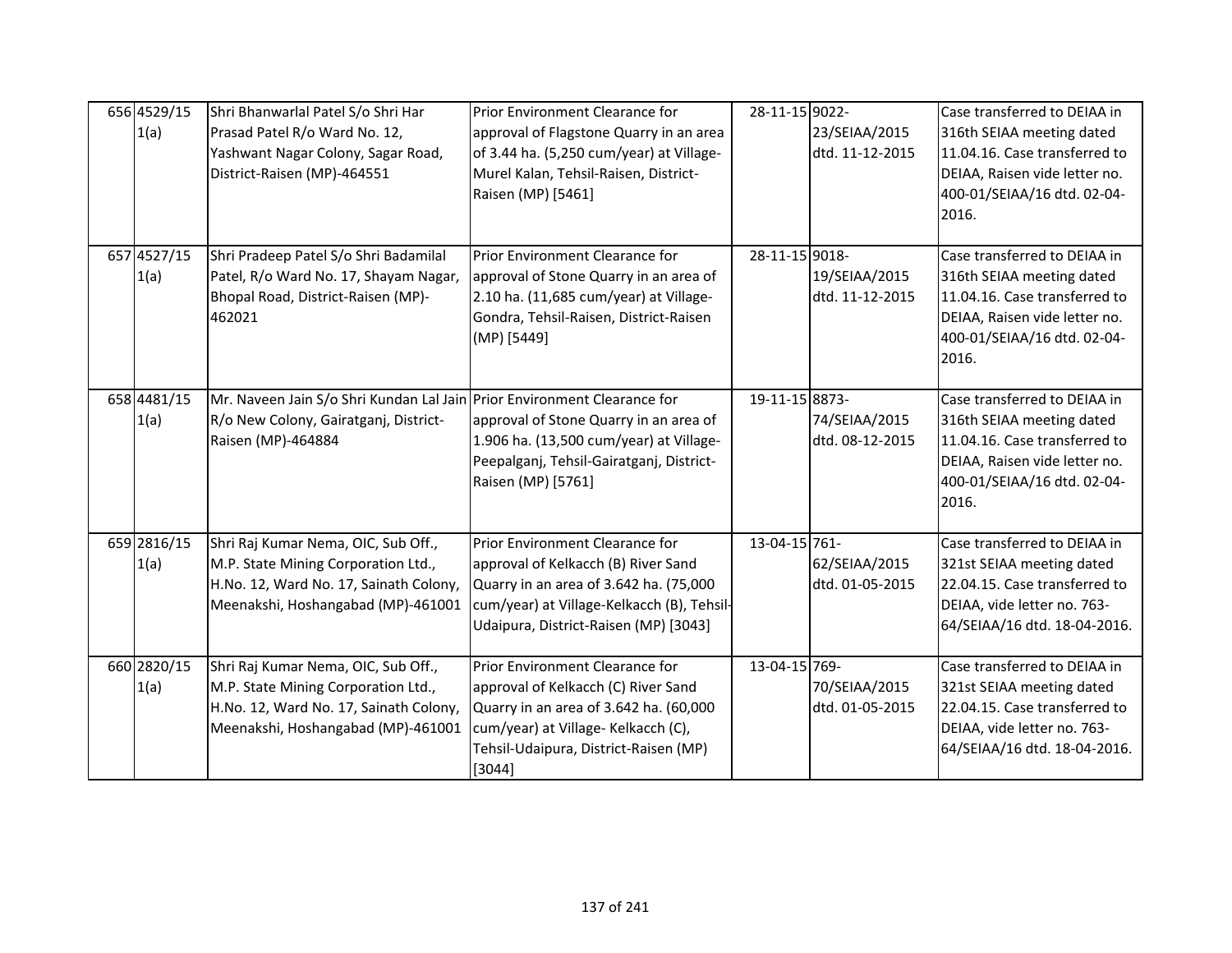| | | | | | | |
|---|---|---|---|---|---|---|
| 656 | 4529/15 1(a) | Shri Bhanwarlal Patel S/o Shri Har Prasad Patel R/o Ward No. 12, Yashwant Nagar Colony, Sagar Road, District-Raisen (MP)-464551 | Prior Environment Clearance for approval of Flagstone Quarry in an area of 3.44 ha. (5,250 cum/year) at Village-Murel Kalan, Tehsil-Raisen, District-Raisen (MP) [5461] | 28-11-15 | 9022-23/SEIAA/2015 dtd. 11-12-2015 | Case transferred to DEIAA in 316th SEIAA meeting dated 11.04.16. Case transferred to DEIAA, Raisen vide letter no. 400-01/SEIAA/16 dtd. 02-04-2016. |
| 657 | 4527/15 1(a) | Shri Pradeep Patel S/o Shri Badamilal Patel, R/o Ward No. 17, Shayam Nagar, Bhopal Road, District-Raisen (MP)-462021 | Prior Environment Clearance for approval of Stone Quarry in an area of 2.10 ha. (11,685 cum/year) at Village-Gondra, Tehsil-Raisen, District-Raisen (MP) [5449] | 28-11-15 | 9018-19/SEIAA/2015 dtd. 11-12-2015 | Case transferred to DEIAA in 316th SEIAA meeting dated 11.04.16. Case transferred to DEIAA, Raisen vide letter no. 400-01/SEIAA/16 dtd. 02-04-2016. |
| 658 | 4481/15 1(a) | Mr. Naveen Jain S/o Shri Kundan Lal Jain R/o New Colony, Gairatganj, District-Raisen (MP)-464884 | Prior Environment Clearance for approval of Stone Quarry in an area of 1.906 ha. (13,500 cum/year) at Village-Peepalganj, Tehsil-Gairatganj, District-Raisen (MP) [5761] | 19-11-15 | 8873-74/SEIAA/2015 dtd. 08-12-2015 | Case transferred to DEIAA in 316th SEIAA meeting dated 11.04.16. Case transferred to DEIAA, Raisen vide letter no. 400-01/SEIAA/16 dtd. 02-04-2016. |
| 659 | 2816/15 1(a) | Shri Raj Kumar Nema, OIC, Sub Off., M.P. State Mining Corporation Ltd., H.No. 12, Ward No. 17, Sainath Colony, Meenakshi, Hoshangabad (MP)-461001 | Prior Environment Clearance for approval of Kelkacch (B) River Sand Quarry in an area of 3.642 ha. (75,000 cum/year) at Village-Kelkacch (B), Tehsil-Udaipura, District-Raisen (MP) [3043] | 13-04-15 | 761-62/SEIAA/2015 dtd. 01-05-2015 | Case transferred to DEIAA in 321st SEIAA meeting dated 22.04.15. Case transferred to DEIAA, vide letter no. 763-64/SEIAA/16 dtd. 18-04-2016. |
| 660 | 2820/15 1(a) | Shri Raj Kumar Nema, OIC, Sub Off., M.P. State Mining Corporation Ltd., H.No. 12, Ward No. 17, Sainath Colony, Meenakshi, Hoshangabad (MP)-461001 | Prior Environment Clearance for approval of Kelkacch (C) River Sand Quarry in an area of 3.642 ha. (60,000 cum/year) at Village- Kelkacch (C), Tehsil-Udaipura, District-Raisen (MP) [3044] | 13-04-15 | 769-70/SEIAA/2015 dtd. 01-05-2015 | Case transferred to DEIAA in 321st SEIAA meeting dated 22.04.15. Case transferred to DEIAA, vide letter no. 763-64/SEIAA/16 dtd. 18-04-2016. |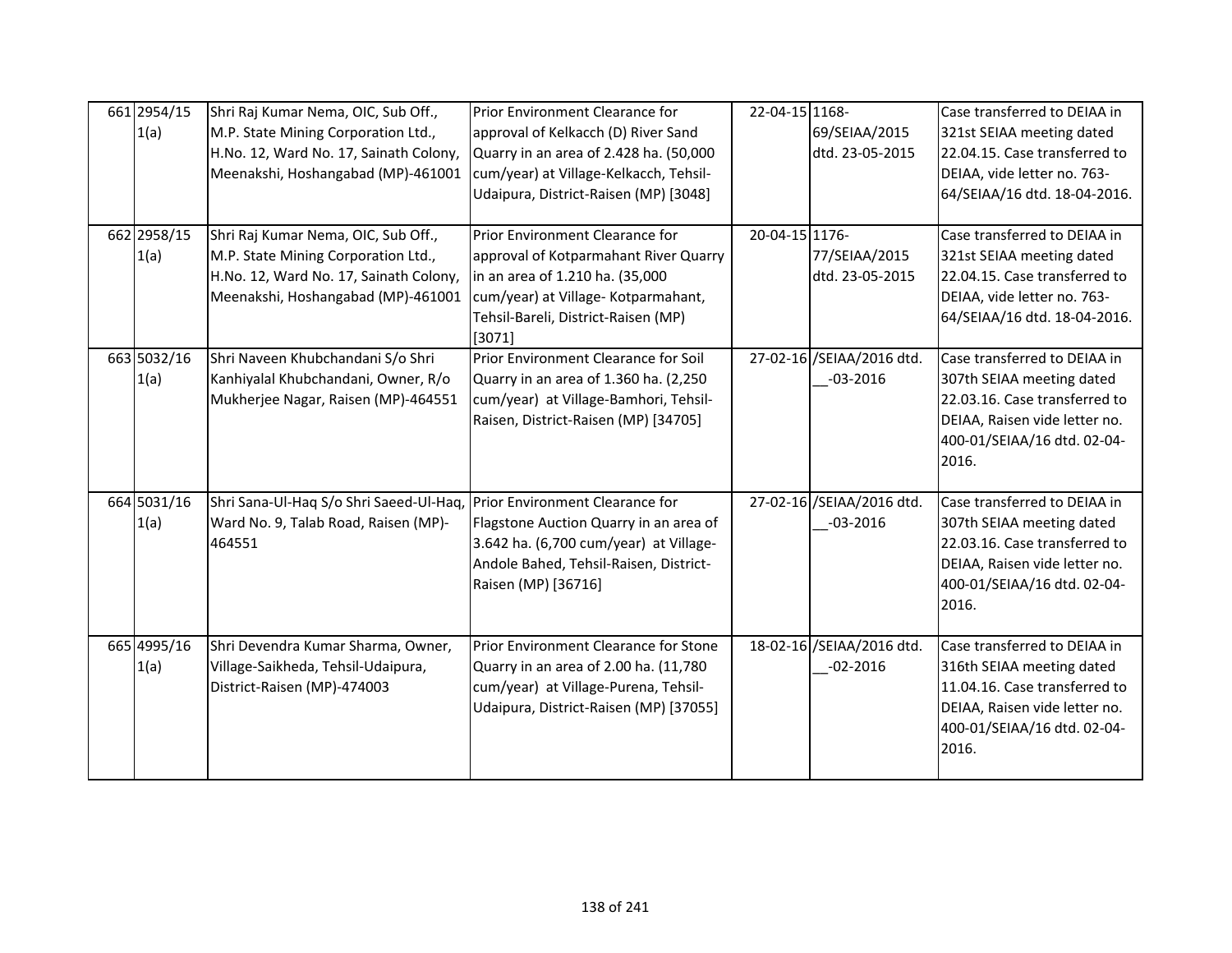| | | | | | | |
|---|---|---|---|---|---|---|
| 661 | 2954/15 1(a) | Shri Raj Kumar Nema, OIC, Sub Off., M.P. State Mining Corporation Ltd., H.No. 12, Ward No. 17, Sainath Colony, Meenakshi, Hoshangabad (MP)-461001 | Prior Environment Clearance for approval of Kelkacch (D) River Sand Quarry in an area of 2.428 ha. (50,000 cum/year) at Village-Kelkacch, Tehsil-Udaipura, District-Raisen (MP) [3048] | 22-04-15 | 1168-69/SEIAA/2015 dtd. 23-05-2015 | Case transferred to DEIAA in 321st SEIAA meeting dated 22.04.15. Case transferred to DEIAA, vide letter no. 763-64/SEIAA/16 dtd. 18-04-2016. |
| 662 | 2958/15 1(a) | Shri Raj Kumar Nema, OIC, Sub Off., M.P. State Mining Corporation Ltd., H.No. 12, Ward No. 17, Sainath Colony, Meenakshi, Hoshangabad (MP)-461001 | Prior Environment Clearance for approval of Kotparmahant River Quarry in an area of 1.210 ha. (35,000 cum/year) at Village- Kotparmahant, Tehsil-Bareli, District-Raisen (MP) [3071] | 20-04-15 | 1176-77/SEIAA/2015 dtd. 23-05-2015 | Case transferred to DEIAA in 321st SEIAA meeting dated 22.04.15. Case transferred to DEIAA, vide letter no. 763-64/SEIAA/16 dtd. 18-04-2016. |
| 663 | 5032/16 1(a) | Shri Naveen Khubchandani S/o Shri Kanhiyalal Khubchandani, Owner, R/o Mukherjee Nagar, Raisen (MP)-464551 | Prior Environment Clearance for Soil Quarry in an area of 1.360 ha. (2,250 cum/year) at Village-Bamhori, Tehsil-Raisen, District-Raisen (MP) [34705] | 27-02-16 | /SEIAA/2016 dtd. __-03-2016 | Case transferred to DEIAA in 307th SEIAA meeting dated 22.03.16. Case transferred to DEIAA, Raisen vide letter no. 400-01/SEIAA/16 dtd. 02-04-2016. |
| 664 | 5031/16 1(a) | Shri Sana-Ul-Haq S/o Shri Saeed-Ul-Haq, Ward No. 9, Talab Road, Raisen (MP)-464551 | Prior Environment Clearance for Flagstone Auction Quarry in an area of 3.642 ha. (6,700 cum/year) at Village-Andole Bahed, Tehsil-Raisen, District-Raisen (MP) [36716] | 27-02-16 | /SEIAA/2016 dtd. __-03-2016 | Case transferred to DEIAA in 307th SEIAA meeting dated 22.03.16. Case transferred to DEIAA, Raisen vide letter no. 400-01/SEIAA/16 dtd. 02-04-2016. |
| 665 | 4995/16 1(a) | Shri Devendra Kumar Sharma, Owner, Village-Saikheda, Tehsil-Udaipura, District-Raisen (MP)-474003 | Prior Environment Clearance for Stone Quarry in an area of 2.00 ha. (11,780 cum/year) at Village-Purena, Tehsil-Udaipura, District-Raisen (MP) [37055] | 18-02-16 | /SEIAA/2016 dtd. __-02-2016 | Case transferred to DEIAA in 316th SEIAA meeting dated 11.04.16. Case transferred to DEIAA, Raisen vide letter no. 400-01/SEIAA/16 dtd. 02-04-2016. |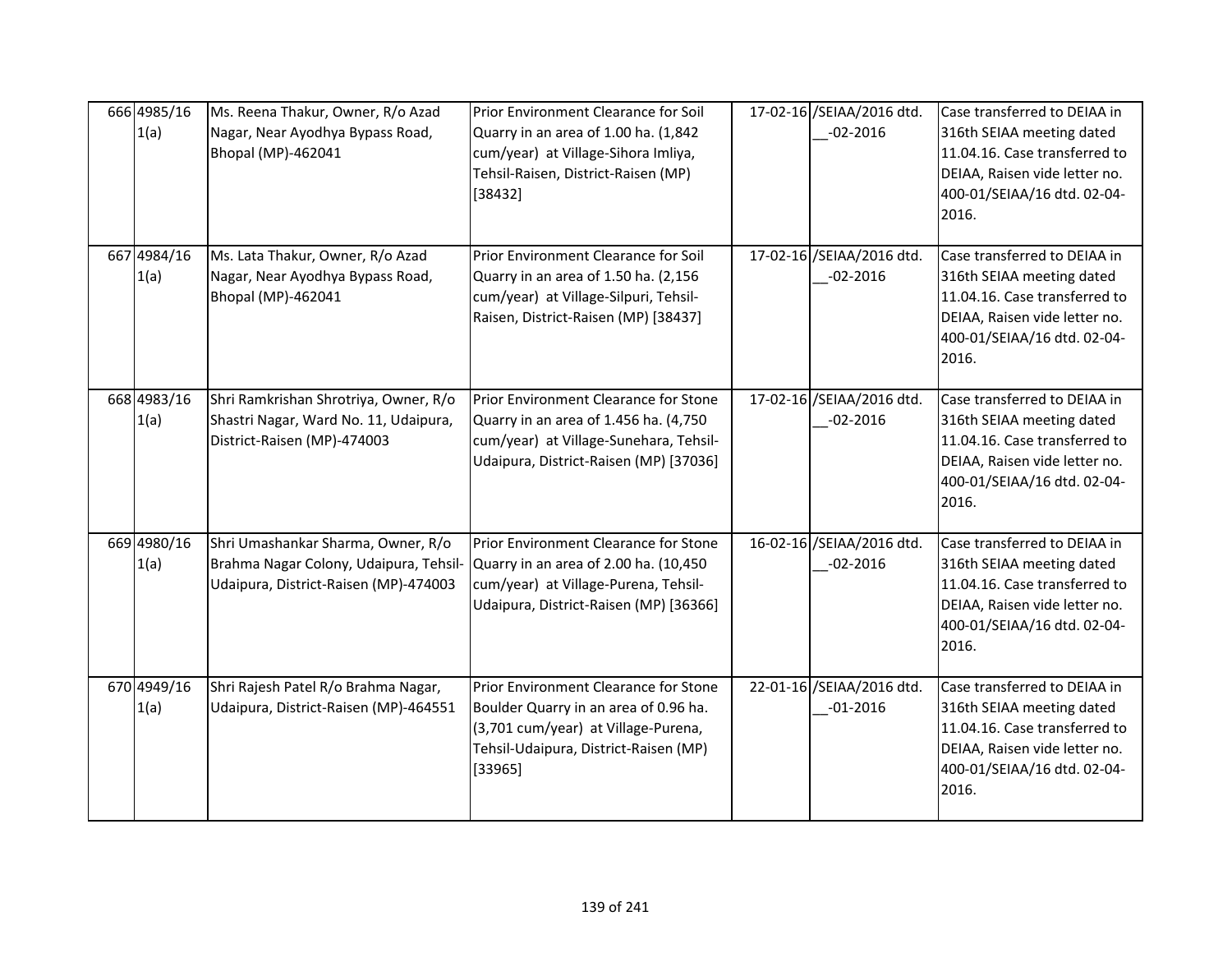| | | | | | | |
|---|---|---|---|---|---|---|
| 666 | 4985/16 1(a) | Ms. Reena Thakur, Owner, R/o Azad Nagar, Near Ayodhya Bypass Road, Bhopal (MP)-462041 | Prior Environment Clearance for Soil Quarry in an area of 1.00 ha. (1,842 cum/year) at Village-Sihora Imliya, Tehsil-Raisen, District-Raisen (MP) [38432] | 17-02-16 | /SEIAA/2016 dtd. __-02-2016 | Case transferred to DEIAA in 316th SEIAA meeting dated 11.04.16. Case transferred to DEIAA, Raisen vide letter no. 400-01/SEIAA/16 dtd. 02-04-2016. |
| 667 | 4984/16 1(a) | Ms. Lata Thakur, Owner, R/o Azad Nagar, Near Ayodhya Bypass Road, Bhopal (MP)-462041 | Prior Environment Clearance for Soil Quarry in an area of 1.50 ha. (2,156 cum/year) at Village-Silpuri, Tehsil-Raisen, District-Raisen (MP) [38437] | 17-02-16 | /SEIAA/2016 dtd. __-02-2016 | Case transferred to DEIAA in 316th SEIAA meeting dated 11.04.16. Case transferred to DEIAA, Raisen vide letter no. 400-01/SEIAA/16 dtd. 02-04-2016. |
| 668 | 4983/16 1(a) | Shri Ramkrishan Shrotriya, Owner, R/o Shastri Nagar, Ward No. 11, Udaipura, District-Raisen (MP)-474003 | Prior Environment Clearance for Stone Quarry in an area of 1.456 ha. (4,750 cum/year) at Village-Sunehara, Tehsil-Udaipura, District-Raisen (MP) [37036] | 17-02-16 | /SEIAA/2016 dtd. __-02-2016 | Case transferred to DEIAA in 316th SEIAA meeting dated 11.04.16. Case transferred to DEIAA, Raisen vide letter no. 400-01/SEIAA/16 dtd. 02-04-2016. |
| 669 | 4980/16 1(a) | Shri Umashankar Sharma, Owner, R/o Brahma Nagar Colony, Udaipura, Tehsil-Udaipura, District-Raisen (MP)-474003 | Prior Environment Clearance for Stone Quarry in an area of 2.00 ha. (10,450 cum/year) at Village-Purena, Tehsil-Udaipura, District-Raisen (MP) [36366] | 16-02-16 | /SEIAA/2016 dtd. __-02-2016 | Case transferred to DEIAA in 316th SEIAA meeting dated 11.04.16. Case transferred to DEIAA, Raisen vide letter no. 400-01/SEIAA/16 dtd. 02-04-2016. |
| 670 | 4949/16 1(a) | Shri Rajesh Patel R/o Brahma Nagar, Udaipura, District-Raisen (MP)-464551 | Prior Environment Clearance for Stone Boulder Quarry in an area of 0.96 ha. (3,701 cum/year) at Village-Purena, Tehsil-Udaipura, District-Raisen (MP) [33965] | 22-01-16 | /SEIAA/2016 dtd. __-01-2016 | Case transferred to DEIAA in 316th SEIAA meeting dated 11.04.16. Case transferred to DEIAA, Raisen vide letter no. 400-01/SEIAA/16 dtd. 02-04-2016. |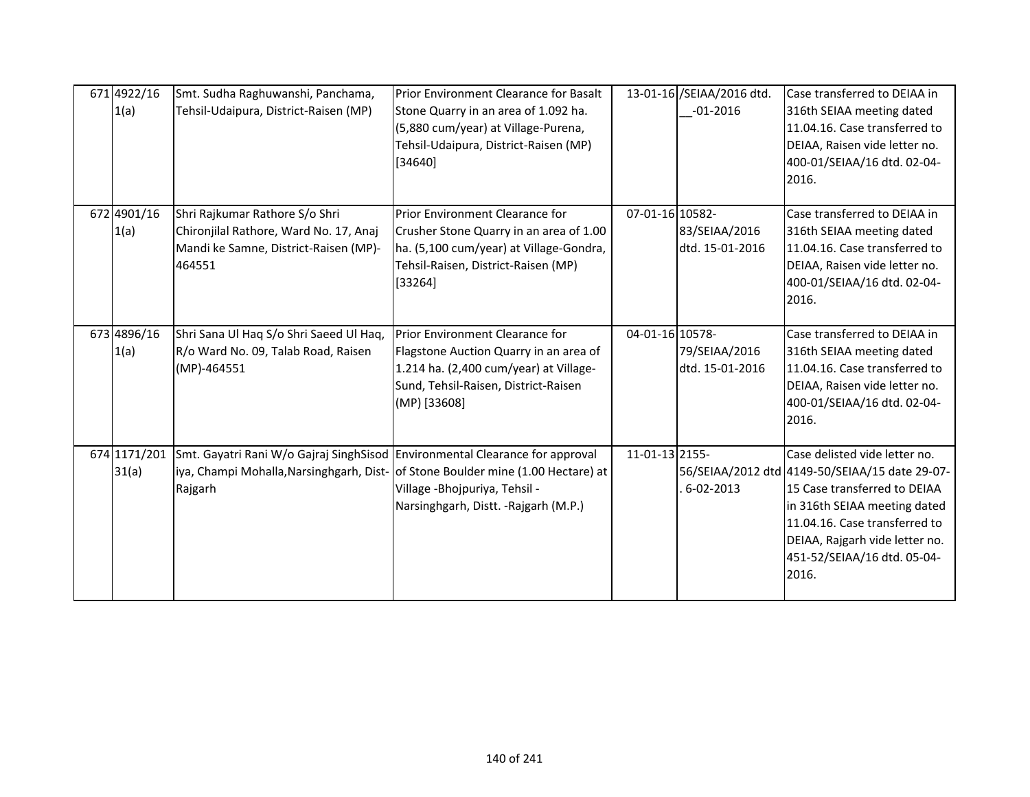| | | | | | | |
|---|---|---|---|---|---|---|
| 671 | 4922/16 1(a) | Smt. Sudha Raghuwanshi, Panchama, Tehsil-Udaipura, District-Raisen (MP) | Prior Environment Clearance for Basalt Stone Quarry in an area of 1.092 ha. (5,880 cum/year) at Village-Purena, Tehsil-Udaipura, District-Raisen (MP) [34640] | 13-01-16 | /SEIAA/2016 dtd. __-01-2016 | Case transferred to DEIAA in 316th SEIAA meeting dated 11.04.16. Case transferred to DEIAA, Raisen vide letter no. 400-01/SEIAA/16 dtd. 02-04-2016. |
| 672 | 4901/16 1(a) | Shri Rajkumar Rathore S/o Shri Chironjilal Rathore, Ward No. 17, Anaj Mandi ke Samne, District-Raisen (MP)-464551 | Prior Environment Clearance for Crusher Stone Quarry in an area of 1.00 ha. (5,100 cum/year) at Village-Gondra, Tehsil-Raisen, District-Raisen (MP) [33264] | 07-01-16 | 10582-83/SEIAA/2016 dtd. 15-01-2016 | Case transferred to DEIAA in 316th SEIAA meeting dated 11.04.16. Case transferred to DEIAA, Raisen vide letter no. 400-01/SEIAA/16 dtd. 02-04-2016. |
| 673 | 4896/16 1(a) | Shri Sana Ul Haq S/o Shri Saeed Ul Haq, R/o Ward No. 09, Talab Road, Raisen (MP)-464551 | Prior Environment Clearance for Flagstone Auction Quarry in an area of 1.214 ha. (2,400 cum/year) at Village-Sund, Tehsil-Raisen, District-Raisen (MP) [33608] | 04-01-16 | 10578-79/SEIAA/2016 dtd. 15-01-2016 | Case transferred to DEIAA in 316th SEIAA meeting dated 11.04.16. Case transferred to DEIAA, Raisen vide letter no. 400-01/SEIAA/16 dtd. 02-04-2016. |
| 674 | 1171/201 31(a) | Smt. Gayatri Rani W/o Gajraj SinghSisodiya, Champi Mohalla,Narsinghgarh, Dist-Rajgarh | Environmental Clearance for approval of Stone Boulder mine (1.00 Hectare) at Village -Bhojpuriya, Tehsil - Narsinghgarh, Distt. -Rajgarh (M.P.) | 11-01-13 | 2155-56/SEIAA/2012 dtd . 6-02-2013 | Case delisted vide letter no. 4149-50/SEIAA/15 date 29-07-15 Case transferred to DEIAA in 316th SEIAA meeting dated 11.04.16. Case transferred to DEIAA, Rajgarh vide letter no. 451-52/SEIAA/16 dtd. 05-04-2016. |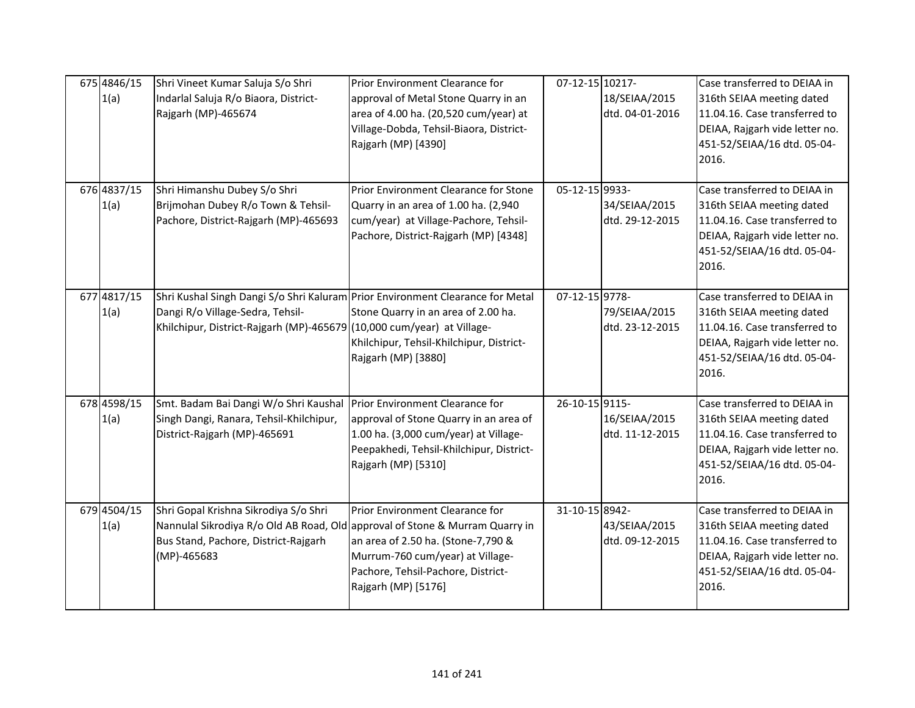| | | | | | | |
|---|---|---|---|---|---|---|
| 675 | 4846/15 1(a) | Shri Vineet Kumar Saluja S/o Shri Indarlal Saluja R/o Biaora, District-Rajgarh (MP)-465674 | Prior Environment Clearance for approval of Metal Stone Quarry in an area of 4.00 ha. (20,520 cum/year) at Village-Dobda, Tehsil-Biaora, District-Rajgarh (MP) [4390] | 07-12-15 | 10217-18/SEIAA/2015 dtd. 04-01-2016 | Case transferred to DEIAA in 316th SEIAA meeting dated 11.04.16. Case transferred to DEIAA, Rajgarh vide letter no. 451-52/SEIAA/16 dtd. 05-04-2016. |
| 676 | 4837/15 1(a) | Shri Himanshu Dubey S/o Shri Brijmohan Dubey R/o Town & Tehsil-Pachore, District-Rajgarh (MP)-465693 | Prior Environment Clearance for Stone Quarry in an area of 1.00 ha. (2,940 cum/year) at Village-Pachore, Tehsil-Pachore, District-Rajgarh (MP) [4348] | 05-12-15 | 9933-34/SEIAA/2015 dtd. 29-12-2015 | Case transferred to DEIAA in 316th SEIAA meeting dated 11.04.16. Case transferred to DEIAA, Rajgarh vide letter no. 451-52/SEIAA/16 dtd. 05-04-2016. |
| 677 | 4817/15 1(a) | Shri Kushal Singh Dangi S/o Shri Kaluram Dangi R/o Village-Sedra, Tehsil-Khilchipur, District-Rajgarh (MP)-465679 | Prior Environment Clearance for Metal Stone Quarry in an area of 2.00 ha. (10,000 cum/year) at Village-Khilchipur, Tehsil-Khilchipur, District-Rajgarh (MP) [3880] | 07-12-15 | 9778-79/SEIAA/2015 dtd. 23-12-2015 | Case transferred to DEIAA in 316th SEIAA meeting dated 11.04.16. Case transferred to DEIAA, Rajgarh vide letter no. 451-52/SEIAA/16 dtd. 05-04-2016. |
| 678 | 4598/15 1(a) | Smt. Badam Bai Dangi W/o Shri Kaushal Singh Dangi, Ranara, Tehsil-Khilchipur, District-Rajgarh (MP)-465691 | Prior Environment Clearance for approval of Stone Quarry in an area of 1.00 ha. (3,000 cum/year) at Village-Peepakhedi, Tehsil-Khilchipur, District-Rajgarh (MP) [5310] | 26-10-15 | 9115-16/SEIAA/2015 dtd. 11-12-2015 | Case transferred to DEIAA in 316th SEIAA meeting dated 11.04.16. Case transferred to DEIAA, Rajgarh vide letter no. 451-52/SEIAA/16 dtd. 05-04-2016. |
| 679 | 4504/15 1(a) | Shri Gopal Krishna Sikrodiya S/o Shri Nannulal Sikrodiya R/o Old AB Road, Old Bus Stand, Pachore, District-Rajgarh (MP)-465683 | Prior Environment Clearance for approval of Stone & Murram Quarry in an area of 2.50 ha. (Stone-7,790 & Murrum-760 cum/year) at Village-Pachore, Tehsil-Pachore, District-Rajgarh (MP) [5176] | 31-10-15 | 8942-43/SEIAA/2015 dtd. 09-12-2015 | Case transferred to DEIAA in 316th SEIAA meeting dated 11.04.16. Case transferred to DEIAA, Rajgarh vide letter no. 451-52/SEIAA/16 dtd. 05-04-2016. |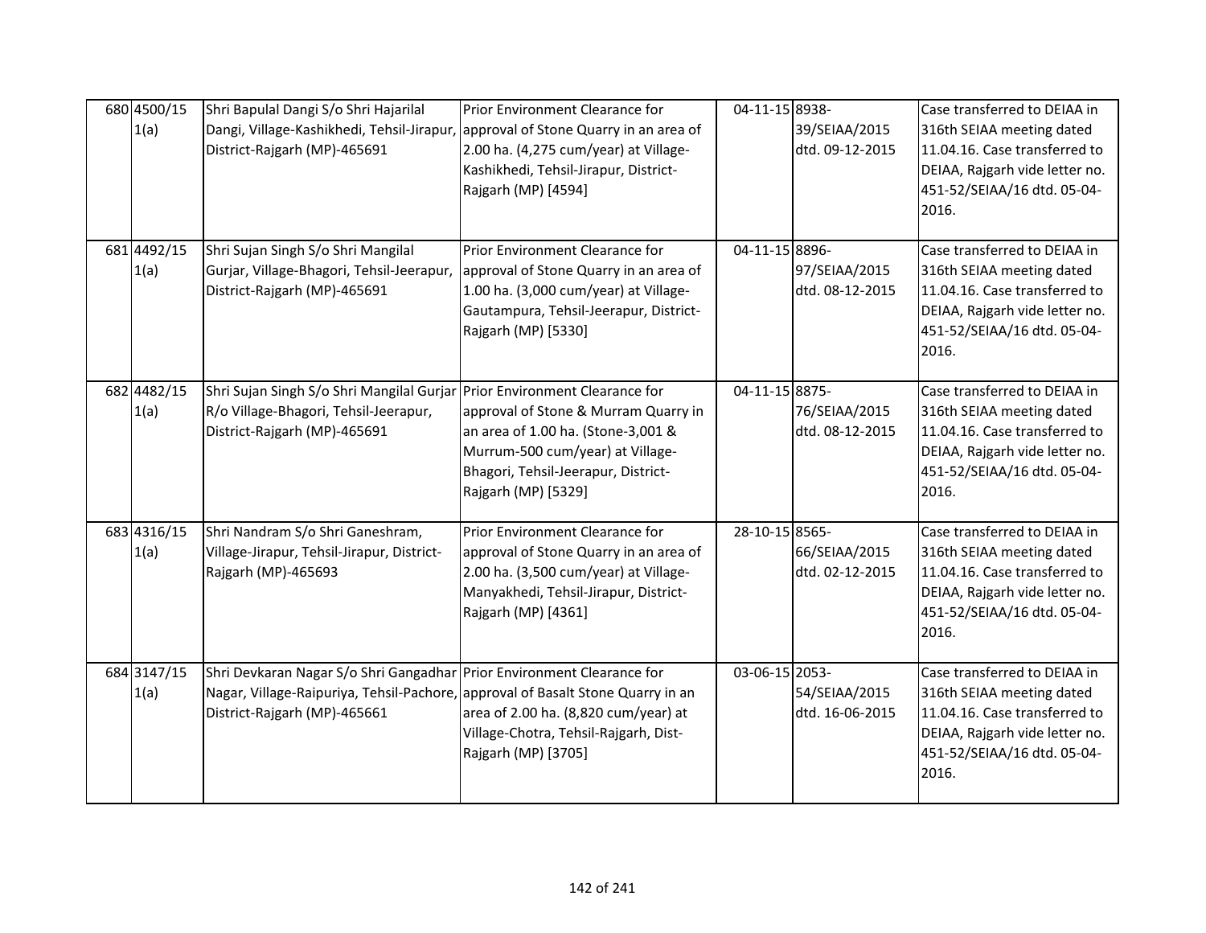| | | | | | | |
|---|---|---|---|---|---|---|
| 680 | 4500/15 1(a) | Shri Bapulal Dangi S/o Shri Hajarilal Dangi, Village-Kashikhedi, Tehsil-Jirapur, District-Rajgarh (MP)-465691 | Prior Environment Clearance for approval of Stone Quarry in an area of 2.00 ha. (4,275 cum/year) at Village-Kashikhedi, Tehsil-Jirapur, District-Rajgarh (MP) [4594] | 04-11-15 | 8938-39/SEIAA/2015 dtd. 09-12-2015 | Case transferred to DEIAA in 316th SEIAA meeting dated 11.04.16. Case transferred to DEIAA, Rajgarh vide letter no. 451-52/SEIAA/16 dtd. 05-04-2016. |
| 681 | 4492/15 1(a) | Shri Sujan Singh S/o Shri Mangilal Gurjar, Village-Bhagori, Tehsil-Jeerapur, District-Rajgarh (MP)-465691 | Prior Environment Clearance for approval of Stone Quarry in an area of 1.00 ha. (3,000 cum/year) at Village-Gautampura, Tehsil-Jeerapur, District-Rajgarh (MP) [5330] | 04-11-15 | 8896-97/SEIAA/2015 dtd. 08-12-2015 | Case transferred to DEIAA in 316th SEIAA meeting dated 11.04.16. Case transferred to DEIAA, Rajgarh vide letter no. 451-52/SEIAA/16 dtd. 05-04-2016. |
| 682 | 4482/15 1(a) | Shri Sujan Singh S/o Shri Mangilal Gurjar R/o Village-Bhagori, Tehsil-Jeerapur, District-Rajgarh (MP)-465691 | Prior Environment Clearance for approval of Stone & Murram Quarry in an area of 1.00 ha. (Stone-3,001 & Murrum-500 cum/year) at Village-Bhagori, Tehsil-Jeerapur, District-Rajgarh (MP) [5329] | 04-11-15 | 8875-76/SEIAA/2015 dtd. 08-12-2015 | Case transferred to DEIAA in 316th SEIAA meeting dated 11.04.16. Case transferred to DEIAA, Rajgarh vide letter no. 451-52/SEIAA/16 dtd. 05-04-2016. |
| 683 | 4316/15 1(a) | Shri Nandram S/o Shri Ganeshram, Village-Jirapur, Tehsil-Jirapur, District-Rajgarh (MP)-465693 | Prior Environment Clearance for approval of Stone Quarry in an area of 2.00 ha. (3,500 cum/year) at Village-Manyakhedi, Tehsil-Jirapur, District-Rajgarh (MP) [4361] | 28-10-15 | 8565-66/SEIAA/2015 dtd. 02-12-2015 | Case transferred to DEIAA in 316th SEIAA meeting dated 11.04.16. Case transferred to DEIAA, Rajgarh vide letter no. 451-52/SEIAA/16 dtd. 05-04-2016. |
| 684 | 3147/15 1(a) | Shri Devkaran Nagar S/o Shri Gangadhar Nagar, Village-Raipuriya, Tehsil-Pachore, District-Rajgarh (MP)-465661 | Prior Environment Clearance for approval of Basalt Stone Quarry in an area of 2.00 ha. (8,820 cum/year) at Village-Chotra, Tehsil-Rajgarh, Dist-Rajgarh (MP) [3705] | 03-06-15 | 2053-54/SEIAA/2015 dtd. 16-06-2015 | Case transferred to DEIAA in 316th SEIAA meeting dated 11.04.16. Case transferred to DEIAA, Rajgarh vide letter no. 451-52/SEIAA/16 dtd. 05-04-2016. |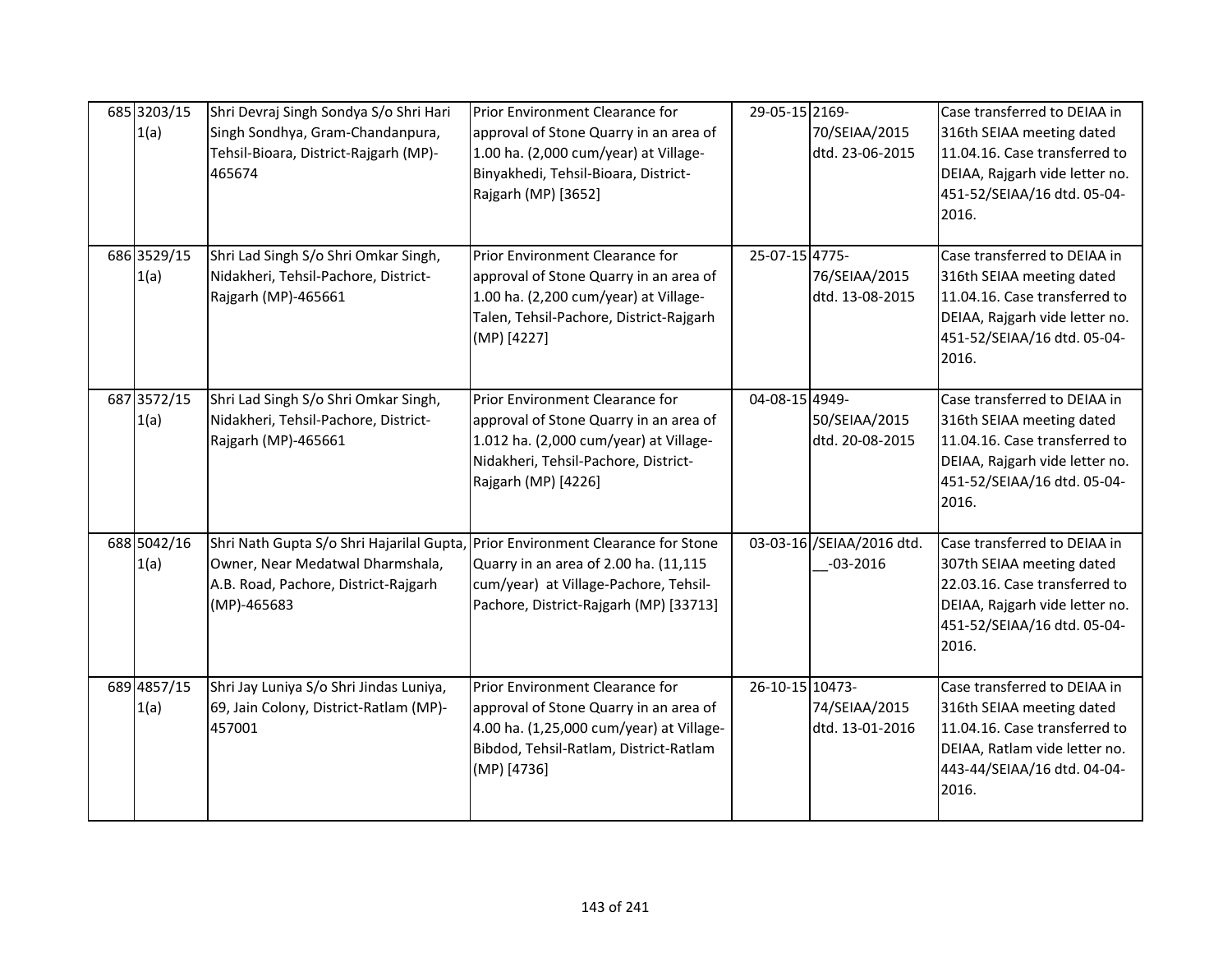| | | | | | | |
|---|---|---|---|---|---|---|
| 685 | 3203/15 1(a) | Shri Devraj Singh Sondya S/o Shri Hari Singh Sondhya, Gram-Chandanpura, Tehsil-Bioara, District-Rajgarh (MP)-465674 | Prior Environment Clearance for approval of Stone Quarry in an area of 1.00 ha. (2,000 cum/year) at Village-Binyakhedi, Tehsil-Bioara, District-Rajgarh (MP) [3652] | 29-05-15 | 2169-70/SEIAA/2015 dtd. 23-06-2015 | Case transferred to DEIAA in 316th SEIAA meeting dated 11.04.16. Case transferred to DEIAA, Rajgarh vide letter no. 451-52/SEIAA/16 dtd. 05-04-2016. |
| 686 | 3529/15 1(a) | Shri Lad Singh S/o Shri Omkar Singh, Nidakheri, Tehsil-Pachore, District-Rajgarh (MP)-465661 | Prior Environment Clearance for approval of Stone Quarry in an area of 1.00 ha. (2,200 cum/year) at Village-Talen, Tehsil-Pachore, District-Rajgarh (MP) [4227] | 25-07-15 | 4775-76/SEIAA/2015 dtd. 13-08-2015 | Case transferred to DEIAA in 316th SEIAA meeting dated 11.04.16. Case transferred to DEIAA, Rajgarh vide letter no. 451-52/SEIAA/16 dtd. 05-04-2016. |
| 687 | 3572/15 1(a) | Shri Lad Singh S/o Shri Omkar Singh, Nidakheri, Tehsil-Pachore, District-Rajgarh (MP)-465661 | Prior Environment Clearance for approval of Stone Quarry in an area of 1.012 ha. (2,000 cum/year) at Village-Nidakheri, Tehsil-Pachore, District-Rajgarh (MP) [4226] | 04-08-15 | 4949-50/SEIAA/2015 dtd. 20-08-2015 | Case transferred to DEIAA in 316th SEIAA meeting dated 11.04.16. Case transferred to DEIAA, Rajgarh vide letter no. 451-52/SEIAA/16 dtd. 05-04-2016. |
| 688 | 5042/16 1(a) | Shri Nath Gupta S/o Shri Hajarilal Gupta, Owner, Near Medatwal Dharmshala, A.B. Road, Pachore, District-Rajgarh (MP)-465683 | Prior Environment Clearance for Stone Quarry in an area of 2.00 ha. (11,115 cum/year) at Village-Pachore, Tehsil-Pachore, District-Rajgarh (MP) [33713] | 03-03-16 | /SEIAA/2016 dtd. __-03-2016 | Case transferred to DEIAA in 307th SEIAA meeting dated 22.03.16. Case transferred to DEIAA, Rajgarh vide letter no. 451-52/SEIAA/16 dtd. 05-04-2016. |
| 689 | 4857/15 1(a) | Shri Jay Luniya S/o Shri Jindas Luniya, 69, Jain Colony, District-Ratlam (MP)-457001 | Prior Environment Clearance for approval of Stone Quarry in an area of 4.00 ha. (1,25,000 cum/year) at Village-Bibdod, Tehsil-Ratlam, District-Ratlam (MP) [4736] | 26-10-15 | 10473-74/SEIAA/2015 dtd. 13-01-2016 | Case transferred to DEIAA in 316th SEIAA meeting dated 11.04.16. Case transferred to DEIAA, Ratlam vide letter no. 443-44/SEIAA/16 dtd. 04-04-2016. |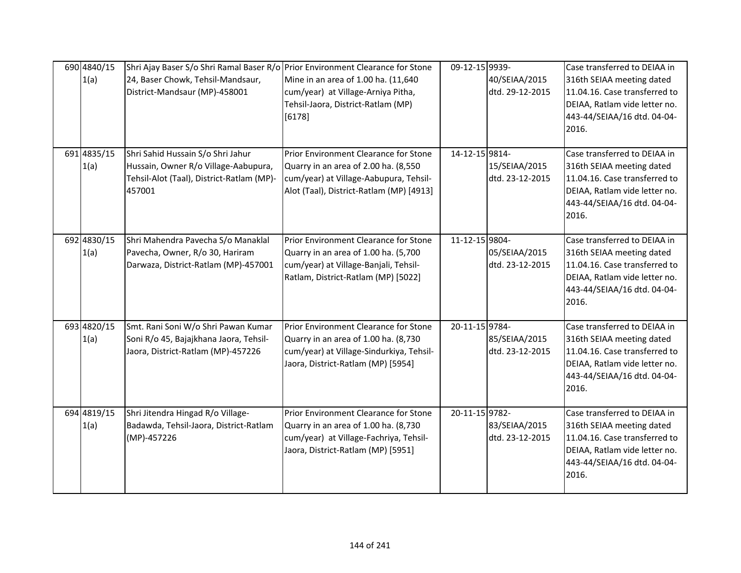| | | | | | | |
|---|---|---|---|---|---|---|
| 690 | 4840/15 1(a) | Shri Ajay Baser S/o Shri Ramal Baser R/o 24, Baser Chowk, Tehsil-Mandsaur, District-Mandsaur (MP)-458001 | Prior Environment Clearance for Stone Mine in an area of 1.00 ha. (11,640 cum/year) at Village-Arniya Pitha, Tehsil-Jaora, District-Ratlam (MP) [6178] | 09-12-15 | 9939-40/SEIAA/2015 dtd. 29-12-2015 | Case transferred to DEIAA in 316th SEIAA meeting dated 11.04.16. Case transferred to DEIAA, Ratlam vide letter no. 443-44/SEIAA/16 dtd. 04-04-2016. |
| 691 | 4835/15 1(a) | Shri Sahid Hussain S/o Shri Jahur Hussain, Owner R/o Village-Aabupura, Tehsil-Alot (Taal), District-Ratlam (MP)-457001 | Prior Environment Clearance for Stone Quarry in an area of 2.00 ha. (8,550 cum/year) at Village-Aabupura, Tehsil-Alot (Taal), District-Ratlam (MP) [4913] | 14-12-15 | 9814-15/SEIAA/2015 dtd. 23-12-2015 | Case transferred to DEIAA in 316th SEIAA meeting dated 11.04.16. Case transferred to DEIAA, Ratlam vide letter no. 443-44/SEIAA/16 dtd. 04-04-2016. |
| 692 | 4830/15 1(a) | Shri Mahendra Pavecha S/o Manaklal Pavecha, Owner, R/o 30, Hariram Darwaza, District-Ratlam (MP)-457001 | Prior Environment Clearance for Stone Quarry in an area of 1.00 ha. (5,700 cum/year) at Village-Banjali, Tehsil-Ratlam, District-Ratlam (MP) [5022] | 11-12-15 | 9804-05/SEIAA/2015 dtd. 23-12-2015 | Case transferred to DEIAA in 316th SEIAA meeting dated 11.04.16. Case transferred to DEIAA, Ratlam vide letter no. 443-44/SEIAA/16 dtd. 04-04-2016. |
| 693 | 4820/15 1(a) | Smt. Rani Soni W/o Shri Pawan Kumar Soni R/o 45, Bajajkhana Jaora, Tehsil-Jaora, District-Ratlam (MP)-457226 | Prior Environment Clearance for Stone Quarry in an area of 1.00 ha. (8,730 cum/year) at Village-Sindurkiya, Tehsil-Jaora, District-Ratlam (MP) [5954] | 20-11-15 | 9784-85/SEIAA/2015 dtd. 23-12-2015 | Case transferred to DEIAA in 316th SEIAA meeting dated 11.04.16. Case transferred to DEIAA, Ratlam vide letter no. 443-44/SEIAA/16 dtd. 04-04-2016. |
| 694 | 4819/15 1(a) | Shri Jitendra Hingad R/o Village-Badawda, Tehsil-Jaora, District-Ratlam (MP)-457226 | Prior Environment Clearance for Stone Quarry in an area of 1.00 ha. (8,730 cum/year) at Village-Fachriya, Tehsil-Jaora, District-Ratlam (MP) [5951] | 20-11-15 | 9782-83/SEIAA/2015 dtd. 23-12-2015 | Case transferred to DEIAA in 316th SEIAA meeting dated 11.04.16. Case transferred to DEIAA, Ratlam vide letter no. 443-44/SEIAA/16 dtd. 04-04-2016. |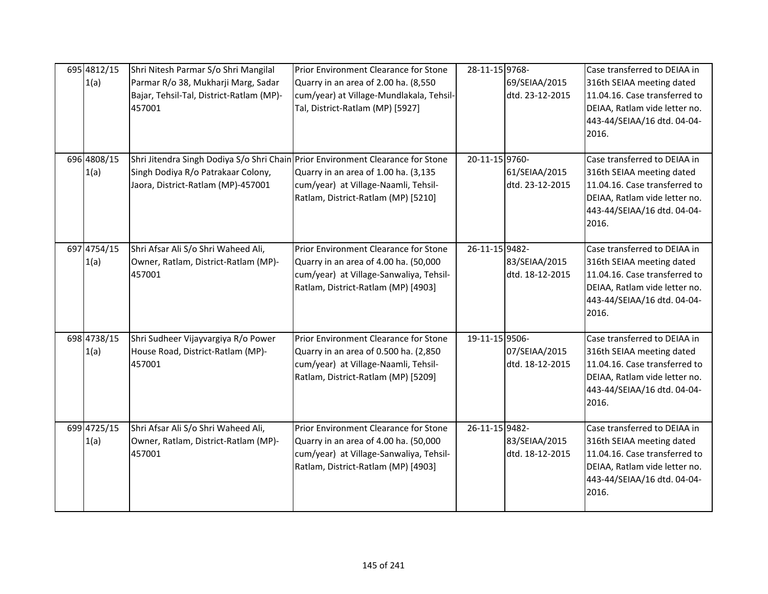| | | | | | | |
|---|---|---|---|---|---|---|
| 695 | 4812/15 1(a) | Shri Nitesh Parmar S/o Shri Mangilal Parmar R/o 38, Mukharji Marg, Sadar Bajar, Tehsil-Tal, District-Ratlam (MP)-457001 | Prior Environment Clearance for Stone Quarry in an area of 2.00 ha. (8,550 cum/year) at Village-Mundlakala, Tehsil-Tal, District-Ratlam (MP) [5927] | 28-11-15 | 9768-69/SEIAA/2015 dtd. 23-12-2015 | Case transferred to DEIAA in 316th SEIAA meeting dated 11.04.16. Case transferred to DEIAA, Ratlam vide letter no. 443-44/SEIAA/16 dtd. 04-04-2016. |
| 696 | 4808/15 1(a) | Shri Jitendra Singh Dodiya S/o Shri Chain Singh Dodiya R/o Patrakaar Colony, Jaora, District-Ratlam (MP)-457001 | Prior Environment Clearance for Stone Quarry in an area of 1.00 ha. (3,135 cum/year) at Village-Naamli, Tehsil-Ratlam, District-Ratlam (MP) [5210] | 20-11-15 | 9760-61/SEIAA/2015 dtd. 23-12-2015 | Case transferred to DEIAA in 316th SEIAA meeting dated 11.04.16. Case transferred to DEIAA, Ratlam vide letter no. 443-44/SEIAA/16 dtd. 04-04-2016. |
| 697 | 4754/15 1(a) | Shri Afsar Ali S/o Shri Waheed Ali, Owner, Ratlam, District-Ratlam (MP)-457001 | Prior Environment Clearance for Stone Quarry in an area of 4.00 ha. (50,000 cum/year) at Village-Sanwaliya, Tehsil-Ratlam, District-Ratlam (MP) [4903] | 26-11-15 | 9482-83/SEIAA/2015 dtd. 18-12-2015 | Case transferred to DEIAA in 316th SEIAA meeting dated 11.04.16. Case transferred to DEIAA, Ratlam vide letter no. 443-44/SEIAA/16 dtd. 04-04-2016. |
| 698 | 4738/15 1(a) | Shri Sudheer Vijayvargiya R/o Power House Road, District-Ratlam (MP)-457001 | Prior Environment Clearance for Stone Quarry in an area of 0.500 ha. (2,850 cum/year) at Village-Naamli, Tehsil-Ratlam, District-Ratlam (MP) [5209] | 19-11-15 | 9506-07/SEIAA/2015 dtd. 18-12-2015 | Case transferred to DEIAA in 316th SEIAA meeting dated 11.04.16. Case transferred to DEIAA, Ratlam vide letter no. 443-44/SEIAA/16 dtd. 04-04-2016. |
| 699 | 4725/15 1(a) | Shri Afsar Ali S/o Shri Waheed Ali, Owner, Ratlam, District-Ratlam (MP)-457001 | Prior Environment Clearance for Stone Quarry in an area of 4.00 ha. (50,000 cum/year) at Village-Sanwaliya, Tehsil-Ratlam, District-Ratlam (MP) [4903] | 26-11-15 | 9482-83/SEIAA/2015 dtd. 18-12-2015 | Case transferred to DEIAA in 316th SEIAA meeting dated 11.04.16. Case transferred to DEIAA, Ratlam vide letter no. 443-44/SEIAA/16 dtd. 04-04-2016. |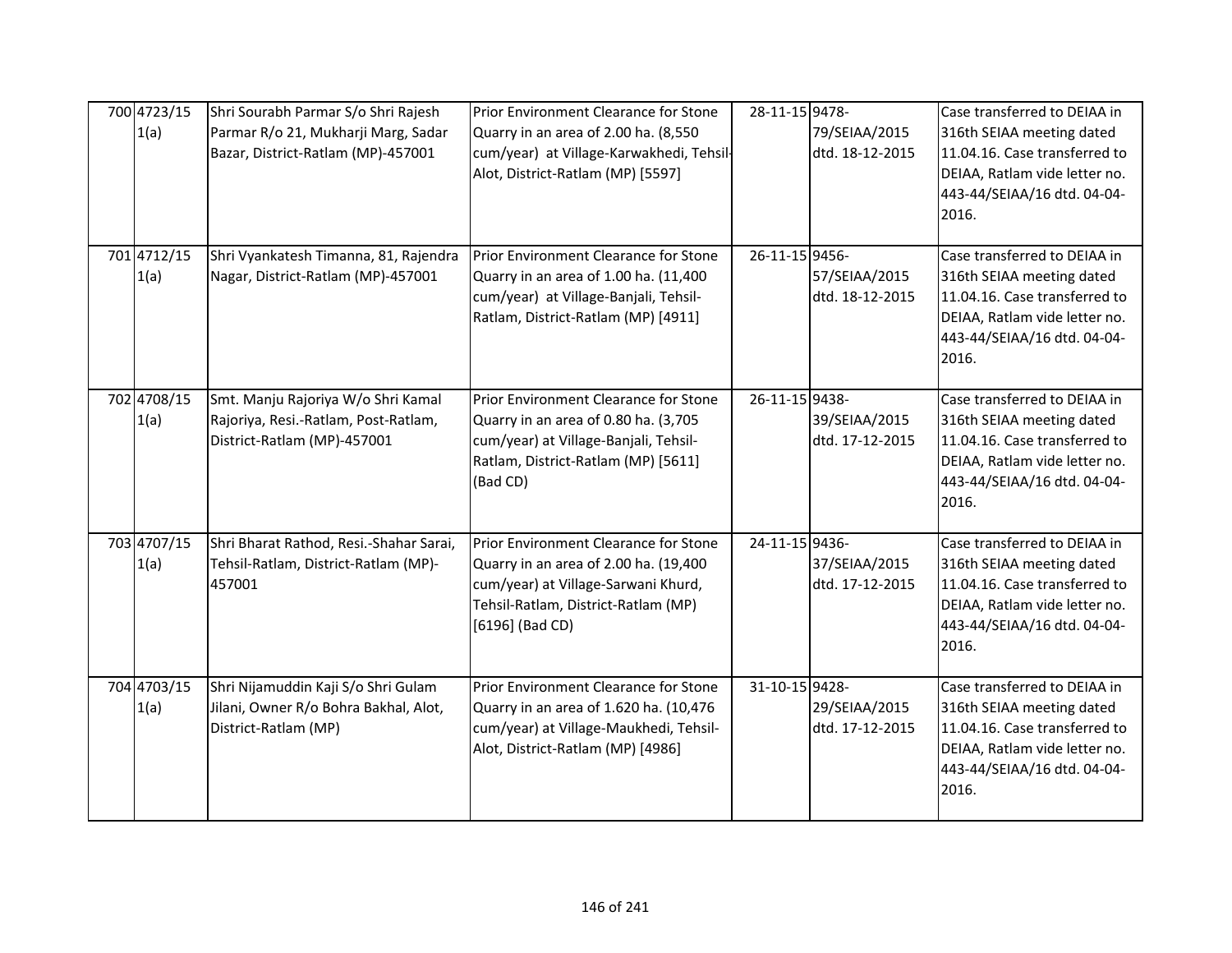| | | | | | | |
|---|---|---|---|---|---|---|
| 700 | 4723/15 1(a) | Shri Sourabh Parmar S/o Shri Rajesh Parmar R/o 21, Mukharji Marg, Sadar Bazar, District-Ratlam (MP)-457001 | Prior Environment Clearance for Stone Quarry in an area of 2.00 ha. (8,550 cum/year) at Village-Karwakhedi, Tehsil-Alot, District-Ratlam (MP) [5597] | 28-11-15 | 9478-79/SEIAA/2015 dtd. 18-12-2015 | Case transferred to DEIAA in 316th SEIAA meeting dated 11.04.16. Case transferred to DEIAA, Ratlam vide letter no. 443-44/SEIAA/16 dtd. 04-04-2016. |
| 701 | 4712/15 1(a) | Shri Vyankatesh Timanna, 81, Rajendra Nagar, District-Ratlam (MP)-457001 | Prior Environment Clearance for Stone Quarry in an area of 1.00 ha. (11,400 cum/year) at Village-Banjali, Tehsil-Ratlam, District-Ratlam (MP) [4911] | 26-11-15 | 9456-57/SEIAA/2015 dtd. 18-12-2015 | Case transferred to DEIAA in 316th SEIAA meeting dated 11.04.16. Case transferred to DEIAA, Ratlam vide letter no. 443-44/SEIAA/16 dtd. 04-04-2016. |
| 702 | 4708/15 1(a) | Smt. Manju Rajoriya W/o Shri Kamal Rajoriya, Resi.-Ratlam, Post-Ratlam, District-Ratlam (MP)-457001 | Prior Environment Clearance for Stone Quarry in an area of 0.80 ha. (3,705 cum/year) at Village-Banjali, Tehsil-Ratlam, District-Ratlam (MP) [5611] (Bad CD) | 26-11-15 | 9438-39/SEIAA/2015 dtd. 17-12-2015 | Case transferred to DEIAA in 316th SEIAA meeting dated 11.04.16. Case transferred to DEIAA, Ratlam vide letter no. 443-44/SEIAA/16 dtd. 04-04-2016. |
| 703 | 4707/15 1(a) | Shri Bharat Rathod, Resi.-Shahar Sarai, Tehsil-Ratlam, District-Ratlam (MP)-457001 | Prior Environment Clearance for Stone Quarry in an area of 2.00 ha. (19,400 cum/year) at Village-Sarwani Khurd, Tehsil-Ratlam, District-Ratlam (MP) [6196] (Bad CD) | 24-11-15 | 9436-37/SEIAA/2015 dtd. 17-12-2015 | Case transferred to DEIAA in 316th SEIAA meeting dated 11.04.16. Case transferred to DEIAA, Ratlam vide letter no. 443-44/SEIAA/16 dtd. 04-04-2016. |
| 704 | 4703/15 1(a) | Shri Nijamuddin Kaji S/o Shri Gulam Jilani, Owner R/o Bohra Bakhal, Alot, District-Ratlam (MP) | Prior Environment Clearance for Stone Quarry in an area of 1.620 ha. (10,476 cum/year) at Village-Maukhedi, Tehsil-Alot, District-Ratlam (MP) [4986] | 31-10-15 | 9428-29/SEIAA/2015 dtd. 17-12-2015 | Case transferred to DEIAA in 316th SEIAA meeting dated 11.04.16. Case transferred to DEIAA, Ratlam vide letter no. 443-44/SEIAA/16 dtd. 04-04-2016. |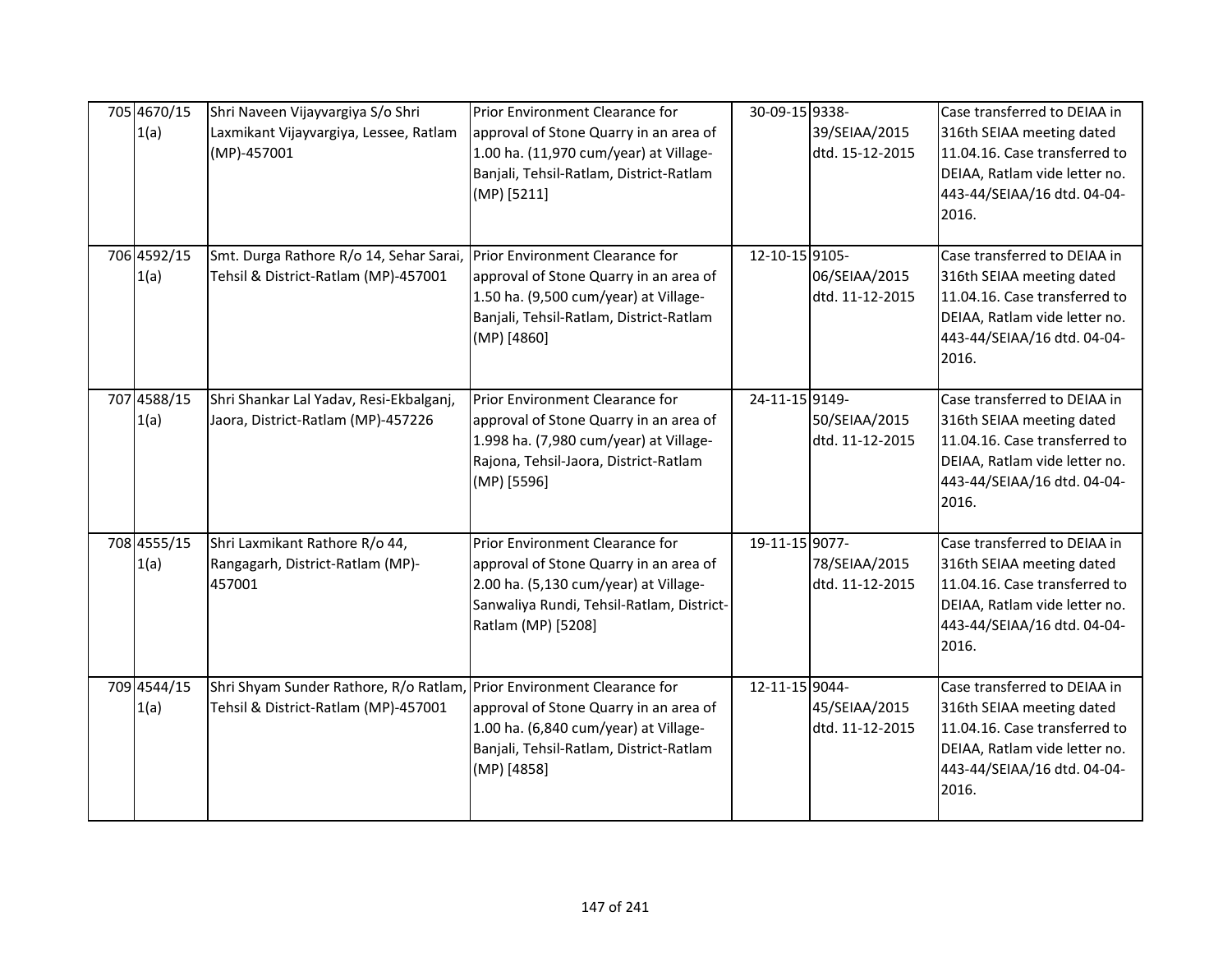| | | | | | | |
|---|---|---|---|---|---|---|
| 705 | 4670/15 1(a) | Shri Naveen Vijayvargiya S/o Shri Laxmikant Vijayvargiya, Lessee, Ratlam (MP)-457001 | Prior Environment Clearance for approval of Stone Quarry in an area of 1.00 ha. (11,970 cum/year) at Village-Banjali, Tehsil-Ratlam, District-Ratlam (MP) [5211] | 30-09-15 | 9338-39/SEIAA/2015 dtd. 15-12-2015 | Case transferred to DEIAA in 316th SEIAA meeting dated 11.04.16. Case transferred to DEIAA, Ratlam vide letter no. 443-44/SEIAA/16 dtd. 04-04-2016. |
| 706 | 4592/15 1(a) | Smt. Durga Rathore R/o 14, Sehar Sarai, Tehsil & District-Ratlam (MP)-457001 | Prior Environment Clearance for approval of Stone Quarry in an area of 1.50 ha. (9,500 cum/year) at Village-Banjali, Tehsil-Ratlam, District-Ratlam (MP) [4860] | 12-10-15 | 9105-06/SEIAA/2015 dtd. 11-12-2015 | Case transferred to DEIAA in 316th SEIAA meeting dated 11.04.16. Case transferred to DEIAA, Ratlam vide letter no. 443-44/SEIAA/16 dtd. 04-04-2016. |
| 707 | 4588/15 1(a) | Shri Shankar Lal Yadav, Resi-Ekbalganj, Jaora, District-Ratlam (MP)-457226 | Prior Environment Clearance for approval of Stone Quarry in an area of 1.998 ha. (7,980 cum/year) at Village-Rajona, Tehsil-Jaora, District-Ratlam (MP) [5596] | 24-11-15 | 9149-50/SEIAA/2015 dtd. 11-12-2015 | Case transferred to DEIAA in 316th SEIAA meeting dated 11.04.16. Case transferred to DEIAA, Ratlam vide letter no. 443-44/SEIAA/16 dtd. 04-04-2016. |
| 708 | 4555/15 1(a) | Shri Laxmikant Rathore R/o 44, Rangagarh, District-Ratlam (MP)-457001 | Prior Environment Clearance for approval of Stone Quarry in an area of 2.00 ha. (5,130 cum/year) at Village-Sanwaliya Rundi, Tehsil-Ratlam, District-Ratlam (MP) [5208] | 19-11-15 | 9077-78/SEIAA/2015 dtd. 11-12-2015 | Case transferred to DEIAA in 316th SEIAA meeting dated 11.04.16. Case transferred to DEIAA, Ratlam vide letter no. 443-44/SEIAA/16 dtd. 04-04-2016. |
| 709 | 4544/15 1(a) | Shri Shyam Sunder Rathore, R/o Ratlam, Tehsil & District-Ratlam (MP)-457001 | Prior Environment Clearance for approval of Stone Quarry in an area of 1.00 ha. (6,840 cum/year) at Village-Banjali, Tehsil-Ratlam, District-Ratlam (MP) [4858] | 12-11-15 | 9044-45/SEIAA/2015 dtd. 11-12-2015 | Case transferred to DEIAA in 316th SEIAA meeting dated 11.04.16. Case transferred to DEIAA, Ratlam vide letter no. 443-44/SEIAA/16 dtd. 04-04-2016. |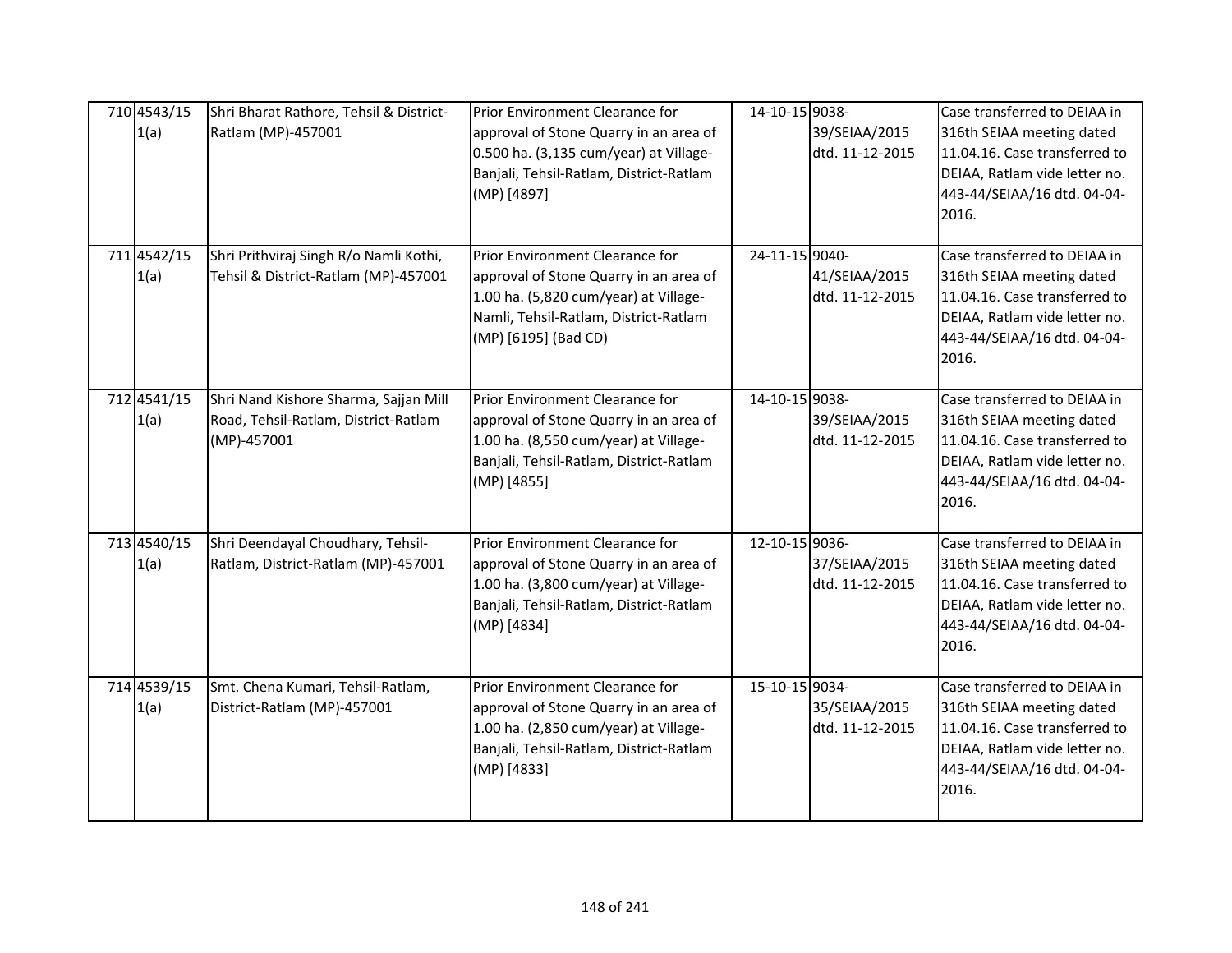| | | | | | | |
|---|---|---|---|---|---|---|
| 710 | 4543/15 1(a) | Shri Bharat Rathore, Tehsil & District-Ratlam (MP)-457001 | Prior Environment Clearance for approval of Stone Quarry in an area of 0.500 ha. (3,135 cum/year) at Village-Banjali, Tehsil-Ratlam, District-Ratlam (MP) [4897] | 14-10-15 | 9038-39/SEIAA/2015 dtd. 11-12-2015 | Case transferred to DEIAA in 316th SEIAA meeting dated 11.04.16. Case transferred to DEIAA, Ratlam vide letter no. 443-44/SEIAA/16 dtd. 04-04-2016. |
| 711 | 4542/15 1(a) | Shri Prithviraj Singh R/o Namli Kothi, Tehsil & District-Ratlam (MP)-457001 | Prior Environment Clearance for approval of Stone Quarry in an area of 1.00 ha. (5,820 cum/year) at Village-Namli, Tehsil-Ratlam, District-Ratlam (MP) [6195] (Bad CD) | 24-11-15 | 9040-41/SEIAA/2015 dtd. 11-12-2015 | Case transferred to DEIAA in 316th SEIAA meeting dated 11.04.16. Case transferred to DEIAA, Ratlam vide letter no. 443-44/SEIAA/16 dtd. 04-04-2016. |
| 712 | 4541/15 1(a) | Shri Nand Kishore Sharma, Sajjan Mill Road, Tehsil-Ratlam, District-Ratlam (MP)-457001 | Prior Environment Clearance for approval of Stone Quarry in an area of 1.00 ha. (8,550 cum/year) at Village-Banjali, Tehsil-Ratlam, District-Ratlam (MP) [4855] | 14-10-15 | 9038-39/SEIAA/2015 dtd. 11-12-2015 | Case transferred to DEIAA in 316th SEIAA meeting dated 11.04.16. Case transferred to DEIAA, Ratlam vide letter no. 443-44/SEIAA/16 dtd. 04-04-2016. |
| 713 | 4540/15 1(a) | Shri Deendayal Choudhary, Tehsil-Ratlam, District-Ratlam (MP)-457001 | Prior Environment Clearance for approval of Stone Quarry in an area of 1.00 ha. (3,800 cum/year) at Village-Banjali, Tehsil-Ratlam, District-Ratlam (MP) [4834] | 12-10-15 | 9036-37/SEIAA/2015 dtd. 11-12-2015 | Case transferred to DEIAA in 316th SEIAA meeting dated 11.04.16. Case transferred to DEIAA, Ratlam vide letter no. 443-44/SEIAA/16 dtd. 04-04-2016. |
| 714 | 4539/15 1(a) | Smt. Chena Kumari, Tehsil-Ratlam, District-Ratlam (MP)-457001 | Prior Environment Clearance for approval of Stone Quarry in an area of 1.00 ha. (2,850 cum/year) at Village-Banjali, Tehsil-Ratlam, District-Ratlam (MP) [4833] | 15-10-15 | 9034-35/SEIAA/2015 dtd. 11-12-2015 | Case transferred to DEIAA in 316th SEIAA meeting dated 11.04.16. Case transferred to DEIAA, Ratlam vide letter no. 443-44/SEIAA/16 dtd. 04-04-2016. |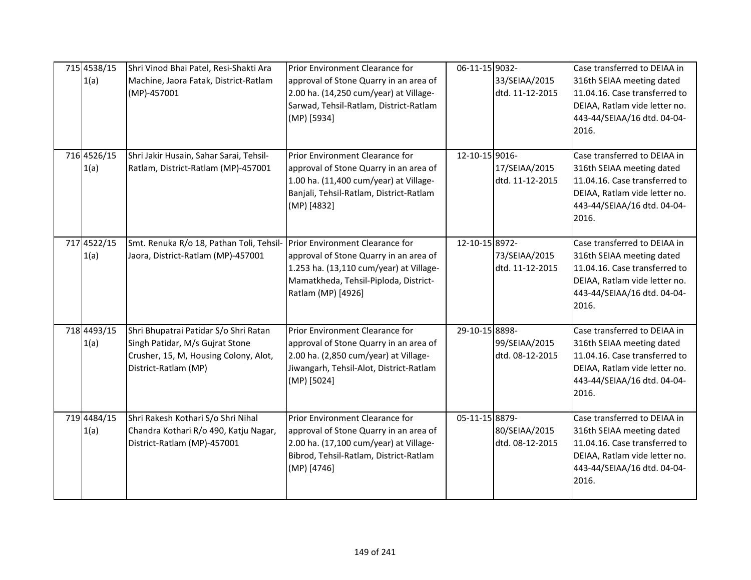| | | | | | | |
|---|---|---|---|---|---|---|
| 715 | 4538/15 1(a) | Shri Vinod Bhai Patel, Resi-Shakti Ara Machine, Jaora Fatak, District-Ratlam (MP)-457001 | Prior Environment Clearance for approval of Stone Quarry in an area of 2.00 ha. (14,250 cum/year) at Village-Sarwad, Tehsil-Ratlam, District-Ratlam (MP) [5934] | 06-11-15 | 9032-33/SEIAA/2015 dtd. 11-12-2015 | Case transferred to DEIAA in 316th SEIAA meeting dated 11.04.16. Case transferred to DEIAA, Ratlam vide letter no. 443-44/SEIAA/16 dtd. 04-04-2016. |
| 716 | 4526/15 1(a) | Shri Jakir Husain, Sahar Sarai, Tehsil-Ratlam, District-Ratlam (MP)-457001 | Prior Environment Clearance for approval of Stone Quarry in an area of 1.00 ha. (11,400 cum/year) at Village-Banjali, Tehsil-Ratlam, District-Ratlam (MP) [4832] | 12-10-15 | 9016-17/SEIAA/2015 dtd. 11-12-2015 | Case transferred to DEIAA in 316th SEIAA meeting dated 11.04.16. Case transferred to DEIAA, Ratlam vide letter no. 443-44/SEIAA/16 dtd. 04-04-2016. |
| 717 | 4522/15 1(a) | Smt. Renuka R/o 18, Pathan Toli, Tehsil-Jaora, District-Ratlam (MP)-457001 | Prior Environment Clearance for approval of Stone Quarry in an area of 1.253 ha. (13,110 cum/year) at Village-Mamatkheda, Tehsil-Piploda, District-Ratlam (MP) [4926] | 12-10-15 | 8972-73/SEIAA/2015 dtd. 11-12-2015 | Case transferred to DEIAA in 316th SEIAA meeting dated 11.04.16. Case transferred to DEIAA, Ratlam vide letter no. 443-44/SEIAA/16 dtd. 04-04-2016. |
| 718 | 4493/15 1(a) | Shri Bhupatrai Patidar S/o Shri Ratan Singh Patidar, M/s Gujrat Stone Crusher, 15, M, Housing Colony, Alot, District-Ratlam (MP) | Prior Environment Clearance for approval of Stone Quarry in an area of 2.00 ha. (2,850 cum/year) at Village-Jiwangarh, Tehsil-Alot, District-Ratlam (MP) [5024] | 29-10-15 | 8898-99/SEIAA/2015 dtd. 08-12-2015 | Case transferred to DEIAA in 316th SEIAA meeting dated 11.04.16. Case transferred to DEIAA, Ratlam vide letter no. 443-44/SEIAA/16 dtd. 04-04-2016. |
| 719 | 4484/15 1(a) | Shri Rakesh Kothari S/o Shri Nihal Chandra Kothari R/o 490, Katju Nagar, District-Ratlam (MP)-457001 | Prior Environment Clearance for approval of Stone Quarry in an area of 2.00 ha. (17,100 cum/year) at Village-Bibrod, Tehsil-Ratlam, District-Ratlam (MP) [4746] | 05-11-15 | 8879-80/SEIAA/2015 dtd. 08-12-2015 | Case transferred to DEIAA in 316th SEIAA meeting dated 11.04.16. Case transferred to DEIAA, Ratlam vide letter no. 443-44/SEIAA/16 dtd. 04-04-2016. |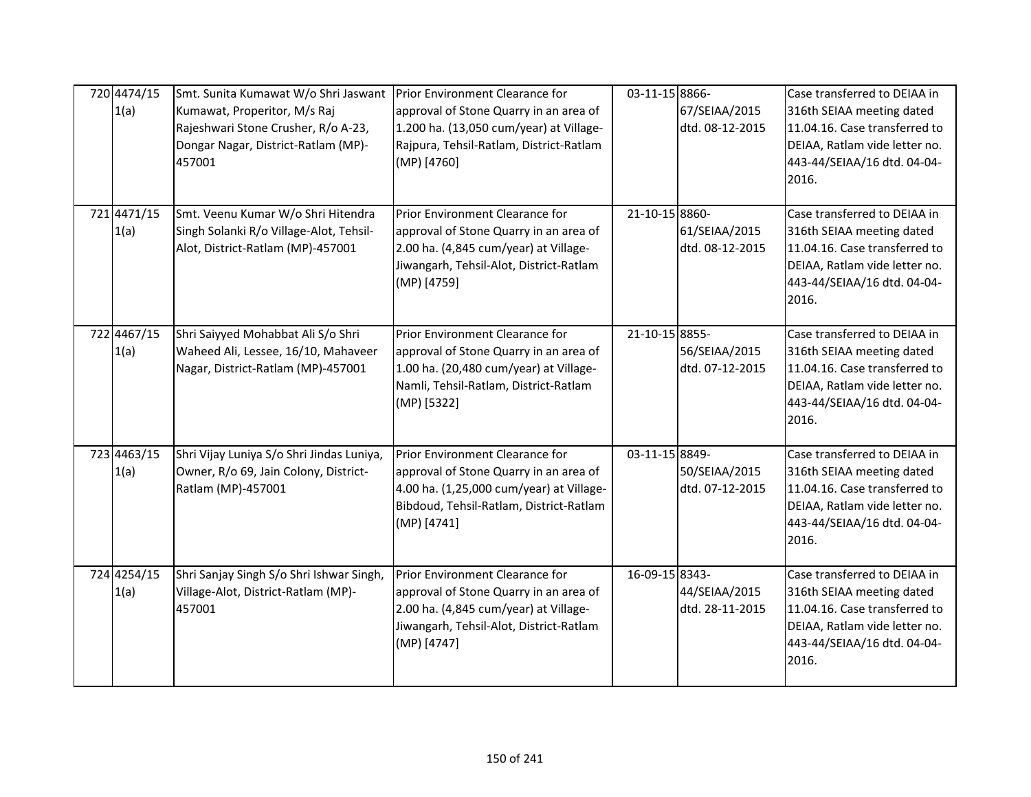| | | | | | | |
|---|---|---|---|---|---|---|
| 720 | 4474/15 1(a) | Smt. Sunita Kumawat W/o Shri Jaswant Kumawat, Properitor, M/s Raj Rajeshwari Stone Crusher, R/o A-23, Dongar Nagar, District-Ratlam (MP)-457001 | Prior Environment Clearance for approval of Stone Quarry in an area of 1.200 ha. (13,050 cum/year) at Village-Rajpura, Tehsil-Ratlam, District-Ratlam (MP) [4760] | 03-11-15 | 8866-67/SEIAA/2015 dtd. 08-12-2015 | Case transferred to DEIAA in 316th SEIAA meeting dated 11.04.16. Case transferred to DEIAA, Ratlam vide letter no. 443-44/SEIAA/16 dtd. 04-04-2016. |
| 721 | 4471/15 1(a) | Smt. Veenu Kumar W/o Shri Hitendra Singh Solanki R/o Village-Alot, Tehsil-Alot, District-Ratlam (MP)-457001 | Prior Environment Clearance for approval of Stone Quarry in an area of 2.00 ha. (4,845 cum/year) at Village-Jiwangarh, Tehsil-Alot, District-Ratlam (MP) [4759] | 21-10-15 | 8860-61/SEIAA/2015 dtd. 08-12-2015 | Case transferred to DEIAA in 316th SEIAA meeting dated 11.04.16. Case transferred to DEIAA, Ratlam vide letter no. 443-44/SEIAA/16 dtd. 04-04-2016. |
| 722 | 4467/15 1(a) | Shri Saiyyed Mohabbat Ali S/o Shri Waheed Ali, Lessee, 16/10, Mahaveer Nagar, District-Ratlam (MP)-457001 | Prior Environment Clearance for approval of Stone Quarry in an area of 1.00 ha. (20,480 cum/year) at Village-Namli, Tehsil-Ratlam, District-Ratlam (MP) [5322] | 21-10-15 | 8855-56/SEIAA/2015 dtd. 07-12-2015 | Case transferred to DEIAA in 316th SEIAA meeting dated 11.04.16. Case transferred to DEIAA, Ratlam vide letter no. 443-44/SEIAA/16 dtd. 04-04-2016. |
| 723 | 4463/15 1(a) | Shri Vijay Luniya S/o Shri Jindas Luniya, Owner, R/o 69, Jain Colony, District-Ratlam (MP)-457001 | Prior Environment Clearance for approval of Stone Quarry in an area of 4.00 ha. (1,25,000 cum/year) at Village-Bibdoud, Tehsil-Ratlam, District-Ratlam (MP) [4741] | 03-11-15 | 8849-50/SEIAA/2015 dtd. 07-12-2015 | Case transferred to DEIAA in 316th SEIAA meeting dated 11.04.16. Case transferred to DEIAA, Ratlam vide letter no. 443-44/SEIAA/16 dtd. 04-04-2016. |
| 724 | 4254/15 1(a) | Shri Sanjay Singh S/o Shri Ishwar Singh, Village-Alot, District-Ratlam (MP)-457001 | Prior Environment Clearance for approval of Stone Quarry in an area of 2.00 ha. (4,845 cum/year) at Village-Jiwangarh, Tehsil-Alot, District-Ratlam (MP) [4747] | 16-09-15 | 8343-44/SEIAA/2015 dtd. 28-11-2015 | Case transferred to DEIAA in 316th SEIAA meeting dated 11.04.16. Case transferred to DEIAA, Ratlam vide letter no. 443-44/SEIAA/16 dtd. 04-04-2016. |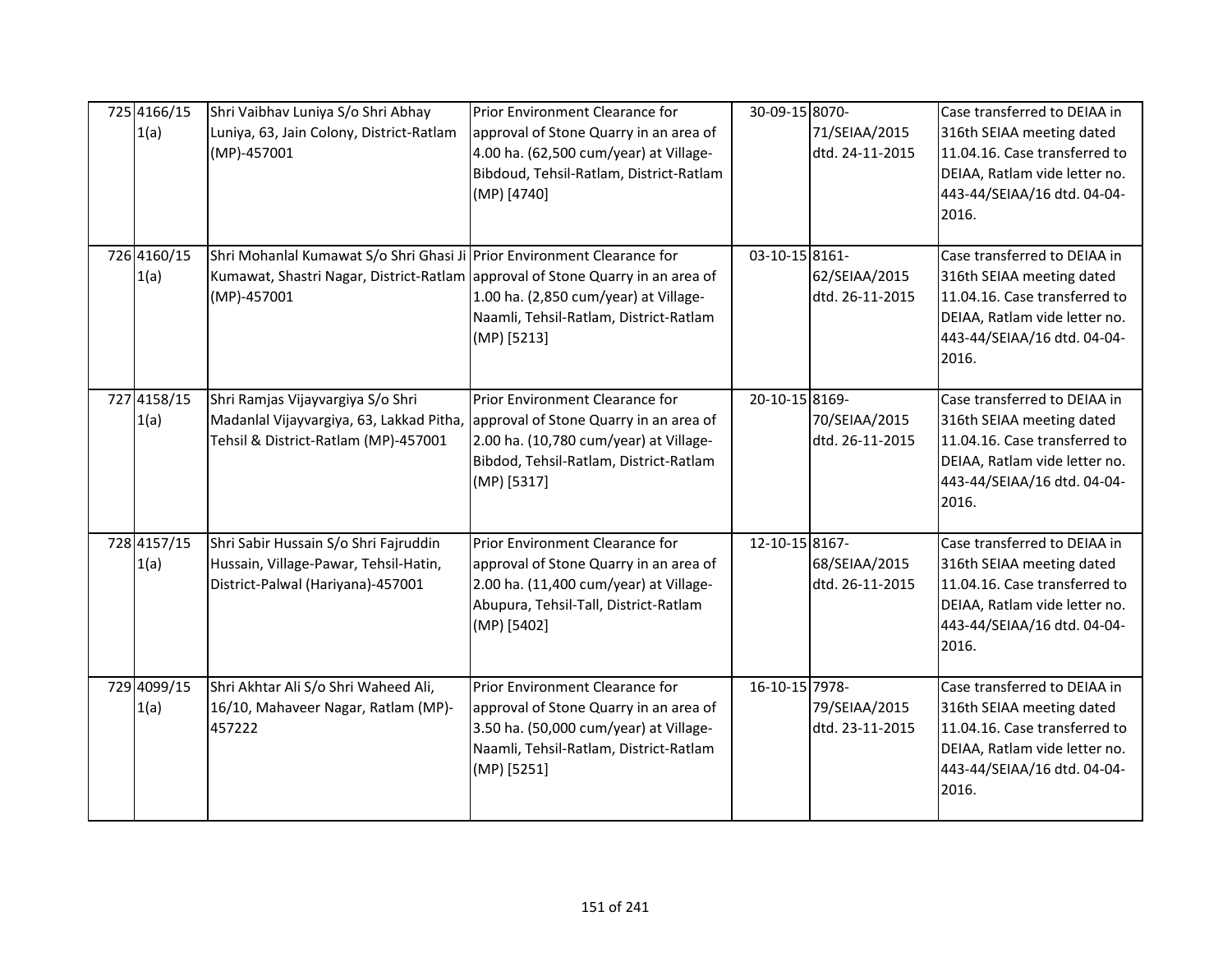| 725 | 4166/15 1(a) | Shri Vaibhav Luniya S/o Shri Abhay Luniya, 63, Jain Colony, District-Ratlam (MP)-457001 | Prior Environment Clearance for approval of Stone Quarry in an area of 4.00 ha. (62,500 cum/year) at Village-Bibdoud, Tehsil-Ratlam, District-Ratlam (MP) [4740] | 30-09-15 | 8070-71/SEIAA/2015 dtd. 24-11-2015 | Case transferred to DEIAA in 316th SEIAA meeting dated 11.04.16. Case transferred to DEIAA, Ratlam vide letter no. 443-44/SEIAA/16 dtd. 04-04-2016. |
|---|---|---|---|---|---|---|
| 726 | 4160/15 1(a) | Shri Mohanlal Kumawat S/o Shri Ghasi Ji Kumawat, Shastri Nagar, District-Ratlam (MP)-457001 | Prior Environment Clearance for approval of Stone Quarry in an area of 1.00 ha. (2,850 cum/year) at Village-Naamli, Tehsil-Ratlam, District-Ratlam (MP) [5213] | 03-10-15 | 8161-62/SEIAA/2015 dtd. 26-11-2015 | Case transferred to DEIAA in 316th SEIAA meeting dated 11.04.16. Case transferred to DEIAA, Ratlam vide letter no. 443-44/SEIAA/16 dtd. 04-04-2016. |
| 727 | 4158/15 1(a) | Shri Ramjas Vijayvargiya S/o Shri Madanlal Vijayvargiya, 63, Lakkad Pitha, Tehsil & District-Ratlam (MP)-457001 | Prior Environment Clearance for approval of Stone Quarry in an area of 2.00 ha. (10,780 cum/year) at Village-Bibdod, Tehsil-Ratlam, District-Ratlam (MP) [5317] | 20-10-15 | 8169-70/SEIAA/2015 dtd. 26-11-2015 | Case transferred to DEIAA in 316th SEIAA meeting dated 11.04.16. Case transferred to DEIAA, Ratlam vide letter no. 443-44/SEIAA/16 dtd. 04-04-2016. |
| 728 | 4157/15 1(a) | Shri Sabir Hussain S/o Shri Fajruddin Hussain, Village-Pawar, Tehsil-Hatin, District-Palwal (Hariyana)-457001 | Prior Environment Clearance for approval of Stone Quarry in an area of 2.00 ha. (11,400 cum/year) at Village-Abupura, Tehsil-Tall, District-Ratlam (MP) [5402] | 12-10-15 | 8167-68/SEIAA/2015 dtd. 26-11-2015 | Case transferred to DEIAA in 316th SEIAA meeting dated 11.04.16. Case transferred to DEIAA, Ratlam vide letter no. 443-44/SEIAA/16 dtd. 04-04-2016. |
| 729 | 4099/15 1(a) | Shri Akhtar Ali S/o Shri Waheed Ali, 16/10, Mahaveer Nagar, Ratlam (MP)-457222 | Prior Environment Clearance for approval of Stone Quarry in an area of 3.50 ha. (50,000 cum/year) at Village-Naamli, Tehsil-Ratlam, District-Ratlam (MP) [5251] | 16-10-15 | 7978-79/SEIAA/2015 dtd. 23-11-2015 | Case transferred to DEIAA in 316th SEIAA meeting dated 11.04.16. Case transferred to DEIAA, Ratlam vide letter no. 443-44/SEIAA/16 dtd. 04-04-2016. |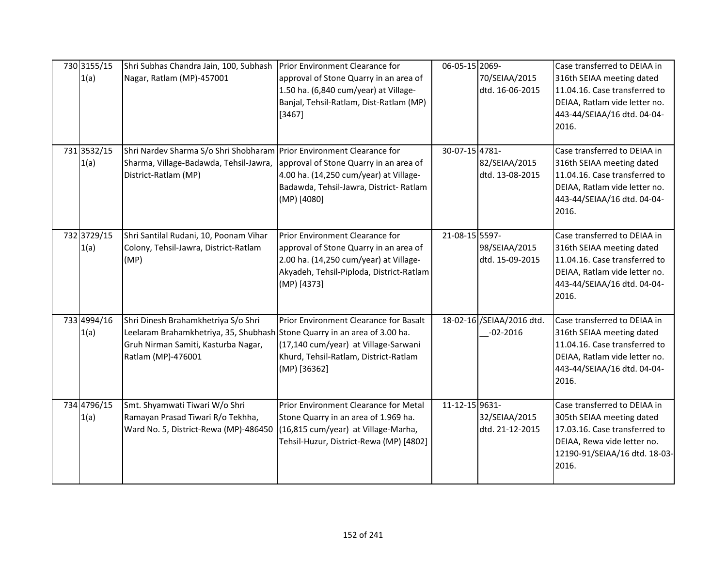| | | | | | | |
|---|---|---|---|---|---|---|
| 730 | 3155/15 1(a) | Shri Subhas Chandra Jain, 100, Subhash Nagar, Ratlam (MP)-457001 | Prior Environment Clearance for approval of Stone Quarry in an area of 1.50 ha. (6,840 cum/year) at Village-Banjal, Tehsil-Ratlam, Dist-Ratlam (MP) [3467] | 06-05-15 | 2069-70/SEIAA/2015 dtd. 16-06-2015 | Case transferred to DEIAA in 316th SEIAA meeting dated 11.04.16. Case transferred to DEIAA, Ratlam vide letter no. 443-44/SEIAA/16 dtd. 04-04-2016. |
| 731 | 3532/15 1(a) | Shri Nardev Sharma S/o Shri Shobharam Sharma, Village-Badawda, Tehsil-Jawra, District-Ratlam (MP) | Prior Environment Clearance for approval of Stone Quarry in an area of 4.00 ha. (14,250 cum/year) at Village-Badawda, Tehsil-Jawra, District- Ratlam (MP) [4080] | 30-07-15 | 4781-82/SEIAA/2015 dtd. 13-08-2015 | Case transferred to DEIAA in 316th SEIAA meeting dated 11.04.16. Case transferred to DEIAA, Ratlam vide letter no. 443-44/SEIAA/16 dtd. 04-04-2016. |
| 732 | 3729/15 1(a) | Shri Santilal Rudani, 10, Poonam Vihar Colony, Tehsil-Jawra, District-Ratlam (MP) | Prior Environment Clearance for approval of Stone Quarry in an area of 2.00 ha. (14,250 cum/year) at Village-Akyadeh, Tehsil-Piploda, District-Ratlam (MP) [4373] | 21-08-15 | 5597-98/SEIAA/2015 dtd. 15-09-2015 | Case transferred to DEIAA in 316th SEIAA meeting dated 11.04.16. Case transferred to DEIAA, Ratlam vide letter no. 443-44/SEIAA/16 dtd. 04-04-2016. |
| 733 | 4994/16 1(a) | Shri Dinesh Brahamkhetriya S/o Shri Leelaram Brahamkhetriya, 35, Shubhash Gruh Nirman Samiti, Kasturba Nagar, Ratlam (MP)-476001 | Prior Environment Clearance for Basalt Stone Quarry in an area of 3.00 ha. (17,140 cum/year) at Village-Sarwani Khurd, Tehsil-Ratlam, District-Ratlam (MP) [36362] | 18-02-16 | /SEIAA/2016 dtd. __-02-2016 | Case transferred to DEIAA in 316th SEIAA meeting dated 11.04.16. Case transferred to DEIAA, Ratlam vide letter no. 443-44/SEIAA/16 dtd. 04-04-2016. |
| 734 | 4796/15 1(a) | Smt. Shyamwati Tiwari W/o Shri Ramayan Prasad Tiwari R/o Tekhha, Ward No. 5, District-Rewa (MP)-486450 | Prior Environment Clearance for Metal Stone Quarry in an area of 1.969 ha. (16,815 cum/year) at Village-Marha, Tehsil-Huzur, District-Rewa (MP) [4802] | 11-12-15 | 9631-32/SEIAA/2015 dtd. 21-12-2015 | Case transferred to DEIAA in 305th SEIAA meeting dated 17.03.16. Case transferred to DEIAA, Rewa vide letter no. 12190-91/SEIAA/16 dtd. 18-03-2016. |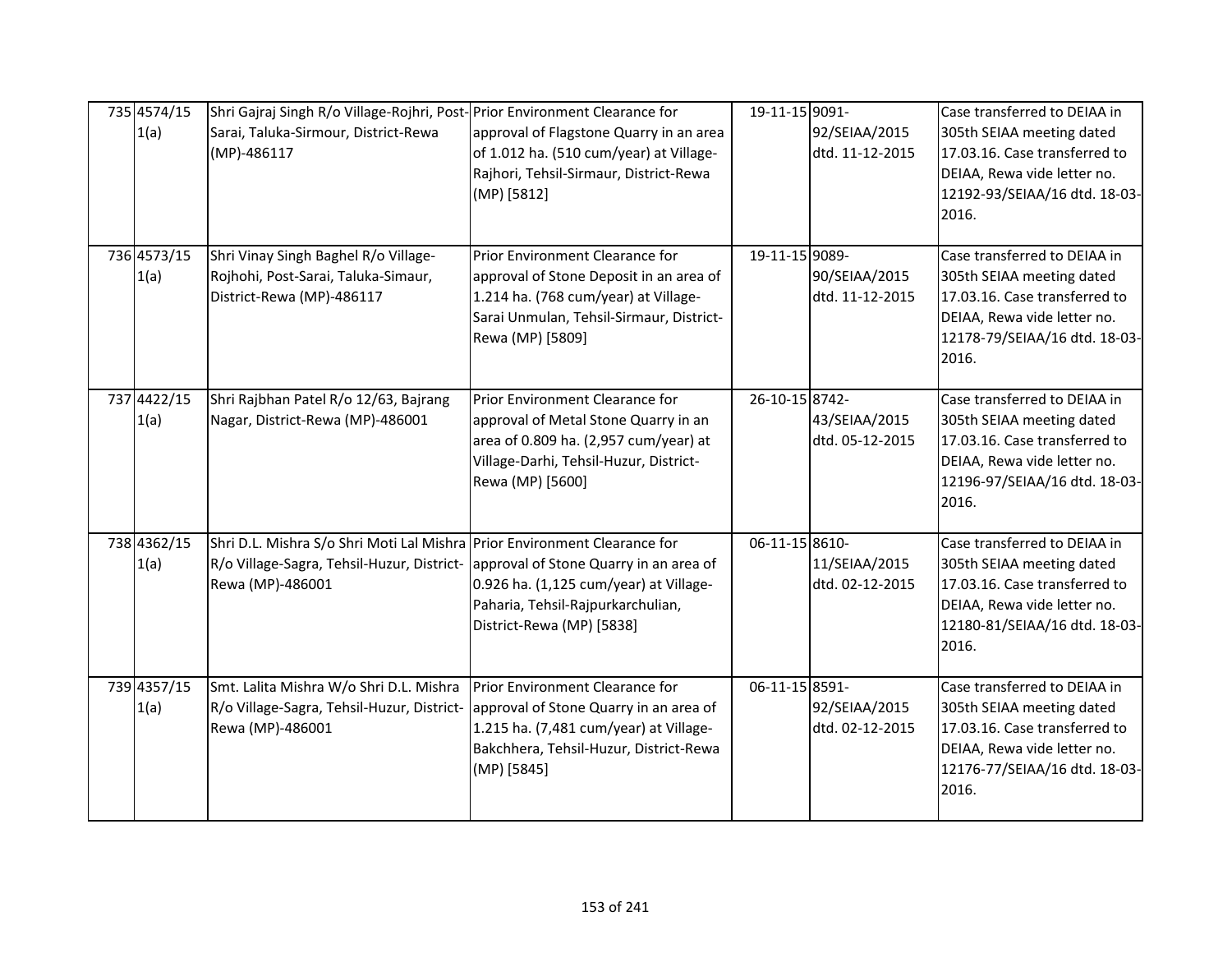| | | | | | | |
|---|---|---|---|---|---|---|
| 735 | 4574/15 1(a) | Shri Gajraj Singh R/o Village-Rojhri, Post-Sarai, Taluka-Sirmour, District-Rewa (MP)-486117 | Prior Environment Clearance for approval of Flagstone Quarry in an area of 1.012 ha. (510 cum/year) at Village-Rajhori, Tehsil-Sirmaur, District-Rewa (MP) [5812] | 19-11-15 | 9091-92/SEIAA/2015 dtd. 11-12-2015 | Case transferred to DEIAA in 305th SEIAA meeting dated 17.03.16. Case transferred to DEIAA, Rewa vide letter no. 12192-93/SEIAA/16 dtd. 18-03-2016. |
| 736 | 4573/15 1(a) | Shri Vinay Singh Baghel R/o Village-Rojhohi, Post-Sarai, Taluka-Simaur, District-Rewa (MP)-486117 | Prior Environment Clearance for approval of Stone Deposit in an area of 1.214 ha. (768 cum/year) at Village-Sarai Unmulan, Tehsil-Sirmaur, District-Rewa (MP) [5809] | 19-11-15 | 9089-90/SEIAA/2015 dtd. 11-12-2015 | Case transferred to DEIAA in 305th SEIAA meeting dated 17.03.16. Case transferred to DEIAA, Rewa vide letter no. 12178-79/SEIAA/16 dtd. 18-03-2016. |
| 737 | 4422/15 1(a) | Shri Rajbhan Patel R/o 12/63, Bajrang Nagar, District-Rewa (MP)-486001 | Prior Environment Clearance for approval of Metal Stone Quarry in an area of 0.809 ha. (2,957 cum/year) at Village-Darhi, Tehsil-Huzur, District-Rewa (MP) [5600] | 26-10-15 | 8742-43/SEIAA/2015 dtd. 05-12-2015 | Case transferred to DEIAA in 305th SEIAA meeting dated 17.03.16. Case transferred to DEIAA, Rewa vide letter no. 12196-97/SEIAA/16 dtd. 18-03-2016. |
| 738 | 4362/15 1(a) | Shri D.L. Mishra S/o Shri Moti Lal Mishra R/o Village-Sagra, Tehsil-Huzur, District-Rewa (MP)-486001 | Prior Environment Clearance for approval of Stone Quarry in an area of 0.926 ha. (1,125 cum/year) at Village-Paharia, Tehsil-Rajpurkarchulian, District-Rewa (MP) [5838] | 06-11-15 | 8610-11/SEIAA/2015 dtd. 02-12-2015 | Case transferred to DEIAA in 305th SEIAA meeting dated 17.03.16. Case transferred to DEIAA, Rewa vide letter no. 12180-81/SEIAA/16 dtd. 18-03-2016. |
| 739 | 4357/15 1(a) | Smt. Lalita Mishra W/o Shri D.L. Mishra R/o Village-Sagra, Tehsil-Huzur, District-Rewa (MP)-486001 | Prior Environment Clearance for approval of Stone Quarry in an area of 1.215 ha. (7,481 cum/year) at Village-Bakchhera, Tehsil-Huzur, District-Rewa (MP) [5845] | 06-11-15 | 8591-92/SEIAA/2015 dtd. 02-12-2015 | Case transferred to DEIAA in 305th SEIAA meeting dated 17.03.16. Case transferred to DEIAA, Rewa vide letter no. 12176-77/SEIAA/16 dtd. 18-03-2016. |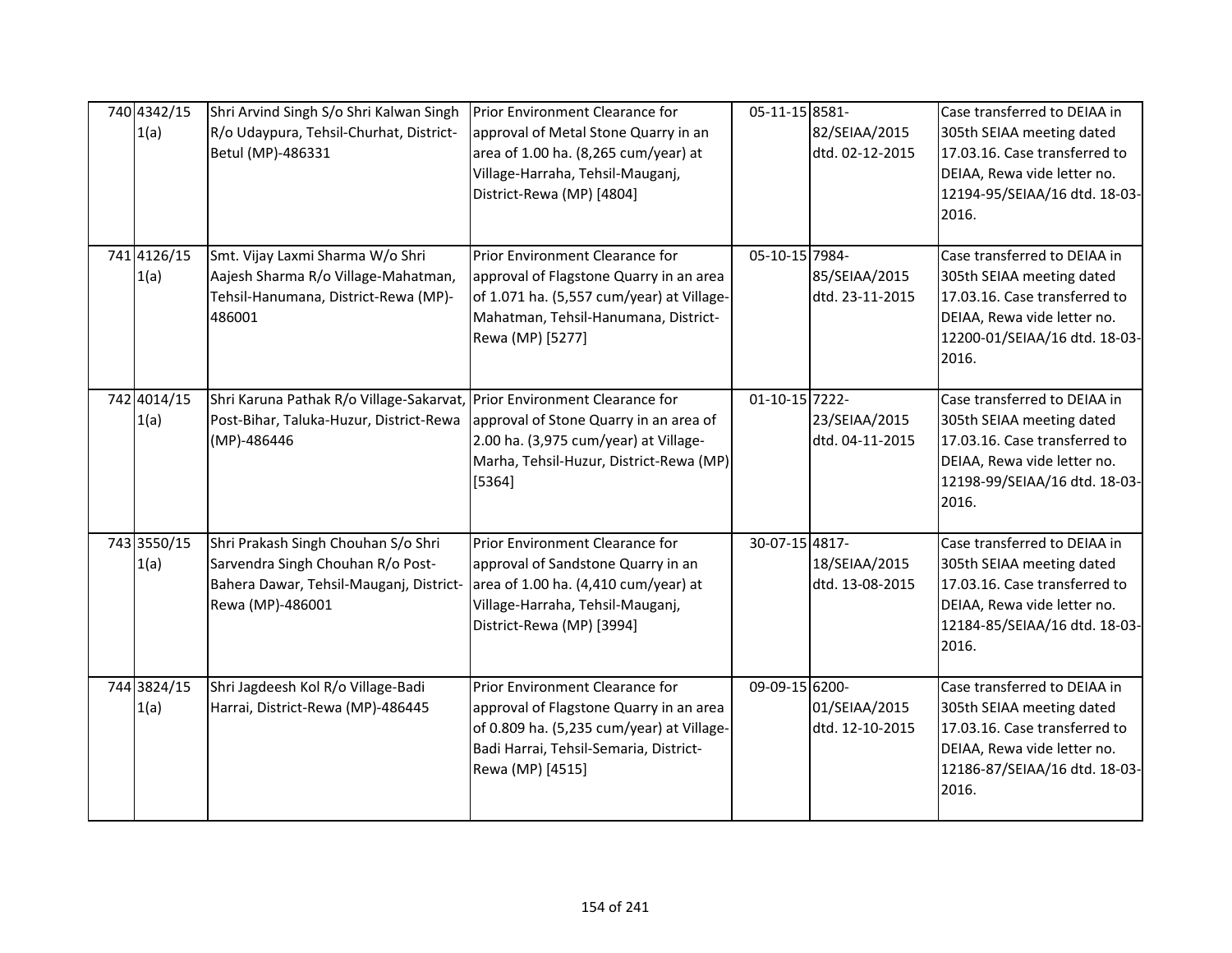| | | | | | | |
|---|---|---|---|---|---|---|
| 740 | 4342/15 1(a) | Shri Arvind Singh S/o Shri Kalwan Singh R/o Udaypura, Tehsil-Churhat, District-Betul (MP)-486331 | Prior Environment Clearance for approval of Metal Stone Quarry in an area of 1.00 ha. (8,265 cum/year) at Village-Harraha, Tehsil-Mauganj, District-Rewa (MP) [4804] | 05-11-15 | 8581-82/SEIAA/2015 dtd. 02-12-2015 | Case transferred to DEIAA in 305th SEIAA meeting dated 17.03.16. Case transferred to DEIAA, Rewa vide letter no. 12194-95/SEIAA/16 dtd. 18-03-2016. |
| 741 | 4126/15 1(a) | Smt. Vijay Laxmi Sharma W/o Shri Aajesh Sharma R/o Village-Mahatman, Tehsil-Hanumana, District-Rewa (MP)-486001 | Prior Environment Clearance for approval of Flagstone Quarry in an area of 1.071 ha. (5,557 cum/year) at Village-Mahatman, Tehsil-Hanumana, District-Rewa (MP) [5277] | 05-10-15 | 7984-85/SEIAA/2015 dtd. 23-11-2015 | Case transferred to DEIAA in 305th SEIAA meeting dated 17.03.16. Case transferred to DEIAA, Rewa vide letter no. 12200-01/SEIAA/16 dtd. 18-03-2016. |
| 742 | 4014/15 1(a) | Shri Karuna Pathak R/o Village-Sakarvat, Post-Bihar, Taluka-Huzur, District-Rewa (MP)-486446 | Prior Environment Clearance for approval of Stone Quarry in an area of 2.00 ha. (3,975 cum/year) at Village-Marha, Tehsil-Huzur, District-Rewa (MP) [5364] | 01-10-15 | 7222-23/SEIAA/2015 dtd. 04-11-2015 | Case transferred to DEIAA in 305th SEIAA meeting dated 17.03.16. Case transferred to DEIAA, Rewa vide letter no. 12198-99/SEIAA/16 dtd. 18-03-2016. |
| 743 | 3550/15 1(a) | Shri Prakash Singh Chouhan S/o Shri Sarvendra Singh Chouhan R/o Post-Bahera Dawar, Tehsil-Mauganj, District-Rewa (MP)-486001 | Prior Environment Clearance for approval of Sandstone Quarry in an area of 1.00 ha. (4,410 cum/year) at Village-Harraha, Tehsil-Mauganj, District-Rewa (MP) [3994] | 30-07-15 | 4817-18/SEIAA/2015 dtd. 13-08-2015 | Case transferred to DEIAA in 305th SEIAA meeting dated 17.03.16. Case transferred to DEIAA, Rewa vide letter no. 12184-85/SEIAA/16 dtd. 18-03-2016. |
| 744 | 3824/15 1(a) | Shri Jagdeesh Kol R/o Village-Badi Harrai, District-Rewa (MP)-486445 | Prior Environment Clearance for approval of Flagstone Quarry in an area of 0.809 ha. (5,235 cum/year) at Village-Badi Harrai, Tehsil-Semaria, District-Rewa (MP) [4515] | 09-09-15 | 6200-01/SEIAA/2015 dtd. 12-10-2015 | Case transferred to DEIAA in 305th SEIAA meeting dated 17.03.16. Case transferred to DEIAA, Rewa vide letter no. 12186-87/SEIAA/16 dtd. 18-03-2016. |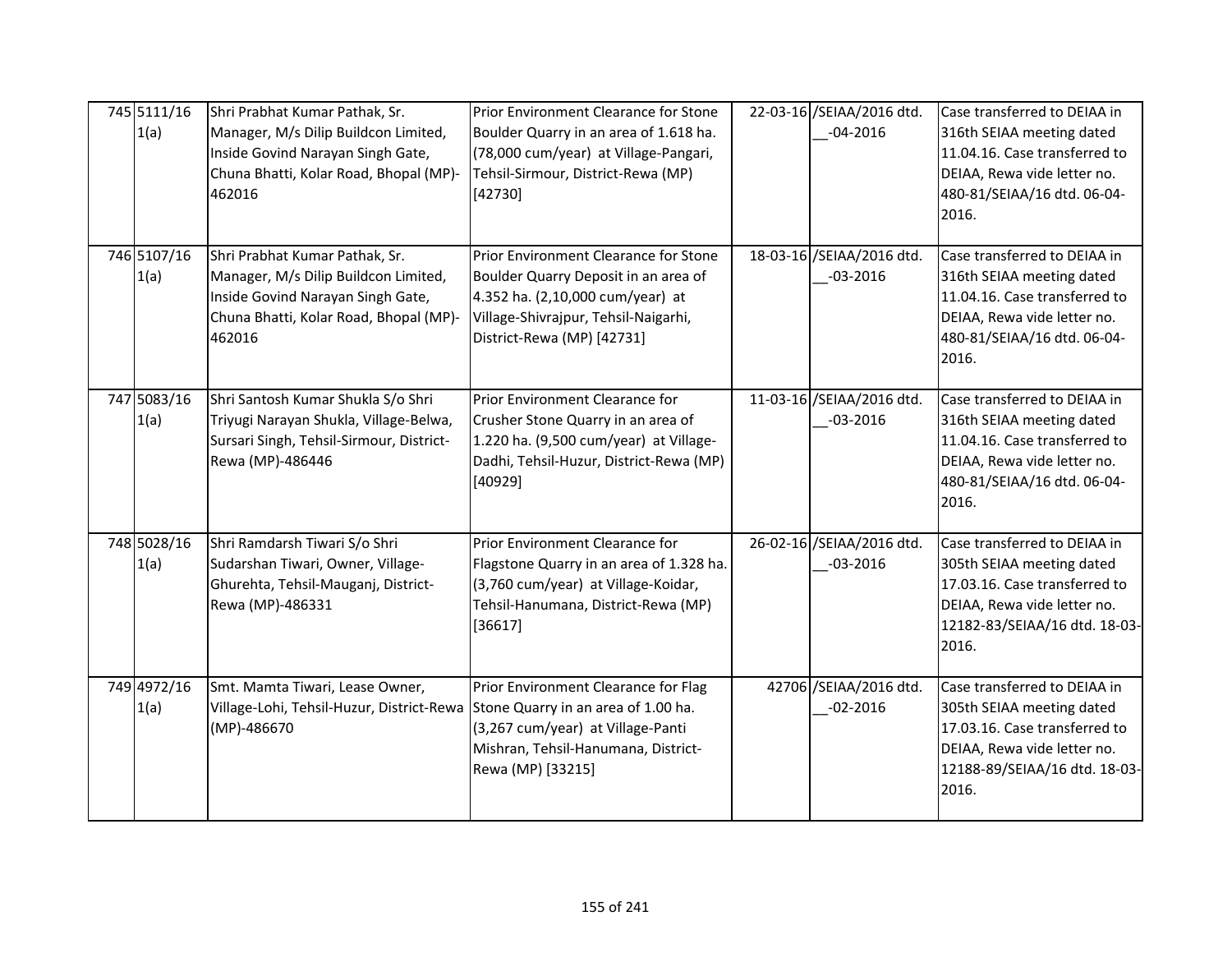| | | | | | | |
|---|---|---|---|---|---|---|
| 745 | 5111/16 1(a) | Shri Prabhat Kumar Pathak, Sr. Manager, M/s Dilip Buildcon Limited, Inside Govind Narayan Singh Gate, Chuna Bhatti, Kolar Road, Bhopal (MP)-462016 | Prior Environment Clearance for Stone Boulder Quarry in an area of 1.618 ha. (78,000 cum/year) at Village-Pangari, Tehsil-Sirmour, District-Rewa (MP) [42730] | 22-03-16 | /SEIAA/2016 dtd. __-04-2016 | Case transferred to DEIAA in 316th SEIAA meeting dated 11.04.16. Case transferred to DEIAA, Rewa vide letter no. 480-81/SEIAA/16 dtd. 06-04-2016. |
| 746 | 5107/16 1(a) | Shri Prabhat Kumar Pathak, Sr. Manager, M/s Dilip Buildcon Limited, Inside Govind Narayan Singh Gate, Chuna Bhatti, Kolar Road, Bhopal (MP)-462016 | Prior Environment Clearance for Stone Boulder Quarry Deposit in an area of 4.352 ha. (2,10,000 cum/year) at Village-Shivrajpur, Tehsil-Naigarhi, District-Rewa (MP) [42731] | 18-03-16 | /SEIAA/2016 dtd. __-03-2016 | Case transferred to DEIAA in 316th SEIAA meeting dated 11.04.16. Case transferred to DEIAA, Rewa vide letter no. 480-81/SEIAA/16 dtd. 06-04-2016. |
| 747 | 5083/16 1(a) | Shri Santosh Kumar Shukla S/o Shri Triyugi Narayan Shukla, Village-Belwa, Sursari Singh, Tehsil-Sirmour, District-Rewa (MP)-486446 | Prior Environment Clearance for Crusher Stone Quarry in an area of 1.220 ha. (9,500 cum/year) at Village-Dadhi, Tehsil-Huzur, District-Rewa (MP) [40929] | 11-03-16 | /SEIAA/2016 dtd. __-03-2016 | Case transferred to DEIAA in 316th SEIAA meeting dated 11.04.16. Case transferred to DEIAA, Rewa vide letter no. 480-81/SEIAA/16 dtd. 06-04-2016. |
| 748 | 5028/16 1(a) | Shri Ramdarsh Tiwari S/o Shri Sudarshan Tiwari, Owner, Village-Ghurehta, Tehsil-Mauganj, District-Rewa (MP)-486331 | Prior Environment Clearance for Flagstone Quarry in an area of 1.328 ha. (3,760 cum/year) at Village-Koidar, Tehsil-Hanumana, District-Rewa (MP) [36617] | 26-02-16 | /SEIAA/2016 dtd. __-03-2016 | Case transferred to DEIAA in 305th SEIAA meeting dated 17.03.16. Case transferred to DEIAA, Rewa vide letter no. 12182-83/SEIAA/16 dtd. 18-03-2016. |
| 749 | 4972/16 1(a) | Smt. Mamta Tiwari, Lease Owner, Village-Lohi, Tehsil-Huzur, District-Rewa (MP)-486670 | Prior Environment Clearance for Flag Stone Quarry in an area of 1.00 ha. (3,267 cum/year) at Village-Panti Mishran, Tehsil-Hanumana, District-Rewa (MP) [33215] | 42706 | /SEIAA/2016 dtd. __-02-2016 | Case transferred to DEIAA in 305th SEIAA meeting dated 17.03.16. Case transferred to DEIAA, Rewa vide letter no. 12188-89/SEIAA/16 dtd. 18-03-2016. |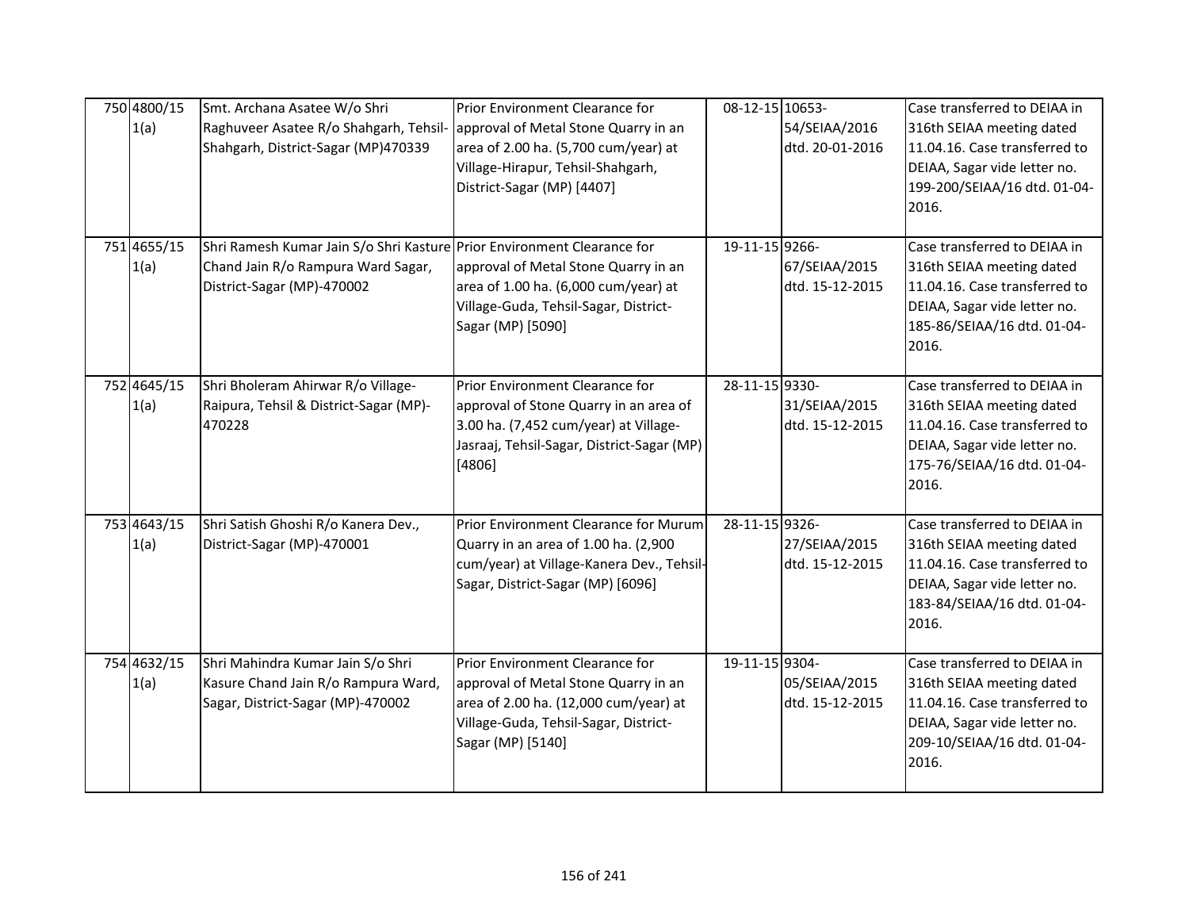| | | | | | | |
|---|---|---|---|---|---|---|
| 750 | 4800/15 1(a) | Smt. Archana Asatee W/o Shri Raghuveer Asatee R/o Shahgarh, Tehsil-Shahgarh, District-Sagar (MP)470339 | Prior Environment Clearance for approval of Metal Stone Quarry in an area of 2.00 ha. (5,700 cum/year) at Village-Hirapur, Tehsil-Shahgarh, District-Sagar (MP) [4407] | 08-12-15 | 10653-54/SEIAA/2016 dtd. 20-01-2016 | Case transferred to DEIAA in 316th SEIAA meeting dated 11.04.16. Case transferred to DEIAA, Sagar vide letter no. 199-200/SEIAA/16 dtd. 01-04-2016. |
| 751 | 4655/15 1(a) | Shri Ramesh Kumar Jain S/o Shri Kasture Chand Jain R/o Rampura Ward Sagar, District-Sagar (MP)-470002 | Prior Environment Clearance for approval of Metal Stone Quarry in an area of 1.00 ha. (6,000 cum/year) at Village-Guda, Tehsil-Sagar, District-Sagar (MP) [5090] | 19-11-15 | 9266-67/SEIAA/2015 dtd. 15-12-2015 | Case transferred to DEIAA in 316th SEIAA meeting dated 11.04.16. Case transferred to DEIAA, Sagar vide letter no. 185-86/SEIAA/16 dtd. 01-04-2016. |
| 752 | 4645/15 1(a) | Shri Bholeram Ahirwar R/o Village-Raipura, Tehsil & District-Sagar (MP)-470228 | Prior Environment Clearance for approval of Stone Quarry in an area of 3.00 ha. (7,452 cum/year) at Village-Jasraaj, Tehsil-Sagar, District-Sagar (MP) [4806] | 28-11-15 | 9330-31/SEIAA/2015 dtd. 15-12-2015 | Case transferred to DEIAA in 316th SEIAA meeting dated 11.04.16. Case transferred to DEIAA, Sagar vide letter no. 175-76/SEIAA/16 dtd. 01-04-2016. |
| 753 | 4643/15 1(a) | Shri Satish Ghoshi R/o Kanera Dev., District-Sagar (MP)-470001 | Prior Environment Clearance for Murum Quarry in an area of 1.00 ha. (2,900 cum/year) at Village-Kanera Dev., Tehsil-Sagar, District-Sagar (MP) [6096] | 28-11-15 | 9326-27/SEIAA/2015 dtd. 15-12-2015 | Case transferred to DEIAA in 316th SEIAA meeting dated 11.04.16. Case transferred to DEIAA, Sagar vide letter no. 183-84/SEIAA/16 dtd. 01-04-2016. |
| 754 | 4632/15 1(a) | Shri Mahindra Kumar Jain S/o Shri Kasure Chand Jain R/o Rampura Ward, Sagar, District-Sagar (MP)-470002 | Prior Environment Clearance for approval of Metal Stone Quarry in an area of 2.00 ha. (12,000 cum/year) at Village-Guda, Tehsil-Sagar, District-Sagar (MP) [5140] | 19-11-15 | 9304-05/SEIAA/2015 dtd. 15-12-2015 | Case transferred to DEIAA in 316th SEIAA meeting dated 11.04.16. Case transferred to DEIAA, Sagar vide letter no. 209-10/SEIAA/16 dtd. 01-04-2016. |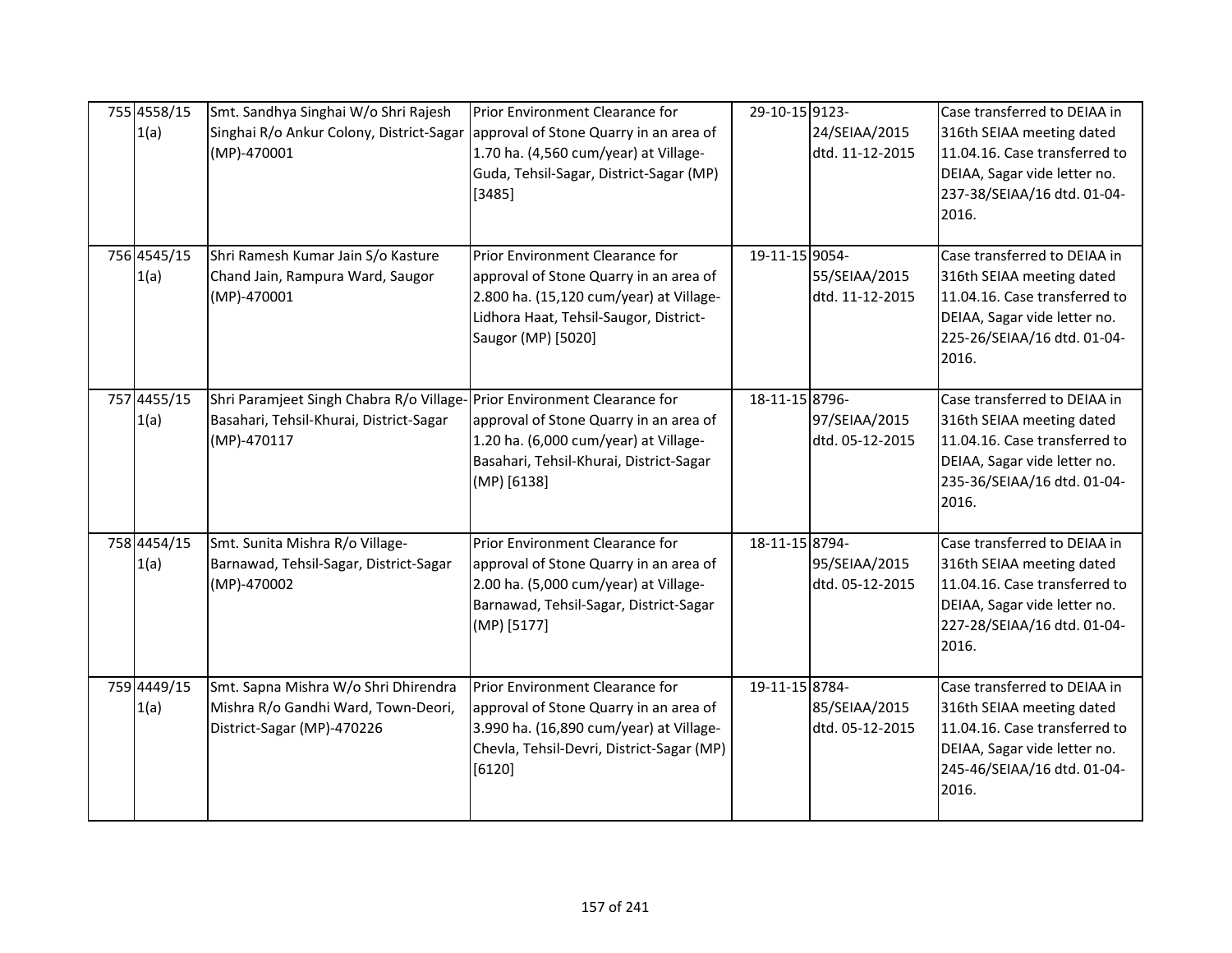| | | | | | | |
|---|---|---|---|---|---|---|
| 755 | 4558/15 1(a) | Smt. Sandhya Singhai W/o Shri Rajesh Singhai R/o Ankur Colony, District-Sagar (MP)-470001 | Prior Environment Clearance for approval of Stone Quarry in an area of 1.70 ha. (4,560 cum/year) at Village-Guda, Tehsil-Sagar, District-Sagar (MP) [3485] | 29-10-15 | 9123-24/SEIAA/2015 dtd. 11-12-2015 | Case transferred to DEIAA in 316th SEIAA meeting dated 11.04.16. Case transferred to DEIAA, Sagar vide letter no. 237-38/SEIAA/16 dtd. 01-04-2016. |
| 756 | 4545/15 1(a) | Shri Ramesh Kumar Jain S/o Kasture Chand Jain, Rampura Ward, Saugor (MP)-470001 | Prior Environment Clearance for approval of Stone Quarry in an area of 2.800 ha. (15,120 cum/year) at Village-Lidhora Haat, Tehsil-Saugor, District-Saugor (MP) [5020] | 19-11-15 | 9054-55/SEIAA/2015 dtd. 11-12-2015 | Case transferred to DEIAA in 316th SEIAA meeting dated 11.04.16. Case transferred to DEIAA, Sagar vide letter no. 225-26/SEIAA/16 dtd. 01-04-2016. |
| 757 | 4455/15 1(a) | Shri Paramjeet Singh Chabra R/o Village-Basahari, Tehsil-Khurai, District-Sagar (MP)-470117 | Prior Environment Clearance for approval of Stone Quarry in an area of 1.20 ha. (6,000 cum/year) at Village-Basahari, Tehsil-Khurai, District-Sagar (MP) [6138] | 18-11-15 | 8796-97/SEIAA/2015 dtd. 05-12-2015 | Case transferred to DEIAA in 316th SEIAA meeting dated 11.04.16. Case transferred to DEIAA, Sagar vide letter no. 235-36/SEIAA/16 dtd. 01-04-2016. |
| 758 | 4454/15 1(a) | Smt. Sunita Mishra R/o Village-Barnawad, Tehsil-Sagar, District-Sagar (MP)-470002 | Prior Environment Clearance for approval of Stone Quarry in an area of 2.00 ha. (5,000 cum/year) at Village-Barnawad, Tehsil-Sagar, District-Sagar (MP) [5177] | 18-11-15 | 8794-95/SEIAA/2015 dtd. 05-12-2015 | Case transferred to DEIAA in 316th SEIAA meeting dated 11.04.16. Case transferred to DEIAA, Sagar vide letter no. 227-28/SEIAA/16 dtd. 01-04-2016. |
| 759 | 4449/15 1(a) | Smt. Sapna Mishra W/o Shri Dhirendra Mishra R/o Gandhi Ward, Town-Deori, District-Sagar (MP)-470226 | Prior Environment Clearance for approval of Stone Quarry in an area of 3.990 ha. (16,890 cum/year) at Village-Chevla, Tehsil-Devri, District-Sagar (MP) [6120] | 19-11-15 | 8784-85/SEIAA/2015 dtd. 05-12-2015 | Case transferred to DEIAA in 316th SEIAA meeting dated 11.04.16. Case transferred to DEIAA, Sagar vide letter no. 245-46/SEIAA/16 dtd. 01-04-2016. |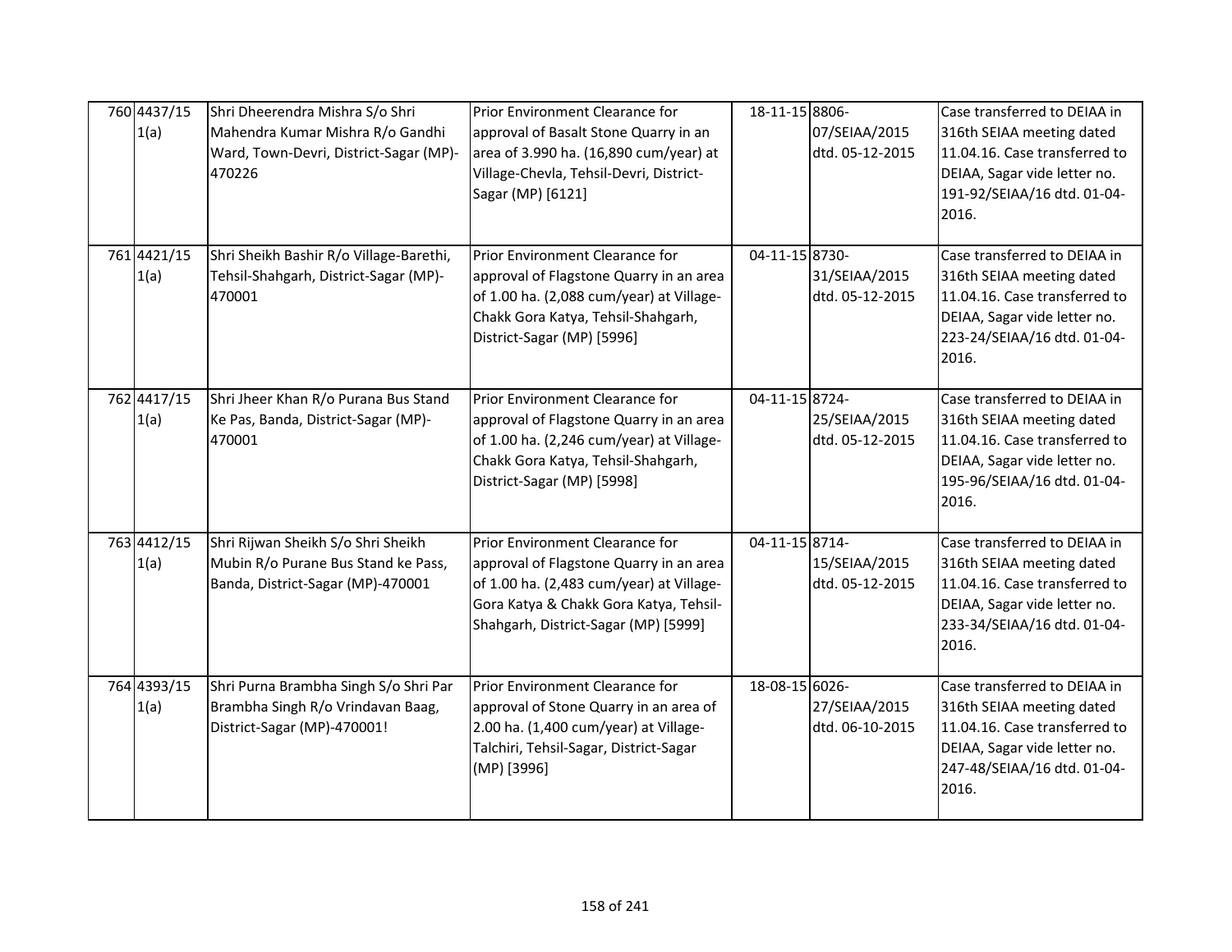| | | | | | | |
|---|---|---|---|---|---|---|
| 760 | 4437/15 1(a) | Shri Dheerendra Mishra S/o Shri Mahendra Kumar Mishra R/o Gandhi Ward, Town-Devri, District-Sagar (MP)-470226 | Prior Environment Clearance for approval of Basalt Stone Quarry in an area of 3.990 ha. (16,890 cum/year) at Village-Chevla, Tehsil-Devri, District-Sagar (MP) [6121] | 18-11-15 | 8806-07/SEIAA/2015 dtd. 05-12-2015 | Case transferred to DEIAA in 316th SEIAA meeting dated 11.04.16. Case transferred to DEIAA, Sagar vide letter no. 191-92/SEIAA/16 dtd. 01-04-2016. |
| 761 | 4421/15 1(a) | Shri Sheikh Bashir R/o Village-Barethi, Tehsil-Shahgarh, District-Sagar (MP)-470001 | Prior Environment Clearance for approval of Flagstone Quarry in an area of 1.00 ha. (2,088 cum/year) at Village-Chakk Gora Katya, Tehsil-Shahgarh, District-Sagar (MP) [5996] | 04-11-15 | 8730-31/SEIAA/2015 dtd. 05-12-2015 | Case transferred to DEIAA in 316th SEIAA meeting dated 11.04.16. Case transferred to DEIAA, Sagar vide letter no. 223-24/SEIAA/16 dtd. 01-04-2016. |
| 762 | 4417/15 1(a) | Shri Jheer Khan R/o Purana Bus Stand Ke Pas, Banda, District-Sagar (MP)-470001 | Prior Environment Clearance for approval of Flagstone Quarry in an area of 1.00 ha. (2,246 cum/year) at Village-Chakk Gora Katya, Tehsil-Shahgarh, District-Sagar (MP) [5998] | 04-11-15 | 8724-25/SEIAA/2015 dtd. 05-12-2015 | Case transferred to DEIAA in 316th SEIAA meeting dated 11.04.16. Case transferred to DEIAA, Sagar vide letter no. 195-96/SEIAA/16 dtd. 01-04-2016. |
| 763 | 4412/15 1(a) | Shri Rijwan Sheikh S/o Shri Sheikh Mubin R/o Purane Bus Stand ke Pass, Banda, District-Sagar (MP)-470001 | Prior Environment Clearance for approval of Flagstone Quarry in an area of 1.00 ha. (2,483 cum/year) at Village-Gora Katya & Chakk Gora Katya, Tehsil-Shahgarh, District-Sagar (MP) [5999] | 04-11-15 | 8714-15/SEIAA/2015 dtd. 05-12-2015 | Case transferred to DEIAA in 316th SEIAA meeting dated 11.04.16. Case transferred to DEIAA, Sagar vide letter no. 233-34/SEIAA/16 dtd. 01-04-2016. |
| 764 | 4393/15 1(a) | Shri Purna Brambha Singh S/o Shri Par Brambha Singh R/o Vrindavan Baag, District-Sagar (MP)-470001! | Prior Environment Clearance for approval of Stone Quarry in an area of 2.00 ha. (1,400 cum/year) at Village-Talchiri, Tehsil-Sagar, District-Sagar (MP) [3996] | 18-08-15 | 6026-27/SEIAA/2015 dtd. 06-10-2015 | Case transferred to DEIAA in 316th SEIAA meeting dated 11.04.16. Case transferred to DEIAA, Sagar vide letter no. 247-48/SEIAA/16 dtd. 01-04-2016. |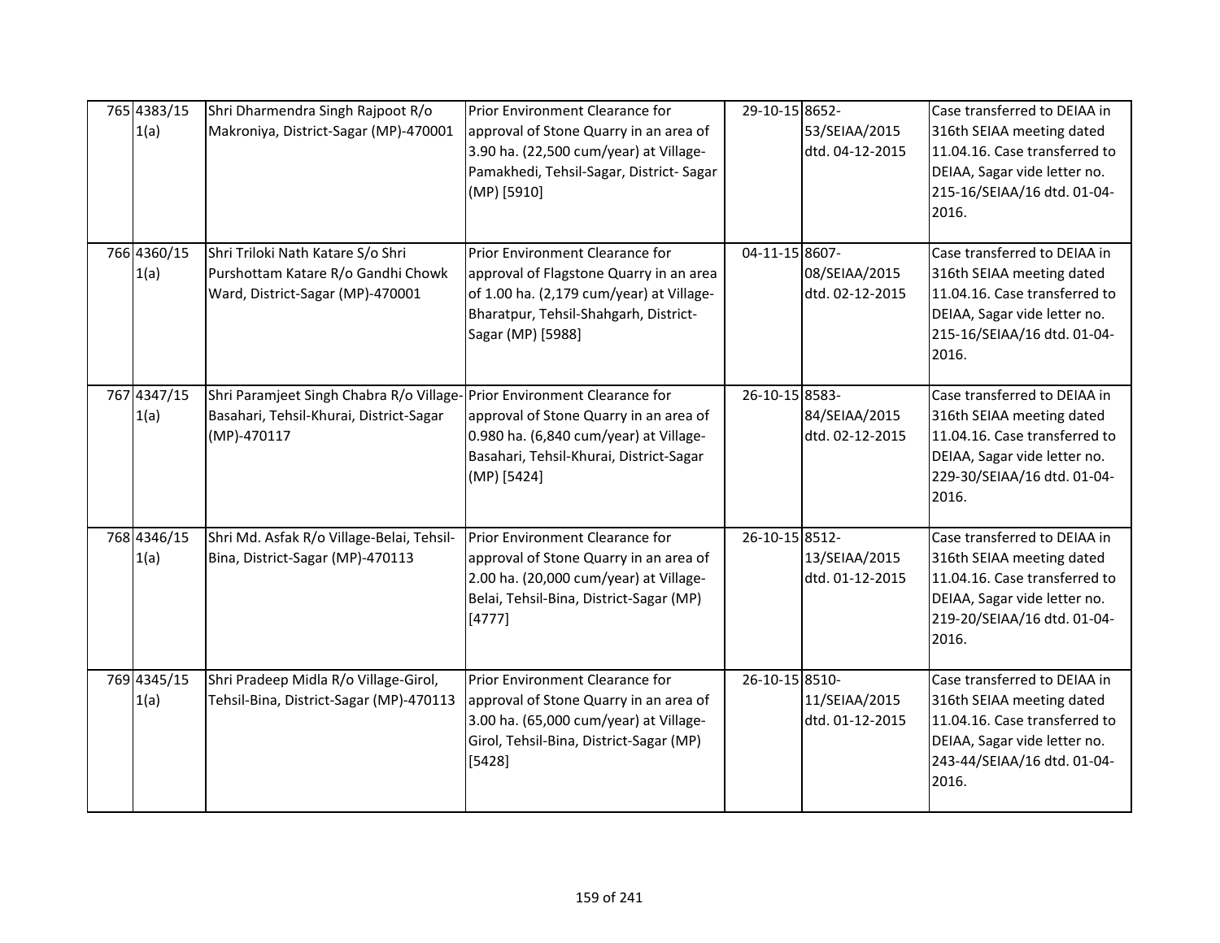| | | | | | | |
|---|---|---|---|---|---|---|
| 765 | 4383/15 1(a) | Shri Dharmendra Singh Rajpoot R/o Makroniya, District-Sagar (MP)-470001 | Prior Environment Clearance for approval of Stone Quarry in an area of 3.90 ha. (22,500 cum/year) at Village-Pamakhedi, Tehsil-Sagar, District- Sagar (MP) [5910] | 29-10-15 | 8652-53/SEIAA/2015 dtd. 04-12-2015 | Case transferred to DEIAA in 316th SEIAA meeting dated 11.04.16. Case transferred to DEIAA, Sagar vide letter no. 215-16/SEIAA/16 dtd. 01-04-2016. |
| 766 | 4360/15 1(a) | Shri Triloki Nath Katare S/o Shri Purshottam Katare R/o Gandhi Chowk Ward, District-Sagar (MP)-470001 | Prior Environment Clearance for approval of Flagstone Quarry in an area of 1.00 ha. (2,179 cum/year) at Village-Bharatpur, Tehsil-Shahgarh, District-Sagar (MP) [5988] | 04-11-15 | 8607-08/SEIAA/2015 dtd. 02-12-2015 | Case transferred to DEIAA in 316th SEIAA meeting dated 11.04.16. Case transferred to DEIAA, Sagar vide letter no. 215-16/SEIAA/16 dtd. 01-04-2016. |
| 767 | 4347/15 1(a) | Shri Paramjeet Singh Chabra R/o Village-Basahari, Tehsil-Khurai, District-Sagar (MP)-470117 | Prior Environment Clearance for approval of Stone Quarry in an area of 0.980 ha. (6,840 cum/year) at Village-Basahari, Tehsil-Khurai, District-Sagar (MP) [5424] | 26-10-15 | 8583-84/SEIAA/2015 dtd. 02-12-2015 | Case transferred to DEIAA in 316th SEIAA meeting dated 11.04.16. Case transferred to DEIAA, Sagar vide letter no. 229-30/SEIAA/16 dtd. 01-04-2016. |
| 768 | 4346/15 1(a) | Shri Md. Asfak R/o Village-Belai, Tehsil-Bina, District-Sagar (MP)-470113 | Prior Environment Clearance for approval of Stone Quarry in an area of 2.00 ha. (20,000 cum/year) at Village-Belai, Tehsil-Bina, District-Sagar (MP) [4777] | 26-10-15 | 8512-13/SEIAA/2015 dtd. 01-12-2015 | Case transferred to DEIAA in 316th SEIAA meeting dated 11.04.16. Case transferred to DEIAA, Sagar vide letter no. 219-20/SEIAA/16 dtd. 01-04-2016. |
| 769 | 4345/15 1(a) | Shri Pradeep Midla R/o Village-Girol, Tehsil-Bina, District-Sagar (MP)-470113 | Prior Environment Clearance for approval of Stone Quarry in an area of 3.00 ha. (65,000 cum/year) at Village-Girol, Tehsil-Bina, District-Sagar (MP) [5428] | 26-10-15 | 8510-11/SEIAA/2015 dtd. 01-12-2015 | Case transferred to DEIAA in 316th SEIAA meeting dated 11.04.16. Case transferred to DEIAA, Sagar vide letter no. 243-44/SEIAA/16 dtd. 01-04-2016. |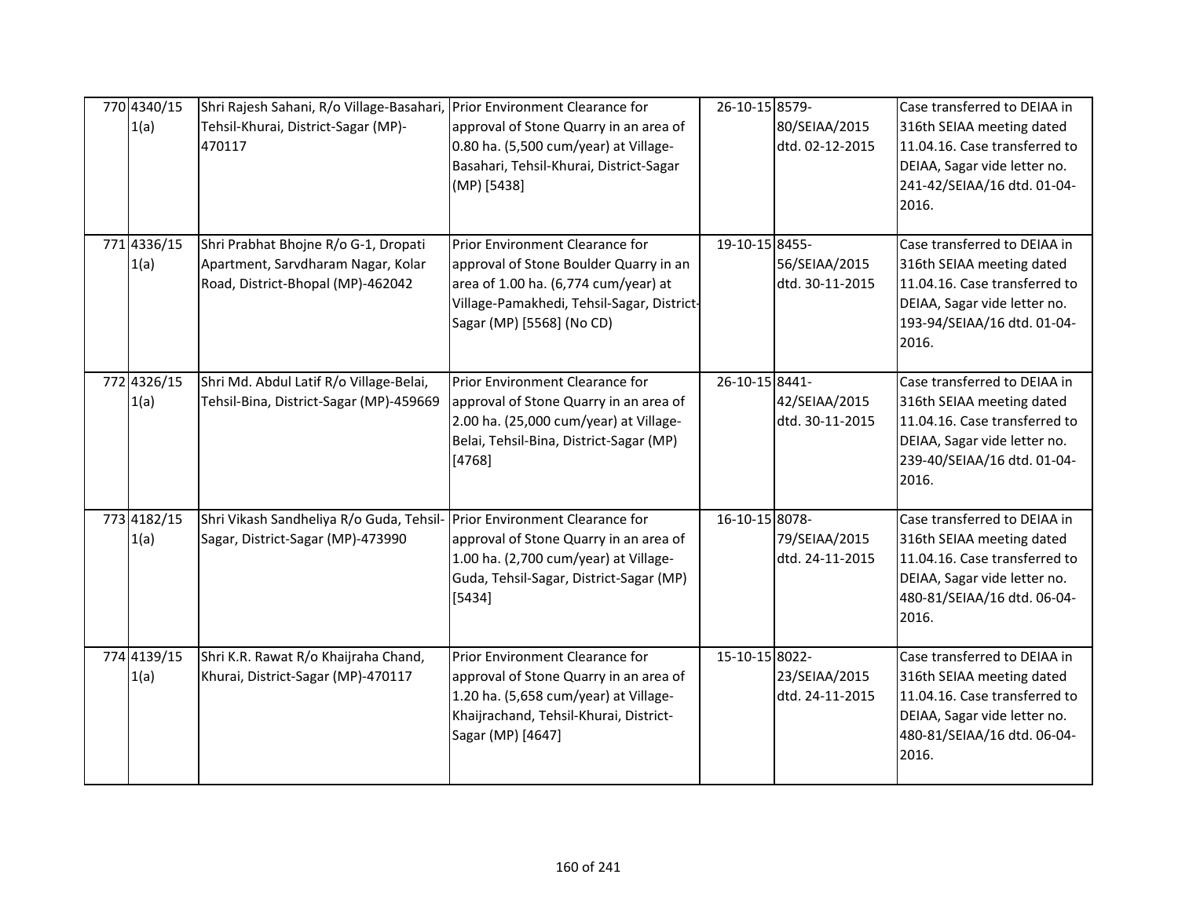| | | | | | | |
|---|---|---|---|---|---|---|
| 770 | 4340/15 1(a) | Shri Rajesh Sahani, R/o Village-Basahari, Tehsil-Khurai, District-Sagar (MP)-470117 | Prior Environment Clearance for approval of Stone Quarry in an area of 0.80 ha. (5,500 cum/year) at Village-Basahari, Tehsil-Khurai, District-Sagar (MP) [5438] | 26-10-15 | 8579-80/SEIAA/2015 dtd. 02-12-2015 | Case transferred to DEIAA in 316th SEIAA meeting dated 11.04.16. Case transferred to DEIAA, Sagar vide letter no. 241-42/SEIAA/16 dtd. 01-04-2016. |
| 771 | 4336/15 1(a) | Shri Prabhat Bhojne R/o G-1, Dropati Apartment, Sarvdharam Nagar, Kolar Road, District-Bhopal (MP)-462042 | Prior Environment Clearance for approval of Stone Boulder Quarry in an area of 1.00 ha. (6,774 cum/year) at Village-Pamakhedi, Tehsil-Sagar, District-Sagar (MP) [5568] (No CD) | 19-10-15 | 8455-56/SEIAA/2015 dtd. 30-11-2015 | Case transferred to DEIAA in 316th SEIAA meeting dated 11.04.16. Case transferred to DEIAA, Sagar vide letter no. 193-94/SEIAA/16 dtd. 01-04-2016. |
| 772 | 4326/15 1(a) | Shri Md. Abdul Latif R/o Village-Belai, Tehsil-Bina, District-Sagar (MP)-459669 | Prior Environment Clearance for approval of Stone Quarry in an area of 2.00 ha. (25,000 cum/year) at Village-Belai, Tehsil-Bina, District-Sagar (MP) [4768] | 26-10-15 | 8441-42/SEIAA/2015 dtd. 30-11-2015 | Case transferred to DEIAA in 316th SEIAA meeting dated 11.04.16. Case transferred to DEIAA, Sagar vide letter no. 239-40/SEIAA/16 dtd. 01-04-2016. |
| 773 | 4182/15 1(a) | Shri Vikash Sandheliya R/o Guda, Tehsil-Sagar, District-Sagar (MP)-473990 | Prior Environment Clearance for approval of Stone Quarry in an area of 1.00 ha. (2,700 cum/year) at Village-Guda, Tehsil-Sagar, District-Sagar (MP) [5434] | 16-10-15 | 8078-79/SEIAA/2015 dtd. 24-11-2015 | Case transferred to DEIAA in 316th SEIAA meeting dated 11.04.16. Case transferred to DEIAA, Sagar vide letter no. 480-81/SEIAA/16 dtd. 06-04-2016. |
| 774 | 4139/15 1(a) | Shri K.R. Rawat R/o Khaijraha Chand, Khurai, District-Sagar (MP)-470117 | Prior Environment Clearance for approval of Stone Quarry in an area of 1.20 ha. (5,658 cum/year) at Village-Khaijrachand, Tehsil-Khurai, District-Sagar (MP) [4647] | 15-10-15 | 8022-23/SEIAA/2015 dtd. 24-11-2015 | Case transferred to DEIAA in 316th SEIAA meeting dated 11.04.16. Case transferred to DEIAA, Sagar vide letter no. 480-81/SEIAA/16 dtd. 06-04-2016. |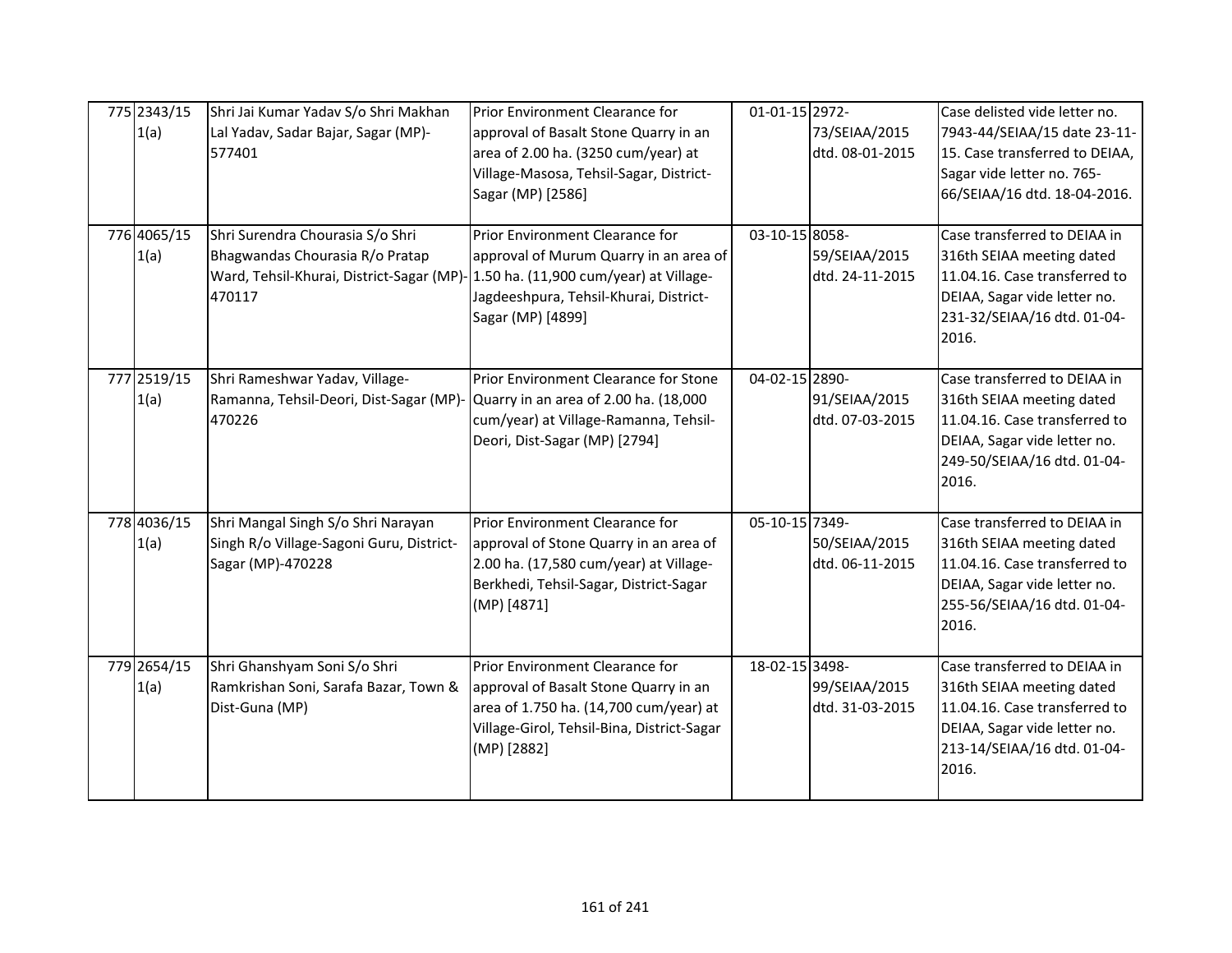| | | | | | | |
|---|---|---|---|---|---|---|
| 775 | 2343/15 1(a) | Shri Jai Kumar Yadav S/o Shri Makhan Lal Yadav, Sadar Bajar, Sagar (MP)-577401 | Prior Environment Clearance for approval of Basalt Stone Quarry in an area of 2.00 ha. (3250 cum/year) at Village-Masosa, Tehsil-Sagar, District-Sagar (MP) [2586] | 01-01-15 | 2972-73/SEIAA/2015 dtd. 08-01-2015 | Case delisted vide letter no. 7943-44/SEIAA/15 date 23-11-15. Case transferred to DEIAA, Sagar vide letter no. 765-66/SEIAA/16 dtd. 18-04-2016. |
| 776 | 4065/15 1(a) | Shri Surendra Chourasia S/o Shri Bhagwandas Chourasia R/o Pratap Ward, Tehsil-Khurai, District-Sagar (MP)-470117 | Prior Environment Clearance for approval of Murum Quarry in an area of 1.50 ha. (11,900 cum/year) at Village-Jagdeeshpura, Tehsil-Khurai, District-Sagar (MP) [4899] | 03-10-15 | 8058-59/SEIAA/2015 dtd. 24-11-2015 | Case transferred to DEIAA in 316th SEIAA meeting dated 11.04.16. Case transferred to DEIAA, Sagar vide letter no. 231-32/SEIAA/16 dtd. 01-04-2016. |
| 777 | 2519/15 1(a) | Shri Rameshwar Yadav, Village-Ramanna, Tehsil-Deori, Dist-Sagar (MP)-470226 | Prior Environment Clearance for Stone Quarry in an area of 2.00 ha. (18,000 cum/year) at Village-Ramanna, Tehsil-Deori, Dist-Sagar (MP) [2794] | 04-02-15 | 2890-91/SEIAA/2015 dtd. 07-03-2015 | Case transferred to DEIAA in 316th SEIAA meeting dated 11.04.16. Case transferred to DEIAA, Sagar vide letter no. 249-50/SEIAA/16 dtd. 01-04-2016. |
| 778 | 4036/15 1(a) | Shri Mangal Singh S/o Shri Narayan Singh R/o Village-Sagoni Guru, District-Sagar (MP)-470228 | Prior Environment Clearance for approval of Stone Quarry in an area of 2.00 ha. (17,580 cum/year) at Village-Berkhedi, Tehsil-Sagar, District-Sagar (MP) [4871] | 05-10-15 | 7349-50/SEIAA/2015 dtd. 06-11-2015 | Case transferred to DEIAA in 316th SEIAA meeting dated 11.04.16. Case transferred to DEIAA, Sagar vide letter no. 255-56/SEIAA/16 dtd. 01-04-2016. |
| 779 | 2654/15 1(a) | Shri Ghanshyam Soni S/o Shri Ramkrishan Soni, Sarafa Bazar, Town & Dist-Guna (MP) | Prior Environment Clearance for approval of Basalt Stone Quarry in an area of 1.750 ha. (14,700 cum/year) at Village-Girol, Tehsil-Bina, District-Sagar (MP) [2882] | 18-02-15 | 3498-99/SEIAA/2015 dtd. 31-03-2015 | Case transferred to DEIAA in 316th SEIAA meeting dated 11.04.16. Case transferred to DEIAA, Sagar vide letter no. 213-14/SEIAA/16 dtd. 01-04-2016. |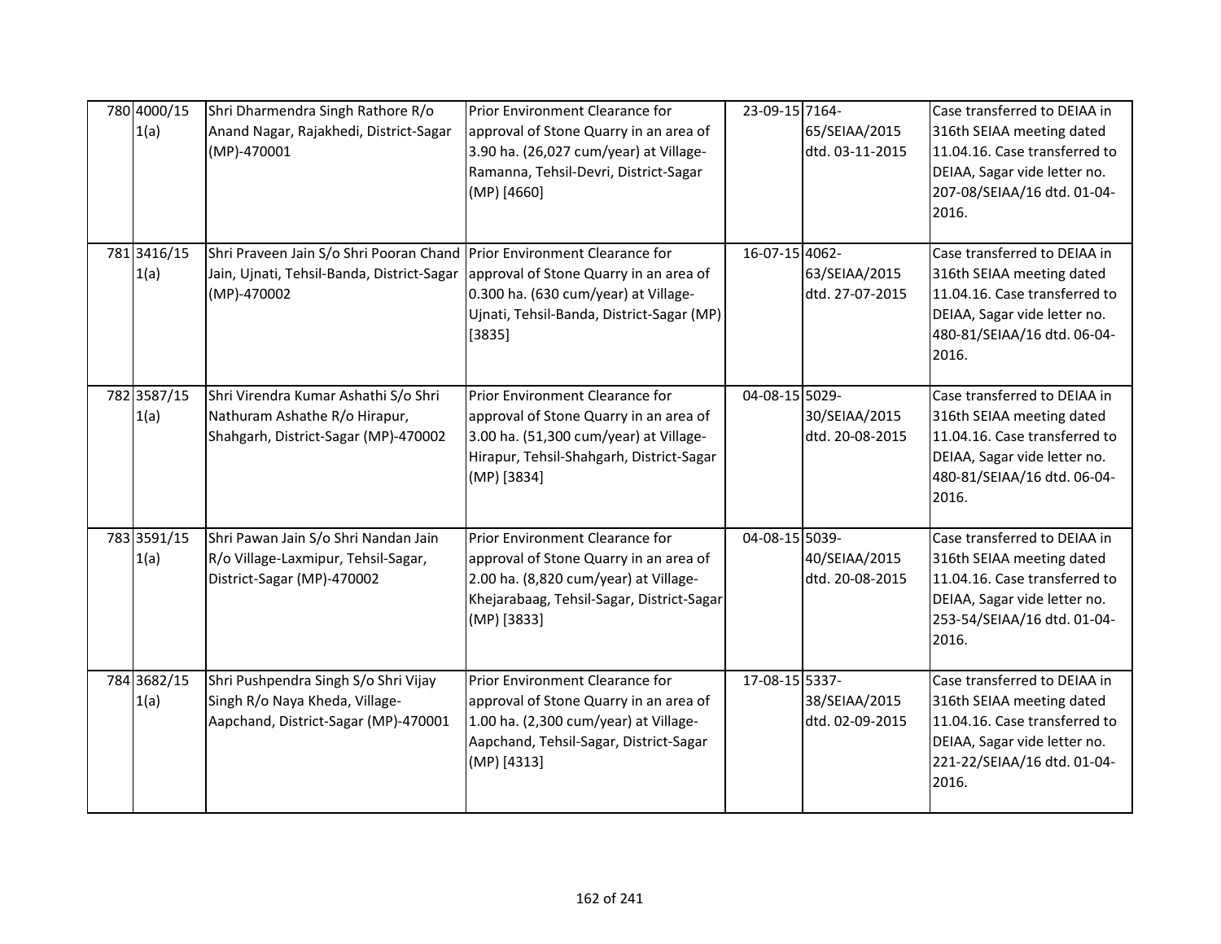| | | | | | | |
|---|---|---|---|---|---|---|
| 780 | 4000/15 1(a) | Shri Dharmendra Singh Rathore R/o Anand Nagar, Rajakhedi, District-Sagar (MP)-470001 | Prior Environment Clearance for approval of Stone Quarry in an area of 3.90 ha. (26,027 cum/year) at Village-Ramanna, Tehsil-Devri, District-Sagar (MP) [4660] | 23-09-15 | 7164-65/SEIAA/2015 dtd. 03-11-2015 | Case transferred to DEIAA in 316th SEIAA meeting dated 11.04.16. Case transferred to DEIAA, Sagar vide letter no. 207-08/SEIAA/16 dtd. 01-04-2016. |
| 781 | 3416/15 1(a) | Shri Praveen Jain S/o Shri Pooran Chand Jain, Ujnati, Tehsil-Banda, District-Sagar (MP)-470002 | Prior Environment Clearance for approval of Stone Quarry in an area of 0.300 ha. (630 cum/year) at Village-Ujnati, Tehsil-Banda, District-Sagar (MP) [3835] | 16-07-15 | 4062-63/SEIAA/2015 dtd. 27-07-2015 | Case transferred to DEIAA in 316th SEIAA meeting dated 11.04.16. Case transferred to DEIAA, Sagar vide letter no. 480-81/SEIAA/16 dtd. 06-04-2016. |
| 782 | 3587/15 1(a) | Shri Virendra Kumar Ashathi S/o Shri Nathuram Ashathe R/o Hirapur, Shahgarh, District-Sagar (MP)-470002 | Prior Environment Clearance for approval of Stone Quarry in an area of 3.00 ha. (51,300 cum/year) at Village-Hirapur, Tehsil-Shahgarh, District-Sagar (MP) [3834] | 04-08-15 | 5029-30/SEIAA/2015 dtd. 20-08-2015 | Case transferred to DEIAA in 316th SEIAA meeting dated 11.04.16. Case transferred to DEIAA, Sagar vide letter no. 480-81/SEIAA/16 dtd. 06-04-2016. |
| 783 | 3591/15 1(a) | Shri Pawan Jain S/o Shri Nandan Jain R/o Village-Laxmipur, Tehsil-Sagar, District-Sagar (MP)-470002 | Prior Environment Clearance for approval of Stone Quarry in an area of 2.00 ha. (8,820 cum/year) at Village-Khejarabaag, Tehsil-Sagar, District-Sagar (MP) [3833] | 04-08-15 | 5039-40/SEIAA/2015 dtd. 20-08-2015 | Case transferred to DEIAA in 316th SEIAA meeting dated 11.04.16. Case transferred to DEIAA, Sagar vide letter no. 253-54/SEIAA/16 dtd. 01-04-2016. |
| 784 | 3682/15 1(a) | Shri Pushpendra Singh S/o Shri Vijay Singh R/o Naya Kheda, Village-Aapchand, District-Sagar (MP)-470001 | Prior Environment Clearance for approval of Stone Quarry in an area of 1.00 ha. (2,300 cum/year) at Village-Aapchand, Tehsil-Sagar, District-Sagar (MP) [4313] | 17-08-15 | 5337-38/SEIAA/2015 dtd. 02-09-2015 | Case transferred to DEIAA in 316th SEIAA meeting dated 11.04.16. Case transferred to DEIAA, Sagar vide letter no. 221-22/SEIAA/16 dtd. 01-04-2016. |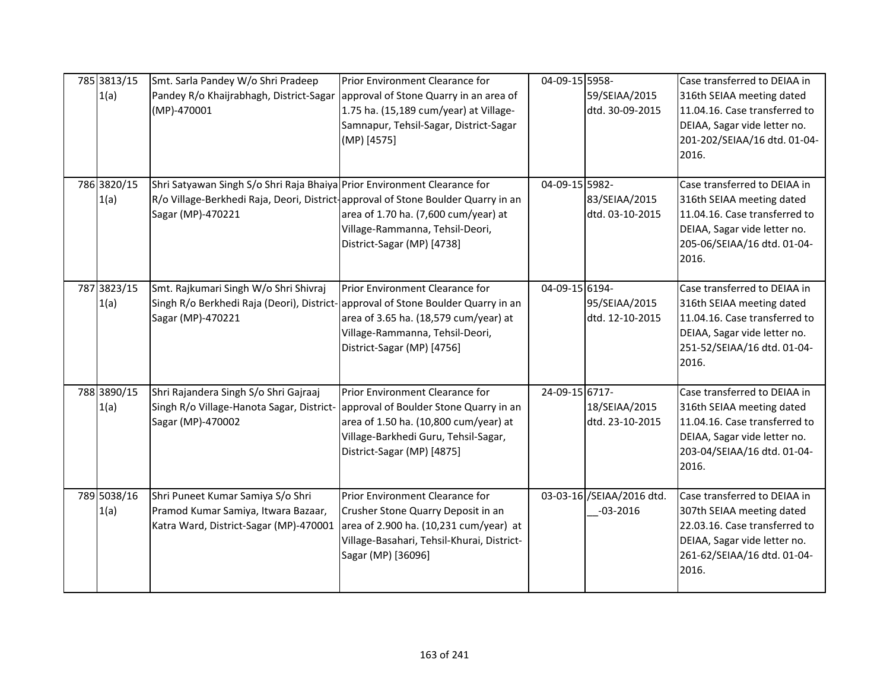| | | | | | | |
|---|---|---|---|---|---|---|
| 785 | 3813/15 1(a) | Smt. Sarla Pandey W/o Shri Pradeep Pandey R/o Khaijrabhagh, District-Sagar (MP)-470001 | Prior Environment Clearance for approval of Stone Quarry in an area of 1.75 ha. (15,189 cum/year) at Village-Samnapur, Tehsil-Sagar, District-Sagar (MP) [4575] | 04-09-15 | 5958-59/SEIAA/2015 dtd. 30-09-2015 | Case transferred to DEIAA in 316th SEIAA meeting dated 11.04.16. Case transferred to DEIAA, Sagar vide letter no. 201-202/SEIAA/16 dtd. 01-04-2016. |
| 786 | 3820/15 1(a) | Shri Satyawan Singh S/o Shri Raja Bhaiya R/o Village-Berkhedi Raja, Deori, District-Sagar (MP)-470221 | Prior Environment Clearance for approval of Stone Boulder Quarry in an area of 1.70 ha. (7,600 cum/year) at Village-Rammanna, Tehsil-Deori, District-Sagar (MP) [4738] | 04-09-15 | 5982-83/SEIAA/2015 dtd. 03-10-2015 | Case transferred to DEIAA in 316th SEIAA meeting dated 11.04.16. Case transferred to DEIAA, Sagar vide letter no. 205-06/SEIAA/16 dtd. 01-04-2016. |
| 787 | 3823/15 1(a) | Smt. Rajkumari Singh W/o Shri Shivraj Singh R/o Berkhedi Raja (Deori), District-Sagar (MP)-470221 | Prior Environment Clearance for approval of Stone Boulder Quarry in an area of 3.65 ha. (18,579 cum/year) at Village-Rammanna, Tehsil-Deori, District-Sagar (MP) [4756] | 04-09-15 | 6194-95/SEIAA/2015 dtd. 12-10-2015 | Case transferred to DEIAA in 316th SEIAA meeting dated 11.04.16. Case transferred to DEIAA, Sagar vide letter no. 251-52/SEIAA/16 dtd. 01-04-2016. |
| 788 | 3890/15 1(a) | Shri Rajandera Singh S/o Shri Gajraaj Singh R/o Village-Hanota Sagar, District-Sagar (MP)-470002 | Prior Environment Clearance for approval of Boulder Stone Quarry in an area of 1.50 ha. (10,800 cum/year) at Village-Barkhedi Guru, Tehsil-Sagar, District-Sagar (MP) [4875] | 24-09-15 | 6717-18/SEIAA/2015 dtd. 23-10-2015 | Case transferred to DEIAA in 316th SEIAA meeting dated 11.04.16. Case transferred to DEIAA, Sagar vide letter no. 203-04/SEIAA/16 dtd. 01-04-2016. |
| 789 | 5038/16 1(a) | Shri Puneet Kumar Samiya S/o Shri Pramod Kumar Samiya, Itwara Bazaar, Katra Ward, District-Sagar (MP)-470001 | Prior Environment Clearance for Crusher Stone Quarry Deposit in an area of 2.900 ha. (10,231 cum/year) at Village-Basahari, Tehsil-Khurai, District-Sagar (MP) [36096] | 03-03-16 | /SEIAA/2016 dtd. __-03-2016 | Case transferred to DEIAA in 307th SEIAA meeting dated 22.03.16. Case transferred to DEIAA, Sagar vide letter no. 261-62/SEIAA/16 dtd. 01-04-2016. |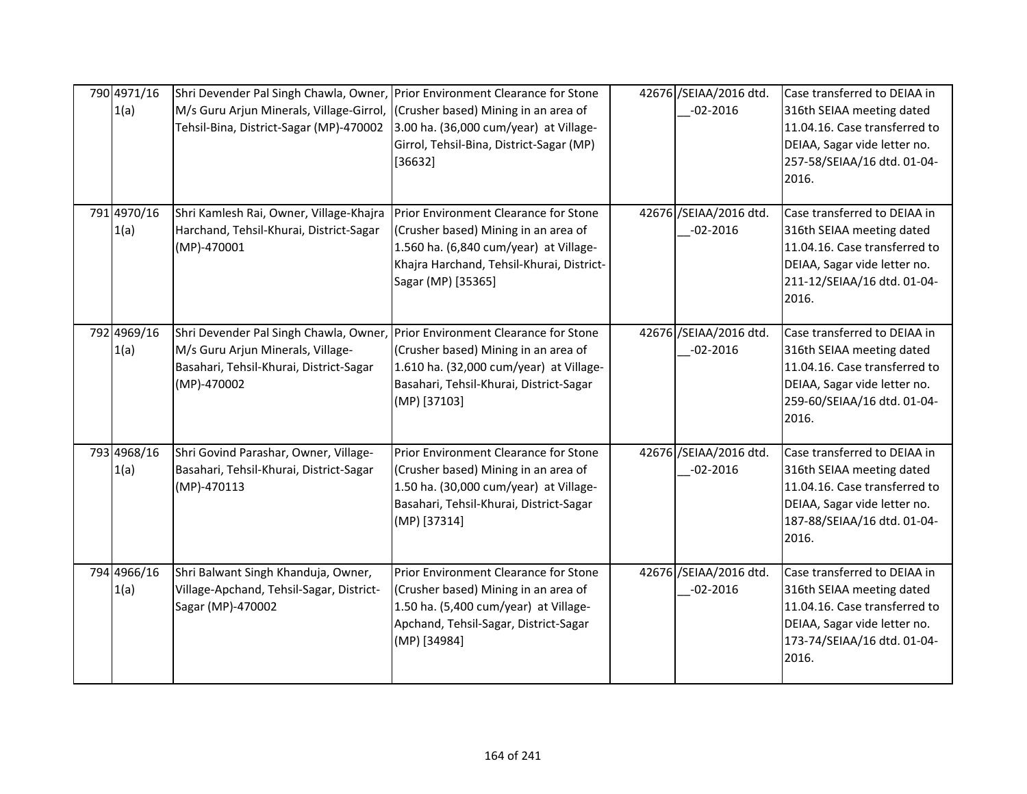| | | | | | | |
|---|---|---|---|---|---|---|
| 790 | 4971/16 1(a) | Shri Devender Pal Singh Chawla, Owner, M/s Guru Arjun Minerals, Village-Girrol, Tehsil-Bina, District-Sagar (MP)-470002 | Prior Environment Clearance for Stone (Crusher based) Mining in an area of 3.00 ha. (36,000 cum/year) at Village-Girrol, Tehsil-Bina, District-Sagar (MP) [36632] | 42676 | /SEIAA/2016 dtd. __-02-2016 | Case transferred to DEIAA in 316th SEIAA meeting dated 11.04.16. Case transferred to DEIAA, Sagar vide letter no. 257-58/SEIAA/16 dtd. 01-04-2016. |
| 791 | 4970/16 1(a) | Shri Kamlesh Rai, Owner, Village-Khajra Harchand, Tehsil-Khurai, District-Sagar (MP)-470001 | Prior Environment Clearance for Stone (Crusher based) Mining in an area of 1.560 ha. (6,840 cum/year) at Village-Khajra Harchand, Tehsil-Khurai, District-Sagar (MP) [35365] | 42676 | /SEIAA/2016 dtd. __-02-2016 | Case transferred to DEIAA in 316th SEIAA meeting dated 11.04.16. Case transferred to DEIAA, Sagar vide letter no. 211-12/SEIAA/16 dtd. 01-04-2016. |
| 792 | 4969/16 1(a) | Shri Devender Pal Singh Chawla, Owner, M/s Guru Arjun Minerals, Village-Basahari, Tehsil-Khurai, District-Sagar (MP)-470002 | Prior Environment Clearance for Stone (Crusher based) Mining in an area of 1.610 ha. (32,000 cum/year) at Village-Basahari, Tehsil-Khurai, District-Sagar (MP) [37103] | 42676 | /SEIAA/2016 dtd. __-02-2016 | Case transferred to DEIAA in 316th SEIAA meeting dated 11.04.16. Case transferred to DEIAA, Sagar vide letter no. 259-60/SEIAA/16 dtd. 01-04-2016. |
| 793 | 4968/16 1(a) | Shri Govind Parashar, Owner, Village-Basahari, Tehsil-Khurai, District-Sagar (MP)-470113 | Prior Environment Clearance for Stone (Crusher based) Mining in an area of 1.50 ha. (30,000 cum/year) at Village-Basahari, Tehsil-Khurai, District-Sagar (MP) [37314] | 42676 | /SEIAA/2016 dtd. __-02-2016 | Case transferred to DEIAA in 316th SEIAA meeting dated 11.04.16. Case transferred to DEIAA, Sagar vide letter no. 187-88/SEIAA/16 dtd. 01-04-2016. |
| 794 | 4966/16 1(a) | Shri Balwant Singh Khanduja, Owner, Village-Apchand, Tehsil-Sagar, District-Sagar (MP)-470002 | Prior Environment Clearance for Stone (Crusher based) Mining in an area of 1.50 ha. (5,400 cum/year) at Village-Apchand, Tehsil-Sagar, District-Sagar (MP) [34984] | 42676 | /SEIAA/2016 dtd. __-02-2016 | Case transferred to DEIAA in 316th SEIAA meeting dated 11.04.16. Case transferred to DEIAA, Sagar vide letter no. 173-74/SEIAA/16 dtd. 01-04-2016. |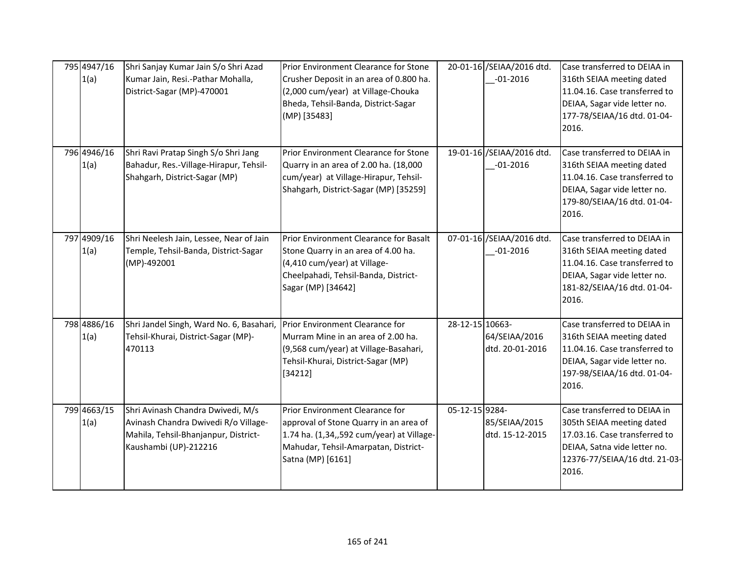| 795 | 4947/16 1(a) | Shri Sanjay Kumar Jain S/o Shri Azad Kumar Jain, Resi.-Pathar Mohalla, District-Sagar (MP)-470001 | Prior Environment Clearance for Stone Crusher Deposit in an area of 0.800 ha. (2,000 cum/year) at Village-Chouka Bheda, Tehsil-Banda, District-Sagar (MP) [35483] | 20-01-16 | /SEIAA/2016 dtd. __-01-2016 | Case transferred to DEIAA in 316th SEIAA meeting dated 11.04.16. Case transferred to DEIAA, Sagar vide letter no. 177-78/SEIAA/16 dtd. 01-04-2016. |
|---|---|---|---|---|---|---|
| 796 | 4946/16 1(a) | Shri Ravi Pratap Singh S/o Shri Jang Bahadur, Res.-Village-Hirapur, Tehsil-Shahgarh, District-Sagar (MP) | Prior Environment Clearance for Stone Quarry in an area of 2.00 ha. (18,000 cum/year) at Village-Hirapur, Tehsil-Shahgarh, District-Sagar (MP) [35259] | 19-01-16 | /SEIAA/2016 dtd. __-01-2016 | Case transferred to DEIAA in 316th SEIAA meeting dated 11.04.16. Case transferred to DEIAA, Sagar vide letter no. 179-80/SEIAA/16 dtd. 01-04-2016. |
| 797 | 4909/16 1(a) | Shri Neelesh Jain, Lessee, Near of Jain Temple, Tehsil-Banda, District-Sagar (MP)-492001 | Prior Environment Clearance for Basalt Stone Quarry in an area of 4.00 ha. (4,410 cum/year) at Village-Cheelpahadi, Tehsil-Banda, District-Sagar (MP) [34642] | 07-01-16 | /SEIAA/2016 dtd. __-01-2016 | Case transferred to DEIAA in 316th SEIAA meeting dated 11.04.16. Case transferred to DEIAA, Sagar vide letter no. 181-82/SEIAA/16 dtd. 01-04-2016. |
| 798 | 4886/16 1(a) | Shri Jandel Singh, Ward No. 6, Basahari, Tehsil-Khurai, District-Sagar (MP)-470113 | Prior Environment Clearance for Murram Mine in an area of 2.00 ha. (9,568 cum/year) at Village-Basahari, Tehsil-Khurai, District-Sagar (MP) [34212] | 28-12-15 | 10663-64/SEIAA/2016 dtd. 20-01-2016 | Case transferred to DEIAA in 316th SEIAA meeting dated 11.04.16. Case transferred to DEIAA, Sagar vide letter no. 197-98/SEIAA/16 dtd. 01-04-2016. |
| 799 | 4663/15 1(a) | Shri Avinash Chandra Dwivedi, M/s Avinash Chandra Dwivedi R/o Village-Mahila, Tehsil-Bhanjanpur, District-Kaushambi (UP)-212216 | Prior Environment Clearance for approval of Stone Quarry in an area of 1.74 ha. (1,34,,592 cum/year) at Village-Mahudar, Tehsil-Amarpatan, District-Satna (MP) [6161] | 05-12-15 | 9284-85/SEIAA/2015 dtd. 15-12-2015 | Case transferred to DEIAA in 305th SEIAA meeting dated 17.03.16. Case transferred to DEIAA, Satna vide letter no. 12376-77/SEIAA/16 dtd. 21-03-2016. |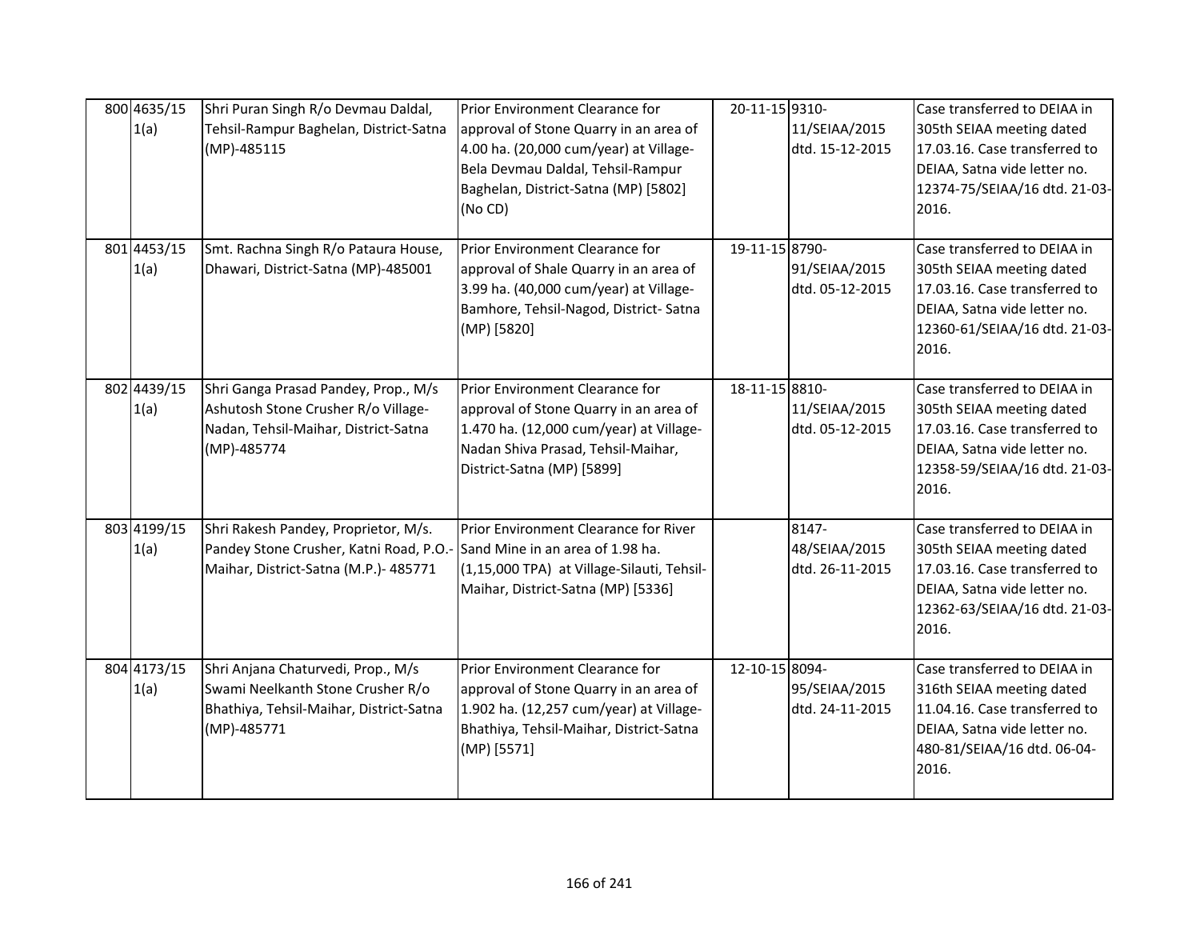| | | | | | | |
|---|---|---|---|---|---|---|
| 800 | 4635/15 1(a) | Shri Puran Singh R/o Devmau Daldal, Tehsil-Rampur Baghelan, District-Satna (MP)-485115 | Prior Environment Clearance for approval of Stone Quarry in an area of 4.00 ha. (20,000 cum/year) at Village-Bela Devmau Daldal, Tehsil-Rampur Baghelan, District-Satna (MP) [5802] (No CD) | 20-11-15 | 9310-11/SEIAA/2015 dtd. 15-12-2015 | Case transferred to DEIAA in 305th SEIAA meeting dated 17.03.16. Case transferred to DEIAA, Satna vide letter no. 12374-75/SEIAA/16 dtd. 21-03-2016. |
| 801 | 4453/15 1(a) | Smt. Rachna Singh R/o Pataura House, Dhawari, District-Satna (MP)-485001 | Prior Environment Clearance for approval of Shale Quarry in an area of 3.99 ha. (40,000 cum/year) at Village-Bamhore, Tehsil-Nagod, District- Satna (MP) [5820] | 19-11-15 | 8790-91/SEIAA/2015 dtd. 05-12-2015 | Case transferred to DEIAA in 305th SEIAA meeting dated 17.03.16. Case transferred to DEIAA, Satna vide letter no. 12360-61/SEIAA/16 dtd. 21-03-2016. |
| 802 | 4439/15 1(a) | Shri Ganga Prasad Pandey, Prop., M/s Ashutosh Stone Crusher R/o Village-Nadan, Tehsil-Maihar, District-Satna (MP)-485774 | Prior Environment Clearance for approval of Stone Quarry in an area of 1.470 ha. (12,000 cum/year) at Village-Nadan Shiva Prasad, Tehsil-Maihar, District-Satna (MP) [5899] | 18-11-15 | 8810-11/SEIAA/2015 dtd. 05-12-2015 | Case transferred to DEIAA in 305th SEIAA meeting dated 17.03.16. Case transferred to DEIAA, Satna vide letter no. 12358-59/SEIAA/16 dtd. 21-03-2016. |
| 803 | 4199/15 1(a) | Shri Rakesh Pandey, Proprietor, M/s. Pandey Stone Crusher, Katni Road, P.O.-Maihar, District-Satna (M.P.)- 485771 | Prior Environment Clearance for River Sand Mine in an area of 1.98 ha. (1,15,000 TPA) at Village-Silauti, Tehsil-Maihar, District-Satna (MP) [5336] | | 8147-48/SEIAA/2015 dtd. 26-11-2015 | Case transferred to DEIAA in 305th SEIAA meeting dated 17.03.16. Case transferred to DEIAA, Satna vide letter no. 12362-63/SEIAA/16 dtd. 21-03-2016. |
| 804 | 4173/15 1(a) | Shri Anjana Chaturvedi, Prop., M/s Swami Neelkanth Stone Crusher R/o Bhathiya, Tehsil-Maihar, District-Satna (MP)-485771 | Prior Environment Clearance for approval of Stone Quarry in an area of 1.902 ha. (12,257 cum/year) at Village-Bhathiya, Tehsil-Maihar, District-Satna (MP) [5571] | 12-10-15 | 8094-95/SEIAA/2015 dtd. 24-11-2015 | Case transferred to DEIAA in 316th SEIAA meeting dated 11.04.16. Case transferred to DEIAA, Satna vide letter no. 480-81/SEIAA/16 dtd. 06-04-2016. |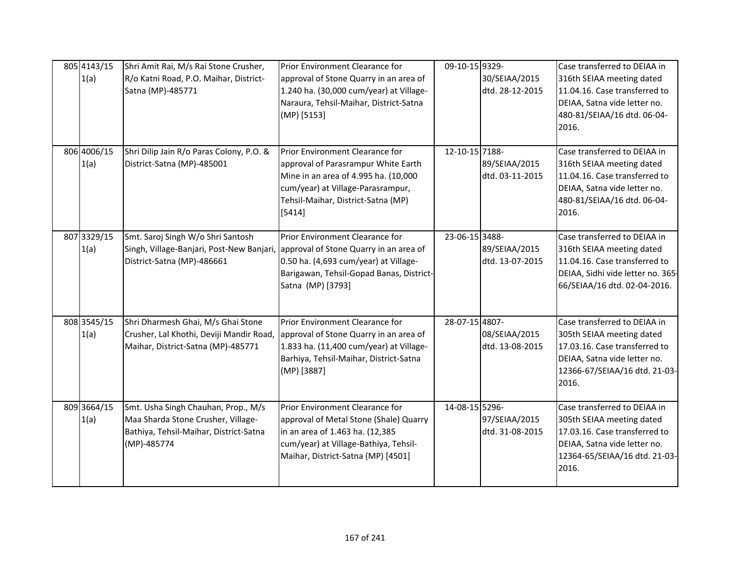| 805 | 4143/15 1(a) | Shri Amit Rai, M/s Rai Stone Crusher, R/o Katni Road, P.O. Maihar, District-Satna (MP)-485771 | Prior Environment Clearance for approval of Stone Quarry in an area of 1.240 ha. (30,000 cum/year) at Village-Naraura, Tehsil-Maihar, District-Satna (MP) [5153] | 09-10-15 | 9329-30/SEIAA/2015 dtd. 28-12-2015 | Case transferred to DEIAA in 316th SEIAA meeting dated 11.04.16. Case transferred to DEIAA, Satna vide letter no. 480-81/SEIAA/16 dtd. 06-04-2016. |
|---|---|---|---|---|---|---|
| 806 | 4006/15 1(a) | Shri Dilip Jain R/o Paras Colony, P.O. & District-Satna (MP)-485001 | Prior Environment Clearance for approval of Parasrampur White Earth Mine in an area of 4.995 ha. (10,000 cum/year) at Village-Parasrampur, Tehsil-Maihar, District-Satna (MP) [5414] | 12-10-15 | 7188-89/SEIAA/2015 dtd. 03-11-2015 | Case transferred to DEIAA in 316th SEIAA meeting dated 11.04.16. Case transferred to DEIAA, Satna vide letter no. 480-81/SEIAA/16 dtd. 06-04-2016. |
| 807 | 3329/15 1(a) | Smt. Saroj Singh W/o Shri Santosh Singh, Village-Banjari, Post-New Banjari, District-Satna (MP)-486661 | Prior Environment Clearance for approval of Stone Quarry in an area of 0.50 ha. (4,693 cum/year) at Village-Barigawan, Tehsil-Gopad Banas, District-Satna (MP) [3793] | 23-06-15 | 3488-89/SEIAA/2015 dtd. 13-07-2015 | Case transferred to DEIAA in 316th SEIAA meeting dated 11.04.16. Case transferred to DEIAA, Sidhi vide letter no. 365-66/SEIAA/16 dtd. 02-04-2016. |
| 808 | 3545/15 1(a) | Shri Dharmesh Ghai, M/s Ghai Stone Crusher, Lal Khothi, Deviji Mandir Road, Maihar, District-Satna (MP)-485771 | Prior Environment Clearance for approval of Stone Quarry in an area of 1.833 ha. (11,400 cum/year) at Village-Barhiya, Tehsil-Maihar, District-Satna (MP) [3887] | 28-07-15 | 4807-08/SEIAA/2015 dtd. 13-08-2015 | Case transferred to DEIAA in 305th SEIAA meeting dated 17.03.16. Case transferred to DEIAA, Satna vide letter no. 12366-67/SEIAA/16 dtd. 21-03-2016. |
| 809 | 3664/15 1(a) | Smt. Usha Singh Chauhan, Prop., M/s Maa Sharda Stone Crusher, Village-Bathiya, Tehsil-Maihar, District-Satna (MP)-485774 | Prior Environment Clearance for approval of Metal Stone (Shale) Quarry in an area of 1.463 ha. (12,385 cum/year) at Village-Bathiya, Tehsil-Maihar, District-Satna (MP) [4501] | 14-08-15 | 5296-97/SEIAA/2015 dtd. 31-08-2015 | Case transferred to DEIAA in 305th SEIAA meeting dated 17.03.16. Case transferred to DEIAA, Satna vide letter no. 12364-65/SEIAA/16 dtd. 21-03-2016. |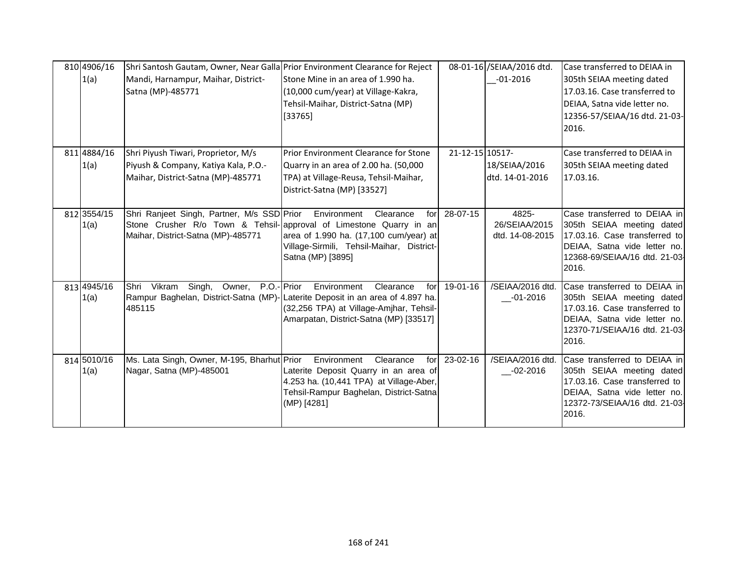| | | | | | | |
|---|---|---|---|---|---|---|
| 810 | 4906/16 1(a) | Shri Santosh Gautam, Owner, Near Galla Mandi, Harnampur, Maihar, District-Satna (MP)-485771 | Prior Environment Clearance for Reject Stone Mine in an area of 1.990 ha. (10,000 cum/year) at Village-Kakra, Tehsil-Maihar, District-Satna (MP) [33765] | 08-01-16 | /SEIAA/2016 dtd. __-01-2016 | Case transferred to DEIAA in 305th SEIAA meeting dated 17.03.16. Case transferred to DEIAA, Satna vide letter no. 12356-57/SEIAA/16 dtd. 21-03-2016. |
| 811 | 4884/16 1(a) | Shri Piyush Tiwari, Proprietor, M/s Piyush & Company, Katiya Kala, P.O.-Maihar, District-Satna (MP)-485771 | Prior Environment Clearance for Stone Quarry in an area of 2.00 ha. (50,000 TPA) at Village-Reusa, Tehsil-Maihar, District-Satna (MP) [33527] | 21-12-15 | 10517-18/SEIAA/2016 dtd. 14-01-2016 | Case transferred to DEIAA in 305th SEIAA meeting dated 17.03.16. |
| 812 | 3554/15 1(a) | Shri Ranjeet Singh, Partner, M/s SSD Stone Crusher R/o Town & Tehsil-Maihar, District-Satna (MP)-485771 | Prior Environment Clearance for approval of Limestone Quarry in an area of 1.990 ha. (17,100 cum/year) at Village-Sirmili, Tehsil-Maihar, District-Satna (MP) [3895] | 28-07-15 | 4825-26/SEIAA/2015 dtd. 14-08-2015 | Case transferred to DEIAA in 305th SEIAA meeting dated 17.03.16. Case transferred to DEIAA, Satna vide letter no. 12368-69/SEIAA/16 dtd. 21-03-2016. |
| 813 | 4945/16 1(a) | Shri Vikram Singh, Owner, P.O.-Rampur Baghelan, District-Satna (MP)-485115 | Prior Environment Clearance for Laterite Deposit in an area of 4.897 ha. (32,256 TPA) at Village-Amjhar, Tehsil-Amarpatan, District-Satna (MP) [33517] | 19-01-16 | /SEIAA/2016 dtd. __-01-2016 | Case transferred to DEIAA in 305th SEIAA meeting dated 17.03.16. Case transferred to DEIAA, Satna vide letter no. 12370-71/SEIAA/16 dtd. 21-03-2016. |
| 814 | 5010/16 1(a) | Ms. Lata Singh, Owner, M-195, Bharhut Nagar, Satna (MP)-485001 | Prior Environment Clearance for Laterite Deposit Quarry in an area of 4.253 ha. (10,441 TPA) at Village-Aber, Tehsil-Rampur Baghelan, District-Satna (MP) [4281] | 23-02-16 | /SEIAA/2016 dtd. __-02-2016 | Case transferred to DEIAA in 305th SEIAA meeting dated 17.03.16. Case transferred to DEIAA, Satna vide letter no. 12372-73/SEIAA/16 dtd. 21-03-2016. |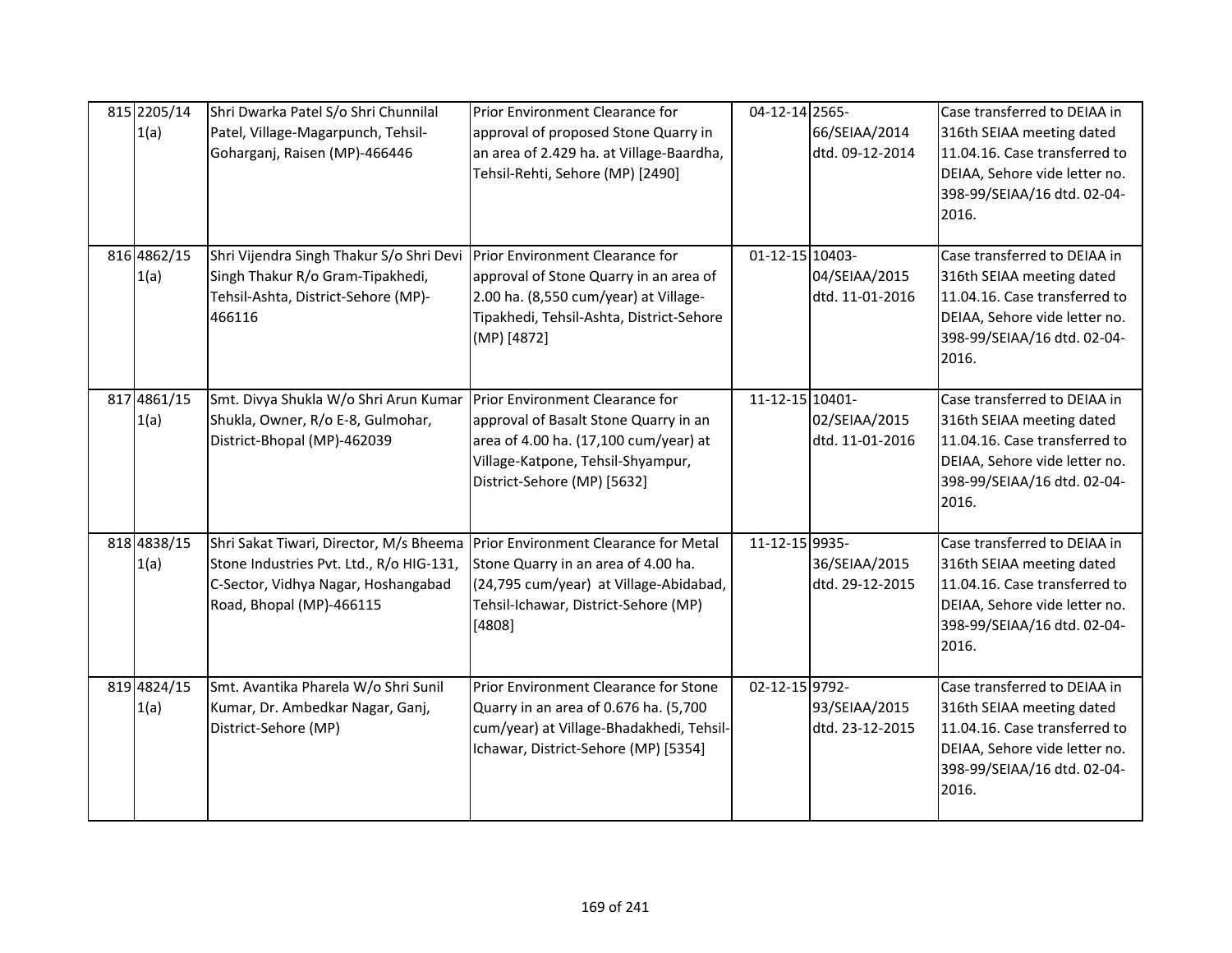| | | | | | | |
|---|---|---|---|---|---|---|
| 815 | 2205/14 1(a) | Shri Dwarka Patel S/o Shri Chunnilal Patel, Village-Magarpunch, Tehsil-Goharganj, Raisen (MP)-466446 | Prior Environment Clearance for approval of proposed Stone Quarry in an area of 2.429 ha. at Village-Baardha, Tehsil-Rehti, Sehore (MP) [2490] | 04-12-14 | 2565-66/SEIAA/2014 dtd. 09-12-2014 | Case transferred to DEIAA in 316th SEIAA meeting dated 11.04.16. Case transferred to DEIAA, Sehore vide letter no. 398-99/SEIAA/16 dtd. 02-04-2016. |
| 816 | 4862/15 1(a) | Shri Vijendra Singh Thakur S/o Shri Devi Singh Thakur R/o Gram-Tipakhedi, Tehsil-Ashta, District-Sehore (MP)-466116 | Prior Environment Clearance for approval of Stone Quarry in an area of 2.00 ha. (8,550 cum/year) at Village-Tipakhedi, Tehsil-Ashta, District-Sehore (MP) [4872] | 01-12-15 | 10403-04/SEIAA/2015 dtd. 11-01-2016 | Case transferred to DEIAA in 316th SEIAA meeting dated 11.04.16. Case transferred to DEIAA, Sehore vide letter no. 398-99/SEIAA/16 dtd. 02-04-2016. |
| 817 | 4861/15 1(a) | Smt. Divya Shukla W/o Shri Arun Kumar Shukla, Owner, R/o E-8, Gulmohar, District-Bhopal (MP)-462039 | Prior Environment Clearance for approval of Basalt Stone Quarry in an area of 4.00 ha. (17,100 cum/year) at Village-Katpone, Tehsil-Shyampur, District-Sehore (MP) [5632] | 11-12-15 | 10401-02/SEIAA/2015 dtd. 11-01-2016 | Case transferred to DEIAA in 316th SEIAA meeting dated 11.04.16. Case transferred to DEIAA, Sehore vide letter no. 398-99/SEIAA/16 dtd. 02-04-2016. |
| 818 | 4838/15 1(a) | Shri Sakat Tiwari, Director, M/s Bheema Stone Industries Pvt. Ltd., R/o HIG-131, C-Sector, Vidhya Nagar, Hoshangabad Road, Bhopal (MP)-466115 | Prior Environment Clearance for Metal Stone Quarry in an area of 4.00 ha. (24,795 cum/year) at Village-Abidabad, Tehsil-Ichawar, District-Sehore (MP) [4808] | 11-12-15 | 9935-36/SEIAA/2015 dtd. 29-12-2015 | Case transferred to DEIAA in 316th SEIAA meeting dated 11.04.16. Case transferred to DEIAA, Sehore vide letter no. 398-99/SEIAA/16 dtd. 02-04-2016. |
| 819 | 4824/15 1(a) | Smt. Avantika Pharela W/o Shri Sunil Kumar, Dr. Ambedkar Nagar, Ganj, District-Sehore (MP) | Prior Environment Clearance for Stone Quarry in an area of 0.676 ha. (5,700 cum/year) at Village-Bhadakhedi, Tehsil-Ichawar, District-Sehore (MP) [5354] | 02-12-15 | 9792-93/SEIAA/2015 dtd. 23-12-2015 | Case transferred to DEIAA in 316th SEIAA meeting dated 11.04.16. Case transferred to DEIAA, Sehore vide letter no. 398-99/SEIAA/16 dtd. 02-04-2016. |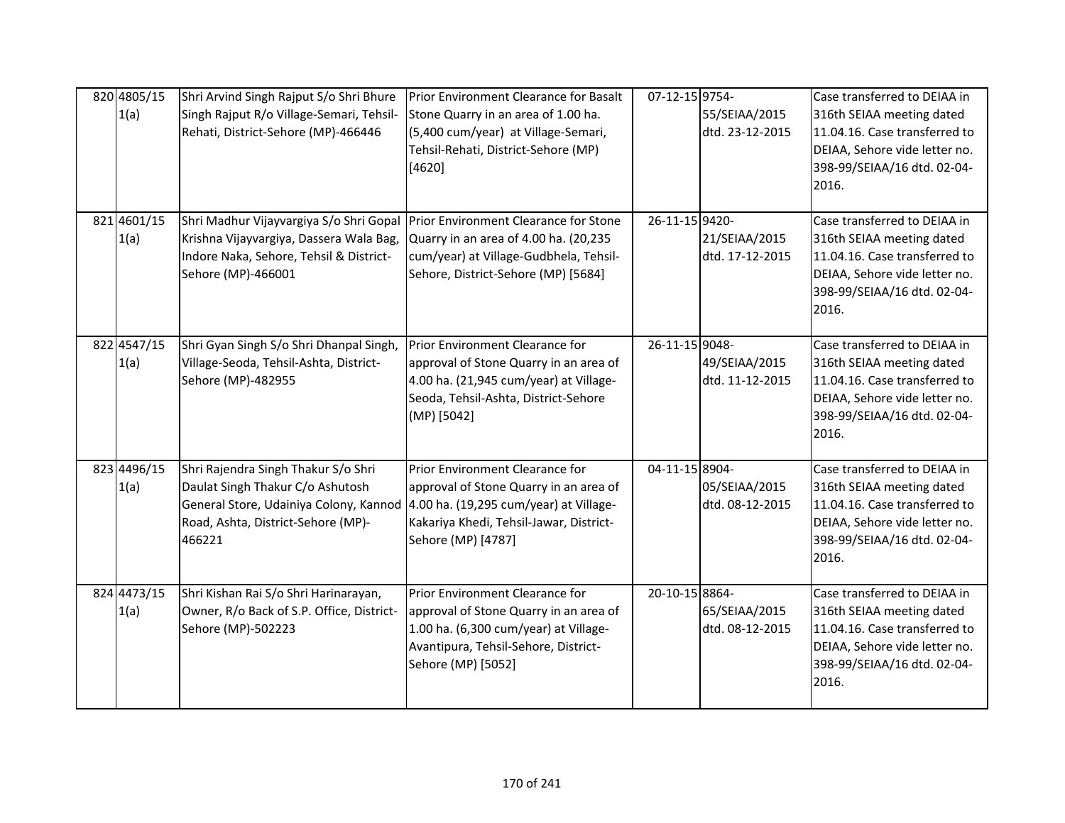| | | | | | | |
|---|---|---|---|---|---|---|
| 820 | 4805/15 1(a) | Shri Arvind Singh Rajput S/o Shri Bhure Singh Rajput R/o Village-Semari, Tehsil-Rehati, District-Sehore (MP)-466446 | Prior Environment Clearance for Basalt Stone Quarry in an area of 1.00 ha. (5,400 cum/year) at Village-Semari, Tehsil-Rehati, District-Sehore (MP) [4620] | 07-12-15 | 9754-55/SEIAA/2015 dtd. 23-12-2015 | Case transferred to DEIAA in 316th SEIAA meeting dated 11.04.16. Case transferred to DEIAA, Sehore vide letter no. 398-99/SEIAA/16 dtd. 02-04-2016. |
| 821 | 4601/15 1(a) | Shri Madhur Vijayvargiya S/o Shri Gopal Krishna Vijayvargiya, Dassera Wala Bag, Indore Naka, Sehore, Tehsil & District-Sehore (MP)-466001 | Prior Environment Clearance for Stone Quarry in an area of 4.00 ha. (20,235 cum/year) at Village-Gudbhela, Tehsil-Sehore, District-Sehore (MP) [5684] | 26-11-15 | 9420-21/SEIAA/2015 dtd. 17-12-2015 | Case transferred to DEIAA in 316th SEIAA meeting dated 11.04.16. Case transferred to DEIAA, Sehore vide letter no. 398-99/SEIAA/16 dtd. 02-04-2016. |
| 822 | 4547/15 1(a) | Shri Gyan Singh S/o Shri Dhanpal Singh, Village-Seoda, Tehsil-Ashta, District-Sehore (MP)-482955 | Prior Environment Clearance for approval of Stone Quarry in an area of 4.00 ha. (21,945 cum/year) at Village-Seoda, Tehsil-Ashta, District-Sehore (MP) [5042] | 26-11-15 | 9048-49/SEIAA/2015 dtd. 11-12-2015 | Case transferred to DEIAA in 316th SEIAA meeting dated 11.04.16. Case transferred to DEIAA, Sehore vide letter no. 398-99/SEIAA/16 dtd. 02-04-2016. |
| 823 | 4496/15 1(a) | Shri Rajendra Singh Thakur S/o Shri Daulat Singh Thakur C/o Ashutosh General Store, Udainiya Colony, Kannod Road, Ashta, District-Sehore (MP)-466221 | Prior Environment Clearance for approval of Stone Quarry in an area of 4.00 ha. (19,295 cum/year) at Village-Kakariya Khedi, Tehsil-Jawar, District-Sehore (MP) [4787] | 04-11-15 | 8904-05/SEIAA/2015 dtd. 08-12-2015 | Case transferred to DEIAA in 316th SEIAA meeting dated 11.04.16. Case transferred to DEIAA, Sehore vide letter no. 398-99/SEIAA/16 dtd. 02-04-2016. |
| 824 | 4473/15 1(a) | Shri Kishan Rai S/o Shri Harinarayan, Owner, R/o Back of S.P. Office, District-Sehore (MP)-502223 | Prior Environment Clearance for approval of Stone Quarry in an area of 1.00 ha. (6,300 cum/year) at Village-Avantipura, Tehsil-Sehore, District-Sehore (MP) [5052] | 20-10-15 | 8864-65/SEIAA/2015 dtd. 08-12-2015 | Case transferred to DEIAA in 316th SEIAA meeting dated 11.04.16. Case transferred to DEIAA, Sehore vide letter no. 398-99/SEIAA/16 dtd. 02-04-2016. |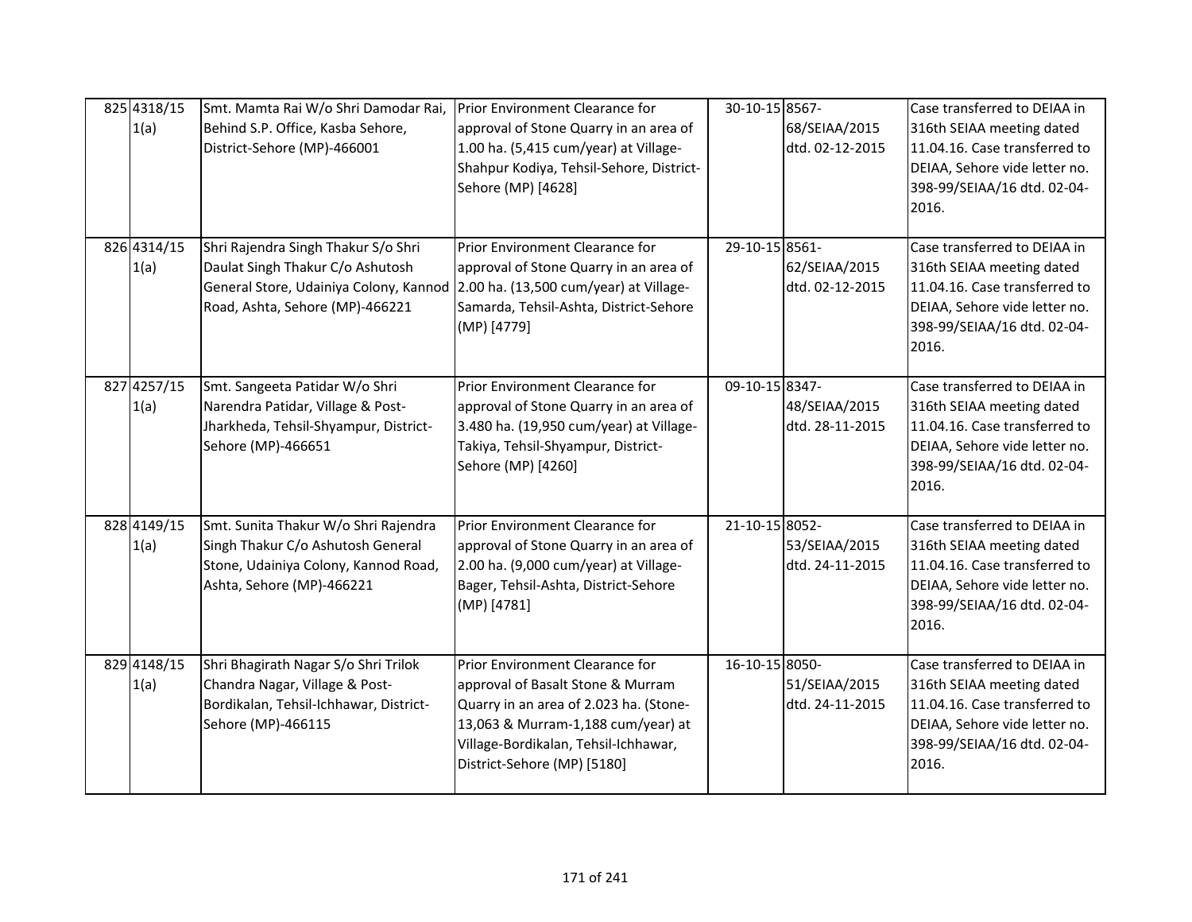| | | | | | | |
|---|---|---|---|---|---|---|
| 825 | 4318/15 1(a) | Smt. Mamta Rai W/o Shri Damodar Rai, Behind S.P. Office, Kasba Sehore, District-Sehore (MP)-466001 | Prior Environment Clearance for approval of Stone Quarry in an area of 1.00 ha. (5,415 cum/year) at Village-Shahpur Kodiya, Tehsil-Sehore, District-Sehore (MP) [4628] | 30-10-15 | 8567-68/SEIAA/2015 dtd. 02-12-2015 | Case transferred to DEIAA in 316th SEIAA meeting dated 11.04.16. Case transferred to DEIAA, Sehore vide letter no. 398-99/SEIAA/16 dtd. 02-04-2016. |
| 826 | 4314/15 1(a) | Shri Rajendra Singh Thakur S/o Shri Daulat Singh Thakur C/o Ashutosh General Store, Udainiya Colony, Kannod Road, Ashta, Sehore (MP)-466221 | Prior Environment Clearance for approval of Stone Quarry in an area of 2.00 ha. (13,500 cum/year) at Village-Samarda, Tehsil-Ashta, District-Sehore (MP) [4779] | 29-10-15 | 8561-62/SEIAA/2015 dtd. 02-12-2015 | Case transferred to DEIAA in 316th SEIAA meeting dated 11.04.16. Case transferred to DEIAA, Sehore vide letter no. 398-99/SEIAA/16 dtd. 02-04-2016. |
| 827 | 4257/15 1(a) | Smt. Sangeeta Patidar W/o Shri Narendra Patidar, Village & Post-Jharkheda, Tehsil-Shyampur, District-Sehore (MP)-466651 | Prior Environment Clearance for approval of Stone Quarry in an area of 3.480 ha. (19,950 cum/year) at Village-Takiya, Tehsil-Shyampur, District-Sehore (MP) [4260] | 09-10-15 | 8347-48/SEIAA/2015 dtd. 28-11-2015 | Case transferred to DEIAA in 316th SEIAA meeting dated 11.04.16. Case transferred to DEIAA, Sehore vide letter no. 398-99/SEIAA/16 dtd. 02-04-2016. |
| 828 | 4149/15 1(a) | Smt. Sunita Thakur W/o Shri Rajendra Singh Thakur C/o Ashutosh General Stone, Udainiya Colony, Kannod Road, Ashta, Sehore (MP)-466221 | Prior Environment Clearance for approval of Stone Quarry in an area of 2.00 ha. (9,000 cum/year) at Village-Bager, Tehsil-Ashta, District-Sehore (MP) [4781] | 21-10-15 | 8052-53/SEIAA/2015 dtd. 24-11-2015 | Case transferred to DEIAA in 316th SEIAA meeting dated 11.04.16. Case transferred to DEIAA, Sehore vide letter no. 398-99/SEIAA/16 dtd. 02-04-2016. |
| 829 | 4148/15 1(a) | Shri Bhagirath Nagar S/o Shri Trilok Chandra Nagar, Village & Post-Bordikalan, Tehsil-Ichhawar, District-Sehore (MP)-466115 | Prior Environment Clearance for approval of Basalt Stone & Murram Quarry in an area of 2.023 ha. (Stone-13,063 & Murram-1,188 cum/year) at Village-Bordikalan, Tehsil-Ichhawar, District-Sehore (MP) [5180] | 16-10-15 | 8050-51/SEIAA/2015 dtd. 24-11-2015 | Case transferred to DEIAA in 316th SEIAA meeting dated 11.04.16. Case transferred to DEIAA, Sehore vide letter no. 398-99/SEIAA/16 dtd. 02-04-2016. |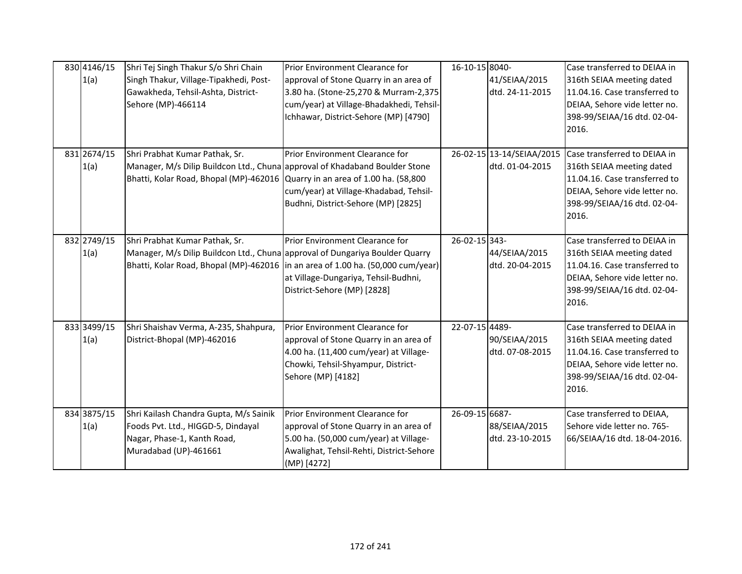| | | | | | | |
|---|---|---|---|---|---|---|
| 830 | 4146/15 1(a) | Shri Tej Singh Thakur S/o Shri Chain Singh Thakur, Village-Tipakhedi, Post-Gawakheda, Tehsil-Ashta, District-Sehore (MP)-466114 | Prior Environment Clearance for approval of Stone Quarry in an area of 3.80 ha. (Stone-25,270 & Murram-2,375 cum/year) at Village-Bhadakhedi, Tehsil-Ichhawar, District-Sehore (MP) [4790] | 16-10-15 | 8040-41/SEIAA/2015 dtd. 24-11-2015 | Case transferred to DEIAA in 316th SEIAA meeting dated 11.04.16. Case transferred to DEIAA, Sehore vide letter no. 398-99/SEIAA/16 dtd. 02-04-2016. |
| 831 | 2674/15 1(a) | Shri Prabhat Kumar Pathak, Sr. Manager, M/s Dilip Buildcon Ltd., Chuna Bhatti, Kolar Road, Bhopal (MP)-462016 | Prior Environment Clearance for approval of Khadaband Boulder Stone Quarry in an area of 1.00 ha. (58,800 cum/year) at Village-Khadabad, Tehsil-Budhni, District-Sehore (MP) [2825] | 26-02-15 | 13-14/SEIAA/2015 dtd. 01-04-2015 | Case transferred to DEIAA in 316th SEIAA meeting dated 11.04.16. Case transferred to DEIAA, Sehore vide letter no. 398-99/SEIAA/16 dtd. 02-04-2016. |
| 832 | 2749/15 1(a) | Shri Prabhat Kumar Pathak, Sr. Manager, M/s Dilip Buildcon Ltd., Chuna Bhatti, Kolar Road, Bhopal (MP)-462016 | Prior Environment Clearance for approval of Dungariya Boulder Quarry in an area of 1.00 ha. (50,000 cum/year) at Village-Dungariya, Tehsil-Budhni, District-Sehore (MP) [2828] | 26-02-15 | 343-44/SEIAA/2015 dtd. 20-04-2015 | Case transferred to DEIAA in 316th SEIAA meeting dated 11.04.16. Case transferred to DEIAA, Sehore vide letter no. 398-99/SEIAA/16 dtd. 02-04-2016. |
| 833 | 3499/15 1(a) | Shri Shaishav Verma, A-235, Shahpura, District-Bhopal (MP)-462016 | Prior Environment Clearance for approval of Stone Quarry in an area of 4.00 ha. (11,400 cum/year) at Village-Chowki, Tehsil-Shyampur, District-Sehore (MP) [4182] | 22-07-15 | 4489-90/SEIAA/2015 dtd. 07-08-2015 | Case transferred to DEIAA in 316th SEIAA meeting dated 11.04.16. Case transferred to DEIAA, Sehore vide letter no. 398-99/SEIAA/16 dtd. 02-04-2016. |
| 834 | 3875/15 1(a) | Shri Kailash Chandra Gupta, M/s Sainik Foods Pvt. Ltd., HIGGD-5, Dindayal Nagar, Phase-1, Kanth Road, Muradabad (UP)-461661 | Prior Environment Clearance for approval of Stone Quarry in an area of 5.00 ha. (50,000 cum/year) at Village-Awalighat, Tehsil-Rehti, District-Sehore (MP) [4272] | 26-09-15 | 6687-88/SEIAA/2015 dtd. 23-10-2015 | Case transferred to DEIAA, Sehore vide letter no. 765-66/SEIAA/16 dtd. 18-04-2016. |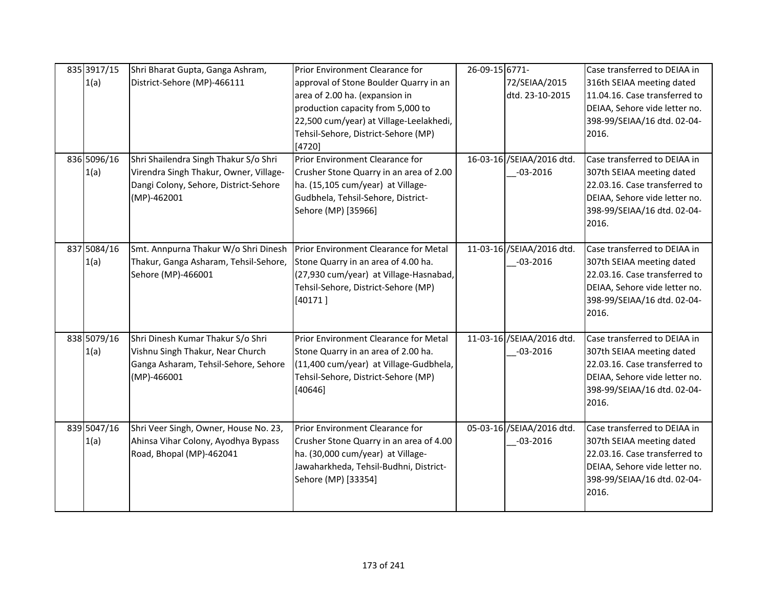| | | | | | | |
|---|---|---|---|---|---|---|
| 835 | 3917/15 1(a) | Shri Bharat Gupta, Ganga Ashram, District-Sehore (MP)-466111 | Prior Environment Clearance for approval of Stone Boulder Quarry in an area of 2.00 ha. (expansion in production capacity from 5,000 to 22,500 cum/year) at Village-Leelakhedi, Tehsil-Sehore, District-Sehore (MP) [4720] | 26-09-15 | 6771-72/SEIAA/2015 dtd. 23-10-2015 | Case transferred to DEIAA in 316th SEIAA meeting dated 11.04.16. Case transferred to DEIAA, Sehore vide letter no. 398-99/SEIAA/16 dtd. 02-04-2016. |
| 836 | 5096/16 1(a) | Shri Shailendra Singh Thakur S/o Shri Virendra Singh Thakur, Owner, Village-Dangi Colony, Sehore, District-Sehore (MP)-462001 | Prior Environment Clearance for Crusher Stone Quarry in an area of 2.00 ha. (15,105 cum/year) at Village-Gudbhela, Tehsil-Sehore, District-Sehore (MP) [35966] | 16-03-16 | /SEIAA/2016 dtd. __-03-2016 | Case transferred to DEIAA in 307th SEIAA meeting dated 22.03.16. Case transferred to DEIAA, Sehore vide letter no. 398-99/SEIAA/16 dtd. 02-04-2016. |
| 837 | 5084/16 1(a) | Smt. Annpurna Thakur W/o Shri Dinesh Thakur, Ganga Asharam, Tehsil-Sehore, Sehore (MP)-466001 | Prior Environment Clearance for Metal Stone Quarry in an area of 4.00 ha. (27,930 cum/year) at Village-Hasnabad, Tehsil-Sehore, District-Sehore (MP) [40171 ] | 11-03-16 | /SEIAA/2016 dtd. __-03-2016 | Case transferred to DEIAA in 307th SEIAA meeting dated 22.03.16. Case transferred to DEIAA, Sehore vide letter no. 398-99/SEIAA/16 dtd. 02-04-2016. |
| 838 | 5079/16 1(a) | Shri Dinesh Kumar Thakur S/o Shri Vishnu Singh Thakur, Near Church Ganga Asharam, Tehsil-Sehore, Sehore (MP)-466001 | Prior Environment Clearance for Metal Stone Quarry in an area of 2.00 ha. (11,400 cum/year) at Village-Gudbhela, Tehsil-Sehore, District-Sehore (MP) [40646] | 11-03-16 | /SEIAA/2016 dtd. __-03-2016 | Case transferred to DEIAA in 307th SEIAA meeting dated 22.03.16. Case transferred to DEIAA, Sehore vide letter no. 398-99/SEIAA/16 dtd. 02-04-2016. |
| 839 | 5047/16 1(a) | Shri Veer Singh, Owner, House No. 23, Ahinsa Vihar Colony, Ayodhya Bypass Road, Bhopal (MP)-462041 | Prior Environment Clearance for Crusher Stone Quarry in an area of 4.00 ha. (30,000 cum/year) at Village-Jawaharkheda, Tehsil-Budhni, District-Sehore (MP) [33354] | 05-03-16 | /SEIAA/2016 dtd. __-03-2016 | Case transferred to DEIAA in 307th SEIAA meeting dated 22.03.16. Case transferred to DEIAA, Sehore vide letter no. 398-99/SEIAA/16 dtd. 02-04-2016. |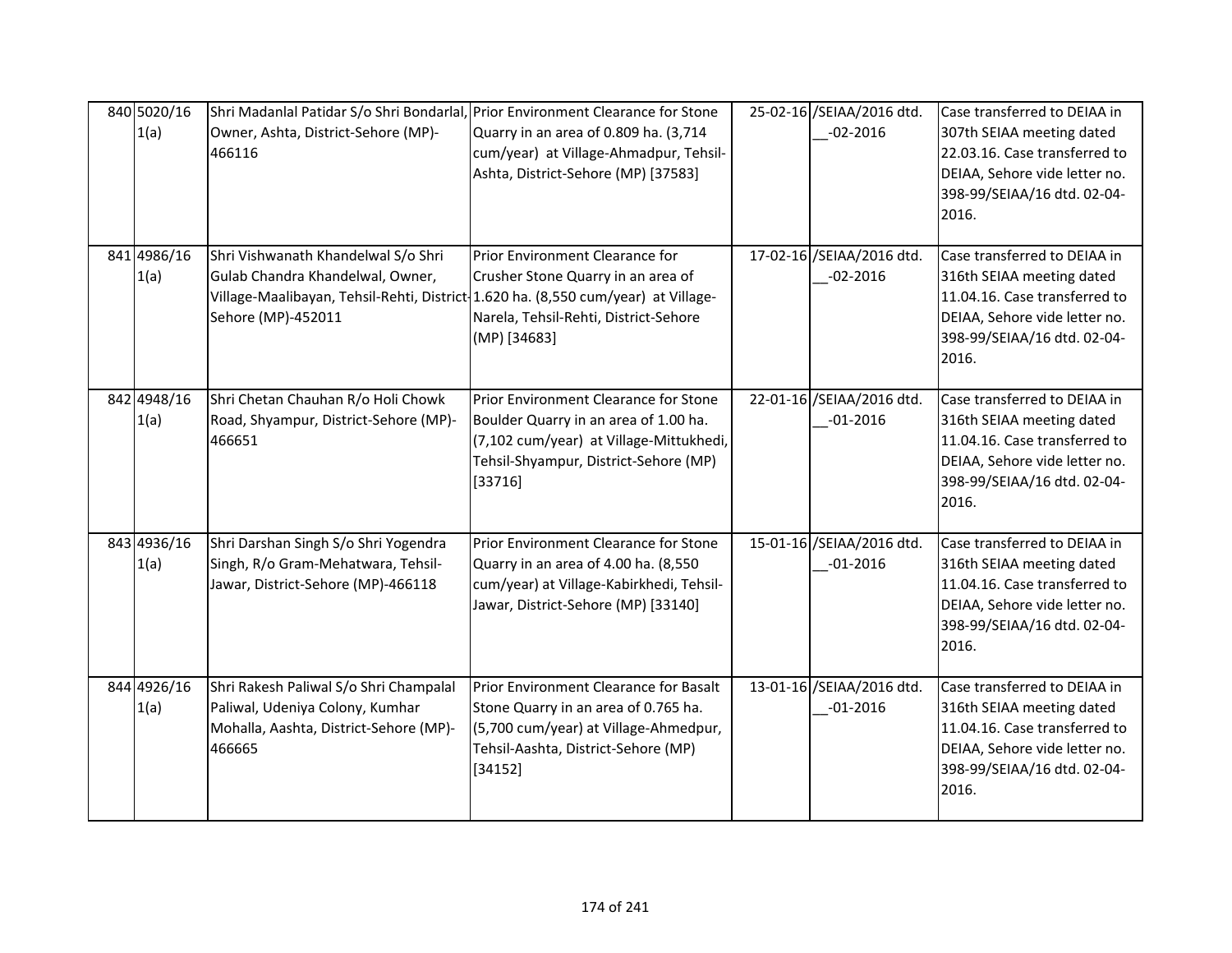| | | | | | | |
|---|---|---|---|---|---|---|
| 840 | 5020/16 1(a) | Shri Madanlal Patidar S/o Shri Bondarlal, Owner, Ashta, District-Sehore (MP)-466116 | Prior Environment Clearance for Stone Quarry in an area of 0.809 ha. (3,714 cum/year) at Village-Ahmadpur, Tehsil-Ashta, District-Sehore (MP) [37583] | 25-02-16 | /SEIAA/2016 dtd. __-02-2016 | Case transferred to DEIAA in 307th SEIAA meeting dated 22.03.16. Case transferred to DEIAA, Sehore vide letter no. 398-99/SEIAA/16 dtd. 02-04-2016. |
| 841 | 4986/16 1(a) | Shri Vishwanath Khandelwal S/o Shri Gulab Chandra Khandelwal, Owner, Village-Maalibayan, Tehsil-Rehti, District-Sehore (MP)-452011 | Prior Environment Clearance for Crusher Stone Quarry in an area of 1.620 ha. (8,550 cum/year) at Village-Narela, Tehsil-Rehti, District-Sehore (MP) [34683] | 17-02-16 | /SEIAA/2016 dtd. __-02-2016 | Case transferred to DEIAA in 316th SEIAA meeting dated 11.04.16. Case transferred to DEIAA, Sehore vide letter no. 398-99/SEIAA/16 dtd. 02-04-2016. |
| 842 | 4948/16 1(a) | Shri Chetan Chauhan R/o Holi Chowk Road, Shyampur, District-Sehore (MP)-466651 | Prior Environment Clearance for Stone Boulder Quarry in an area of 1.00 ha. (7,102 cum/year) at Village-Mittukhedi, Tehsil-Shyampur, District-Sehore (MP) [33716] | 22-01-16 | /SEIAA/2016 dtd. __-01-2016 | Case transferred to DEIAA in 316th SEIAA meeting dated 11.04.16. Case transferred to DEIAA, Sehore vide letter no. 398-99/SEIAA/16 dtd. 02-04-2016. |
| 843 | 4936/16 1(a) | Shri Darshan Singh S/o Shri Yogendra Singh, R/o Gram-Mehatwara, Tehsil-Jawar, District-Sehore (MP)-466118 | Prior Environment Clearance for Stone Quarry in an area of 4.00 ha. (8,550 cum/year) at Village-Kabirkhedi, Tehsil-Jawar, District-Sehore (MP) [33140] | 15-01-16 | /SEIAA/2016 dtd. __-01-2016 | Case transferred to DEIAA in 316th SEIAA meeting dated 11.04.16. Case transferred to DEIAA, Sehore vide letter no. 398-99/SEIAA/16 dtd. 02-04-2016. |
| 844 | 4926/16 1(a) | Shri Rakesh Paliwal S/o Shri Champalal Paliwal, Udeniya Colony, Kumhar Mohalla, Aashta, District-Sehore (MP)-466665 | Prior Environment Clearance for Basalt Stone Quarry in an area of 0.765 ha. (5,700 cum/year) at Village-Ahmedpur, Tehsil-Aashta, District-Sehore (MP) [34152] | 13-01-16 | /SEIAA/2016 dtd. __-01-2016 | Case transferred to DEIAA in 316th SEIAA meeting dated 11.04.16. Case transferred to DEIAA, Sehore vide letter no. 398-99/SEIAA/16 dtd. 02-04-2016. |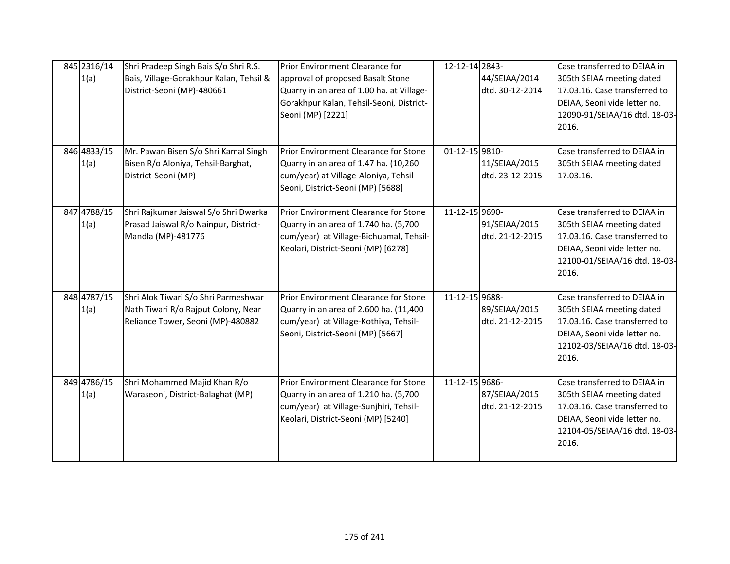| | | | | | | |
|---|---|---|---|---|---|---|
| 845 | 2316/14 1(a) | Shri Pradeep Singh Bais S/o Shri R.S. Bais, Village-Gorakhpur Kalan, Tehsil & District-Seoni (MP)-480661 | Prior Environment Clearance for approval of proposed Basalt Stone Quarry in an area of 1.00 ha. at Village-Gorakhpur Kalan, Tehsil-Seoni, District-Seoni (MP) [2221] | 12-12-14 | 2843-44/SEIAA/2014 dtd. 30-12-2014 | Case transferred to DEIAA in 305th SEIAA meeting dated 17.03.16. Case transferred to DEIAA, Seoni vide letter no. 12090-91/SEIAA/16 dtd. 18-03-2016. |
| 846 | 4833/15 1(a) | Mr. Pawan Bisen S/o Shri Kamal Singh Bisen R/o Aloniya, Tehsil-Barghat, District-Seoni (MP) | Prior Environment Clearance for Stone Quarry in an area of 1.47 ha. (10,260 cum/year) at Village-Aloniya, Tehsil-Seoni, District-Seoni (MP) [5688] | 01-12-15 | 9810-11/SEIAA/2015 dtd. 23-12-2015 | Case transferred to DEIAA in 305th SEIAA meeting dated 17.03.16. |
| 847 | 4788/15 1(a) | Shri Rajkumar Jaiswal S/o Shri Dwarka Prasad Jaiswal R/o Nainpur, District-Mandla (MP)-481776 | Prior Environment Clearance for Stone Quarry in an area of 1.740 ha. (5,700 cum/year) at Village-Bichuamal, Tehsil-Keolari, District-Seoni (MP) [6278] | 11-12-15 | 9690-91/SEIAA/2015 dtd. 21-12-2015 | Case transferred to DEIAA in 305th SEIAA meeting dated 17.03.16. Case transferred to DEIAA, Seoni vide letter no. 12100-01/SEIAA/16 dtd. 18-03-2016. |
| 848 | 4787/15 1(a) | Shri Alok Tiwari S/o Shri Parmeshwar Nath Tiwari R/o Rajput Colony, Near Reliance Tower, Seoni (MP)-480882 | Prior Environment Clearance for Stone Quarry in an area of 2.600 ha. (11,400 cum/year) at Village-Kothiya, Tehsil-Seoni, District-Seoni (MP) [5667] | 11-12-15 | 9688-89/SEIAA/2015 dtd. 21-12-2015 | Case transferred to DEIAA in 305th SEIAA meeting dated 17.03.16. Case transferred to DEIAA, Seoni vide letter no. 12102-03/SEIAA/16 dtd. 18-03-2016. |
| 849 | 4786/15 1(a) | Shri Mohammed Majid Khan R/o Waraseoni, District-Balaghat (MP) | Prior Environment Clearance for Stone Quarry in an area of 1.210 ha. (5,700 cum/year) at Village-Sunjhiri, Tehsil-Keolari, District-Seoni (MP) [5240] | 11-12-15 | 9686-87/SEIAA/2015 dtd. 21-12-2015 | Case transferred to DEIAA in 305th SEIAA meeting dated 17.03.16. Case transferred to DEIAA, Seoni vide letter no. 12104-05/SEIAA/16 dtd. 18-03-2016. |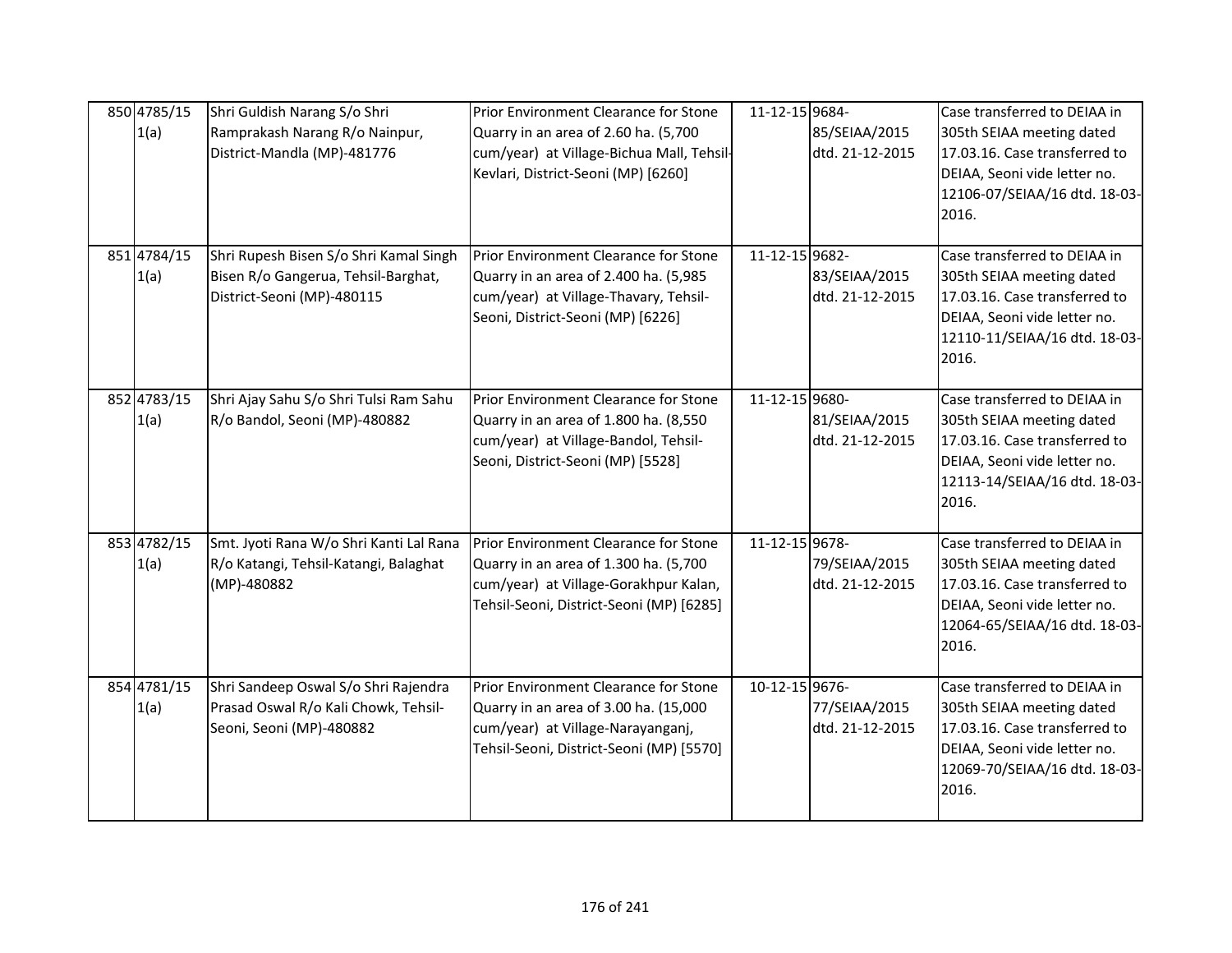| | | | | | | |
|---|---|---|---|---|---|---|
| 850 | 4785/15 1(a) | Shri Guldish Narang S/o Shri Ramprakash Narang R/o Nainpur, District-Mandla (MP)-481776 | Prior Environment Clearance for Stone Quarry in an area of 2.60 ha. (5,700 cum/year) at Village-Bichua Mall, Tehsil-Kevlari, District-Seoni (MP) [6260] | 11-12-15 | 9684-85/SEIAA/2015 dtd. 21-12-2015 | Case transferred to DEIAA in 305th SEIAA meeting dated 17.03.16. Case transferred to DEIAA, Seoni vide letter no. 12106-07/SEIAA/16 dtd. 18-03-2016. |
| 851 | 4784/15 1(a) | Shri Rupesh Bisen S/o Shri Kamal Singh Bisen R/o Gangerua, Tehsil-Barghat, District-Seoni (MP)-480115 | Prior Environment Clearance for Stone Quarry in an area of 2.400 ha. (5,985 cum/year) at Village-Thavary, Tehsil-Seoni, District-Seoni (MP) [6226] | 11-12-15 | 9682-83/SEIAA/2015 dtd. 21-12-2015 | Case transferred to DEIAA in 305th SEIAA meeting dated 17.03.16. Case transferred to DEIAA, Seoni vide letter no. 12110-11/SEIAA/16 dtd. 18-03-2016. |
| 852 | 4783/15 1(a) | Shri Ajay Sahu S/o Shri Tulsi Ram Sahu R/o Bandol, Seoni (MP)-480882 | Prior Environment Clearance for Stone Quarry in an area of 1.800 ha. (8,550 cum/year) at Village-Bandol, Tehsil-Seoni, District-Seoni (MP) [5528] | 11-12-15 | 9680-81/SEIAA/2015 dtd. 21-12-2015 | Case transferred to DEIAA in 305th SEIAA meeting dated 17.03.16. Case transferred to DEIAA, Seoni vide letter no. 12113-14/SEIAA/16 dtd. 18-03-2016. |
| 853 | 4782/15 1(a) | Smt. Jyoti Rana W/o Shri Kanti Lal Rana R/o Katangi, Tehsil-Katangi, Balaghat (MP)-480882 | Prior Environment Clearance for Stone Quarry in an area of 1.300 ha. (5,700 cum/year) at Village-Gorakhpur Kalan, Tehsil-Seoni, District-Seoni (MP) [6285] | 11-12-15 | 9678-79/SEIAA/2015 dtd. 21-12-2015 | Case transferred to DEIAA in 305th SEIAA meeting dated 17.03.16. Case transferred to DEIAA, Seoni vide letter no. 12064-65/SEIAA/16 dtd. 18-03-2016. |
| 854 | 4781/15 1(a) | Shri Sandeep Oswal S/o Shri Rajendra Prasad Oswal R/o Kali Chowk, Tehsil-Seoni, Seoni (MP)-480882 | Prior Environment Clearance for Stone Quarry in an area of 3.00 ha. (15,000 cum/year) at Village-Narayanganj, Tehsil-Seoni, District-Seoni (MP) [5570] | 10-12-15 | 9676-77/SEIAA/2015 dtd. 21-12-2015 | Case transferred to DEIAA in 305th SEIAA meeting dated 17.03.16. Case transferred to DEIAA, Seoni vide letter no. 12069-70/SEIAA/16 dtd. 18-03-2016. |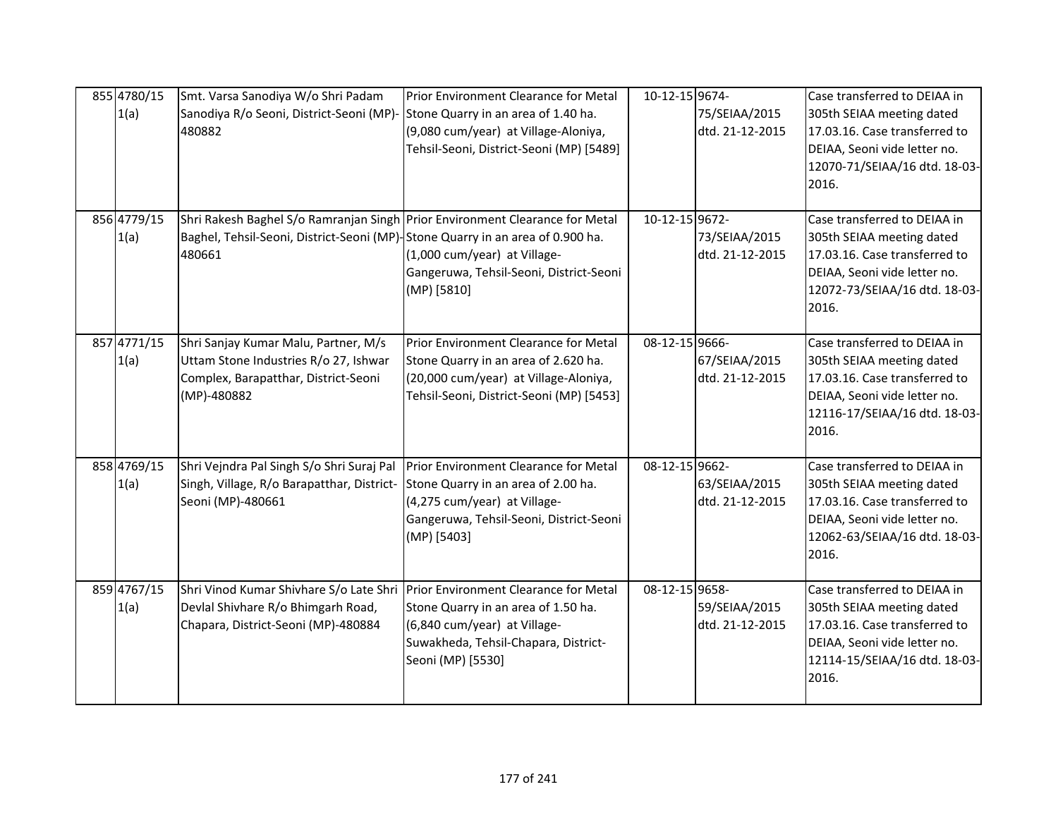| | | | | | | |
|---|---|---|---|---|---|---|
| 855 | 4780/15 1(a) | Smt. Varsa Sanodiya W/o Shri Padam Sanodiya R/o Seoni, District-Seoni (MP)-480882 | Prior Environment Clearance for Metal Stone Quarry in an area of 1.40 ha. (9,080 cum/year) at Village-Aloniya, Tehsil-Seoni, District-Seoni (MP) [5489] | 10-12-15 | 9674-75/SEIAA/2015 dtd. 21-12-2015 | Case transferred to DEIAA in 305th SEIAA meeting dated 17.03.16. Case transferred to DEIAA, Seoni vide letter no. 12070-71/SEIAA/16 dtd. 18-03-2016. |
| 856 | 4779/15 1(a) | Shri Rakesh Baghel S/o Ramranjan Singh Baghel, Tehsil-Seoni, District-Seoni (MP)-480661 | Prior Environment Clearance for Metal Stone Quarry in an area of 0.900 ha. (1,000 cum/year) at Village-Gangeruwa, Tehsil-Seoni, District-Seoni (MP) [5810] | 10-12-15 | 9672-73/SEIAA/2015 dtd. 21-12-2015 | Case transferred to DEIAA in 305th SEIAA meeting dated 17.03.16. Case transferred to DEIAA, Seoni vide letter no. 12072-73/SEIAA/16 dtd. 18-03-2016. |
| 857 | 4771/15 1(a) | Shri Sanjay Kumar Malu, Partner, M/s Uttam Stone Industries R/o 27, Ishwar Complex, Barapatthar, District-Seoni (MP)-480882 | Prior Environment Clearance for Metal Stone Quarry in an area of 2.620 ha. (20,000 cum/year) at Village-Aloniya, Tehsil-Seoni, District-Seoni (MP) [5453] | 08-12-15 | 9666-67/SEIAA/2015 dtd. 21-12-2015 | Case transferred to DEIAA in 305th SEIAA meeting dated 17.03.16. Case transferred to DEIAA, Seoni vide letter no. 12116-17/SEIAA/16 dtd. 18-03-2016. |
| 858 | 4769/15 1(a) | Shri Vejndra Pal Singh S/o Shri Suraj Pal Singh, Village, R/o Barapatthar, District-Seoni (MP)-480661 | Prior Environment Clearance for Metal Stone Quarry in an area of 2.00 ha. (4,275 cum/year) at Village-Gangeruwa, Tehsil-Seoni, District-Seoni (MP) [5403] | 08-12-15 | 9662-63/SEIAA/2015 dtd. 21-12-2015 | Case transferred to DEIAA in 305th SEIAA meeting dated 17.03.16. Case transferred to DEIAA, Seoni vide letter no. 12062-63/SEIAA/16 dtd. 18-03-2016. |
| 859 | 4767/15 1(a) | Shri Vinod Kumar Shivhare S/o Late Shri Devlal Shivhare R/o Bhimgarh Road, Chapara, District-Seoni (MP)-480884 | Prior Environment Clearance for Metal Stone Quarry in an area of 1.50 ha. (6,840 cum/year) at Village-Suwakheda, Tehsil-Chapara, District-Seoni (MP) [5530] | 08-12-15 | 9658-59/SEIAA/2015 dtd. 21-12-2015 | Case transferred to DEIAA in 305th SEIAA meeting dated 17.03.16. Case transferred to DEIAA, Seoni vide letter no. 12114-15/SEIAA/16 dtd. 18-03-2016. |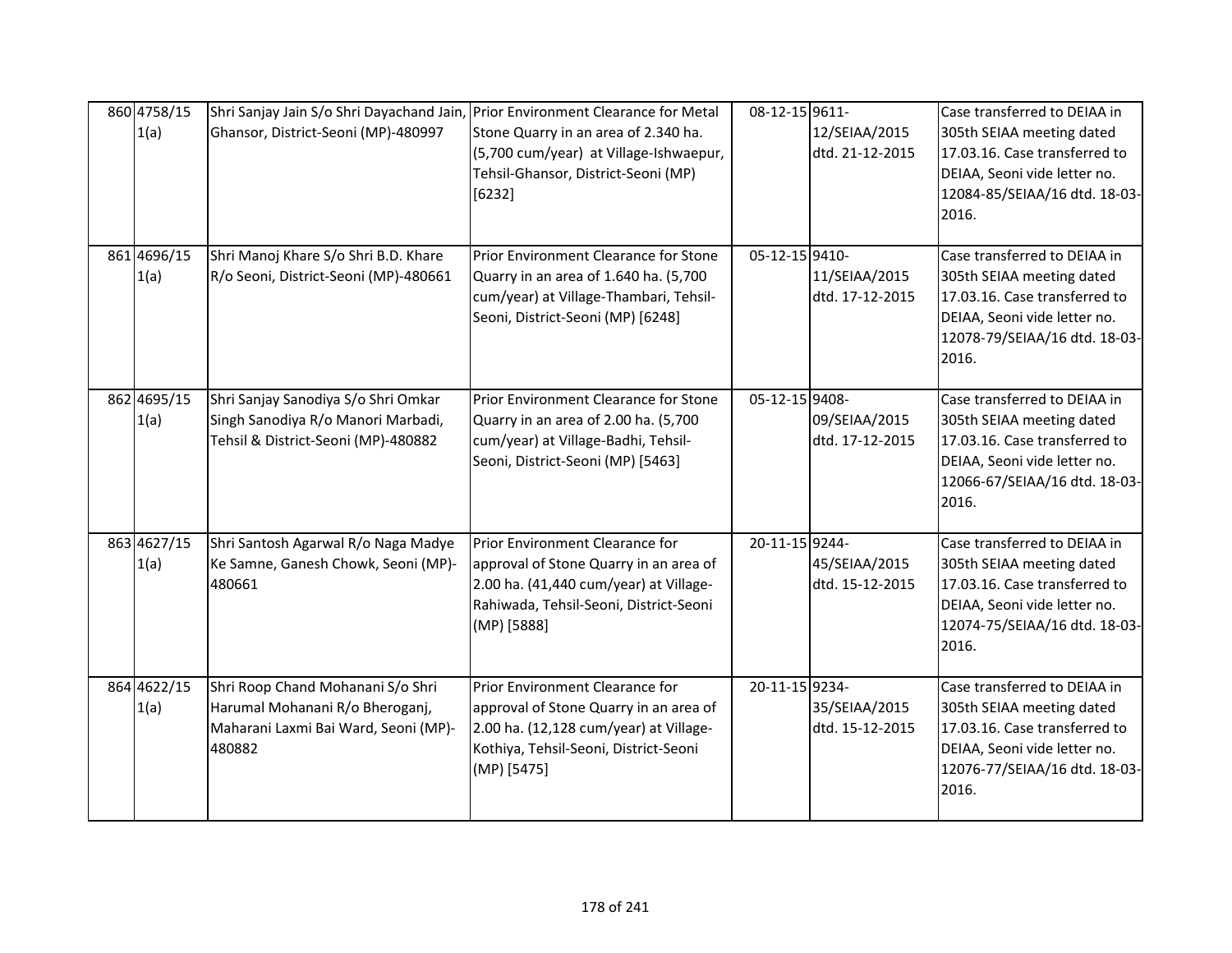| | | | | | | |
|---|---|---|---|---|---|---|
| 860 | 4758/15 1(a) | Shri Sanjay Jain S/o Shri Dayachand Jain, Ghansor, District-Seoni (MP)-480997 | Prior Environment Clearance for Metal Stone Quarry in an area of 2.340 ha. (5,700 cum/year) at Village-Ishwaepur, Tehsil-Ghansor, District-Seoni (MP) [6232] | 08-12-15 | 9611-12/SEIAA/2015 dtd. 21-12-2015 | Case transferred to DEIAA in 305th SEIAA meeting dated 17.03.16. Case transferred to DEIAA, Seoni vide letter no. 12084-85/SEIAA/16 dtd. 18-03-2016. |
| 861 | 4696/15 1(a) | Shri Manoj Khare S/o Shri B.D. Khare R/o Seoni, District-Seoni (MP)-480661 | Prior Environment Clearance for Stone Quarry in an area of 1.640 ha. (5,700 cum/year) at Village-Thambari, Tehsil-Seoni, District-Seoni (MP) [6248] | 05-12-15 | 9410-11/SEIAA/2015 dtd. 17-12-2015 | Case transferred to DEIAA in 305th SEIAA meeting dated 17.03.16. Case transferred to DEIAA, Seoni vide letter no. 12078-79/SEIAA/16 dtd. 18-03-2016. |
| 862 | 4695/15 1(a) | Shri Sanjay Sanodiya S/o Shri Omkar Singh Sanodiya R/o Manori Marbadi, Tehsil & District-Seoni (MP)-480882 | Prior Environment Clearance for Stone Quarry in an area of 2.00 ha. (5,700 cum/year) at Village-Badhi, Tehsil-Seoni, District-Seoni (MP) [5463] | 05-12-15 | 9408-09/SEIAA/2015 dtd. 17-12-2015 | Case transferred to DEIAA in 305th SEIAA meeting dated 17.03.16. Case transferred to DEIAA, Seoni vide letter no. 12066-67/SEIAA/16 dtd. 18-03-2016. |
| 863 | 4627/15 1(a) | Shri Santosh Agarwal R/o Naga Madye Ke Samne, Ganesh Chowk, Seoni (MP)-480661 | Prior Environment Clearance for approval of Stone Quarry in an area of 2.00 ha. (41,440 cum/year) at Village-Rahiwada, Tehsil-Seoni, District-Seoni (MP) [5888] | 20-11-15 | 9244-45/SEIAA/2015 dtd. 15-12-2015 | Case transferred to DEIAA in 305th SEIAA meeting dated 17.03.16. Case transferred to DEIAA, Seoni vide letter no. 12074-75/SEIAA/16 dtd. 18-03-2016. |
| 864 | 4622/15 1(a) | Shri Roop Chand Mohanani S/o Shri Harumal Mohanani R/o Bheroganj, Maharani Laxmi Bai Ward, Seoni (MP)-480882 | Prior Environment Clearance for approval of Stone Quarry in an area of 2.00 ha. (12,128 cum/year) at Village-Kothiya, Tehsil-Seoni, District-Seoni (MP) [5475] | 20-11-15 | 9234-35/SEIAA/2015 dtd. 15-12-2015 | Case transferred to DEIAA in 305th SEIAA meeting dated 17.03.16. Case transferred to DEIAA, Seoni vide letter no. 12076-77/SEIAA/16 dtd. 18-03-2016. |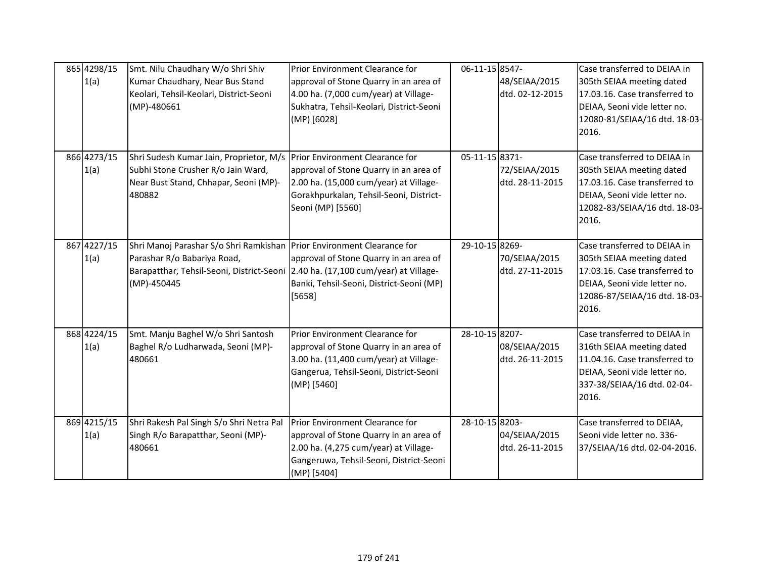| | | | | | | |
|---|---|---|---|---|---|---|
| 865 | 4298/15 1(a) | Smt. Nilu Chaudhary W/o Shri Shiv Kumar Chaudhary, Near Bus Stand Keolari, Tehsil-Keolari, District-Seoni (MP)-480661 | Prior Environment Clearance for approval of Stone Quarry in an area of 4.00 ha. (7,000 cum/year) at Village-Sukhatra, Tehsil-Keolari, District-Seoni (MP) [6028] | 06-11-15 | 8547-48/SEIAA/2015 dtd. 02-12-2015 | Case transferred to DEIAA in 305th SEIAA meeting dated 17.03.16. Case transferred to DEIAA, Seoni vide letter no. 12080-81/SEIAA/16 dtd. 18-03-2016. |
| 866 | 4273/15 1(a) | Shri Sudesh Kumar Jain, Proprietor, M/s Subhi Stone Crusher R/o Jain Ward, Near Bust Stand, Chhapar, Seoni (MP)-480882 | Prior Environment Clearance for approval of Stone Quarry in an area of 2.00 ha. (15,000 cum/year) at Village-Gorakhpurkalan, Tehsil-Seoni, District-Seoni (MP) [5560] | 05-11-15 | 8371-72/SEIAA/2015 dtd. 28-11-2015 | Case transferred to DEIAA in 305th SEIAA meeting dated 17.03.16. Case transferred to DEIAA, Seoni vide letter no. 12082-83/SEIAA/16 dtd. 18-03-2016. |
| 867 | 4227/15 1(a) | Shri Manoj Parashar S/o Shri Ramkishan Parashar R/o Babariya Road, Barapatthar, Tehsil-Seoni, District-Seoni (MP)-450445 | Prior Environment Clearance for approval of Stone Quarry in an area of 2.40 ha. (17,100 cum/year) at Village-Banki, Tehsil-Seoni, District-Seoni (MP) [5658] | 29-10-15 | 8269-70/SEIAA/2015 dtd. 27-11-2015 | Case transferred to DEIAA in 305th SEIAA meeting dated 17.03.16. Case transferred to DEIAA, Seoni vide letter no. 12086-87/SEIAA/16 dtd. 18-03-2016. |
| 868 | 4224/15 1(a) | Smt. Manju Baghel W/o Shri Santosh Baghel R/o Ludharwada, Seoni (MP)-480661 | Prior Environment Clearance for approval of Stone Quarry in an area of 3.00 ha. (11,400 cum/year) at Village-Gangerua, Tehsil-Seoni, District-Seoni (MP) [5460] | 28-10-15 | 8207-08/SEIAA/2015 dtd. 26-11-2015 | Case transferred to DEIAA in 316th SEIAA meeting dated 11.04.16. Case transferred to DEIAA, Seoni vide letter no. 337-38/SEIAA/16 dtd. 02-04-2016. |
| 869 | 4215/15 1(a) | Shri Rakesh Pal Singh S/o Shri Netra Pal Singh R/o Barapatthar, Seoni (MP)-480661 | Prior Environment Clearance for approval of Stone Quarry in an area of 2.00 ha. (4,275 cum/year) at Village-Gangeruwa, Tehsil-Seoni, District-Seoni (MP) [5404] | 28-10-15 | 8203-04/SEIAA/2015 dtd. 26-11-2015 | Case transferred to DEIAA, Seoni vide letter no. 336-37/SEIAA/16 dtd. 02-04-2016. |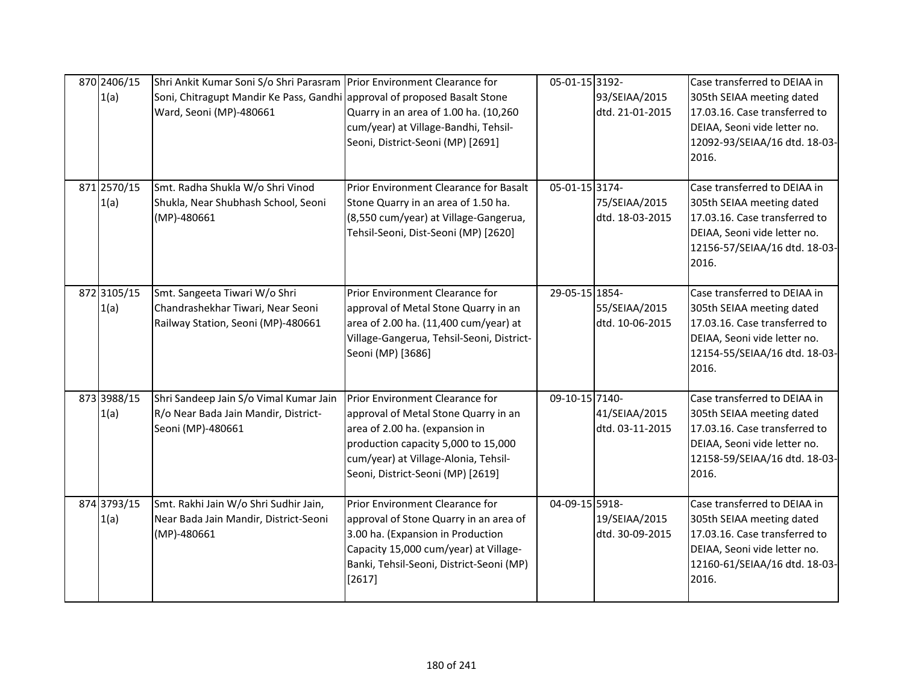| | | | | | | |
|---|---|---|---|---|---|---|
| 870 | 2406/15 1(a) | Shri Ankit Kumar Soni S/o Shri Parasram Soni, Chitragupt Mandir Ke Pass, Gandhi Ward, Seoni (MP)-480661 | Prior Environment Clearance for approval of proposed Basalt Stone Quarry in an area of 1.00 ha. (10,260 cum/year) at Village-Bandhi, Tehsil-Seoni, District-Seoni (MP) [2691] | 05-01-15 | 3192-93/SEIAA/2015 dtd. 21-01-2015 | Case transferred to DEIAA in 305th SEIAA meeting dated 17.03.16. Case transferred to DEIAA, Seoni vide letter no. 12092-93/SEIAA/16 dtd. 18-03-2016. |
| 871 | 2570/15 1(a) | Smt. Radha Shukla W/o Shri Vinod Shukla, Near Shubhash School, Seoni (MP)-480661 | Prior Environment Clearance for Basalt Stone Quarry in an area of 1.50 ha. (8,550 cum/year) at Village-Gangerua, Tehsil-Seoni, Dist-Seoni (MP) [2620] | 05-01-15 | 3174-75/SEIAA/2015 dtd. 18-03-2015 | Case transferred to DEIAA in 305th SEIAA meeting dated 17.03.16. Case transferred to DEIAA, Seoni vide letter no. 12156-57/SEIAA/16 dtd. 18-03-2016. |
| 872 | 3105/15 1(a) | Smt. Sangeeta Tiwari W/o Shri Chandrashekhar Tiwari, Near Seoni Railway Station, Seoni (MP)-480661 | Prior Environment Clearance for approval of Metal Stone Quarry in an area of 2.00 ha. (11,400 cum/year) at Village-Gangerua, Tehsil-Seoni, District-Seoni (MP) [3686] | 29-05-15 | 1854-55/SEIAA/2015 dtd. 10-06-2015 | Case transferred to DEIAA in 305th SEIAA meeting dated 17.03.16. Case transferred to DEIAA, Seoni vide letter no. 12154-55/SEIAA/16 dtd. 18-03-2016. |
| 873 | 3988/15 1(a) | Shri Sandeep Jain S/o Vimal Kumar Jain R/o Near Bada Jain Mandir, District-Seoni (MP)-480661 | Prior Environment Clearance for approval of Metal Stone Quarry in an area of 2.00 ha. (expansion in production capacity 5,000 to 15,000 cum/year) at Village-Alonia, Tehsil-Seoni, District-Seoni (MP) [2619] | 09-10-15 | 7140-41/SEIAA/2015 dtd. 03-11-2015 | Case transferred to DEIAA in 305th SEIAA meeting dated 17.03.16. Case transferred to DEIAA, Seoni vide letter no. 12158-59/SEIAA/16 dtd. 18-03-2016. |
| 874 | 3793/15 1(a) | Smt. Rakhi Jain W/o Shri Sudhir Jain, Near Bada Jain Mandir, District-Seoni (MP)-480661 | Prior Environment Clearance for approval of Stone Quarry in an area of 3.00 ha. (Expansion in Production Capacity 15,000 cum/year) at Village-Banki, Tehsil-Seoni, District-Seoni (MP) [2617] | 04-09-15 | 5918-19/SEIAA/2015 dtd. 30-09-2015 | Case transferred to DEIAA in 305th SEIAA meeting dated 17.03.16. Case transferred to DEIAA, Seoni vide letter no. 12160-61/SEIAA/16 dtd. 18-03-2016. |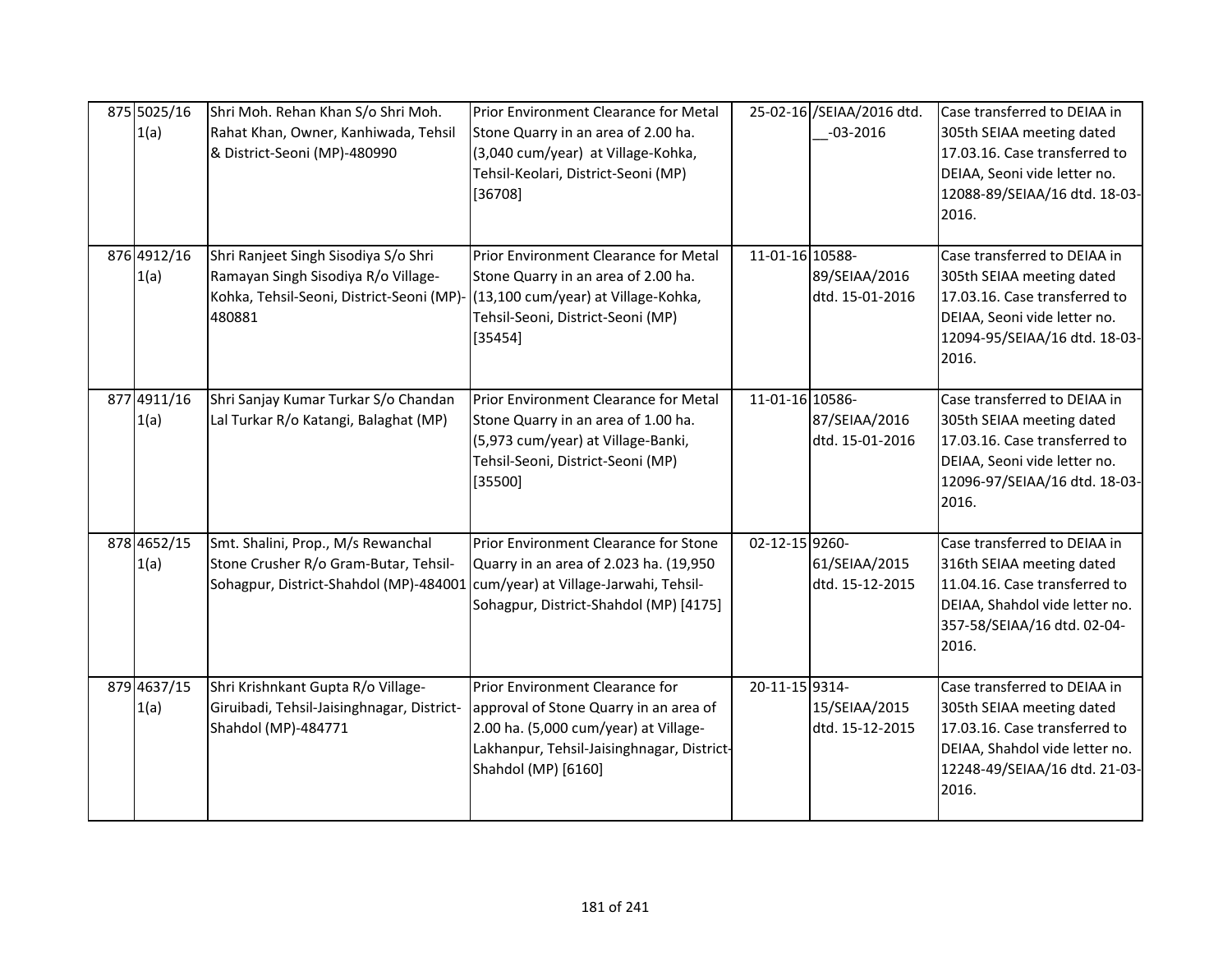| | | | | | | |
|---|---|---|---|---|---|---|
| 875 | 5025/16 1(a) | Shri Moh. Rehan Khan S/o Shri Moh. Rahat Khan, Owner, Kanhiwada, Tehsil & District-Seoni (MP)-480990 | Prior Environment Clearance for Metal Stone Quarry in an area of 2.00 ha. (3,040 cum/year) at Village-Kohka, Tehsil-Keolari, District-Seoni (MP) [36708] | 25-02-16 | /SEIAA/2016 dtd. __-03-2016 | Case transferred to DEIAA in 305th SEIAA meeting dated 17.03.16. Case transferred to DEIAA, Seoni vide letter no. 12088-89/SEIAA/16 dtd. 18-03-2016. |
| 876 | 4912/16 1(a) | Shri Ranjeet Singh Sisodiya S/o Shri Ramayan Singh Sisodiya R/o Village-Kohka, Tehsil-Seoni, District-Seoni (MP)-480881 | Prior Environment Clearance for Metal Stone Quarry in an area of 2.00 ha. (13,100 cum/year) at Village-Kohka, Tehsil-Seoni, District-Seoni (MP) [35454] | 11-01-16 | 10588-89/SEIAA/2016 dtd. 15-01-2016 | Case transferred to DEIAA in 305th SEIAA meeting dated 17.03.16. Case transferred to DEIAA, Seoni vide letter no. 12094-95/SEIAA/16 dtd. 18-03-2016. |
| 877 | 4911/16 1(a) | Shri Sanjay Kumar Turkar S/o Chandan Lal Turkar R/o Katangi, Balaghat (MP) | Prior Environment Clearance for Metal Stone Quarry in an area of 1.00 ha. (5,973 cum/year) at Village-Banki, Tehsil-Seoni, District-Seoni (MP) [35500] | 11-01-16 | 10586-87/SEIAA/2016 dtd. 15-01-2016 | Case transferred to DEIAA in 305th SEIAA meeting dated 17.03.16. Case transferred to DEIAA, Seoni vide letter no. 12096-97/SEIAA/16 dtd. 18-03-2016. |
| 878 | 4652/15 1(a) | Smt. Shalini, Prop., M/s Rewanchal Stone Crusher R/o Gram-Butar, Tehsil-Sohagpur, District-Shahdol (MP)-484001 | Prior Environment Clearance for Stone Quarry in an area of 2.023 ha. (19,950 cum/year) at Village-Jarwahi, Tehsil-Sohagpur, District-Shahdol (MP) [4175] | 02-12-15 | 9260-61/SEIAA/2015 dtd. 15-12-2015 | Case transferred to DEIAA in 316th SEIAA meeting dated 11.04.16. Case transferred to DEIAA, Shahdol vide letter no. 357-58/SEIAA/16 dtd. 02-04-2016. |
| 879 | 4637/15 1(a) | Shri Krishnkant Gupta R/o Village-Giruibadi, Tehsil-Jaisinghnagar, District-Shahdol (MP)-484771 | Prior Environment Clearance for approval of Stone Quarry in an area of 2.00 ha. (5,000 cum/year) at Village-Lakhanpur, Tehsil-Jaisinghnagar, District-Shahdol (MP) [6160] | 20-11-15 | 9314-15/SEIAA/2015 dtd. 15-12-2015 | Case transferred to DEIAA in 305th SEIAA meeting dated 17.03.16. Case transferred to DEIAA, Shahdol vide letter no. 12248-49/SEIAA/16 dtd. 21-03-2016. |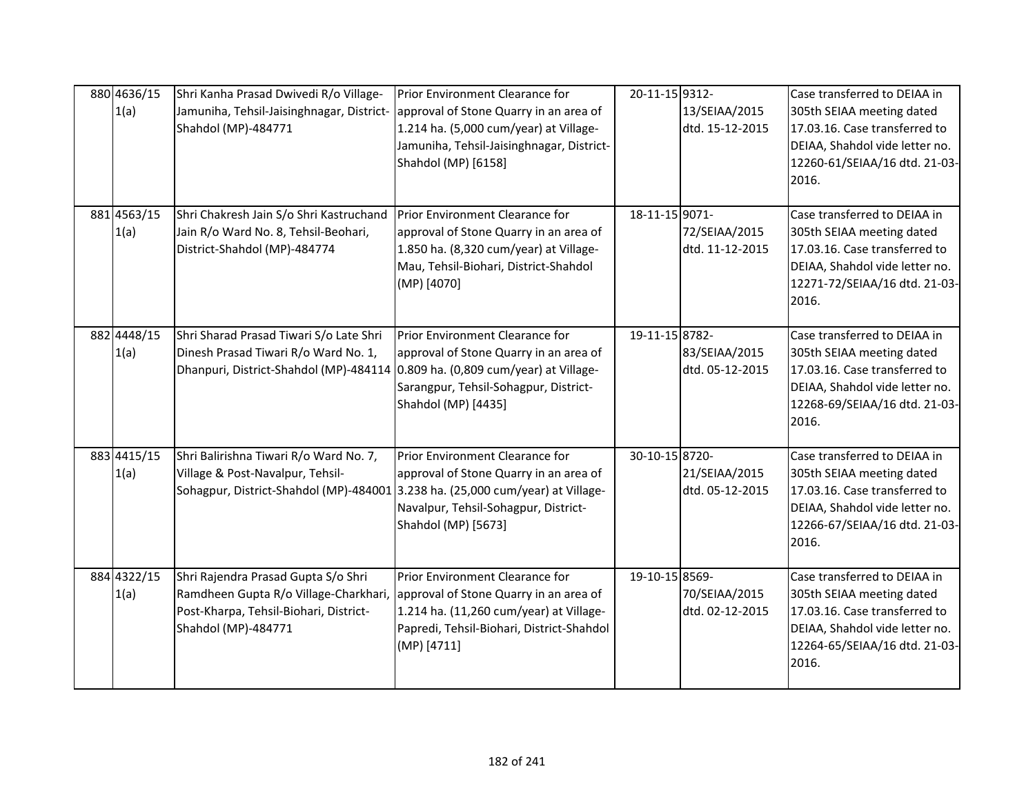| | | | | | | |
|---|---|---|---|---|---|---|
| 880 | 4636/15 1(a) | Shri Kanha Prasad Dwivedi R/o Village-Jamuniha, Tehsil-Jaisinghnagar, District-Shahdol (MP)-484771 | Prior Environment Clearance for approval of Stone Quarry in an area of 1.214 ha. (5,000 cum/year) at Village-Jamuniha, Tehsil-Jaisinghnagar, District-Shahdol (MP) [6158] | 20-11-15 | 9312-13/SEIAA/2015 dtd. 15-12-2015 | Case transferred to DEIAA in 305th SEIAA meeting dated 17.03.16. Case transferred to DEIAA, Shahdol vide letter no. 12260-61/SEIAA/16 dtd. 21-03-2016. |
| 881 | 4563/15 1(a) | Shri Chakresh Jain S/o Shri Kastruchand Jain R/o Ward No. 8, Tehsil-Beohari, District-Shahdol (MP)-484774 | Prior Environment Clearance for approval of Stone Quarry in an area of 1.850 ha. (8,320 cum/year) at Village-Mau, Tehsil-Biohari, District-Shahdol (MP) [4070] | 18-11-15 | 9071-72/SEIAA/2015 dtd. 11-12-2015 | Case transferred to DEIAA in 305th SEIAA meeting dated 17.03.16. Case transferred to DEIAA, Shahdol vide letter no. 12271-72/SEIAA/16 dtd. 21-03-2016. |
| 882 | 4448/15 1(a) | Shri Sharad Prasad Tiwari S/o Late Shri Dinesh Prasad Tiwari R/o Ward No. 1, Dhanpuri, District-Shahdol (MP)-484114 | Prior Environment Clearance for approval of Stone Quarry in an area of 0.809 ha. (0,809 cum/year) at Village-Sarangpur, Tehsil-Sohagpur, District-Shahdol (MP) [4435] | 19-11-15 | 8782-83/SEIAA/2015 dtd. 05-12-2015 | Case transferred to DEIAA in 305th SEIAA meeting dated 17.03.16. Case transferred to DEIAA, Shahdol vide letter no. 12268-69/SEIAA/16 dtd. 21-03-2016. |
| 883 | 4415/15 1(a) | Shri Balirishna Tiwari R/o Ward No. 7, Village & Post-Navalpur, Tehsil-Sohagpur, District-Shahdol (MP)-484001 | Prior Environment Clearance for approval of Stone Quarry in an area of 3.238 ha. (25,000 cum/year) at Village-Navalpur, Tehsil-Sohagpur, District-Shahdol (MP) [5673] | 30-10-15 | 8720-21/SEIAA/2015 dtd. 05-12-2015 | Case transferred to DEIAA in 305th SEIAA meeting dated 17.03.16. Case transferred to DEIAA, Shahdol vide letter no. 12266-67/SEIAA/16 dtd. 21-03-2016. |
| 884 | 4322/15 1(a) | Shri Rajendra Prasad Gupta S/o Shri Ramdheen Gupta R/o Village-Charkhari, Post-Kharpa, Tehsil-Biohari, District-Shahdol (MP)-484771 | Prior Environment Clearance for approval of Stone Quarry in an area of 1.214 ha. (11,260 cum/year) at Village-Papredi, Tehsil-Biohari, District-Shahdol (MP) [4711] | 19-10-15 | 8569-70/SEIAA/2015 dtd. 02-12-2015 | Case transferred to DEIAA in 305th SEIAA meeting dated 17.03.16. Case transferred to DEIAA, Shahdol vide letter no. 12264-65/SEIAA/16 dtd. 21-03-2016. |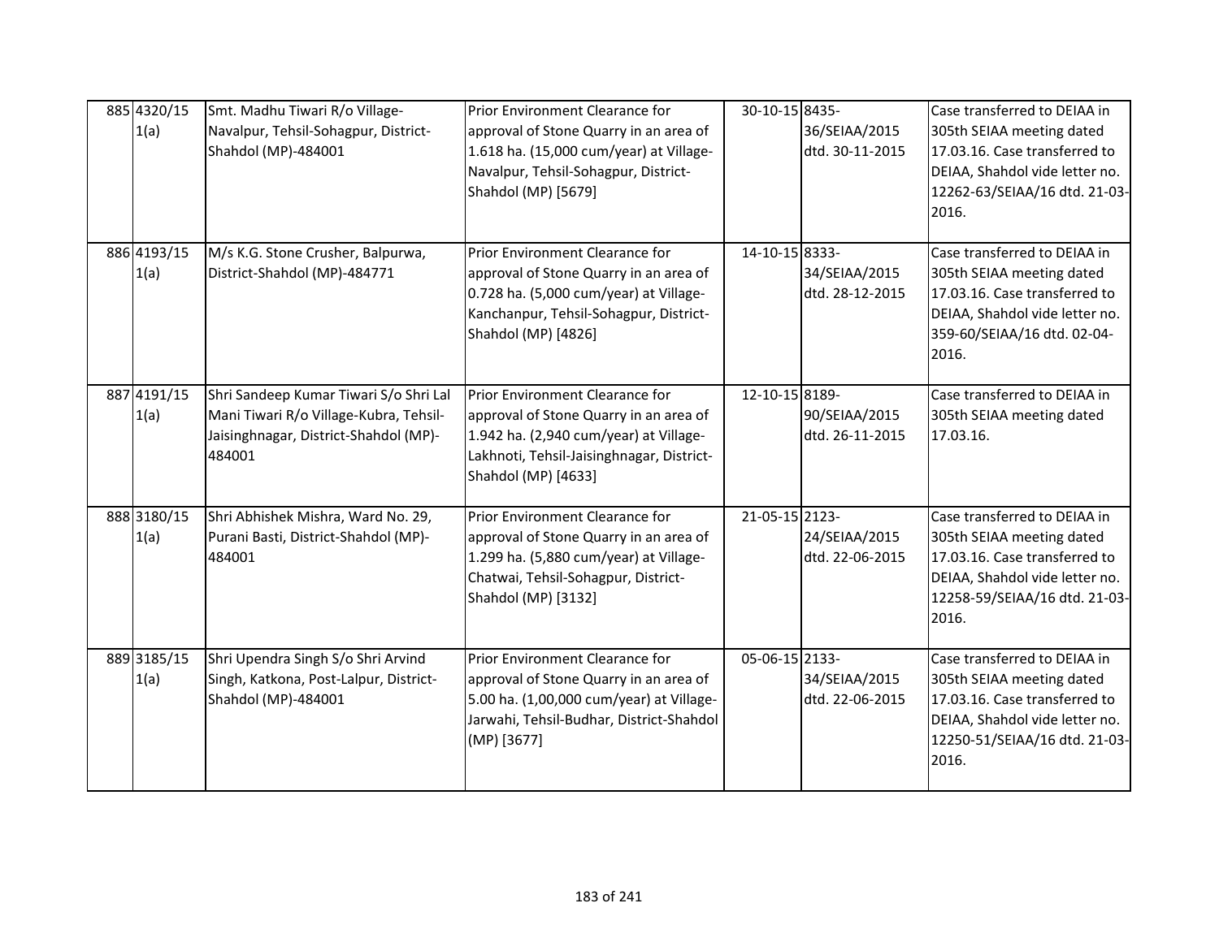| | | | | | | |
|---|---|---|---|---|---|---|
| 885 | 4320/15 1(a) | Smt. Madhu Tiwari R/o Village-Navalpur, Tehsil-Sohagpur, District-Shahdol (MP)-484001 | Prior Environment Clearance for approval of Stone Quarry in an area of 1.618 ha. (15,000 cum/year) at Village-Navalpur, Tehsil-Sohagpur, District-Shahdol (MP) [5679] | 30-10-15 | 8435-36/SEIAA/2015 dtd. 30-11-2015 | Case transferred to DEIAA in 305th SEIAA meeting dated 17.03.16. Case transferred to DEIAA, Shahdol vide letter no. 12262-63/SEIAA/16 dtd. 21-03-2016. |
| 886 | 4193/15 1(a) | M/s K.G. Stone Crusher, Balpurwa, District-Shahdol (MP)-484771 | Prior Environment Clearance for approval of Stone Quarry in an area of 0.728 ha. (5,000 cum/year) at Village-Kanchanpur, Tehsil-Sohagpur, District-Shahdol (MP) [4826] | 14-10-15 | 8333-34/SEIAA/2015 dtd. 28-12-2015 | Case transferred to DEIAA in 305th SEIAA meeting dated 17.03.16. Case transferred to DEIAA, Shahdol vide letter no. 359-60/SEIAA/16 dtd. 02-04-2016. |
| 887 | 4191/15 1(a) | Shri Sandeep Kumar Tiwari S/o Shri Lal Mani Tiwari R/o Village-Kubra, Tehsil-Jaisinghnagar, District-Shahdol (MP)-484001 | Prior Environment Clearance for approval of Stone Quarry in an area of 1.942 ha. (2,940 cum/year) at Village-Lakhnoti, Tehsil-Jaisinghnagar, District-Shahdol (MP) [4633] | 12-10-15 | 8189-90/SEIAA/2015 dtd. 26-11-2015 | Case transferred to DEIAA in 305th SEIAA meeting dated 17.03.16. |
| 888 | 3180/15 1(a) | Shri Abhishek Mishra, Ward No. 29, Purani Basti, District-Shahdol (MP)-484001 | Prior Environment Clearance for approval of Stone Quarry in an area of 1.299 ha. (5,880 cum/year) at Village-Chatwai, Tehsil-Sohagpur, District-Shahdol (MP) [3132] | 21-05-15 | 2123-24/SEIAA/2015 dtd. 22-06-2015 | Case transferred to DEIAA in 305th SEIAA meeting dated 17.03.16. Case transferred to DEIAA, Shahdol vide letter no. 12258-59/SEIAA/16 dtd. 21-03-2016. |
| 889 | 3185/15 1(a) | Shri Upendra Singh S/o Shri Arvind Singh, Katkona, Post-Lalpur, District-Shahdol (MP)-484001 | Prior Environment Clearance for approval of Stone Quarry in an area of 5.00 ha. (1,00,000 cum/year) at Village-Jarwahi, Tehsil-Budhar, District-Shahdol (MP) [3677] | 05-06-15 | 2133-34/SEIAA/2015 dtd. 22-06-2015 | Case transferred to DEIAA in 305th SEIAA meeting dated 17.03.16. Case transferred to DEIAA, Shahdol vide letter no. 12250-51/SEIAA/16 dtd. 21-03-2016. |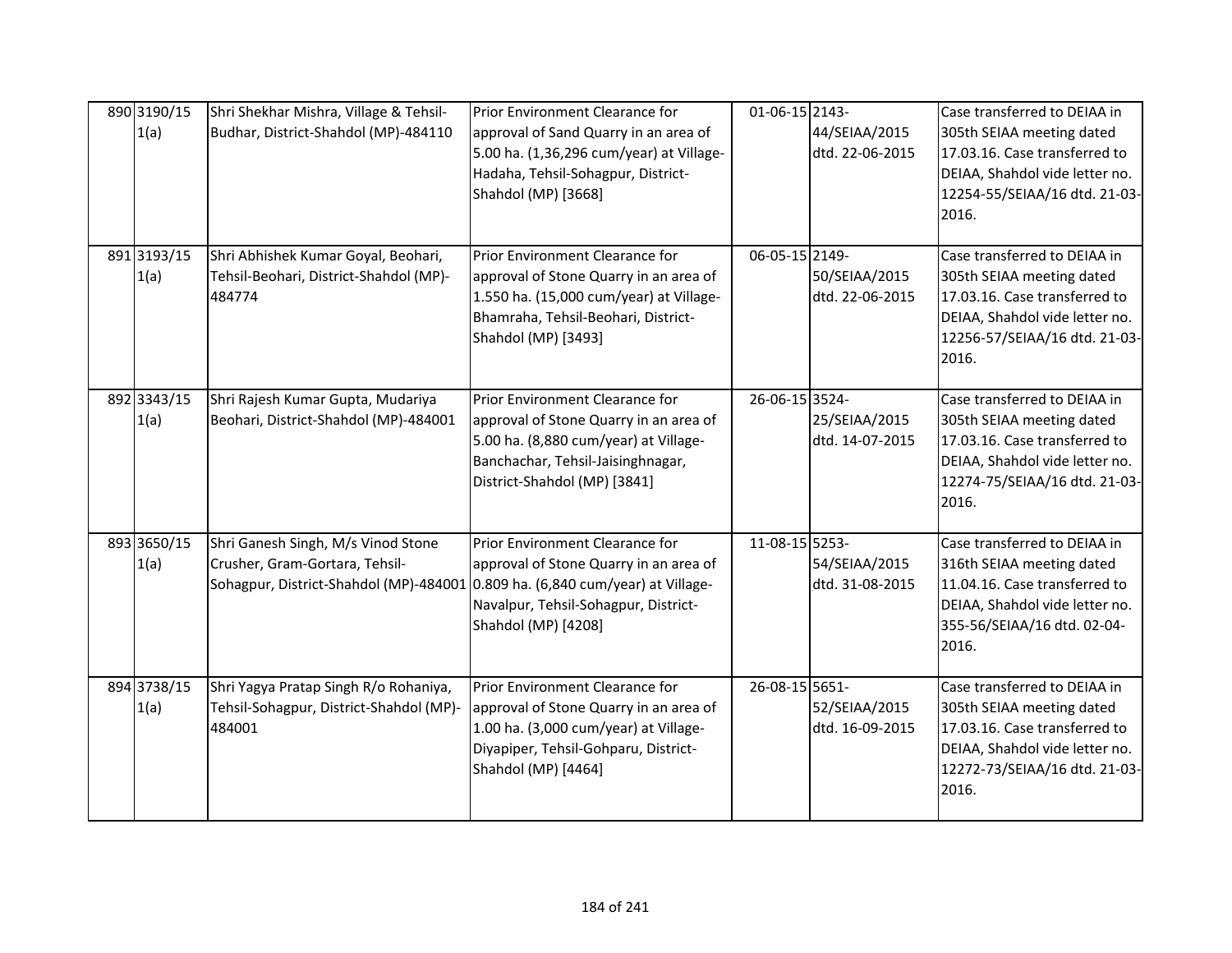| 890 | 3190/15 1(a) | Shri Shekhar Mishra, Village & Tehsil-Budhar, District-Shahdol (MP)-484110 | Prior Environment Clearance for approval of Sand Quarry in an area of 5.00 ha. (1,36,296 cum/year) at Village-Hadaha, Tehsil-Sohagpur, District-Shahdol (MP) [3668] | 01-06-15 | 2143-44/SEIAA/2015 dtd. 22-06-2015 | Case transferred to DEIAA in 305th SEIAA meeting dated 17.03.16. Case transferred to DEIAA, Shahdol vide letter no. 12254-55/SEIAA/16 dtd. 21-03-2016. |
|---|---|---|---|---|---|---|
| 891 | 3193/15 1(a) | Shri Abhishek Kumar Goyal, Beohari, Tehsil-Beohari, District-Shahdol (MP)-484774 | Prior Environment Clearance for approval of Stone Quarry in an area of 1.550 ha. (15,000 cum/year) at Village-Bhamraha, Tehsil-Beohari, District-Shahdol (MP) [3493] | 06-05-15 | 2149-50/SEIAA/2015 dtd. 22-06-2015 | Case transferred to DEIAA in 305th SEIAA meeting dated 17.03.16. Case transferred to DEIAA, Shahdol vide letter no. 12256-57/SEIAA/16 dtd. 21-03-2016. |
| 892 | 3343/15 1(a) | Shri Rajesh Kumar Gupta, Mudariya Beohari, District-Shahdol (MP)-484001 | Prior Environment Clearance for approval of Stone Quarry in an area of 5.00 ha. (8,880 cum/year) at Village-Banchachar, Tehsil-Jaisinghnagar, District-Shahdol (MP) [3841] | 26-06-15 | 3524-25/SEIAA/2015 dtd. 14-07-2015 | Case transferred to DEIAA in 305th SEIAA meeting dated 17.03.16. Case transferred to DEIAA, Shahdol vide letter no. 12274-75/SEIAA/16 dtd. 21-03-2016. |
| 893 | 3650/15 1(a) | Shri Ganesh Singh, M/s Vinod Stone Crusher, Gram-Gortara, Tehsil-Sohagpur, District-Shahdol (MP)-484001 | Prior Environment Clearance for approval of Stone Quarry in an area of 0.809 ha. (6,840 cum/year) at Village-Navalpur, Tehsil-Sohagpur, District-Shahdol (MP) [4208] | 11-08-15 | 5253-54/SEIAA/2015 dtd. 31-08-2015 | Case transferred to DEIAA in 316th SEIAA meeting dated 11.04.16. Case transferred to DEIAA, Shahdol vide letter no. 355-56/SEIAA/16 dtd. 02-04-2016. |
| 894 | 3738/15 1(a) | Shri Yagya Pratap Singh R/o Rohaniya, Tehsil-Sohagpur, District-Shahdol (MP)-484001 | Prior Environment Clearance for approval of Stone Quarry in an area of 1.00 ha. (3,000 cum/year) at Village-Diyapiper, Tehsil-Gohparu, District-Shahdol (MP) [4464] | 26-08-15 | 5651-52/SEIAA/2015 dtd. 16-09-2015 | Case transferred to DEIAA in 305th SEIAA meeting dated 17.03.16. Case transferred to DEIAA, Shahdol vide letter no. 12272-73/SEIAA/16 dtd. 21-03-2016. |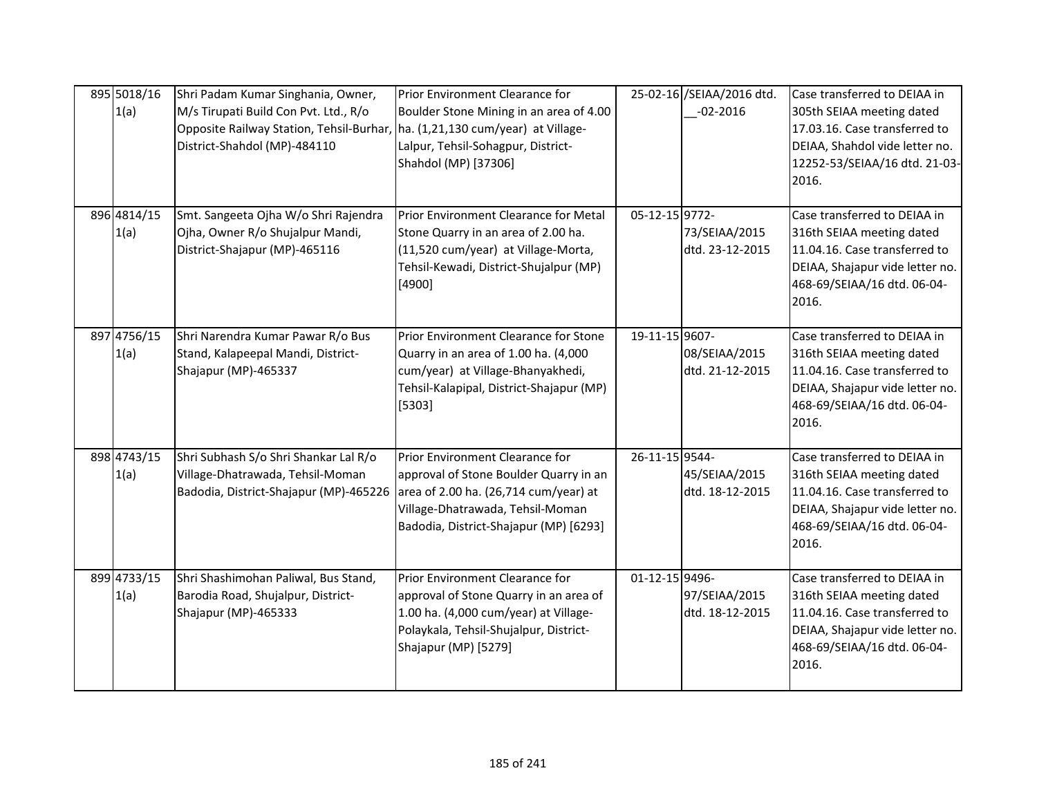| | | | | | | |
|---|---|---|---|---|---|---|
| 895 | 5018/16 1(a) | Shri Padam Kumar Singhania, Owner, M/s Tirupati Build Con Pvt. Ltd., R/o Opposite Railway Station, Tehsil-Burhar, District-Shahdol (MP)-484110 | Prior Environment Clearance for Boulder Stone Mining in an area of 4.00 ha. (1,21,130 cum/year) at Village-Lalpur, Tehsil-Sohagpur, District-Shahdol (MP) [37306] | 25-02-16 | /SEIAA/2016 dtd. __-02-2016 | Case transferred to DEIAA in 305th SEIAA meeting dated 17.03.16. Case transferred to DEIAA, Shahdol vide letter no. 12252-53/SEIAA/16 dtd. 21-03-2016. |
| 896 | 4814/15 1(a) | Smt. Sangeeta Ojha W/o Shri Rajendra Ojha, Owner R/o Shujalpur Mandi, District-Shajapur (MP)-465116 | Prior Environment Clearance for Metal Stone Quarry in an area of 2.00 ha. (11,520 cum/year) at Village-Morta, Tehsil-Kewadi, District-Shujalpur (MP) [4900] | 05-12-15 | 9772-73/SEIAA/2015 dtd. 23-12-2015 | Case transferred to DEIAA in 316th SEIAA meeting dated 11.04.16. Case transferred to DEIAA, Shajapur vide letter no. 468-69/SEIAA/16 dtd. 06-04-2016. |
| 897 | 4756/15 1(a) | Shri Narendra Kumar Pawar R/o Bus Stand, Kalapeepal Mandi, District-Shajapur (MP)-465337 | Prior Environment Clearance for Stone Quarry in an area of 1.00 ha. (4,000 cum/year) at Village-Bhanyakhedi, Tehsil-Kalapipal, District-Shajapur (MP) [5303] | 19-11-15 | 9607-08/SEIAA/2015 dtd. 21-12-2015 | Case transferred to DEIAA in 316th SEIAA meeting dated 11.04.16. Case transferred to DEIAA, Shajapur vide letter no. 468-69/SEIAA/16 dtd. 06-04-2016. |
| 898 | 4743/15 1(a) | Shri Subhash S/o Shri Shankar Lal R/o Village-Dhatrawada, Tehsil-Moman Badodia, District-Shajapur (MP)-465226 | Prior Environment Clearance for approval of Stone Boulder Quarry in an area of 2.00 ha. (26,714 cum/year) at Village-Dhatrawada, Tehsil-Moman Badodia, District-Shajapur (MP) [6293] | 26-11-15 | 9544-45/SEIAA/2015 dtd. 18-12-2015 | Case transferred to DEIAA in 316th SEIAA meeting dated 11.04.16. Case transferred to DEIAA, Shajapur vide letter no. 468-69/SEIAA/16 dtd. 06-04-2016. |
| 899 | 4733/15 1(a) | Shri Shashimohan Paliwal, Bus Stand, Barodia Road, Shujalpur, District-Shajapur (MP)-465333 | Prior Environment Clearance for approval of Stone Quarry in an area of 1.00 ha. (4,000 cum/year) at Village-Polaykala, Tehsil-Shujalpur, District-Shajapur (MP) [5279] | 01-12-15 | 9496-97/SEIAA/2015 dtd. 18-12-2015 | Case transferred to DEIAA in 316th SEIAA meeting dated 11.04.16. Case transferred to DEIAA, Shajapur vide letter no. 468-69/SEIAA/16 dtd. 06-04-2016. |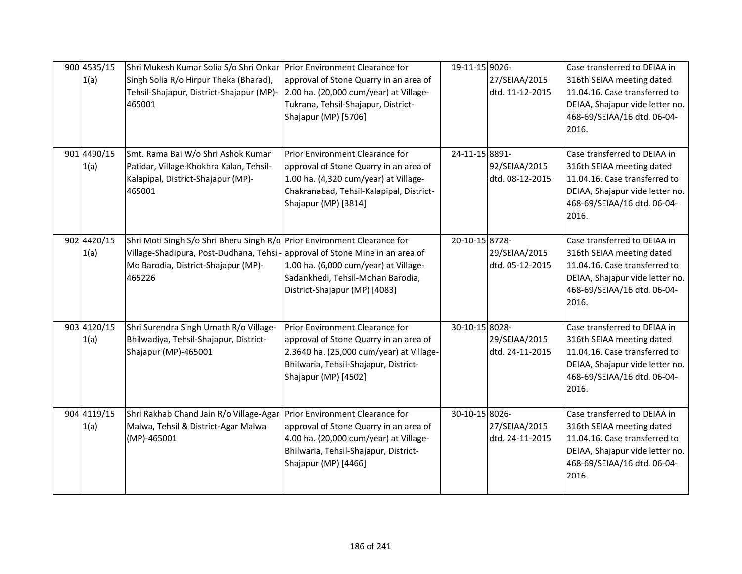| | | | | | | |
|---|---|---|---|---|---|---|
| 900 | 4535/15 1(a) | Shri Mukesh Kumar Solia S/o Shri Onkar Singh Solia R/o Hirpur Theka (Bharad), Tehsil-Shajapur, District-Shajapur (MP)-465001 | Prior Environment Clearance for approval of Stone Quarry in an area of 2.00 ha. (20,000 cum/year) at Village-Tukrana, Tehsil-Shajapur, District-Shajapur (MP) [5706] | 19-11-15 | 9026-27/SEIAA/2015 dtd. 11-12-2015 | Case transferred to DEIAA in 316th SEIAA meeting dated 11.04.16. Case transferred to DEIAA, Shajapur vide letter no. 468-69/SEIAA/16 dtd. 06-04-2016. |
| 901 | 4490/15 1(a) | Smt. Rama Bai W/o Shri Ashok Kumar Patidar, Village-Khokhra Kalan, Tehsil-Kalapipal, District-Shajapur (MP)-465001 | Prior Environment Clearance for approval of Stone Quarry in an area of 1.00 ha. (4,320 cum/year) at Village-Chakranabad, Tehsil-Kalapipal, District-Shajapur (MP) [3814] | 24-11-15 | 8891-92/SEIAA/2015 dtd. 08-12-2015 | Case transferred to DEIAA in 316th SEIAA meeting dated 11.04.16. Case transferred to DEIAA, Shajapur vide letter no. 468-69/SEIAA/16 dtd. 06-04-2016. |
| 902 | 4420/15 1(a) | Shri Moti Singh S/o Shri Bheru Singh R/o Village-Shadipura, Post-Dudhana, Tehsil-Mo Barodia, District-Shajapur (MP)-465226 | Prior Environment Clearance for approval of Stone Mine in an area of 1.00 ha. (6,000 cum/year) at Village-Sadankhedi, Tehsil-Mohan Barodia, District-Shajapur (MP) [4083] | 20-10-15 | 8728-29/SEIAA/2015 dtd. 05-12-2015 | Case transferred to DEIAA in 316th SEIAA meeting dated 11.04.16. Case transferred to DEIAA, Shajapur vide letter no. 468-69/SEIAA/16 dtd. 06-04-2016. |
| 903 | 4120/15 1(a) | Shri Surendra Singh Umath R/o Village-Bhilwadiya, Tehsil-Shajapur, District-Shajapur (MP)-465001 | Prior Environment Clearance for approval of Stone Quarry in an area of 2.3640 ha. (25,000 cum/year) at Village-Bhilwaria, Tehsil-Shajapur, District-Shajapur (MP) [4502] | 30-10-15 | 8028-29/SEIAA/2015 dtd. 24-11-2015 | Case transferred to DEIAA in 316th SEIAA meeting dated 11.04.16. Case transferred to DEIAA, Shajapur vide letter no. 468-69/SEIAA/16 dtd. 06-04-2016. |
| 904 | 4119/15 1(a) | Shri Rakhab Chand Jain R/o Village-Agar Malwa, Tehsil & District-Agar Malwa (MP)-465001 | Prior Environment Clearance for approval of Stone Quarry in an area of 4.00 ha. (20,000 cum/year) at Village-Bhilwaria, Tehsil-Shajapur, District-Shajapur (MP) [4466] | 30-10-15 | 8026-27/SEIAA/2015 dtd. 24-11-2015 | Case transferred to DEIAA in 316th SEIAA meeting dated 11.04.16. Case transferred to DEIAA, Shajapur vide letter no. 468-69/SEIAA/16 dtd. 06-04-2016. |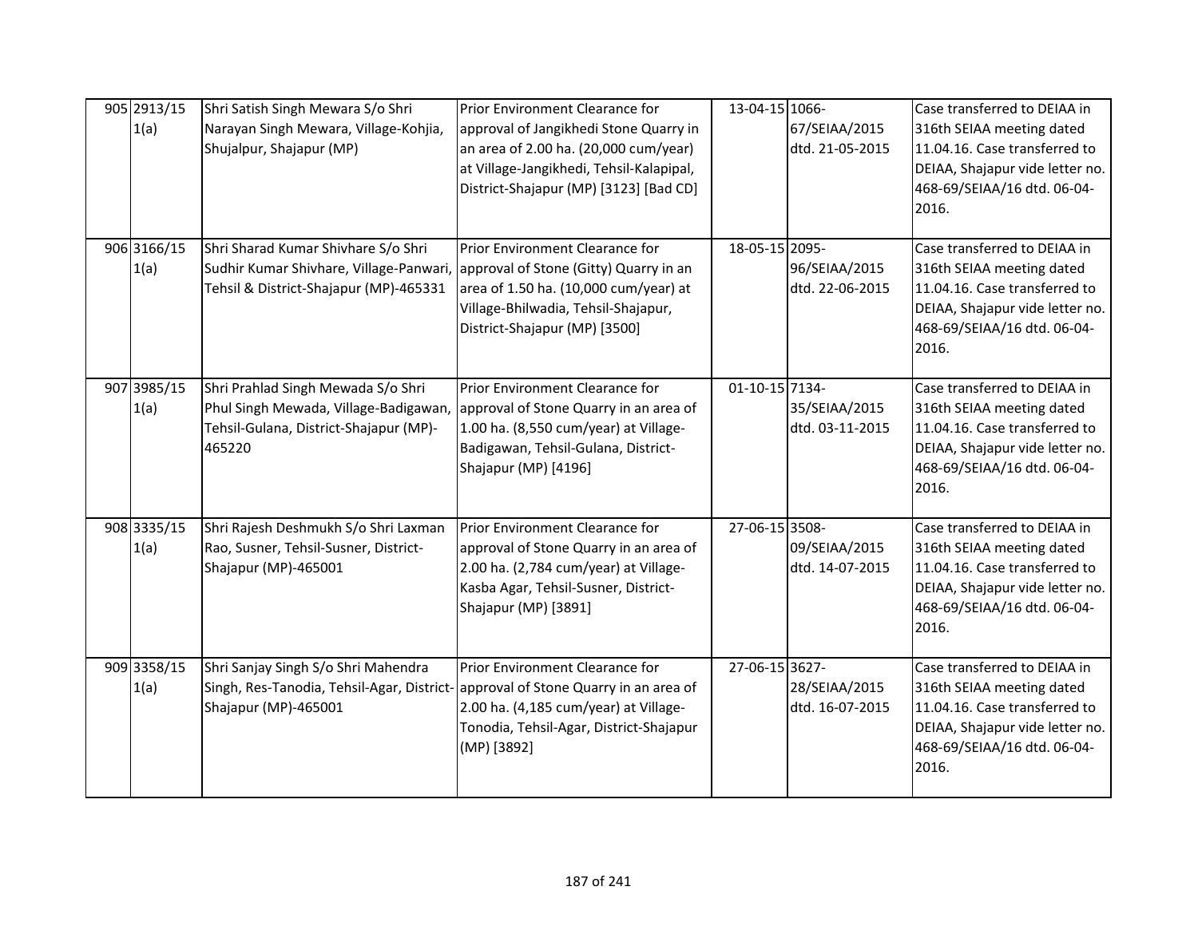| | | | | | | |
|---|---|---|---|---|---|---|
| 905 | 2913/15 1(a) | Shri Satish Singh Mewara S/o Shri Narayan Singh Mewara, Village-Kohjia, Shujalpur, Shajapur (MP) | Prior Environment Clearance for approval of Jangikhedi Stone Quarry in an area of 2.00 ha. (20,000 cum/year) at Village-Jangikhedi, Tehsil-Kalapipal, District-Shajapur (MP) [3123] [Bad CD] | 13-04-15 | 1066-67/SEIAA/2015 dtd. 21-05-2015 | Case transferred to DEIAA in 316th SEIAA meeting dated 11.04.16. Case transferred to DEIAA, Shajapur vide letter no. 468-69/SEIAA/16 dtd. 06-04-2016. |
| 906 | 3166/15 1(a) | Shri Sharad Kumar Shivhare S/o Shri Sudhir Kumar Shivhare, Village-Panwari, Tehsil & District-Shajapur (MP)-465331 | Prior Environment Clearance for approval of Stone (Gitty) Quarry in an area of 1.50 ha. (10,000 cum/year) at Village-Bhilwadia, Tehsil-Shajapur, District-Shajapur (MP) [3500] | 18-05-15 | 2095-96/SEIAA/2015 dtd. 22-06-2015 | Case transferred to DEIAA in 316th SEIAA meeting dated 11.04.16. Case transferred to DEIAA, Shajapur vide letter no. 468-69/SEIAA/16 dtd. 06-04-2016. |
| 907 | 3985/15 1(a) | Shri Prahlad Singh Mewada S/o Shri Phul Singh Mewada, Village-Badigawan, Tehsil-Gulana, District-Shajapur (MP)-465220 | Prior Environment Clearance for approval of Stone Quarry in an area of 1.00 ha. (8,550 cum/year) at Village-Badigawan, Tehsil-Gulana, District-Shajapur (MP) [4196] | 01-10-15 | 7134-35/SEIAA/2015 dtd. 03-11-2015 | Case transferred to DEIAA in 316th SEIAA meeting dated 11.04.16. Case transferred to DEIAA, Shajapur vide letter no. 468-69/SEIAA/16 dtd. 06-04-2016. |
| 908 | 3335/15 1(a) | Shri Rajesh Deshmukh S/o Shri Laxman Rao, Susner, Tehsil-Susner, District-Shajapur (MP)-465001 | Prior Environment Clearance for approval of Stone Quarry in an area of 2.00 ha. (2,784 cum/year) at Village-Kasba Agar, Tehsil-Susner, District-Shajapur (MP) [3891] | 27-06-15 | 3508-09/SEIAA/2015 dtd. 14-07-2015 | Case transferred to DEIAA in 316th SEIAA meeting dated 11.04.16. Case transferred to DEIAA, Shajapur vide letter no. 468-69/SEIAA/16 dtd. 06-04-2016. |
| 909 | 3358/15 1(a) | Shri Sanjay Singh S/o Shri Mahendra Singh, Res-Tanodia, Tehsil-Agar, District-Shajapur (MP)-465001 | Prior Environment Clearance for approval of Stone Quarry in an area of 2.00 ha. (4,185 cum/year) at Village-Tonodia, Tehsil-Agar, District-Shajapur (MP) [3892] | 27-06-15 | 3627-28/SEIAA/2015 dtd. 16-07-2015 | Case transferred to DEIAA in 316th SEIAA meeting dated 11.04.16. Case transferred to DEIAA, Shajapur vide letter no. 468-69/SEIAA/16 dtd. 06-04-2016. |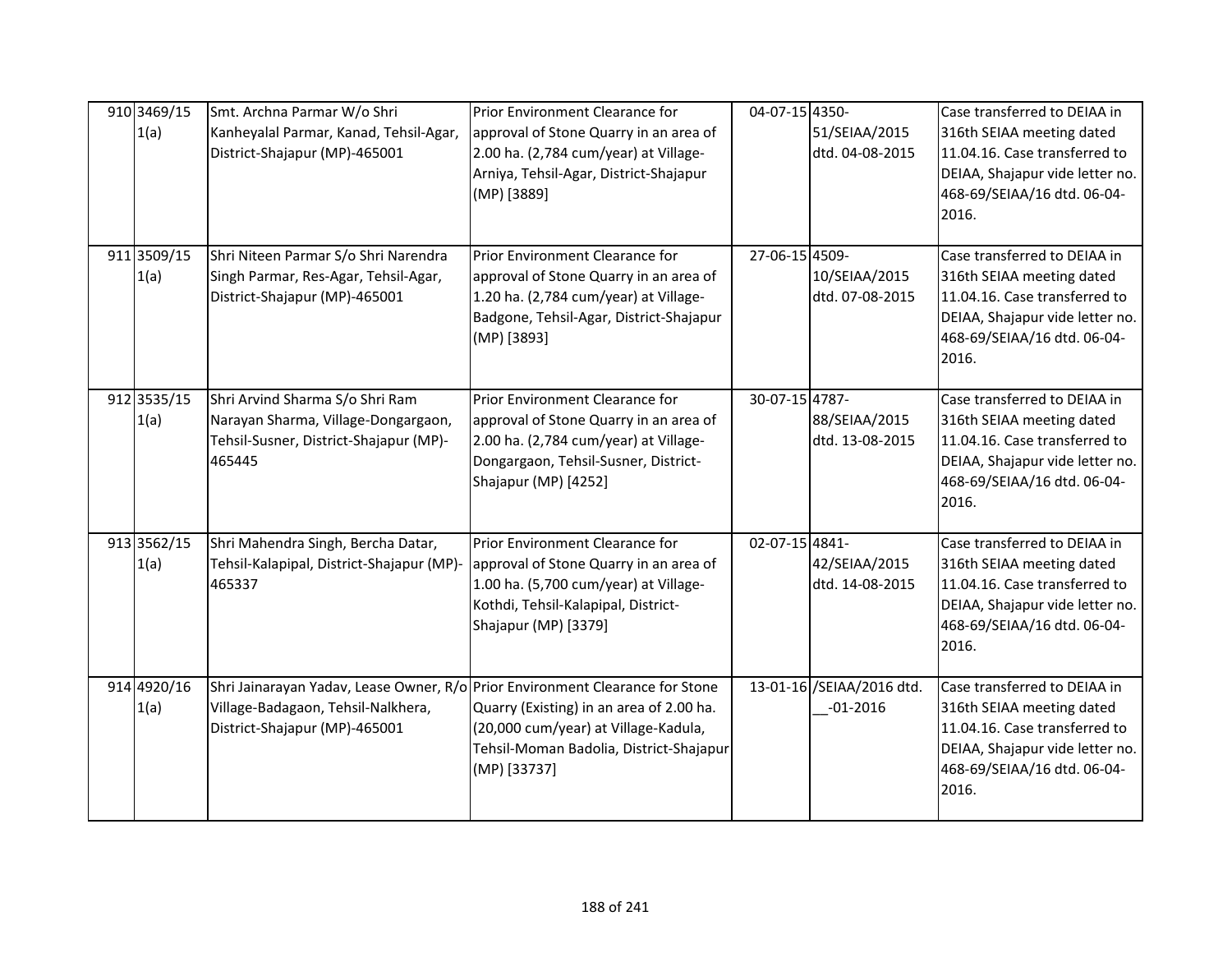| | | | | | | |
|---|---|---|---|---|---|---|
| 910 | 3469/15 1(a) | Smt. Archna Parmar W/o Shri Kanheyalal Parmar, Kanad, Tehsil-Agar, District-Shajapur (MP)-465001 | Prior Environment Clearance for approval of Stone Quarry in an area of 2.00 ha. (2,784 cum/year) at Village-Arniya, Tehsil-Agar, District-Shajapur (MP) [3889] | 04-07-15 | 4350-51/SEIAA/2015 dtd. 04-08-2015 | Case transferred to DEIAA in 316th SEIAA meeting dated 11.04.16. Case transferred to DEIAA, Shajapur vide letter no. 468-69/SEIAA/16 dtd. 06-04-2016. |
| 911 | 3509/15 1(a) | Shri Niteen Parmar S/o Shri Narendra Singh Parmar, Res-Agar, Tehsil-Agar, District-Shajapur (MP)-465001 | Prior Environment Clearance for approval of Stone Quarry in an area of 1.20 ha. (2,784 cum/year) at Village-Badgone, Tehsil-Agar, District-Shajapur (MP) [3893] | 27-06-15 | 4509-10/SEIAA/2015 dtd. 07-08-2015 | Case transferred to DEIAA in 316th SEIAA meeting dated 11.04.16. Case transferred to DEIAA, Shajapur vide letter no. 468-69/SEIAA/16 dtd. 06-04-2016. |
| 912 | 3535/15 1(a) | Shri Arvind Sharma S/o Shri Ram Narayan Sharma, Village-Dongargaon, Tehsil-Susner, District-Shajapur (MP)-465445 | Prior Environment Clearance for approval of Stone Quarry in an area of 2.00 ha. (2,784 cum/year) at Village-Dongargaon, Tehsil-Susner, District-Shajapur (MP) [4252] | 30-07-15 | 4787-88/SEIAA/2015 dtd. 13-08-2015 | Case transferred to DEIAA in 316th SEIAA meeting dated 11.04.16. Case transferred to DEIAA, Shajapur vide letter no. 468-69/SEIAA/16 dtd. 06-04-2016. |
| 913 | 3562/15 1(a) | Shri Mahendra Singh, Bercha Datar, Tehsil-Kalapipal, District-Shajapur (MP)-465337 | Prior Environment Clearance for approval of Stone Quarry in an area of 1.00 ha. (5,700 cum/year) at Village-Kothdi, Tehsil-Kalapipal, District-Shajapur (MP) [3379] | 02-07-15 | 4841-42/SEIAA/2015 dtd. 14-08-2015 | Case transferred to DEIAA in 316th SEIAA meeting dated 11.04.16. Case transferred to DEIAA, Shajapur vide letter no. 468-69/SEIAA/16 dtd. 06-04-2016. |
| 914 | 4920/16 1(a) | Shri Jainarayan Yadav, Lease Owner, R/o Village-Badagaon, Tehsil-Nalkhera, District-Shajapur (MP)-465001 | Prior Environment Clearance for Stone Quarry (Existing) in an area of 2.00 ha. (20,000 cum/year) at Village-Kadula, Tehsil-Moman Badolia, District-Shajapur (MP) [33737] | 13-01-16 | /SEIAA/2016 dtd. __-01-2016 | Case transferred to DEIAA in 316th SEIAA meeting dated 11.04.16. Case transferred to DEIAA, Shajapur vide letter no. 468-69/SEIAA/16 dtd. 06-04-2016. |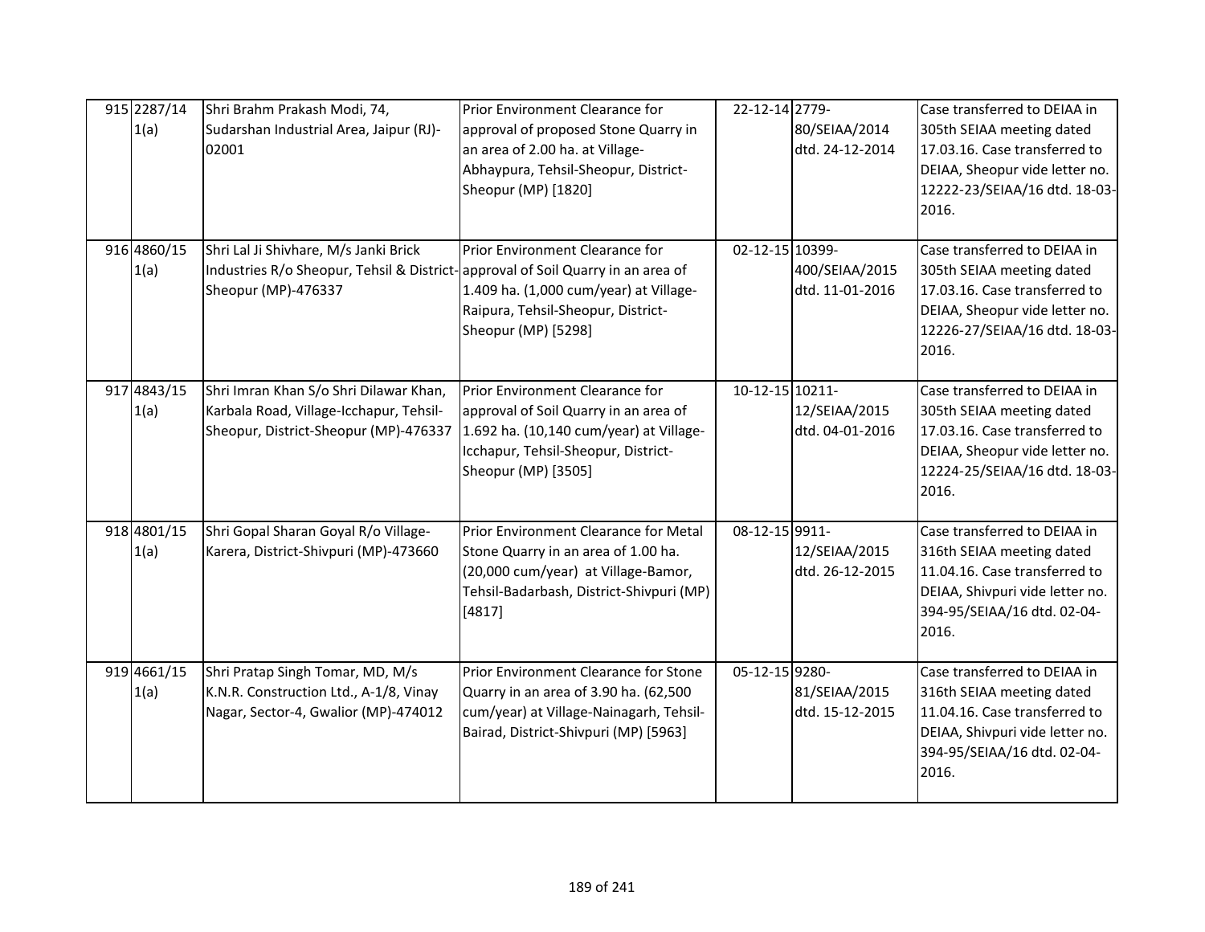| | | | | | | |
|---|---|---|---|---|---|---|
| 915 | 2287/14 1(a) | Shri Brahm Prakash Modi, 74, Sudarshan Industrial Area, Jaipur (RJ)-02001 | Prior Environment Clearance for approval of proposed Stone Quarry in an area of 2.00 ha. at Village-Abhaypura, Tehsil-Sheopur, District-Sheopur (MP) [1820] | 22-12-14 | 2779-80/SEIAA/2014 dtd. 24-12-2014 | Case transferred to DEIAA in 305th SEIAA meeting dated 17.03.16. Case transferred to DEIAA, Sheopur vide letter no. 12222-23/SEIAA/16 dtd. 18-03-2016. |
| 916 | 4860/15 1(a) | Shri Lal Ji Shivhare, M/s Janki Brick Industries R/o Sheopur, Tehsil & District-Sheopur (MP)-476337 | Prior Environment Clearance for approval of Soil Quarry in an area of 1.409 ha. (1,000 cum/year) at Village-Raipura, Tehsil-Sheopur, District-Sheopur (MP) [5298] | 02-12-15 | 10399-400/SEIAA/2015 dtd. 11-01-2016 | Case transferred to DEIAA in 305th SEIAA meeting dated 17.03.16. Case transferred to DEIAA, Sheopur vide letter no. 12226-27/SEIAA/16 dtd. 18-03-2016. |
| 917 | 4843/15 1(a) | Shri Imran Khan S/o Shri Dilawar Khan, Karbala Road, Village-Icchapur, Tehsil-Sheopur, District-Sheopur (MP)-476337 | Prior Environment Clearance for approval of Soil Quarry in an area of 1.692 ha. (10,140 cum/year) at Village-Icchapur, Tehsil-Sheopur, District-Sheopur (MP) [3505] | 10-12-15 | 10211-12/SEIAA/2015 dtd. 04-01-2016 | Case transferred to DEIAA in 305th SEIAA meeting dated 17.03.16. Case transferred to DEIAA, Sheopur vide letter no. 12224-25/SEIAA/16 dtd. 18-03-2016. |
| 918 | 4801/15 1(a) | Shri Gopal Sharan Goyal R/o Village-Karera, District-Shivpuri (MP)-473660 | Prior Environment Clearance for Metal Stone Quarry in an area of 1.00 ha. (20,000 cum/year) at Village-Bamor, Tehsil-Badarbash, District-Shivpuri (MP) [4817] | 08-12-15 | 9911-12/SEIAA/2015 dtd. 26-12-2015 | Case transferred to DEIAA in 316th SEIAA meeting dated 11.04.16. Case transferred to DEIAA, Shivpuri vide letter no. 394-95/SEIAA/16 dtd. 02-04-2016. |
| 919 | 4661/15 1(a) | Shri Pratap Singh Tomar, MD, M/s K.N.R. Construction Ltd., A-1/8, Vinay Nagar, Sector-4, Gwalior (MP)-474012 | Prior Environment Clearance for Stone Quarry in an area of 3.90 ha. (62,500 cum/year) at Village-Nainagarh, Tehsil-Bairad, District-Shivpuri (MP) [5963] | 05-12-15 | 9280-81/SEIAA/2015 dtd. 15-12-2015 | Case transferred to DEIAA in 316th SEIAA meeting dated 11.04.16. Case transferred to DEIAA, Shivpuri vide letter no. 394-95/SEIAA/16 dtd. 02-04-2016. |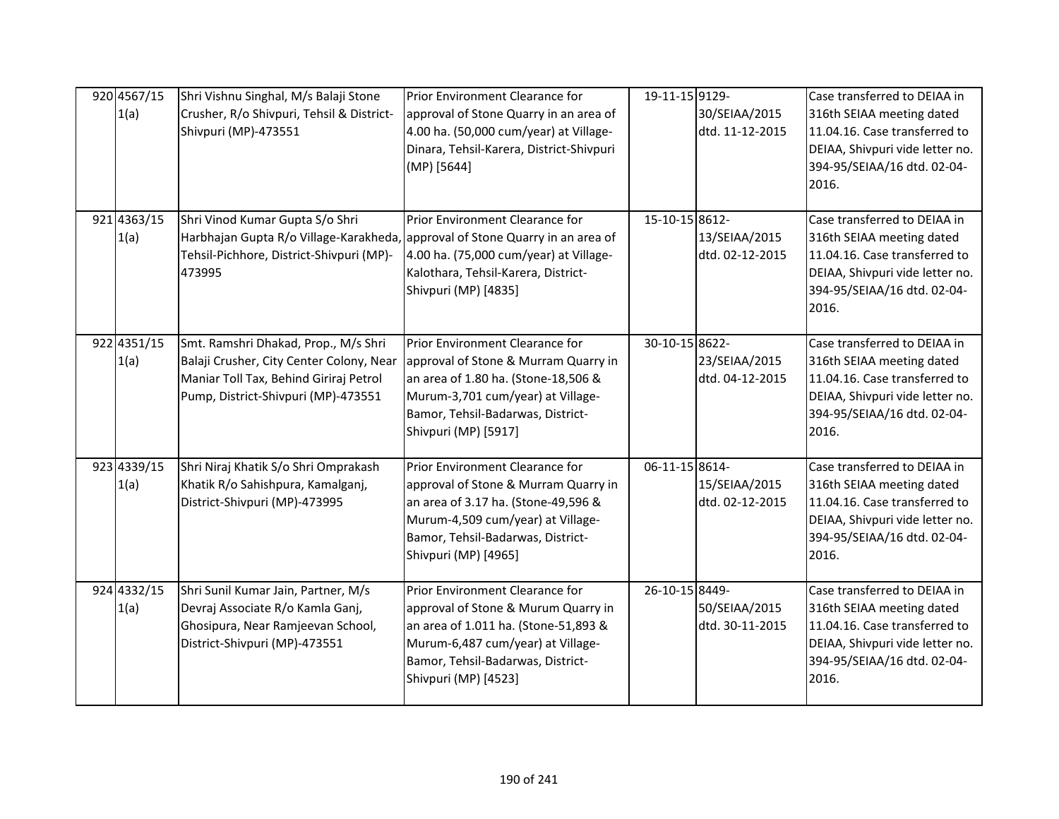| | | | | | | |
|---|---|---|---|---|---|---|
| 920 | 4567/15 1(a) | Shri Vishnu Singhal, M/s Balaji Stone Crusher, R/o Shivpuri, Tehsil & District-Shivpuri (MP)-473551 | Prior Environment Clearance for approval of Stone Quarry in an area of 4.00 ha. (50,000 cum/year) at Village-Dinara, Tehsil-Karera, District-Shivpuri (MP) [5644] | 19-11-15 | 9129-30/SEIAA/2015 dtd. 11-12-2015 | Case transferred to DEIAA in 316th SEIAA meeting dated 11.04.16. Case transferred to DEIAA, Shivpuri vide letter no. 394-95/SEIAA/16 dtd. 02-04-2016. |
| 921 | 4363/15 1(a) | Shri Vinod Kumar Gupta S/o Shri Harbhajan Gupta R/o Village-Karakheda, Tehsil-Pichhore, District-Shivpuri (MP)-473995 | Prior Environment Clearance for approval of Stone Quarry in an area of 4.00 ha. (75,000 cum/year) at Village-Kalothara, Tehsil-Karera, District-Shivpuri (MP) [4835] | 15-10-15 | 8612-13/SEIAA/2015 dtd. 02-12-2015 | Case transferred to DEIAA in 316th SEIAA meeting dated 11.04.16. Case transferred to DEIAA, Shivpuri vide letter no. 394-95/SEIAA/16 dtd. 02-04-2016. |
| 922 | 4351/15 1(a) | Smt. Ramshri Dhakad, Prop., M/s Shri Balaji Crusher, City Center Colony, Near Maniar Toll Tax, Behind Giriraj Petrol Pump, District-Shivpuri (MP)-473551 | Prior Environment Clearance for approval of Stone & Murram Quarry in an area of 1.80 ha. (Stone-18,506 & Murum-3,701 cum/year) at Village-Bamor, Tehsil-Badarwas, District-Shivpuri (MP) [5917] | 30-10-15 | 8622-23/SEIAA/2015 dtd. 04-12-2015 | Case transferred to DEIAA in 316th SEIAA meeting dated 11.04.16. Case transferred to DEIAA, Shivpuri vide letter no. 394-95/SEIAA/16 dtd. 02-04-2016. |
| 923 | 4339/15 1(a) | Shri Niraj Khatik S/o Shri Omprakash Khatik R/o Sahishpura, Kamalganj, District-Shivpuri (MP)-473995 | Prior Environment Clearance for approval of Stone & Murram Quarry in an area of 3.17 ha. (Stone-49,596 & Murum-4,509 cum/year) at Village-Bamor, Tehsil-Badarwas, District-Shivpuri (MP) [4965] | 06-11-15 | 8614-15/SEIAA/2015 dtd. 02-12-2015 | Case transferred to DEIAA in 316th SEIAA meeting dated 11.04.16. Case transferred to DEIAA, Shivpuri vide letter no. 394-95/SEIAA/16 dtd. 02-04-2016. |
| 924 | 4332/15 1(a) | Shri Sunil Kumar Jain, Partner, M/s Devraj Associate R/o Kamla Ganj, Ghosipura, Near Ramjeevan School, District-Shivpuri (MP)-473551 | Prior Environment Clearance for approval of Stone & Murum Quarry in an area of 1.011 ha. (Stone-51,893 & Murum-6,487 cum/year) at Village-Bamor, Tehsil-Badarwas, District-Shivpuri (MP) [4523] | 26-10-15 | 8449-50/SEIAA/2015 dtd. 30-11-2015 | Case transferred to DEIAA in 316th SEIAA meeting dated 11.04.16. Case transferred to DEIAA, Shivpuri vide letter no. 394-95/SEIAA/16 dtd. 02-04-2016. |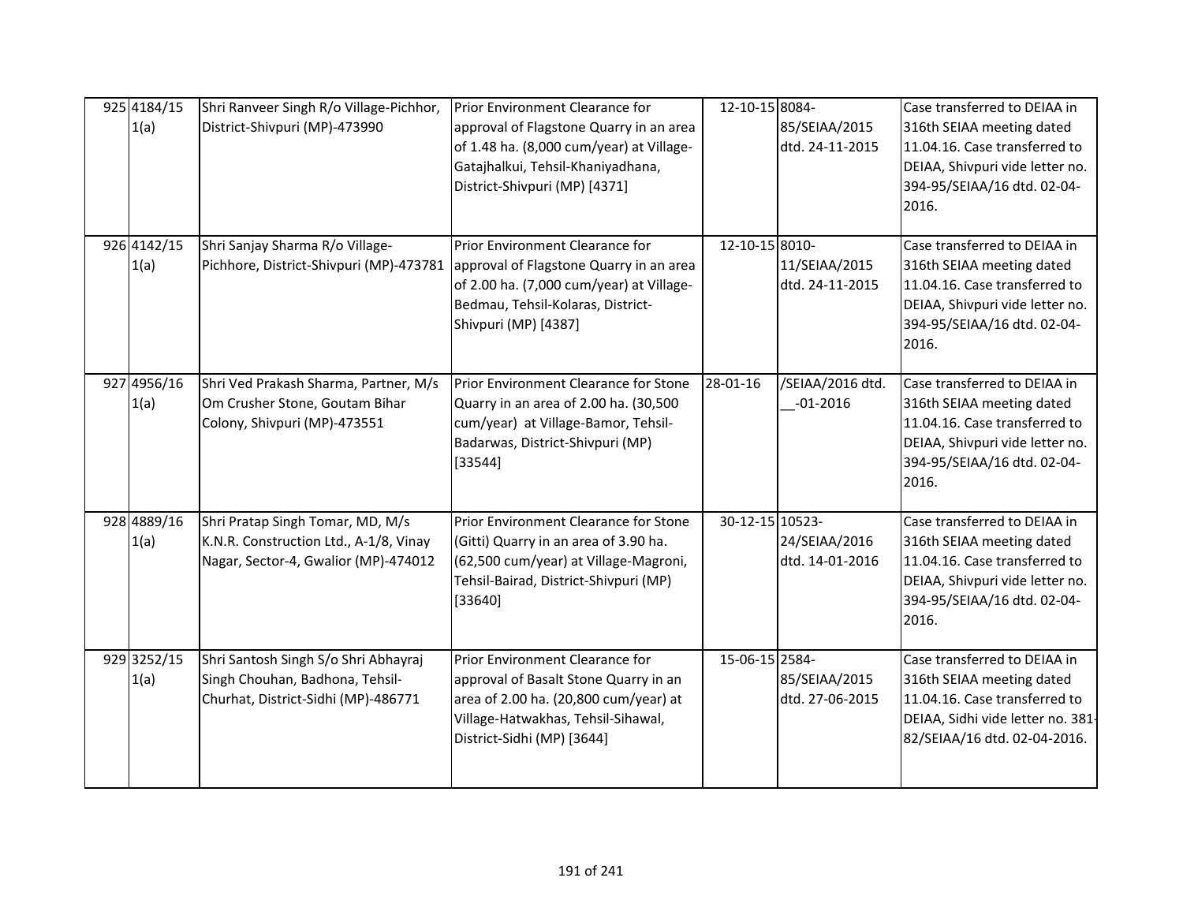| | | | | | | |
|---|---|---|---|---|---|---|
| 925 | 4184/15 1(a) | Shri Ranveer Singh R/o Village-Pichhor, District-Shivpuri (MP)-473990 | Prior Environment Clearance for approval of Flagstone Quarry in an area of 1.48 ha. (8,000 cum/year) at Village-Gatajhalkui, Tehsil-Khaniyadhana, District-Shivpuri (MP) [4371] | 12-10-15 | 8084-85/SEIAA/2015 dtd. 24-11-2015 | Case transferred to DEIAA in 316th SEIAA meeting dated 11.04.16. Case transferred to DEIAA, Shivpuri vide letter no. 394-95/SEIAA/16 dtd. 02-04-2016. |
| 926 | 4142/15 1(a) | Shri Sanjay Sharma R/o Village-Pichhore, District-Shivpuri (MP)-473781 | Prior Environment Clearance for approval of Flagstone Quarry in an area of 2.00 ha. (7,000 cum/year) at Village-Bedmau, Tehsil-Kolaras, District-Shivpuri (MP) [4387] | 12-10-15 | 8010-11/SEIAA/2015 dtd. 24-11-2015 | Case transferred to DEIAA in 316th SEIAA meeting dated 11.04.16. Case transferred to DEIAA, Shivpuri vide letter no. 394-95/SEIAA/16 dtd. 02-04-2016. |
| 927 | 4956/16 1(a) | Shri Ved Prakash Sharma, Partner, M/s Om Crusher Stone, Goutam Bihar Colony, Shivpuri (MP)-473551 | Prior Environment Clearance for Stone Quarry in an area of 2.00 ha. (30,500 cum/year) at Village-Bamor, Tehsil-Badarwas, District-Shivpuri (MP) [33544] | 28-01-16 | /SEIAA/2016 dtd. __-01-2016 | Case transferred to DEIAA in 316th SEIAA meeting dated 11.04.16. Case transferred to DEIAA, Shivpuri vide letter no. 394-95/SEIAA/16 dtd. 02-04-2016. |
| 928 | 4889/16 1(a) | Shri Pratap Singh Tomar, MD, M/s K.N.R. Construction Ltd., A-1/8, Vinay Nagar, Sector-4, Gwalior (MP)-474012 | Prior Environment Clearance for Stone (Gitti) Quarry in an area of 3.90 ha. (62,500 cum/year) at Village-Magroni, Tehsil-Bairad, District-Shivpuri (MP) [33640] | 30-12-15 | 10523-24/SEIAA/2016 dtd. 14-01-2016 | Case transferred to DEIAA in 316th SEIAA meeting dated 11.04.16. Case transferred to DEIAA, Shivpuri vide letter no. 394-95/SEIAA/16 dtd. 02-04-2016. |
| 929 | 3252/15 1(a) | Shri Santosh Singh S/o Shri Abhayraj Singh Chouhan, Badhona, Tehsil-Churhat, District-Sidhi (MP)-486771 | Prior Environment Clearance for approval of Basalt Stone Quarry in an area of 2.00 ha. (20,800 cum/year) at Village-Hatwakhas, Tehsil-Sihawal, District-Sidhi (MP) [3644] | 15-06-15 | 2584-85/SEIAA/2015 dtd. 27-06-2015 | Case transferred to DEIAA in 316th SEIAA meeting dated 11.04.16. Case transferred to DEIAA, Sidhi vide letter no. 381-82/SEIAA/16 dtd. 02-04-2016. |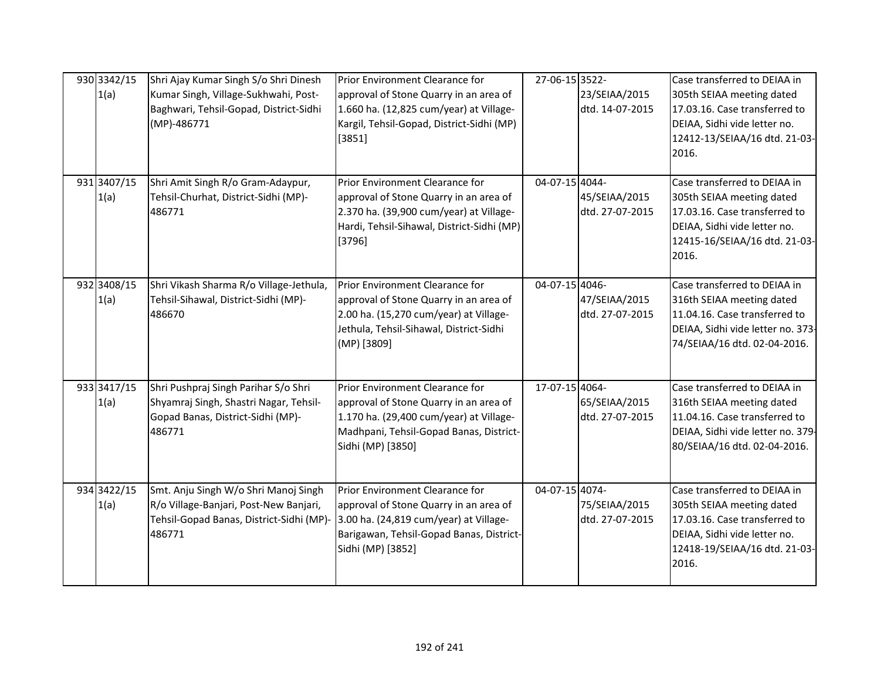| | | | | | | |
|---|---|---|---|---|---|---|
| 930 | 3342/15 1(a) | Shri Ajay Kumar Singh S/o Shri Dinesh Kumar Singh, Village-Sukhwahi, Post-Baghwari, Tehsil-Gopad, District-Sidhi (MP)-486771 | Prior Environment Clearance for approval of Stone Quarry in an area of 1.660 ha. (12,825 cum/year) at Village-Kargil, Tehsil-Gopad, District-Sidhi (MP) [3851] | 27-06-15 | 3522-23/SEIAA/2015 dtd. 14-07-2015 | Case transferred to DEIAA in 305th SEIAA meeting dated 17.03.16. Case transferred to DEIAA, Sidhi vide letter no. 12412-13/SEIAA/16 dtd. 21-03-2016. |
| 931 | 3407/15 1(a) | Shri Amit Singh R/o Gram-Adaypur, Tehsil-Churhat, District-Sidhi (MP)-486771 | Prior Environment Clearance for approval of Stone Quarry in an area of 2.370 ha. (39,900 cum/year) at Village-Hardi, Tehsil-Sihawal, District-Sidhi (MP) [3796] | 04-07-15 | 4044-45/SEIAA/2015 dtd. 27-07-2015 | Case transferred to DEIAA in 305th SEIAA meeting dated 17.03.16. Case transferred to DEIAA, Sidhi vide letter no. 12415-16/SEIAA/16 dtd. 21-03-2016. |
| 932 | 3408/15 1(a) | Shri Vikash Sharma R/o Village-Jethula, Tehsil-Sihawal, District-Sidhi (MP)-486670 | Prior Environment Clearance for approval of Stone Quarry in an area of 2.00 ha. (15,270 cum/year) at Village-Jethula, Tehsil-Sihawal, District-Sidhi (MP) [3809] | 04-07-15 | 4046-47/SEIAA/2015 dtd. 27-07-2015 | Case transferred to DEIAA in 316th SEIAA meeting dated 11.04.16. Case transferred to DEIAA, Sidhi vide letter no. 373-74/SEIAA/16 dtd. 02-04-2016. |
| 933 | 3417/15 1(a) | Shri Pushpraj Singh Parihar S/o Shri Shyamraj Singh, Shastri Nagar, Tehsil-Gopad Banas, District-Sidhi (MP)-486771 | Prior Environment Clearance for approval of Stone Quarry in an area of 1.170 ha. (29,400 cum/year) at Village-Madhpani, Tehsil-Gopad Banas, District-Sidhi (MP) [3850] | 17-07-15 | 4064-65/SEIAA/2015 dtd. 27-07-2015 | Case transferred to DEIAA in 316th SEIAA meeting dated 11.04.16. Case transferred to DEIAA, Sidhi vide letter no. 379-80/SEIAA/16 dtd. 02-04-2016. |
| 934 | 3422/15 1(a) | Smt. Anju Singh W/o Shri Manoj Singh R/o Village-Banjari, Post-New Banjari, Tehsil-Gopad Banas, District-Sidhi (MP)-486771 | Prior Environment Clearance for approval of Stone Quarry in an area of 3.00 ha. (24,819 cum/year) at Village-Barigawan, Tehsil-Gopad Banas, District-Sidhi (MP) [3852] | 04-07-15 | 4074-75/SEIAA/2015 dtd. 27-07-2015 | Case transferred to DEIAA in 305th SEIAA meeting dated 17.03.16. Case transferred to DEIAA, Sidhi vide letter no. 12418-19/SEIAA/16 dtd. 21-03-2016. |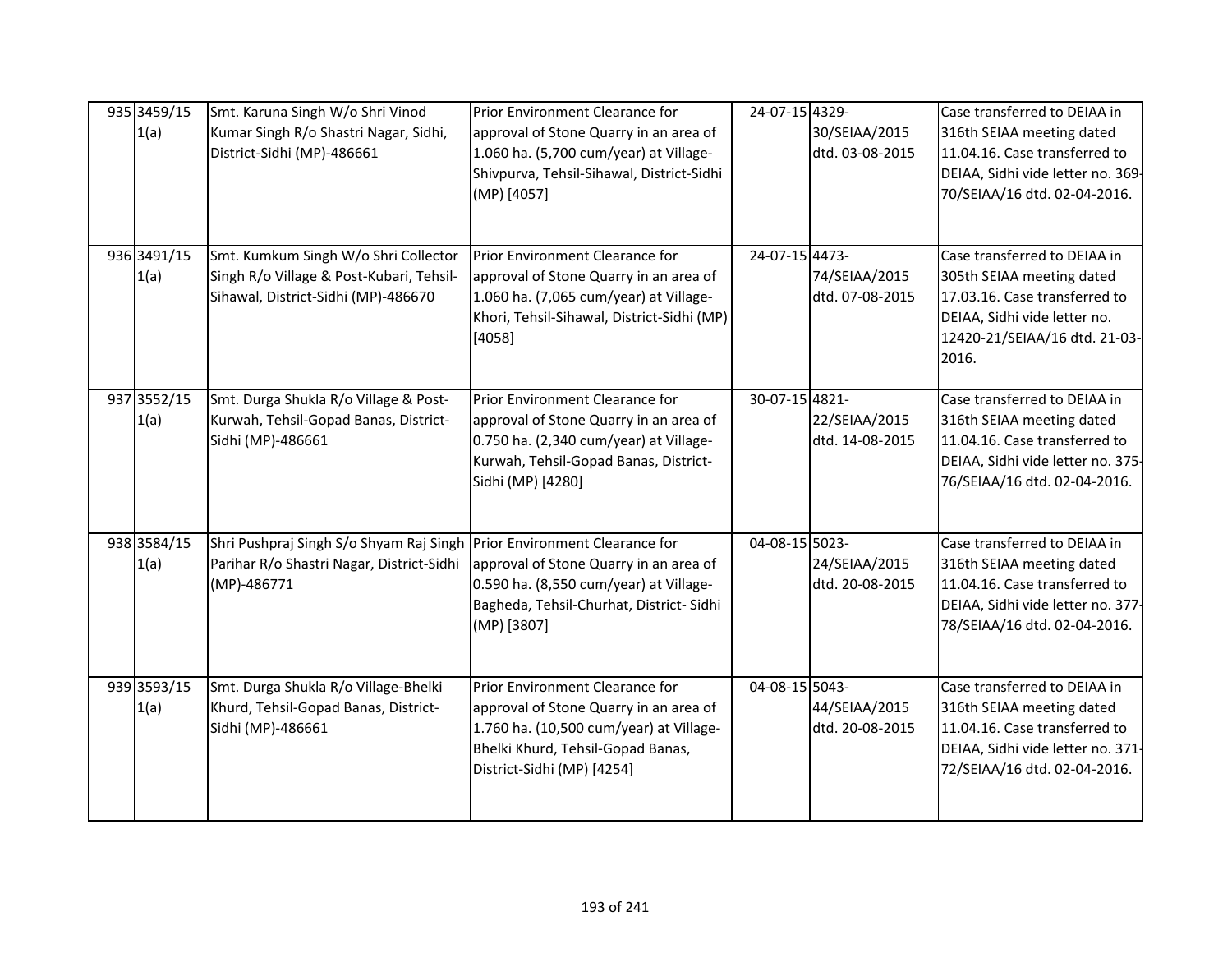| | | | | | | |
|---|---|---|---|---|---|---|
| 935 | 3459/15 1(a) | Smt. Karuna Singh W/o Shri Vinod Kumar Singh R/o Shastri Nagar, Sidhi, District-Sidhi (MP)-486661 | Prior Environment Clearance for approval of Stone Quarry in an area of 1.060 ha. (5,700 cum/year) at Village-Shivpurva, Tehsil-Sihawal, District-Sidhi (MP) [4057] | 24-07-15 | 4329-30/SEIAA/2015 dtd. 03-08-2015 | Case transferred to DEIAA in 316th SEIAA meeting dated 11.04.16. Case transferred to DEIAA, Sidhi vide letter no. 369-70/SEIAA/16 dtd. 02-04-2016. |
| 936 | 3491/15 1(a) | Smt. Kumkum Singh W/o Shri Collector Singh R/o Village & Post-Kubari, Tehsil-Sihawal, District-Sidhi (MP)-486670 | Prior Environment Clearance for approval of Stone Quarry in an area of 1.060 ha. (7,065 cum/year) at Village-Khori, Tehsil-Sihawal, District-Sidhi (MP) [4058] | 24-07-15 | 4473-74/SEIAA/2015 dtd. 07-08-2015 | Case transferred to DEIAA in 305th SEIAA meeting dated 17.03.16. Case transferred to DEIAA, Sidhi vide letter no. 12420-21/SEIAA/16 dtd. 21-03-2016. |
| 937 | 3552/15 1(a) | Smt. Durga Shukla R/o Village & Post-Kurwah, Tehsil-Gopad Banas, District-Sidhi (MP)-486661 | Prior Environment Clearance for approval of Stone Quarry in an area of 0.750 ha. (2,340 cum/year) at Village-Kurwah, Tehsil-Gopad Banas, District-Sidhi (MP) [4280] | 30-07-15 | 4821-22/SEIAA/2015 dtd. 14-08-2015 | Case transferred to DEIAA in 316th SEIAA meeting dated 11.04.16. Case transferred to DEIAA, Sidhi vide letter no. 375-76/SEIAA/16 dtd. 02-04-2016. |
| 938 | 3584/15 1(a) | Shri Pushpraj Singh S/o Shyam Raj Singh Parihar R/o Shastri Nagar, District-Sidhi (MP)-486771 | Prior Environment Clearance for approval of Stone Quarry in an area of 0.590 ha. (8,550 cum/year) at Village-Bagheda, Tehsil-Churhat, District- Sidhi (MP) [3807] | 04-08-15 | 5023-24/SEIAA/2015 dtd. 20-08-2015 | Case transferred to DEIAA in 316th SEIAA meeting dated 11.04.16. Case transferred to DEIAA, Sidhi vide letter no. 377-78/SEIAA/16 dtd. 02-04-2016. |
| 939 | 3593/15 1(a) | Smt. Durga Shukla R/o Village-Bhelki Khurd, Tehsil-Gopad Banas, District-Sidhi (MP)-486661 | Prior Environment Clearance for approval of Stone Quarry in an area of 1.760 ha. (10,500 cum/year) at Village-Bhelki Khurd, Tehsil-Gopad Banas, District-Sidhi (MP) [4254] | 04-08-15 | 5043-44/SEIAA/2015 dtd. 20-08-2015 | Case transferred to DEIAA in 316th SEIAA meeting dated 11.04.16. Case transferred to DEIAA, Sidhi vide letter no. 371-72/SEIAA/16 dtd. 02-04-2016. |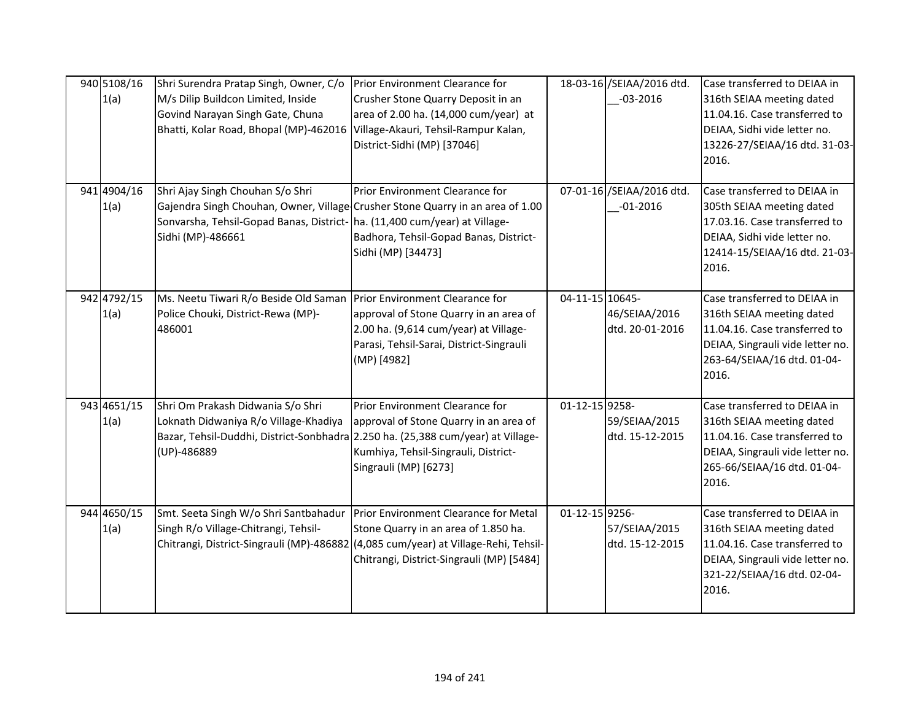| | | | | | | |
|---|---|---|---|---|---|---|
| 940 | 5108/16 1(a) | Shri Surendra Pratap Singh, Owner, C/o M/s Dilip Buildcon Limited, Inside Govind Narayan Singh Gate, Chuna Bhatti, Kolar Road, Bhopal (MP)-462016 | Prior Environment Clearance for Crusher Stone Quarry Deposit in an area of 2.00 ha. (14,000 cum/year) at Village-Akauri, Tehsil-Rampur Kalan, District-Sidhi (MP) [37046] | 18-03-16 | /SEIAA/2016 dtd. __-03-2016 | Case transferred to DEIAA in 316th SEIAA meeting dated 11.04.16. Case transferred to DEIAA, Sidhi vide letter no. 13226-27/SEIAA/16 dtd. 31-03-2016. |
| 941 | 4904/16 1(a) | Shri Ajay Singh Chouhan S/o Shri Gajendra Singh Chouhan, Owner, Village-Sonvarsha, Tehsil-Gopad Banas, District-Sidhi (MP)-486661 | Prior Environment Clearance for Crusher Stone Quarry in an area of 1.00 ha. (11,400 cum/year) at Village-Badhora, Tehsil-Gopad Banas, District-Sidhi (MP) [34473] | 07-01-16 | /SEIAA/2016 dtd. __-01-2016 | Case transferred to DEIAA in 305th SEIAA meeting dated 17.03.16. Case transferred to DEIAA, Sidhi vide letter no. 12414-15/SEIAA/16 dtd. 21-03-2016. |
| 942 | 4792/15 1(a) | Ms. Neetu Tiwari R/o Beside Old Saman Police Chouki, District-Rewa (MP)-486001 | Prior Environment Clearance for approval of Stone Quarry in an area of 2.00 ha. (9,614 cum/year) at Village-Parasi, Tehsil-Sarai, District-Singrauli (MP) [4982] | 04-11-15 | 10645-46/SEIAA/2016 dtd. 20-01-2016 | Case transferred to DEIAA in 316th SEIAA meeting dated 11.04.16. Case transferred to DEIAA, Singrauli vide letter no. 263-64/SEIAA/16 dtd. 01-04-2016. |
| 943 | 4651/15 1(a) | Shri Om Prakash Didwania S/o Shri Loknath Didwaniya R/o Village-Khadiya Bazar, Tehsil-Duddhi, District-Sonbhadra (UP)-486889 | Prior Environment Clearance for approval of Stone Quarry in an area of 2.250 ha. (25,388 cum/year) at Village-Kumhiya, Tehsil-Singrauli, District-Singrauli (MP) [6273] | 01-12-15 | 9258-59/SEIAA/2015 dtd. 15-12-2015 | Case transferred to DEIAA in 316th SEIAA meeting dated 11.04.16. Case transferred to DEIAA, Singrauli vide letter no. 265-66/SEIAA/16 dtd. 01-04-2016. |
| 944 | 4650/15 1(a) | Smt. Seeta Singh W/o Shri Santbahadur Singh R/o Village-Chitrangi, Tehsil-Chitrangi, District-Singrauli (MP)-486882 | Prior Environment Clearance for Metal Stone Quarry in an area of 1.850 ha. (4,085 cum/year) at Village-Rehi, Tehsil-Chitrangi, District-Singrauli (MP) [5484] | 01-12-15 | 9256-57/SEIAA/2015 dtd. 15-12-2015 | Case transferred to DEIAA in 316th SEIAA meeting dated 11.04.16. Case transferred to DEIAA, Singrauli vide letter no. 321-22/SEIAA/16 dtd. 02-04-2016. |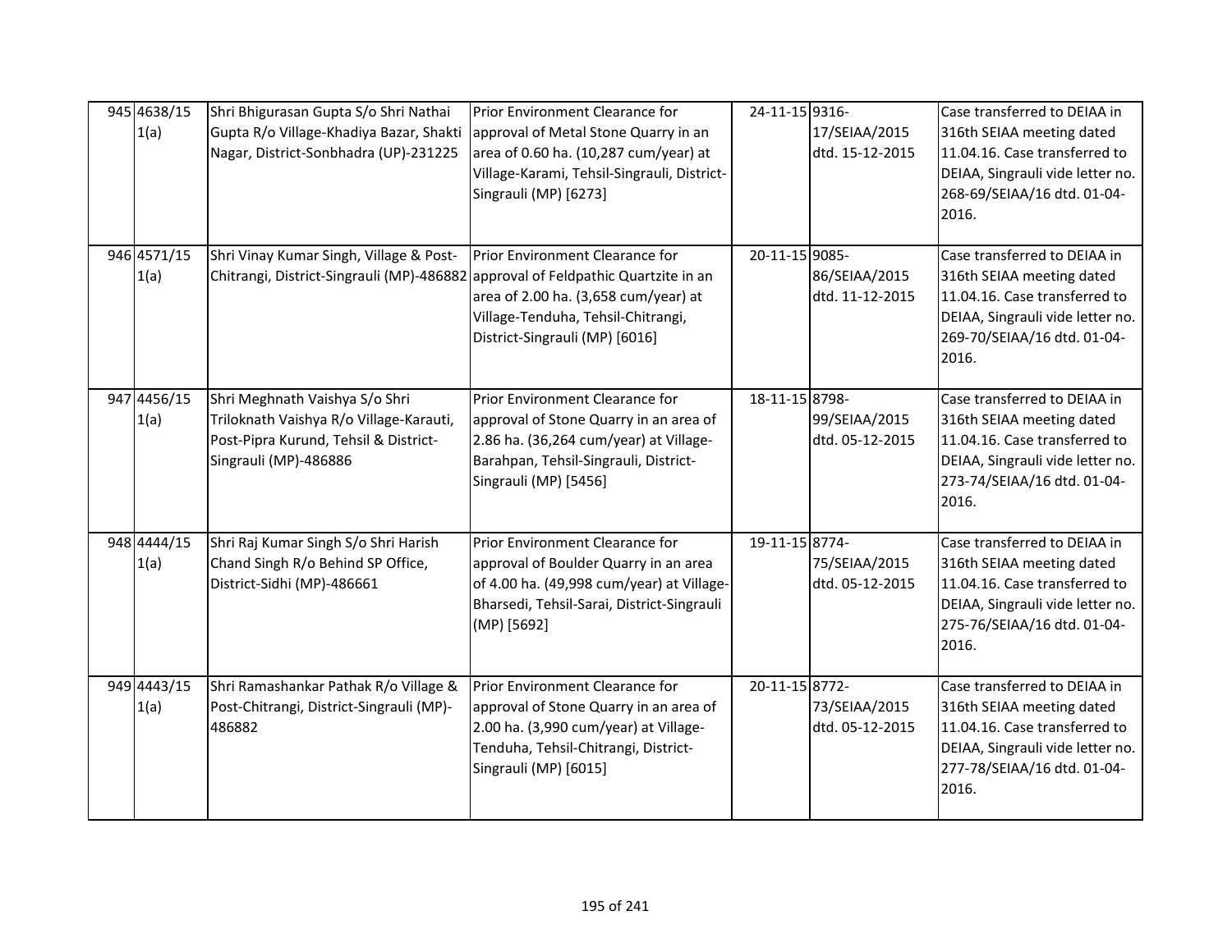| | | | | | | |
|---|---|---|---|---|---|---|
| 945 | 4638/15 1(a) | Shri Bhigurasan Gupta S/o Shri Nathai Gupta R/o Village-Khadiya Bazar, Shakti Nagar, District-Sonbhadra (UP)-231225 | Prior Environment Clearance for approval of Metal Stone Quarry in an area of 0.60 ha. (10,287 cum/year) at Village-Karami, Tehsil-Singrauli, District-Singrauli (MP) [6273] | 24-11-15 | 9316-17/SEIAA/2015 dtd. 15-12-2015 | Case transferred to DEIAA in 316th SEIAA meeting dated 11.04.16. Case transferred to DEIAA, Singrauli vide letter no. 268-69/SEIAA/16 dtd. 01-04-2016. |
| 946 | 4571/15 1(a) | Shri Vinay Kumar Singh, Village & Post-Chitrangi, District-Singrauli (MP)-486882 | Prior Environment Clearance for approval of Feldpathic Quartzite in an area of 2.00 ha. (3,658 cum/year) at Village-Tenduha, Tehsil-Chitrangi, District-Singrauli (MP) [6016] | 20-11-15 | 9085-86/SEIAA/2015 dtd. 11-12-2015 | Case transferred to DEIAA in 316th SEIAA meeting dated 11.04.16. Case transferred to DEIAA, Singrauli vide letter no. 269-70/SEIAA/16 dtd. 01-04-2016. |
| 947 | 4456/15 1(a) | Shri Meghnath Vaishya S/o Shri Triloknath Vaishya R/o Village-Karauti, Post-Pipra Kurund, Tehsil & District-Singrauli (MP)-486886 | Prior Environment Clearance for approval of Stone Quarry in an area of 2.86 ha. (36,264 cum/year) at Village-Barahpan, Tehsil-Singrauli, District-Singrauli (MP) [5456] | 18-11-15 | 8798-99/SEIAA/2015 dtd. 05-12-2015 | Case transferred to DEIAA in 316th SEIAA meeting dated 11.04.16. Case transferred to DEIAA, Singrauli vide letter no. 273-74/SEIAA/16 dtd. 01-04-2016. |
| 948 | 4444/15 1(a) | Shri Raj Kumar Singh S/o Shri Harish Chand Singh R/o Behind SP Office, District-Sidhi (MP)-486661 | Prior Environment Clearance for approval of Boulder Quarry in an area of 4.00 ha. (49,998 cum/year) at Village-Bharsedi, Tehsil-Sarai, District-Singrauli (MP) [5692] | 19-11-15 | 8774-75/SEIAA/2015 dtd. 05-12-2015 | Case transferred to DEIAA in 316th SEIAA meeting dated 11.04.16. Case transferred to DEIAA, Singrauli vide letter no. 275-76/SEIAA/16 dtd. 01-04-2016. |
| 949 | 4443/15 1(a) | Shri Ramashankar Pathak R/o Village & Post-Chitrangi, District-Singrauli (MP)-486882 | Prior Environment Clearance for approval of Stone Quarry in an area of 2.00 ha. (3,990 cum/year) at Village-Tenduha, Tehsil-Chitrangi, District-Singrauli (MP) [6015] | 20-11-15 | 8772-73/SEIAA/2015 dtd. 05-12-2015 | Case transferred to DEIAA in 316th SEIAA meeting dated 11.04.16. Case transferred to DEIAA, Singrauli vide letter no. 277-78/SEIAA/16 dtd. 01-04-2016. |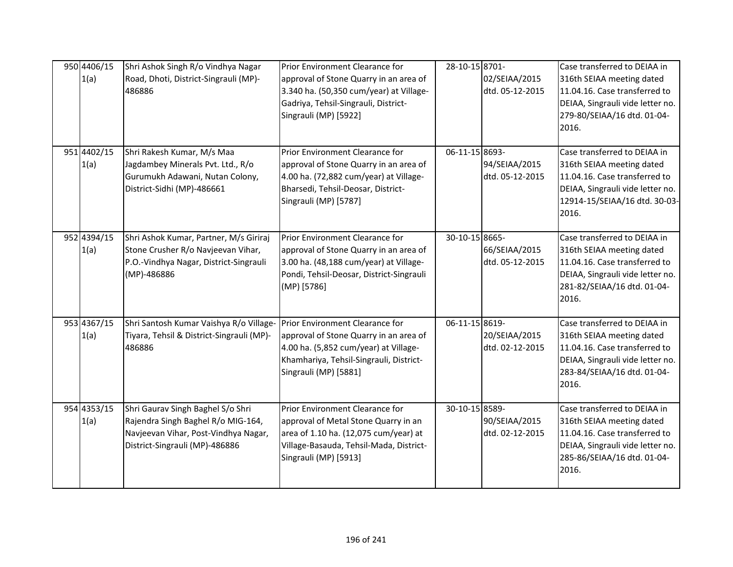| | | | | | | |
|---|---|---|---|---|---|---|
| 950 | 4406/15 1(a) | Shri Ashok Singh R/o Vindhya Nagar Road, Dhoti, District-Singrauli (MP)-486886 | Prior Environment Clearance for approval of Stone Quarry in an area of 3.340 ha. (50,350 cum/year) at Village-Gadriya, Tehsil-Singrauli, District-Singrauli (MP) [5922] | 28-10-15 | 8701-02/SEIAA/2015 dtd. 05-12-2015 | Case transferred to DEIAA in 316th SEIAA meeting dated 11.04.16. Case transferred to DEIAA, Singrauli vide letter no. 279-80/SEIAA/16 dtd. 01-04-2016. |
| 951 | 4402/15 1(a) | Shri Rakesh Kumar, M/s Maa Jagdambey Minerals Pvt. Ltd., R/o Gurumukh Adawani, Nutan Colony, District-Sidhi (MP)-486661 | Prior Environment Clearance for approval of Stone Quarry in an area of 4.00 ha. (72,882 cum/year) at Village-Bharsedi, Tehsil-Deosar, District-Singrauli (MP) [5787] | 06-11-15 | 8693-94/SEIAA/2015 dtd. 05-12-2015 | Case transferred to DEIAA in 316th SEIAA meeting dated 11.04.16. Case transferred to DEIAA, Singrauli vide letter no. 12914-15/SEIAA/16 dtd. 30-03-2016. |
| 952 | 4394/15 1(a) | Shri Ashok Kumar, Partner, M/s Giriraj Stone Crusher R/o Navjeevan Vihar, P.O.-Vindhya Nagar, District-Singrauli (MP)-486886 | Prior Environment Clearance for approval of Stone Quarry in an area of 3.00 ha. (48,188 cum/year) at Village-Pondi, Tehsil-Deosar, District-Singrauli (MP) [5786] | 30-10-15 | 8665-66/SEIAA/2015 dtd. 05-12-2015 | Case transferred to DEIAA in 316th SEIAA meeting dated 11.04.16. Case transferred to DEIAA, Singrauli vide letter no. 281-82/SEIAA/16 dtd. 01-04-2016. |
| 953 | 4367/15 1(a) | Shri Santosh Kumar Vaishya R/o Village-Tiyara, Tehsil & District-Singrauli (MP)-486886 | Prior Environment Clearance for approval of Stone Quarry in an area of 4.00 ha. (5,852 cum/year) at Village-Khamhariya, Tehsil-Singrauli, District-Singrauli (MP) [5881] | 06-11-15 | 8619-20/SEIAA/2015 dtd. 02-12-2015 | Case transferred to DEIAA in 316th SEIAA meeting dated 11.04.16. Case transferred to DEIAA, Singrauli vide letter no. 283-84/SEIAA/16 dtd. 01-04-2016. |
| 954 | 4353/15 1(a) | Shri Gaurav Singh Baghel S/o Shri Rajendra Singh Baghel R/o MIG-164, Navjeevan Vihar, Post-Vindhya Nagar, District-Singrauli (MP)-486886 | Prior Environment Clearance for approval of Metal Stone Quarry in an area of 1.10 ha. (12,075 cum/year) at Village-Basauda, Tehsil-Mada, District-Singrauli (MP) [5913] | 30-10-15 | 8589-90/SEIAA/2015 dtd. 02-12-2015 | Case transferred to DEIAA in 316th SEIAA meeting dated 11.04.16. Case transferred to DEIAA, Singrauli vide letter no. 285-86/SEIAA/16 dtd. 01-04-2016. |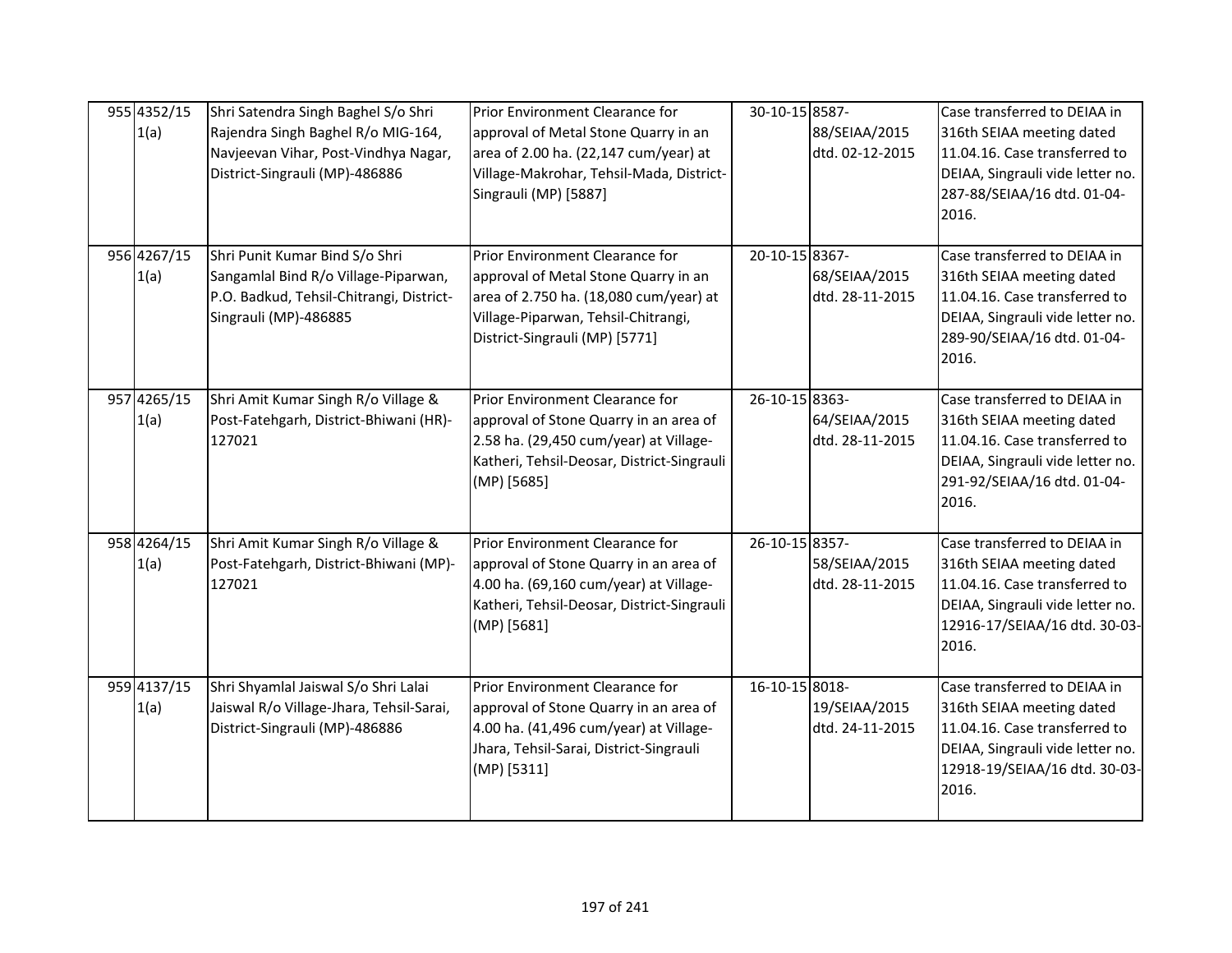| | | | | | | |
|---|---|---|---|---|---|---|
| 955 | 4352/15 1(a) | Shri Satendra Singh Baghel S/o Shri Rajendra Singh Baghel R/o MIG-164, Navjeevan Vihar, Post-Vindhya Nagar, District-Singrauli (MP)-486886 | Prior Environment Clearance for approval of Metal Stone Quarry in an area of 2.00 ha. (22,147 cum/year) at Village-Makrohar, Tehsil-Mada, District-Singrauli (MP) [5887] | 30-10-15 | 8587-88/SEIAA/2015 dtd. 02-12-2015 | Case transferred to DEIAA in 316th SEIAA meeting dated 11.04.16. Case transferred to DEIAA, Singrauli vide letter no. 287-88/SEIAA/16 dtd. 01-04-2016. |
| 956 | 4267/15 1(a) | Shri Punit Kumar Bind S/o Shri Sangamlal Bind R/o Village-Piparwan, P.O. Badkud, Tehsil-Chitrangi, District-Singrauli (MP)-486885 | Prior Environment Clearance for approval of Metal Stone Quarry in an area of 2.750 ha. (18,080 cum/year) at Village-Piparwan, Tehsil-Chitrangi, District-Singrauli (MP) [5771] | 20-10-15 | 8367-68/SEIAA/2015 dtd. 28-11-2015 | Case transferred to DEIAA in 316th SEIAA meeting dated 11.04.16. Case transferred to DEIAA, Singrauli vide letter no. 289-90/SEIAA/16 dtd. 01-04-2016. |
| 957 | 4265/15 1(a) | Shri Amit Kumar Singh R/o Village & Post-Fatehgarh, District-Bhiwani (HR)-127021 | Prior Environment Clearance for approval of Stone Quarry in an area of 2.58 ha. (29,450 cum/year) at Village-Katheri, Tehsil-Deosar, District-Singrauli (MP) [5685] | 26-10-15 | 8363-64/SEIAA/2015 dtd. 28-11-2015 | Case transferred to DEIAA in 316th SEIAA meeting dated 11.04.16. Case transferred to DEIAA, Singrauli vide letter no. 291-92/SEIAA/16 dtd. 01-04-2016. |
| 958 | 4264/15 1(a) | Shri Amit Kumar Singh R/o Village & Post-Fatehgarh, District-Bhiwani (MP)-127021 | Prior Environment Clearance for approval of Stone Quarry in an area of 4.00 ha. (69,160 cum/year) at Village-Katheri, Tehsil-Deosar, District-Singrauli (MP) [5681] | 26-10-15 | 8357-58/SEIAA/2015 dtd. 28-11-2015 | Case transferred to DEIAA in 316th SEIAA meeting dated 11.04.16. Case transferred to DEIAA, Singrauli vide letter no. 12916-17/SEIAA/16 dtd. 30-03-2016. |
| 959 | 4137/15 1(a) | Shri Shyamlal Jaiswal S/o Shri Lalai Jaiswal R/o Village-Jhara, Tehsil-Sarai, District-Singrauli (MP)-486886 | Prior Environment Clearance for approval of Stone Quarry in an area of 4.00 ha. (41,496 cum/year) at Village-Jhara, Tehsil-Sarai, District-Singrauli (MP) [5311] | 16-10-15 | 8018-19/SEIAA/2015 dtd. 24-11-2015 | Case transferred to DEIAA in 316th SEIAA meeting dated 11.04.16. Case transferred to DEIAA, Singrauli vide letter no. 12918-19/SEIAA/16 dtd. 30-03-2016. |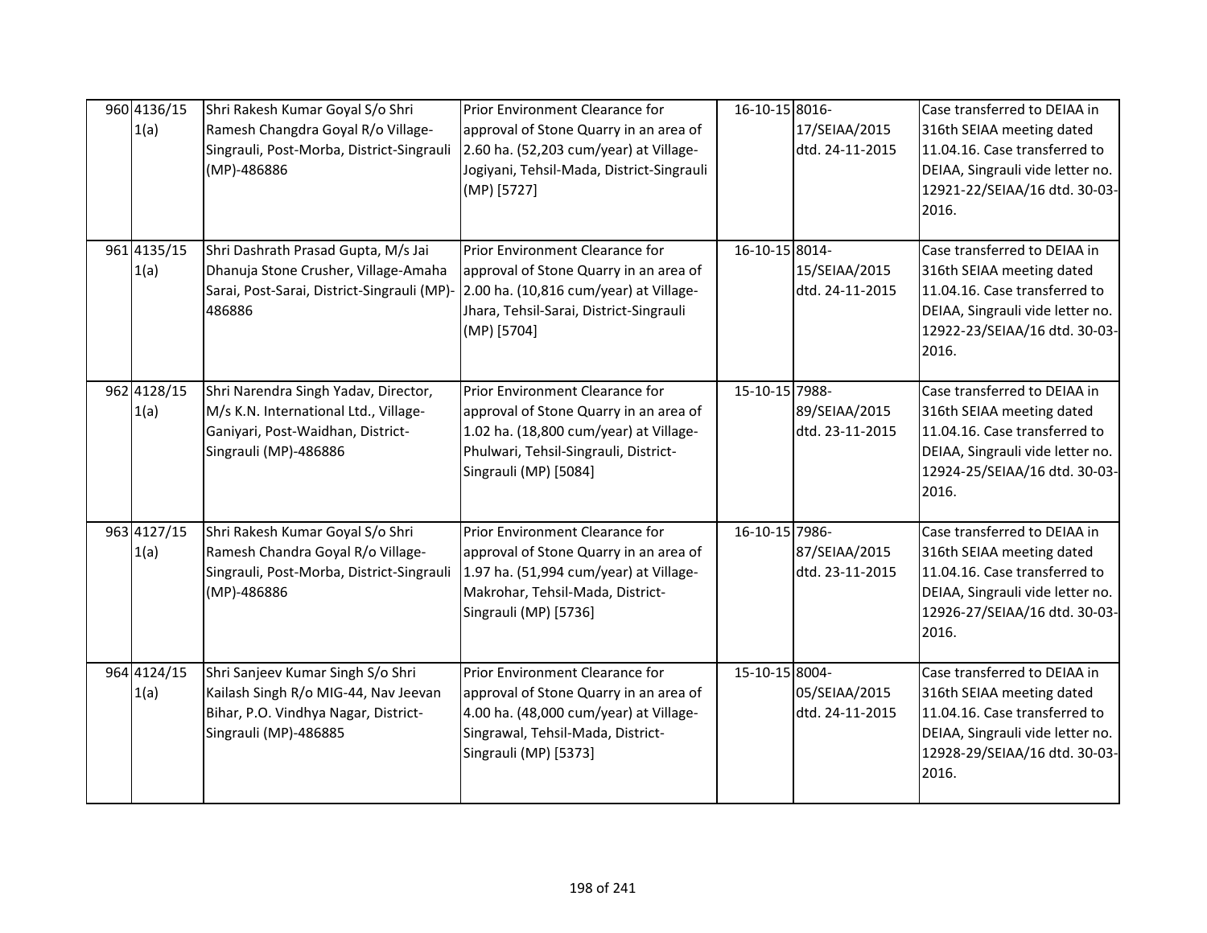| | | | | | | |
|---|---|---|---|---|---|---|
| 960 | 4136/15 1(a) | Shri Rakesh Kumar Goyal S/o Shri Ramesh Changdra Goyal R/o Village-Singrauli, Post-Morba, District-Singrauli (MP)-486886 | Prior Environment Clearance for approval of Stone Quarry in an area of 2.60 ha. (52,203 cum/year) at Village-Jogiyani, Tehsil-Mada, District-Singrauli (MP) [5727] | 16-10-15 | 8016-17/SEIAA/2015 dtd. 24-11-2015 | Case transferred to DEIAA in 316th SEIAA meeting dated 11.04.16. Case transferred to DEIAA, Singrauli vide letter no. 12921-22/SEIAA/16 dtd. 30-03-2016. |
| 961 | 4135/15 1(a) | Shri Dashrath Prasad Gupta, M/s Jai Dhanuja Stone Crusher, Village-Amaha Sarai, Post-Sarai, District-Singrauli (MP)-486886 | Prior Environment Clearance for approval of Stone Quarry in an area of 2.00 ha. (10,816 cum/year) at Village-Jhara, Tehsil-Sarai, District-Singrauli (MP) [5704] | 16-10-15 | 8014-15/SEIAA/2015 dtd. 24-11-2015 | Case transferred to DEIAA in 316th SEIAA meeting dated 11.04.16. Case transferred to DEIAA, Singrauli vide letter no. 12922-23/SEIAA/16 dtd. 30-03-2016. |
| 962 | 4128/15 1(a) | Shri Narendra Singh Yadav, Director, M/s K.N. International Ltd., Village-Ganiyari, Post-Waidhan, District-Singrauli (MP)-486886 | Prior Environment Clearance for approval of Stone Quarry in an area of 1.02 ha. (18,800 cum/year) at Village-Phulwari, Tehsil-Singrauli, District-Singrauli (MP) [5084] | 15-10-15 | 7988-89/SEIAA/2015 dtd. 23-11-2015 | Case transferred to DEIAA in 316th SEIAA meeting dated 11.04.16. Case transferred to DEIAA, Singrauli vide letter no. 12924-25/SEIAA/16 dtd. 30-03-2016. |
| 963 | 4127/15 1(a) | Shri Rakesh Kumar Goyal S/o Shri Ramesh Chandra Goyal R/o Village-Singrauli, Post-Morba, District-Singrauli (MP)-486886 | Prior Environment Clearance for approval of Stone Quarry in an area of 1.97 ha. (51,994 cum/year) at Village-Makrohar, Tehsil-Mada, District-Singrauli (MP) [5736] | 16-10-15 | 7986-87/SEIAA/2015 dtd. 23-11-2015 | Case transferred to DEIAA in 316th SEIAA meeting dated 11.04.16. Case transferred to DEIAA, Singrauli vide letter no. 12926-27/SEIAA/16 dtd. 30-03-2016. |
| 964 | 4124/15 1(a) | Shri Sanjeev Kumar Singh S/o Shri Kailash Singh R/o MIG-44, Nav Jeevan Bihar, P.O. Vindhya Nagar, District-Singrauli (MP)-486885 | Prior Environment Clearance for approval of Stone Quarry in an area of 4.00 ha. (48,000 cum/year) at Village-Singrawal, Tehsil-Mada, District-Singrauli (MP) [5373] | 15-10-15 | 8004-05/SEIAA/2015 dtd. 24-11-2015 | Case transferred to DEIAA in 316th SEIAA meeting dated 11.04.16. Case transferred to DEIAA, Singrauli vide letter no. 12928-29/SEIAA/16 dtd. 30-03-2016. |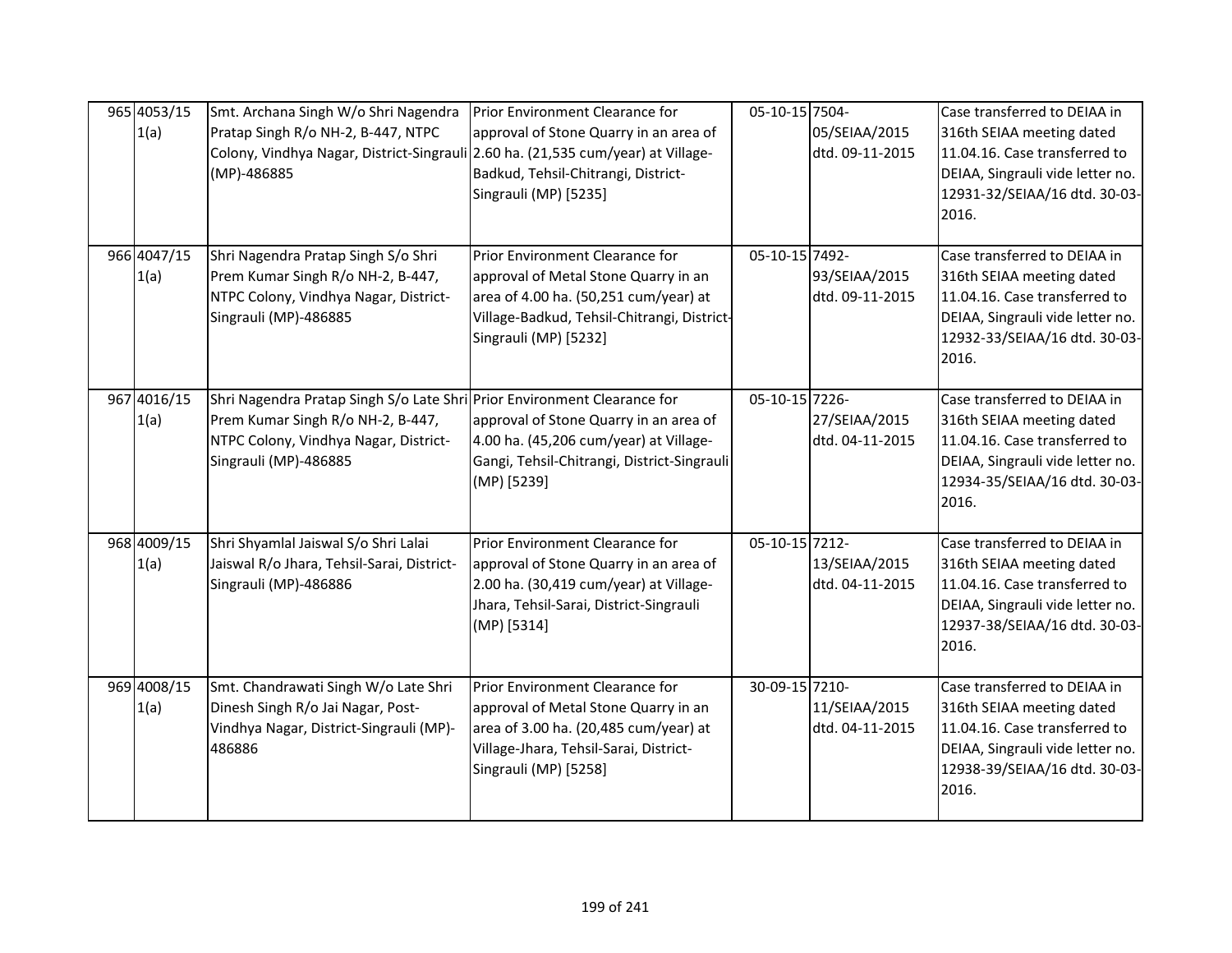| | | | | | | |
|---|---|---|---|---|---|---|
| 965 | 4053/15 1(a) | Smt. Archana Singh W/o Shri Nagendra Pratap Singh R/o NH-2, B-447, NTPC Colony, Vindhya Nagar, District-Singrauli (MP)-486885 | Prior Environment Clearance for approval of Stone Quarry in an area of 2.60 ha. (21,535 cum/year) at Village-Badkud, Tehsil-Chitrangi, District-Singrauli (MP) [5235] | 05-10-15 | 7504-05/SEIAA/2015 dtd. 09-11-2015 | Case transferred to DEIAA in 316th SEIAA meeting dated 11.04.16. Case transferred to DEIAA, Singrauli vide letter no. 12931-32/SEIAA/16 dtd. 30-03-2016. |
| 966 | 4047/15 1(a) | Shri Nagendra Pratap Singh S/o Shri Prem Kumar Singh R/o NH-2, B-447, NTPC Colony, Vindhya Nagar, District-Singrauli (MP)-486885 | Prior Environment Clearance for approval of Metal Stone Quarry in an area of 4.00 ha. (50,251 cum/year) at Village-Badkud, Tehsil-Chitrangi, District-Singrauli (MP) [5232] | 05-10-15 | 7492-93/SEIAA/2015 dtd. 09-11-2015 | Case transferred to DEIAA in 316th SEIAA meeting dated 11.04.16. Case transferred to DEIAA, Singrauli vide letter no. 12932-33/SEIAA/16 dtd. 30-03-2016. |
| 967 | 4016/15 1(a) | Shri Nagendra Pratap Singh S/o Late Shri Prem Kumar Singh R/o NH-2, B-447, NTPC Colony, Vindhya Nagar, District-Singrauli (MP)-486885 | Prior Environment Clearance for approval of Stone Quarry in an area of 4.00 ha. (45,206 cum/year) at Village-Gangi, Tehsil-Chitrangi, District-Singrauli (MP) [5239] | 05-10-15 | 7226-27/SEIAA/2015 dtd. 04-11-2015 | Case transferred to DEIAA in 316th SEIAA meeting dated 11.04.16. Case transferred to DEIAA, Singrauli vide letter no. 12934-35/SEIAA/16 dtd. 30-03-2016. |
| 968 | 4009/15 1(a) | Shri Shyamlal Jaiswal S/o Shri Lalai Jaiswal R/o Jhara, Tehsil-Sarai, District-Singrauli (MP)-486886 | Prior Environment Clearance for approval of Stone Quarry in an area of 2.00 ha. (30,419 cum/year) at Village-Jhara, Tehsil-Sarai, District-Singrauli (MP) [5314] | 05-10-15 | 7212-13/SEIAA/2015 dtd. 04-11-2015 | Case transferred to DEIAA in 316th SEIAA meeting dated 11.04.16. Case transferred to DEIAA, Singrauli vide letter no. 12937-38/SEIAA/16 dtd. 30-03-2016. |
| 969 | 4008/15 1(a) | Smt. Chandrawati Singh W/o Late Shri Dinesh Singh R/o Jai Nagar, Post-Vindhya Nagar, District-Singrauli (MP)-486886 | Prior Environment Clearance for approval of Metal Stone Quarry in an area of 3.00 ha. (20,485 cum/year) at Village-Jhara, Tehsil-Sarai, District-Singrauli (MP) [5258] | 30-09-15 | 7210-11/SEIAA/2015 dtd. 04-11-2015 | Case transferred to DEIAA in 316th SEIAA meeting dated 11.04.16. Case transferred to DEIAA, Singrauli vide letter no. 12938-39/SEIAA/16 dtd. 30-03-2016. |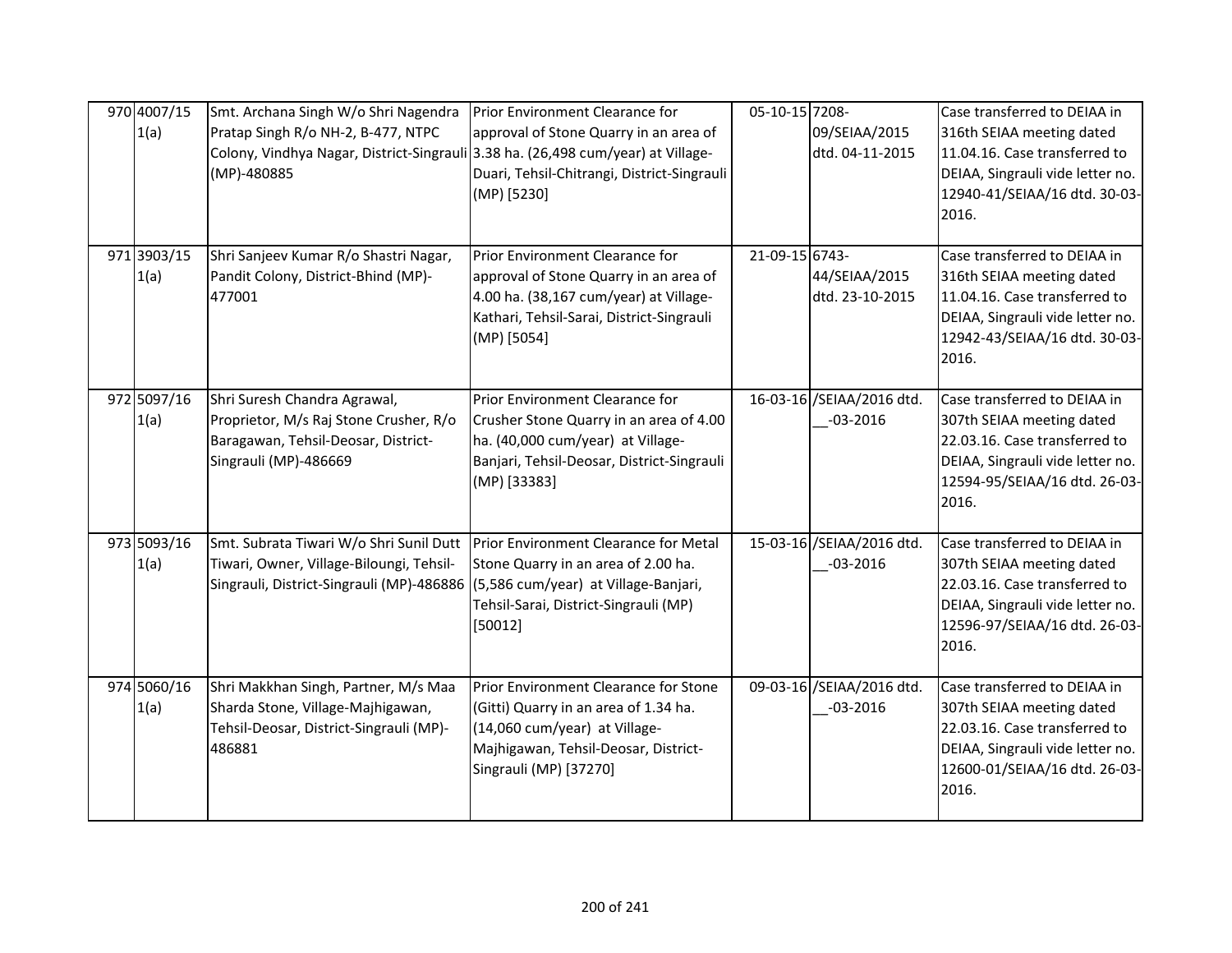| | | | | | | |
|---|---|---|---|---|---|---|
| 970 | 4007/15 1(a) | Smt. Archana Singh W/o Shri Nagendra Pratap Singh R/o NH-2, B-477, NTPC Colony, Vindhya Nagar, District-Singrauli (MP)-480885 | Prior Environment Clearance for approval of Stone Quarry in an area of 3.38 ha. (26,498 cum/year) at Village-Duari, Tehsil-Chitrangi, District-Singrauli (MP) [5230] | 05-10-15 | 7208-09/SEIAA/2015 dtd. 04-11-2015 | Case transferred to DEIAA in 316th SEIAA meeting dated 11.04.16. Case transferred to DEIAA, Singrauli vide letter no. 12940-41/SEIAA/16 dtd. 30-03-2016. |
| 971 | 3903/15 1(a) | Shri Sanjeev Kumar R/o Shastri Nagar, Pandit Colony, District-Bhind (MP)-477001 | Prior Environment Clearance for approval of Stone Quarry in an area of 4.00 ha. (38,167 cum/year) at Village-Kathari, Tehsil-Sarai, District-Singrauli (MP) [5054] | 21-09-15 | 6743-44/SEIAA/2015 dtd. 23-10-2015 | Case transferred to DEIAA in 316th SEIAA meeting dated 11.04.16. Case transferred to DEIAA, Singrauli vide letter no. 12942-43/SEIAA/16 dtd. 30-03-2016. |
| 972 | 5097/16 1(a) | Shri Suresh Chandra Agrawal, Proprietor, M/s Raj Stone Crusher, R/o Baragawan, Tehsil-Deosar, District-Singrauli (MP)-486669 | Prior Environment Clearance for Crusher Stone Quarry in an area of 4.00 ha. (40,000 cum/year) at Village-Banjari, Tehsil-Deosar, District-Singrauli (MP) [33383] | 16-03-16 | /SEIAA/2016 dtd. __-03-2016 | Case transferred to DEIAA in 307th SEIAA meeting dated 22.03.16. Case transferred to DEIAA, Singrauli vide letter no. 12594-95/SEIAA/16 dtd. 26-03-2016. |
| 973 | 5093/16 1(a) | Smt. Subrata Tiwari W/o Shri Sunil Dutt Tiwari, Owner, Village-Biloungi, Tehsil-Singrauli, District-Singrauli (MP)-486886 | Prior Environment Clearance for Metal Stone Quarry in an area of 2.00 ha. (5,586 cum/year) at Village-Banjari, Tehsil-Sarai, District-Singrauli (MP) [50012] | 15-03-16 | /SEIAA/2016 dtd. __-03-2016 | Case transferred to DEIAA in 307th SEIAA meeting dated 22.03.16. Case transferred to DEIAA, Singrauli vide letter no. 12596-97/SEIAA/16 dtd. 26-03-2016. |
| 974 | 5060/16 1(a) | Shri Makkhan Singh, Partner, M/s Maa Sharda Stone, Village-Majhigawan, Tehsil-Deosar, District-Singrauli (MP)-486881 | Prior Environment Clearance for Stone (Gitti) Quarry in an area of 1.34 ha. (14,060 cum/year) at Village-Majhigawan, Tehsil-Deosar, District-Singrauli (MP) [37270] | 09-03-16 | /SEIAA/2016 dtd. __-03-2016 | Case transferred to DEIAA in 307th SEIAA meeting dated 22.03.16. Case transferred to DEIAA, Singrauli vide letter no. 12600-01/SEIAA/16 dtd. 26-03-2016. |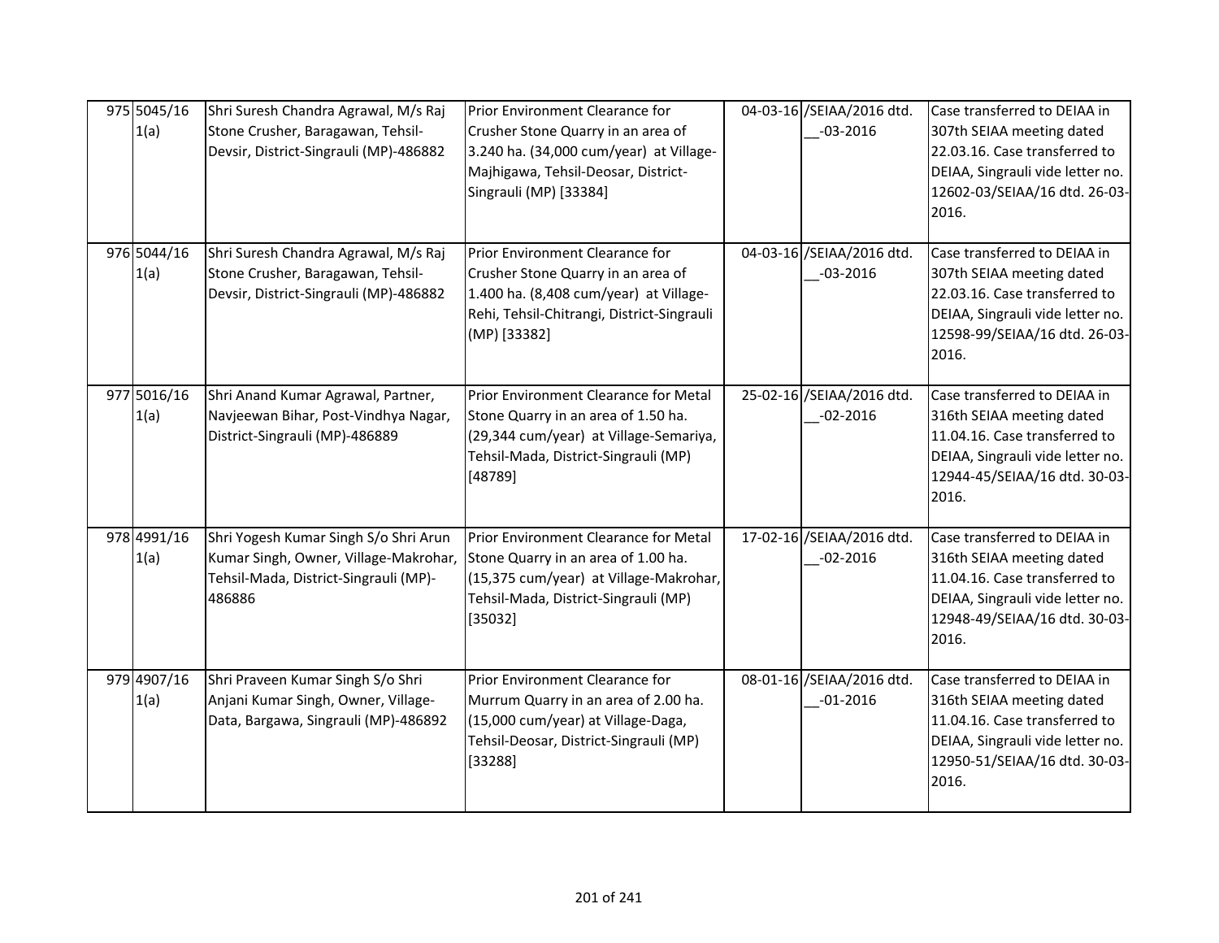| | | | | | | |
|---|---|---|---|---|---|---|
| 975 | 5045/16 1(a) | Shri Suresh Chandra Agrawal, M/s Raj Stone Crusher, Baragawan, Tehsil-Devsir, District-Singrauli (MP)-486882 | Prior Environment Clearance for Crusher Stone Quarry in an area of 3.240 ha. (34,000 cum/year) at Village-Majhigawa, Tehsil-Deosar, District-Singrauli (MP) [33384] | 04-03-16 | /SEIAA/2016 dtd. __-03-2016 | Case transferred to DEIAA in 307th SEIAA meeting dated 22.03.16. Case transferred to DEIAA, Singrauli vide letter no. 12602-03/SEIAA/16 dtd. 26-03-2016. |
| 976 | 5044/16 1(a) | Shri Suresh Chandra Agrawal, M/s Raj Stone Crusher, Baragawan, Tehsil-Devsir, District-Singrauli (MP)-486882 | Prior Environment Clearance for Crusher Stone Quarry in an area of 1.400 ha. (8,408 cum/year) at Village-Rehi, Tehsil-Chitrangi, District-Singrauli (MP) [33382] | 04-03-16 | /SEIAA/2016 dtd. __-03-2016 | Case transferred to DEIAA in 307th SEIAA meeting dated 22.03.16. Case transferred to DEIAA, Singrauli vide letter no. 12598-99/SEIAA/16 dtd. 26-03-2016. |
| 977 | 5016/16 1(a) | Shri Anand Kumar Agrawal, Partner, Navjeewan Bihar, Post-Vindhya Nagar, District-Singrauli (MP)-486889 | Prior Environment Clearance for Metal Stone Quarry in an area of 1.50 ha. (29,344 cum/year) at Village-Semariya, Tehsil-Mada, District-Singrauli (MP) [48789] | 25-02-16 | /SEIAA/2016 dtd. __-02-2016 | Case transferred to DEIAA in 316th SEIAA meeting dated 11.04.16. Case transferred to DEIAA, Singrauli vide letter no. 12944-45/SEIAA/16 dtd. 30-03-2016. |
| 978 | 4991/16 1(a) | Shri Yogesh Kumar Singh S/o Shri Arun Kumar Singh, Owner, Village-Makrohar, Tehsil-Mada, District-Singrauli (MP)-486886 | Prior Environment Clearance for Metal Stone Quarry in an area of 1.00 ha. (15,375 cum/year) at Village-Makrohar, Tehsil-Mada, District-Singrauli (MP) [35032] | 17-02-16 | /SEIAA/2016 dtd. __-02-2016 | Case transferred to DEIAA in 316th SEIAA meeting dated 11.04.16. Case transferred to DEIAA, Singrauli vide letter no. 12948-49/SEIAA/16 dtd. 30-03-2016. |
| 979 | 4907/16 1(a) | Shri Praveen Kumar Singh S/o Shri Anjani Kumar Singh, Owner, Village-Data, Bargawa, Singrauli (MP)-486892 | Prior Environment Clearance for Murrum Quarry in an area of 2.00 ha. (15,000 cum/year) at Village-Daga, Tehsil-Deosar, District-Singrauli (MP) [33288] | 08-01-16 | /SEIAA/2016 dtd. __-01-2016 | Case transferred to DEIAA in 316th SEIAA meeting dated 11.04.16. Case transferred to DEIAA, Singrauli vide letter no. 12950-51/SEIAA/16 dtd. 30-03-2016. |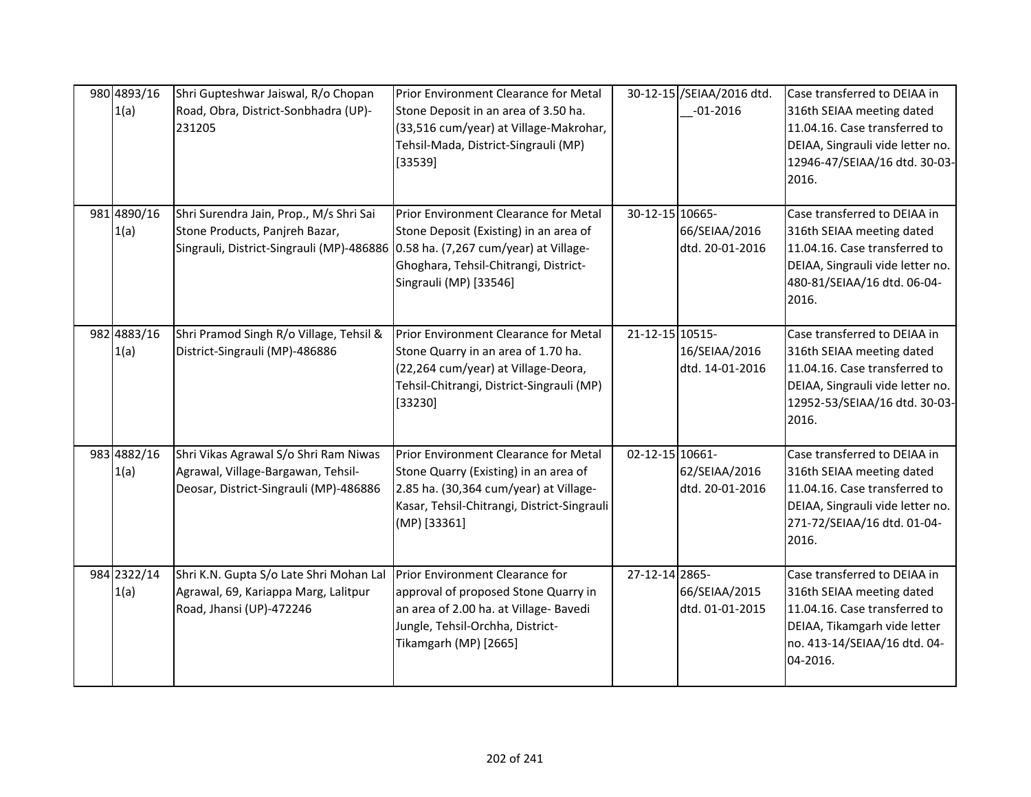| | | | | | | |
|---|---|---|---|---|---|---|
| 980 | 4893/16 1(a) | Shri Gupteshwar Jaiswal, R/o Chopan Road, Obra, District-Sonbhadra (UP)-231205 | Prior Environment Clearance for Metal Stone Deposit in an area of 3.50 ha. (33,516 cum/year) at Village-Makrohar, Tehsil-Mada, District-Singrauli (MP) [33539] | 30-12-15 | /SEIAA/2016 dtd. __-01-2016 | Case transferred to DEIAA in 316th SEIAA meeting dated 11.04.16. Case transferred to DEIAA, Singrauli vide letter no. 12946-47/SEIAA/16 dtd. 30-03-2016. |
| 981 | 4890/16 1(a) | Shri Surendra Jain, Prop., M/s Shri Sai Stone Products, Panjreh Bazar, Singrauli, District-Singrauli (MP)-486886 | Prior Environment Clearance for Metal Stone Deposit (Existing) in an area of 0.58 ha. (7,267 cum/year) at Village-Ghoghara, Tehsil-Chitrangi, District-Singrauli (MP) [33546] | 30-12-15 | 10665-66/SEIAA/2016 dtd. 20-01-2016 | Case transferred to DEIAA in 316th SEIAA meeting dated 11.04.16. Case transferred to DEIAA, Singrauli vide letter no. 480-81/SEIAA/16 dtd. 06-04-2016. |
| 982 | 4883/16 1(a) | Shri Pramod Singh R/o Village, Tehsil & District-Singrauli (MP)-486886 | Prior Environment Clearance for Metal Stone Quarry in an area of 1.70 ha. (22,264 cum/year) at Village-Deora, Tehsil-Chitrangi, District-Singrauli (MP) [33230] | 21-12-15 | 10515-16/SEIAA/2016 dtd. 14-01-2016 | Case transferred to DEIAA in 316th SEIAA meeting dated 11.04.16. Case transferred to DEIAA, Singrauli vide letter no. 12952-53/SEIAA/16 dtd. 30-03-2016. |
| 983 | 4882/16 1(a) | Shri Vikas Agrawal S/o Shri Ram Niwas Agrawal, Village-Bargawan, Tehsil-Deosar, District-Singrauli (MP)-486886 | Prior Environment Clearance for Metal Stone Quarry (Existing) in an area of 2.85 ha. (30,364 cum/year) at Village-Kasar, Tehsil-Chitrangi, District-Singrauli (MP) [33361] | 02-12-15 | 10661-62/SEIAA/2016 dtd. 20-01-2016 | Case transferred to DEIAA in 316th SEIAA meeting dated 11.04.16. Case transferred to DEIAA, Singrauli vide letter no. 271-72/SEIAA/16 dtd. 01-04-2016. |
| 984 | 2322/14 1(a) | Shri K.N. Gupta S/o Late Shri Mohan Lal Agrawal, 69, Kariappa Marg, Lalitpur Road, Jhansi (UP)-472246 | Prior Environment Clearance for approval of proposed Stone Quarry in an area of 2.00 ha. at Village- Bavedi Jungle, Tehsil-Orchha, District-Tikamgarh (MP) [2665] | 27-12-14 | 2865-66/SEIAA/2015 dtd. 01-01-2015 | Case transferred to DEIAA in 316th SEIAA meeting dated 11.04.16. Case transferred to DEIAA, Tikamgarh vide letter no. 413-14/SEIAA/16 dtd. 04-04-2016. |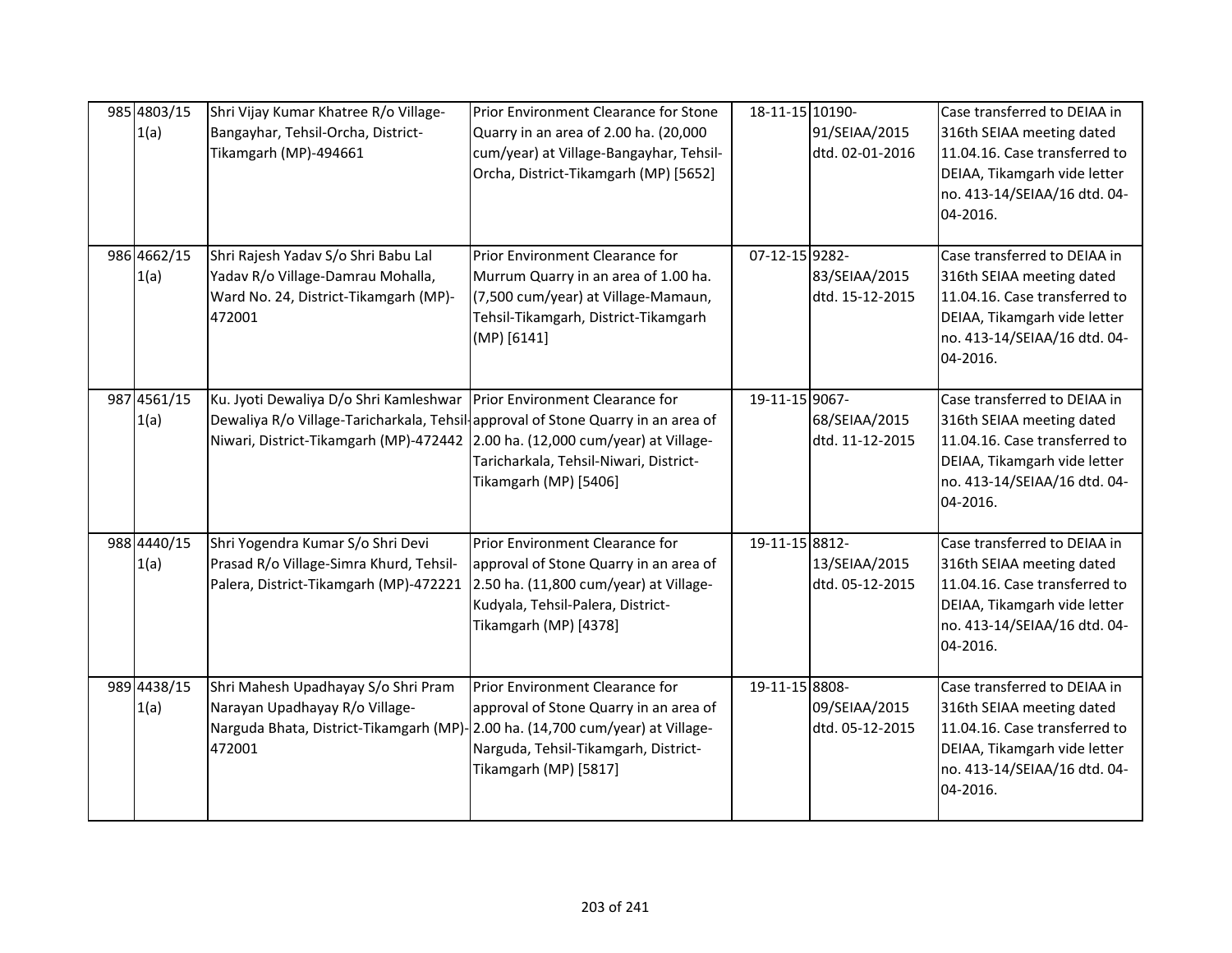| | | | | | | |
|---|---|---|---|---|---|---|
| 985 | 4803/15 1(a) | Shri Vijay Kumar Khatree R/o Village-Bangayhar, Tehsil-Orcha, District-Tikamgarh (MP)-494661 | Prior Environment Clearance for Stone Quarry in an area of 2.00 ha. (20,000 cum/year) at Village-Bangayhar, Tehsil-Orcha, District-Tikamgarh (MP) [5652] | 18-11-15 | 10190-91/SEIAA/2015 dtd. 02-01-2016 | Case transferred to DEIAA in 316th SEIAA meeting dated 11.04.16. Case transferred to DEIAA, Tikamgarh vide letter no. 413-14/SEIAA/16 dtd. 04-04-2016. |
| 986 | 4662/15 1(a) | Shri Rajesh Yadav S/o Shri Babu Lal Yadav R/o Village-Damrau Mohalla, Ward No. 24, District-Tikamgarh (MP)-472001 | Prior Environment Clearance for Murrum Quarry in an area of 1.00 ha. (7,500 cum/year) at Village-Mamaun, Tehsil-Tikamgarh, District-Tikamgarh (MP) [6141] | 07-12-15 | 9282-83/SEIAA/2015 dtd. 15-12-2015 | Case transferred to DEIAA in 316th SEIAA meeting dated 11.04.16. Case transferred to DEIAA, Tikamgarh vide letter no. 413-14/SEIAA/16 dtd. 04-04-2016. |
| 987 | 4561/15 1(a) | Ku. Jyoti Dewaliya D/o Shri Kamleshwar Dewaliya R/o Village-Taricharkala, Tehsil-Niwari, District-Tikamgarh (MP)-472442 | Prior Environment Clearance for approval of Stone Quarry in an area of 2.00 ha. (12,000 cum/year) at Village-Taricharkala, Tehsil-Niwari, District-Tikamgarh (MP) [5406] | 19-11-15 | 9067-68/SEIAA/2015 dtd. 11-12-2015 | Case transferred to DEIAA in 316th SEIAA meeting dated 11.04.16. Case transferred to DEIAA, Tikamgarh vide letter no. 413-14/SEIAA/16 dtd. 04-04-2016. |
| 988 | 4440/15 1(a) | Shri Yogendra Kumar S/o Shri Devi Prasad R/o Village-Simra Khurd, Tehsil-Palera, District-Tikamgarh (MP)-472221 | Prior Environment Clearance for approval of Stone Quarry in an area of 2.50 ha. (11,800 cum/year) at Village-Kudyala, Tehsil-Palera, District-Tikamgarh (MP) [4378] | 19-11-15 | 8812-13/SEIAA/2015 dtd. 05-12-2015 | Case transferred to DEIAA in 316th SEIAA meeting dated 11.04.16. Case transferred to DEIAA, Tikamgarh vide letter no. 413-14/SEIAA/16 dtd. 04-04-2016. |
| 989 | 4438/15 1(a) | Shri Mahesh Upadhayay S/o Shri Pram Narayan Upadhayay R/o Village-Narguda Bhata, District-Tikamgarh (MP)-472001 | Prior Environment Clearance for approval of Stone Quarry in an area of 2.00 ha. (14,700 cum/year) at Village-Narguda, Tehsil-Tikamgarh, District-Tikamgarh (MP) [5817] | 19-11-15 | 8808-09/SEIAA/2015 dtd. 05-12-2015 | Case transferred to DEIAA in 316th SEIAA meeting dated 11.04.16. Case transferred to DEIAA, Tikamgarh vide letter no. 413-14/SEIAA/16 dtd. 04-04-2016. |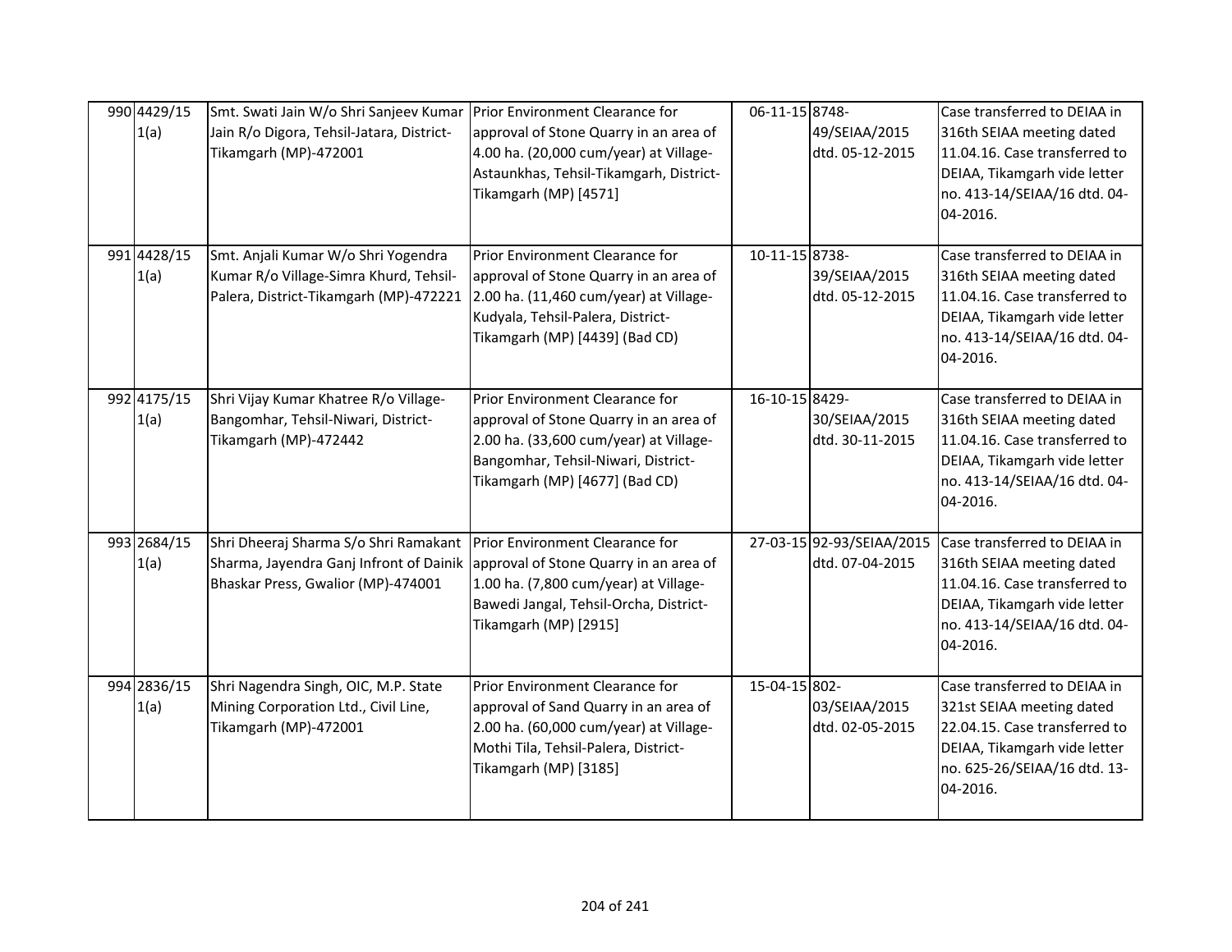| | | | | | | |
|---|---|---|---|---|---|---|
| 990 | 4429/15 1(a) | Smt. Swati Jain W/o Shri Sanjeev Kumar Jain R/o Digora, Tehsil-Jatara, District-Tikamgarh (MP)-472001 | Prior Environment Clearance for approval of Stone Quarry in an area of 4.00 ha. (20,000 cum/year) at Village-Astaunkhas, Tehsil-Tikamgarh, District-Tikamgarh (MP) [4571] | 06-11-15 | 8748-49/SEIAA/2015 dtd. 05-12-2015 | Case transferred to DEIAA in 316th SEIAA meeting dated 11.04.16. Case transferred to DEIAA, Tikamgarh vide letter no. 413-14/SEIAA/16 dtd. 04-04-2016. |
| 991 | 4428/15 1(a) | Smt. Anjali Kumar W/o Shri Yogendra Kumar R/o Village-Simra Khurd, Tehsil-Palera, District-Tikamgarh (MP)-472221 | Prior Environment Clearance for approval of Stone Quarry in an area of 2.00 ha. (11,460 cum/year) at Village-Kudyala, Tehsil-Palera, District-Tikamgarh (MP) [4439] (Bad CD) | 10-11-15 | 8738-39/SEIAA/2015 dtd. 05-12-2015 | Case transferred to DEIAA in 316th SEIAA meeting dated 11.04.16. Case transferred to DEIAA, Tikamgarh vide letter no. 413-14/SEIAA/16 dtd. 04-04-2016. |
| 992 | 4175/15 1(a) | Shri Vijay Kumar Khatree R/o Village-Bangomhar, Tehsil-Niwari, District-Tikamgarh (MP)-472442 | Prior Environment Clearance for approval of Stone Quarry in an area of 2.00 ha. (33,600 cum/year) at Village-Bangomhar, Tehsil-Niwari, District-Tikamgarh (MP) [4677] (Bad CD) | 16-10-15 | 8429-30/SEIAA/2015 dtd. 30-11-2015 | Case transferred to DEIAA in 316th SEIAA meeting dated 11.04.16. Case transferred to DEIAA, Tikamgarh vide letter no. 413-14/SEIAA/16 dtd. 04-04-2016. |
| 993 | 2684/15 1(a) | Shri Dheeraj Sharma S/o Shri Ramakant Sharma, Jayendra Ganj Infront of Dainik Bhaskar Press, Gwalior (MP)-474001 | Prior Environment Clearance for approval of Stone Quarry in an area of 1.00 ha. (7,800 cum/year) at Village-Bawedi Jangal, Tehsil-Orcha, District-Tikamgarh (MP) [2915] | 27-03-15 | 92-93/SEIAA/2015 dtd. 07-04-2015 | Case transferred to DEIAA in 316th SEIAA meeting dated 11.04.16. Case transferred to DEIAA, Tikamgarh vide letter no. 413-14/SEIAA/16 dtd. 04-04-2016. |
| 994 | 2836/15 1(a) | Shri Nagendra Singh, OIC, M.P. State Mining Corporation Ltd., Civil Line, Tikamgarh (MP)-472001 | Prior Environment Clearance for approval of Sand Quarry in an area of 2.00 ha. (60,000 cum/year) at Village-Mothi Tila, Tehsil-Palera, District-Tikamgarh (MP) [3185] | 15-04-15 | 802-03/SEIAA/2015 dtd. 02-05-2015 | Case transferred to DEIAA in 321st SEIAA meeting dated 22.04.15. Case transferred to DEIAA, Tikamgarh vide letter no. 625-26/SEIAA/16 dtd. 13-04-2016. |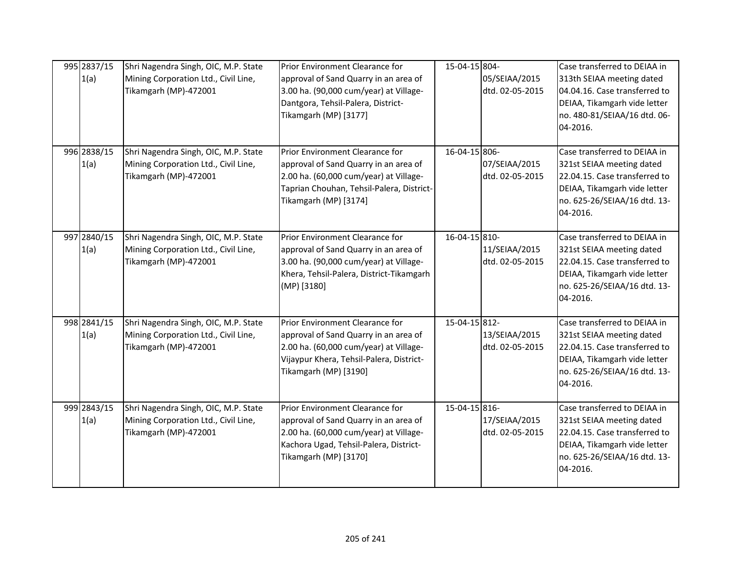| | | | | | | |
|---|---|---|---|---|---|---|
| 995 | 2837/15 1(a) | Shri Nagendra Singh, OIC, M.P. State Mining Corporation Ltd., Civil Line, Tikamgarh (MP)-472001 | Prior Environment Clearance for approval of Sand Quarry in an area of 3.00 ha. (90,000 cum/year) at Village-Dantgora, Tehsil-Palera, District-Tikamgarh (MP) [3177] | 15-04-15 | 804-05/SEIAA/2015 dtd. 02-05-2015 | Case transferred to DEIAA in 313th SEIAA meeting dated 04.04.16. Case transferred to DEIAA, Tikamgarh vide letter no. 480-81/SEIAA/16 dtd. 06-04-2016. |
| 996 | 2838/15 1(a) | Shri Nagendra Singh, OIC, M.P. State Mining Corporation Ltd., Civil Line, Tikamgarh (MP)-472001 | Prior Environment Clearance for approval of Sand Quarry in an area of 2.00 ha. (60,000 cum/year) at Village-Taprian Chouhan, Tehsil-Palera, District-Tikamgarh (MP) [3174] | 16-04-15 | 806-07/SEIAA/2015 dtd. 02-05-2015 | Case transferred to DEIAA in 321st SEIAA meeting dated 22.04.15. Case transferred to DEIAA, Tikamgarh vide letter no. 625-26/SEIAA/16 dtd. 13-04-2016. |
| 997 | 2840/15 1(a) | Shri Nagendra Singh, OIC, M.P. State Mining Corporation Ltd., Civil Line, Tikamgarh (MP)-472001 | Prior Environment Clearance for approval of Sand Quarry in an area of 3.00 ha. (90,000 cum/year) at Village-Khera, Tehsil-Palera, District-Tikamgarh (MP) [3180] | 16-04-15 | 810-11/SEIAA/2015 dtd. 02-05-2015 | Case transferred to DEIAA in 321st SEIAA meeting dated 22.04.15. Case transferred to DEIAA, Tikamgarh vide letter no. 625-26/SEIAA/16 dtd. 13-04-2016. |
| 998 | 2841/15 1(a) | Shri Nagendra Singh, OIC, M.P. State Mining Corporation Ltd., Civil Line, Tikamgarh (MP)-472001 | Prior Environment Clearance for approval of Sand Quarry in an area of 2.00 ha. (60,000 cum/year) at Village-Vijaypur Khera, Tehsil-Palera, District-Tikamgarh (MP) [3190] | 15-04-15 | 812-13/SEIAA/2015 dtd. 02-05-2015 | Case transferred to DEIAA in 321st SEIAA meeting dated 22.04.15. Case transferred to DEIAA, Tikamgarh vide letter no. 625-26/SEIAA/16 dtd. 13-04-2016. |
| 999 | 2843/15 1(a) | Shri Nagendra Singh, OIC, M.P. State Mining Corporation Ltd., Civil Line, Tikamgarh (MP)-472001 | Prior Environment Clearance for approval of Sand Quarry in an area of 2.00 ha. (60,000 cum/year) at Village-Kachora Ugad, Tehsil-Palera, District-Tikamgarh (MP) [3170] | 15-04-15 | 816-17/SEIAA/2015 dtd. 02-05-2015 | Case transferred to DEIAA in 321st SEIAA meeting dated 22.04.15. Case transferred to DEIAA, Tikamgarh vide letter no. 625-26/SEIAA/16 dtd. 13-04-2016. |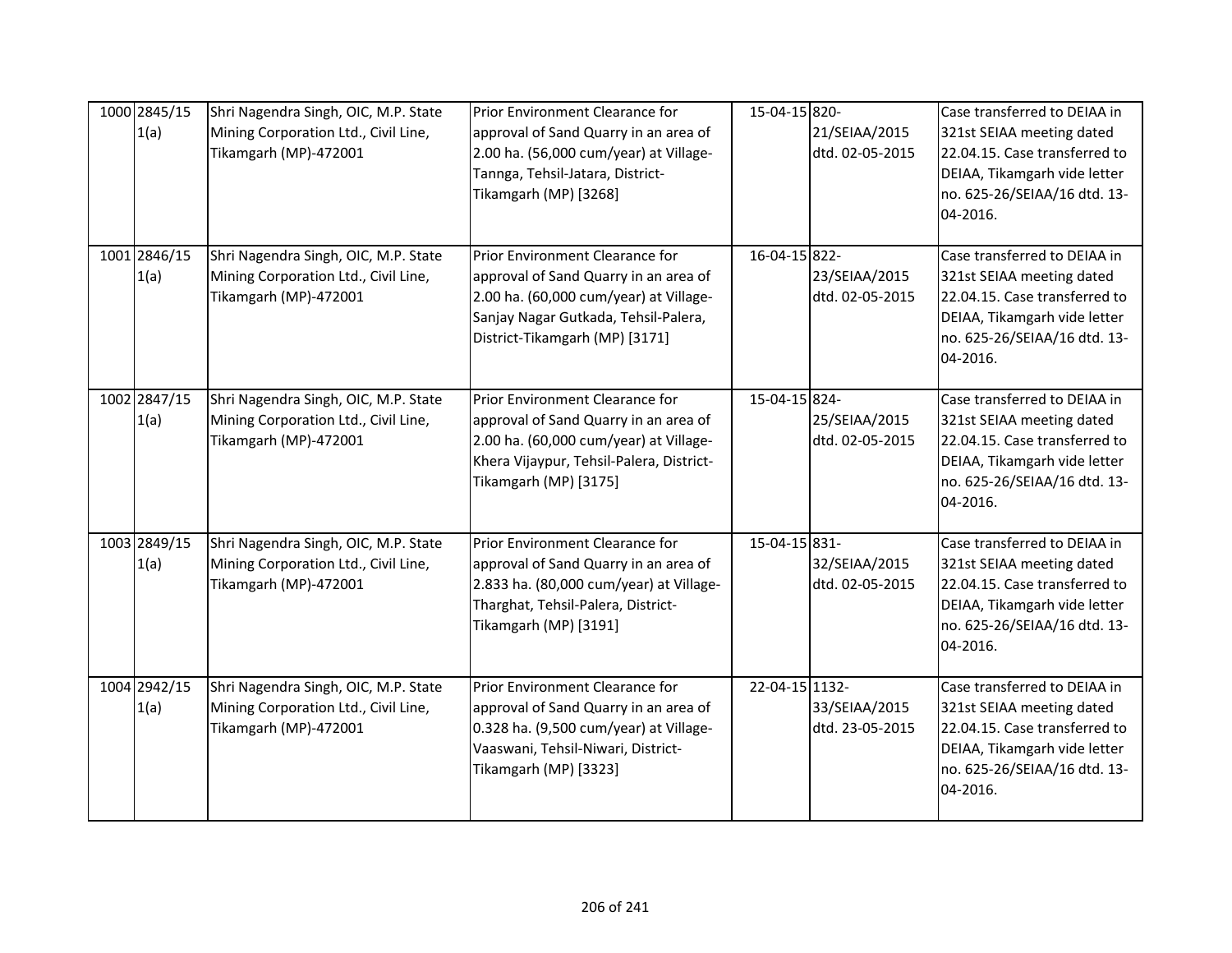| | | | | | | |
|---|---|---|---|---|---|---|
| 1000 | 2845/15 1(a) | Shri Nagendra Singh, OIC, M.P. State Mining Corporation Ltd., Civil Line, Tikamgarh (MP)-472001 | Prior Environment Clearance for approval of Sand Quarry in an area of 2.00 ha. (56,000 cum/year) at Village-Tannga, Tehsil-Jatara, District-Tikamgarh (MP) [3268] | 15-04-15 | 820-21/SEIAA/2015 dtd. 02-05-2015 | Case transferred to DEIAA in 321st SEIAA meeting dated 22.04.15. Case transferred to DEIAA, Tikamgarh vide letter no. 625-26/SEIAA/16 dtd. 13-04-2016. |
| 1001 | 2846/15 1(a) | Shri Nagendra Singh, OIC, M.P. State Mining Corporation Ltd., Civil Line, Tikamgarh (MP)-472001 | Prior Environment Clearance for approval of Sand Quarry in an area of 2.00 ha. (60,000 cum/year) at Village-Sanjay Nagar Gutkada, Tehsil-Palera, District-Tikamgarh (MP) [3171] | 16-04-15 | 822-23/SEIAA/2015 dtd. 02-05-2015 | Case transferred to DEIAA in 321st SEIAA meeting dated 22.04.15. Case transferred to DEIAA, Tikamgarh vide letter no. 625-26/SEIAA/16 dtd. 13-04-2016. |
| 1002 | 2847/15 1(a) | Shri Nagendra Singh, OIC, M.P. State Mining Corporation Ltd., Civil Line, Tikamgarh (MP)-472001 | Prior Environment Clearance for approval of Sand Quarry in an area of 2.00 ha. (60,000 cum/year) at Village-Khera Vijaypur, Tehsil-Palera, District-Tikamgarh (MP) [3175] | 15-04-15 | 824-25/SEIAA/2015 dtd. 02-05-2015 | Case transferred to DEIAA in 321st SEIAA meeting dated 22.04.15. Case transferred to DEIAA, Tikamgarh vide letter no. 625-26/SEIAA/16 dtd. 13-04-2016. |
| 1003 | 2849/15 1(a) | Shri Nagendra Singh, OIC, M.P. State Mining Corporation Ltd., Civil Line, Tikamgarh (MP)-472001 | Prior Environment Clearance for approval of Sand Quarry in an area of 2.833 ha. (80,000 cum/year) at Village-Tharghat, Tehsil-Palera, District-Tikamgarh (MP) [3191] | 15-04-15 | 831-32/SEIAA/2015 dtd. 02-05-2015 | Case transferred to DEIAA in 321st SEIAA meeting dated 22.04.15. Case transferred to DEIAA, Tikamgarh vide letter no. 625-26/SEIAA/16 dtd. 13-04-2016. |
| 1004 | 2942/15 1(a) | Shri Nagendra Singh, OIC, M.P. State Mining Corporation Ltd., Civil Line, Tikamgarh (MP)-472001 | Prior Environment Clearance for approval of Sand Quarry in an area of 0.328 ha. (9,500 cum/year) at Village-Vaaswani, Tehsil-Niwari, District-Tikamgarh (MP) [3323] | 22-04-15 | 1132-33/SEIAA/2015 dtd. 23-05-2015 | Case transferred to DEIAA in 321st SEIAA meeting dated 22.04.15. Case transferred to DEIAA, Tikamgarh vide letter no. 625-26/SEIAA/16 dtd. 13-04-2016. |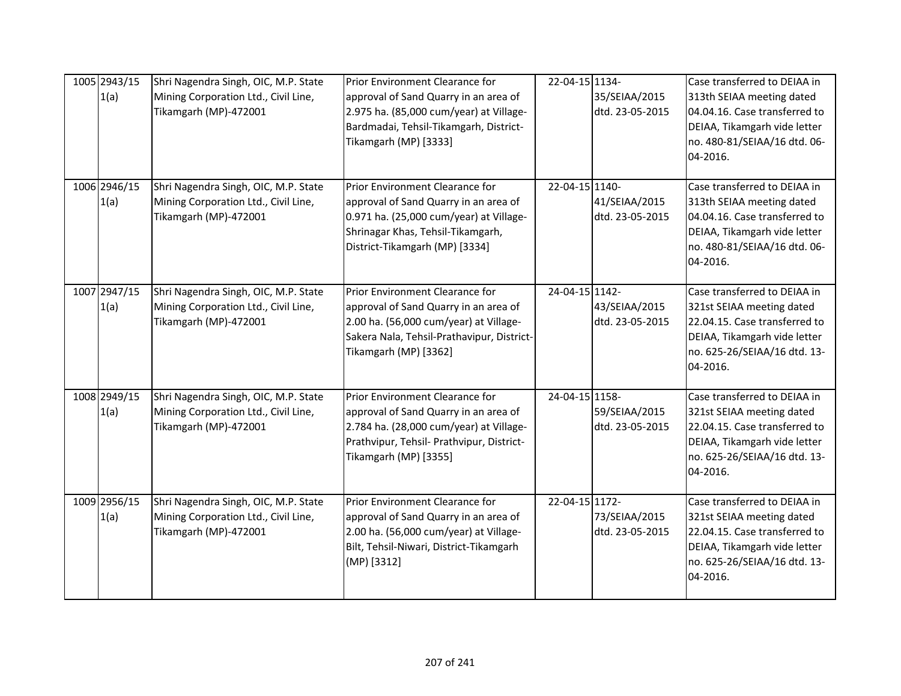| | | | | | | |
|---|---|---|---|---|---|---|
| 1005 | 2943/15 1(a) | Shri Nagendra Singh, OIC, M.P. State Mining Corporation Ltd., Civil Line, Tikamgarh (MP)-472001 | Prior Environment Clearance for approval of Sand Quarry in an area of 2.975 ha. (85,000 cum/year) at Village-Bardmadai, Tehsil-Tikamgarh, District-Tikamgarh (MP) [3333] | 22-04-15 | 1134-35/SEIAA/2015 dtd. 23-05-2015 | Case transferred to DEIAA in 313th SEIAA meeting dated 04.04.16. Case transferred to DEIAA, Tikamgarh vide letter no. 480-81/SEIAA/16 dtd. 06-04-2016. |
| 1006 | 2946/15 1(a) | Shri Nagendra Singh, OIC, M.P. State Mining Corporation Ltd., Civil Line, Tikamgarh (MP)-472001 | Prior Environment Clearance for approval of Sand Quarry in an area of 0.971 ha. (25,000 cum/year) at Village-Shrinagar Khas, Tehsil-Tikamgarh, District-Tikamgarh (MP) [3334] | 22-04-15 | 1140-41/SEIAA/2015 dtd. 23-05-2015 | Case transferred to DEIAA in 313th SEIAA meeting dated 04.04.16. Case transferred to DEIAA, Tikamgarh vide letter no. 480-81/SEIAA/16 dtd. 06-04-2016. |
| 1007 | 2947/15 1(a) | Shri Nagendra Singh, OIC, M.P. State Mining Corporation Ltd., Civil Line, Tikamgarh (MP)-472001 | Prior Environment Clearance for approval of Sand Quarry in an area of 2.00 ha. (56,000 cum/year) at Village-Sakera Nala, Tehsil-Prathavipur, District-Tikamgarh (MP) [3362] | 24-04-15 | 1142-43/SEIAA/2015 dtd. 23-05-2015 | Case transferred to DEIAA in 321st SEIAA meeting dated 22.04.15. Case transferred to DEIAA, Tikamgarh vide letter no. 625-26/SEIAA/16 dtd. 13-04-2016. |
| 1008 | 2949/15 1(a) | Shri Nagendra Singh, OIC, M.P. State Mining Corporation Ltd., Civil Line, Tikamgarh (MP)-472001 | Prior Environment Clearance for approval of Sand Quarry in an area of 2.784 ha. (28,000 cum/year) at Village-Prathvipur, Tehsil- Prathvipur, District-Tikamgarh (MP) [3355] | 24-04-15 | 1158-59/SEIAA/2015 dtd. 23-05-2015 | Case transferred to DEIAA in 321st SEIAA meeting dated 22.04.15. Case transferred to DEIAA, Tikamgarh vide letter no. 625-26/SEIAA/16 dtd. 13-04-2016. |
| 1009 | 2956/15 1(a) | Shri Nagendra Singh, OIC, M.P. State Mining Corporation Ltd., Civil Line, Tikamgarh (MP)-472001 | Prior Environment Clearance for approval of Sand Quarry in an area of 2.00 ha. (56,000 cum/year) at Village-Bilt, Tehsil-Niwari, District-Tikamgarh (MP) [3312] | 22-04-15 | 1172-73/SEIAA/2015 dtd. 23-05-2015 | Case transferred to DEIAA in 321st SEIAA meeting dated 22.04.15. Case transferred to DEIAA, Tikamgarh vide letter no. 625-26/SEIAA/16 dtd. 13-04-2016. |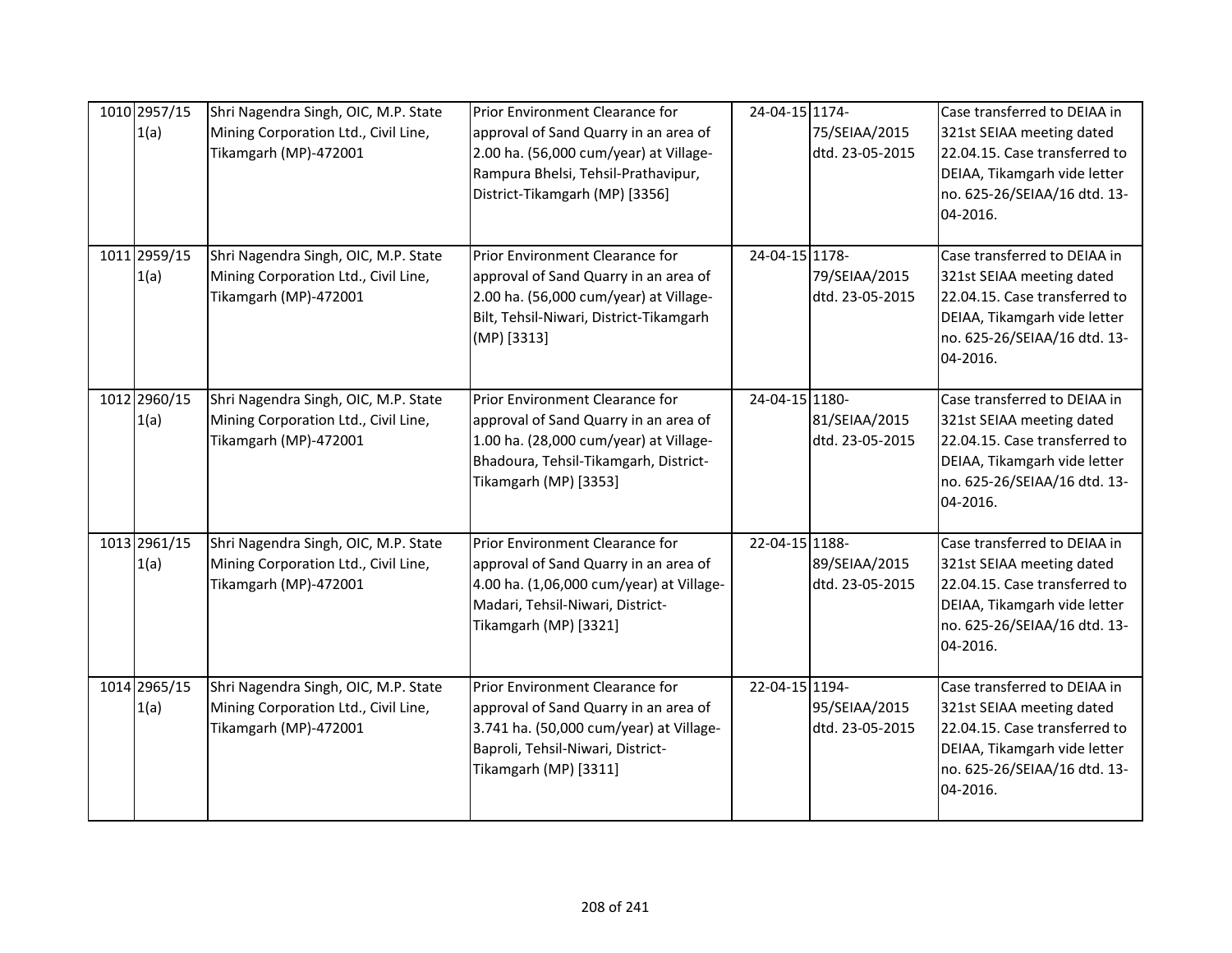| | | | | | | |
|---|---|---|---|---|---|---|
| 1010 | 2957/15 1(a) | Shri Nagendra Singh, OIC, M.P. State Mining Corporation Ltd., Civil Line, Tikamgarh (MP)-472001 | Prior Environment Clearance for approval of Sand Quarry in an area of 2.00 ha. (56,000 cum/year) at Village-Rampura Bhelsi, Tehsil-Prathavipur, District-Tikamgarh (MP) [3356] | 24-04-15 | 1174-75/SEIAA/2015 dtd. 23-05-2015 | Case transferred to DEIAA in 321st SEIAA meeting dated 22.04.15. Case transferred to DEIAA, Tikamgarh vide letter no. 625-26/SEIAA/16 dtd. 13-04-2016. |
| 1011 | 2959/15 1(a) | Shri Nagendra Singh, OIC, M.P. State Mining Corporation Ltd., Civil Line, Tikamgarh (MP)-472001 | Prior Environment Clearance for approval of Sand Quarry in an area of 2.00 ha. (56,000 cum/year) at Village-Bilt, Tehsil-Niwari, District-Tikamgarh (MP) [3313] | 24-04-15 | 1178-79/SEIAA/2015 dtd. 23-05-2015 | Case transferred to DEIAA in 321st SEIAA meeting dated 22.04.15. Case transferred to DEIAA, Tikamgarh vide letter no. 625-26/SEIAA/16 dtd. 13-04-2016. |
| 1012 | 2960/15 1(a) | Shri Nagendra Singh, OIC, M.P. State Mining Corporation Ltd., Civil Line, Tikamgarh (MP)-472001 | Prior Environment Clearance for approval of Sand Quarry in an area of 1.00 ha. (28,000 cum/year) at Village-Bhadoura, Tehsil-Tikamgarh, District-Tikamgarh (MP) [3353] | 24-04-15 | 1180-81/SEIAA/2015 dtd. 23-05-2015 | Case transferred to DEIAA in 321st SEIAA meeting dated 22.04.15. Case transferred to DEIAA, Tikamgarh vide letter no. 625-26/SEIAA/16 dtd. 13-04-2016. |
| 1013 | 2961/15 1(a) | Shri Nagendra Singh, OIC, M.P. State Mining Corporation Ltd., Civil Line, Tikamgarh (MP)-472001 | Prior Environment Clearance for approval of Sand Quarry in an area of 4.00 ha. (1,06,000 cum/year) at Village-Madari, Tehsil-Niwari, District-Tikamgarh (MP) [3321] | 22-04-15 | 1188-89/SEIAA/2015 dtd. 23-05-2015 | Case transferred to DEIAA in 321st SEIAA meeting dated 22.04.15. Case transferred to DEIAA, Tikamgarh vide letter no. 625-26/SEIAA/16 dtd. 13-04-2016. |
| 1014 | 2965/15 1(a) | Shri Nagendra Singh, OIC, M.P. State Mining Corporation Ltd., Civil Line, Tikamgarh (MP)-472001 | Prior Environment Clearance for approval of Sand Quarry in an area of 3.741 ha. (50,000 cum/year) at Village-Baproli, Tehsil-Niwari, District-Tikamgarh (MP) [3311] | 22-04-15 | 1194-95/SEIAA/2015 dtd. 23-05-2015 | Case transferred to DEIAA in 321st SEIAA meeting dated 22.04.15. Case transferred to DEIAA, Tikamgarh vide letter no. 625-26/SEIAA/16 dtd. 13-04-2016. |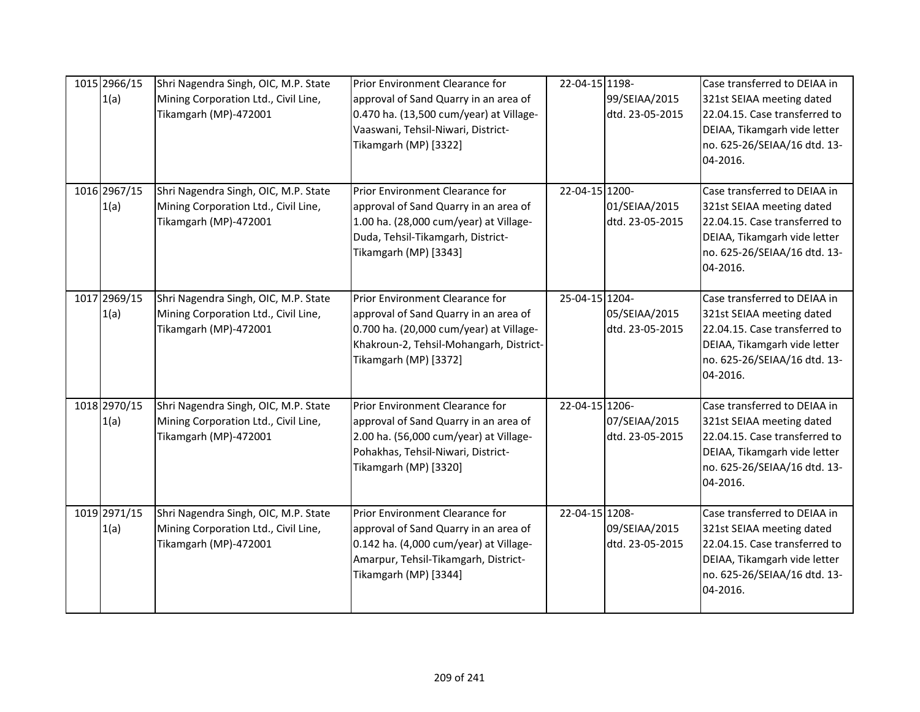| | | | | | | |
|---|---|---|---|---|---|---|
| 1015 | 2966/15 1(a) | Shri Nagendra Singh, OIC, M.P. State Mining Corporation Ltd., Civil Line, Tikamgarh (MP)-472001 | Prior Environment Clearance for approval of Sand Quarry in an area of 0.470 ha. (13,500 cum/year) at Village-Vaaswani, Tehsil-Niwari, District-Tikamgarh (MP) [3322] | 22-04-15 | 1198-99/SEIAA/2015 dtd. 23-05-2015 | Case transferred to DEIAA in 321st SEIAA meeting dated 22.04.15. Case transferred to DEIAA, Tikamgarh vide letter no. 625-26/SEIAA/16 dtd. 13-04-2016. |
| 1016 | 2967/15 1(a) | Shri Nagendra Singh, OIC, M.P. State Mining Corporation Ltd., Civil Line, Tikamgarh (MP)-472001 | Prior Environment Clearance for approval of Sand Quarry in an area of 1.00 ha. (28,000 cum/year) at Village-Duda, Tehsil-Tikamgarh, District-Tikamgarh (MP) [3343] | 22-04-15 | 1200-01/SEIAA/2015 dtd. 23-05-2015 | Case transferred to DEIAA in 321st SEIAA meeting dated 22.04.15. Case transferred to DEIAA, Tikamgarh vide letter no. 625-26/SEIAA/16 dtd. 13-04-2016. |
| 1017 | 2969/15 1(a) | Shri Nagendra Singh, OIC, M.P. State Mining Corporation Ltd., Civil Line, Tikamgarh (MP)-472001 | Prior Environment Clearance for approval of Sand Quarry in an area of 0.700 ha. (20,000 cum/year) at Village-Khakroun-2, Tehsil-Mohangarh, District-Tikamgarh (MP) [3372] | 25-04-15 | 1204-05/SEIAA/2015 dtd. 23-05-2015 | Case transferred to DEIAA in 321st SEIAA meeting dated 22.04.15. Case transferred to DEIAA, Tikamgarh vide letter no. 625-26/SEIAA/16 dtd. 13-04-2016. |
| 1018 | 2970/15 1(a) | Shri Nagendra Singh, OIC, M.P. State Mining Corporation Ltd., Civil Line, Tikamgarh (MP)-472001 | Prior Environment Clearance for approval of Sand Quarry in an area of 2.00 ha. (56,000 cum/year) at Village-Pohakhas, Tehsil-Niwari, District-Tikamgarh (MP) [3320] | 22-04-15 | 1206-07/SEIAA/2015 dtd. 23-05-2015 | Case transferred to DEIAA in 321st SEIAA meeting dated 22.04.15. Case transferred to DEIAA, Tikamgarh vide letter no. 625-26/SEIAA/16 dtd. 13-04-2016. |
| 1019 | 2971/15 1(a) | Shri Nagendra Singh, OIC, M.P. State Mining Corporation Ltd., Civil Line, Tikamgarh (MP)-472001 | Prior Environment Clearance for approval of Sand Quarry in an area of 0.142 ha. (4,000 cum/year) at Village-Amarpur, Tehsil-Tikamgarh, District-Tikamgarh (MP) [3344] | 22-04-15 | 1208-09/SEIAA/2015 dtd. 23-05-2015 | Case transferred to DEIAA in 321st SEIAA meeting dated 22.04.15. Case transferred to DEIAA, Tikamgarh vide letter no. 625-26/SEIAA/16 dtd. 13-04-2016. |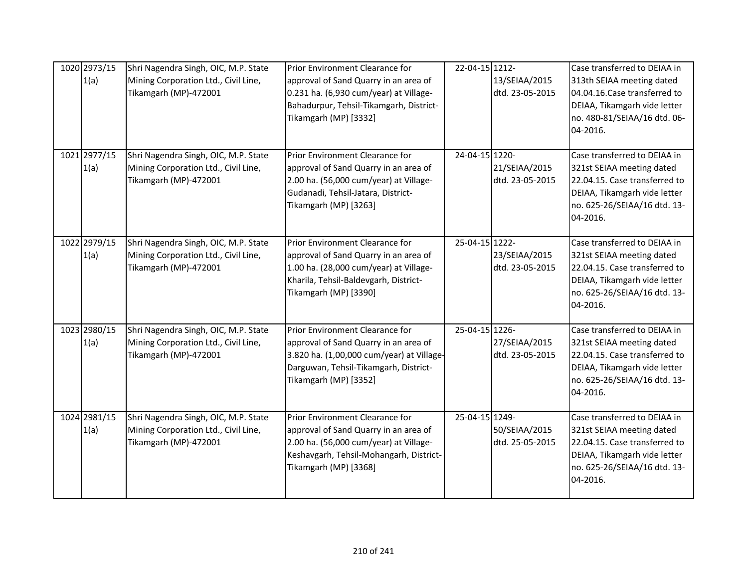| | | | | | | |
|---|---|---|---|---|---|---|
| 1020 | 2973/15 1(a) | Shri Nagendra Singh, OIC, M.P. State Mining Corporation Ltd., Civil Line, Tikamgarh (MP)-472001 | Prior Environment Clearance for approval of Sand Quarry in an area of 0.231 ha. (6,930 cum/year) at Village-Bahadurpur, Tehsil-Tikamgarh, District-Tikamgarh (MP) [3332] | 22-04-15 | 1212-13/SEIAA/2015 dtd. 23-05-2015 | Case transferred to DEIAA in 313th SEIAA meeting dated 04.04.16.Case transferred to DEIAA, Tikamgarh vide letter no. 480-81/SEIAA/16 dtd. 06-04-2016. |
| 1021 | 2977/15 1(a) | Shri Nagendra Singh, OIC, M.P. State Mining Corporation Ltd., Civil Line, Tikamgarh (MP)-472001 | Prior Environment Clearance for approval of Sand Quarry in an area of 2.00 ha. (56,000 cum/year) at Village-Gudanadi, Tehsil-Jatara, District-Tikamgarh (MP) [3263] | 24-04-15 | 1220-21/SEIAA/2015 dtd. 23-05-2015 | Case transferred to DEIAA in 321st SEIAA meeting dated 22.04.15. Case transferred to DEIAA, Tikamgarh vide letter no. 625-26/SEIAA/16 dtd. 13-04-2016. |
| 1022 | 2979/15 1(a) | Shri Nagendra Singh, OIC, M.P. State Mining Corporation Ltd., Civil Line, Tikamgarh (MP)-472001 | Prior Environment Clearance for approval of Sand Quarry in an area of 1.00 ha. (28,000 cum/year) at Village-Kharila, Tehsil-Baldevgarh, District-Tikamgarh (MP) [3390] | 25-04-15 | 1222-23/SEIAA/2015 dtd. 23-05-2015 | Case transferred to DEIAA in 321st SEIAA meeting dated 22.04.15. Case transferred to DEIAA, Tikamgarh vide letter no. 625-26/SEIAA/16 dtd. 13-04-2016. |
| 1023 | 2980/15 1(a) | Shri Nagendra Singh, OIC, M.P. State Mining Corporation Ltd., Civil Line, Tikamgarh (MP)-472001 | Prior Environment Clearance for approval of Sand Quarry in an area of 3.820 ha. (1,00,000 cum/year) at Village-Darguwan, Tehsil-Tikamgarh, District-Tikamgarh (MP) [3352] | 25-04-15 | 1226-27/SEIAA/2015 dtd. 23-05-2015 | Case transferred to DEIAA in 321st SEIAA meeting dated 22.04.15. Case transferred to DEIAA, Tikamgarh vide letter no. 625-26/SEIAA/16 dtd. 13-04-2016. |
| 1024 | 2981/15 1(a) | Shri Nagendra Singh, OIC, M.P. State Mining Corporation Ltd., Civil Line, Tikamgarh (MP)-472001 | Prior Environment Clearance for approval of Sand Quarry in an area of 2.00 ha. (56,000 cum/year) at Village-Keshavgarh, Tehsil-Mohangarh, District-Tikamgarh (MP) [3368] | 25-04-15 | 1249-50/SEIAA/2015 dtd. 25-05-2015 | Case transferred to DEIAA in 321st SEIAA meeting dated 22.04.15. Case transferred to DEIAA, Tikamgarh vide letter no. 625-26/SEIAA/16 dtd. 13-04-2016. |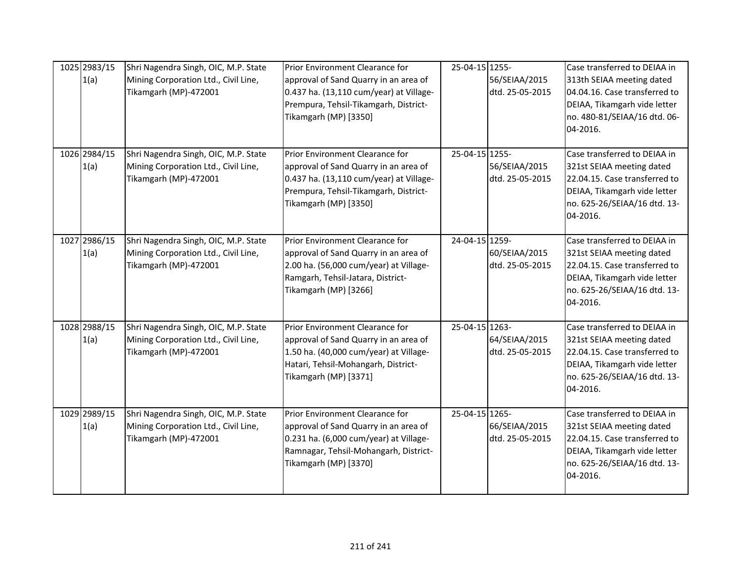| | | | | | | |
|---|---|---|---|---|---|---|
| 1025 | 2983/15 1(a) | Shri Nagendra Singh, OIC, M.P. State Mining Corporation Ltd., Civil Line, Tikamgarh (MP)-472001 | Prior Environment Clearance for approval of Sand Quarry in an area of 0.437 ha. (13,110 cum/year) at Village-Prempura, Tehsil-Tikamgarh, District-Tikamgarh (MP) [3350] | 25-04-15 | 1255-56/SEIAA/2015 dtd. 25-05-2015 | Case transferred to DEIAA in 313th SEIAA meeting dated 04.04.16. Case transferred to DEIAA, Tikamgarh vide letter no. 480-81/SEIAA/16 dtd. 06-04-2016. |
| 1026 | 2984/15 1(a) | Shri Nagendra Singh, OIC, M.P. State Mining Corporation Ltd., Civil Line, Tikamgarh (MP)-472001 | Prior Environment Clearance for approval of Sand Quarry in an area of 0.437 ha. (13,110 cum/year) at Village-Prempura, Tehsil-Tikamgarh, District-Tikamgarh (MP) [3350] | 25-04-15 | 1255-56/SEIAA/2015 dtd. 25-05-2015 | Case transferred to DEIAA in 321st SEIAA meeting dated 22.04.15. Case transferred to DEIAA, Tikamgarh vide letter no. 625-26/SEIAA/16 dtd. 13-04-2016. |
| 1027 | 2986/15 1(a) | Shri Nagendra Singh, OIC, M.P. State Mining Corporation Ltd., Civil Line, Tikamgarh (MP)-472001 | Prior Environment Clearance for approval of Sand Quarry in an area of 2.00 ha. (56,000 cum/year) at Village-Ramgarh, Tehsil-Jatara, District-Tikamgarh (MP) [3266] | 24-04-15 | 1259-60/SEIAA/2015 dtd. 25-05-2015 | Case transferred to DEIAA in 321st SEIAA meeting dated 22.04.15. Case transferred to DEIAA, Tikamgarh vide letter no. 625-26/SEIAA/16 dtd. 13-04-2016. |
| 1028 | 2988/15 1(a) | Shri Nagendra Singh, OIC, M.P. State Mining Corporation Ltd., Civil Line, Tikamgarh (MP)-472001 | Prior Environment Clearance for approval of Sand Quarry in an area of 1.50 ha. (40,000 cum/year) at Village-Hatari, Tehsil-Mohangarh, District-Tikamgarh (MP) [3371] | 25-04-15 | 1263-64/SEIAA/2015 dtd. 25-05-2015 | Case transferred to DEIAA in 321st SEIAA meeting dated 22.04.15. Case transferred to DEIAA, Tikamgarh vide letter no. 625-26/SEIAA/16 dtd. 13-04-2016. |
| 1029 | 2989/15 1(a) | Shri Nagendra Singh, OIC, M.P. State Mining Corporation Ltd., Civil Line, Tikamgarh (MP)-472001 | Prior Environment Clearance for approval of Sand Quarry in an area of 0.231 ha. (6,000 cum/year) at Village-Ramnagar, Tehsil-Mohangarh, District-Tikamgarh (MP) [3370] | 25-04-15 | 1265-66/SEIAA/2015 dtd. 25-05-2015 | Case transferred to DEIAA in 321st SEIAA meeting dated 22.04.15. Case transferred to DEIAA, Tikamgarh vide letter no. 625-26/SEIAA/16 dtd. 13-04-2016. |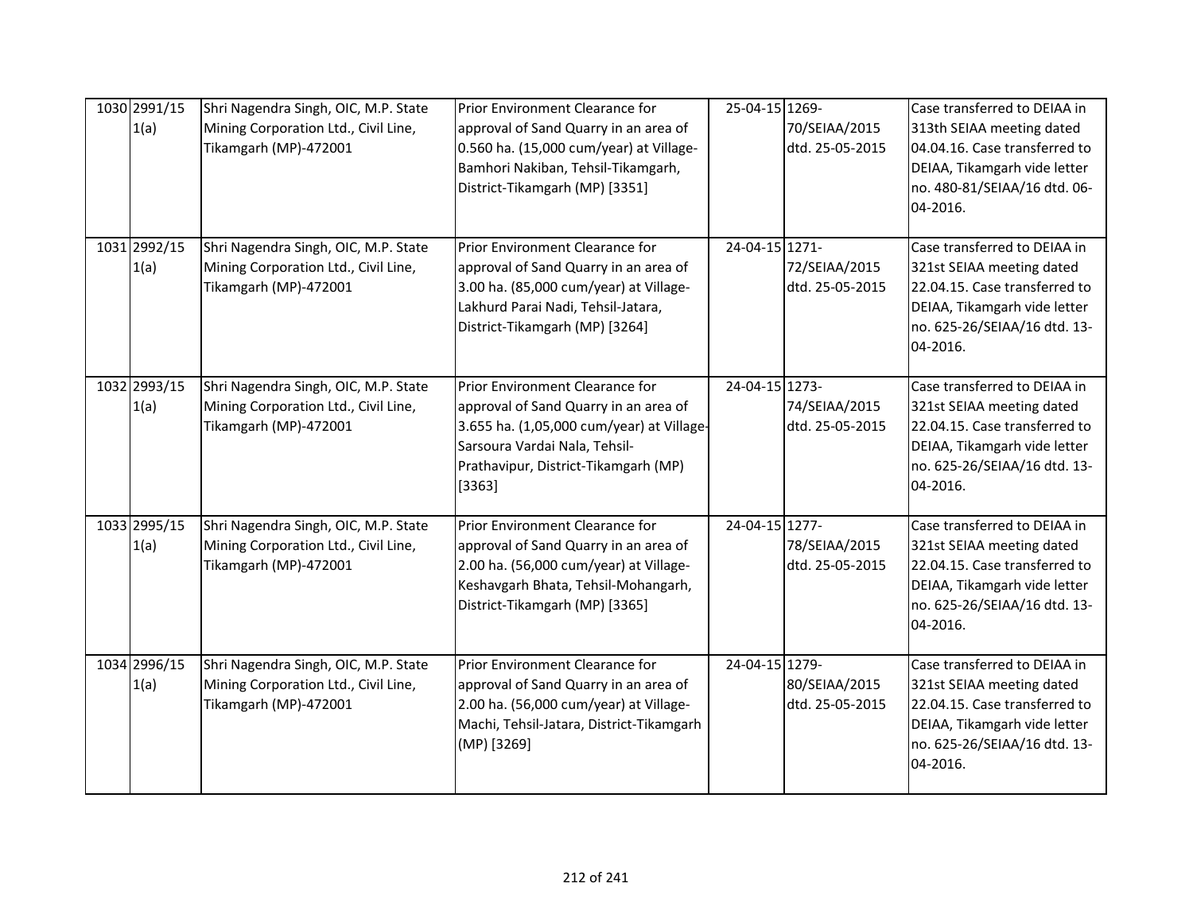| | | | | | | |
|---|---|---|---|---|---|---|
| 1030 | 2991/15 1(a) | Shri Nagendra Singh, OIC, M.P. State Mining Corporation Ltd., Civil Line, Tikamgarh (MP)-472001 | Prior Environment Clearance for approval of Sand Quarry in an area of 0.560 ha. (15,000 cum/year) at Village-Bamhori Nakiban, Tehsil-Tikamgarh, District-Tikamgarh (MP) [3351] | 25-04-15 | 1269-70/SEIAA/2015 dtd. 25-05-2015 | Case transferred to DEIAA in 313th SEIAA meeting dated 04.04.16. Case transferred to DEIAA, Tikamgarh vide letter no. 480-81/SEIAA/16 dtd. 06-04-2016. |
| 1031 | 2992/15 1(a) | Shri Nagendra Singh, OIC, M.P. State Mining Corporation Ltd., Civil Line, Tikamgarh (MP)-472001 | Prior Environment Clearance for approval of Sand Quarry in an area of 3.00 ha. (85,000 cum/year) at Village-Lakhurd Parai Nadi, Tehsil-Jatara, District-Tikamgarh (MP) [3264] | 24-04-15 | 1271-72/SEIAA/2015 dtd. 25-05-2015 | Case transferred to DEIAA in 321st SEIAA meeting dated 22.04.15. Case transferred to DEIAA, Tikamgarh vide letter no. 625-26/SEIAA/16 dtd. 13-04-2016. |
| 1032 | 2993/15 1(a) | Shri Nagendra Singh, OIC, M.P. State Mining Corporation Ltd., Civil Line, Tikamgarh (MP)-472001 | Prior Environment Clearance for approval of Sand Quarry in an area of 3.655 ha. (1,05,000 cum/year) at Village-Sarsoura Vardai Nala, Tehsil-Prathavipur, District-Tikamgarh (MP) [3363] | 24-04-15 | 1273-74/SEIAA/2015 dtd. 25-05-2015 | Case transferred to DEIAA in 321st SEIAA meeting dated 22.04.15. Case transferred to DEIAA, Tikamgarh vide letter no. 625-26/SEIAA/16 dtd. 13-04-2016. |
| 1033 | 2995/15 1(a) | Shri Nagendra Singh, OIC, M.P. State Mining Corporation Ltd., Civil Line, Tikamgarh (MP)-472001 | Prior Environment Clearance for approval of Sand Quarry in an area of 2.00 ha. (56,000 cum/year) at Village-Keshavgarh Bhata, Tehsil-Mohangarh, District-Tikamgarh (MP) [3365] | 24-04-15 | 1277-78/SEIAA/2015 dtd. 25-05-2015 | Case transferred to DEIAA in 321st SEIAA meeting dated 22.04.15. Case transferred to DEIAA, Tikamgarh vide letter no. 625-26/SEIAA/16 dtd. 13-04-2016. |
| 1034 | 2996/15 1(a) | Shri Nagendra Singh, OIC, M.P. State Mining Corporation Ltd., Civil Line, Tikamgarh (MP)-472001 | Prior Environment Clearance for approval of Sand Quarry in an area of 2.00 ha. (56,000 cum/year) at Village-Machi, Tehsil-Jatara, District-Tikamgarh (MP) [3269] | 24-04-15 | 1279-80/SEIAA/2015 dtd. 25-05-2015 | Case transferred to DEIAA in 321st SEIAA meeting dated 22.04.15. Case transferred to DEIAA, Tikamgarh vide letter no. 625-26/SEIAA/16 dtd. 13-04-2016. |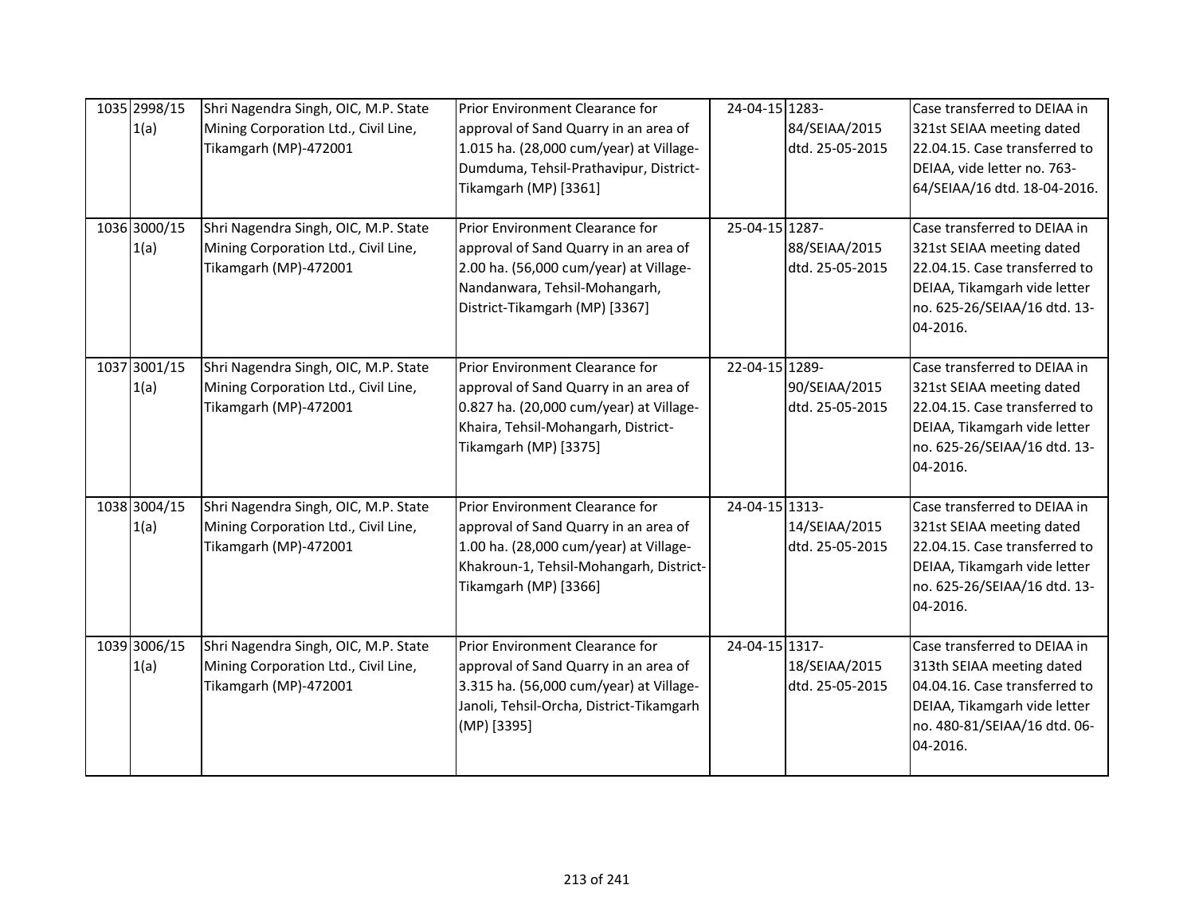| | | | | | | |
|---|---|---|---|---|---|---|
| 1035 | 2998/15 1(a) | Shri Nagendra Singh, OIC, M.P. State Mining Corporation Ltd., Civil Line, Tikamgarh (MP)-472001 | Prior Environment Clearance for approval of Sand Quarry in an area of 1.015 ha. (28,000 cum/year) at Village-Dumduma, Tehsil-Prathavipur, District-Tikamgarh (MP) [3361] | 24-04-15 | 1283-84/SEIAA/2015 dtd. 25-05-2015 | Case transferred to DEIAA in 321st SEIAA meeting dated 22.04.15. Case transferred to DEIAA, vide letter no. 763-64/SEIAA/16 dtd. 18-04-2016. |
| 1036 | 3000/15 1(a) | Shri Nagendra Singh, OIC, M.P. State Mining Corporation Ltd., Civil Line, Tikamgarh (MP)-472001 | Prior Environment Clearance for approval of Sand Quarry in an area of 2.00 ha. (56,000 cum/year) at Village-Nandanwara, Tehsil-Mohangarh, District-Tikamgarh (MP) [3367] | 25-04-15 | 1287-88/SEIAA/2015 dtd. 25-05-2015 | Case transferred to DEIAA in 321st SEIAA meeting dated 22.04.15. Case transferred to DEIAA, Tikamgarh vide letter no. 625-26/SEIAA/16 dtd. 13-04-2016. |
| 1037 | 3001/15 1(a) | Shri Nagendra Singh, OIC, M.P. State Mining Corporation Ltd., Civil Line, Tikamgarh (MP)-472001 | Prior Environment Clearance for approval of Sand Quarry in an area of 0.827 ha. (20,000 cum/year) at Village-Khaira, Tehsil-Mohangarh, District-Tikamgarh (MP) [3375] | 22-04-15 | 1289-90/SEIAA/2015 dtd. 25-05-2015 | Case transferred to DEIAA in 321st SEIAA meeting dated 22.04.15. Case transferred to DEIAA, Tikamgarh vide letter no. 625-26/SEIAA/16 dtd. 13-04-2016. |
| 1038 | 3004/15 1(a) | Shri Nagendra Singh, OIC, M.P. State Mining Corporation Ltd., Civil Line, Tikamgarh (MP)-472001 | Prior Environment Clearance for approval of Sand Quarry in an area of 1.00 ha. (28,000 cum/year) at Village-Khakroun-1, Tehsil-Mohangarh, District-Tikamgarh (MP) [3366] | 24-04-15 | 1313-14/SEIAA/2015 dtd. 25-05-2015 | Case transferred to DEIAA in 321st SEIAA meeting dated 22.04.15. Case transferred to DEIAA, Tikamgarh vide letter no. 625-26/SEIAA/16 dtd. 13-04-2016. |
| 1039 | 3006/15 1(a) | Shri Nagendra Singh, OIC, M.P. State Mining Corporation Ltd., Civil Line, Tikamgarh (MP)-472001 | Prior Environment Clearance for approval of Sand Quarry in an area of 3.315 ha. (56,000 cum/year) at Village-Janoli, Tehsil-Orcha, District-Tikamgarh (MP) [3395] | 24-04-15 | 1317-18/SEIAA/2015 dtd. 25-05-2015 | Case transferred to DEIAA in 313th SEIAA meeting dated 04.04.16. Case transferred to DEIAA, Tikamgarh vide letter no. 480-81/SEIAA/16 dtd. 06-04-2016. |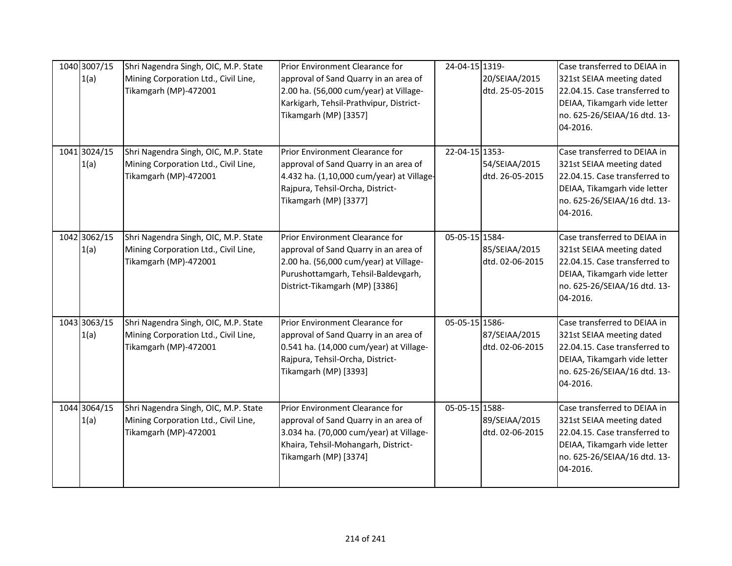| | | | | | | |
|---|---|---|---|---|---|---|
| 1040 | 3007/15 1(a) | Shri Nagendra Singh, OIC, M.P. State Mining Corporation Ltd., Civil Line, Tikamgarh (MP)-472001 | Prior Environment Clearance for approval of Sand Quarry in an area of 2.00 ha. (56,000 cum/year) at Village-Karkigarh, Tehsil-Prathvipur, District-Tikamgarh (MP) [3357] | 24-04-15 | 1319-20/SEIAA/2015 dtd. 25-05-2015 | Case transferred to DEIAA in 321st SEIAA meeting dated 22.04.15. Case transferred to DEIAA, Tikamgarh vide letter no. 625-26/SEIAA/16 dtd. 13-04-2016. |
| 1041 | 3024/15 1(a) | Shri Nagendra Singh, OIC, M.P. State Mining Corporation Ltd., Civil Line, Tikamgarh (MP)-472001 | Prior Environment Clearance for approval of Sand Quarry in an area of 4.432 ha. (1,10,000 cum/year) at Village-Rajpura, Tehsil-Orcha, District-Tikamgarh (MP) [3377] | 22-04-15 | 1353-54/SEIAA/2015 dtd. 26-05-2015 | Case transferred to DEIAA in 321st SEIAA meeting dated 22.04.15. Case transferred to DEIAA, Tikamgarh vide letter no. 625-26/SEIAA/16 dtd. 13-04-2016. |
| 1042 | 3062/15 1(a) | Shri Nagendra Singh, OIC, M.P. State Mining Corporation Ltd., Civil Line, Tikamgarh (MP)-472001 | Prior Environment Clearance for approval of Sand Quarry in an area of 2.00 ha. (56,000 cum/year) at Village-Purushottamgarh, Tehsil-Baldevgarh, District-Tikamgarh (MP) [3386] | 05-05-15 | 1584-85/SEIAA/2015 dtd. 02-06-2015 | Case transferred to DEIAA in 321st SEIAA meeting dated 22.04.15. Case transferred to DEIAA, Tikamgarh vide letter no. 625-26/SEIAA/16 dtd. 13-04-2016. |
| 1043 | 3063/15 1(a) | Shri Nagendra Singh, OIC, M.P. State Mining Corporation Ltd., Civil Line, Tikamgarh (MP)-472001 | Prior Environment Clearance for approval of Sand Quarry in an area of 0.541 ha. (14,000 cum/year) at Village-Rajpura, Tehsil-Orcha, District-Tikamgarh (MP) [3393] | 05-05-15 | 1586-87/SEIAA/2015 dtd. 02-06-2015 | Case transferred to DEIAA in 321st SEIAA meeting dated 22.04.15. Case transferred to DEIAA, Tikamgarh vide letter no. 625-26/SEIAA/16 dtd. 13-04-2016. |
| 1044 | 3064/15 1(a) | Shri Nagendra Singh, OIC, M.P. State Mining Corporation Ltd., Civil Line, Tikamgarh (MP)-472001 | Prior Environment Clearance for approval of Sand Quarry in an area of 3.034 ha. (70,000 cum/year) at Village-Khaira, Tehsil-Mohangarh, District-Tikamgarh (MP) [3374] | 05-05-15 | 1588-89/SEIAA/2015 dtd. 02-06-2015 | Case transferred to DEIAA in 321st SEIAA meeting dated 22.04.15. Case transferred to DEIAA, Tikamgarh vide letter no. 625-26/SEIAA/16 dtd. 13-04-2016. |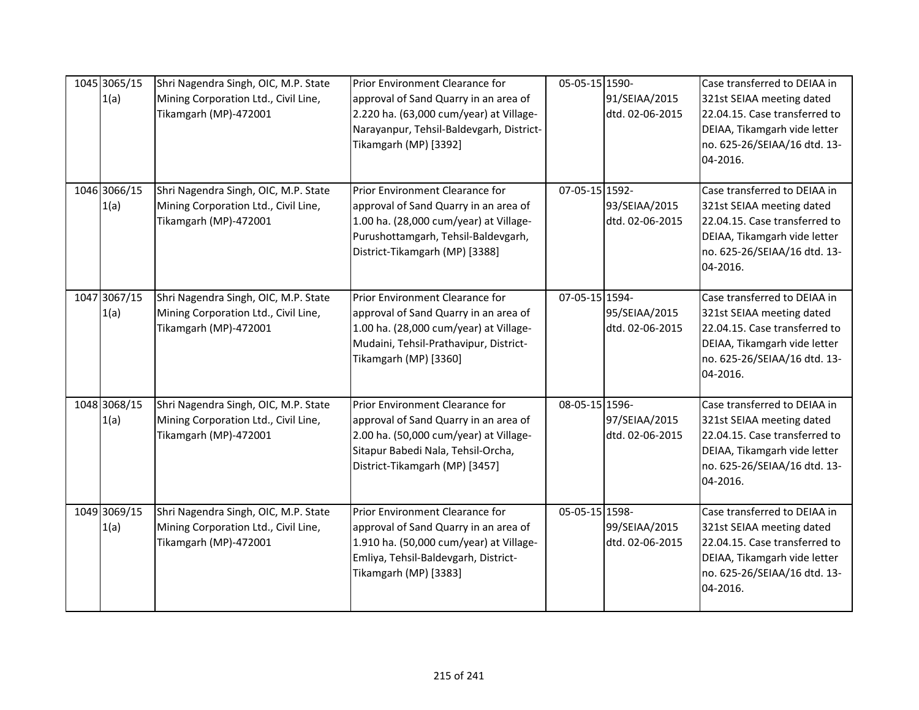| | | | | | | |
|---|---|---|---|---|---|---|
| 1045 | 3065/15 1(a) | Shri Nagendra Singh, OIC, M.P. State Mining Corporation Ltd., Civil Line, Tikamgarh (MP)-472001 | Prior Environment Clearance for approval of Sand Quarry in an area of 2.220 ha. (63,000 cum/year) at Village-Narayanpur, Tehsil-Baldevgarh, District-Tikamgarh (MP) [3392] | 05-05-15 | 1590-91/SEIAA/2015 dtd. 02-06-2015 | Case transferred to DEIAA in 321st SEIAA meeting dated 22.04.15. Case transferred to DEIAA, Tikamgarh vide letter no. 625-26/SEIAA/16 dtd. 13-04-2016. |
| 1046 | 3066/15 1(a) | Shri Nagendra Singh, OIC, M.P. State Mining Corporation Ltd., Civil Line, Tikamgarh (MP)-472001 | Prior Environment Clearance for approval of Sand Quarry in an area of 1.00 ha. (28,000 cum/year) at Village-Purushottamgarh, Tehsil-Baldevgarh, District-Tikamgarh (MP) [3388] | 07-05-15 | 1592-93/SEIAA/2015 dtd. 02-06-2015 | Case transferred to DEIAA in 321st SEIAA meeting dated 22.04.15. Case transferred to DEIAA, Tikamgarh vide letter no. 625-26/SEIAA/16 dtd. 13-04-2016. |
| 1047 | 3067/15 1(a) | Shri Nagendra Singh, OIC, M.P. State Mining Corporation Ltd., Civil Line, Tikamgarh (MP)-472001 | Prior Environment Clearance for approval of Sand Quarry in an area of 1.00 ha. (28,000 cum/year) at Village-Mudaini, Tehsil-Prathavipur, District-Tikamgarh (MP) [3360] | 07-05-15 | 1594-95/SEIAA/2015 dtd. 02-06-2015 | Case transferred to DEIAA in 321st SEIAA meeting dated 22.04.15. Case transferred to DEIAA, Tikamgarh vide letter no. 625-26/SEIAA/16 dtd. 13-04-2016. |
| 1048 | 3068/15 1(a) | Shri Nagendra Singh, OIC, M.P. State Mining Corporation Ltd., Civil Line, Tikamgarh (MP)-472001 | Prior Environment Clearance for approval of Sand Quarry in an area of 2.00 ha. (50,000 cum/year) at Village-Sitapur Babedi Nala, Tehsil-Orcha, District-Tikamgarh (MP) [3457] | 08-05-15 | 1596-97/SEIAA/2015 dtd. 02-06-2015 | Case transferred to DEIAA in 321st SEIAA meeting dated 22.04.15. Case transferred to DEIAA, Tikamgarh vide letter no. 625-26/SEIAA/16 dtd. 13-04-2016. |
| 1049 | 3069/15 1(a) | Shri Nagendra Singh, OIC, M.P. State Mining Corporation Ltd., Civil Line, Tikamgarh (MP)-472001 | Prior Environment Clearance for approval of Sand Quarry in an area of 1.910 ha. (50,000 cum/year) at Village-Emliya, Tehsil-Baldevgarh, District-Tikamgarh (MP) [3383] | 05-05-15 | 1598-99/SEIAA/2015 dtd. 02-06-2015 | Case transferred to DEIAA in 321st SEIAA meeting dated 22.04.15. Case transferred to DEIAA, Tikamgarh vide letter no. 625-26/SEIAA/16 dtd. 13-04-2016. |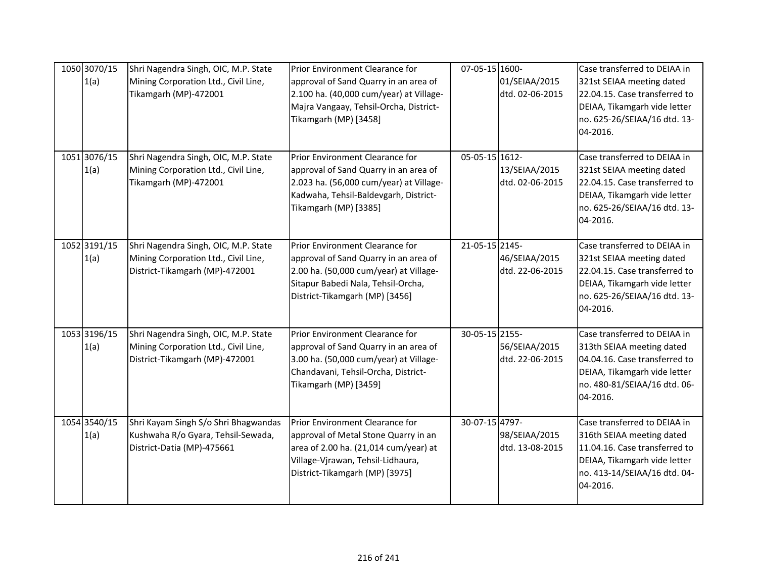| | | | | | | |
|---|---|---|---|---|---|---|
| 1050 | 3070/15 1(a) | Shri Nagendra Singh, OIC, M.P. State Mining Corporation Ltd., Civil Line, Tikamgarh (MP)-472001 | Prior Environment Clearance for approval of Sand Quarry in an area of 2.100 ha. (40,000 cum/year) at Village-Majra Vangaay, Tehsil-Orcha, District-Tikamgarh (MP) [3458] | 07-05-15 | 1600-01/SEIAA/2015 dtd. 02-06-2015 | Case transferred to DEIAA in 321st SEIAA meeting dated 22.04.15. Case transferred to DEIAA, Tikamgarh vide letter no. 625-26/SEIAA/16 dtd. 13-04-2016. |
| 1051 | 3076/15 1(a) | Shri Nagendra Singh, OIC, M.P. State Mining Corporation Ltd., Civil Line, Tikamgarh (MP)-472001 | Prior Environment Clearance for approval of Sand Quarry in an area of 2.023 ha. (56,000 cum/year) at Village-Kadwaha, Tehsil-Baldevgarh, District-Tikamgarh (MP) [3385] | 05-05-15 | 1612-13/SEIAA/2015 dtd. 02-06-2015 | Case transferred to DEIAA in 321st SEIAA meeting dated 22.04.15. Case transferred to DEIAA, Tikamgarh vide letter no. 625-26/SEIAA/16 dtd. 13-04-2016. |
| 1052 | 3191/15 1(a) | Shri Nagendra Singh, OIC, M.P. State Mining Corporation Ltd., Civil Line, District-Tikamgarh (MP)-472001 | Prior Environment Clearance for approval of Sand Quarry in an area of 2.00 ha. (50,000 cum/year) at Village-Sitapur Babedi Nala, Tehsil-Orcha, District-Tikamgarh (MP) [3456] | 21-05-15 | 2145-46/SEIAA/2015 dtd. 22-06-2015 | Case transferred to DEIAA in 321st SEIAA meeting dated 22.04.15. Case transferred to DEIAA, Tikamgarh vide letter no. 625-26/SEIAA/16 dtd. 13-04-2016. |
| 1053 | 3196/15 1(a) | Shri Nagendra Singh, OIC, M.P. State Mining Corporation Ltd., Civil Line, District-Tikamgarh (MP)-472001 | Prior Environment Clearance for approval of Sand Quarry in an area of 3.00 ha. (50,000 cum/year) at Village-Chandavani, Tehsil-Orcha, District-Tikamgarh (MP) [3459] | 30-05-15 | 2155-56/SEIAA/2015 dtd. 22-06-2015 | Case transferred to DEIAA in 313th SEIAA meeting dated 04.04.16. Case transferred to DEIAA, Tikamgarh vide letter no. 480-81/SEIAA/16 dtd. 06-04-2016. |
| 1054 | 3540/15 1(a) | Shri Kayam Singh S/o Shri Bhagwandas Kushwaha R/o Gyara, Tehsil-Sewada, District-Datia (MP)-475661 | Prior Environment Clearance for approval of Metal Stone Quarry in an area of 2.00 ha. (21,014 cum/year) at Village-Vjrawan, Tehsil-Lidhaura, District-Tikamgarh (MP) [3975] | 30-07-15 | 4797-98/SEIAA/2015 dtd. 13-08-2015 | Case transferred to DEIAA in 316th SEIAA meeting dated 11.04.16. Case transferred to DEIAA, Tikamgarh vide letter no. 413-14/SEIAA/16 dtd. 04-04-2016. |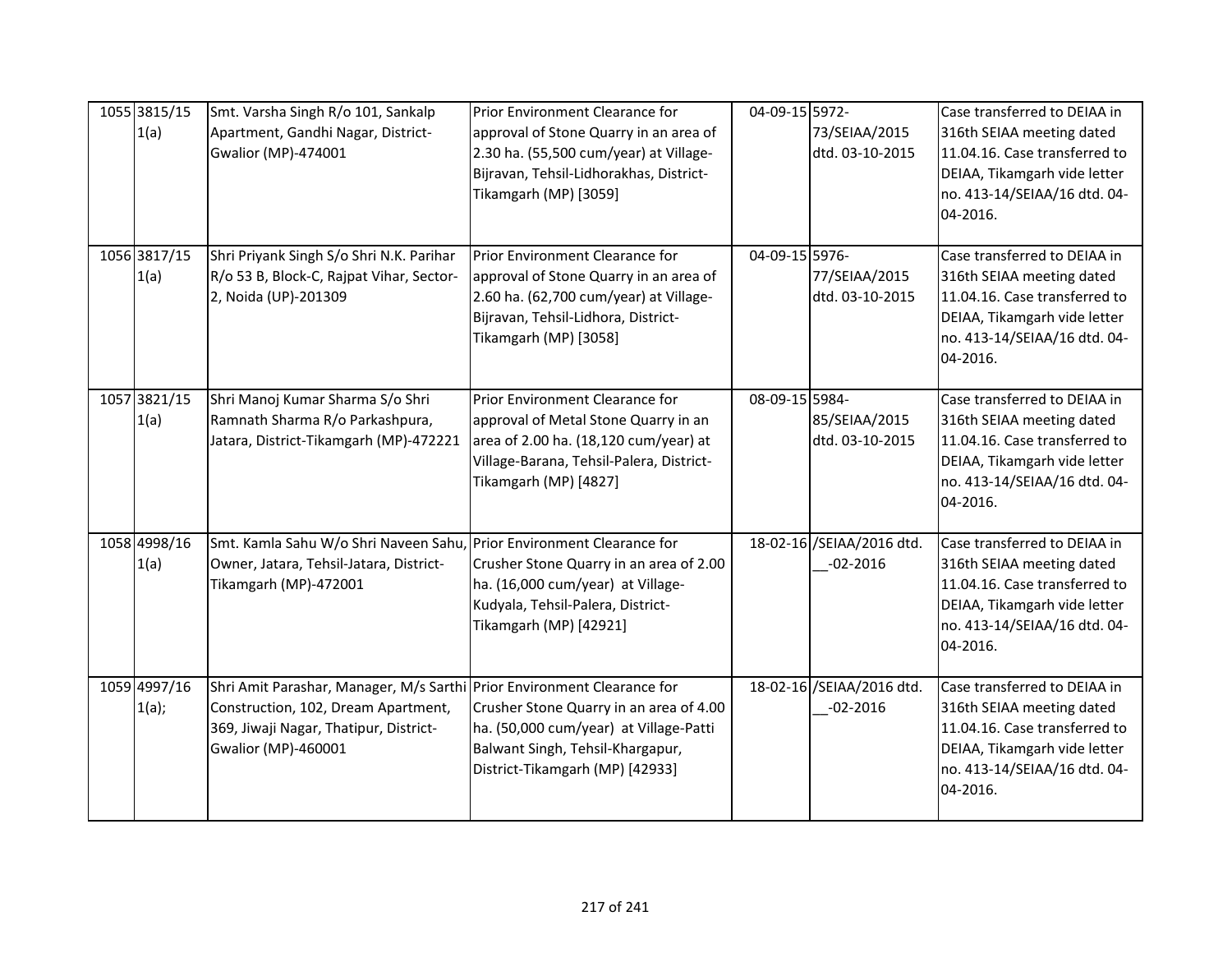| | | | | | | |
|---|---|---|---|---|---|---|
| 1055 | 3815/15 1(a) | Smt. Varsha Singh R/o 101, Sankalp Apartment, Gandhi Nagar, District-Gwalior (MP)-474001 | Prior Environment Clearance for approval of Stone Quarry in an area of 2.30 ha. (55,500 cum/year) at Village-Bijravan, Tehsil-Lidhorakhas, District-Tikamgarh (MP) [3059] | 04-09-15 | 5972-73/SEIAA/2015 dtd. 03-10-2015 | Case transferred to DEIAA in 316th SEIAA meeting dated 11.04.16. Case transferred to DEIAA, Tikamgarh vide letter no. 413-14/SEIAA/16 dtd. 04-04-2016. |
| 1056 | 3817/15 1(a) | Shri Priyank Singh S/o Shri N.K. Parihar R/o 53 B, Block-C, Rajpat Vihar, Sector-2, Noida (UP)-201309 | Prior Environment Clearance for approval of Stone Quarry in an area of 2.60 ha. (62,700 cum/year) at Village-Bijravan, Tehsil-Lidhora, District-Tikamgarh (MP) [3058] | 04-09-15 | 5976-77/SEIAA/2015 dtd. 03-10-2015 | Case transferred to DEIAA in 316th SEIAA meeting dated 11.04.16. Case transferred to DEIAA, Tikamgarh vide letter no. 413-14/SEIAA/16 dtd. 04-04-2016. |
| 1057 | 3821/15 1(a) | Shri Manoj Kumar Sharma S/o Shri Ramnath Sharma R/o Parkashpura, Jatara, District-Tikamgarh (MP)-472221 | Prior Environment Clearance for approval of Metal Stone Quarry in an area of 2.00 ha. (18,120 cum/year) at Village-Barana, Tehsil-Palera, District-Tikamgarh (MP) [4827] | 08-09-15 | 5984-85/SEIAA/2015 dtd. 03-10-2015 | Case transferred to DEIAA in 316th SEIAA meeting dated 11.04.16. Case transferred to DEIAA, Tikamgarh vide letter no. 413-14/SEIAA/16 dtd. 04-04-2016. |
| 1058 | 4998/16 1(a) | Smt. Kamla Sahu W/o Shri Naveen Sahu, Owner, Jatara, Tehsil-Jatara, District-Tikamgarh (MP)-472001 | Prior Environment Clearance for Crusher Stone Quarry in an area of 2.00 ha. (16,000 cum/year) at Village-Kudyala, Tehsil-Palera, District-Tikamgarh (MP) [42921] | 18-02-16 | /SEIAA/2016 dtd. __-02-2016 | Case transferred to DEIAA in 316th SEIAA meeting dated 11.04.16. Case transferred to DEIAA, Tikamgarh vide letter no. 413-14/SEIAA/16 dtd. 04-04-2016. |
| 1059 | 4997/16 1(a); | Shri Amit Parashar, Manager, M/s Sarthi Construction, 102, Dream Apartment, 369, Jiwaji Nagar, Thatipur, District-Gwalior (MP)-460001 | Prior Environment Clearance for Crusher Stone Quarry in an area of 4.00 ha. (50,000 cum/year) at Village-Patti Balwant Singh, Tehsil-Khargapur, District-Tikamgarh (MP) [42933] | 18-02-16 | /SEIAA/2016 dtd. __-02-2016 | Case transferred to DEIAA in 316th SEIAA meeting dated 11.04.16. Case transferred to DEIAA, Tikamgarh vide letter no. 413-14/SEIAA/16 dtd. 04-04-2016. |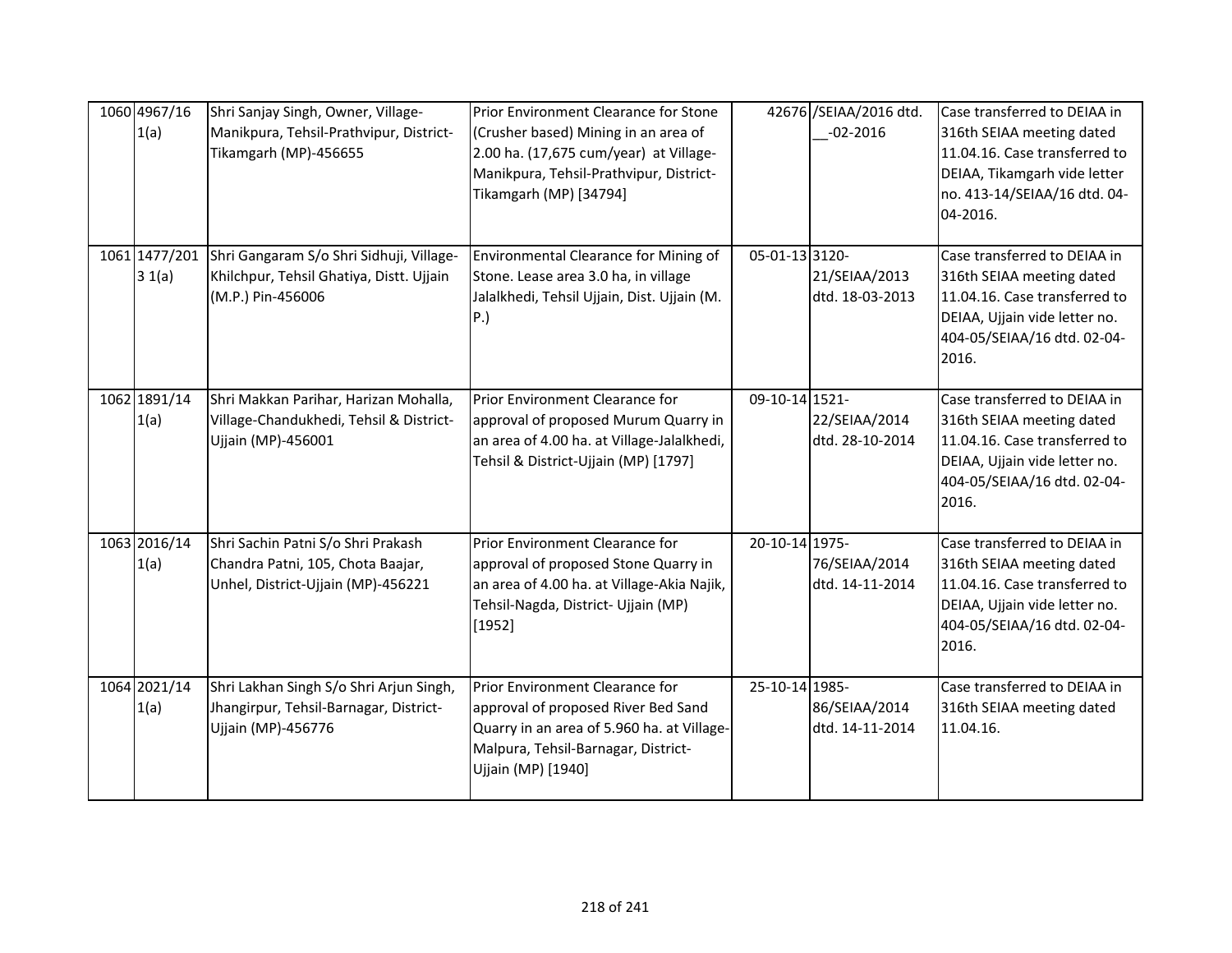| | | | | | | |
|---|---|---|---|---|---|---|
| 1060 | 4967/16 1(a) | Shri Sanjay Singh, Owner, Village-Manikpura, Tehsil-Prathvipur, District-Tikamgarh (MP)-456655 | Prior Environment Clearance for Stone (Crusher based) Mining in an area of 2.00 ha. (17,675 cum/year) at Village-Manikpura, Tehsil-Prathvipur, District-Tikamgarh (MP) [34794] | 42676 | /SEIAA/2016 dtd. __-02-2016 | Case transferred to DEIAA in 316th SEIAA meeting dated 11.04.16. Case transferred to DEIAA, Tikamgarh vide letter no. 413-14/SEIAA/16 dtd. 04-04-2016. |
| 1061 | 1477/2013 1(a) | Shri Gangaram S/o Shri Sidhuji, Village-Khilchpur, Tehsil Ghatiya, Distt. Ujjain (M.P.) Pin-456006 | Environmental Clearance for Mining of Stone. Lease area 3.0 ha, in village Jalalkhedi, Tehsil Ujjain, Dist. Ujjain (M.P.) | 05-01-13 | 3120-21/SEIAA/2013 dtd. 18-03-2013 | Case transferred to DEIAA in 316th SEIAA meeting dated 11.04.16. Case transferred to DEIAA, Ujjain vide letter no. 404-05/SEIAA/16 dtd. 02-04-2016. |
| 1062 | 1891/14 1(a) | Shri Makkan Parihar, Harizan Mohalla, Village-Chandukhedi, Tehsil & District-Ujjain (MP)-456001 | Prior Environment Clearance for approval of proposed Murum Quarry in an area of 4.00 ha. at Village-Jalalkhedi, Tehsil & District-Ujjain (MP) [1797] | 09-10-14 | 1521-22/SEIAA/2014 dtd. 28-10-2014 | Case transferred to DEIAA in 316th SEIAA meeting dated 11.04.16. Case transferred to DEIAA, Ujjain vide letter no. 404-05/SEIAA/16 dtd. 02-04-2016. |
| 1063 | 2016/14 1(a) | Shri Sachin Patni S/o Shri Prakash Chandra Patni, 105, Chota Baajar, Unhel, District-Ujjain (MP)-456221 | Prior Environment Clearance for approval of proposed Stone Quarry in an area of 4.00 ha. at Village-Akia Najik, Tehsil-Nagda, District- Ujjain (MP) [1952] | 20-10-14 | 1975-76/SEIAA/2014 dtd. 14-11-2014 | Case transferred to DEIAA in 316th SEIAA meeting dated 11.04.16. Case transferred to DEIAA, Ujjain vide letter no. 404-05/SEIAA/16 dtd. 02-04-2016. |
| 1064 | 2021/14 1(a) | Shri Lakhan Singh S/o Shri Arjun Singh, Jhangirpur, Tehsil-Barnagar, District-Ujjain (MP)-456776 | Prior Environment Clearance for approval of proposed River Bed Sand Quarry in an area of 5.960 ha. at Village-Malpura, Tehsil-Barnagar, District-Ujjain (MP) [1940] | 25-10-14 | 1985-86/SEIAA/2014 dtd. 14-11-2014 | Case transferred to DEIAA in 316th SEIAA meeting dated 11.04.16. |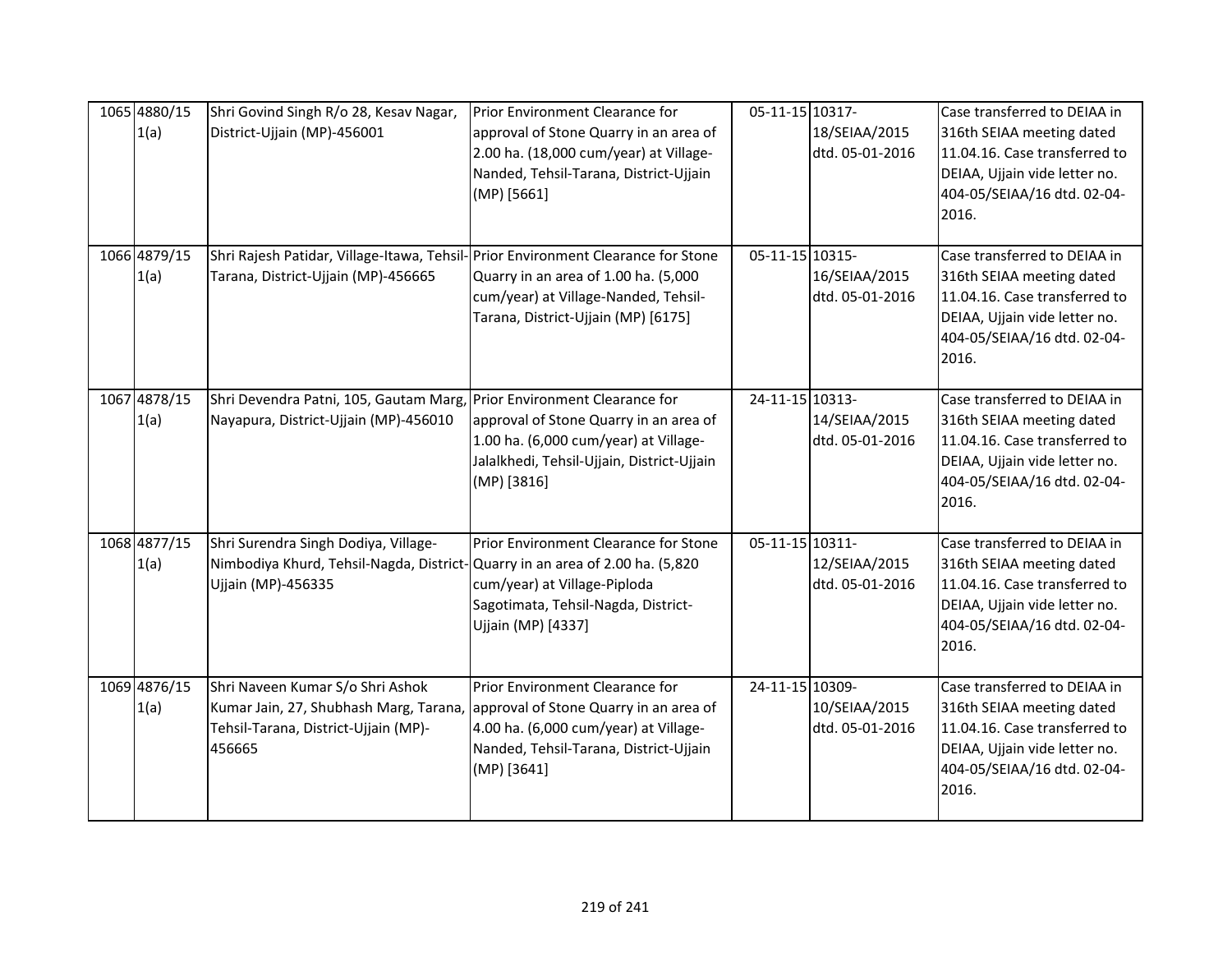| | | | | | | |
|---|---|---|---|---|---|---|
| 1065 | 4880/15 1(a) | Shri Govind Singh R/o 28, Kesav Nagar, District-Ujjain (MP)-456001 | Prior Environment Clearance for approval of Stone Quarry in an area of 2.00 ha. (18,000 cum/year) at Village-Nanded, Tehsil-Tarana, District-Ujjain (MP) [5661] | 05-11-15 | 10317-18/SEIAA/2015 dtd. 05-01-2016 | Case transferred to DEIAA in 316th SEIAA meeting dated 11.04.16. Case transferred to DEIAA, Ujjain vide letter no. 404-05/SEIAA/16 dtd. 02-04-2016. |
| 1066 | 4879/15 1(a) | Shri Rajesh Patidar, Village-Itawa, Tehsil-Tarana, District-Ujjain (MP)-456665 | Prior Environment Clearance for Stone Quarry in an area of 1.00 ha. (5,000 cum/year) at Village-Nanded, Tehsil-Tarana, District-Ujjain (MP) [6175] | 05-11-15 | 10315-16/SEIAA/2015 dtd. 05-01-2016 | Case transferred to DEIAA in 316th SEIAA meeting dated 11.04.16. Case transferred to DEIAA, Ujjain vide letter no. 404-05/SEIAA/16 dtd. 02-04-2016. |
| 1067 | 4878/15 1(a) | Shri Devendra Patni, 105, Gautam Marg, Nayapura, District-Ujjain (MP)-456010 | Prior Environment Clearance for approval of Stone Quarry in an area of 1.00 ha. (6,000 cum/year) at Village-Jalalkhedi, Tehsil-Ujjain, District-Ujjain (MP) [3816] | 24-11-15 | 10313-14/SEIAA/2015 dtd. 05-01-2016 | Case transferred to DEIAA in 316th SEIAA meeting dated 11.04.16. Case transferred to DEIAA, Ujjain vide letter no. 404-05/SEIAA/16 dtd. 02-04-2016. |
| 1068 | 4877/15 1(a) | Shri Surendra Singh Dodiya, Village-Nimbodiya Khurd, Tehsil-Nagda, District-Ujjain (MP)-456335 | Prior Environment Clearance for Stone Quarry in an area of 2.00 ha. (5,820 cum/year) at Village-Piploda Sagotimata, Tehsil-Nagda, District-Ujjain (MP) [4337] | 05-11-15 | 10311-12/SEIAA/2015 dtd. 05-01-2016 | Case transferred to DEIAA in 316th SEIAA meeting dated 11.04.16. Case transferred to DEIAA, Ujjain vide letter no. 404-05/SEIAA/16 dtd. 02-04-2016. |
| 1069 | 4876/15 1(a) | Shri Naveen Kumar S/o Shri Ashok Kumar Jain, 27, Shubhash Marg, Tarana, Tehsil-Tarana, District-Ujjain (MP)-456665 | Prior Environment Clearance for approval of Stone Quarry in an area of 4.00 ha. (6,000 cum/year) at Village-Nanded, Tehsil-Tarana, District-Ujjain (MP) [3641] | 24-11-15 | 10309-10/SEIAA/2015 dtd. 05-01-2016 | Case transferred to DEIAA in 316th SEIAA meeting dated 11.04.16. Case transferred to DEIAA, Ujjain vide letter no. 404-05/SEIAA/16 dtd. 02-04-2016. |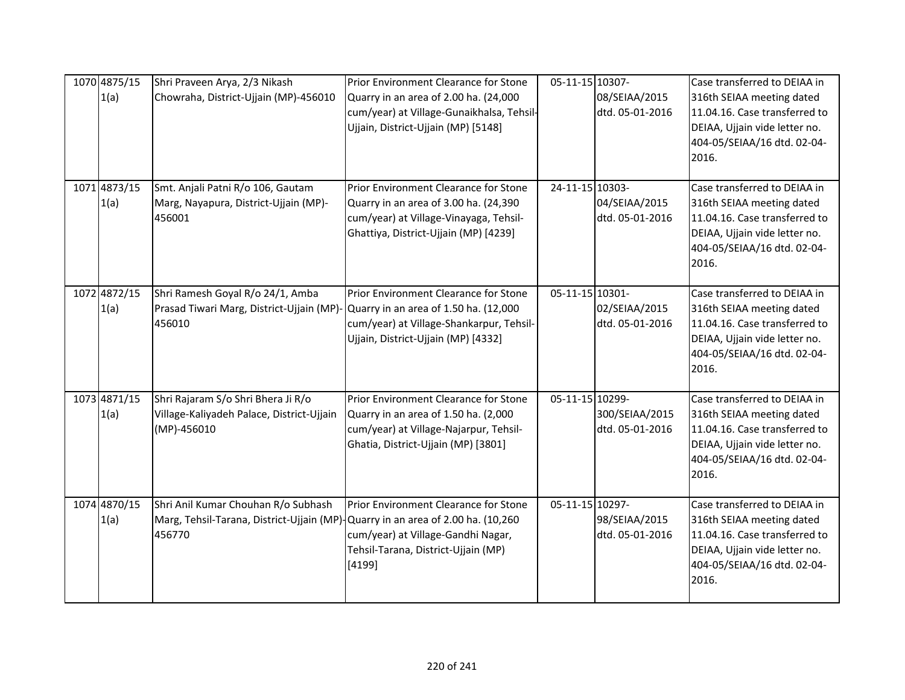| | | | | | | |
|---|---|---|---|---|---|---|
| 1070 | 4875/15 1(a) | Shri Praveen Arya, 2/3 Nikash Chowraha, District-Ujjain (MP)-456010 | Prior Environment Clearance for Stone Quarry in an area of 2.00 ha. (24,000 cum/year) at Village-Gunaikhalsa, Tehsil-Ujjain, District-Ujjain (MP) [5148] | 05-11-15 | 10307-08/SEIAA/2015 dtd. 05-01-2016 | Case transferred to DEIAA in 316th SEIAA meeting dated 11.04.16. Case transferred to DEIAA, Ujjain vide letter no. 404-05/SEIAA/16 dtd. 02-04-2016. |
| 1071 | 4873/15 1(a) | Smt. Anjali Patni R/o 106, Gautam Marg, Nayapura, District-Ujjain (MP)-456001 | Prior Environment Clearance for Stone Quarry in an area of 3.00 ha. (24,390 cum/year) at Village-Vinayaga, Tehsil-Ghattiya, District-Ujjain (MP) [4239] | 24-11-15 | 10303-04/SEIAA/2015 dtd. 05-01-2016 | Case transferred to DEIAA in 316th SEIAA meeting dated 11.04.16. Case transferred to DEIAA, Ujjain vide letter no. 404-05/SEIAA/16 dtd. 02-04-2016. |
| 1072 | 4872/15 1(a) | Shri Ramesh Goyal R/o 24/1, Amba Prasad Tiwari Marg, District-Ujjain (MP)-456010 | Prior Environment Clearance for Stone Quarry in an area of 1.50 ha. (12,000 cum/year) at Village-Shankarpur, Tehsil-Ujjain, District-Ujjain (MP) [4332] | 05-11-15 | 10301-02/SEIAA/2015 dtd. 05-01-2016 | Case transferred to DEIAA in 316th SEIAA meeting dated 11.04.16. Case transferred to DEIAA, Ujjain vide letter no. 404-05/SEIAA/16 dtd. 02-04-2016. |
| 1073 | 4871/15 1(a) | Shri Rajaram S/o Shri Bhera Ji R/o Village-Kaliyadeh Palace, District-Ujjain (MP)-456010 | Prior Environment Clearance for Stone Quarry in an area of 1.50 ha. (2,000 cum/year) at Village-Najarpur, Tehsil-Ghatia, District-Ujjain (MP) [3801] | 05-11-15 | 10299-300/SEIAA/2015 dtd. 05-01-2016 | Case transferred to DEIAA in 316th SEIAA meeting dated 11.04.16. Case transferred to DEIAA, Ujjain vide letter no. 404-05/SEIAA/16 dtd. 02-04-2016. |
| 1074 | 4870/15 1(a) | Shri Anil Kumar Chouhan R/o Subhash Marg, Tehsil-Tarana, District-Ujjain (MP)-456770 | Prior Environment Clearance for Stone Quarry in an area of 2.00 ha. (10,260 cum/year) at Village-Gandhi Nagar, Tehsil-Tarana, District-Ujjain (MP) [4199] | 05-11-15 | 10297-98/SEIAA/2015 dtd. 05-01-2016 | Case transferred to DEIAA in 316th SEIAA meeting dated 11.04.16. Case transferred to DEIAA, Ujjain vide letter no. 404-05/SEIAA/16 dtd. 02-04-2016. |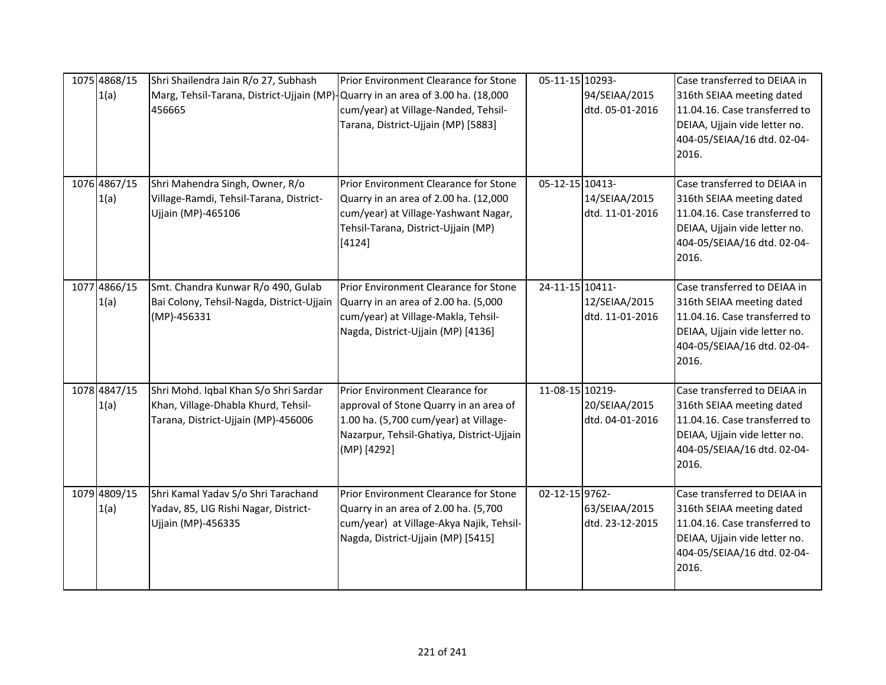| | | | | | | |
|---|---|---|---|---|---|---|
| 1075 | 4868/15 1(a) | Shri Shailendra Jain R/o 27, Subhash Marg, Tehsil-Tarana, District-Ujjain (MP)-456665 | Prior Environment Clearance for Stone Quarry in an area of 3.00 ha. (18,000 cum/year) at Village-Nanded, Tehsil-Tarana, District-Ujjain (MP) [5883] | 05-11-15 | 10293-94/SEIAA/2015 dtd. 05-01-2016 | Case transferred to DEIAA in 316th SEIAA meeting dated 11.04.16. Case transferred to DEIAA, Ujjain vide letter no. 404-05/SEIAA/16 dtd. 02-04-2016. |
| 1076 | 4867/15 1(a) | Shri Mahendra Singh, Owner, R/o Village-Ramdi, Tehsil-Tarana, District-Ujjain (MP)-465106 | Prior Environment Clearance for Stone Quarry in an area of 2.00 ha. (12,000 cum/year) at Village-Yashwant Nagar, Tehsil-Tarana, District-Ujjain (MP) [4124] | 05-12-15 | 10413-14/SEIAA/2015 dtd. 11-01-2016 | Case transferred to DEIAA in 316th SEIAA meeting dated 11.04.16. Case transferred to DEIAA, Ujjain vide letter no. 404-05/SEIAA/16 dtd. 02-04-2016. |
| 1077 | 4866/15 1(a) | Smt. Chandra Kunwar R/o 490, Gulab Bai Colony, Tehsil-Nagda, District-Ujjain (MP)-456331 | Prior Environment Clearance for Stone Quarry in an area of 2.00 ha. (5,000 cum/year) at Village-Makla, Tehsil-Nagda, District-Ujjain (MP) [4136] | 24-11-15 | 10411-12/SEIAA/2015 dtd. 11-01-2016 | Case transferred to DEIAA in 316th SEIAA meeting dated 11.04.16. Case transferred to DEIAA, Ujjain vide letter no. 404-05/SEIAA/16 dtd. 02-04-2016. |
| 1078 | 4847/15 1(a) | Shri Mohd. Iqbal Khan S/o Shri Sardar Khan, Village-Dhabla Khurd, Tehsil-Tarana, District-Ujjain (MP)-456006 | Prior Environment Clearance for approval of Stone Quarry in an area of 1.00 ha. (5,700 cum/year) at Village-Nazarpur, Tehsil-Ghatiya, District-Ujjain (MP) [4292] | 11-08-15 | 10219-20/SEIAA/2015 dtd. 04-01-2016 | Case transferred to DEIAA in 316th SEIAA meeting dated 11.04.16. Case transferred to DEIAA, Ujjain vide letter no. 404-05/SEIAA/16 dtd. 02-04-2016. |
| 1079 | 4809/15 1(a) | Shri Kamal Yadav S/o Shri Tarachand Yadav, 85, LIG Rishi Nagar, District-Ujjain (MP)-456335 | Prior Environment Clearance for Stone Quarry in an area of 2.00 ha. (5,700 cum/year) at Village-Akya Najik, Tehsil-Nagda, District-Ujjain (MP) [5415] | 02-12-15 | 9762-63/SEIAA/2015 dtd. 23-12-2015 | Case transferred to DEIAA in 316th SEIAA meeting dated 11.04.16. Case transferred to DEIAA, Ujjain vide letter no. 404-05/SEIAA/16 dtd. 02-04-2016. |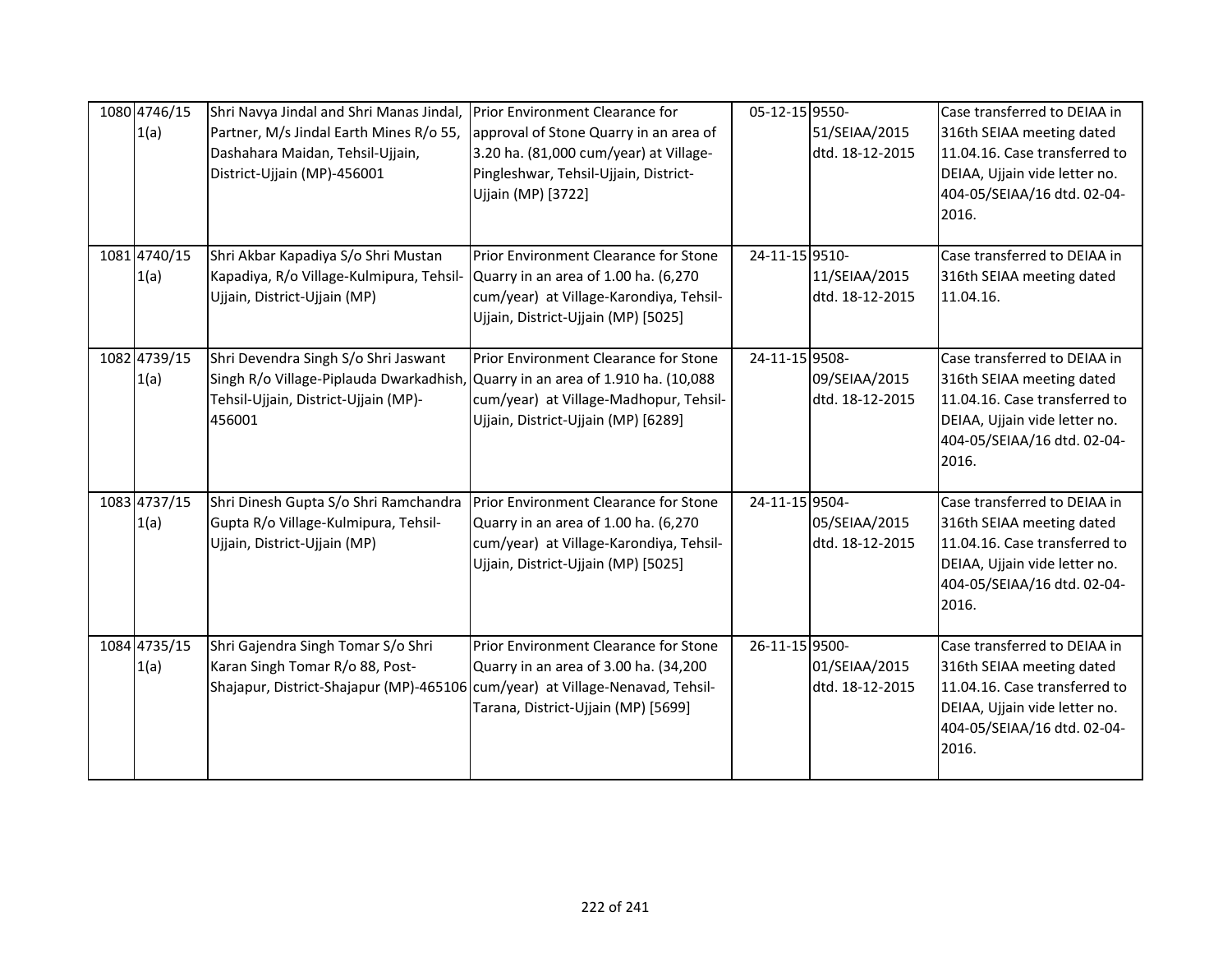| | | | | | | |
|---|---|---|---|---|---|---|
| 1080 | 4746/15 1(a) | Shri Navya Jindal and Shri Manas Jindal, Partner, M/s Jindal Earth Mines R/o 55, Dashahara Maidan, Tehsil-Ujjain, District-Ujjain (MP)-456001 | Prior Environment Clearance for approval of Stone Quarry in an area of 3.20 ha. (81,000 cum/year) at Village-Pingleshwar, Tehsil-Ujjain, District-Ujjain (MP) [3722] | 05-12-15 | 9550-51/SEIAA/2015 dtd. 18-12-2015 | Case transferred to DEIAA in 316th SEIAA meeting dated 11.04.16. Case transferred to DEIAA, Ujjain vide letter no. 404-05/SEIAA/16 dtd. 02-04-2016. |
| 1081 | 4740/15 1(a) | Shri Akbar Kapadiya S/o Shri Mustan Kapadiya, R/o Village-Kulmipura, Tehsil-Ujjain, District-Ujjain (MP) | Prior Environment Clearance for Stone Quarry in an area of 1.00 ha. (6,270 cum/year) at Village-Karondiya, Tehsil-Ujjain, District-Ujjain (MP) [5025] | 24-11-15 | 9510-11/SEIAA/2015 dtd. 18-12-2015 | Case transferred to DEIAA in 316th SEIAA meeting dated 11.04.16. |
| 1082 | 4739/15 1(a) | Shri Devendra Singh S/o Shri Jaswant Singh R/o Village-Piplauda Dwarkadhish, Tehsil-Ujjain, District-Ujjain (MP)-456001 | Prior Environment Clearance for Stone Quarry in an area of 1.910 ha. (10,088 cum/year) at Village-Madhopur, Tehsil-Ujjain, District-Ujjain (MP) [6289] | 24-11-15 | 9508-09/SEIAA/2015 dtd. 18-12-2015 | Case transferred to DEIAA in 316th SEIAA meeting dated 11.04.16. Case transferred to DEIAA, Ujjain vide letter no. 404-05/SEIAA/16 dtd. 02-04-2016. |
| 1083 | 4737/15 1(a) | Shri Dinesh Gupta S/o Shri Ramchandra Gupta R/o Village-Kulmipura, Tehsil-Ujjain, District-Ujjain (MP) | Prior Environment Clearance for Stone Quarry in an area of 1.00 ha. (6,270 cum/year) at Village-Karondiya, Tehsil-Ujjain, District-Ujjain (MP) [5025] | 24-11-15 | 9504-05/SEIAA/2015 dtd. 18-12-2015 | Case transferred to DEIAA in 316th SEIAA meeting dated 11.04.16. Case transferred to DEIAA, Ujjain vide letter no. 404-05/SEIAA/16 dtd. 02-04-2016. |
| 1084 | 4735/15 1(a) | Shri Gajendra Singh Tomar S/o Shri Karan Singh Tomar R/o 88, Post-Shajapur, District-Shajapur (MP)-465106 | Prior Environment Clearance for Stone Quarry in an area of 3.00 ha. (34,200 cum/year) at Village-Nenavad, Tehsil-Tarana, District-Ujjain (MP) [5699] | 26-11-15 | 9500-01/SEIAA/2015 dtd. 18-12-2015 | Case transferred to DEIAA in 316th SEIAA meeting dated 11.04.16. Case transferred to DEIAA, Ujjain vide letter no. 404-05/SEIAA/16 dtd. 02-04-2016. |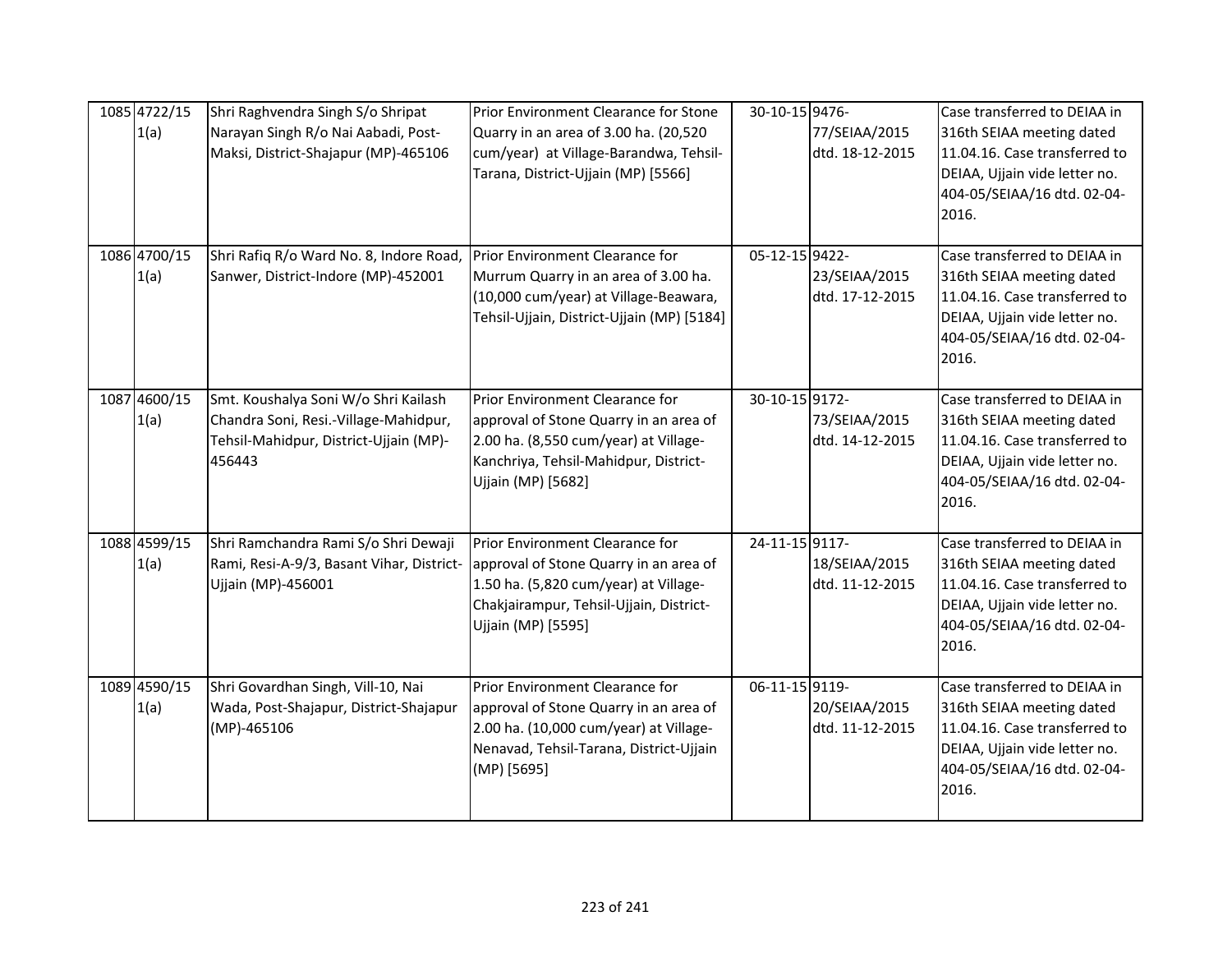| | | | | | | |
|---|---|---|---|---|---|---|
| 1085 | 4722/15 1(a) | Shri Raghvendra Singh S/o Shripat Narayan Singh R/o Nai Aabadi, Post-Maksi, District-Shajapur (MP)-465106 | Prior Environment Clearance for Stone Quarry in an area of 3.00 ha. (20,520 cum/year) at Village-Barandwa, Tehsil-Tarana, District-Ujjain (MP) [5566] | 30-10-15 | 9476-77/SEIAA/2015 dtd. 18-12-2015 | Case transferred to DEIAA in 316th SEIAA meeting dated 11.04.16. Case transferred to DEIAA, Ujjain vide letter no. 404-05/SEIAA/16 dtd. 02-04-2016. |
| 1086 | 4700/15 1(a) | Shri Rafiq R/o Ward No. 8, Indore Road, Sanwer, District-Indore (MP)-452001 | Prior Environment Clearance for Murrum Quarry in an area of 3.00 ha. (10,000 cum/year) at Village-Beawara, Tehsil-Ujjain, District-Ujjain (MP) [5184] | 05-12-15 | 9422-23/SEIAA/2015 dtd. 17-12-2015 | Case transferred to DEIAA in 316th SEIAA meeting dated 11.04.16. Case transferred to DEIAA, Ujjain vide letter no. 404-05/SEIAA/16 dtd. 02-04-2016. |
| 1087 | 4600/15 1(a) | Smt. Koushalya Soni W/o Shri Kailash Chandra Soni, Resi.-Village-Mahidpur, Tehsil-Mahidpur, District-Ujjain (MP)-456443 | Prior Environment Clearance for approval of Stone Quarry in an area of 2.00 ha. (8,550 cum/year) at Village-Kanchriya, Tehsil-Mahidpur, District-Ujjain (MP) [5682] | 30-10-15 | 9172-73/SEIAA/2015 dtd. 14-12-2015 | Case transferred to DEIAA in 316th SEIAA meeting dated 11.04.16. Case transferred to DEIAA, Ujjain vide letter no. 404-05/SEIAA/16 dtd. 02-04-2016. |
| 1088 | 4599/15 1(a) | Shri Ramchandra Rami S/o Shri Dewaji Rami, Resi-A-9/3, Basant Vihar, District-Ujjain (MP)-456001 | Prior Environment Clearance for approval of Stone Quarry in an area of 1.50 ha. (5,820 cum/year) at Village-Chakjairampur, Tehsil-Ujjain, District-Ujjain (MP) [5595] | 24-11-15 | 9117-18/SEIAA/2015 dtd. 11-12-2015 | Case transferred to DEIAA in 316th SEIAA meeting dated 11.04.16. Case transferred to DEIAA, Ujjain vide letter no. 404-05/SEIAA/16 dtd. 02-04-2016. |
| 1089 | 4590/15 1(a) | Shri Govardhan Singh, Vill-10, Nai Wada, Post-Shajapur, District-Shajapur (MP)-465106 | Prior Environment Clearance for approval of Stone Quarry in an area of 2.00 ha. (10,000 cum/year) at Village-Nenavad, Tehsil-Tarana, District-Ujjain (MP) [5695] | 06-11-15 | 9119-20/SEIAA/2015 dtd. 11-12-2015 | Case transferred to DEIAA in 316th SEIAA meeting dated 11.04.16. Case transferred to DEIAA, Ujjain vide letter no. 404-05/SEIAA/16 dtd. 02-04-2016. |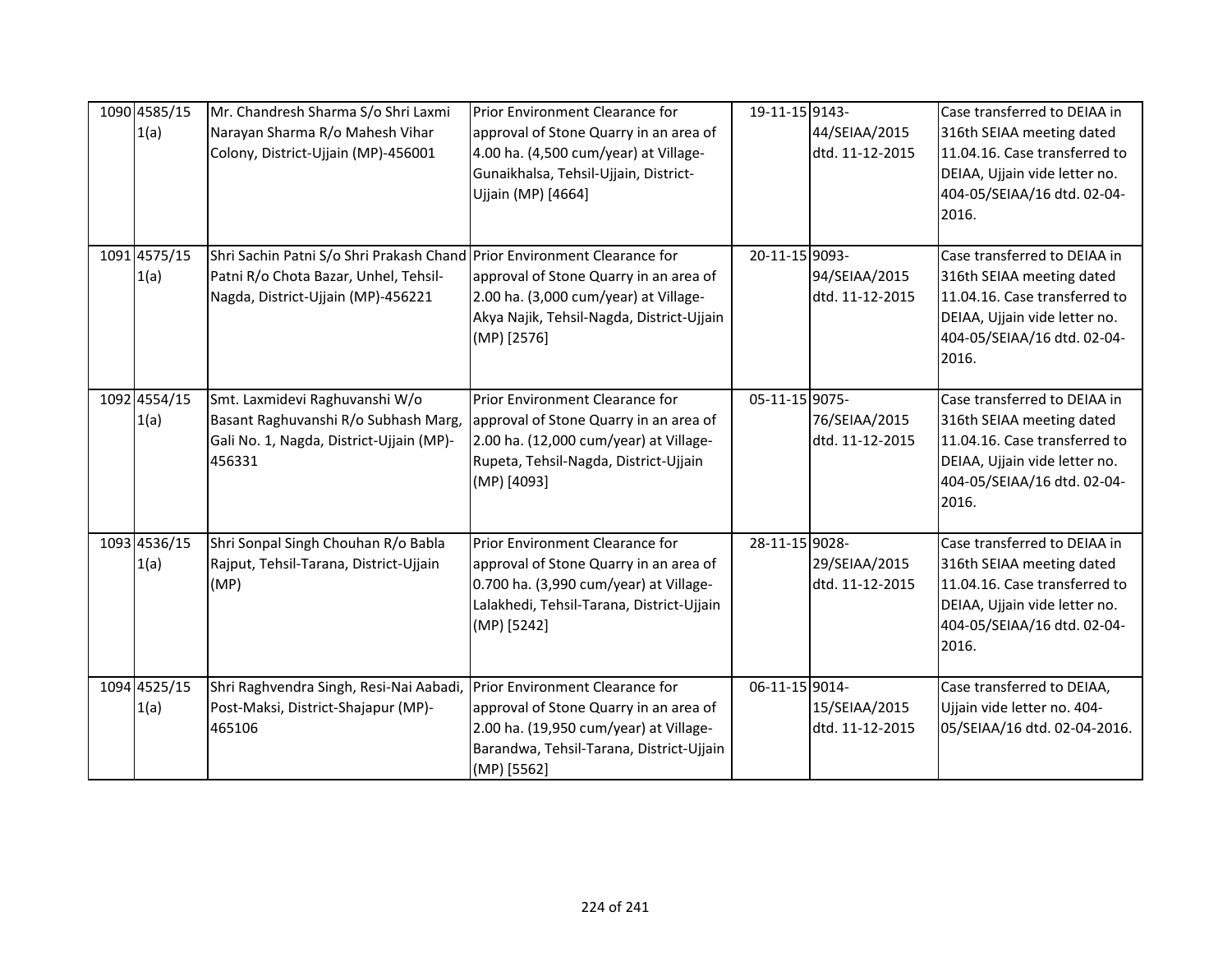| | | | | | | |
|---|---|---|---|---|---|---|
| 1090 | 4585/15 1(a) | Mr. Chandresh Sharma S/o Shri Laxmi Narayan Sharma R/o Mahesh Vihar Colony, District-Ujjain (MP)-456001 | Prior Environment Clearance for approval of Stone Quarry in an area of 4.00 ha. (4,500 cum/year) at Village-Gunaikhalsa, Tehsil-Ujjain, District-Ujjain (MP) [4664] | 19-11-15 | 9143-44/SEIAA/2015 dtd. 11-12-2015 | Case transferred to DEIAA in 316th SEIAA meeting dated 11.04.16. Case transferred to DEIAA, Ujjain vide letter no. 404-05/SEIAA/16 dtd. 02-04-2016. |
| 1091 | 4575/15 1(a) | Shri Sachin Patni S/o Shri Prakash Chand Patni R/o Chota Bazar, Unhel, Tehsil-Nagda, District-Ujjain (MP)-456221 | Prior Environment Clearance for approval of Stone Quarry in an area of 2.00 ha. (3,000 cum/year) at Village-Akya Najik, Tehsil-Nagda, District-Ujjain (MP) [2576] | 20-11-15 | 9093-94/SEIAA/2015 dtd. 11-12-2015 | Case transferred to DEIAA in 316th SEIAA meeting dated 11.04.16. Case transferred to DEIAA, Ujjain vide letter no. 404-05/SEIAA/16 dtd. 02-04-2016. |
| 1092 | 4554/15 1(a) | Smt. Laxmidevi Raghuvanshi W/o Basant Raghuvanshi R/o Subhash Marg, Gali No. 1, Nagda, District-Ujjain (MP)-456331 | Prior Environment Clearance for approval of Stone Quarry in an area of 2.00 ha. (12,000 cum/year) at Village-Rupeta, Tehsil-Nagda, District-Ujjain (MP) [4093] | 05-11-15 | 9075-76/SEIAA/2015 dtd. 11-12-2015 | Case transferred to DEIAA in 316th SEIAA meeting dated 11.04.16. Case transferred to DEIAA, Ujjain vide letter no. 404-05/SEIAA/16 dtd. 02-04-2016. |
| 1093 | 4536/15 1(a) | Shri Sonpal Singh Chouhan R/o Babla Rajput, Tehsil-Tarana, District-Ujjain (MP) | Prior Environment Clearance for approval of Stone Quarry in an area of 0.700 ha. (3,990 cum/year) at Village-Lalakhedi, Tehsil-Tarana, District-Ujjain (MP) [5242] | 28-11-15 | 9028-29/SEIAA/2015 dtd. 11-12-2015 | Case transferred to DEIAA in 316th SEIAA meeting dated 11.04.16. Case transferred to DEIAA, Ujjain vide letter no. 404-05/SEIAA/16 dtd. 02-04-2016. |
| 1094 | 4525/15 1(a) | Shri Raghvendra Singh, Resi-Nai Aabadi, Post-Maksi, District-Shajapur (MP)-465106 | Prior Environment Clearance for approval of Stone Quarry in an area of 2.00 ha. (19,950 cum/year) at Village-Barandwa, Tehsil-Tarana, District-Ujjain (MP) [5562] | 06-11-15 | 9014-15/SEIAA/2015 dtd. 11-12-2015 | Case transferred to DEIAA, Ujjain vide letter no. 404-05/SEIAA/16 dtd. 02-04-2016. |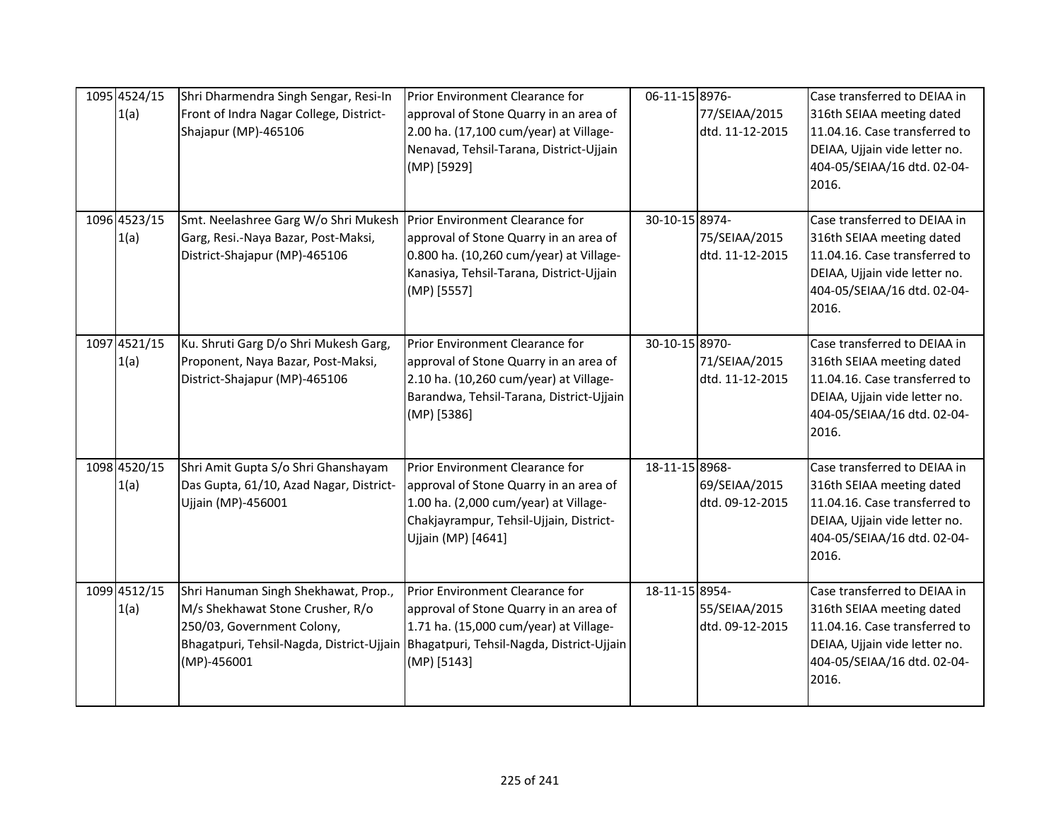| | | | | | | |
|---|---|---|---|---|---|---|
| 1095 | 4524/15 1(a) | Shri Dharmendra Singh Sengar, Resi-In Front of Indra Nagar College, District-Shajapur (MP)-465106 | Prior Environment Clearance for approval of Stone Quarry in an area of 2.00 ha. (17,100 cum/year) at Village-Nenavad, Tehsil-Tarana, District-Ujjain (MP) [5929] | 06-11-15 | 8976-77/SEIAA/2015 dtd. 11-12-2015 | Case transferred to DEIAA in 316th SEIAA meeting dated 11.04.16. Case transferred to DEIAA, Ujjain vide letter no. 404-05/SEIAA/16 dtd. 02-04-2016. |
| 1096 | 4523/15 1(a) | Smt. Neelashree Garg W/o Shri Mukesh Garg, Resi.-Naya Bazar, Post-Maksi, District-Shajapur (MP)-465106 | Prior Environment Clearance for approval of Stone Quarry in an area of 0.800 ha. (10,260 cum/year) at Village-Kanasiya, Tehsil-Tarana, District-Ujjain (MP) [5557] | 30-10-15 | 8974-75/SEIAA/2015 dtd. 11-12-2015 | Case transferred to DEIAA in 316th SEIAA meeting dated 11.04.16. Case transferred to DEIAA, Ujjain vide letter no. 404-05/SEIAA/16 dtd. 02-04-2016. |
| 1097 | 4521/15 1(a) | Ku. Shruti Garg D/o Shri Mukesh Garg, Proponent, Naya Bazar, Post-Maksi, District-Shajapur (MP)-465106 | Prior Environment Clearance for approval of Stone Quarry in an area of 2.10 ha. (10,260 cum/year) at Village-Barandwa, Tehsil-Tarana, District-Ujjain (MP) [5386] | 30-10-15 | 8970-71/SEIAA/2015 dtd. 11-12-2015 | Case transferred to DEIAA in 316th SEIAA meeting dated 11.04.16. Case transferred to DEIAA, Ujjain vide letter no. 404-05/SEIAA/16 dtd. 02-04-2016. |
| 1098 | 4520/15 1(a) | Shri Amit Gupta S/o Shri Ghanshayam Das Gupta, 61/10, Azad Nagar, District-Ujjain (MP)-456001 | Prior Environment Clearance for approval of Stone Quarry in an area of 1.00 ha. (2,000 cum/year) at Village-Chakjayrampur, Tehsil-Ujjain, District-Ujjain (MP) [4641] | 18-11-15 | 8968-69/SEIAA/2015 dtd. 09-12-2015 | Case transferred to DEIAA in 316th SEIAA meeting dated 11.04.16. Case transferred to DEIAA, Ujjain vide letter no. 404-05/SEIAA/16 dtd. 02-04-2016. |
| 1099 | 4512/15 1(a) | Shri Hanuman Singh Shekhawat, Prop., M/s Shekhawat Stone Crusher, R/o 250/03, Government Colony, Bhagatpuri, Tehsil-Nagda, District-Ujjain (MP)-456001 | Prior Environment Clearance for approval of Stone Quarry in an area of 1.71 ha. (15,000 cum/year) at Village-Bhagatpuri, Tehsil-Nagda, District-Ujjain (MP) [5143] | 18-11-15 | 8954-55/SEIAA/2015 dtd. 09-12-2015 | Case transferred to DEIAA in 316th SEIAA meeting dated 11.04.16. Case transferred to DEIAA, Ujjain vide letter no. 404-05/SEIAA/16 dtd. 02-04-2016. |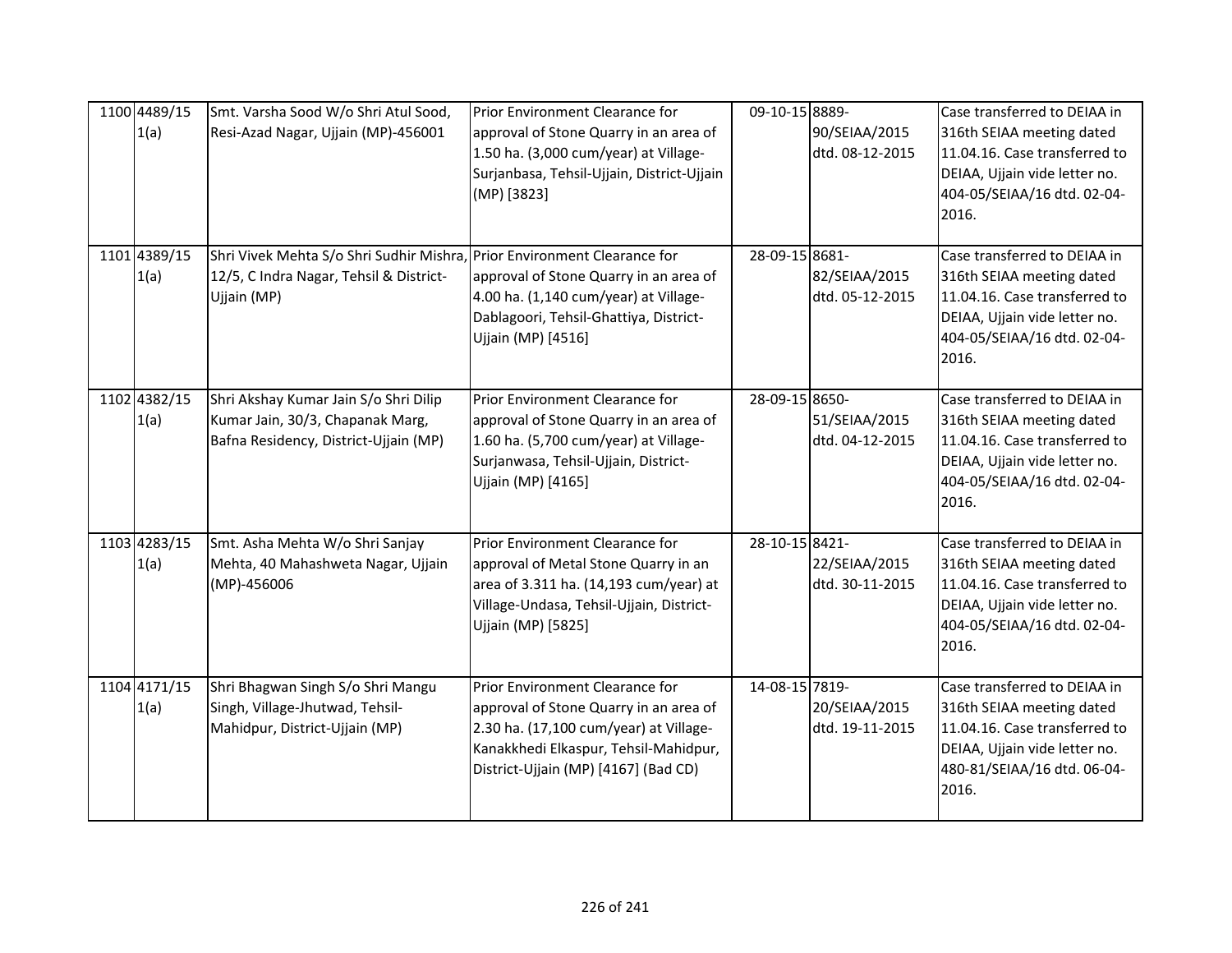| | | | | | | |
|---|---|---|---|---|---|---|
| 1100 | 4489/15 1(a) | Smt. Varsha Sood W/o Shri Atul Sood, Resi-Azad Nagar, Ujjain (MP)-456001 | Prior Environment Clearance for approval of Stone Quarry in an area of 1.50 ha. (3,000 cum/year) at Village-Surjanbasa, Tehsil-Ujjain, District-Ujjain (MP) [3823] | 09-10-15 | 8889-90/SEIAA/2015 dtd. 08-12-2015 | Case transferred to DEIAA in 316th SEIAA meeting dated 11.04.16. Case transferred to DEIAA, Ujjain vide letter no. 404-05/SEIAA/16 dtd. 02-04-2016. |
| 1101 | 4389/15 1(a) | Shri Vivek Mehta S/o Shri Sudhir Mishra, 12/5, C Indra Nagar, Tehsil & District-Ujjain (MP) | Prior Environment Clearance for approval of Stone Quarry in an area of 4.00 ha. (1,140 cum/year) at Village-Dablagoori, Tehsil-Ghattiya, District-Ujjain (MP) [4516] | 28-09-15 | 8681-82/SEIAA/2015 dtd. 05-12-2015 | Case transferred to DEIAA in 316th SEIAA meeting dated 11.04.16. Case transferred to DEIAA, Ujjain vide letter no. 404-05/SEIAA/16 dtd. 02-04-2016. |
| 1102 | 4382/15 1(a) | Shri Akshay Kumar Jain S/o Shri Dilip Kumar Jain, 30/3, Chapanak Marg, Bafna Residency, District-Ujjain (MP) | Prior Environment Clearance for approval of Stone Quarry in an area of 1.60 ha. (5,700 cum/year) at Village-Surjanwasa, Tehsil-Ujjain, District-Ujjain (MP) [4165] | 28-09-15 | 8650-51/SEIAA/2015 dtd. 04-12-2015 | Case transferred to DEIAA in 316th SEIAA meeting dated 11.04.16. Case transferred to DEIAA, Ujjain vide letter no. 404-05/SEIAA/16 dtd. 02-04-2016. |
| 1103 | 4283/15 1(a) | Smt. Asha Mehta W/o Shri Sanjay Mehta, 40 Mahashweta Nagar, Ujjain (MP)-456006 | Prior Environment Clearance for approval of Metal Stone Quarry in an area of 3.311 ha. (14,193 cum/year) at Village-Undasa, Tehsil-Ujjain, District-Ujjain (MP) [5825] | 28-10-15 | 8421-22/SEIAA/2015 dtd. 30-11-2015 | Case transferred to DEIAA in 316th SEIAA meeting dated 11.04.16. Case transferred to DEIAA, Ujjain vide letter no. 404-05/SEIAA/16 dtd. 02-04-2016. |
| 1104 | 4171/15 1(a) | Shri Bhagwan Singh S/o Shri Mangu Singh, Village-Jhutwad, Tehsil-Mahidpur, District-Ujjain (MP) | Prior Environment Clearance for approval of Stone Quarry in an area of 2.30 ha. (17,100 cum/year) at Village-Kanakkhedi Elkaspur, Tehsil-Mahidpur, District-Ujjain (MP) [4167] (Bad CD) | 14-08-15 | 7819-20/SEIAA/2015 dtd. 19-11-2015 | Case transferred to DEIAA in 316th SEIAA meeting dated 11.04.16. Case transferred to DEIAA, Ujjain vide letter no. 480-81/SEIAA/16 dtd. 06-04-2016. |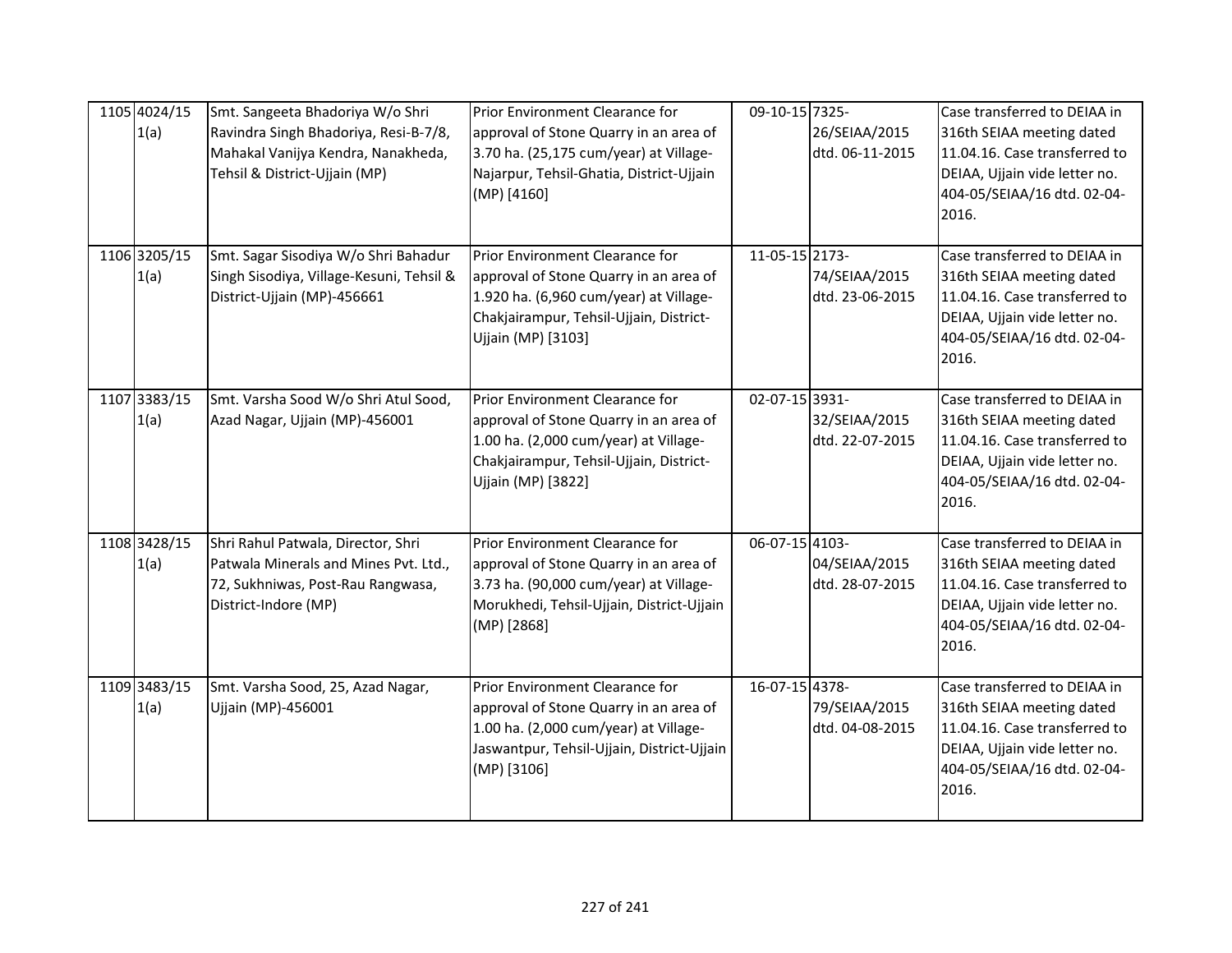| | | | | | | |
|---|---|---|---|---|---|---|
| 1105 | 4024/15 1(a) | Smt. Sangeeta Bhadoriya W/o Shri Ravindra Singh Bhadoriya, Resi-B-7/8, Mahakal Vanijya Kendra, Nanakheda, Tehsil & District-Ujjain (MP) | Prior Environment Clearance for approval of Stone Quarry in an area of 3.70 ha. (25,175 cum/year) at Village-Najarpur, Tehsil-Ghatia, District-Ujjain (MP) [4160] | 09-10-15 | 7325-26/SEIAA/2015 dtd. 06-11-2015 | Case transferred to DEIAA in 316th SEIAA meeting dated 11.04.16. Case transferred to DEIAA, Ujjain vide letter no. 404-05/SEIAA/16 dtd. 02-04-2016. |
| 1106 | 3205/15 1(a) | Smt. Sagar Sisodiya W/o Shri Bahadur Singh Sisodiya, Village-Kesuni, Tehsil & District-Ujjain (MP)-456661 | Prior Environment Clearance for approval of Stone Quarry in an area of 1.920 ha. (6,960 cum/year) at Village-Chakjairampur, Tehsil-Ujjain, District-Ujjain (MP) [3103] | 11-05-15 | 2173-74/SEIAA/2015 dtd. 23-06-2015 | Case transferred to DEIAA in 316th SEIAA meeting dated 11.04.16. Case transferred to DEIAA, Ujjain vide letter no. 404-05/SEIAA/16 dtd. 02-04-2016. |
| 1107 | 3383/15 1(a) | Smt. Varsha Sood W/o Shri Atul Sood, Azad Nagar, Ujjain (MP)-456001 | Prior Environment Clearance for approval of Stone Quarry in an area of 1.00 ha. (2,000 cum/year) at Village-Chakjairampur, Tehsil-Ujjain, District-Ujjain (MP) [3822] | 02-07-15 | 3931-32/SEIAA/2015 dtd. 22-07-2015 | Case transferred to DEIAA in 316th SEIAA meeting dated 11.04.16. Case transferred to DEIAA, Ujjain vide letter no. 404-05/SEIAA/16 dtd. 02-04-2016. |
| 1108 | 3428/15 1(a) | Shri Rahul Patwala, Director, Shri Patwala Minerals and Mines Pvt. Ltd., 72, Sukhniwas, Post-Rau Rangwasa, District-Indore (MP) | Prior Environment Clearance for approval of Stone Quarry in an area of 3.73 ha. (90,000 cum/year) at Village-Morukhedi, Tehsil-Ujjain, District-Ujjain (MP) [2868] | 06-07-15 | 4103-04/SEIAA/2015 dtd. 28-07-2015 | Case transferred to DEIAA in 316th SEIAA meeting dated 11.04.16. Case transferred to DEIAA, Ujjain vide letter no. 404-05/SEIAA/16 dtd. 02-04-2016. |
| 1109 | 3483/15 1(a) | Smt. Varsha Sood, 25, Azad Nagar, Ujjain (MP)-456001 | Prior Environment Clearance for approval of Stone Quarry in an area of 1.00 ha. (2,000 cum/year) at Village-Jaswantpur, Tehsil-Ujjain, District-Ujjain (MP) [3106] | 16-07-15 | 4378-79/SEIAA/2015 dtd. 04-08-2015 | Case transferred to DEIAA in 316th SEIAA meeting dated 11.04.16. Case transferred to DEIAA, Ujjain vide letter no. 404-05/SEIAA/16 dtd. 02-04-2016. |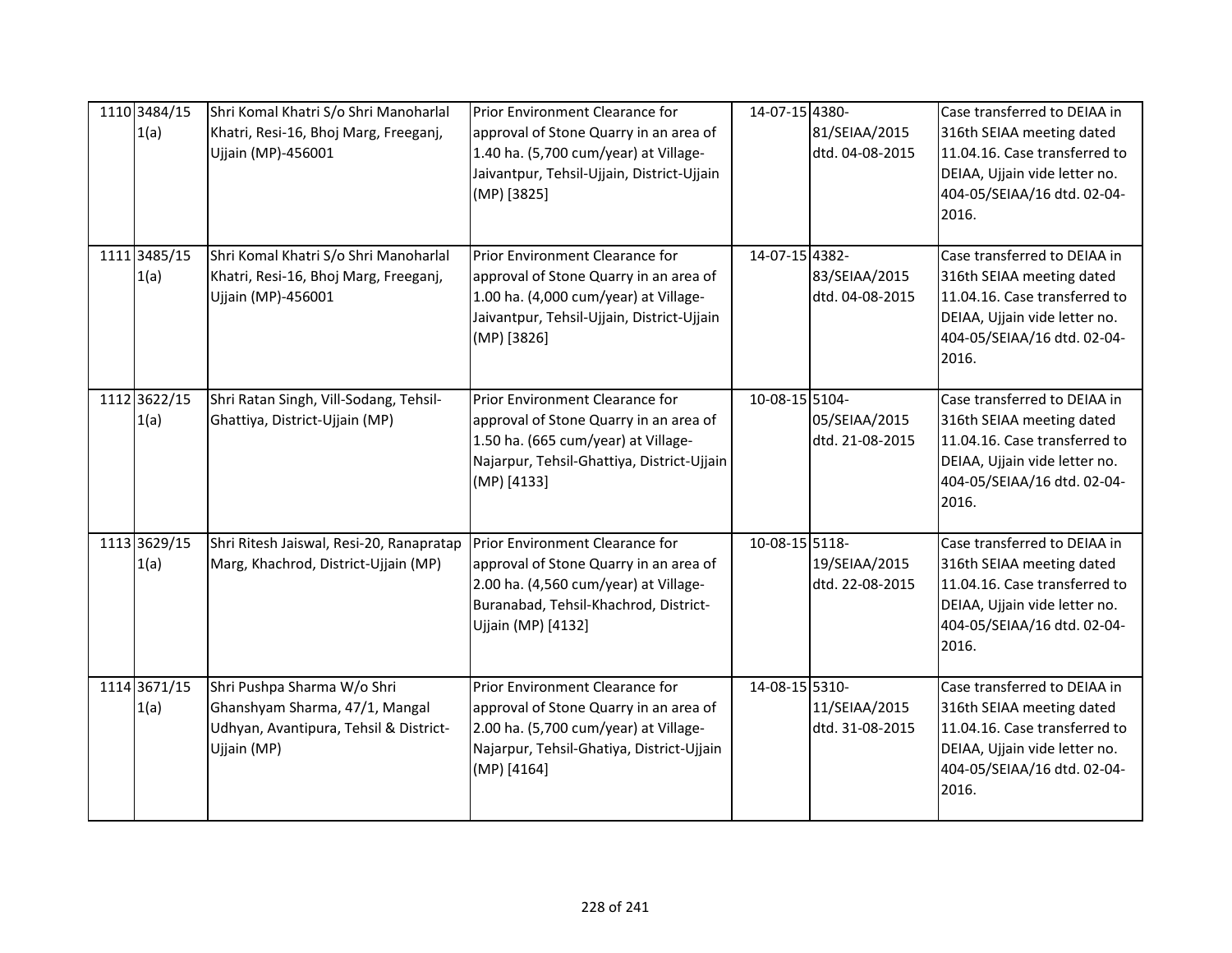| | | | | | | |
|---|---|---|---|---|---|---|
| 1110 | 3484/15 1(a) | Shri Komal Khatri S/o Shri Manoharlal Khatri, Resi-16, Bhoj Marg, Freeganj, Ujjain (MP)-456001 | Prior Environment Clearance for approval of Stone Quarry in an area of 1.40 ha. (5,700 cum/year) at Village-Jaivantpur, Tehsil-Ujjain, District-Ujjain (MP) [3825] | 14-07-15 | 4380-81/SEIAA/2015 dtd. 04-08-2015 | Case transferred to DEIAA in 316th SEIAA meeting dated 11.04.16. Case transferred to DEIAA, Ujjain vide letter no. 404-05/SEIAA/16 dtd. 02-04-2016. |
| 1111 | 3485/15 1(a) | Shri Komal Khatri S/o Shri Manoharlal Khatri, Resi-16, Bhoj Marg, Freeganj, Ujjain (MP)-456001 | Prior Environment Clearance for approval of Stone Quarry in an area of 1.00 ha. (4,000 cum/year) at Village-Jaivantpur, Tehsil-Ujjain, District-Ujjain (MP) [3826] | 14-07-15 | 4382-83/SEIAA/2015 dtd. 04-08-2015 | Case transferred to DEIAA in 316th SEIAA meeting dated 11.04.16. Case transferred to DEIAA, Ujjain vide letter no. 404-05/SEIAA/16 dtd. 02-04-2016. |
| 1112 | 3622/15 1(a) | Shri Ratan Singh, Vill-Sodang, Tehsil-Ghattiya, District-Ujjain (MP) | Prior Environment Clearance for approval of Stone Quarry in an area of 1.50 ha. (665 cum/year) at Village-Najarpur, Tehsil-Ghattiya, District-Ujjain (MP) [4133] | 10-08-15 | 5104-05/SEIAA/2015 dtd. 21-08-2015 | Case transferred to DEIAA in 316th SEIAA meeting dated 11.04.16. Case transferred to DEIAA, Ujjain vide letter no. 404-05/SEIAA/16 dtd. 02-04-2016. |
| 1113 | 3629/15 1(a) | Shri Ritesh Jaiswal, Resi-20, Ranapratap Marg, Khachrod, District-Ujjain (MP) | Prior Environment Clearance for approval of Stone Quarry in an area of 2.00 ha. (4,560 cum/year) at Village-Buranabad, Tehsil-Khachrod, District-Ujjain (MP) [4132] | 10-08-15 | 5118-19/SEIAA/2015 dtd. 22-08-2015 | Case transferred to DEIAA in 316th SEIAA meeting dated 11.04.16. Case transferred to DEIAA, Ujjain vide letter no. 404-05/SEIAA/16 dtd. 02-04-2016. |
| 1114 | 3671/15 1(a) | Shri Pushpa Sharma W/o Shri Ghanshyam Sharma, 47/1, Mangal Udhyan, Avantipura, Tehsil & District-Ujjain (MP) | Prior Environment Clearance for approval of Stone Quarry in an area of 2.00 ha. (5,700 cum/year) at Village-Najarpur, Tehsil-Ghatiya, District-Ujjain (MP) [4164] | 14-08-15 | 5310-11/SEIAA/2015 dtd. 31-08-2015 | Case transferred to DEIAA in 316th SEIAA meeting dated 11.04.16. Case transferred to DEIAA, Ujjain vide letter no. 404-05/SEIAA/16 dtd. 02-04-2016. |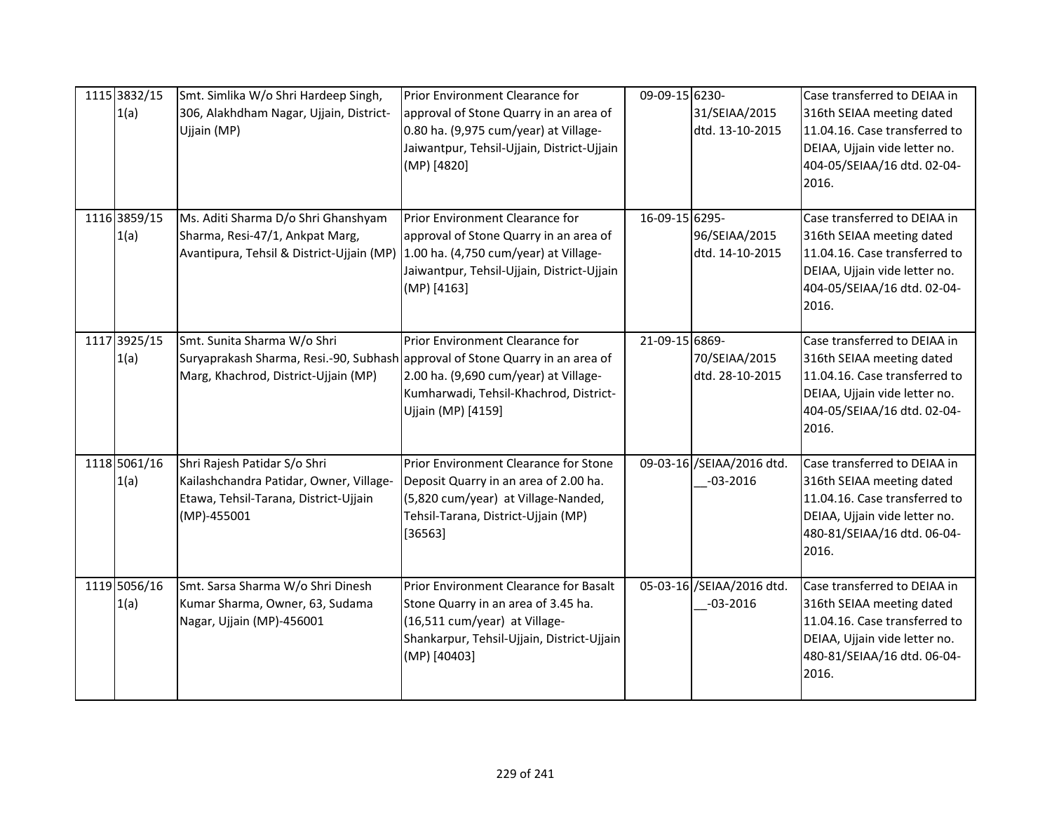| | | | | | | |
|---|---|---|---|---|---|---|
| 1115 | 3832/15 1(a) | Smt. Simlika W/o Shri Hardeep Singh, 306, Alakhdham Nagar, Ujjain, District-Ujjain (MP) | Prior Environment Clearance for approval of Stone Quarry in an area of 0.80 ha. (9,975 cum/year) at Village-Jaiwantpur, Tehsil-Ujjain, District-Ujjain (MP) [4820] | 09-09-15 | 6230-31/SEIAA/2015 dtd. 13-10-2015 | Case transferred to DEIAA in 316th SEIAA meeting dated 11.04.16. Case transferred to DEIAA, Ujjain vide letter no. 404-05/SEIAA/16 dtd. 02-04-2016. |
| 1116 | 3859/15 1(a) | Ms. Aditi Sharma D/o Shri Ghanshyam Sharma, Resi-47/1, Ankpat Marg, Avantipura, Tehsil & District-Ujjain (MP) | Prior Environment Clearance for approval of Stone Quarry in an area of 1.00 ha. (4,750 cum/year) at Village-Jaiwantpur, Tehsil-Ujjain, District-Ujjain (MP) [4163] | 16-09-15 | 6295-96/SEIAA/2015 dtd. 14-10-2015 | Case transferred to DEIAA in 316th SEIAA meeting dated 11.04.16. Case transferred to DEIAA, Ujjain vide letter no. 404-05/SEIAA/16 dtd. 02-04-2016. |
| 1117 | 3925/15 1(a) | Smt. Sunita Sharma W/o Shri Suryaprakash Sharma, Resi.-90, Subhash Marg, Khachrod, District-Ujjain (MP) | Prior Environment Clearance for approval of Stone Quarry in an area of 2.00 ha. (9,690 cum/year) at Village-Kumharwadi, Tehsil-Khachrod, District-Ujjain (MP) [4159] | 21-09-15 | 6869-70/SEIAA/2015 dtd. 28-10-2015 | Case transferred to DEIAA in 316th SEIAA meeting dated 11.04.16. Case transferred to DEIAA, Ujjain vide letter no. 404-05/SEIAA/16 dtd. 02-04-2016. |
| 1118 | 5061/16 1(a) | Shri Rajesh Patidar S/o Shri Kailashchandra Patidar, Owner, Village-Etawa, Tehsil-Tarana, District-Ujjain (MP)-455001 | Prior Environment Clearance for Stone Deposit Quarry in an area of 2.00 ha. (5,820 cum/year) at Village-Nanded, Tehsil-Tarana, District-Ujjain (MP) [36563] | 09-03-16 | /SEIAA/2016 dtd. __-03-2016 | Case transferred to DEIAA in 316th SEIAA meeting dated 11.04.16. Case transferred to DEIAA, Ujjain vide letter no. 480-81/SEIAA/16 dtd. 06-04-2016. |
| 1119 | 5056/16 1(a) | Smt. Sarsa Sharma W/o Shri Dinesh Kumar Sharma, Owner, 63, Sudama Nagar, Ujjain (MP)-456001 | Prior Environment Clearance for Basalt Stone Quarry in an area of 3.45 ha. (16,511 cum/year) at Village-Shankarpur, Tehsil-Ujjain, District-Ujjain (MP) [40403] | 05-03-16 | /SEIAA/2016 dtd. __-03-2016 | Case transferred to DEIAA in 316th SEIAA meeting dated 11.04.16. Case transferred to DEIAA, Ujjain vide letter no. 480-81/SEIAA/16 dtd. 06-04-2016. |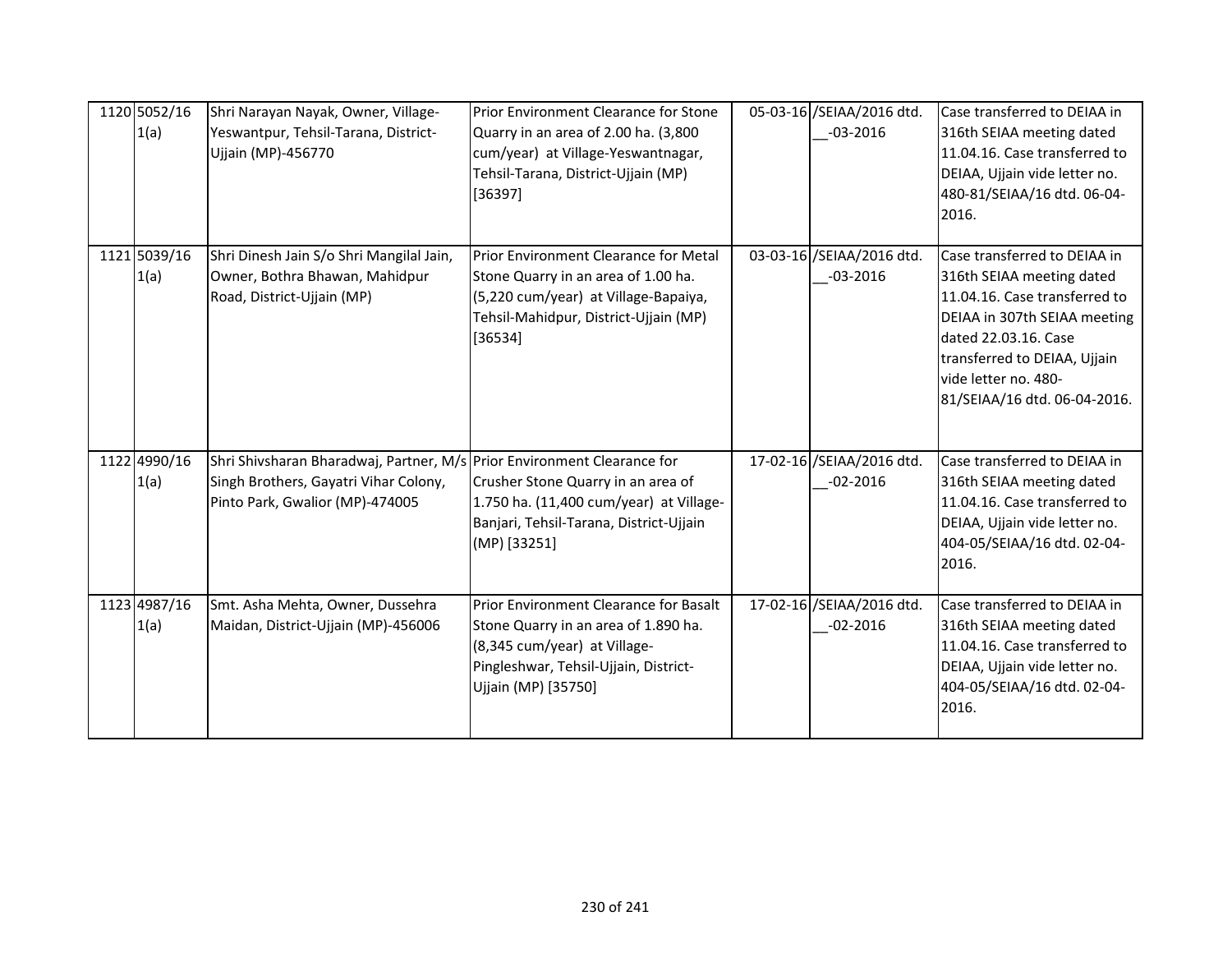| | | | | | | |
|---|---|---|---|---|---|---|
| 1120 | 5052/16 1(a) | Shri Narayan Nayak, Owner, Village-Yeswantpur, Tehsil-Tarana, District-Ujjain (MP)-456770 | Prior Environment Clearance for Stone Quarry in an area of 2.00 ha. (3,800 cum/year) at Village-Yeswantnagar, Tehsil-Tarana, District-Ujjain (MP) [36397] | 05-03-16 | /SEIAA/2016 dtd. __-03-2016 | Case transferred to DEIAA in 316th SEIAA meeting dated 11.04.16. Case transferred to DEIAA, Ujjain vide letter no. 480-81/SEIAA/16 dtd. 06-04-2016. |
| 1121 | 5039/16 1(a) | Shri Dinesh Jain S/o Shri Mangilal Jain, Owner, Bothra Bhawan, Mahidpur Road, District-Ujjain (MP) | Prior Environment Clearance for Metal Stone Quarry in an area of 1.00 ha. (5,220 cum/year) at Village-Bapaiya, Tehsil-Mahidpur, District-Ujjain (MP) [36534] | 03-03-16 | /SEIAA/2016 dtd. __-03-2016 | Case transferred to DEIAA in 316th SEIAA meeting dated 11.04.16. Case transferred to DEIAA in 307th SEIAA meeting dated 22.03.16. Case transferred to DEIAA, Ujjain vide letter no. 480-81/SEIAA/16 dtd. 06-04-2016. |
| 1122 | 4990/16 1(a) | Shri Shivsharan Bharadwaj, Partner, M/s Singh Brothers, Gayatri Vihar Colony, Pinto Park, Gwalior (MP)-474005 | Prior Environment Clearance for Crusher Stone Quarry in an area of 1.750 ha. (11,400 cum/year) at Village-Banjari, Tehsil-Tarana, District-Ujjain (MP) [33251] | 17-02-16 | /SEIAA/2016 dtd. __-02-2016 | Case transferred to DEIAA in 316th SEIAA meeting dated 11.04.16. Case transferred to DEIAA, Ujjain vide letter no. 404-05/SEIAA/16 dtd. 02-04-2016. |
| 1123 | 4987/16 1(a) | Smt. Asha Mehta, Owner, Dussehra Maidan, District-Ujjain (MP)-456006 | Prior Environment Clearance for Basalt Stone Quarry in an area of 1.890 ha. (8,345 cum/year) at Village-Pingleshwar, Tehsil-Ujjain, District-Ujjain (MP) [35750] | 17-02-16 | /SEIAA/2016 dtd. __-02-2016 | Case transferred to DEIAA in 316th SEIAA meeting dated 11.04.16. Case transferred to DEIAA, Ujjain vide letter no. 404-05/SEIAA/16 dtd. 02-04-2016. |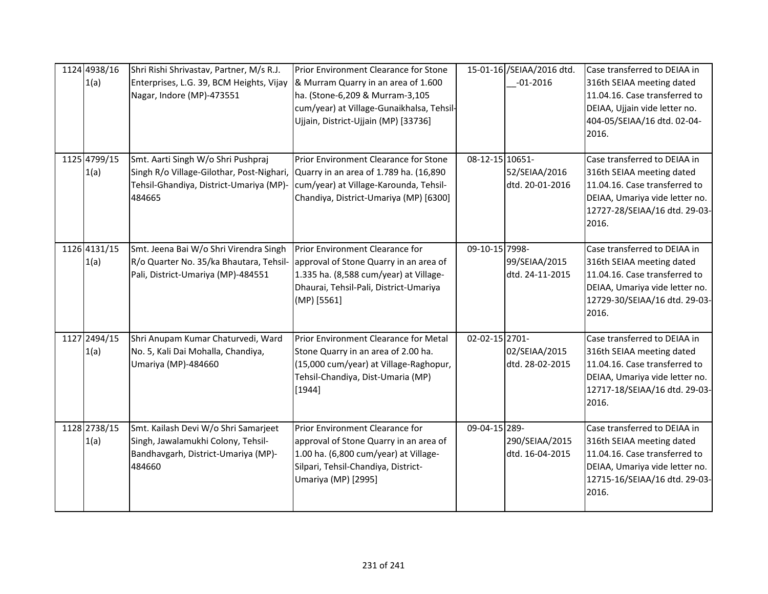| | | | | | | |
|---|---|---|---|---|---|---|
| 1124 | 4938/16 1(a) | Shri Rishi Shrivastav, Partner, M/s R.J. Enterprises, L.G. 39, BCM Heights, Vijay Nagar, Indore (MP)-473551 | Prior Environment Clearance for Stone & Murram Quarry in an area of 1.600 ha. (Stone-6,209 & Murram-3,105 cum/year) at Village-Gunaikhalsa, Tehsil-Ujjain, District-Ujjain (MP) [33736] | 15-01-16 | /SEIAA/2016 dtd. __-01-2016 | Case transferred to DEIAA in 316th SEIAA meeting dated 11.04.16. Case transferred to DEIAA, Ujjain vide letter no. 404-05/SEIAA/16 dtd. 02-04-2016. |
| 1125 | 4799/15 1(a) | Smt. Aarti Singh W/o Shri Pushpraj Singh R/o Village-Gilothar, Post-Nighari, Tehsil-Ghandiya, District-Umariya (MP)-484665 | Prior Environment Clearance for Stone Quarry in an area of 1.789 ha. (16,890 cum/year) at Village-Karounda, Tehsil-Chandiya, District-Umariya (MP) [6300] | 08-12-15 | 10651-52/SEIAA/2016 dtd. 20-01-2016 | Case transferred to DEIAA in 316th SEIAA meeting dated 11.04.16. Case transferred to DEIAA, Umariya vide letter no. 12727-28/SEIAA/16 dtd. 29-03-2016. |
| 1126 | 4131/15 1(a) | Smt. Jeena Bai W/o Shri Virendra Singh R/o Quarter No. 35/ka Bhautara, Tehsil-Pali, District-Umariya (MP)-484551 | Prior Environment Clearance for approval of Stone Quarry in an area of 1.335 ha. (8,588 cum/year) at Village-Dhaurai, Tehsil-Pali, District-Umariya (MP) [5561] | 09-10-15 | 7998-99/SEIAA/2015 dtd. 24-11-2015 | Case transferred to DEIAA in 316th SEIAA meeting dated 11.04.16. Case transferred to DEIAA, Umariya vide letter no. 12729-30/SEIAA/16 dtd. 29-03-2016. |
| 1127 | 2494/15 1(a) | Shri Anupam Kumar Chaturvedi, Ward No. 5, Kali Dai Mohalla, Chandiya, Umariya (MP)-484660 | Prior Environment Clearance for Metal Stone Quarry in an area of 2.00 ha. (15,000 cum/year) at Village-Raghopur, Tehsil-Chandiya, Dist-Umaria (MP) [1944] | 02-02-15 | 2701-02/SEIAA/2015 dtd. 28-02-2015 | Case transferred to DEIAA in 316th SEIAA meeting dated 11.04.16. Case transferred to DEIAA, Umariya vide letter no. 12717-18/SEIAA/16 dtd. 29-03-2016. |
| 1128 | 2738/15 1(a) | Smt. Kailash Devi W/o Shri Samarjeet Singh, Jawalamukhi Colony, Tehsil-Bandhavgarh, District-Umariya (MP)-484660 | Prior Environment Clearance for approval of Stone Quarry in an area of 1.00 ha. (6,800 cum/year) at Village-Silpari, Tehsil-Chandiya, District-Umariya (MP) [2995] | 09-04-15 | 289-290/SEIAA/2015 dtd. 16-04-2015 | Case transferred to DEIAA in 316th SEIAA meeting dated 11.04.16. Case transferred to DEIAA, Umariya vide letter no. 12715-16/SEIAA/16 dtd. 29-03-2016. |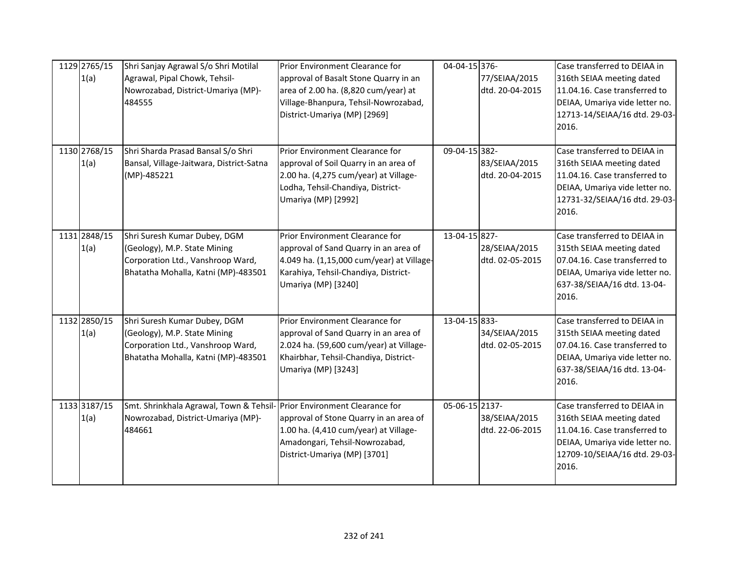| | | | | | | |
|---|---|---|---|---|---|---|
| 1129 | 2765/15 1(a) | Shri Sanjay Agrawal S/o Shri Motilal Agrawal, Pipal Chowk, Tehsil-Nowrozabad, District-Umariya (MP)-484555 | Prior Environment Clearance for approval of Basalt Stone Quarry in an area of 2.00 ha. (8,820 cum/year) at Village-Bhanpura, Tehsil-Nowrozabad, District-Umariya (MP) [2969] | 04-04-15 | 376-77/SEIAA/2015 dtd. 20-04-2015 | Case transferred to DEIAA in 316th SEIAA meeting dated 11.04.16. Case transferred to DEIAA, Umariya vide letter no. 12713-14/SEIAA/16 dtd. 29-03-2016. |
| 1130 | 2768/15 1(a) | Shri Sharda Prasad Bansal S/o Shri Bansal, Village-Jaitwara, District-Satna (MP)-485221 | Prior Environment Clearance for approval of Soil Quarry in an area of 2.00 ha. (4,275 cum/year) at Village-Lodha, Tehsil-Chandiya, District-Umariya (MP) [2992] | 09-04-15 | 382-83/SEIAA/2015 dtd. 20-04-2015 | Case transferred to DEIAA in 316th SEIAA meeting dated 11.04.16. Case transferred to DEIAA, Umariya vide letter no. 12731-32/SEIAA/16 dtd. 29-03-2016. |
| 1131 | 2848/15 1(a) | Shri Suresh Kumar Dubey, DGM (Geology), M.P. State Mining Corporation Ltd., Vanshroop Ward, Bhatatha Mohalla, Katni (MP)-483501 | Prior Environment Clearance for approval of Sand Quarry in an area of 4.049 ha. (1,15,000 cum/year) at Village-Karahiya, Tehsil-Chandiya, District-Umariya (MP) [3240] | 13-04-15 | 827-28/SEIAA/2015 dtd. 02-05-2015 | Case transferred to DEIAA in 315th SEIAA meeting dated 07.04.16. Case transferred to DEIAA, Umariya vide letter no. 637-38/SEIAA/16 dtd. 13-04-2016. |
| 1132 | 2850/15 1(a) | Shri Suresh Kumar Dubey, DGM (Geology), M.P. State Mining Corporation Ltd., Vanshroop Ward, Bhatatha Mohalla, Katni (MP)-483501 | Prior Environment Clearance for approval of Sand Quarry in an area of 2.024 ha. (59,600 cum/year) at Village-Khairbhar, Tehsil-Chandiya, District-Umariya (MP) [3243] | 13-04-15 | 833-34/SEIAA/2015 dtd. 02-05-2015 | Case transferred to DEIAA in 315th SEIAA meeting dated 07.04.16. Case transferred to DEIAA, Umariya vide letter no. 637-38/SEIAA/16 dtd. 13-04-2016. |
| 1133 | 3187/15 1(a) | Smt. Shrinkhala Agrawal, Town & Tehsil-Nowrozabad, District-Umariya (MP)-484661 | Prior Environment Clearance for approval of Stone Quarry in an area of 1.00 ha. (4,410 cum/year) at Village-Amadongari, Tehsil-Nowrozabad, District-Umariya (MP) [3701] | 05-06-15 | 2137-38/SEIAA/2015 dtd. 22-06-2015 | Case transferred to DEIAA in 316th SEIAA meeting dated 11.04.16. Case transferred to DEIAA, Umariya vide letter no. 12709-10/SEIAA/16 dtd. 29-03-2016. |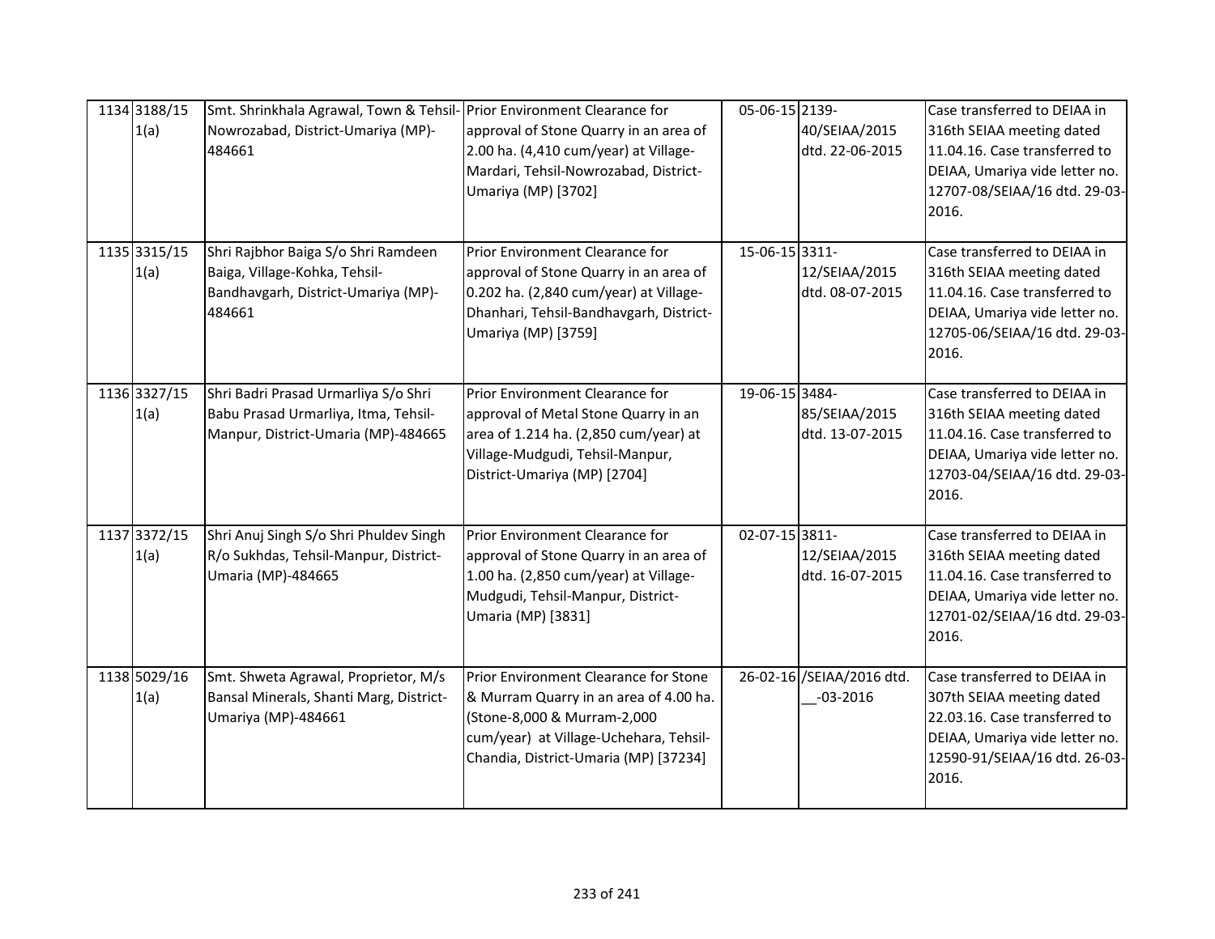| | | | | | | |
|---|---|---|---|---|---|---|
| 1134 | 3188/15 1(a) | Smt. Shrinkhala Agrawal, Town & Tehsil-Nowrozabad, District-Umariya (MP)-484661 | Prior Environment Clearance for approval of Stone Quarry in an area of 2.00 ha. (4,410 cum/year) at Village-Mardari, Tehsil-Nowrozabad, District-Umariya (MP) [3702] | 05-06-15 | 2139-40/SEIAA/2015 dtd. 22-06-2015 | Case transferred to DEIAA in 316th SEIAA meeting dated 11.04.16. Case transferred to DEIAA, Umariya vide letter no. 12707-08/SEIAA/16 dtd. 29-03-2016. |
| 1135 | 3315/15 1(a) | Shri Rajbhor Baiga S/o Shri Ramdeen Baiga, Village-Kohka, Tehsil-Bandhavgarh, District-Umariya (MP)-484661 | Prior Environment Clearance for approval of Stone Quarry in an area of 0.202 ha. (2,840 cum/year) at Village-Dhanhari, Tehsil-Bandhavgarh, District-Umariya (MP) [3759] | 15-06-15 | 3311-12/SEIAA/2015 dtd. 08-07-2015 | Case transferred to DEIAA in 316th SEIAA meeting dated 11.04.16. Case transferred to DEIAA, Umariya vide letter no. 12705-06/SEIAA/16 dtd. 29-03-2016. |
| 1136 | 3327/15 1(a) | Shri Badri Prasad Urmarliya S/o Shri Babu Prasad Urmarliya, Itma, Tehsil-Manpur, District-Umaria (MP)-484665 | Prior Environment Clearance for approval of Metal Stone Quarry in an area of 1.214 ha. (2,850 cum/year) at Village-Mudgudi, Tehsil-Manpur, District-Umariya (MP) [2704] | 19-06-15 | 3484-85/SEIAA/2015 dtd. 13-07-2015 | Case transferred to DEIAA in 316th SEIAA meeting dated 11.04.16. Case transferred to DEIAA, Umariya vide letter no. 12703-04/SEIAA/16 dtd. 29-03-2016. |
| 1137 | 3372/15 1(a) | Shri Anuj Singh S/o Shri Phuldev Singh R/o Sukhdas, Tehsil-Manpur, District-Umaria (MP)-484665 | Prior Environment Clearance for approval of Stone Quarry in an area of 1.00 ha. (2,850 cum/year) at Village-Mudgudi, Tehsil-Manpur, District-Umaria (MP) [3831] | 02-07-15 | 3811-12/SEIAA/2015 dtd. 16-07-2015 | Case transferred to DEIAA in 316th SEIAA meeting dated 11.04.16. Case transferred to DEIAA, Umariya vide letter no. 12701-02/SEIAA/16 dtd. 29-03-2016. |
| 1138 | 5029/16 1(a) | Smt. Shweta Agrawal, Proprietor, M/s Bansal Minerals, Shanti Marg, District-Umariya (MP)-484661 | Prior Environment Clearance for Stone & Murram Quarry in an area of 4.00 ha. (Stone-8,000 & Murram-2,000 cum/year) at Village-Uchehara, Tehsil-Chandia, District-Umaria (MP) [37234] | 26-02-16 | /SEIAA/2016 dtd. __-03-2016 | Case transferred to DEIAA in 307th SEIAA meeting dated 22.03.16. Case transferred to DEIAA, Umariya vide letter no. 12590-91/SEIAA/16 dtd. 26-03-2016. |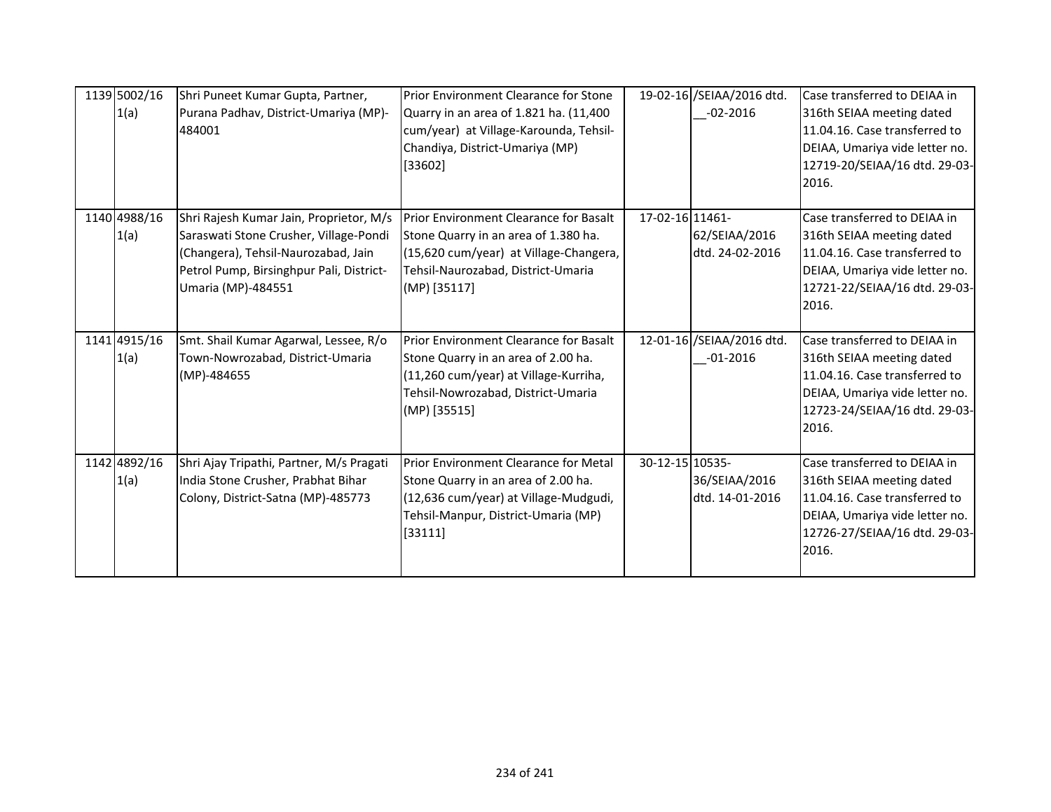| | | | | | | |
|---|---|---|---|---|---|---|
| 1139 | 5002/16 1(a) | Shri Puneet Kumar Gupta, Partner, Purana Padhav, District-Umariya (MP)-484001 | Prior Environment Clearance for Stone Quarry in an area of 1.821 ha. (11,400 cum/year) at Village-Karounda, Tehsil-Chandiya, District-Umariya (MP) [33602] | 19-02-16 | /SEIAA/2016 dtd. __-02-2016 | Case transferred to DEIAA in 316th SEIAA meeting dated 11.04.16. Case transferred to DEIAA, Umariya vide letter no. 12719-20/SEIAA/16 dtd. 29-03-2016. |
| 1140 | 4988/16 1(a) | Shri Rajesh Kumar Jain, Proprietor, M/s Saraswati Stone Crusher, Village-Pondi (Changera), Tehsil-Naurozabad, Jain Petrol Pump, Birsinghpur Pali, District-Umaria (MP)-484551 | Prior Environment Clearance for Basalt Stone Quarry in an area of 1.380 ha. (15,620 cum/year) at Village-Changera, Tehsil-Naurozabad, District-Umaria (MP) [35117] | 17-02-16 | 11461-62/SEIAA/2016 dtd. 24-02-2016 | Case transferred to DEIAA in 316th SEIAA meeting dated 11.04.16. Case transferred to DEIAA, Umariya vide letter no. 12721-22/SEIAA/16 dtd. 29-03-2016. |
| 1141 | 4915/16 1(a) | Smt. Shail Kumar Agarwal, Lessee, R/o Town-Nowrozabad, District-Umaria (MP)-484655 | Prior Environment Clearance for Basalt Stone Quarry in an area of 2.00 ha. (11,260 cum/year) at Village-Kurriha, Tehsil-Nowrozabad, District-Umaria (MP) [35515] | 12-01-16 | /SEIAA/2016 dtd. __-01-2016 | Case transferred to DEIAA in 316th SEIAA meeting dated 11.04.16. Case transferred to DEIAA, Umariya vide letter no. 12723-24/SEIAA/16 dtd. 29-03-2016. |
| 1142 | 4892/16 1(a) | Shri Ajay Tripathi, Partner, M/s Pragati India Stone Crusher, Prabhat Bihar Colony, District-Satna (MP)-485773 | Prior Environment Clearance for Metal Stone Quarry in an area of 2.00 ha. (12,636 cum/year) at Village-Mudgudi, Tehsil-Manpur, District-Umaria (MP) [33111] | 30-12-15 | 10535-36/SEIAA/2016 dtd. 14-01-2016 | Case transferred to DEIAA in 316th SEIAA meeting dated 11.04.16. Case transferred to DEIAA, Umariya vide letter no. 12726-27/SEIAA/16 dtd. 29-03-2016. |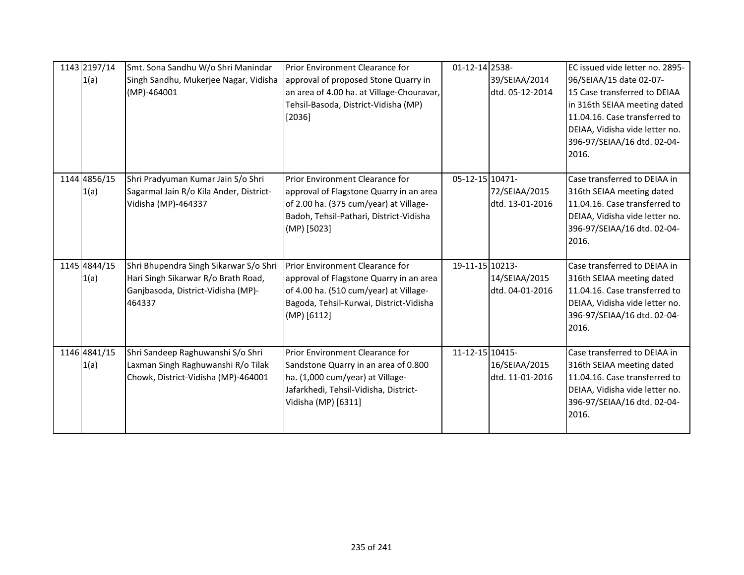| | | | | | | |
|---|---|---|---|---|---|---|
| 1143 | 2197/14 1(a) | Smt. Sona Sandhu W/o Shri Manindar Singh Sandhu, Mukerjee Nagar, Vidisha (MP)-464001 | Prior Environment Clearance for approval of proposed Stone Quarry in an area of 4.00 ha. at Village-Chouravar, Tehsil-Basoda, District-Vidisha (MP) [2036] | 01-12-14 | 2538-39/SEIAA/2014 dtd. 05-12-2014 | EC issued vide letter no. 2895-96/SEIAA/15 date 02-07-15 Case transferred to DEIAA in 316th SEIAA meeting dated 11.04.16. Case transferred to DEIAA, Vidisha vide letter no. 396-97/SEIAA/16 dtd. 02-04-2016. |
| 1144 | 4856/15 1(a) | Shri Pradyuman Kumar Jain S/o Shri Sagarmal Jain R/o Kila Ander, District-Vidisha (MP)-464337 | Prior Environment Clearance for approval of Flagstone Quarry in an area of 2.00 ha. (375 cum/year) at Village-Badoh, Tehsil-Pathari, District-Vidisha (MP) [5023] | 05-12-15 | 10471-72/SEIAA/2015 dtd. 13-01-2016 | Case transferred to DEIAA in 316th SEIAA meeting dated 11.04.16. Case transferred to DEIAA, Vidisha vide letter no. 396-97/SEIAA/16 dtd. 02-04-2016. |
| 1145 | 4844/15 1(a) | Shri Bhupendra Singh Sikarwar S/o Shri Hari Singh Sikarwar R/o Brath Road, Ganjbasoda, District-Vidisha (MP)-464337 | Prior Environment Clearance for approval of Flagstone Quarry in an area of 4.00 ha. (510 cum/year) at Village-Bagoda, Tehsil-Kurwai, District-Vidisha (MP) [6112] | 19-11-15 | 10213-14/SEIAA/2015 dtd. 04-01-2016 | Case transferred to DEIAA in 316th SEIAA meeting dated 11.04.16. Case transferred to DEIAA, Vidisha vide letter no. 396-97/SEIAA/16 dtd. 02-04-2016. |
| 1146 | 4841/15 1(a) | Shri Sandeep Raghuwanshi S/o Shri Laxman Singh Raghuwanshi R/o Tilak Chowk, District-Vidisha (MP)-464001 | Prior Environment Clearance for Sandstone Quarry in an area of 0.800 ha. (1,000 cum/year) at Village-Jafarkhedi, Tehsil-Vidisha, District-Vidisha (MP) [6311] | 11-12-15 | 10415-16/SEIAA/2015 dtd. 11-01-2016 | Case transferred to DEIAA in 316th SEIAA meeting dated 11.04.16. Case transferred to DEIAA, Vidisha vide letter no. 396-97/SEIAA/16 dtd. 02-04-2016. |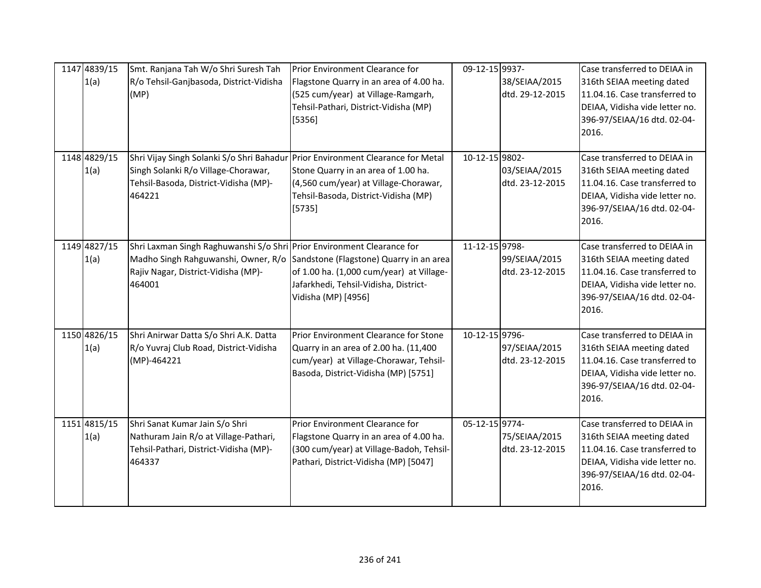| | | | | | | |
|---|---|---|---|---|---|---|
| 1147 | 4839/15 1(a) | Smt. Ranjana Tah W/o Shri Suresh Tah R/o Tehsil-Ganjbasoda, District-Vidisha (MP) | Prior Environment Clearance for Flagstone Quarry in an area of 4.00 ha. (525 cum/year) at Village-Ramgarh, Tehsil-Pathari, District-Vidisha (MP) [5356] | 09-12-15 | 9937-38/SEIAA/2015 dtd. 29-12-2015 | Case transferred to DEIAA in 316th SEIAA meeting dated 11.04.16. Case transferred to DEIAA, Vidisha vide letter no. 396-97/SEIAA/16 dtd. 02-04-2016. |
| 1148 | 4829/15 1(a) | Shri Vijay Singh Solanki S/o Shri Bahadur Singh Solanki R/o Village-Chorawar, Tehsil-Basoda, District-Vidisha (MP)-464221 | Prior Environment Clearance for Metal Stone Quarry in an area of 1.00 ha. (4,560 cum/year) at Village-Chorawar, Tehsil-Basoda, District-Vidisha (MP) [5735] | 10-12-15 | 9802-03/SEIAA/2015 dtd. 23-12-2015 | Case transferred to DEIAA in 316th SEIAA meeting dated 11.04.16. Case transferred to DEIAA, Vidisha vide letter no. 396-97/SEIAA/16 dtd. 02-04-2016. |
| 1149 | 4827/15 1(a) | Shri Laxman Singh Raghuwanshi S/o Shri Madho Singh Rahguwanshi, Owner, R/o Rajiv Nagar, District-Vidisha (MP)-464001 | Prior Environment Clearance for Sandstone (Flagstone) Quarry in an area of 1.00 ha. (1,000 cum/year) at Village-Jafarkhedi, Tehsil-Vidisha, District-Vidisha (MP) [4956] | 11-12-15 | 9798-99/SEIAA/2015 dtd. 23-12-2015 | Case transferred to DEIAA in 316th SEIAA meeting dated 11.04.16. Case transferred to DEIAA, Vidisha vide letter no. 396-97/SEIAA/16 dtd. 02-04-2016. |
| 1150 | 4826/15 1(a) | Shri Anirwar Datta S/o Shri A.K. Datta R/o Yuvraj Club Road, District-Vidisha (MP)-464221 | Prior Environment Clearance for Stone Quarry in an area of 2.00 ha. (11,400 cum/year) at Village-Chorawar, Tehsil-Basoda, District-Vidisha (MP) [5751] | 10-12-15 | 9796-97/SEIAA/2015 dtd. 23-12-2015 | Case transferred to DEIAA in 316th SEIAA meeting dated 11.04.16. Case transferred to DEIAA, Vidisha vide letter no. 396-97/SEIAA/16 dtd. 02-04-2016. |
| 1151 | 4815/15 1(a) | Shri Sanat Kumar Jain S/o Shri Nathuram Jain R/o at Village-Pathari, Tehsil-Pathari, District-Vidisha (MP)-464337 | Prior Environment Clearance for Flagstone Quarry in an area of 4.00 ha. (300 cum/year) at Village-Badoh, Tehsil-Pathari, District-Vidisha (MP) [5047] | 05-12-15 | 9774-75/SEIAA/2015 dtd. 23-12-2015 | Case transferred to DEIAA in 316th SEIAA meeting dated 11.04.16. Case transferred to DEIAA, Vidisha vide letter no. 396-97/SEIAA/16 dtd. 02-04-2016. |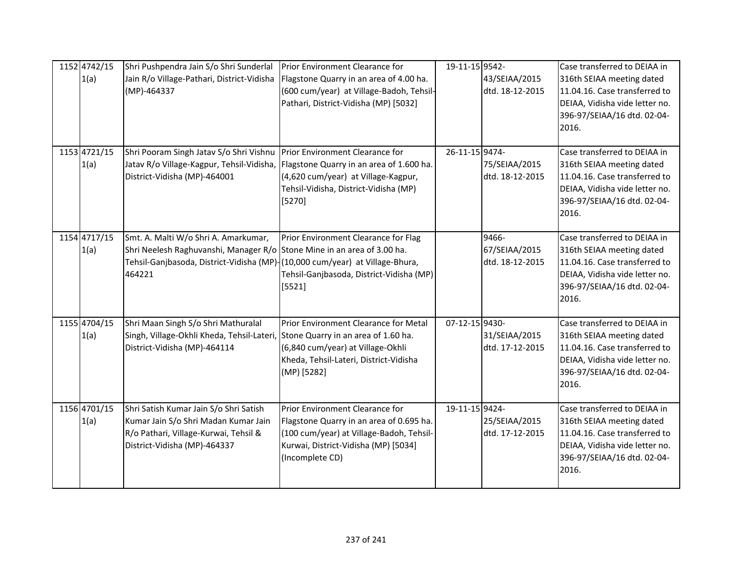| | | | | | | |
|---|---|---|---|---|---|---|
| 1152 | 4742/15 1(a) | Shri Pushpendra Jain S/o Shri Sunderlal Jain R/o Village-Pathari, District-Vidisha (MP)-464337 | Prior Environment Clearance for Flagstone Quarry in an area of 4.00 ha. (600 cum/year) at Village-Badoh, Tehsil-Pathari, District-Vidisha (MP) [5032] | 19-11-15 | 9542-43/SEIAA/2015 dtd. 18-12-2015 | Case transferred to DEIAA in 316th SEIAA meeting dated 11.04.16. Case transferred to DEIAA, Vidisha vide letter no. 396-97/SEIAA/16 dtd. 02-04-2016. |
| 1153 | 4721/15 1(a) | Shri Pooram Singh Jatav S/o Shri Vishnu Jatav R/o Village-Kagpur, Tehsil-Vidisha, District-Vidisha (MP)-464001 | Prior Environment Clearance for Flagstone Quarry in an area of 1.600 ha. (4,620 cum/year) at Village-Kagpur, Tehsil-Vidisha, District-Vidisha (MP) [5270] | 26-11-15 | 9474-75/SEIAA/2015 dtd. 18-12-2015 | Case transferred to DEIAA in 316th SEIAA meeting dated 11.04.16. Case transferred to DEIAA, Vidisha vide letter no. 396-97/SEIAA/16 dtd. 02-04-2016. |
| 1154 | 4717/15 1(a) | Smt. A. Malti W/o Shri A. Amarkumar, Shri Neelesh Raghuvanshi, Manager R/o Tehsil-Ganjbasoda, District-Vidisha (MP)-464221 | Prior Environment Clearance for Flag Stone Mine in an area of 3.00 ha. (10,000 cum/year) at Village-Bhura, Tehsil-Ganjbasoda, District-Vidisha (MP) [5521] | | 9466-67/SEIAA/2015 dtd. 18-12-2015 | Case transferred to DEIAA in 316th SEIAA meeting dated 11.04.16. Case transferred to DEIAA, Vidisha vide letter no. 396-97/SEIAA/16 dtd. 02-04-2016. |
| 1155 | 4704/15 1(a) | Shri Maan Singh S/o Shri Mathuralal Singh, Village-Okhli Kheda, Tehsil-Lateri, District-Vidisha (MP)-464114 | Prior Environment Clearance for Metal Stone Quarry in an area of 1.60 ha. (6,840 cum/year) at Village-Okhli Kheda, Tehsil-Lateri, District-Vidisha (MP) [5282] | 07-12-15 | 9430-31/SEIAA/2015 dtd. 17-12-2015 | Case transferred to DEIAA in 316th SEIAA meeting dated 11.04.16. Case transferred to DEIAA, Vidisha vide letter no. 396-97/SEIAA/16 dtd. 02-04-2016. |
| 1156 | 4701/15 1(a) | Shri Satish Kumar Jain S/o Shri Satish Kumar Jain S/o Shri Madan Kumar Jain R/o Pathari, Village-Kurwai, Tehsil & District-Vidisha (MP)-464337 | Prior Environment Clearance for Flagstone Quarry in an area of 0.695 ha. (100 cum/year) at Village-Badoh, Tehsil-Kurwai, District-Vidisha (MP) [5034] (Incomplete CD) | 19-11-15 | 9424-25/SEIAA/2015 dtd. 17-12-2015 | Case transferred to DEIAA in 316th SEIAA meeting dated 11.04.16. Case transferred to DEIAA, Vidisha vide letter no. 396-97/SEIAA/16 dtd. 02-04-2016. |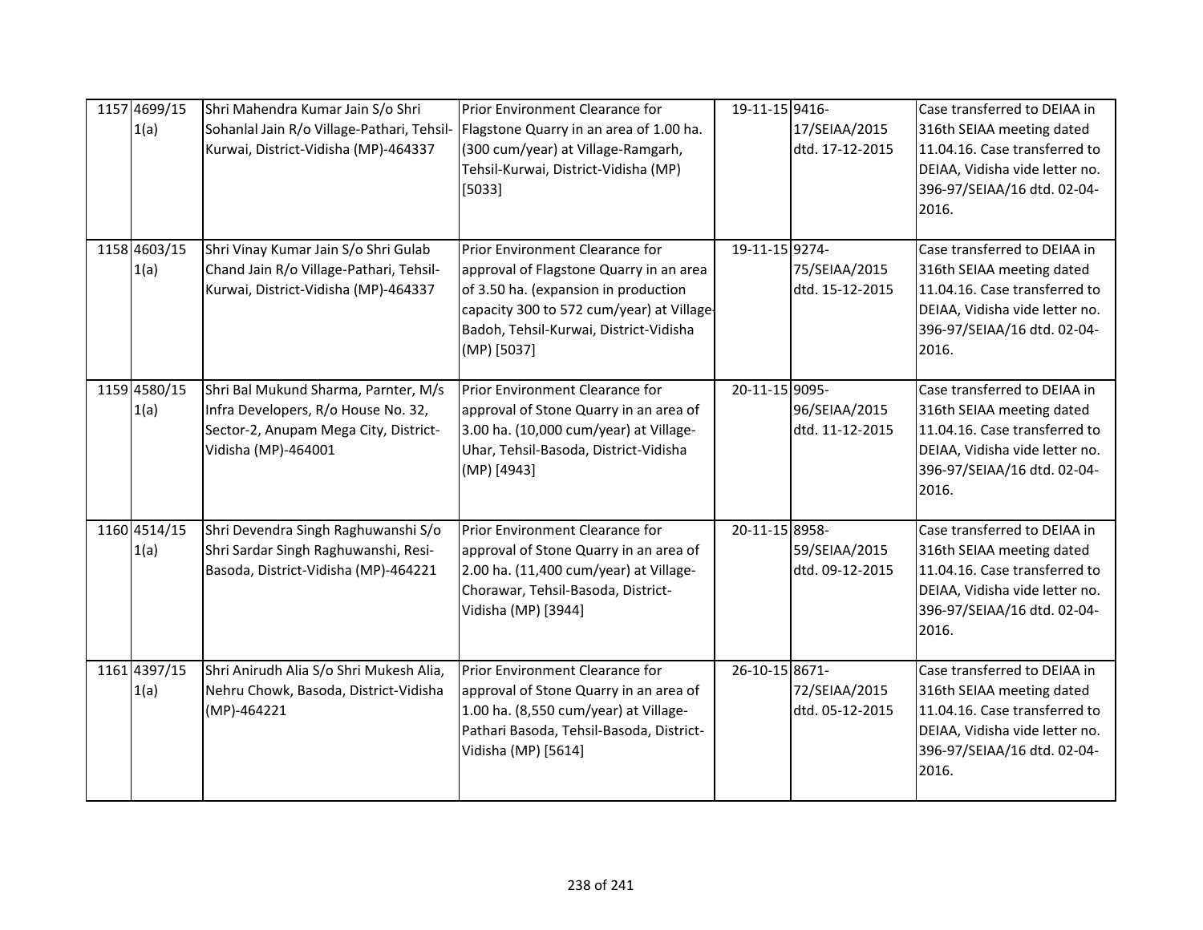| | | | | | | |
|---|---|---|---|---|---|---|
| 1157 | 4699/15 1(a) | Shri Mahendra Kumar Jain S/o Shri Sohanlal Jain R/o Village-Pathari, Tehsil-Kurwai, District-Vidisha (MP)-464337 | Prior Environment Clearance for Flagstone Quarry in an area of 1.00 ha. (300 cum/year) at Village-Ramgarh, Tehsil-Kurwai, District-Vidisha (MP) [5033] | 19-11-15 | 9416-17/SEIAA/2015 dtd. 17-12-2015 | Case transferred to DEIAA in 316th SEIAA meeting dated 11.04.16. Case transferred to DEIAA, Vidisha vide letter no. 396-97/SEIAA/16 dtd. 02-04-2016. |
| 1158 | 4603/15 1(a) | Shri Vinay Kumar Jain S/o Shri Gulab Chand Jain R/o Village-Pathari, Tehsil-Kurwai, District-Vidisha (MP)-464337 | Prior Environment Clearance for approval of Flagstone Quarry in an area of 3.50 ha. (expansion in production capacity 300 to 572 cum/year) at Village-Badoh, Tehsil-Kurwai, District-Vidisha (MP) [5037] | 19-11-15 | 9274-75/SEIAA/2015 dtd. 15-12-2015 | Case transferred to DEIAA in 316th SEIAA meeting dated 11.04.16. Case transferred to DEIAA, Vidisha vide letter no. 396-97/SEIAA/16 dtd. 02-04-2016. |
| 1159 | 4580/15 1(a) | Shri Bal Mukund Sharma, Parnter, M/s Infra Developers, R/o House No. 32, Sector-2, Anupam Mega City, District-Vidisha (MP)-464001 | Prior Environment Clearance for approval of Stone Quarry in an area of 3.00 ha. (10,000 cum/year) at Village-Uhar, Tehsil-Basoda, District-Vidisha (MP) [4943] | 20-11-15 | 9095-96/SEIAA/2015 dtd. 11-12-2015 | Case transferred to DEIAA in 316th SEIAA meeting dated 11.04.16. Case transferred to DEIAA, Vidisha vide letter no. 396-97/SEIAA/16 dtd. 02-04-2016. |
| 1160 | 4514/15 1(a) | Shri Devendra Singh Raghuwanshi S/o Shri Sardar Singh Raghuwanshi, Resi-Basoda, District-Vidisha (MP)-464221 | Prior Environment Clearance for approval of Stone Quarry in an area of 2.00 ha. (11,400 cum/year) at Village-Chorawar, Tehsil-Basoda, District-Vidisha (MP) [3944] | 20-11-15 | 8958-59/SEIAA/2015 dtd. 09-12-2015 | Case transferred to DEIAA in 316th SEIAA meeting dated 11.04.16. Case transferred to DEIAA, Vidisha vide letter no. 396-97/SEIAA/16 dtd. 02-04-2016. |
| 1161 | 4397/15 1(a) | Shri Anirudh Alia S/o Shri Mukesh Alia, Nehru Chowk, Basoda, District-Vidisha (MP)-464221 | Prior Environment Clearance for approval of Stone Quarry in an area of 1.00 ha. (8,550 cum/year) at Village-Pathari Basoda, Tehsil-Basoda, District-Vidisha (MP) [5614] | 26-10-15 | 8671-72/SEIAA/2015 dtd. 05-12-2015 | Case transferred to DEIAA in 316th SEIAA meeting dated 11.04.16. Case transferred to DEIAA, Vidisha vide letter no. 396-97/SEIAA/16 dtd. 02-04-2016. |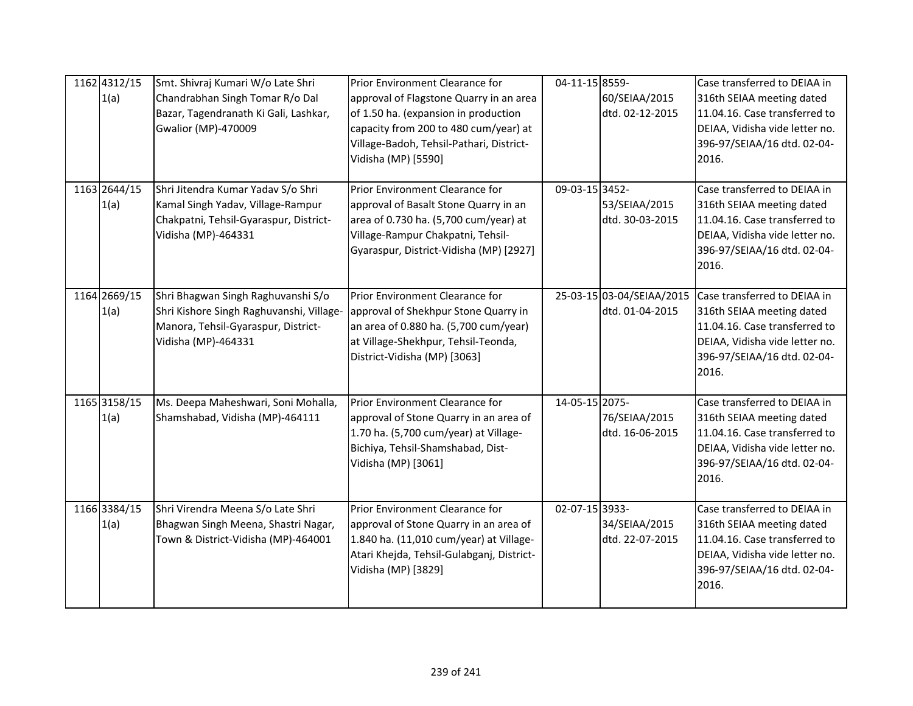| | | | | | | |
|---|---|---|---|---|---|---|
| 1162 | 4312/15 1(a) | Smt. Shivraj Kumari W/o Late Shri Chandrabhan Singh Tomar R/o Dal Bazar, Tagendranath Ki Gali, Lashkar, Gwalior (MP)-470009 | Prior Environment Clearance for approval of Flagstone Quarry in an area of 1.50 ha. (expansion in production capacity from 200 to 480 cum/year) at Village-Badoh, Tehsil-Pathari, District-Vidisha (MP) [5590] | 04-11-15 | 8559-60/SEIAA/2015 dtd. 02-12-2015 | Case transferred to DEIAA in 316th SEIAA meeting dated 11.04.16. Case transferred to DEIAA, Vidisha vide letter no. 396-97/SEIAA/16 dtd. 02-04-2016. |
| 1163 | 2644/15 1(a) | Shri Jitendra Kumar Yadav S/o Shri Kamal Singh Yadav, Village-Rampur Chakpatni, Tehsil-Gyaraspur, District-Vidisha (MP)-464331 | Prior Environment Clearance for approval of Basalt Stone Quarry in an area of 0.730 ha. (5,700 cum/year) at Village-Rampur Chakpatni, Tehsil-Gyaraspur, District-Vidisha (MP) [2927] | 09-03-15 | 3452-53/SEIAA/2015 dtd. 30-03-2015 | Case transferred to DEIAA in 316th SEIAA meeting dated 11.04.16. Case transferred to DEIAA, Vidisha vide letter no. 396-97/SEIAA/16 dtd. 02-04-2016. |
| 1164 | 2669/15 1(a) | Shri Bhagwan Singh Raghuvanshi S/o Shri Kishore Singh Raghuvanshi, Village-Manora, Tehsil-Gyaraspur, District-Vidisha (MP)-464331 | Prior Environment Clearance for approval of Shekhpur Stone Quarry in an area of 0.880 ha. (5,700 cum/year) at Village-Shekhpur, Tehsil-Teonda, District-Vidisha (MP) [3063] | 25-03-15 | 03-04/SEIAA/2015 dtd. 01-04-2015 | Case transferred to DEIAA in 316th SEIAA meeting dated 11.04.16. Case transferred to DEIAA, Vidisha vide letter no. 396-97/SEIAA/16 dtd. 02-04-2016. |
| 1165 | 3158/15 1(a) | Ms. Deepa Maheshwari, Soni Mohalla, Shamshabad, Vidisha (MP)-464111 | Prior Environment Clearance for approval of Stone Quarry in an area of 1.70 ha. (5,700 cum/year) at Village-Bichiya, Tehsil-Shamshabad, Dist-Vidisha (MP) [3061] | 14-05-15 | 2075-76/SEIAA/2015 dtd. 16-06-2015 | Case transferred to DEIAA in 316th SEIAA meeting dated 11.04.16. Case transferred to DEIAA, Vidisha vide letter no. 396-97/SEIAA/16 dtd. 02-04-2016. |
| 1166 | 3384/15 1(a) | Shri Virendra Meena S/o Late Shri Bhagwan Singh Meena, Shastri Nagar, Town & District-Vidisha (MP)-464001 | Prior Environment Clearance for approval of Stone Quarry in an area of 1.840 ha. (11,010 cum/year) at Village-Atari Khejda, Tehsil-Gulabganj, District-Vidisha (MP) [3829] | 02-07-15 | 3933-34/SEIAA/2015 dtd. 22-07-2015 | Case transferred to DEIAA in 316th SEIAA meeting dated 11.04.16. Case transferred to DEIAA, Vidisha vide letter no. 396-97/SEIAA/16 dtd. 02-04-2016. |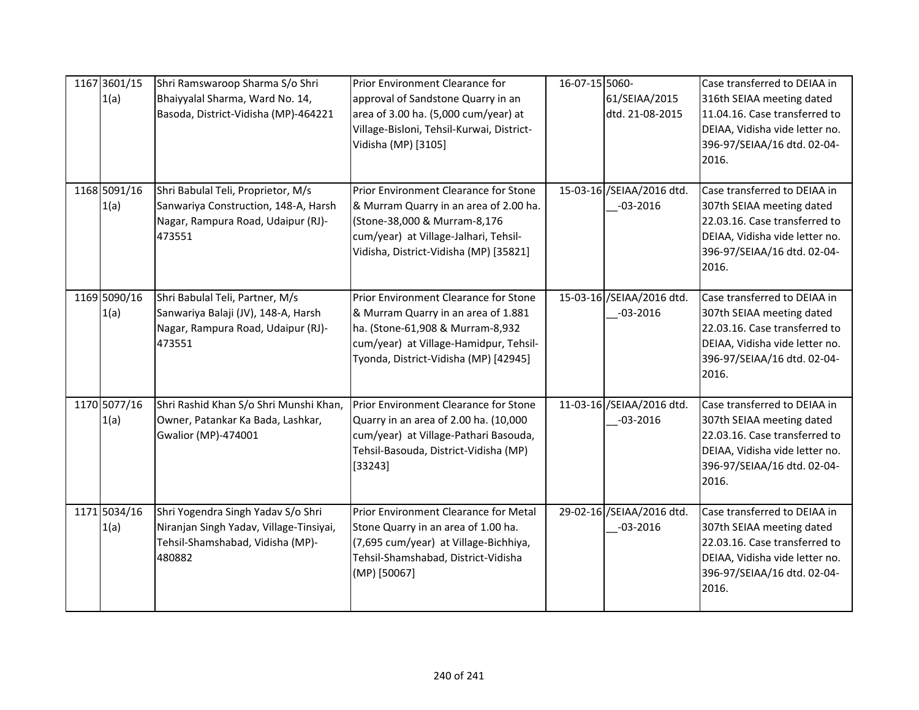| | | | | | | |
|---|---|---|---|---|---|---|
| 1167 | 3601/15 1(a) | Shri Ramswaroop Sharma S/o Shri Bhaiyyalal Sharma, Ward No. 14, Basoda, District-Vidisha (MP)-464221 | Prior Environment Clearance for approval of Sandstone Quarry in an area of 3.00 ha. (5,000 cum/year) at Village-Bisloni, Tehsil-Kurwai, District-Vidisha (MP) [3105] | 16-07-15 | 5060-61/SEIAA/2015 dtd. 21-08-2015 | Case transferred to DEIAA in 316th SEIAA meeting dated 11.04.16. Case transferred to DEIAA, Vidisha vide letter no. 396-97/SEIAA/16 dtd. 02-04-2016. |
| 1168 | 5091/16 1(a) | Shri Babulal Teli, Proprietor, M/s Sanwariya Construction, 148-A, Harsh Nagar, Rampura Road, Udaipur (RJ)-473551 | Prior Environment Clearance for Stone & Murram Quarry in an area of 2.00 ha. (Stone-38,000 & Murram-8,176 cum/year) at Village-Jalhari, Tehsil-Vidisha, District-Vidisha (MP) [35821] | 15-03-16 | /SEIAA/2016 dtd. __-03-2016 | Case transferred to DEIAA in 307th SEIAA meeting dated 22.03.16. Case transferred to DEIAA, Vidisha vide letter no. 396-97/SEIAA/16 dtd. 02-04-2016. |
| 1169 | 5090/16 1(a) | Shri Babulal Teli, Partner, M/s Sanwariya Balaji (JV), 148-A, Harsh Nagar, Rampura Road, Udaipur (RJ)-473551 | Prior Environment Clearance for Stone & Murram Quarry in an area of 1.881 ha. (Stone-61,908 & Murram-8,932 cum/year) at Village-Hamidpur, Tehsil-Tyonda, District-Vidisha (MP) [42945] | 15-03-16 | /SEIAA/2016 dtd. __-03-2016 | Case transferred to DEIAA in 307th SEIAA meeting dated 22.03.16. Case transferred to DEIAA, Vidisha vide letter no. 396-97/SEIAA/16 dtd. 02-04-2016. |
| 1170 | 5077/16 1(a) | Shri Rashid Khan S/o Shri Munshi Khan, Owner, Patankar Ka Bada, Lashkar, Gwalior (MP)-474001 | Prior Environment Clearance for Stone Quarry in an area of 2.00 ha. (10,000 cum/year) at Village-Pathari Basouda, Tehsil-Basouda, District-Vidisha (MP) [33243] | 11-03-16 | /SEIAA/2016 dtd. __-03-2016 | Case transferred to DEIAA in 307th SEIAA meeting dated 22.03.16. Case transferred to DEIAA, Vidisha vide letter no. 396-97/SEIAA/16 dtd. 02-04-2016. |
| 1171 | 5034/16 1(a) | Shri Yogendra Singh Yadav S/o Shri Niranjan Singh Yadav, Village-Tinsiyai, Tehsil-Shamshabad, Vidisha (MP)-480882 | Prior Environment Clearance for Metal Stone Quarry in an area of 1.00 ha. (7,695 cum/year) at Village-Bichhiya, Tehsil-Shamshabad, District-Vidisha (MP) [50067] | 29-02-16 | /SEIAA/2016 dtd. __-03-2016 | Case transferred to DEIAA in 307th SEIAA meeting dated 22.03.16. Case transferred to DEIAA, Vidisha vide letter no. 396-97/SEIAA/16 dtd. 02-04-2016. |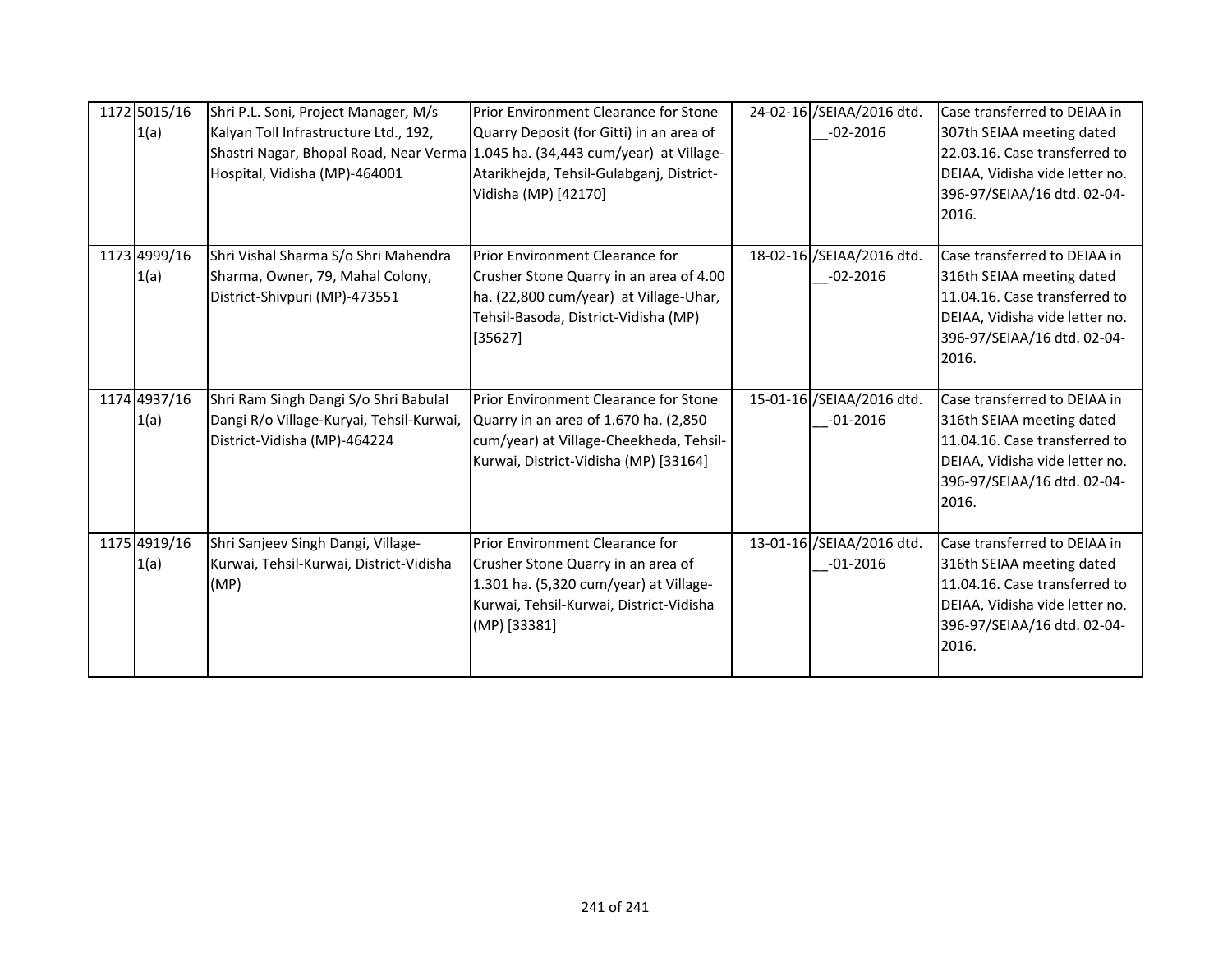| | | | | | | |
|---|---|---|---|---|---|---|
| 1172 | 5015/16 1(a) | Shri P.L. Soni, Project Manager, M/s Kalyan Toll Infrastructure Ltd., 192, Shastri Nagar, Bhopal Road, Near Verma Hospital, Vidisha (MP)-464001 | Prior Environment Clearance for Stone Quarry Deposit (for Gitti) in an area of 1.045 ha. (34,443 cum/year) at Village-Atarikhejda, Tehsil-Gulabganj, District-Vidisha (MP) [42170] | 24-02-16 | /SEIAA/2016 dtd. __-02-2016 | Case transferred to DEIAA in 307th SEIAA meeting dated 22.03.16. Case transferred to DEIAA, Vidisha vide letter no. 396-97/SEIAA/16 dtd. 02-04-2016. |
| 1173 | 4999/16 1(a) | Shri Vishal Sharma S/o Shri Mahendra Sharma, Owner, 79, Mahal Colony, District-Shivpuri (MP)-473551 | Prior Environment Clearance for Crusher Stone Quarry in an area of 4.00 ha. (22,800 cum/year) at Village-Uhar, Tehsil-Basoda, District-Vidisha (MP) [35627] | 18-02-16 | /SEIAA/2016 dtd. __-02-2016 | Case transferred to DEIAA in 316th SEIAA meeting dated 11.04.16. Case transferred to DEIAA, Vidisha vide letter no. 396-97/SEIAA/16 dtd. 02-04-2016. |
| 1174 | 4937/16 1(a) | Shri Ram Singh Dangi S/o Shri Babulal Dangi R/o Village-Kuryai, Tehsil-Kurwai, District-Vidisha (MP)-464224 | Prior Environment Clearance for Stone Quarry in an area of 1.670 ha. (2,850 cum/year) at Village-Cheekheda, Tehsil-Kurwai, District-Vidisha (MP) [33164] | 15-01-16 | /SEIAA/2016 dtd. __-01-2016 | Case transferred to DEIAA in 316th SEIAA meeting dated 11.04.16. Case transferred to DEIAA, Vidisha vide letter no. 396-97/SEIAA/16 dtd. 02-04-2016. |
| 1175 | 4919/16 1(a) | Shri Sanjeev Singh Dangi, Village-Kurwai, Tehsil-Kurwai, District-Vidisha (MP) | Prior Environment Clearance for Crusher Stone Quarry in an area of 1.301 ha. (5,320 cum/year) at Village-Kurwai, Tehsil-Kurwai, District-Vidisha (MP) [33381] | 13-01-16 | /SEIAA/2016 dtd. __-01-2016 | Case transferred to DEIAA in 316th SEIAA meeting dated 11.04.16. Case transferred to DEIAA, Vidisha vide letter no. 396-97/SEIAA/16 dtd. 02-04-2016. |